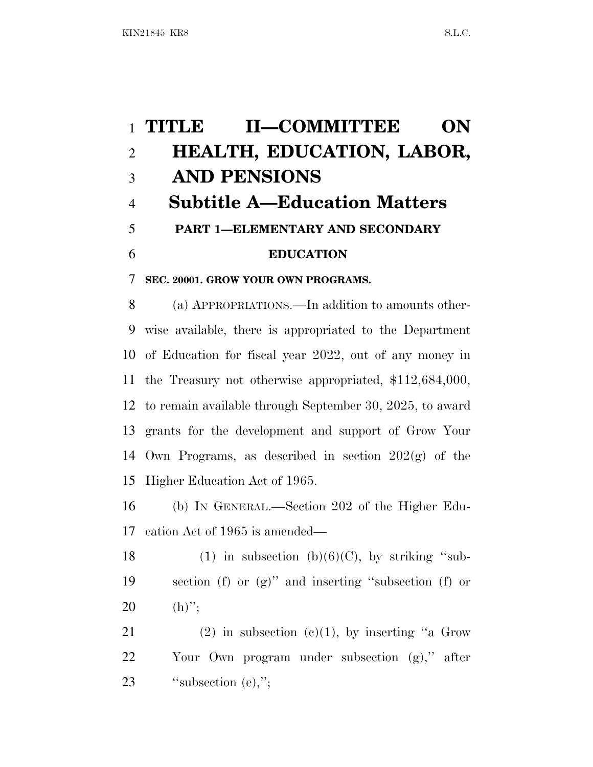# TITLE II—COMMITTEE ON HEALTH, EDUCATION, LABOR, AND PENSIONS

## Subtitle A—Education Matters

### PART 1—ELEMENTARY AND SECONDARY EDUCATION

**SEC. 20001. GROW YOUR OWN PROGRAMS.**

(a) APPROPRIATIONS.—In addition to amounts otherwise available, there is appropriated to the Department of Education for fiscal year 2022, out of any money in the Treasury not otherwise appropriated, $112,684,000, to remain available through September 30, 2025, to award grants for the development and support of Grow Your Own Programs, as described in section 202(g) of the Higher Education Act of 1965.

(b) IN GENERAL.—Section 202 of the Higher Education Act of 1965 is amended—

(1) in subsection (b)(6)(C), by striking ''subsection (f) or (g)'' and inserting ''subsection (f) or (h)'';

(2) in subsection (c)(1), by inserting ''a Grow Your Own program under subsection (g),'' after ''subsection (e),'';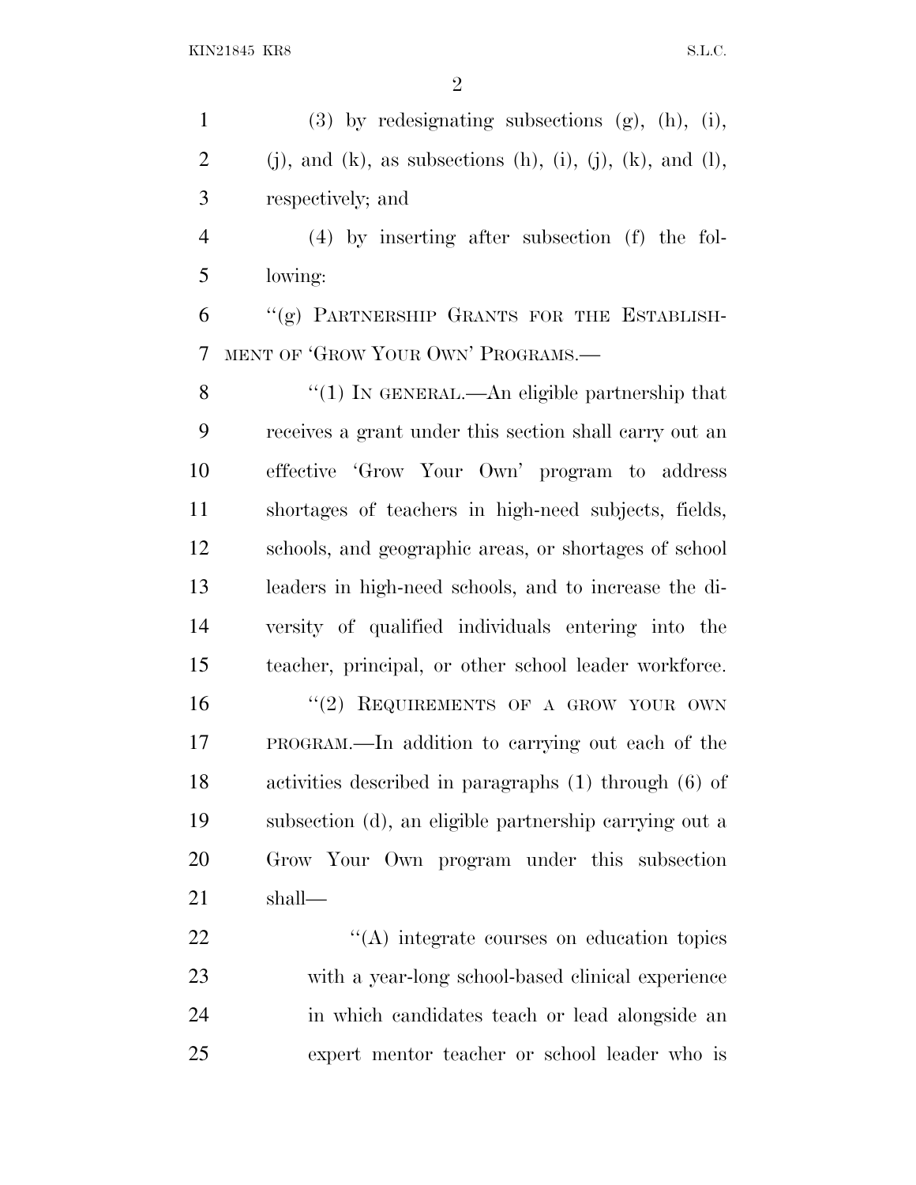(3) by redesignating subsections (g), (h), (i), (j), and (k), as subsections (h), (i), (j), (k), and (l), respectively; and

(4) by inserting after subsection (f) the following:

"(g) PARTNERSHIP GRANTS FOR THE ESTABLISHMENT OF 'GROW YOUR OWN' PROGRAMS.—

"(1) IN GENERAL.—An eligible partnership that receives a grant under this section shall carry out an effective 'Grow Your Own' program to address shortages of teachers in high-need subjects, fields, schools, and geographic areas, or shortages of school leaders in high-need schools, and to increase the diversity of qualified individuals entering into the teacher, principal, or other school leader workforce.

"(2) REQUIREMENTS OF A GROW YOUR OWN PROGRAM.—In addition to carrying out each of the activities described in paragraphs (1) through (6) of subsection (d), an eligible partnership carrying out a Grow Your Own program under this subsection shall—

"(A) integrate courses on education topics with a year-long school-based clinical experience in which candidates teach or lead alongside an expert mentor teacher or school leader who is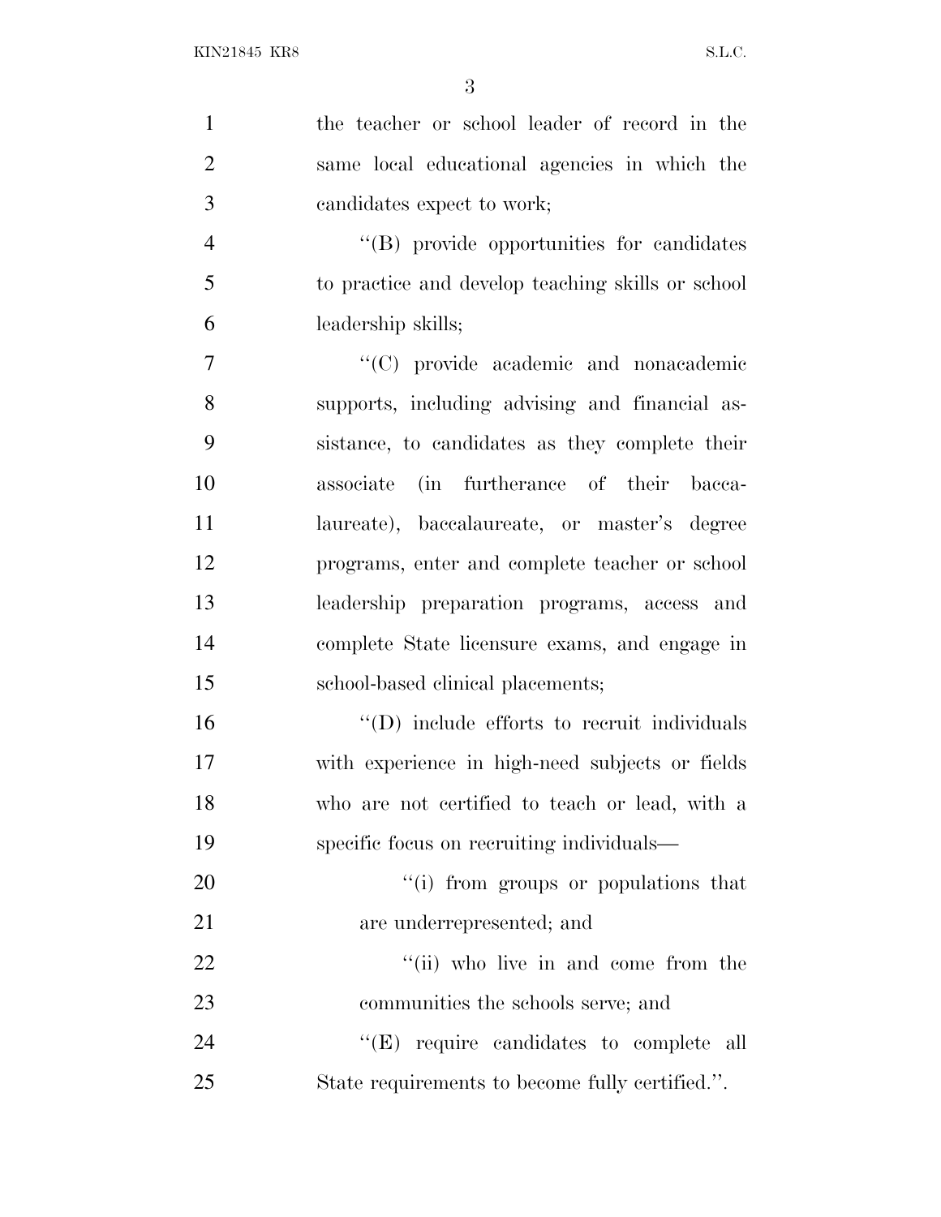the teacher or school leader of record in the same local educational agencies in which the candidates expect to work;

''(B) provide opportunities for candidates to practice and develop teaching skills or school leadership skills;

''(C) provide academic and nonacademic supports, including advising and financial assistance, to candidates as they complete their associate (in furtherance of their baccalaureate), baccalaureate, or master's degree programs, enter and complete teacher or school leadership preparation programs, access and complete State licensure exams, and engage in school-based clinical placements;

''(D) include efforts to recruit individuals with experience in high-need subjects or fields who are not certified to teach or lead, with a specific focus on recruiting individuals—

''(i) from groups or populations that are underrepresented; and

''(ii) who live in and come from the communities the schools serve; and

''(E) require candidates to complete all State requirements to become fully certified.''.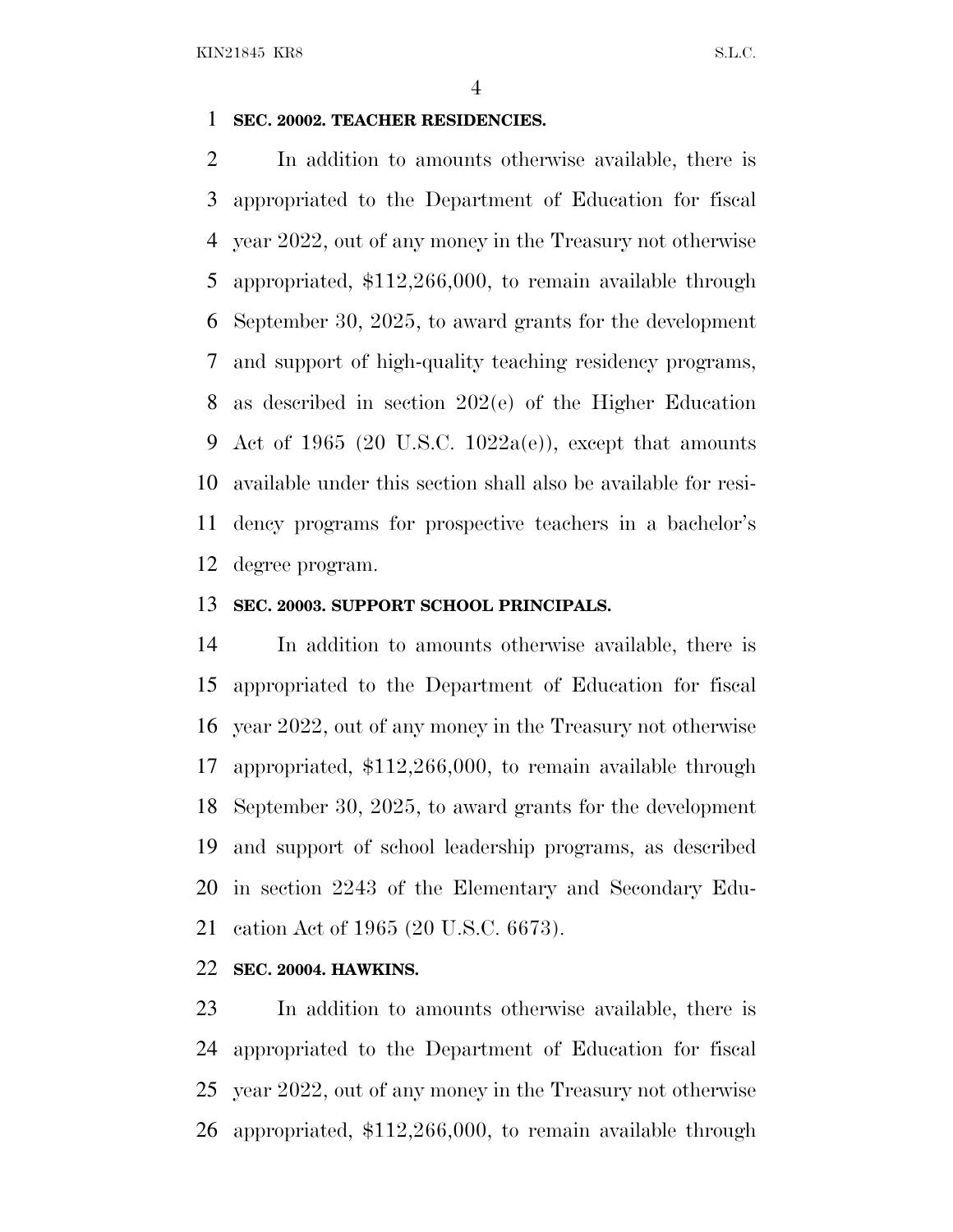**SEC. 20002. TEACHER RESIDENCIES.**

In addition to amounts otherwise available, there is appropriated to the Department of Education for fiscal year 2022, out of any money in the Treasury not otherwise appropriated, $112,266,000, to remain available through September 30, 2025, to award grants for the development and support of high-quality teaching residency programs, as described in section 202(e) of the Higher Education Act of 1965 (20 U.S.C. 1022a(e)), except that amounts available under this section shall also be available for residency programs for prospective teachers in a bachelor's degree program.

**SEC. 20003. SUPPORT SCHOOL PRINCIPALS.**

In addition to amounts otherwise available, there is appropriated to the Department of Education for fiscal year 2022, out of any money in the Treasury not otherwise appropriated, $112,266,000, to remain available through September 30, 2025, to award grants for the development and support of school leadership programs, as described in section 2243 of the Elementary and Secondary Education Act of 1965 (20 U.S.C. 6673).

**SEC. 20004. HAWKINS.**

In addition to amounts otherwise available, there is appropriated to the Department of Education for fiscal year 2022, out of any money in the Treasury not otherwise appropriated, $112,266,000, to remain available through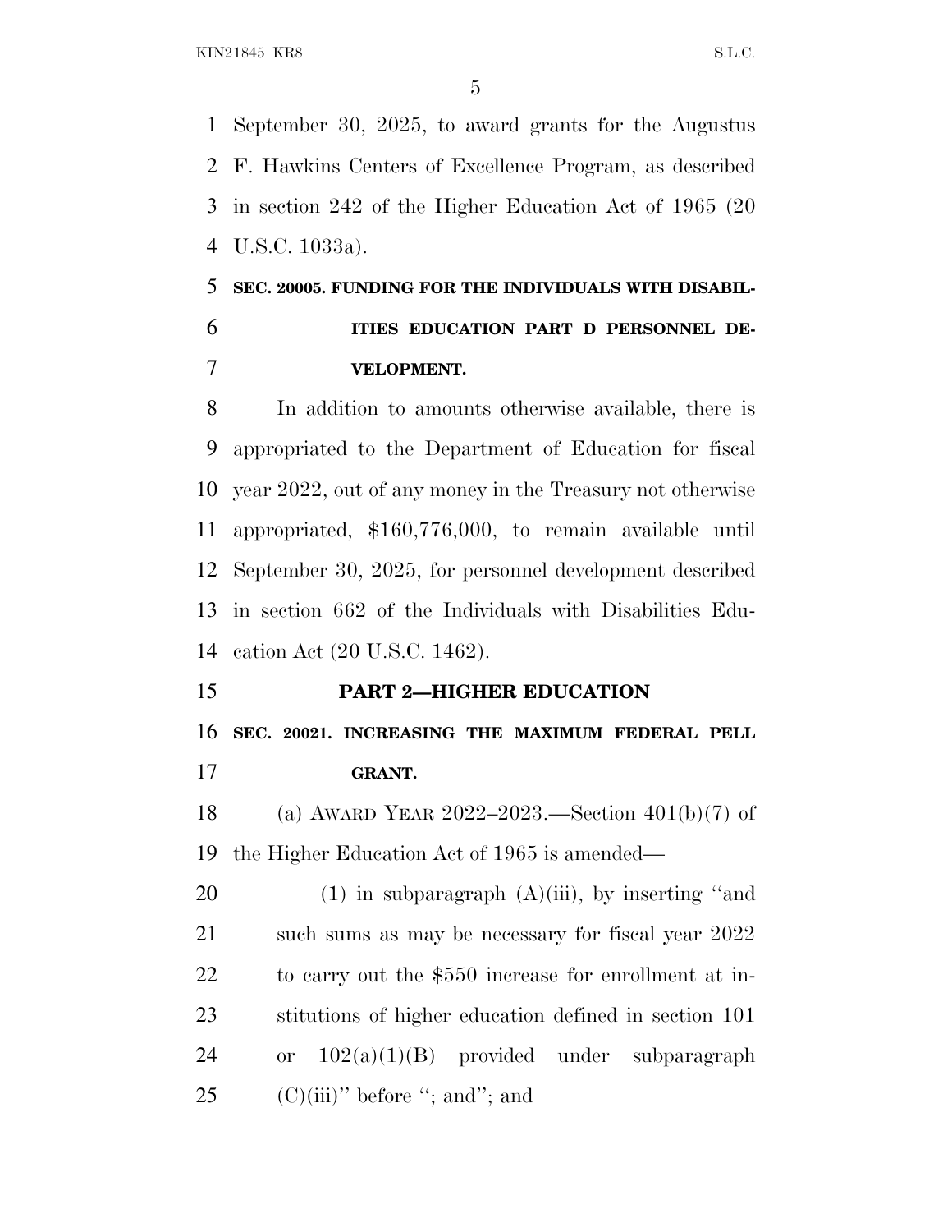September 30, 2025, to award grants for the Augustus F. Hawkins Centers of Excellence Program, as described in section 242 of the Higher Education Act of 1965 (20 U.S.C. 1033a).

**SEC. 20005. FUNDING FOR THE INDIVIDUALS WITH DISABILITIES EDUCATION PART D PERSONNEL DEVELOPMENT.**

In addition to amounts otherwise available, there is appropriated to the Department of Education for fiscal year 2022, out of any money in the Treasury not otherwise appropriated, $160,776,000, to remain available until September 30, 2025, for personnel development described in section 662 of the Individuals with Disabilities Education Act (20 U.S.C. 1462).

## PART 2—HIGHER EDUCATION

**SEC. 20021. INCREASING THE MAXIMUM FEDERAL PELL GRANT.**

(a) AWARD YEAR 2022–2023.—Section 401(b)(7) of the Higher Education Act of 1965 is amended—

(1) in subparagraph (A)(iii), by inserting ''and such sums as may be necessary for fiscal year 2022 to carry out the $550 increase for enrollment at institutions of higher education defined in section 101 or 102(a)(1)(B) provided under subparagraph (C)(iii)'' before ''; and''; and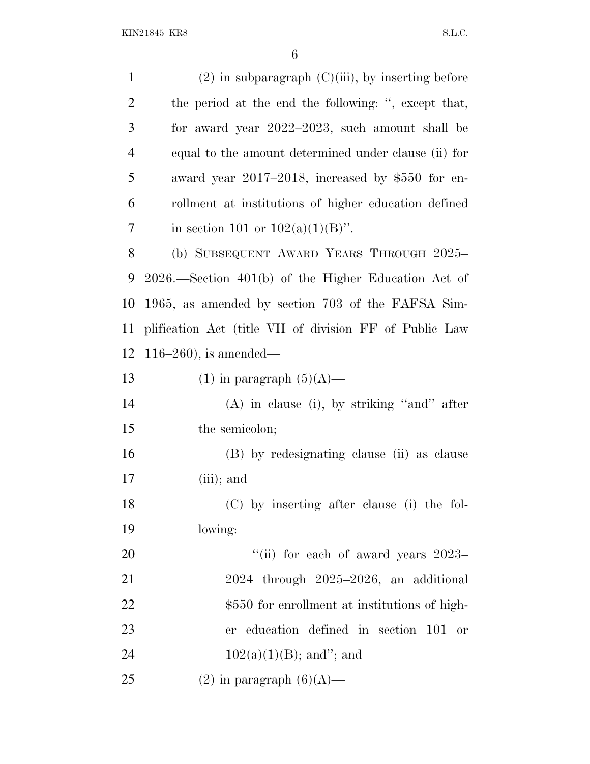(2) in subparagraph (C)(iii), by inserting before the period at the end the following: ", except that, for award year 2022–2023, such amount shall be equal to the amount determined under clause (ii) for award year 2017–2018, increased by $550 for enrollment at institutions of higher education defined in section 101 or 102(a)(1)(B)".

(b) SUBSEQUENT AWARD YEARS THROUGH 2025–2026.—Section 401(b) of the Higher Education Act of 1965, as amended by section 703 of the FAFSA Simplification Act (title VII of division FF of Public Law 116–260), is amended—

(1) in paragraph (5)(A)—

(A) in clause (i), by striking "and" after the semicolon;

(B) by redesignating clause (ii) as clause (iii); and

(C) by inserting after clause (i) the following:

"(ii) for each of award years 2023–2024 through 2025–2026, an additional $550 for enrollment at institutions of higher education defined in section 101 or 102(a)(1)(B); and"; and

(2) in paragraph (6)(A)—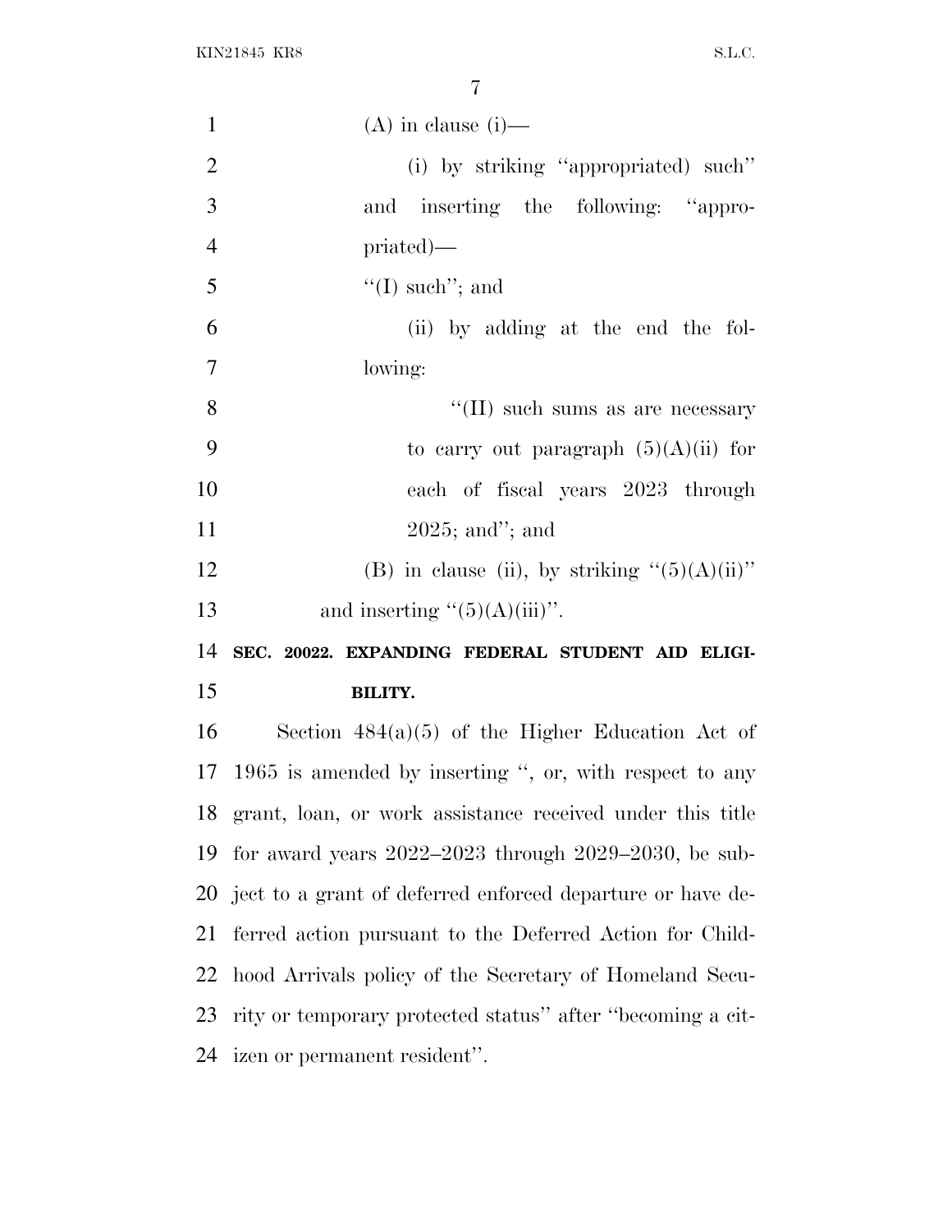(A) in clause (i)—

(i) by striking "appropriated) such" and inserting the following: "appropriated)—

"(I) such"; and

(ii) by adding at the end the following:

"(II) such sums as are necessary to carry out paragraph (5)(A)(ii) for each of fiscal years 2023 through 2025; and"; and

(B) in clause (ii), by striking "(5)(A)(ii)" and inserting "(5)(A)(iii)".

**SEC. 20022. EXPANDING FEDERAL STUDENT AID ELIGIBILITY.**

Section 484(a)(5) of the Higher Education Act of 1965 is amended by inserting ", or, with respect to any grant, loan, or work assistance received under this title for award years 2022–2023 through 2029–2030, be subject to a grant of deferred enforced departure or have deferred action pursuant to the Deferred Action for Childhood Arrivals policy of the Secretary of Homeland Security or temporary protected status" after "becoming a citizen or permanent resident".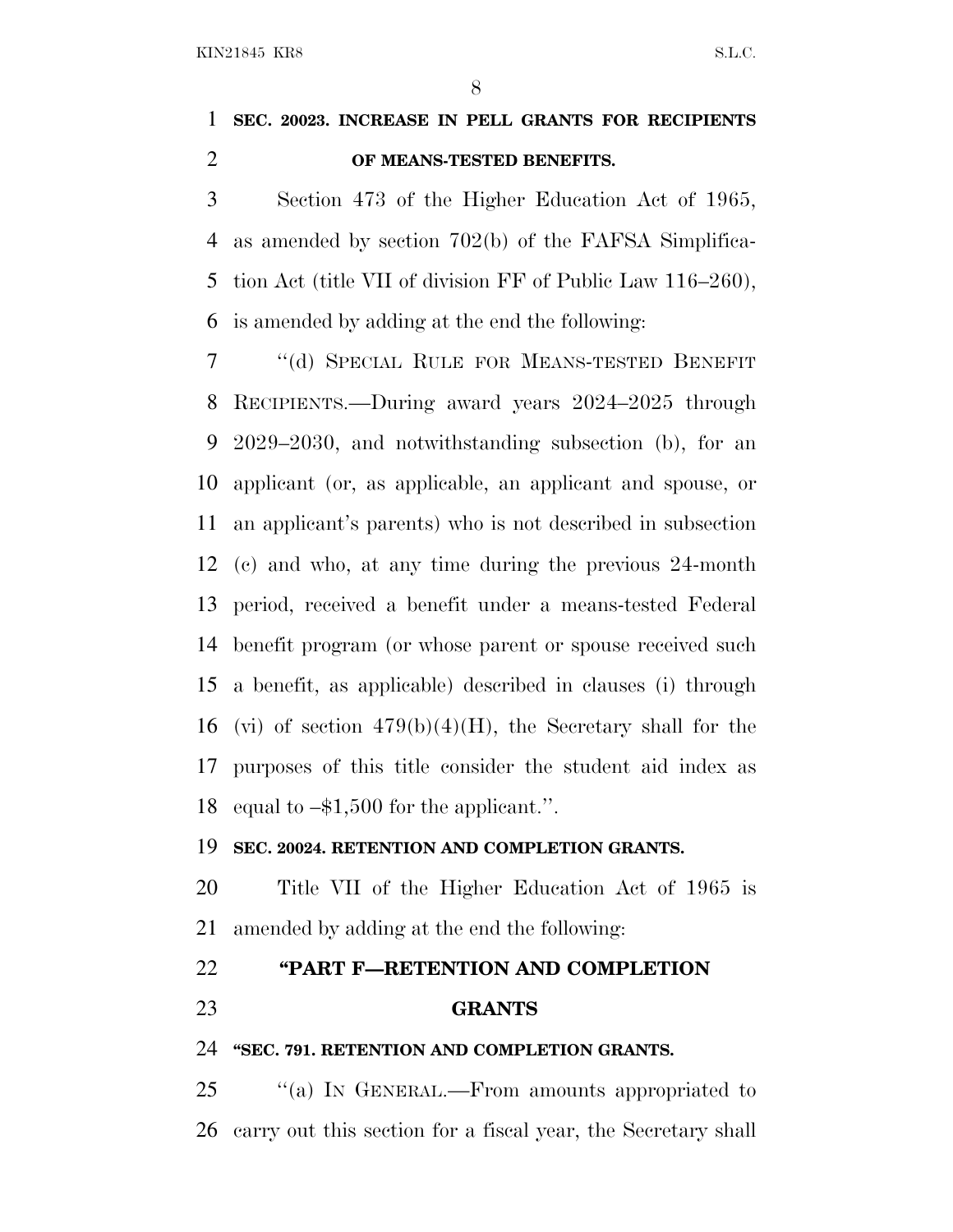**SEC. 20023. INCREASE IN PELL GRANTS FOR RECIPIENTS OF MEANS-TESTED BENEFITS.**

Section 473 of the Higher Education Act of 1965, as amended by section 702(b) of the FAFSA Simplification Act (title VII of division FF of Public Law 116–260), is amended by adding at the end the following:

"(d) SPECIAL RULE FOR MEANS-TESTED BENEFIT RECIPIENTS.—During award years 2024–2025 through 2029–2030, and notwithstanding subsection (b), for an applicant (or, as applicable, an applicant and spouse, or an applicant's parents) who is not described in subsection (c) and who, at any time during the previous 24-month period, received a benefit under a means-tested Federal benefit program (or whose parent or spouse received such a benefit, as applicable) described in clauses (i) through (vi) of section 479(b)(4)(H), the Secretary shall for the purposes of this title consider the student aid index as equal to –$1,500 for the applicant.".

**SEC. 20024. RETENTION AND COMPLETION GRANTS.**

Title VII of the Higher Education Act of 1965 is amended by adding at the end the following:

**"PART F—RETENTION AND COMPLETION GRANTS**

**"SEC. 791. RETENTION AND COMPLETION GRANTS.**

"(a) IN GENERAL.—From amounts appropriated to carry out this section for a fiscal year, the Secretary shall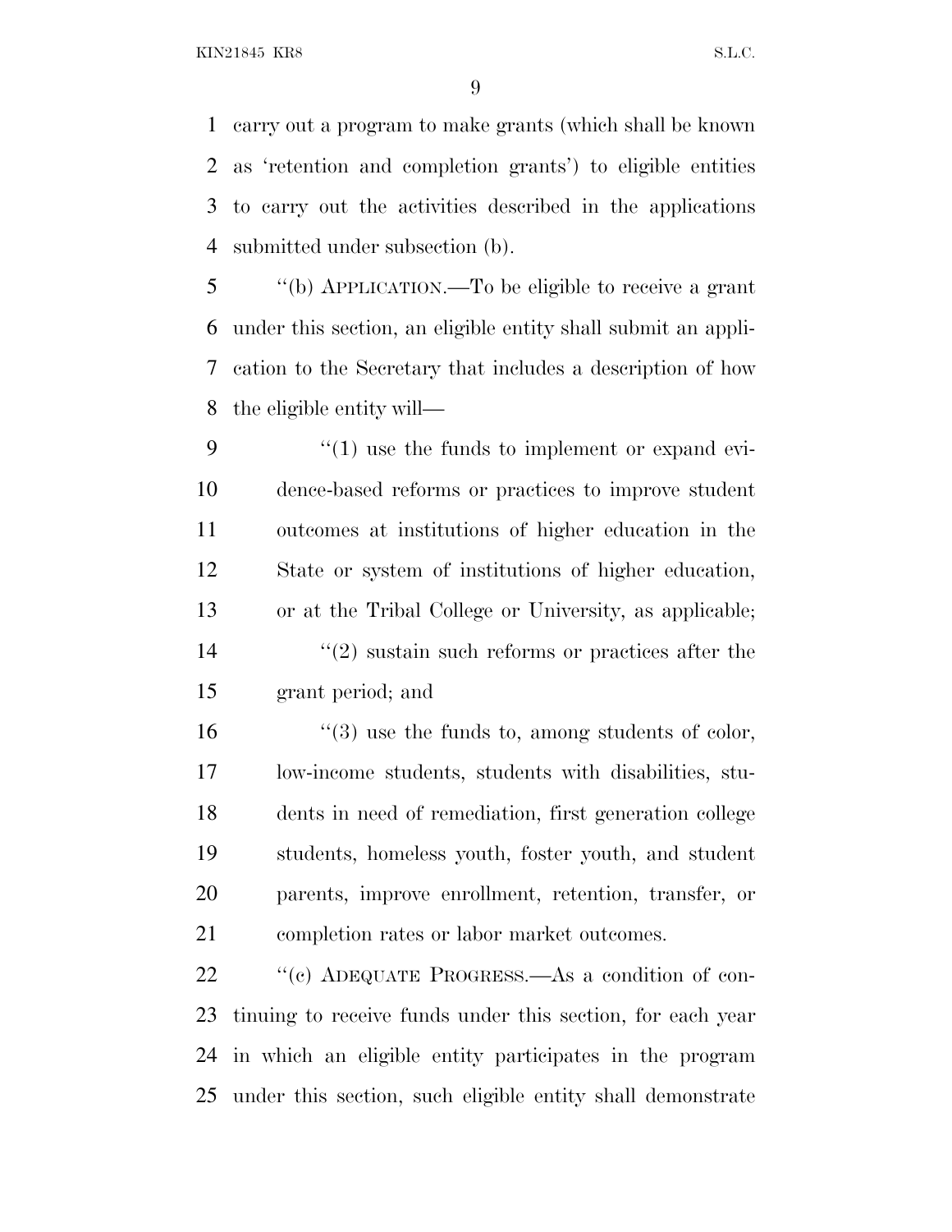carry out a program to make grants (which shall be known as 'retention and completion grants') to eligible entities to carry out the activities described in the applications submitted under subsection (b).

''(b) APPLICATION.—To be eligible to receive a grant under this section, an eligible entity shall submit an application to the Secretary that includes a description of how the eligible entity will—

''(1) use the funds to implement or expand evidence-based reforms or practices to improve student outcomes at institutions of higher education in the State or system of institutions of higher education, or at the Tribal College or University, as applicable;

''(2) sustain such reforms or practices after the grant period; and

''(3) use the funds to, among students of color, low-income students, students with disabilities, students in need of remediation, first generation college students, homeless youth, foster youth, and student parents, improve enrollment, retention, transfer, or completion rates or labor market outcomes.

''(c) ADEQUATE PROGRESS.—As a condition of continuing to receive funds under this section, for each year in which an eligible entity participates in the program under this section, such eligible entity shall demonstrate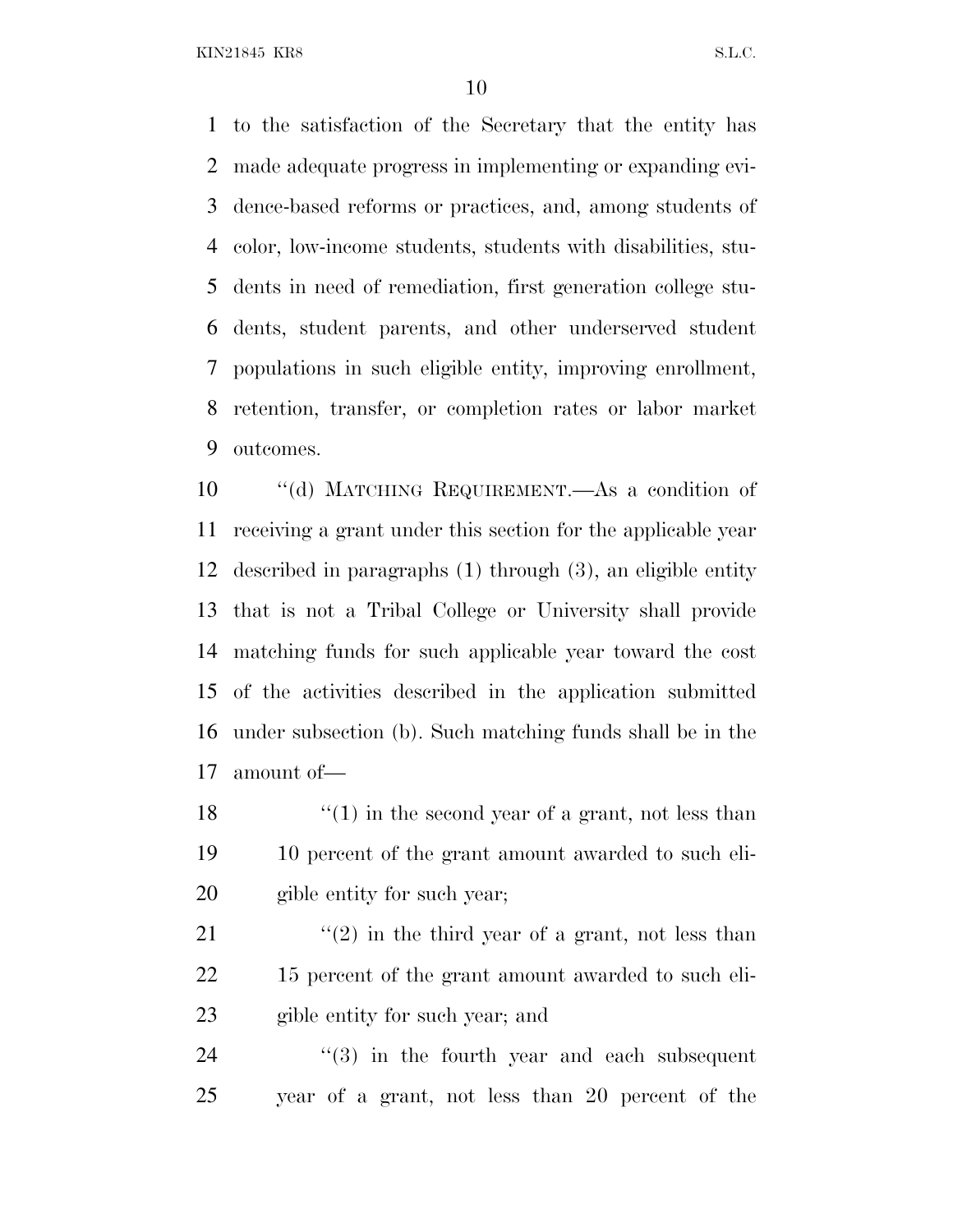to the satisfaction of the Secretary that the entity has made adequate progress in implementing or expanding evidence-based reforms or practices, and, among students of color, low-income students, students with disabilities, students in need of remediation, first generation college students, student parents, and other underserved student populations in such eligible entity, improving enrollment, retention, transfer, or completion rates or labor market outcomes.

"(d) MATCHING REQUIREMENT.—As a condition of receiving a grant under this section for the applicable year described in paragraphs (1) through (3), an eligible entity that is not a Tribal College or University shall provide matching funds for such applicable year toward the cost of the activities described in the application submitted under subsection (b). Such matching funds shall be in the amount of—

"(1) in the second year of a grant, not less than 10 percent of the grant amount awarded to such eligible entity for such year;

"(2) in the third year of a grant, not less than 15 percent of the grant amount awarded to such eligible entity for such year; and

"(3) in the fourth year and each subsequent year of a grant, not less than 20 percent of the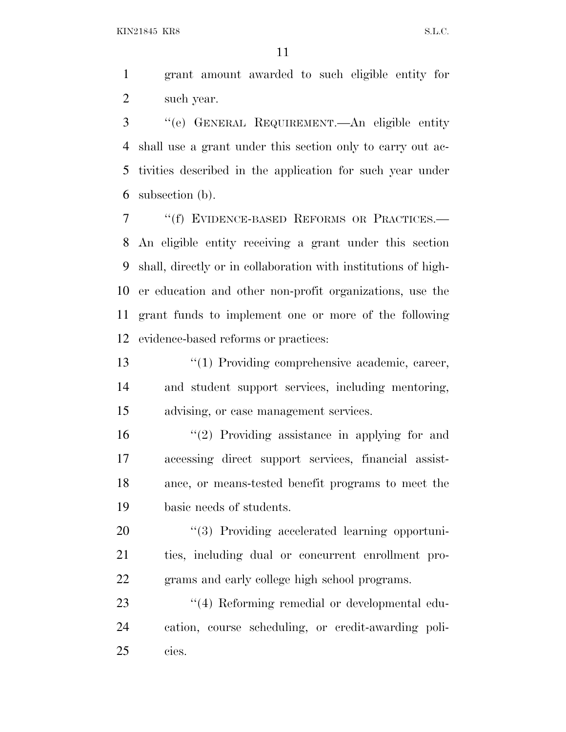grant amount awarded to such eligible entity for such year.

''(e) GENERAL REQUIREMENT.—An eligible entity shall use a grant under this section only to carry out activities described in the application for such year under subsection (b).

''(f) EVIDENCE-BASED REFORMS OR PRACTICES.—An eligible entity receiving a grant under this section shall, directly or in collaboration with institutions of higher education and other non-profit organizations, use the grant funds to implement one or more of the following evidence-based reforms or practices:

''(1) Providing comprehensive academic, career, and student support services, including mentoring, advising, or case management services.

''(2) Providing assistance in applying for and accessing direct support services, financial assistance, or means-tested benefit programs to meet the basic needs of students.

''(3) Providing accelerated learning opportunities, including dual or concurrent enrollment programs and early college high school programs.

''(4) Reforming remedial or developmental education, course scheduling, or credit-awarding policies.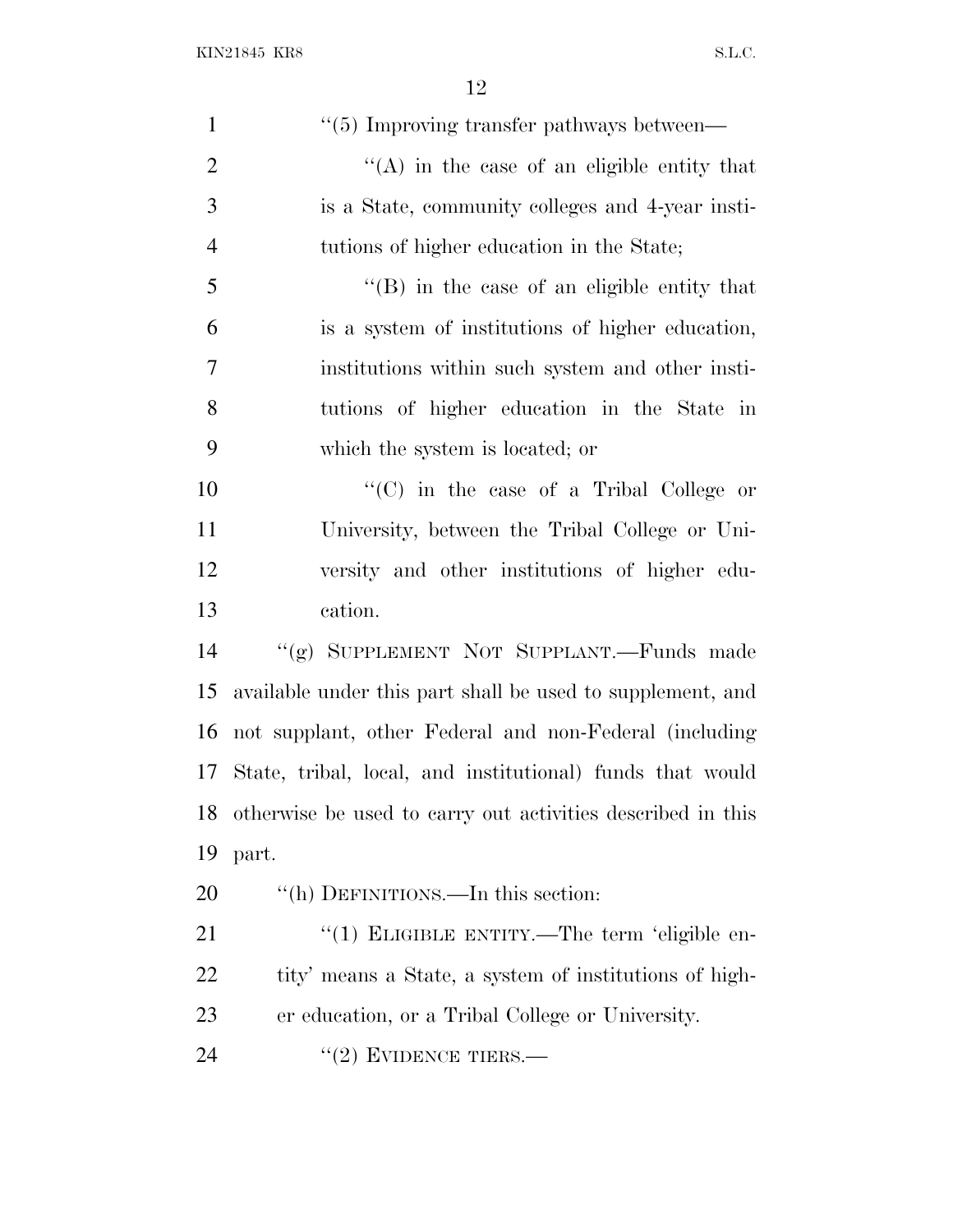''(5) Improving transfer pathways between—

''(A) in the case of an eligible entity that is a State, community colleges and 4-year institutions of higher education in the State;

''(B) in the case of an eligible entity that is a system of institutions of higher education, institutions within such system and other institutions of higher education in the State in which the system is located; or

''(C) in the case of a Tribal College or University, between the Tribal College or University and other institutions of higher education.

''(g) SUPPLEMENT NOT SUPPLANT.—Funds made available under this part shall be used to supplement, and not supplant, other Federal and non-Federal (including State, tribal, local, and institutional) funds that would otherwise be used to carry out activities described in this part.

''(h) DEFINITIONS.—In this section:

''(1) ELIGIBLE ENTITY.—The term 'eligible entity' means a State, a system of institutions of higher education, or a Tribal College or University.

''(2) EVIDENCE TIERS.—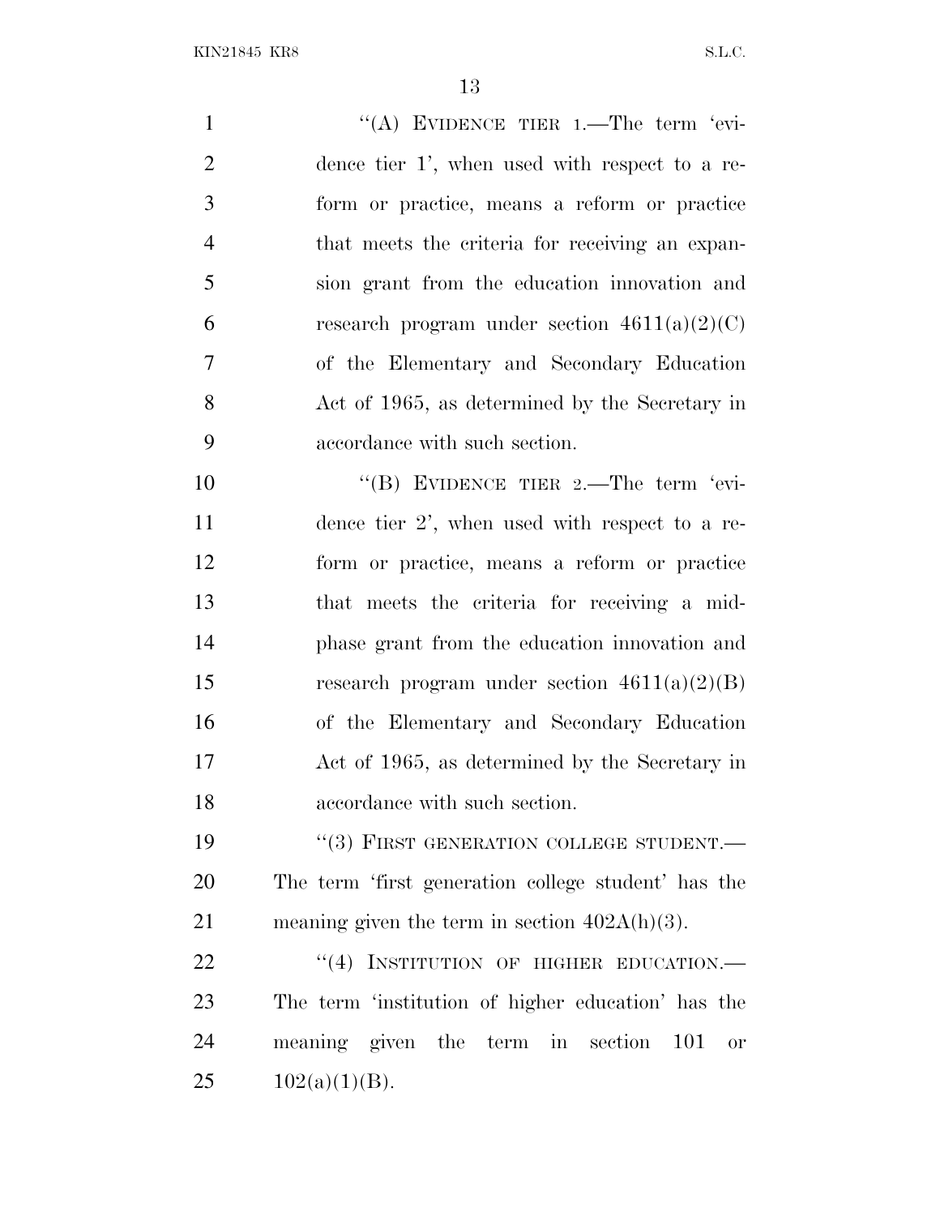"(A) EVIDENCE TIER 1.—The term 'evidence tier 1', when used with respect to a reform or practice, means a reform or practice that meets the criteria for receiving an expansion grant from the education innovation and research program under section 4611(a)(2)(C) of the Elementary and Secondary Education Act of 1965, as determined by the Secretary in accordance with such section.

"(B) EVIDENCE TIER 2.—The term 'evidence tier 2', when used with respect to a reform or practice, means a reform or practice that meets the criteria for receiving a mid-phase grant from the education innovation and research program under section 4611(a)(2)(B) of the Elementary and Secondary Education Act of 1965, as determined by the Secretary in accordance with such section.

"(3) FIRST GENERATION COLLEGE STUDENT.—The term 'first generation college student' has the meaning given the term in section 402A(h)(3).

"(4) INSTITUTION OF HIGHER EDUCATION.—The term 'institution of higher education' has the meaning given the term in section 101 or 102(a)(1)(B).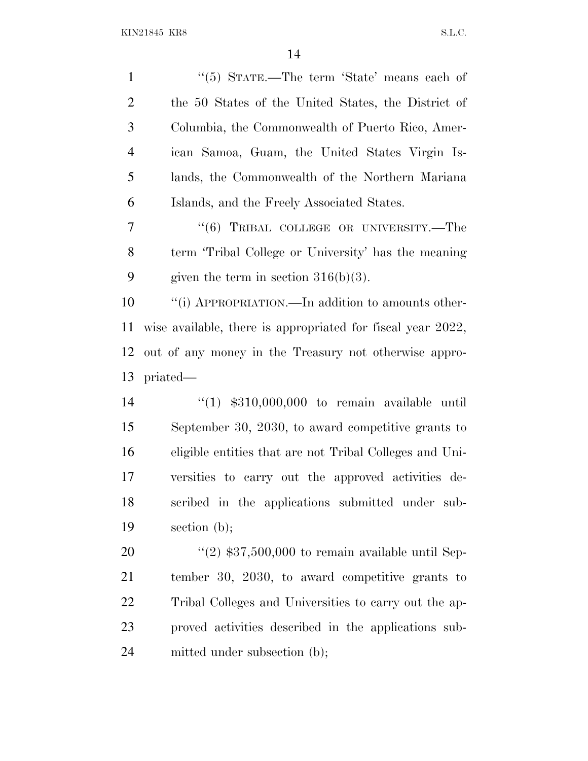"(5) STATE.—The term 'State' means each of the 50 States of the United States, the District of Columbia, the Commonwealth of Puerto Rico, American Samoa, Guam, the United States Virgin Islands, the Commonwealth of the Northern Mariana Islands, and the Freely Associated States.

"(6) TRIBAL COLLEGE OR UNIVERSITY.—The term 'Tribal College or University' has the meaning given the term in section 316(b)(3).

"(i) APPROPRIATION.—In addition to amounts otherwise available, there is appropriated for fiscal year 2022, out of any money in the Treasury not otherwise appropriated—

"(1) $310,000,000 to remain available until September 30, 2030, to award competitive grants to eligible entities that are not Tribal Colleges and Universities to carry out the approved activities described in the applications submitted under subsection (b);

"(2) $37,500,000 to remain available until September 30, 2030, to award competitive grants to Tribal Colleges and Universities to carry out the approved activities described in the applications submitted under subsection (b);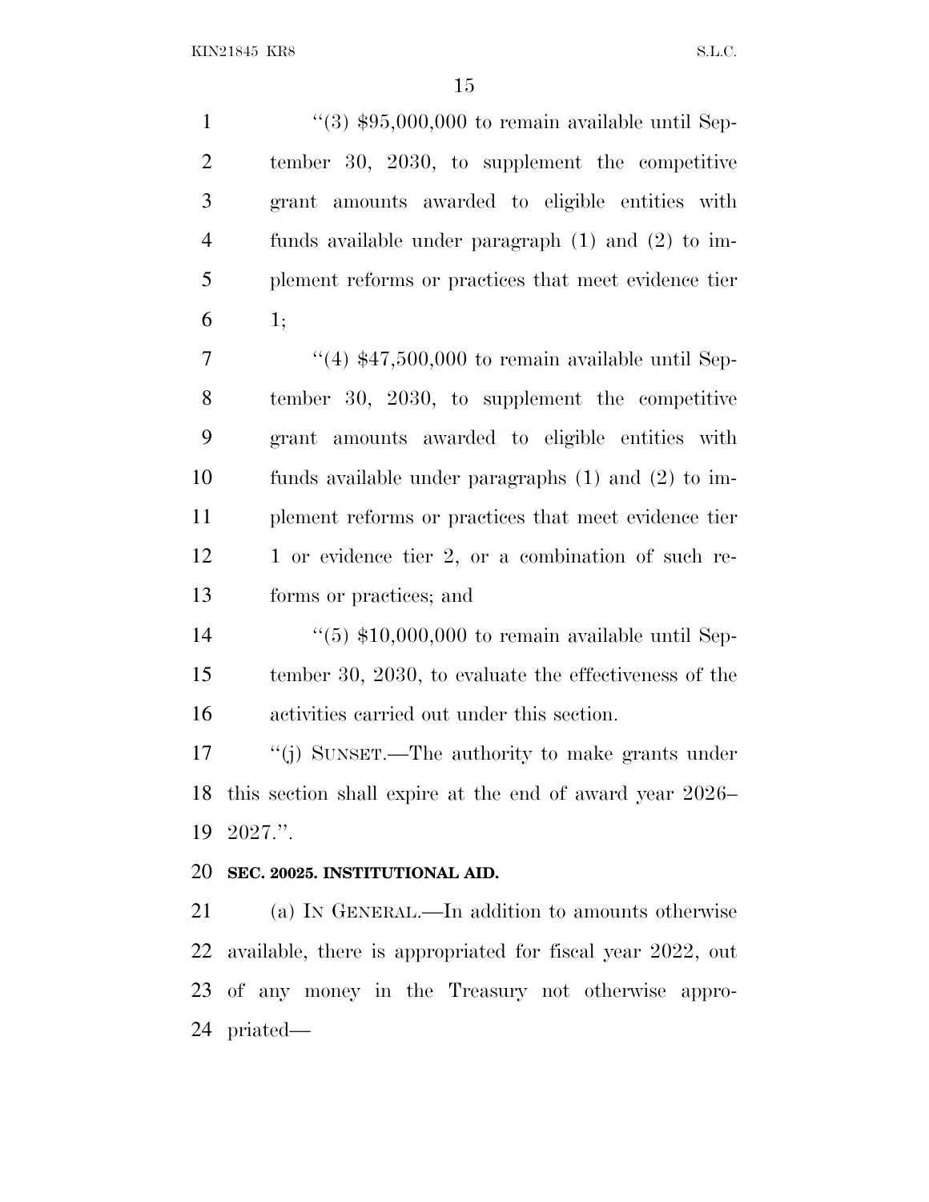''(3) $95,000,000 to remain available until September 30, 2030, to supplement the competitive grant amounts awarded to eligible entities with funds available under paragraph (1) and (2) to implement reforms or practices that meet evidence tier 1;

''(4) $47,500,000 to remain available until September 30, 2030, to supplement the competitive grant amounts awarded to eligible entities with funds available under paragraphs (1) and (2) to implement reforms or practices that meet evidence tier 1 or evidence tier 2, or a combination of such reforms or practices; and

''(5) $10,000,000 to remain available until September 30, 2030, to evaluate the effectiveness of the activities carried out under this section.

''(j) SUNSET.—The authority to make grants under this section shall expire at the end of award year 2026–2027.''.

**SEC. 20025. INSTITUTIONAL AID.**

(a) IN GENERAL.—In addition to amounts otherwise available, there is appropriated for fiscal year 2022, out of any money in the Treasury not otherwise appropriated—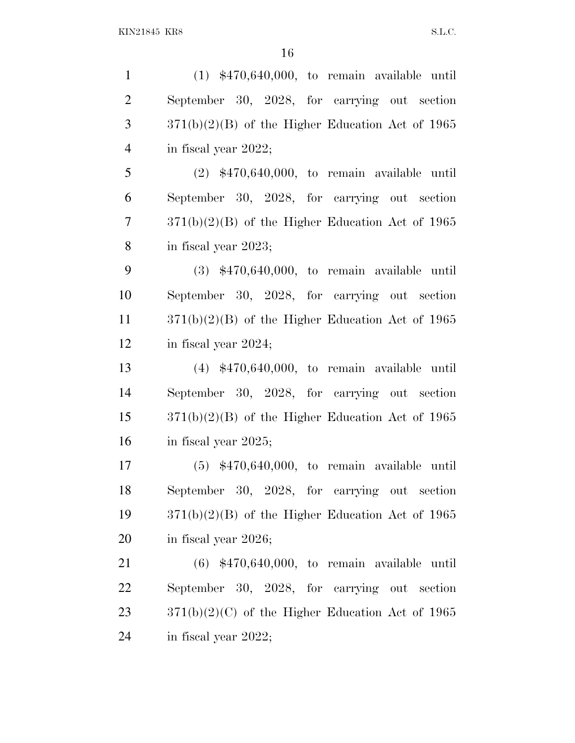(1) $470,640,000, to remain available until September 30, 2028, for carrying out section 371(b)(2)(B) of the Higher Education Act of 1965 in fiscal year 2022;

(2) $470,640,000, to remain available until September 30, 2028, for carrying out section 371(b)(2)(B) of the Higher Education Act of 1965 in fiscal year 2023;

(3) $470,640,000, to remain available until September 30, 2028, for carrying out section 371(b)(2)(B) of the Higher Education Act of 1965 in fiscal year 2024;

(4) $470,640,000, to remain available until September 30, 2028, for carrying out section 371(b)(2)(B) of the Higher Education Act of 1965 in fiscal year 2025;

(5) $470,640,000, to remain available until September 30, 2028, for carrying out section 371(b)(2)(B) of the Higher Education Act of 1965 in fiscal year 2026;

(6) $470,640,000, to remain available until September 30, 2028, for carrying out section 371(b)(2)(C) of the Higher Education Act of 1965 in fiscal year 2022;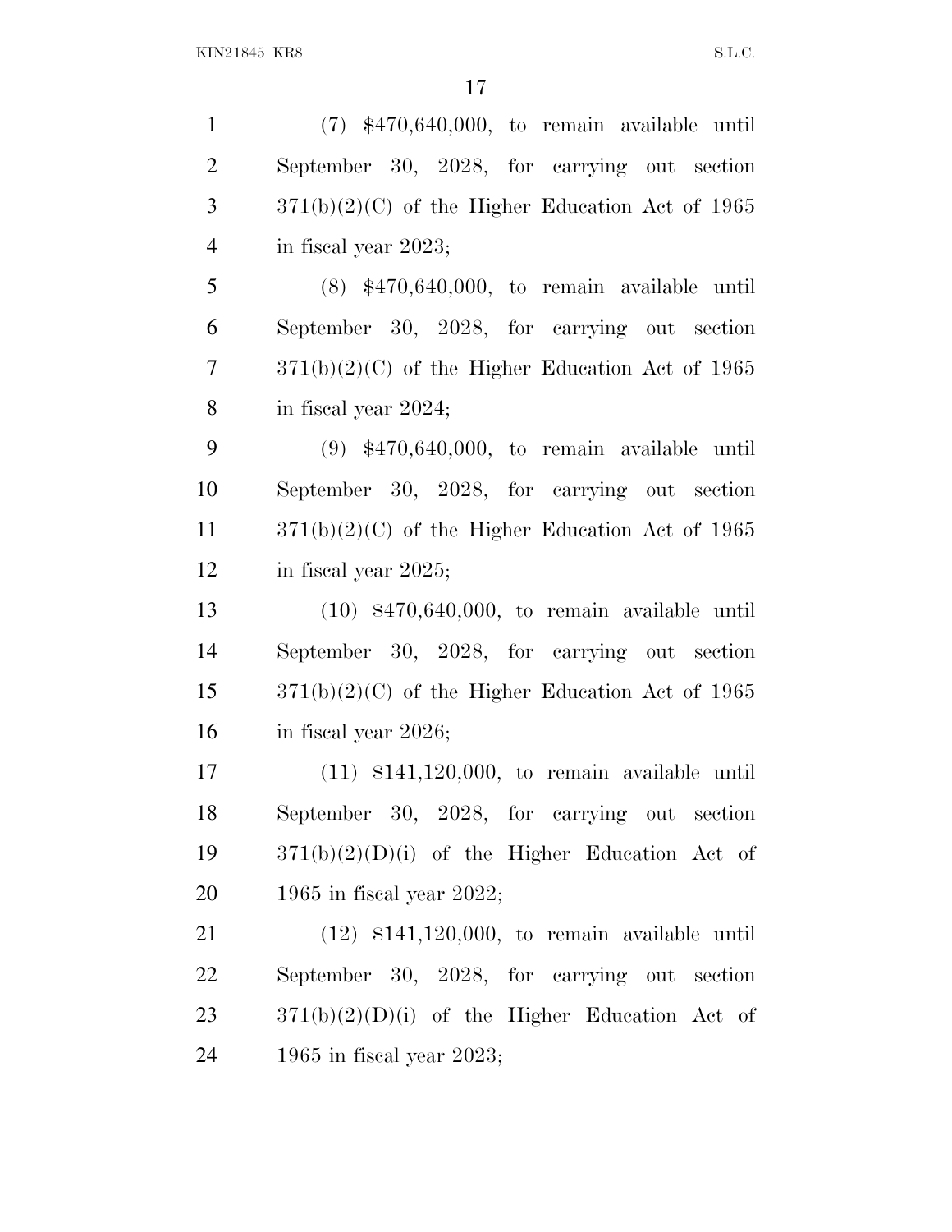(7) $470,640,000, to remain available until September 30, 2028, for carrying out section 371(b)(2)(C) of the Higher Education Act of 1965 in fiscal year 2023;

(8) $470,640,000, to remain available until September 30, 2028, for carrying out section 371(b)(2)(C) of the Higher Education Act of 1965 in fiscal year 2024;

(9) $470,640,000, to remain available until September 30, 2028, for carrying out section 371(b)(2)(C) of the Higher Education Act of 1965 in fiscal year 2025;

(10) $470,640,000, to remain available until September 30, 2028, for carrying out section 371(b)(2)(C) of the Higher Education Act of 1965 in fiscal year 2026;

(11) $141,120,000, to remain available until September 30, 2028, for carrying out section 371(b)(2)(D)(i) of the Higher Education Act of 1965 in fiscal year 2022;

(12) $141,120,000, to remain available until September 30, 2028, for carrying out section 371(b)(2)(D)(i) of the Higher Education Act of 1965 in fiscal year 2023;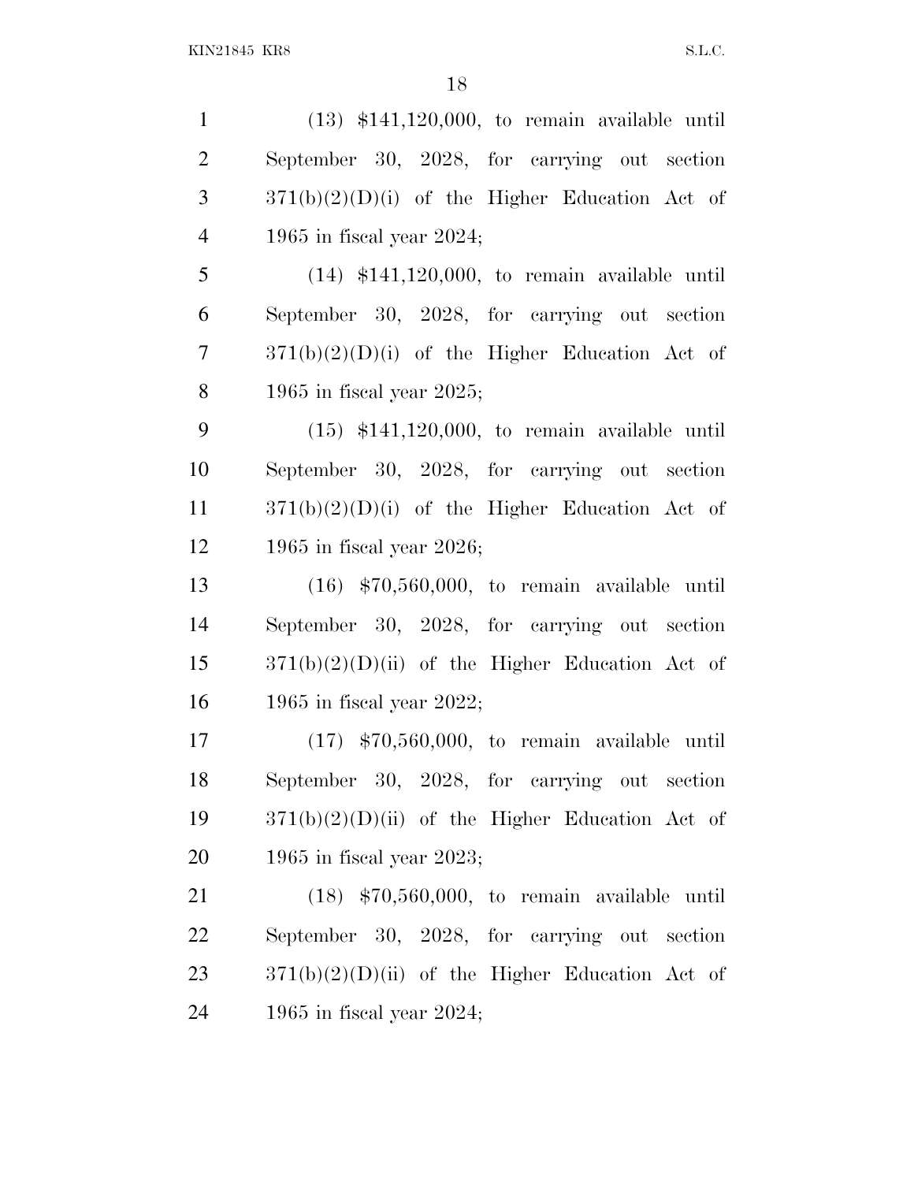(13) $141,120,000, to remain available until September 30, 2028, for carrying out section 371(b)(2)(D)(i) of the Higher Education Act of 1965 in fiscal year 2024;

(14) $141,120,000, to remain available until September 30, 2028, for carrying out section 371(b)(2)(D)(i) of the Higher Education Act of 1965 in fiscal year 2025;

(15) $141,120,000, to remain available until September 30, 2028, for carrying out section 371(b)(2)(D)(i) of the Higher Education Act of 1965 in fiscal year 2026;

(16) $70,560,000, to remain available until September 30, 2028, for carrying out section 371(b)(2)(D)(ii) of the Higher Education Act of 1965 in fiscal year 2022;

(17) $70,560,000, to remain available until September 30, 2028, for carrying out section 371(b)(2)(D)(ii) of the Higher Education Act of 1965 in fiscal year 2023;

(18) $70,560,000, to remain available until September 30, 2028, for carrying out section 371(b)(2)(D)(ii) of the Higher Education Act of 1965 in fiscal year 2024;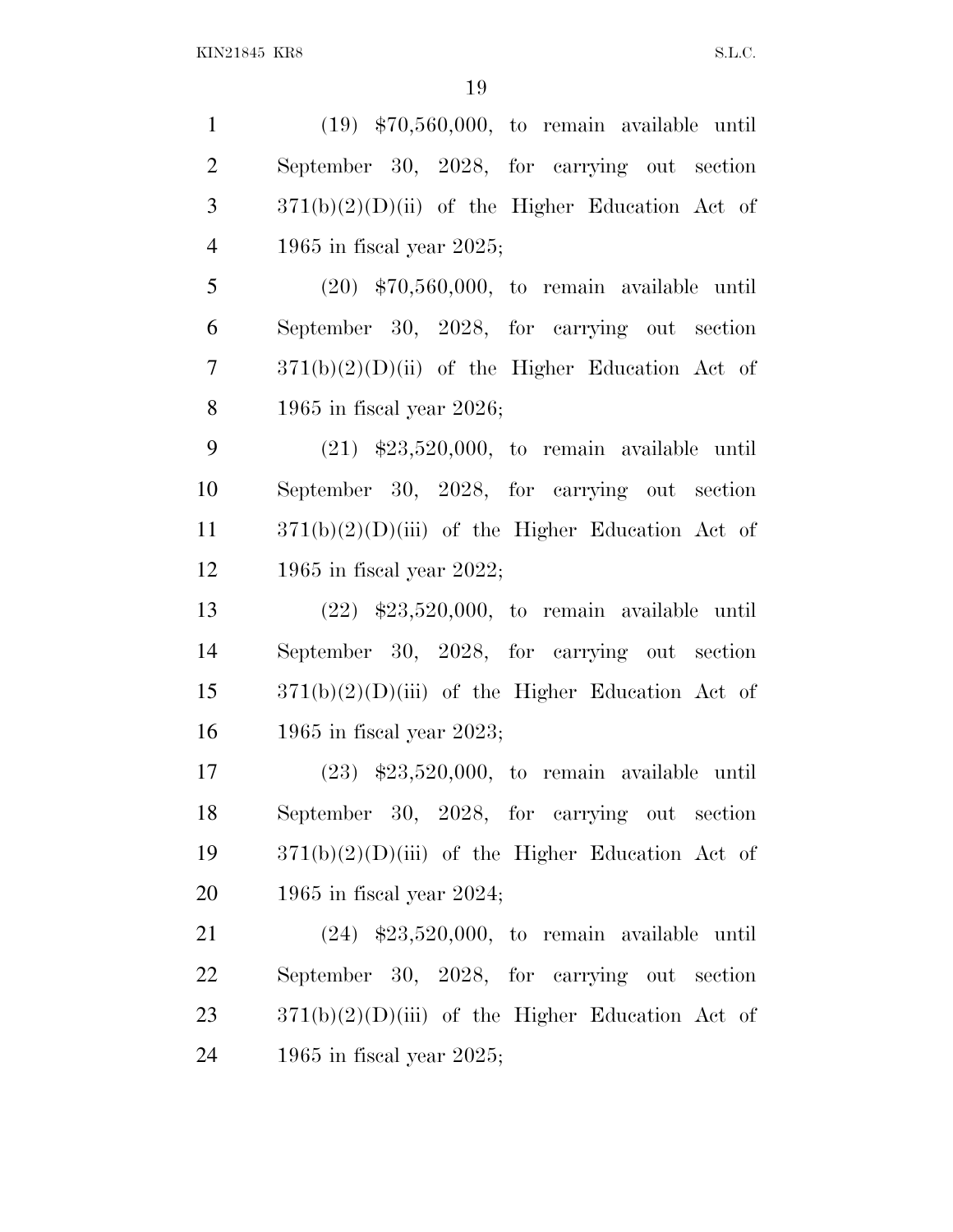(19) $70,560,000, to remain available until September 30, 2028, for carrying out section 371(b)(2)(D)(ii) of the Higher Education Act of 1965 in fiscal year 2025;

(20) $70,560,000, to remain available until September 30, 2028, for carrying out section 371(b)(2)(D)(ii) of the Higher Education Act of 1965 in fiscal year 2026;

(21) $23,520,000, to remain available until September 30, 2028, for carrying out section 371(b)(2)(D)(iii) of the Higher Education Act of 1965 in fiscal year 2022;

(22) $23,520,000, to remain available until September 30, 2028, for carrying out section 371(b)(2)(D)(iii) of the Higher Education Act of 1965 in fiscal year 2023;

(23) $23,520,000, to remain available until September 30, 2028, for carrying out section 371(b)(2)(D)(iii) of the Higher Education Act of 1965 in fiscal year 2024;

(24) $23,520,000, to remain available until September 30, 2028, for carrying out section 371(b)(2)(D)(iii) of the Higher Education Act of 1965 in fiscal year 2025;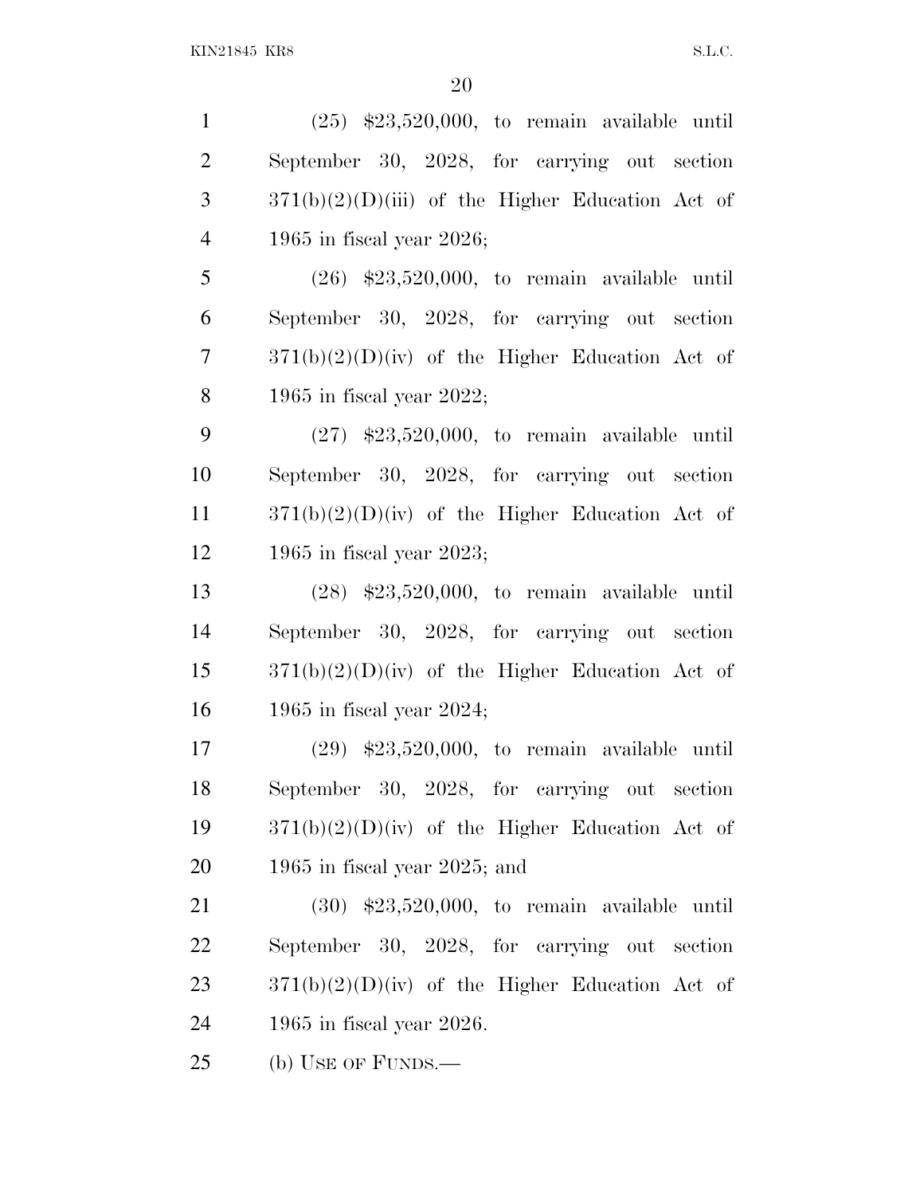(25) $23,520,000, to remain available until September 30, 2028, for carrying out section 371(b)(2)(D)(iii) of the Higher Education Act of 1965 in fiscal year 2026;

(26) $23,520,000, to remain available until September 30, 2028, for carrying out section 371(b)(2)(D)(iv) of the Higher Education Act of 1965 in fiscal year 2022;

(27) $23,520,000, to remain available until September 30, 2028, for carrying out section 371(b)(2)(D)(iv) of the Higher Education Act of 1965 in fiscal year 2023;

(28) $23,520,000, to remain available until September 30, 2028, for carrying out section 371(b)(2)(D)(iv) of the Higher Education Act of 1965 in fiscal year 2024;

(29) $23,520,000, to remain available until September 30, 2028, for carrying out section 371(b)(2)(D)(iv) of the Higher Education Act of 1965 in fiscal year 2025; and

(30) $23,520,000, to remain available until September 30, 2028, for carrying out section 371(b)(2)(D)(iv) of the Higher Education Act of 1965 in fiscal year 2026.

(b) USE OF FUNDS.—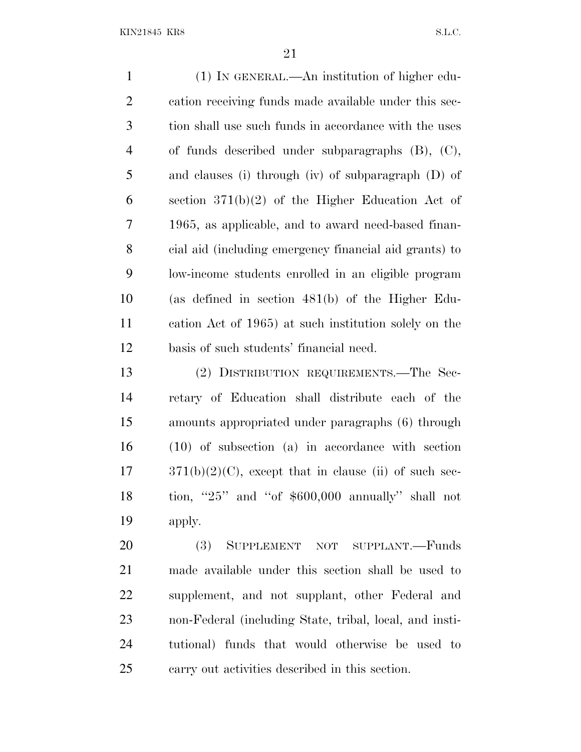(1) IN GENERAL.—An institution of higher education receiving funds made available under this section shall use such funds in accordance with the uses of funds described under subparagraphs (B), (C), and clauses (i) through (iv) of subparagraph (D) of section 371(b)(2) of the Higher Education Act of 1965, as applicable, and to award need-based financial aid (including emergency financial aid grants) to low-income students enrolled in an eligible program (as defined in section 481(b) of the Higher Education Act of 1965) at such institution solely on the basis of such students' financial need.

(2) DISTRIBUTION REQUIREMENTS.—The Secretary of Education shall distribute each of the amounts appropriated under paragraphs (6) through (10) of subsection (a) in accordance with section 371(b)(2)(C), except that in clause (ii) of such section, ''25'' and ''of $600,000 annually'' shall not apply.

(3) SUPPLEMENT NOT SUPPLANT.—Funds made available under this section shall be used to supplement, and not supplant, other Federal and non-Federal (including State, tribal, local, and institutional) funds that would otherwise be used to carry out activities described in this section.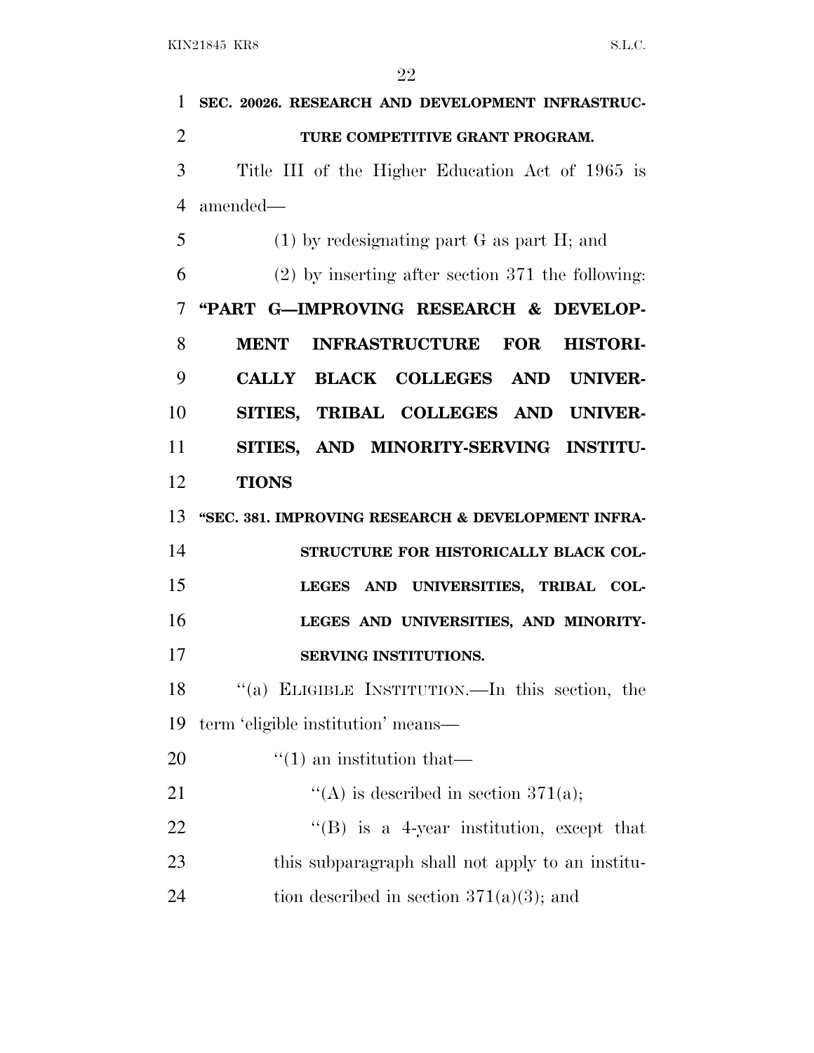**SEC. 20026. RESEARCH AND DEVELOPMENT INFRASTRUCTURE COMPETITIVE GRANT PROGRAM.**

Title III of the Higher Education Act of 1965 is amended—

(1) by redesignating part G as part H; and

(2) by inserting after section 371 the following:

**"PART G—IMPROVING RESEARCH & DEVELOPMENT INFRASTRUCTURE FOR HISTORICALLY BLACK COLLEGES AND UNIVERSITIES, TRIBAL COLLEGES AND UNIVERSITIES, AND MINORITY-SERVING INSTITUTIONS**

**"SEC. 381. IMPROVING RESEARCH & DEVELOPMENT INFRASTRUCTURE FOR HISTORICALLY BLACK COLLEGES AND UNIVERSITIES, TRIBAL COLLEGES AND UNIVERSITIES, AND MINORITY-SERVING INSTITUTIONS.**

"(a) ELIGIBLE INSTITUTION.—In this section, the term 'eligible institution' means—

"(1) an institution that—

"(A) is described in section 371(a);

"(B) is a 4-year institution, except that this subparagraph shall not apply to an institution described in section 371(a)(3); and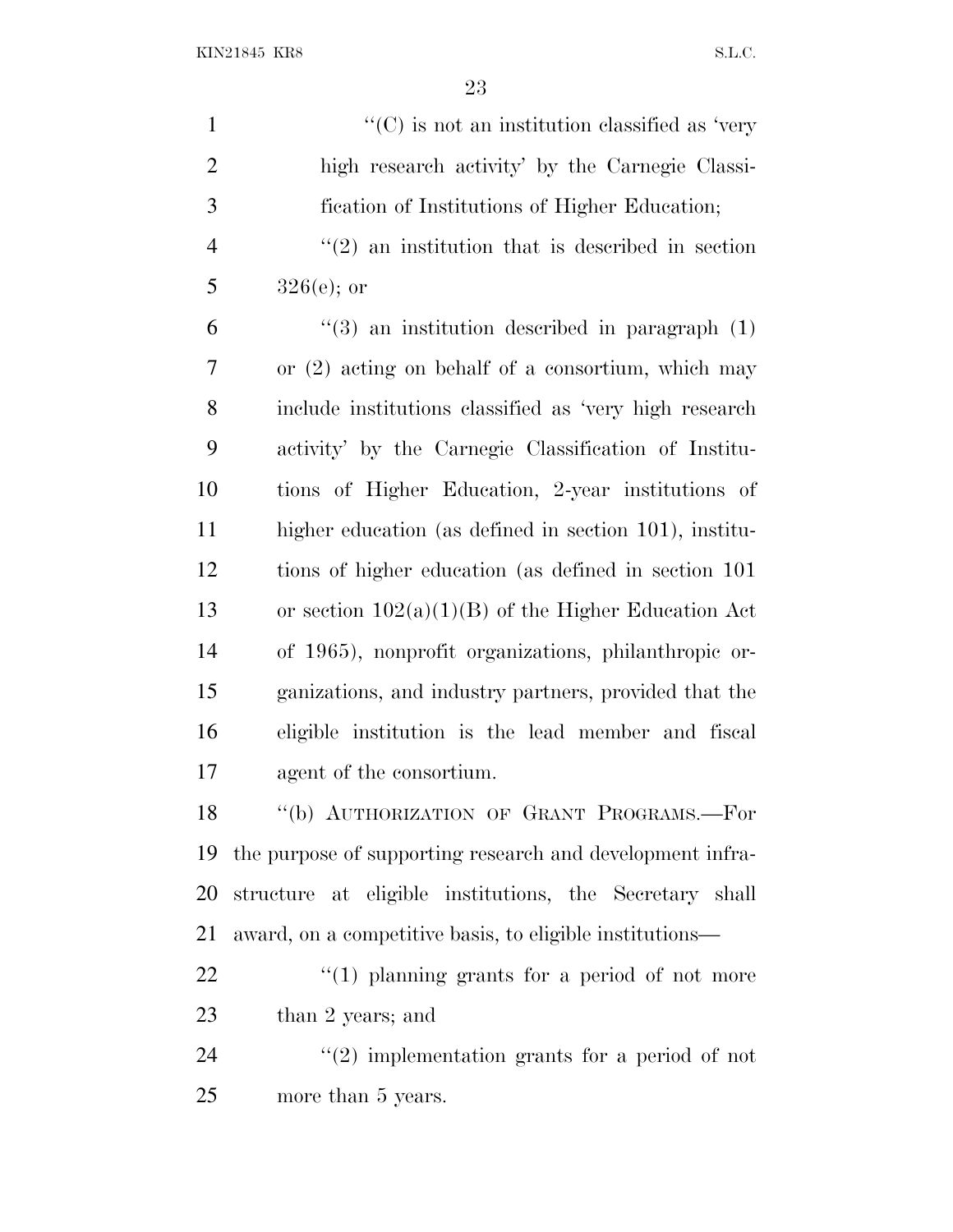"(C) is not an institution classified as 'very high research activity' by the Carnegie Classification of Institutions of Higher Education;

"(2) an institution that is described in section 326(e); or

"(3) an institution described in paragraph (1) or (2) acting on behalf of a consortium, which may include institutions classified as 'very high research activity' by the Carnegie Classification of Institutions of Higher Education, 2-year institutions of higher education (as defined in section 101), institutions of higher education (as defined in section 101 or section 102(a)(1)(B) of the Higher Education Act of 1965), nonprofit organizations, philanthropic organizations, and industry partners, provided that the eligible institution is the lead member and fiscal agent of the consortium.

"(b) AUTHORIZATION OF GRANT PROGRAMS.—For the purpose of supporting research and development infrastructure at eligible institutions, the Secretary shall award, on a competitive basis, to eligible institutions—

"(1) planning grants for a period of not more than 2 years; and

"(2) implementation grants for a period of not more than 5 years.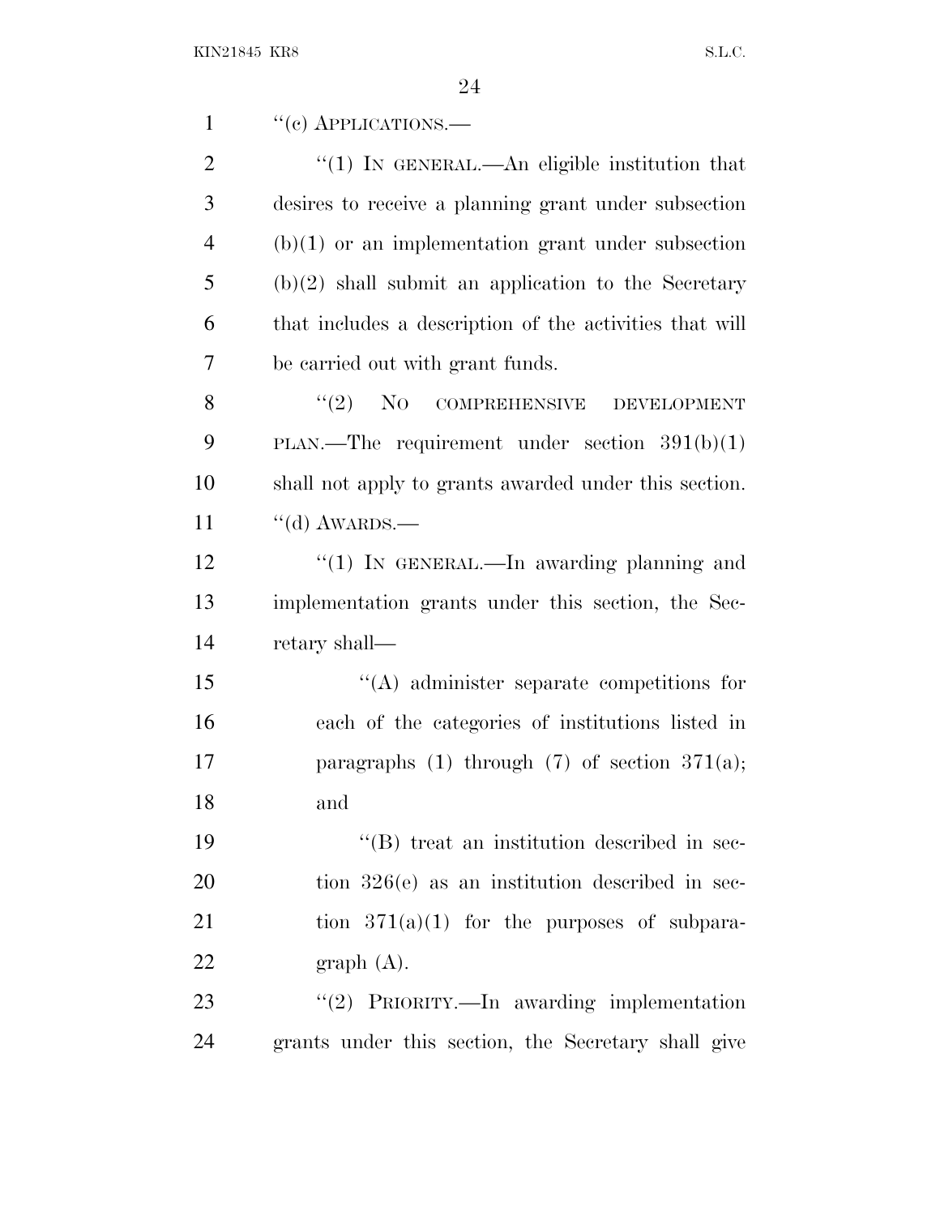"(c) APPLICATIONS.—

"(1) IN GENERAL.—An eligible institution that desires to receive a planning grant under subsection (b)(1) or an implementation grant under subsection (b)(2) shall submit an application to the Secretary that includes a description of the activities that will be carried out with grant funds.

"(2) NO COMPREHENSIVE DEVELOPMENT PLAN.—The requirement under section 391(b)(1) shall not apply to grants awarded under this section.

"(d) AWARDS.—

"(1) IN GENERAL.—In awarding planning and implementation grants under this section, the Secretary shall—

"(A) administer separate competitions for each of the categories of institutions listed in paragraphs (1) through (7) of section 371(a); and

"(B) treat an institution described in section 326(e) as an institution described in section 371(a)(1) for the purposes of subparagraph (A).

"(2) PRIORITY.—In awarding implementation grants under this section, the Secretary shall give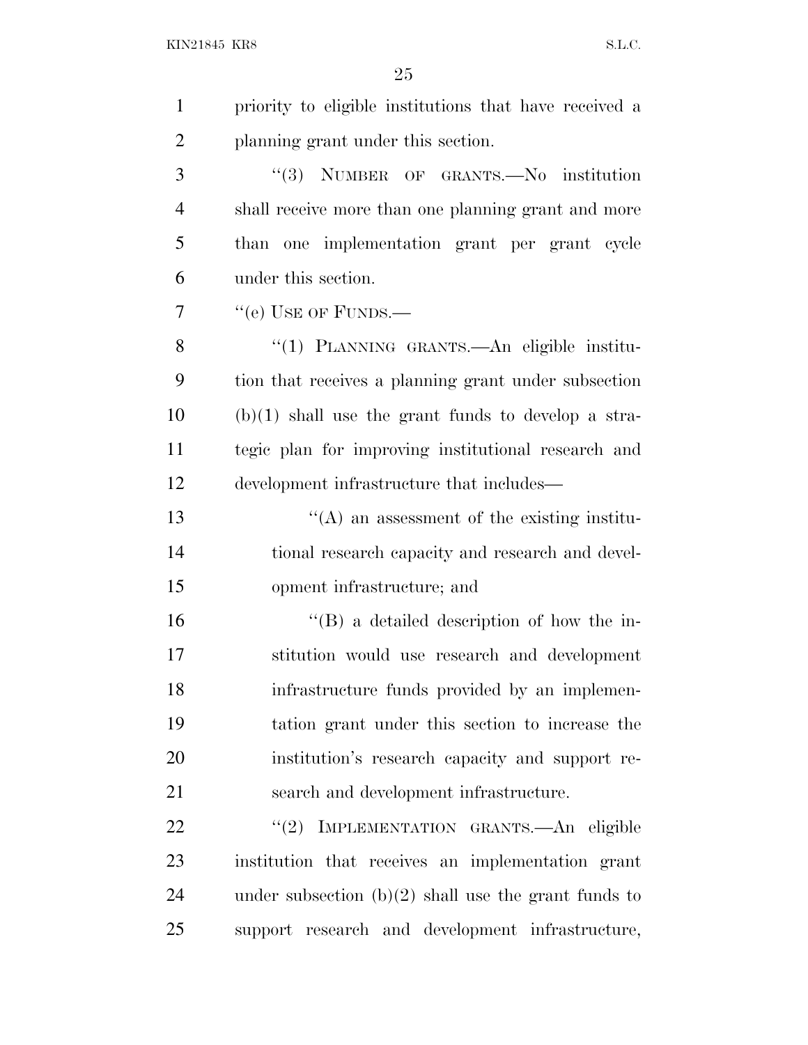priority to eligible institutions that have received a planning grant under this section.

"(3) NUMBER OF GRANTS.—No institution shall receive more than one planning grant and more than one implementation grant per grant cycle under this section.

"(e) USE OF FUNDS.—

"(1) PLANNING GRANTS.—An eligible institution that receives a planning grant under subsection (b)(1) shall use the grant funds to develop a strategic plan for improving institutional research and development infrastructure that includes—

"(A) an assessment of the existing institutional research capacity and research and development infrastructure; and

"(B) a detailed description of how the institution would use research and development infrastructure funds provided by an implementation grant under this section to increase the institution's research capacity and support research and development infrastructure.

"(2) IMPLEMENTATION GRANTS.—An eligible institution that receives an implementation grant under subsection (b)(2) shall use the grant funds to support research and development infrastructure,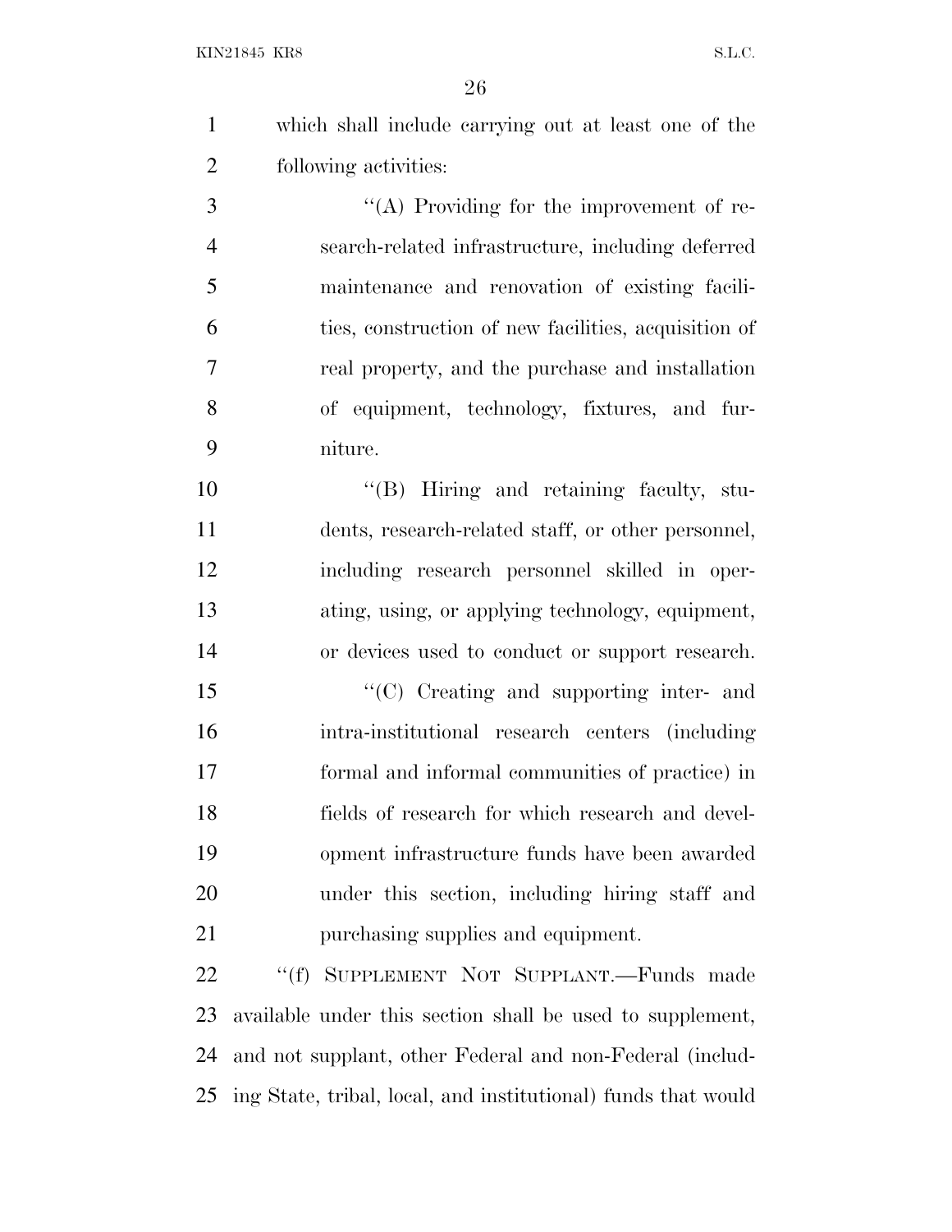which shall include carrying out at least one of the following activities:

"(A) Providing for the improvement of research-related infrastructure, including deferred maintenance and renovation of existing facilities, construction of new facilities, acquisition of real property, and the purchase and installation of equipment, technology, fixtures, and furniture.

"(B) Hiring and retaining faculty, students, research-related staff, or other personnel, including research personnel skilled in operating, using, or applying technology, equipment, or devices used to conduct or support research.

"(C) Creating and supporting inter- and intra-institutional research centers (including formal and informal communities of practice) in fields of research for which research and development infrastructure funds have been awarded under this section, including hiring staff and purchasing supplies and equipment.

"(f) SUPPLEMENT NOT SUPPLANT.—Funds made available under this section shall be used to supplement, and not supplant, other Federal and non-Federal (including State, tribal, local, and institutional) funds that would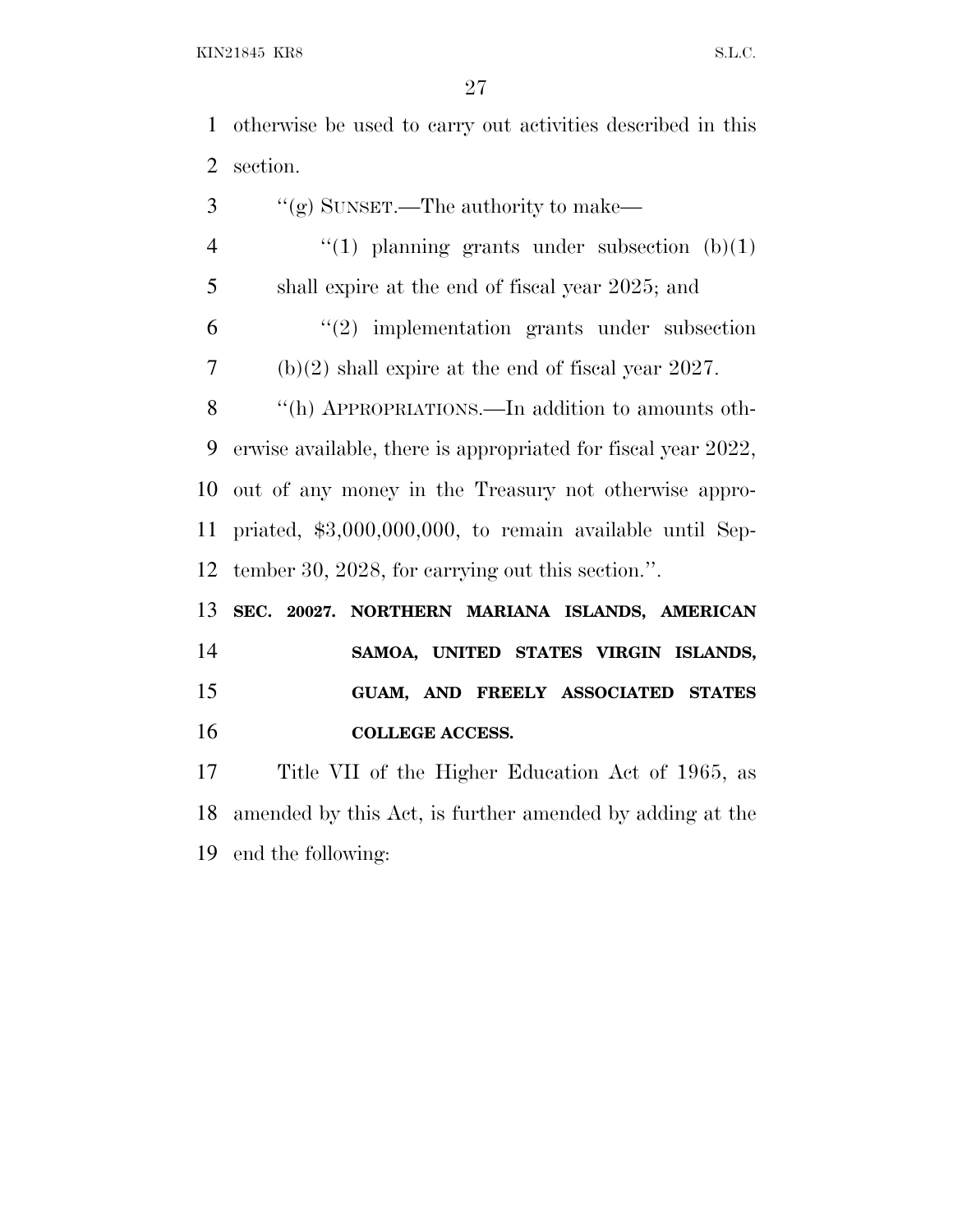otherwise be used to carry out activities described in this section.

''(g) SUNSET.—The authority to make—

''(1) planning grants under subsection (b)(1) shall expire at the end of fiscal year 2025; and

''(2) implementation grants under subsection (b)(2) shall expire at the end of fiscal year 2027.

''(h) APPROPRIATIONS.—In addition to amounts otherwise available, there is appropriated for fiscal year 2022, out of any money in the Treasury not otherwise appropriated, $3,000,000,000, to remain available until September 30, 2028, for carrying out this section.''.

**SEC. 20027. NORTHERN MARIANA ISLANDS, AMERICAN SAMOA, UNITED STATES VIRGIN ISLANDS, GUAM, AND FREELY ASSOCIATED STATES COLLEGE ACCESS.**

Title VII of the Higher Education Act of 1965, as amended by this Act, is further amended by adding at the end the following: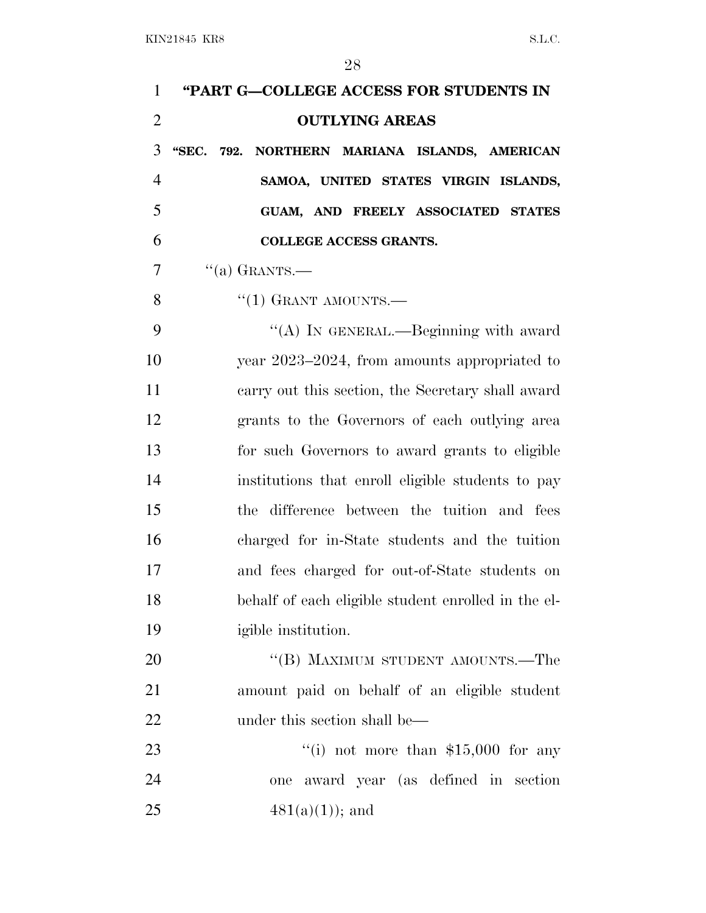"PART G—COLLEGE ACCESS FOR STUDENTS IN OUTLYING AREAS

"SEC. 792. NORTHERN MARIANA ISLANDS, AMERICAN SAMOA, UNITED STATES VIRGIN ISLANDS, GUAM, AND FREELY ASSOCIATED STATES COLLEGE ACCESS GRANTS.

"(a) GRANTS.—

"(1) GRANT AMOUNTS.—

"(A) IN GENERAL.—Beginning with award year 2023–2024, from amounts appropriated to carry out this section, the Secretary shall award grants to the Governors of each outlying area for such Governors to award grants to eligible institutions that enroll eligible students to pay the difference between the tuition and fees charged for in-State students and the tuition and fees charged for out-of-State students on behalf of each eligible student enrolled in the eligible institution.

"(B) MAXIMUM STUDENT AMOUNTS.—The amount paid on behalf of an eligible student under this section shall be—

"(i) not more than $15,000 for any one award year (as defined in section 481(a)(1)); and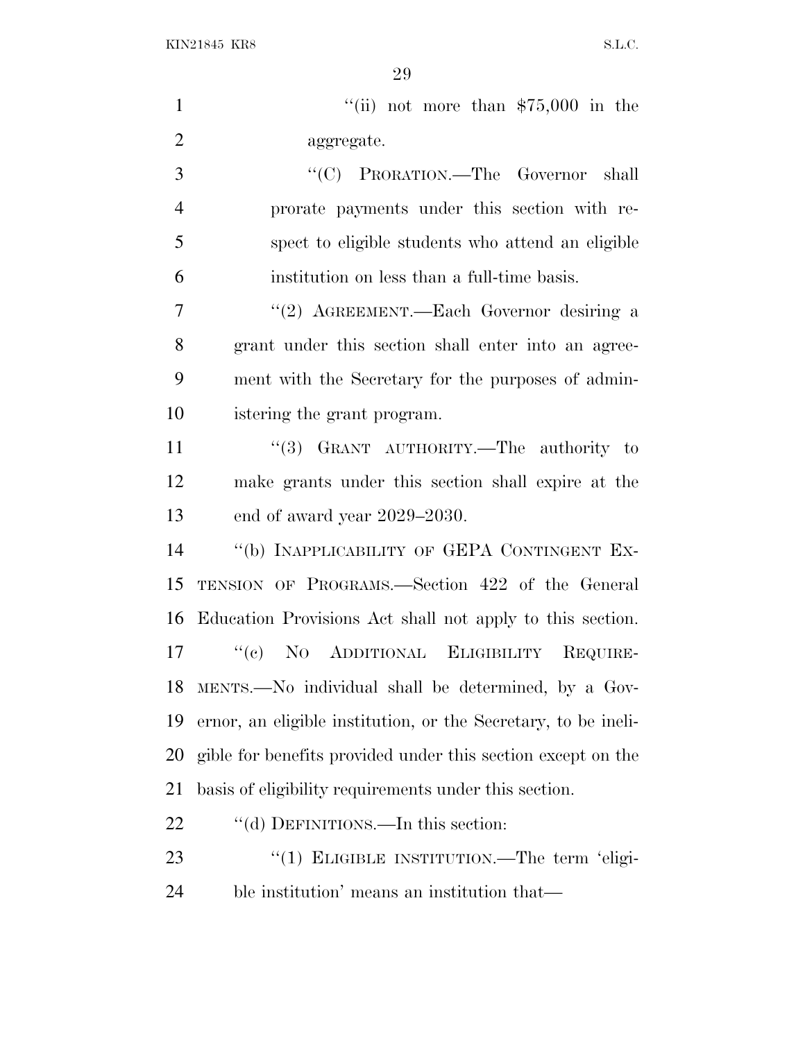"(ii) not more than $75,000 in the aggregate.

"(C) PRORATION.—The Governor shall prorate payments under this section with respect to eligible students who attend an eligible institution on less than a full-time basis.

"(2) AGREEMENT.—Each Governor desiring a grant under this section shall enter into an agreement with the Secretary for the purposes of administering the grant program.

"(3) GRANT AUTHORITY.—The authority to make grants under this section shall expire at the end of award year 2029–2030.

"(b) INAPPLICABILITY OF GEPA CONTINGENT EXTENSION OF PROGRAMS.—Section 422 of the General Education Provisions Act shall not apply to this section.

"(c) NO ADDITIONAL ELIGIBILITY REQUIREMENTS.—No individual shall be determined, by a Governor, an eligible institution, or the Secretary, to be ineligible for benefits provided under this section except on the basis of eligibility requirements under this section.

"(d) DEFINITIONS.—In this section:

"(1) ELIGIBLE INSTITUTION.—The term 'eligible institution' means an institution that—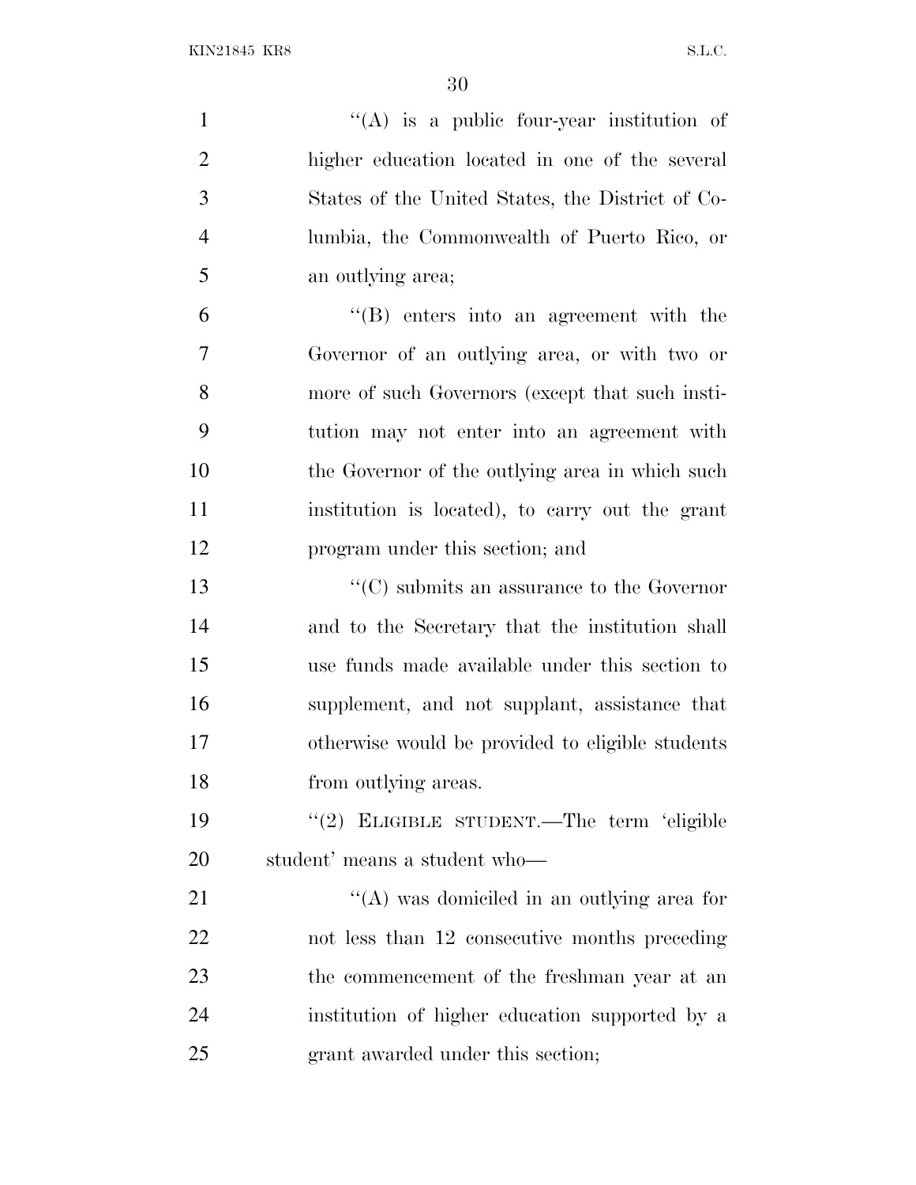''(A) is a public four-year institution of higher education located in one of the several States of the United States, the District of Columbia, the Commonwealth of Puerto Rico, or an outlying area;

''(B) enters into an agreement with the Governor of an outlying area, or with two or more of such Governors (except that such institution may not enter into an agreement with the Governor of the outlying area in which such institution is located), to carry out the grant program under this section; and

''(C) submits an assurance to the Governor and to the Secretary that the institution shall use funds made available under this section to supplement, and not supplant, assistance that otherwise would be provided to eligible students from outlying areas.

''(2) ELIGIBLE STUDENT.—The term 'eligible student' means a student who—

''(A) was domiciled in an outlying area for not less than 12 consecutive months preceding the commencement of the freshman year at an institution of higher education supported by a grant awarded under this section;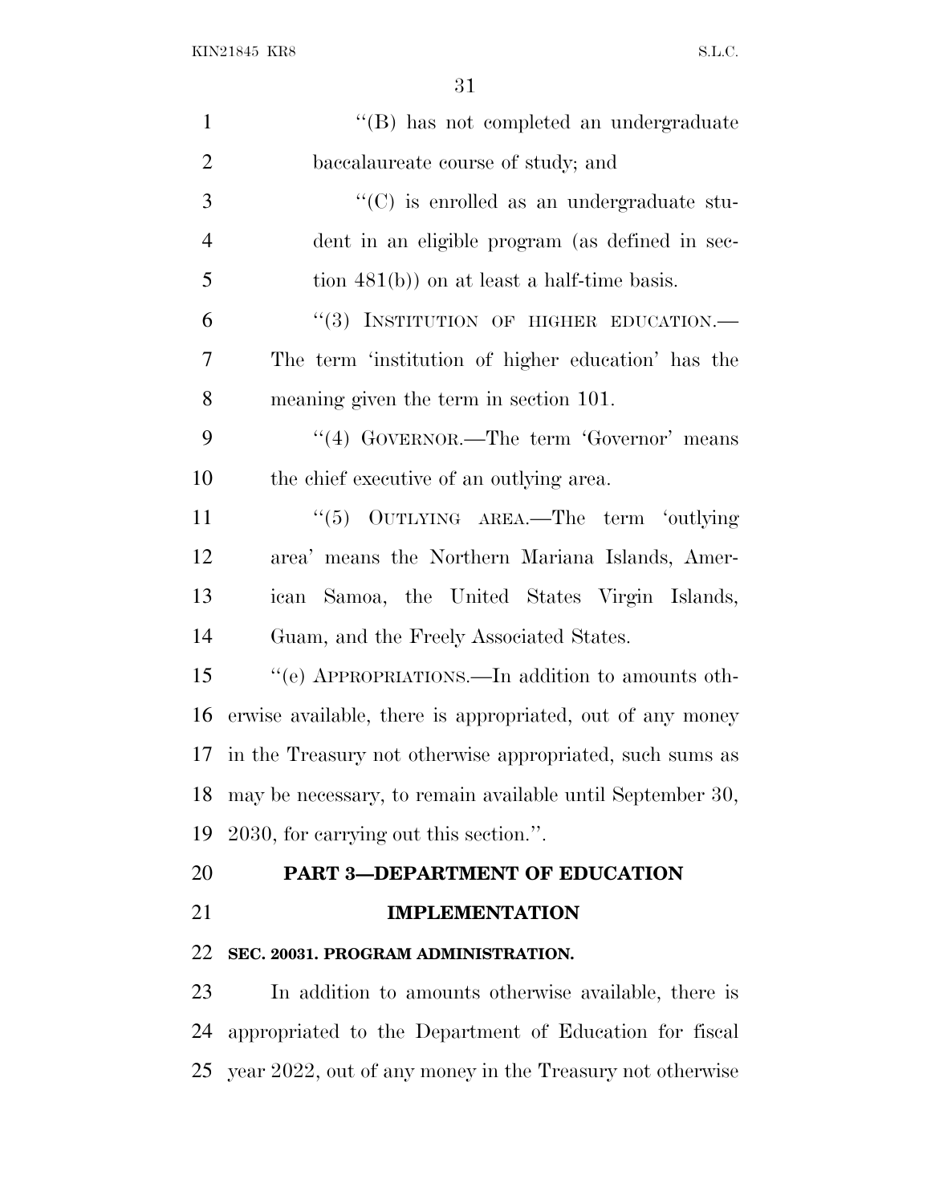"(B) has not completed an undergraduate baccalaureate course of study; and

"(C) is enrolled as an undergraduate student in an eligible program (as defined in section 481(b)) on at least a half-time basis.

"(3) INSTITUTION OF HIGHER EDUCATION.—The term 'institution of higher education' has the meaning given the term in section 101.

"(4) GOVERNOR.—The term 'Governor' means the chief executive of an outlying area.

"(5) OUTLYING AREA.—The term 'outlying area' means the Northern Mariana Islands, American Samoa, the United States Virgin Islands, Guam, and the Freely Associated States.

"(e) APPROPRIATIONS.—In addition to amounts otherwise available, there is appropriated, out of any money in the Treasury not otherwise appropriated, such sums as may be necessary, to remain available until September 30, 2030, for carrying out this section.".

## PART 3—DEPARTMENT OF EDUCATION IMPLEMENTATION

### SEC. 20031. PROGRAM ADMINISTRATION.

In addition to amounts otherwise available, there is appropriated to the Department of Education for fiscal year 2022, out of any money in the Treasury not otherwise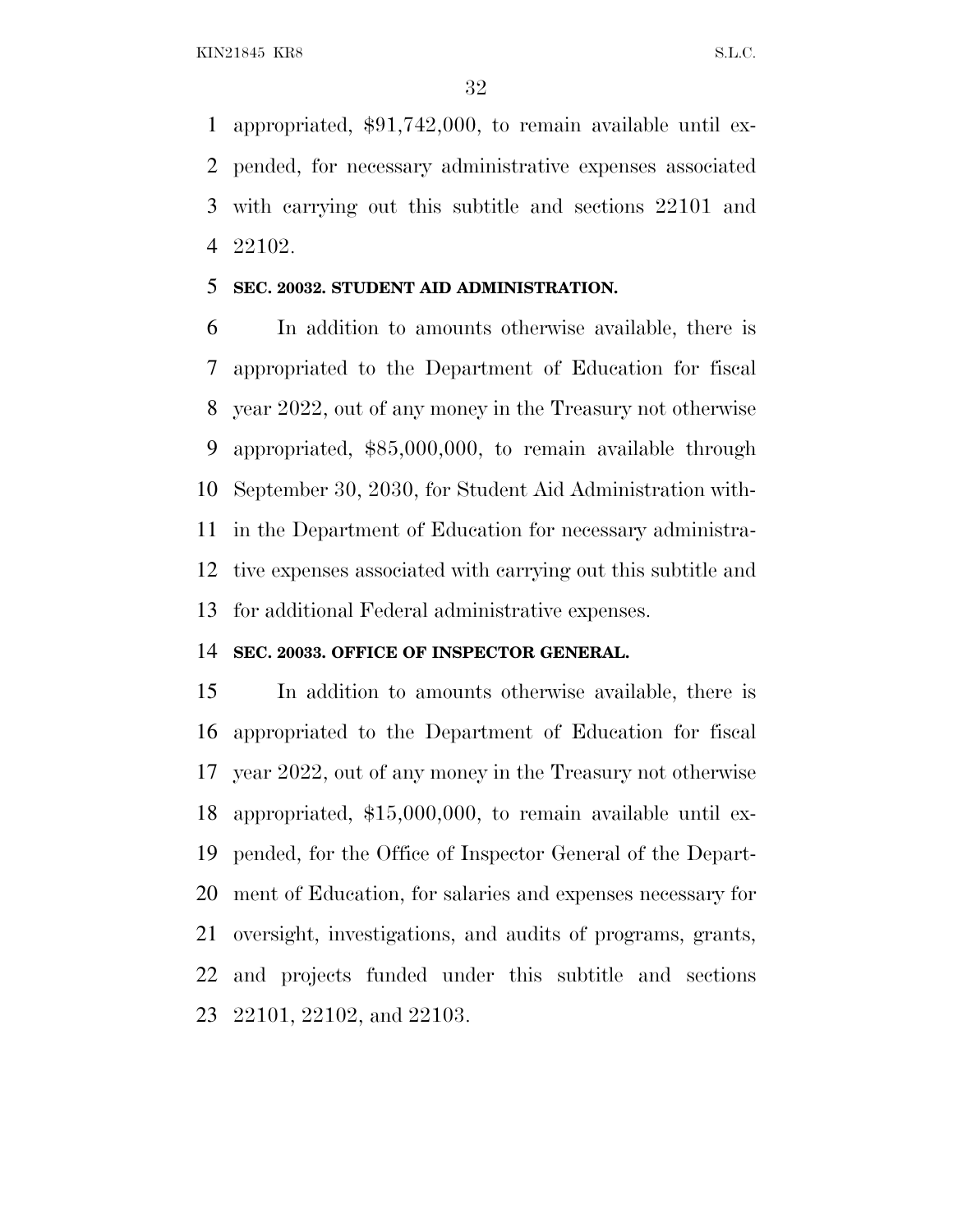appropriated, $91,742,000, to remain available until expended, for necessary administrative expenses associated with carrying out this subtitle and sections 22101 and 22102.

**SEC. 20032. STUDENT AID ADMINISTRATION.**

In addition to amounts otherwise available, there is appropriated to the Department of Education for fiscal year 2022, out of any money in the Treasury not otherwise appropriated, $85,000,000, to remain available through September 30, 2030, for Student Aid Administration within the Department of Education for necessary administrative expenses associated with carrying out this subtitle and for additional Federal administrative expenses.

**SEC. 20033. OFFICE OF INSPECTOR GENERAL.**

In addition to amounts otherwise available, there is appropriated to the Department of Education for fiscal year 2022, out of any money in the Treasury not otherwise appropriated, $15,000,000, to remain available until expended, for the Office of Inspector General of the Department of Education, for salaries and expenses necessary for oversight, investigations, and audits of programs, grants, and projects funded under this subtitle and sections 22101, 22102, and 22103.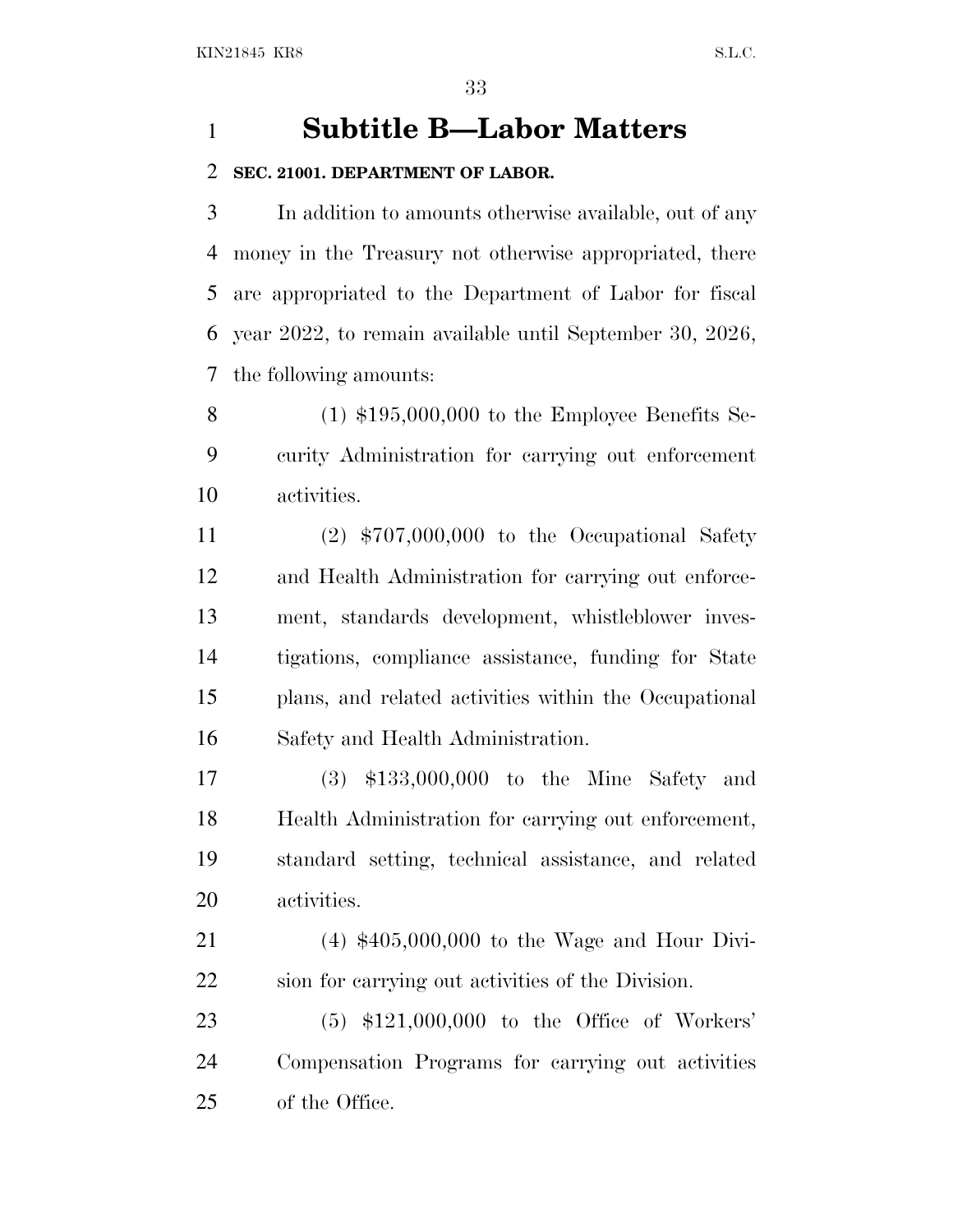# Subtitle B—Labor Matters

**SEC. 21001. DEPARTMENT OF LABOR.**

In addition to amounts otherwise available, out of any money in the Treasury not otherwise appropriated, there are appropriated to the Department of Labor for fiscal year 2022, to remain available until September 30, 2026, the following amounts:

(1) $195,000,000 to the Employee Benefits Security Administration for carrying out enforcement activities.

(2) $707,000,000 to the Occupational Safety and Health Administration for carrying out enforcement, standards development, whistleblower investigations, compliance assistance, funding for State plans, and related activities within the Occupational Safety and Health Administration.

(3) $133,000,000 to the Mine Safety and Health Administration for carrying out enforcement, standard setting, technical assistance, and related activities.

(4) $405,000,000 to the Wage and Hour Division for carrying out activities of the Division.

(5) $121,000,000 to the Office of Workers' Compensation Programs for carrying out activities of the Office.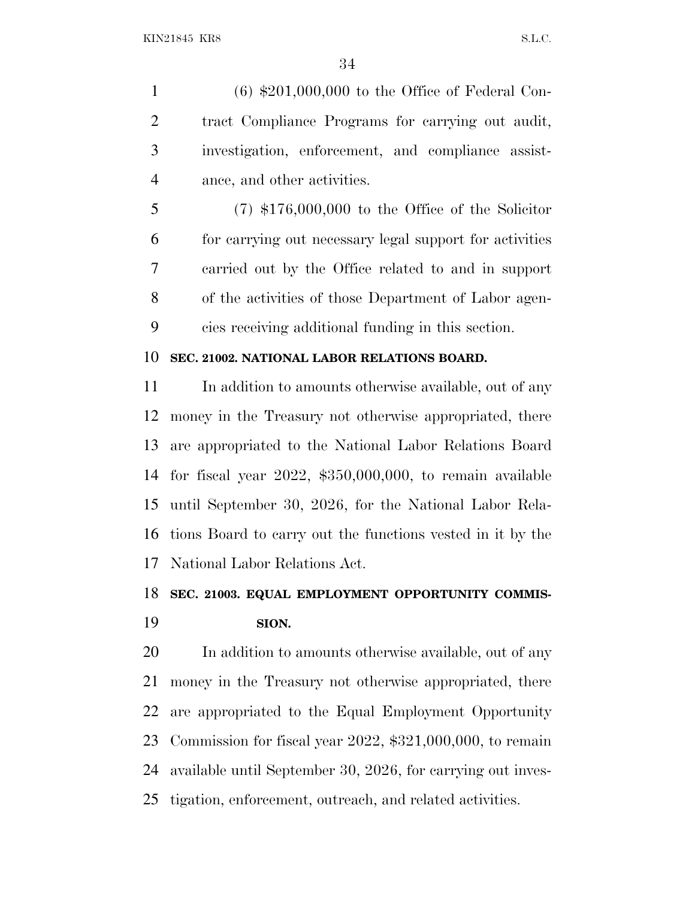(6) $201,000,000 to the Office of Federal Contract Compliance Programs for carrying out audit, investigation, enforcement, and compliance assistance, and other activities.

(7) $176,000,000 to the Office of the Solicitor for carrying out necessary legal support for activities carried out by the Office related to and in support of the activities of those Department of Labor agencies receiving additional funding in this section.

**SEC. 21002. NATIONAL LABOR RELATIONS BOARD.**

In addition to amounts otherwise available, out of any money in the Treasury not otherwise appropriated, there are appropriated to the National Labor Relations Board for fiscal year 2022, $350,000,000, to remain available until September 30, 2026, for the National Labor Relations Board to carry out the functions vested in it by the National Labor Relations Act.

**SEC. 21003. EQUAL EMPLOYMENT OPPORTUNITY COMMISSION.**

In addition to amounts otherwise available, out of any money in the Treasury not otherwise appropriated, there are appropriated to the Equal Employment Opportunity Commission for fiscal year 2022, $321,000,000, to remain available until September 30, 2026, for carrying out investigation, enforcement, outreach, and related activities.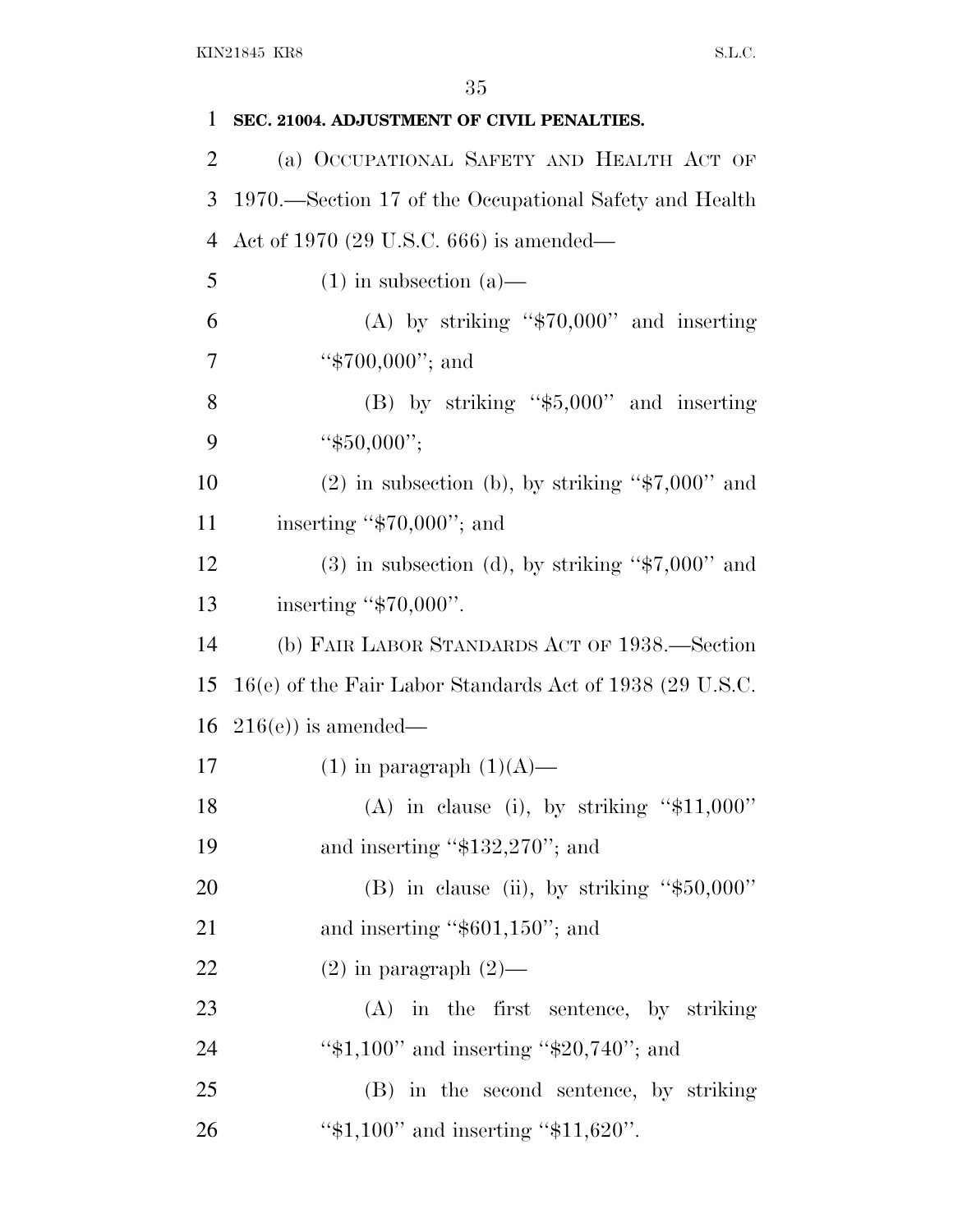**SEC. 21004. ADJUSTMENT OF CIVIL PENALTIES.**

(a) OCCUPATIONAL SAFETY AND HEALTH ACT OF 1970.—Section 17 of the Occupational Safety and Health Act of 1970 (29 U.S.C. 666) is amended—

(1) in subsection (a)—

(A) by striking ''$70,000'' and inserting ''$700,000''; and

(B) by striking ''$5,000'' and inserting ''$50,000'';

(2) in subsection (b), by striking ''$7,000'' and inserting ''$70,000''; and

(3) in subsection (d), by striking ''$7,000'' and inserting ''$70,000''.

(b) FAIR LABOR STANDARDS ACT OF 1938.—Section 16(e) of the Fair Labor Standards Act of 1938 (29 U.S.C. 216(e)) is amended—

(1) in paragraph (1)(A)—

(A) in clause (i), by striking ''$11,000'' and inserting ''$132,270''; and

(B) in clause (ii), by striking ''$50,000'' and inserting ''$601,150''; and

(2) in paragraph (2)—

(A) in the first sentence, by striking ''$1,100'' and inserting ''$20,740''; and

(B) in the second sentence, by striking ''$1,100'' and inserting ''$11,620''.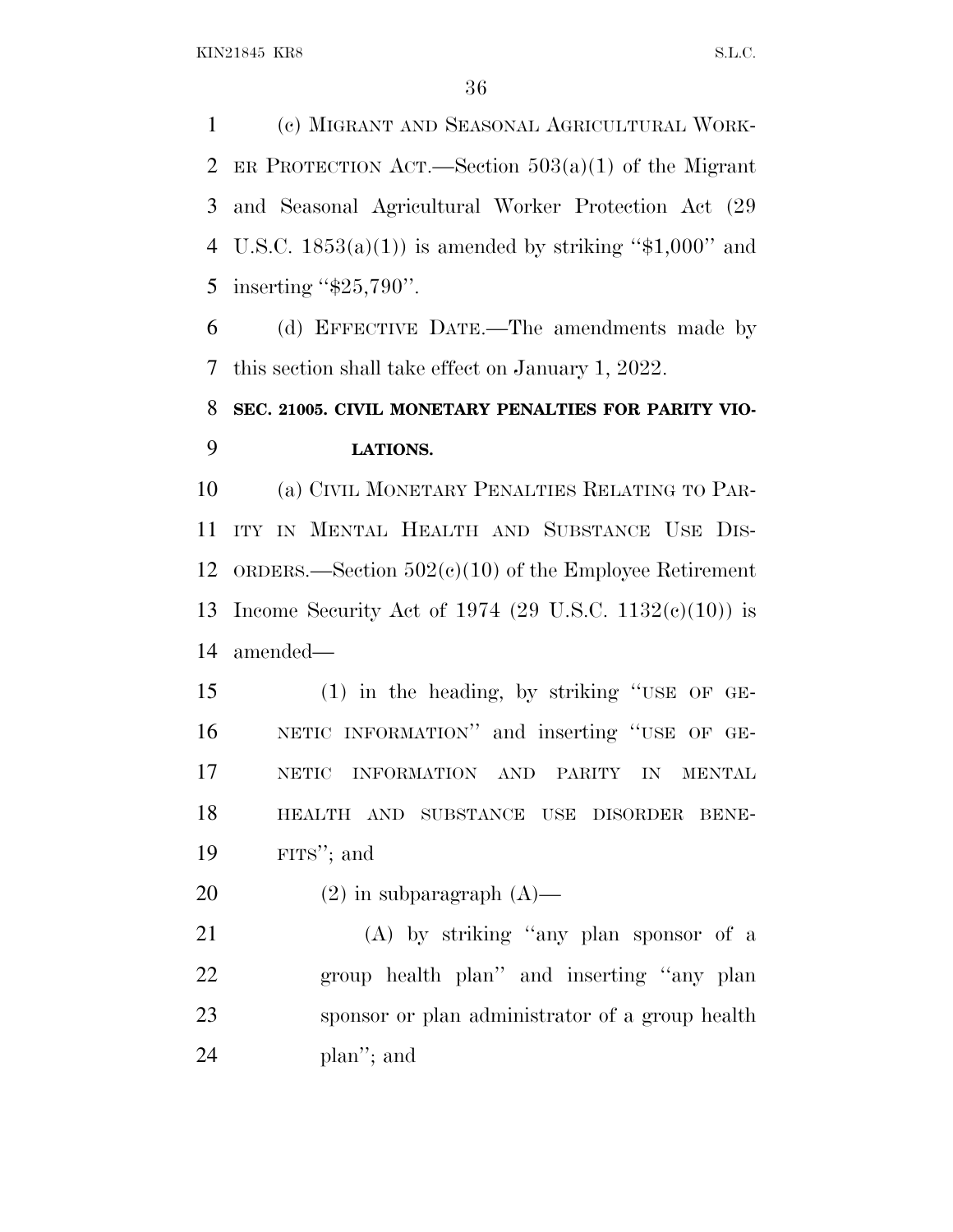(c) MIGRANT AND SEASONAL AGRICULTURAL WORKER PROTECTION ACT.—Section 503(a)(1) of the Migrant and Seasonal Agricultural Worker Protection Act (29 U.S.C. 1853(a)(1)) is amended by striking ''$1,000'' and inserting ''$25,790''.

(d) EFFECTIVE DATE.—The amendments made by this section shall take effect on January 1, 2022.

**SEC. 21005. CIVIL MONETARY PENALTIES FOR PARITY VIOLATIONS.**

(a) CIVIL MONETARY PENALTIES RELATING TO PARITY IN MENTAL HEALTH AND SUBSTANCE USE DISORDERS.—Section 502(c)(10) of the Employee Retirement Income Security Act of 1974 (29 U.S.C. 1132(c)(10)) is amended—

(1) in the heading, by striking ''USE OF GENETIC INFORMATION'' and inserting ''USE OF GENETIC INFORMATION AND PARITY IN MENTAL HEALTH AND SUBSTANCE USE DISORDER BENEFITS''; and

(2) in subparagraph (A)—

(A) by striking ''any plan sponsor of a group health plan'' and inserting ''any plan sponsor or plan administrator of a group health plan''; and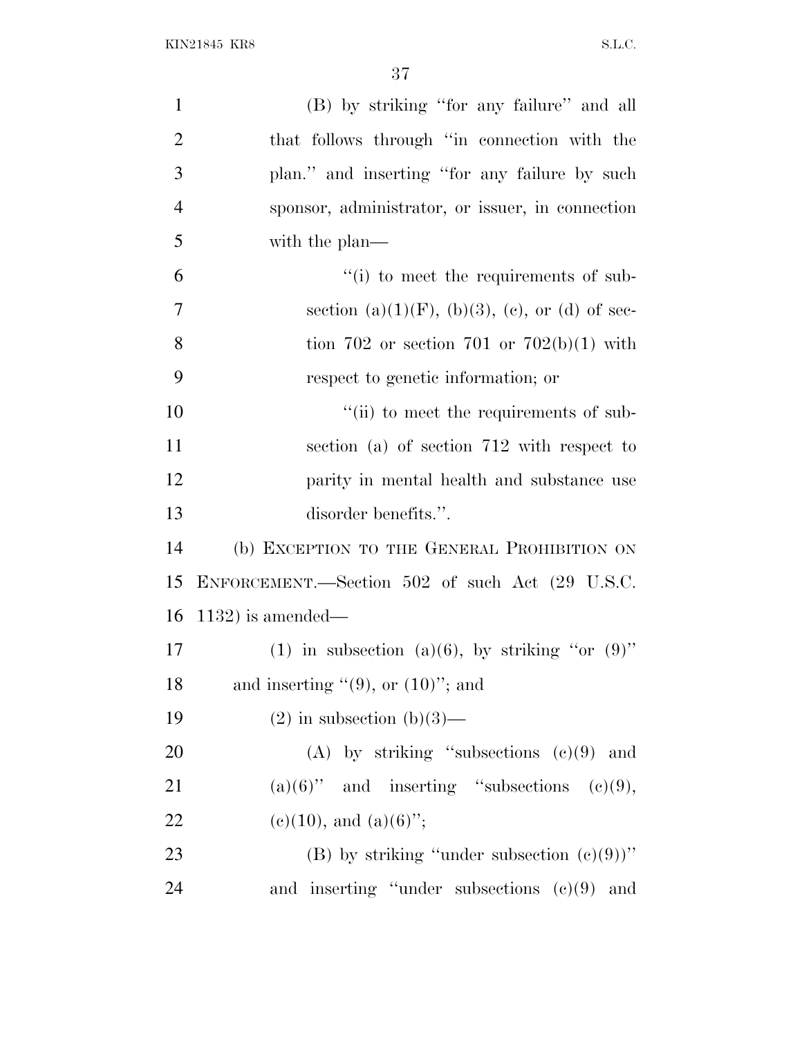(B) by striking "for any failure" and all that follows through "in connection with the plan." and inserting "for any failure by such sponsor, administrator, or issuer, in connection with the plan—

"(i) to meet the requirements of subsection (a)(1)(F), (b)(3), (c), or (d) of section 702 or section 701 or 702(b)(1) with respect to genetic information; or

"(ii) to meet the requirements of subsection (a) of section 712 with respect to parity in mental health and substance use disorder benefits.".

(b) EXCEPTION TO THE GENERAL PROHIBITION ON ENFORCEMENT.—Section 502 of such Act (29 U.S.C. 1132) is amended—

(1) in subsection (a)(6), by striking "or (9)" and inserting "(9), or (10)"; and

(2) in subsection (b)(3)—

(A) by striking "subsections (c)(9) and (a)(6)" and inserting "subsections (c)(9), (c)(10), and (a)(6)";

(B) by striking "under subsection (c)(9))" and inserting "under subsections (c)(9) and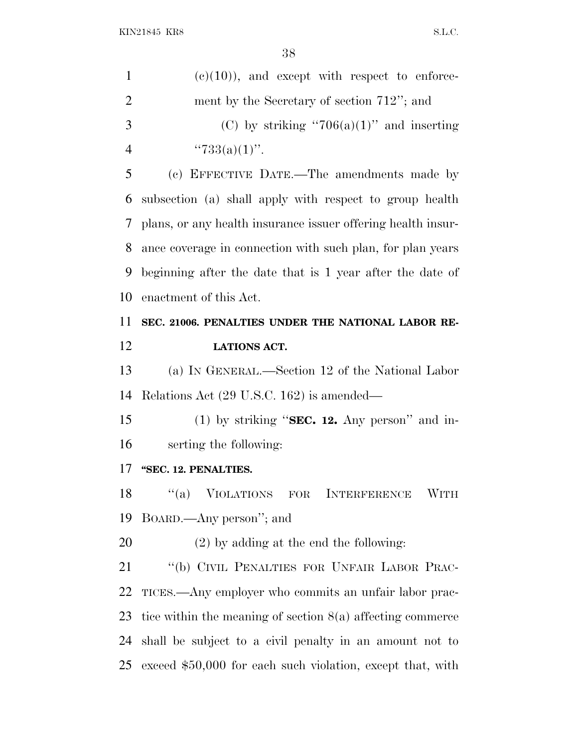(c)(10)), and except with respect to enforcement by the Secretary of section 712''; and

(C) by striking ''706(a)(1)'' and inserting ''733(a)(1)''.

(c) EFFECTIVE DATE.—The amendments made by subsection (a) shall apply with respect to group health plans, or any health insurance issuer offering health insurance coverage in connection with such plan, for plan years beginning after the date that is 1 year after the date of enactment of this Act.

**SEC. 21006. PENALTIES UNDER THE NATIONAL LABOR RELATIONS ACT.**

(a) IN GENERAL.—Section 12 of the National Labor Relations Act (29 U.S.C. 162) is amended—

(1) by striking ''**SEC. 12.** Any person'' and inserting the following:

**''SEC. 12. PENALTIES.**

''(a) VIOLATIONS FOR INTERFERENCE WITH BOARD.—Any person''; and

(2) by adding at the end the following:

''(b) CIVIL PENALTIES FOR UNFAIR LABOR PRACTICES.—Any employer who commits an unfair labor practice within the meaning of section 8(a) affecting commerce shall be subject to a civil penalty in an amount not to exceed $50,000 for each such violation, except that, with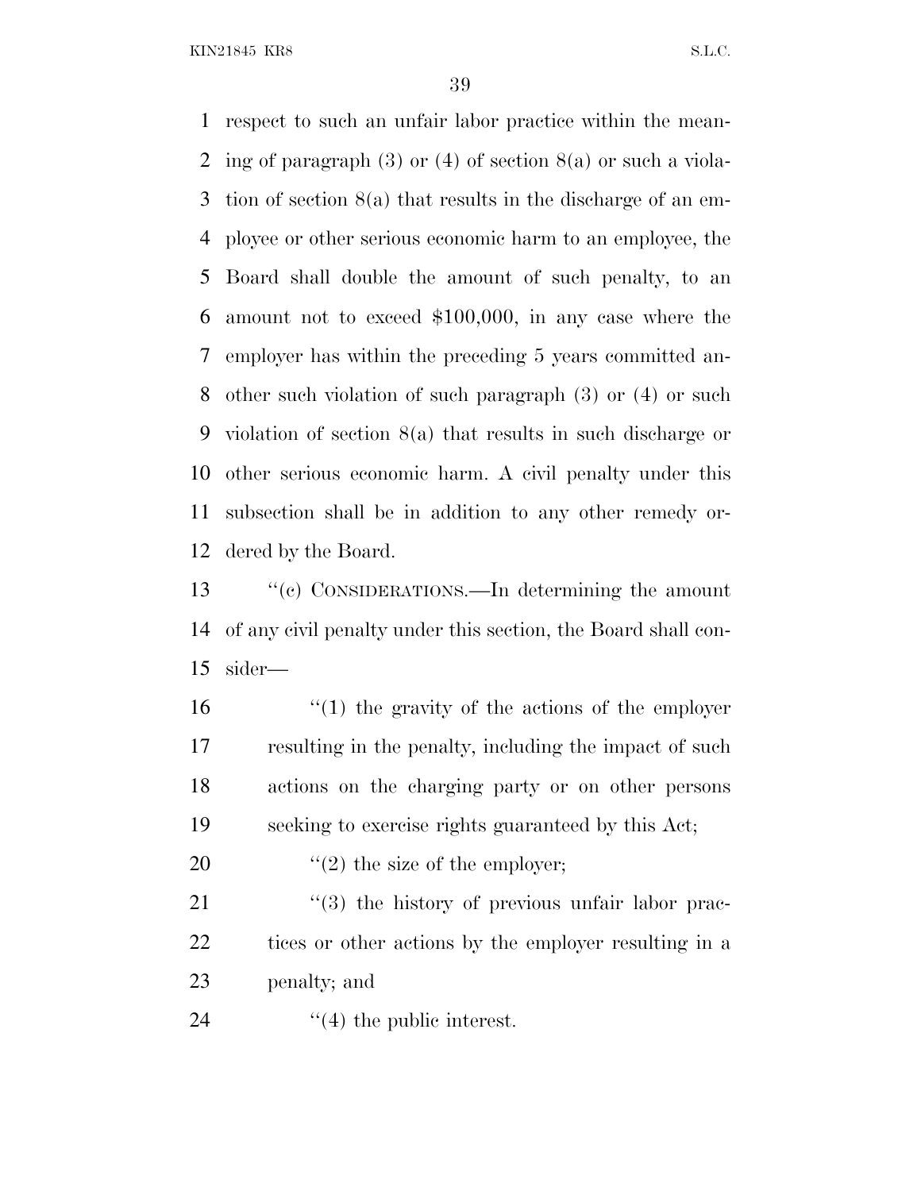respect to such an unfair labor practice within the meaning of paragraph (3) or (4) of section 8(a) or such a violation of section 8(a) that results in the discharge of an employee or other serious economic harm to an employee, the Board shall double the amount of such penalty, to an amount not to exceed $100,000, in any case where the employer has within the preceding 5 years committed another such violation of such paragraph (3) or (4) or such violation of section 8(a) that results in such discharge or other serious economic harm. A civil penalty under this subsection shall be in addition to any other remedy ordered by the Board.

''(c) CONSIDERATIONS.—In determining the amount of any civil penalty under this section, the Board shall consider—

''(1) the gravity of the actions of the employer resulting in the penalty, including the impact of such actions on the charging party or on other persons seeking to exercise rights guaranteed by this Act;

''(2) the size of the employer;

''(3) the history of previous unfair labor practices or other actions by the employer resulting in a penalty; and

''(4) the public interest.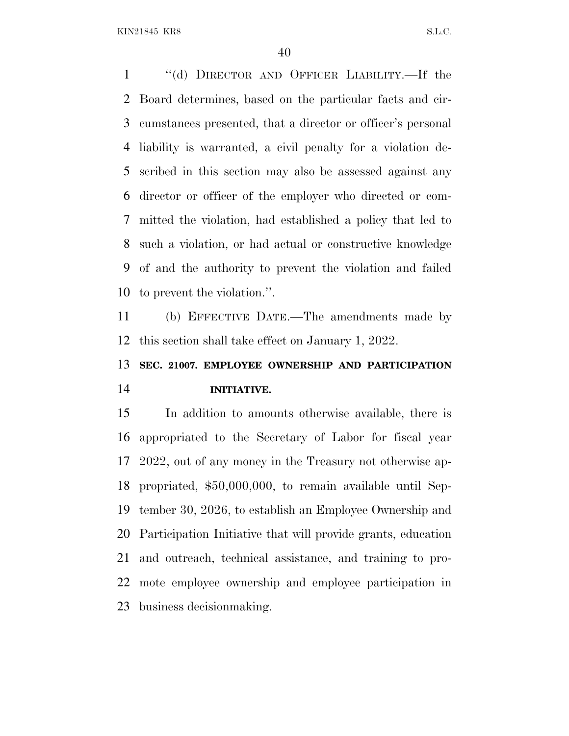"(d) DIRECTOR AND OFFICER LIABILITY.—If the Board determines, based on the particular facts and circumstances presented, that a director or officer's personal liability is warranted, a civil penalty for a violation described in this section may also be assessed against any director or officer of the employer who directed or committed the violation, had established a policy that led to such a violation, or had actual or constructive knowledge of and the authority to prevent the violation and failed to prevent the violation.".

(b) EFFECTIVE DATE.—The amendments made by this section shall take effect on January 1, 2022.

**SEC. 21007. EMPLOYEE OWNERSHIP AND PARTICIPATION INITIATIVE.**

In addition to amounts otherwise available, there is appropriated to the Secretary of Labor for fiscal year 2022, out of any money in the Treasury not otherwise appropriated, $50,000,000, to remain available until September 30, 2026, to establish an Employee Ownership and Participation Initiative that will provide grants, education and outreach, technical assistance, and training to promote employee ownership and employee participation in business decisionmaking.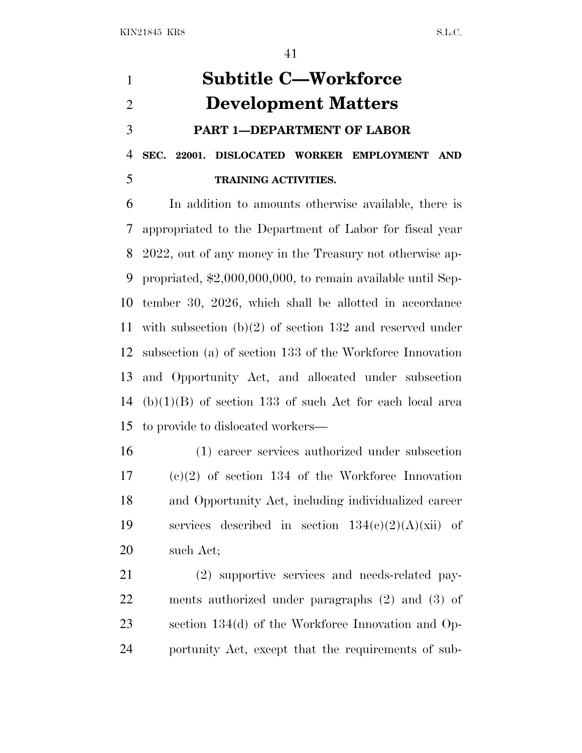# Subtitle C—Workforce Development Matters

## PART 1—DEPARTMENT OF LABOR

### SEC. 22001. DISLOCATED WORKER EMPLOYMENT AND TRAINING ACTIVITIES.

In addition to amounts otherwise available, there is appropriated to the Department of Labor for fiscal year 2022, out of any money in the Treasury not otherwise appropriated, $2,000,000,000, to remain available until September 30, 2026, which shall be allotted in accordance with subsection (b)(2) of section 132 and reserved under subsection (a) of section 133 of the Workforce Innovation and Opportunity Act, and allocated under subsection (b)(1)(B) of section 133 of such Act for each local area to provide to dislocated workers—

(1) career services authorized under subsection (c)(2) of section 134 of the Workforce Innovation and Opportunity Act, including individualized career services described in section 134(c)(2)(A)(xii) of such Act;

(2) supportive services and needs-related payments authorized under paragraphs (2) and (3) of section 134(d) of the Workforce Innovation and Opportunity Act, except that the requirements of sub-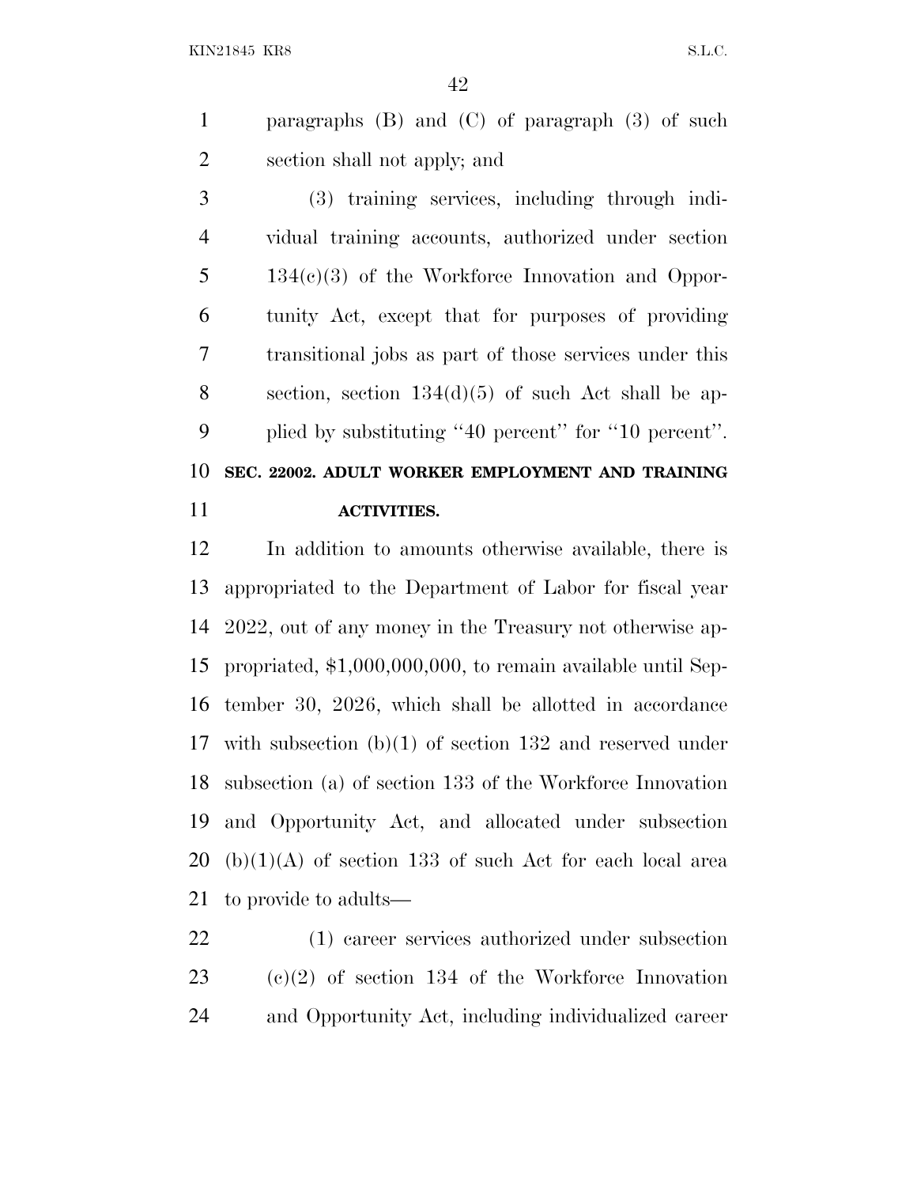paragraphs (B) and (C) of paragraph (3) of such section shall not apply; and

(3) training services, including through individual training accounts, authorized under section 134(c)(3) of the Workforce Innovation and Opportunity Act, except that for purposes of providing transitional jobs as part of those services under this section, section 134(d)(5) of such Act shall be applied by substituting ''40 percent'' for ''10 percent''.

## SEC. 22002. ADULT WORKER EMPLOYMENT AND TRAINING ACTIVITIES.

In addition to amounts otherwise available, there is appropriated to the Department of Labor for fiscal year 2022, out of any money in the Treasury not otherwise appropriated, $1,000,000,000, to remain available until September 30, 2026, which shall be allotted in accordance with subsection (b)(1) of section 132 and reserved under subsection (a) of section 133 of the Workforce Innovation and Opportunity Act, and allocated under subsection (b)(1)(A) of section 133 of such Act for each local area to provide to adults—

(1) career services authorized under subsection (c)(2) of section 134 of the Workforce Innovation and Opportunity Act, including individualized career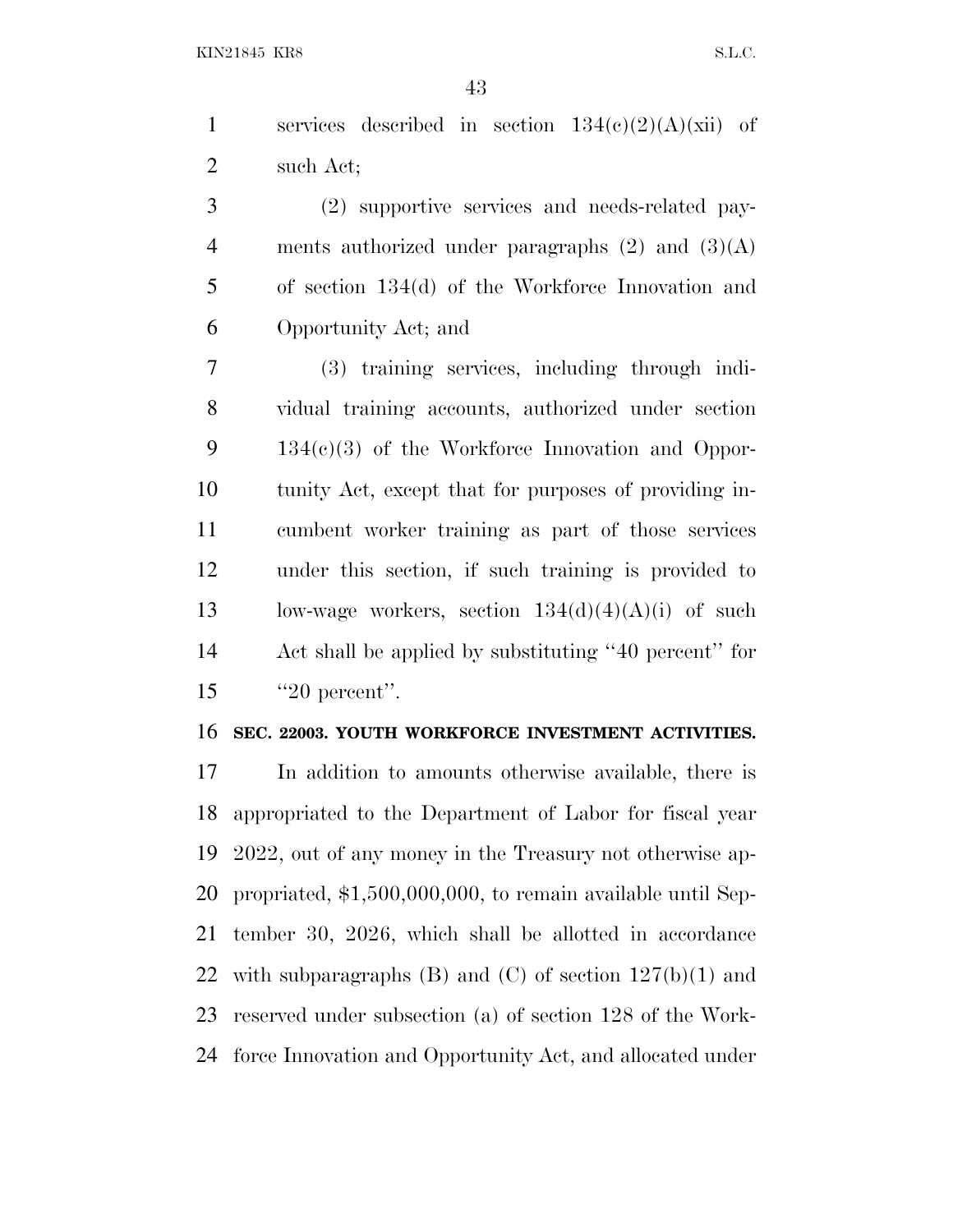services described in section 134(c)(2)(A)(xii) of such Act;

(2) supportive services and needs-related payments authorized under paragraphs (2) and (3)(A) of section 134(d) of the Workforce Innovation and Opportunity Act; and

(3) training services, including through individual training accounts, authorized under section 134(c)(3) of the Workforce Innovation and Opportunity Act, except that for purposes of providing incumbent worker training as part of those services under this section, if such training is provided to low-wage workers, section 134(d)(4)(A)(i) of such Act shall be applied by substituting ''40 percent'' for ''20 percent''.

**SEC. 22003. YOUTH WORKFORCE INVESTMENT ACTIVITIES.**

In addition to amounts otherwise available, there is appropriated to the Department of Labor for fiscal year 2022, out of any money in the Treasury not otherwise appropriated, $1,500,000,000, to remain available until September 30, 2026, which shall be allotted in accordance with subparagraphs (B) and (C) of section 127(b)(1) and reserved under subsection (a) of section 128 of the Workforce Innovation and Opportunity Act, and allocated under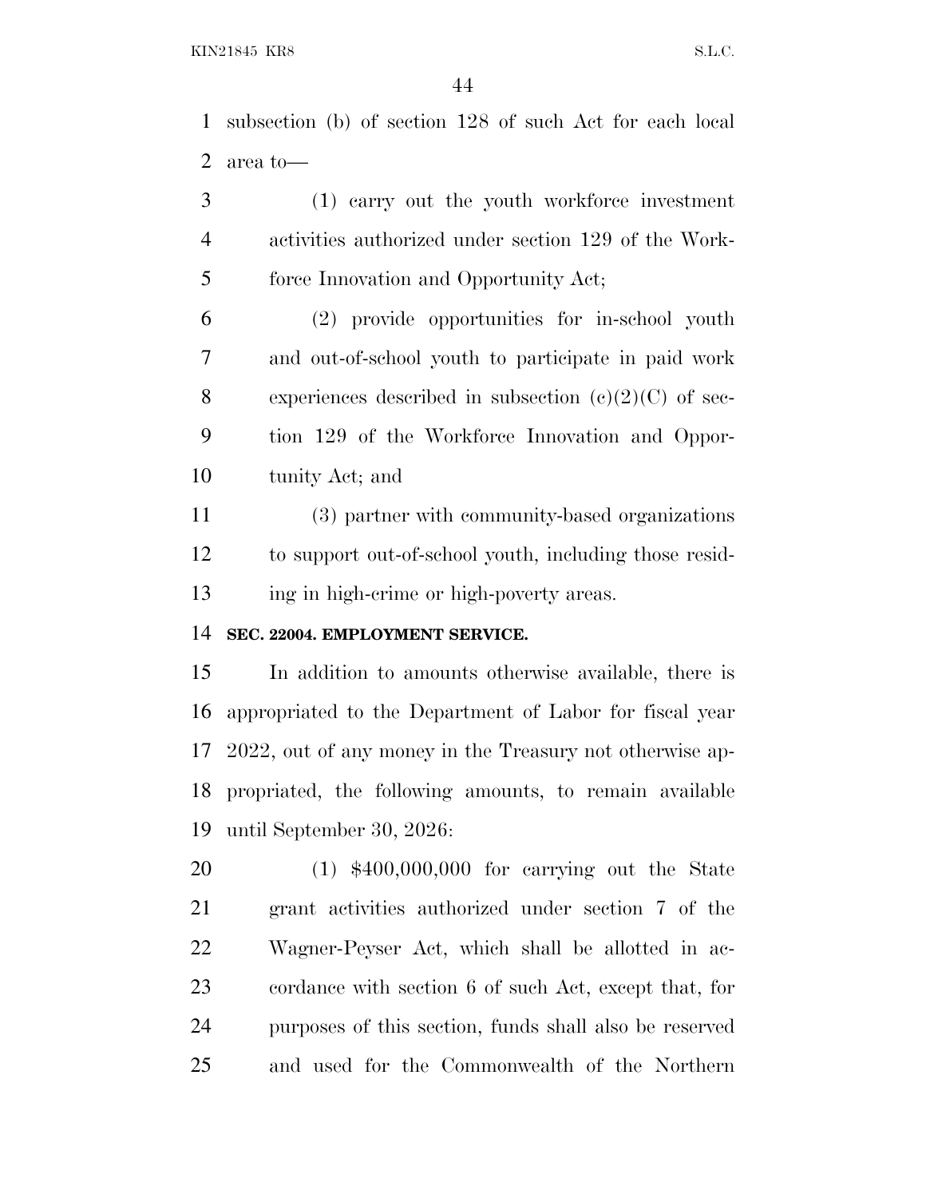subsection (b) of section 128 of such Act for each local area to—

(1) carry out the youth workforce investment activities authorized under section 129 of the Workforce Innovation and Opportunity Act;

(2) provide opportunities for in-school youth and out-of-school youth to participate in paid work experiences described in subsection (c)(2)(C) of section 129 of the Workforce Innovation and Opportunity Act; and

(3) partner with community-based organizations to support out-of-school youth, including those residing in high-crime or high-poverty areas.

**SEC. 22004. EMPLOYMENT SERVICE.**

In addition to amounts otherwise available, there is appropriated to the Department of Labor for fiscal year 2022, out of any money in the Treasury not otherwise appropriated, the following amounts, to remain available until September 30, 2026:

(1) $400,000,000 for carrying out the State grant activities authorized under section 7 of the Wagner-Peyser Act, which shall be allotted in accordance with section 6 of such Act, except that, for purposes of this section, funds shall also be reserved and used for the Commonwealth of the Northern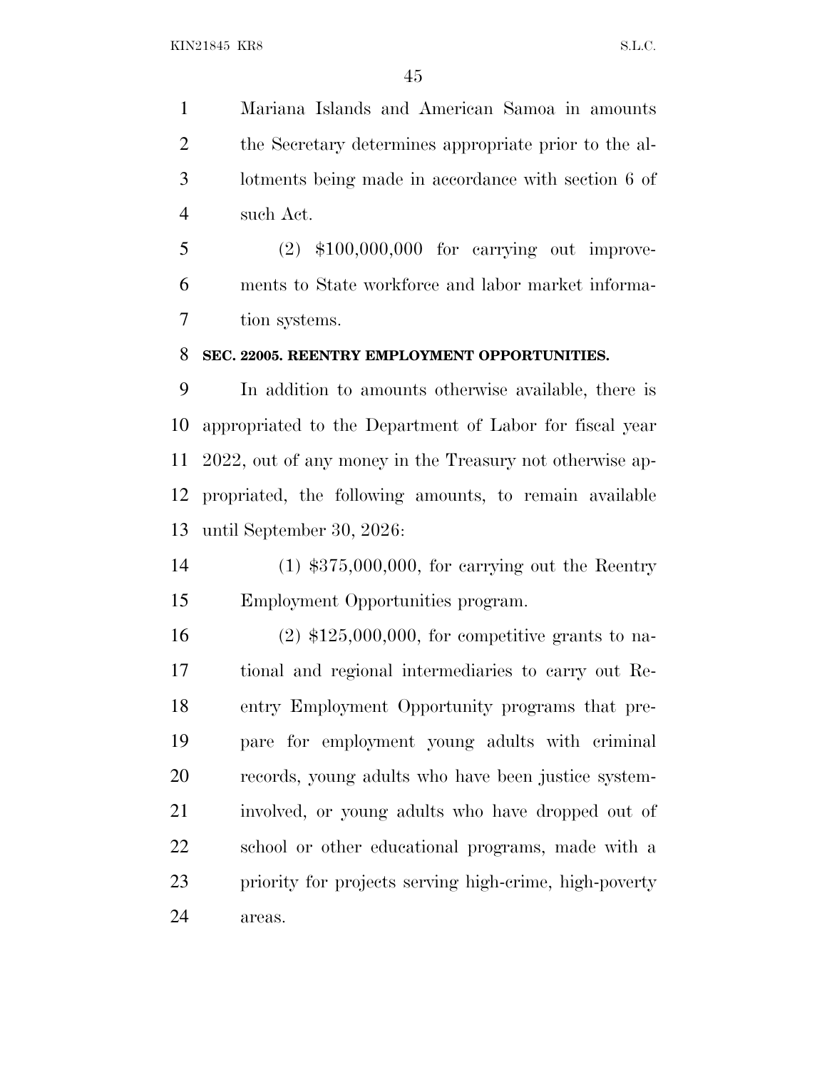Mariana Islands and American Samoa in amounts the Secretary determines appropriate prior to the allotments being made in accordance with section 6 of such Act.

(2) $100,000,000 for carrying out improvements to State workforce and labor market information systems.

**SEC. 22005. REENTRY EMPLOYMENT OPPORTUNITIES.**

In addition to amounts otherwise available, there is appropriated to the Department of Labor for fiscal year 2022, out of any money in the Treasury not otherwise appropriated, the following amounts, to remain available until September 30, 2026:

(1) $375,000,000, for carrying out the Reentry Employment Opportunities program.

(2) $125,000,000, for competitive grants to national and regional intermediaries to carry out Reentry Employment Opportunity programs that prepare for employment young adults with criminal records, young adults who have been justice system-involved, or young adults who have dropped out of school or other educational programs, made with a priority for projects serving high-crime, high-poverty areas.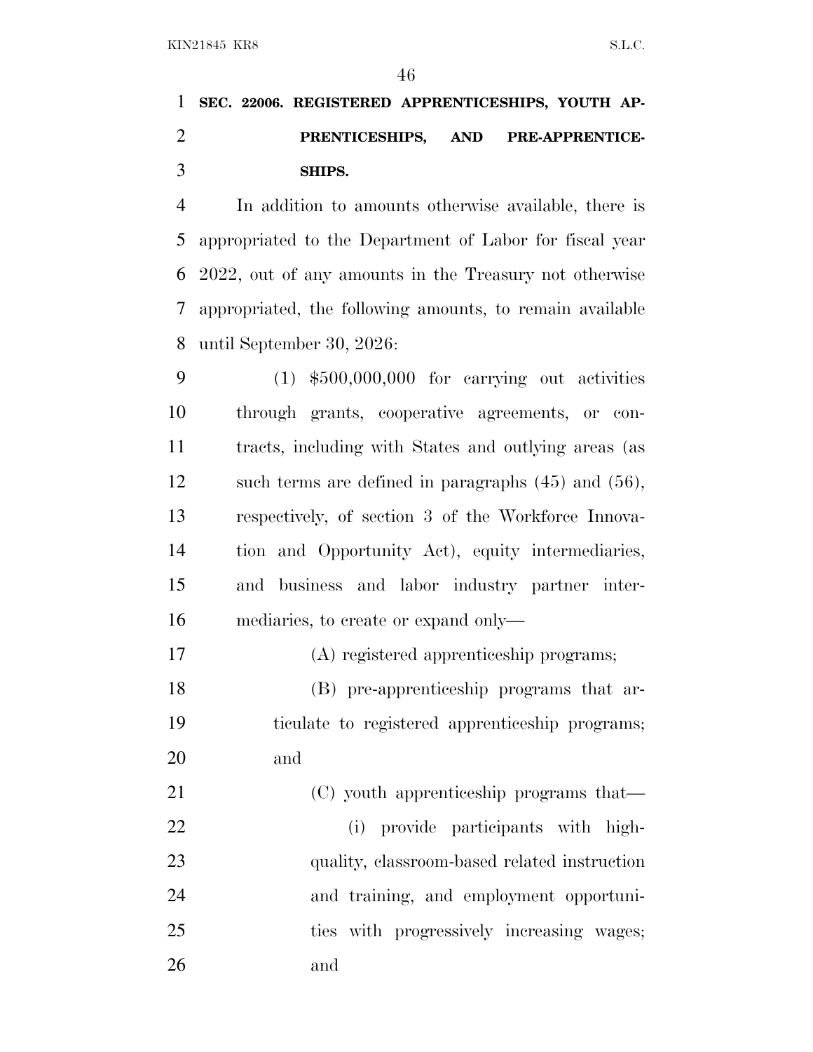## SEC. 22006. REGISTERED APPRENTICESHIPS, YOUTH APPRENTICESHIPS, AND PRE-APPRENTICESHIPS.

In addition to amounts otherwise available, there is appropriated to the Department of Labor for fiscal year 2022, out of any amounts in the Treasury not otherwise appropriated, the following amounts, to remain available until September 30, 2026:

(1) $500,000,000 for carrying out activities through grants, cooperative agreements, or contracts, including with States and outlying areas (as such terms are defined in paragraphs (45) and (56), respectively, of section 3 of the Workforce Innovation and Opportunity Act), equity intermediaries, and business and labor industry partner intermediaries, to create or expand only—

(A) registered apprenticeship programs;

(B) pre-apprenticeship programs that articulate to registered apprenticeship programs; and

(C) youth apprenticeship programs that—

(i) provide participants with high-quality, classroom-based related instruction and training, and employment opportunities with progressively increasing wages; and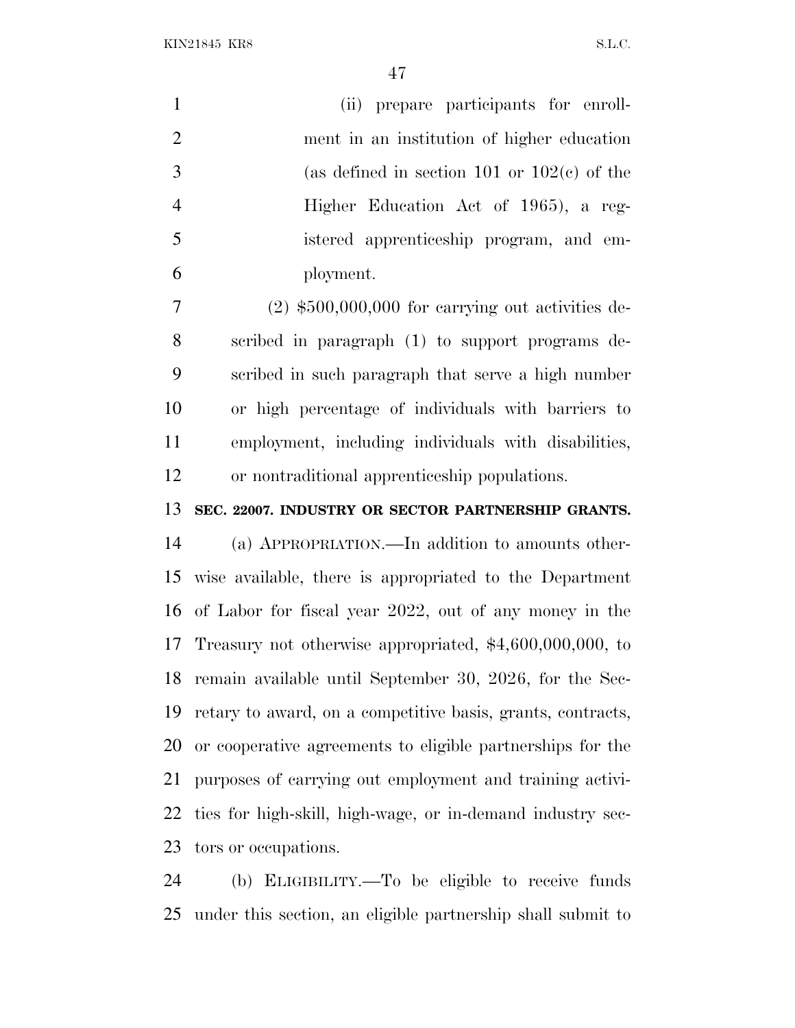(ii) prepare participants for enrollment in an institution of higher education (as defined in section 101 or 102(c) of the Higher Education Act of 1965), a registered apprenticeship program, and employment.

(2) $500,000,000 for carrying out activities described in paragraph (1) to support programs described in such paragraph that serve a high number or high percentage of individuals with barriers to employment, including individuals with disabilities, or nontraditional apprenticeship populations.

**SEC. 22007. INDUSTRY OR SECTOR PARTNERSHIP GRANTS.**

(a) APPROPRIATION.—In addition to amounts otherwise available, there is appropriated to the Department of Labor for fiscal year 2022, out of any money in the Treasury not otherwise appropriated, $4,600,000,000, to remain available until September 30, 2026, for the Secretary to award, on a competitive basis, grants, contracts, or cooperative agreements to eligible partnerships for the purposes of carrying out employment and training activities for high-skill, high-wage, or in-demand industry sectors or occupations.

(b) ELIGIBILITY.—To be eligible to receive funds under this section, an eligible partnership shall submit to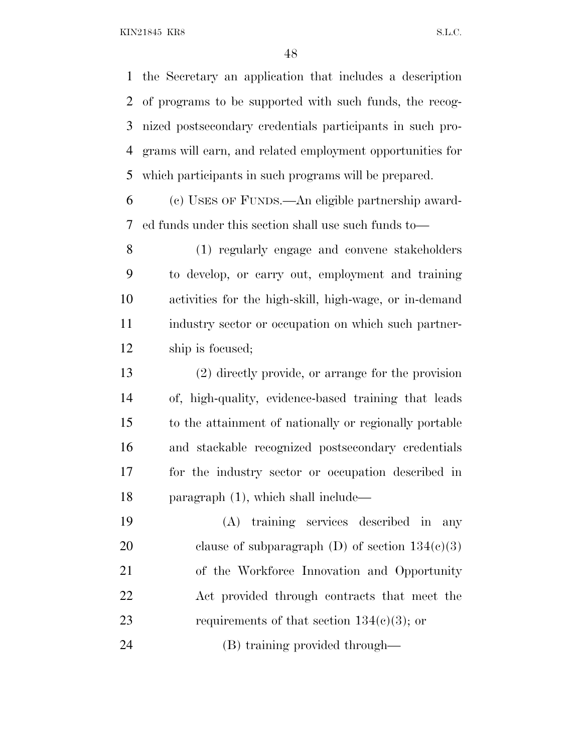the Secretary an application that includes a description of programs to be supported with such funds, the recognized postsecondary credentials participants in such programs will earn, and related employment opportunities for which participants in such programs will be prepared.

(c) USES OF FUNDS.—An eligible partnership awarded funds under this section shall use such funds to—

(1) regularly engage and convene stakeholders to develop, or carry out, employment and training activities for the high-skill, high-wage, or in-demand industry sector or occupation on which such partnership is focused;

(2) directly provide, or arrange for the provision of, high-quality, evidence-based training that leads to the attainment of nationally or regionally portable and stackable recognized postsecondary credentials for the industry sector or occupation described in paragraph (1), which shall include—

(A) training services described in any clause of subparagraph (D) of section 134(c)(3) of the Workforce Innovation and Opportunity Act provided through contracts that meet the requirements of that section 134(c)(3); or

(B) training provided through—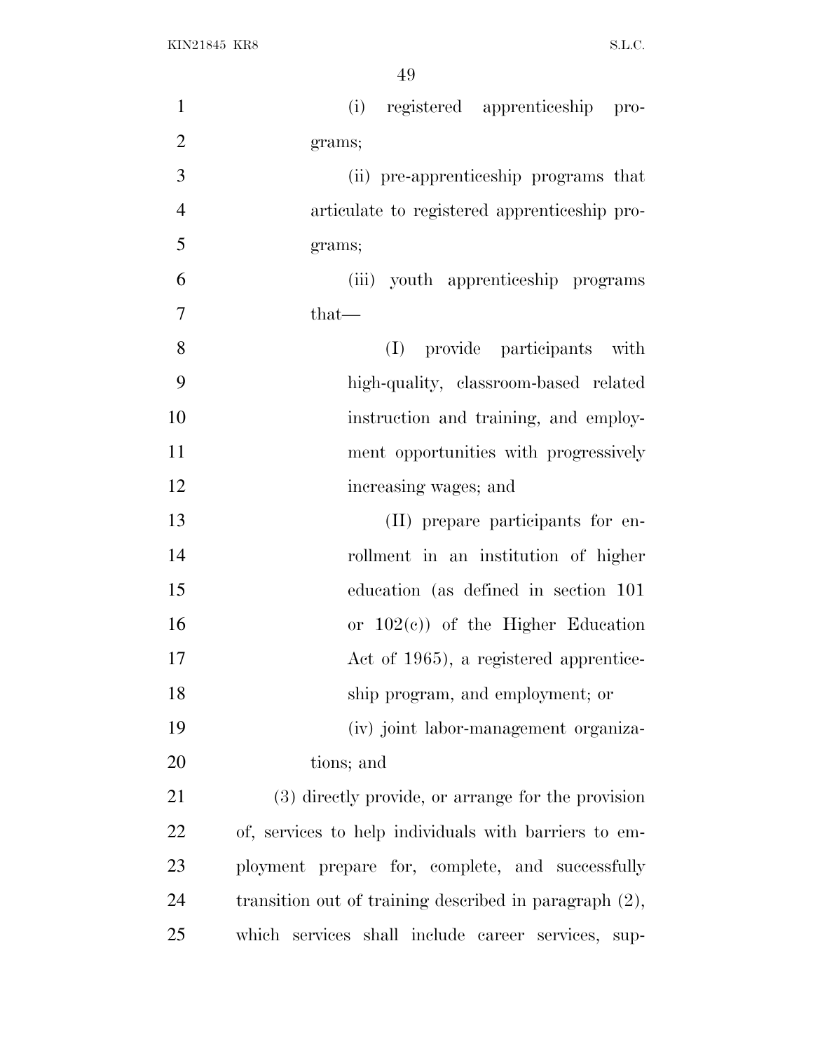(i) registered apprenticeship programs;

(ii) pre-apprenticeship programs that articulate to registered apprenticeship programs;

(iii) youth apprenticeship programs that—

(I) provide participants with high-quality, classroom-based related instruction and training, and employment opportunities with progressively increasing wages; and

(II) prepare participants for enrollment in an institution of higher education (as defined in section 101 or 102(c)) of the Higher Education Act of 1965), a registered apprenticeship program, and employment; or

(iv) joint labor-management organizations; and

(3) directly provide, or arrange for the provision of, services to help individuals with barriers to employment prepare for, complete, and successfully transition out of training described in paragraph (2), which services shall include career services, sup-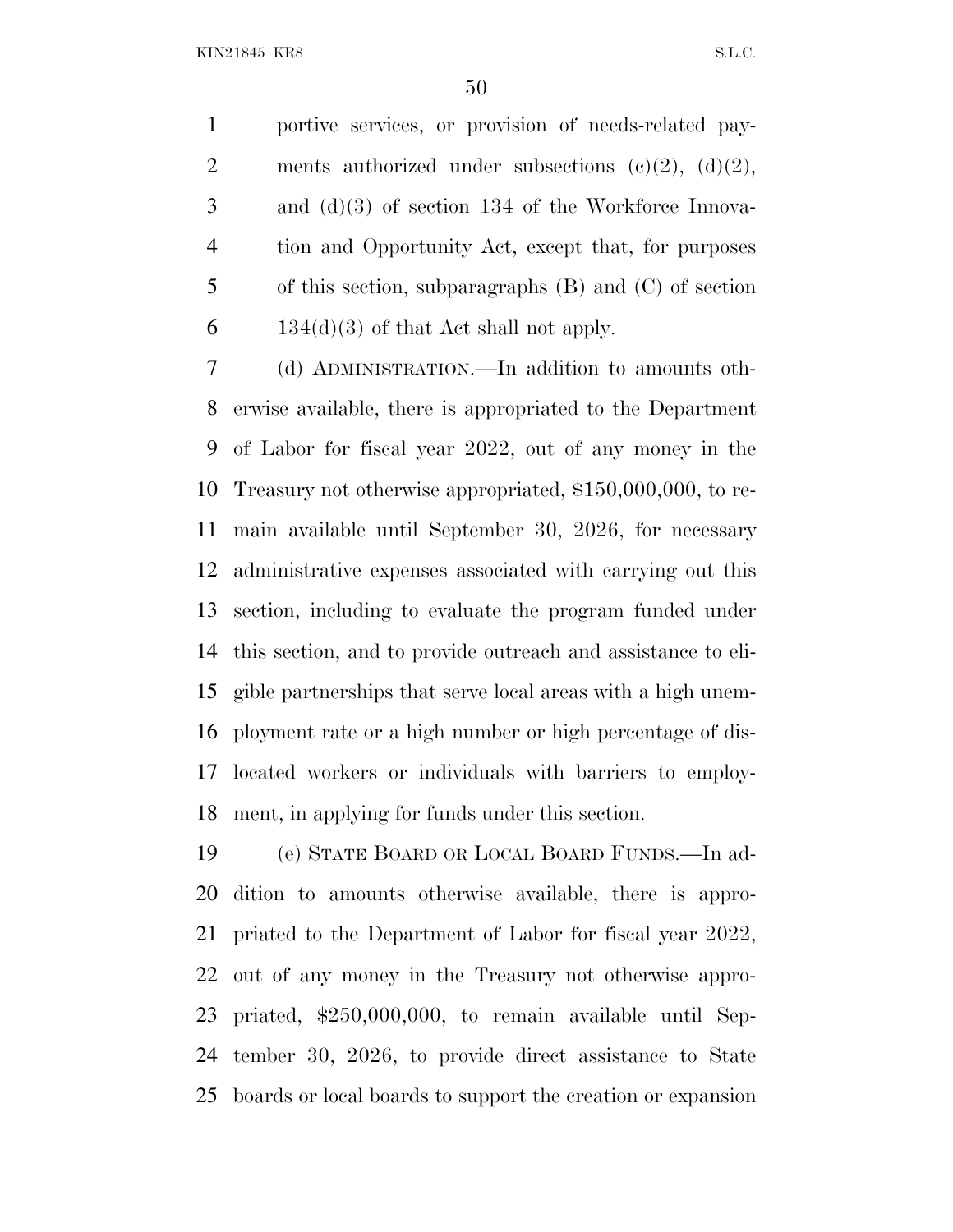portive services, or provision of needs-related payments authorized under subsections (c)(2), (d)(2), and (d)(3) of section 134 of the Workforce Innovation and Opportunity Act, except that, for purposes of this section, subparagraphs (B) and (C) of section 134(d)(3) of that Act shall not apply.

(d) ADMINISTRATION.—In addition to amounts otherwise available, there is appropriated to the Department of Labor for fiscal year 2022, out of any money in the Treasury not otherwise appropriated, $150,000,000, to remain available until September 30, 2026, for necessary administrative expenses associated with carrying out this section, including to evaluate the program funded under this section, and to provide outreach and assistance to eligible partnerships that serve local areas with a high unemployment rate or a high number or high percentage of dislocated workers or individuals with barriers to employment, in applying for funds under this section.

(e) STATE BOARD OR LOCAL BOARD FUNDS.—In addition to amounts otherwise available, there is appropriated to the Department of Labor for fiscal year 2022, out of any money in the Treasury not otherwise appropriated, $250,000,000, to remain available until September 30, 2026, to provide direct assistance to State boards or local boards to support the creation or expansion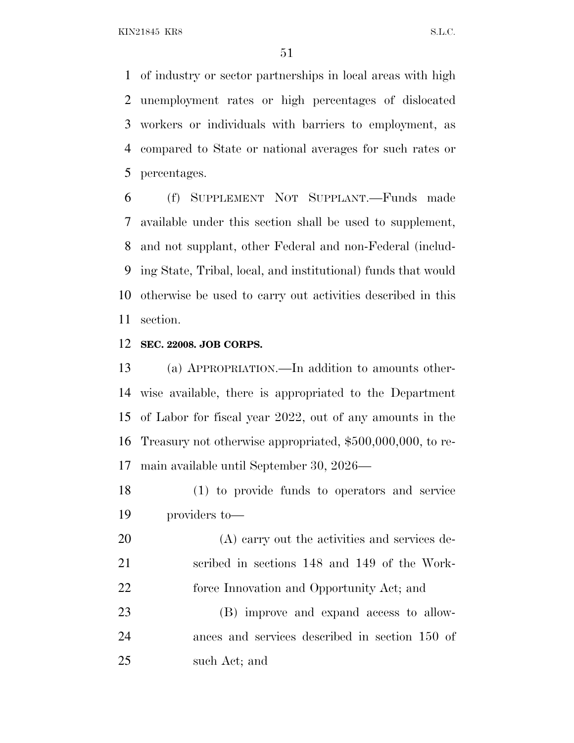of industry or sector partnerships in local areas with high unemployment rates or high percentages of dislocated workers or individuals with barriers to employment, as compared to State or national averages for such rates or percentages.

(f) SUPPLEMENT NOT SUPPLANT.—Funds made available under this section shall be used to supplement, and not supplant, other Federal and non-Federal (including State, Tribal, local, and institutional) funds that would otherwise be used to carry out activities described in this section.

**SEC. 22008. JOB CORPS.**

(a) APPROPRIATION.—In addition to amounts otherwise available, there is appropriated to the Department of Labor for fiscal year 2022, out of any amounts in the Treasury not otherwise appropriated, $500,000,000, to remain available until September 30, 2026—

(1) to provide funds to operators and service providers to—

(A) carry out the activities and services described in sections 148 and 149 of the Workforce Innovation and Opportunity Act; and

(B) improve and expand access to allowances and services described in section 150 of such Act; and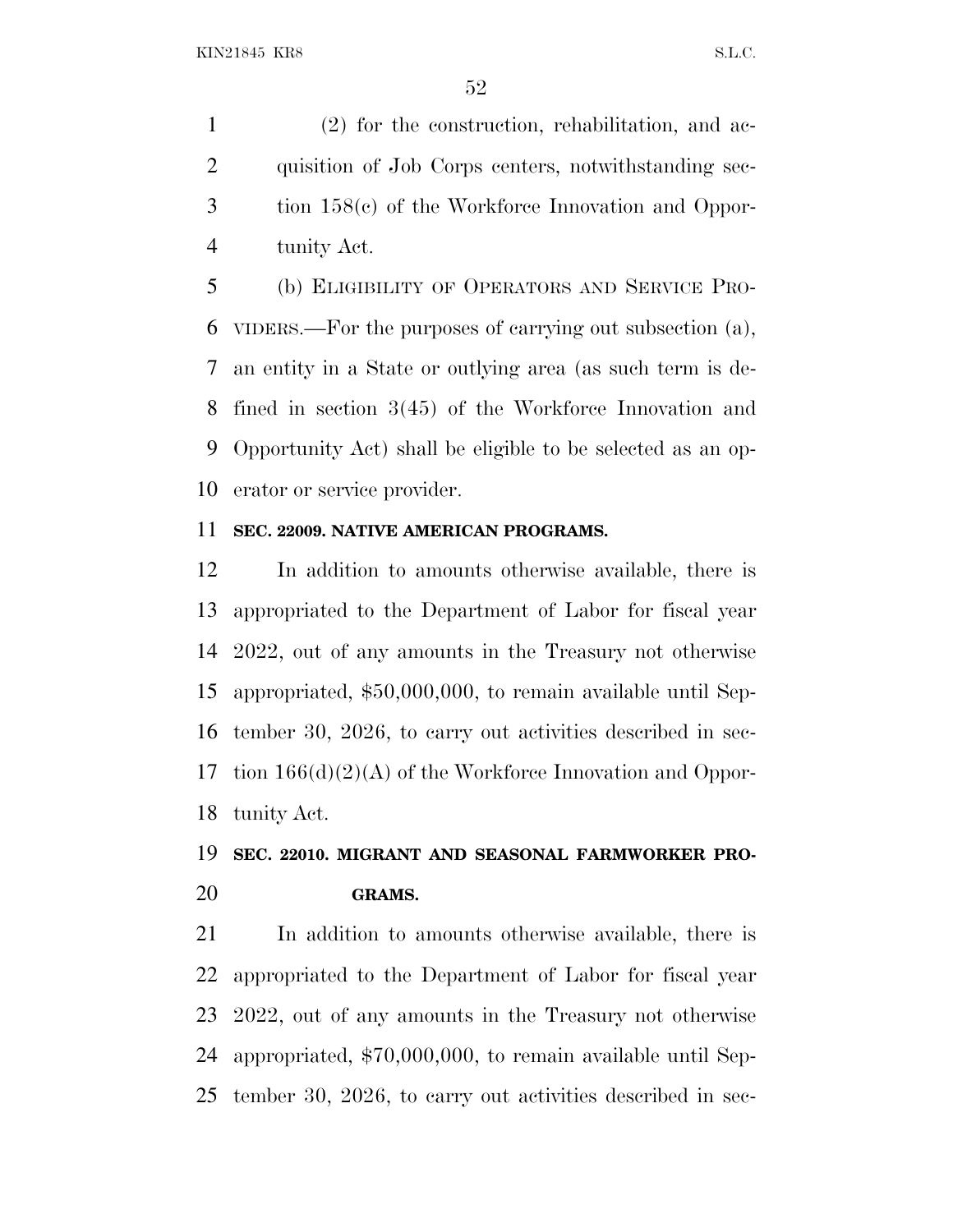(2) for the construction, rehabilitation, and acquisition of Job Corps centers, notwithstanding section 158(c) of the Workforce Innovation and Opportunity Act.

(b) ELIGIBILITY OF OPERATORS AND SERVICE PROVIDERS.—For the purposes of carrying out subsection (a), an entity in a State or outlying area (as such term is defined in section 3(45) of the Workforce Innovation and Opportunity Act) shall be eligible to be selected as an operator or service provider.

**SEC. 22009. NATIVE AMERICAN PROGRAMS.**

In addition to amounts otherwise available, there is appropriated to the Department of Labor for fiscal year 2022, out of any amounts in the Treasury not otherwise appropriated, $50,000,000, to remain available until September 30, 2026, to carry out activities described in section 166(d)(2)(A) of the Workforce Innovation and Opportunity Act.

**SEC. 22010. MIGRANT AND SEASONAL FARMWORKER PROGRAMS.**

In addition to amounts otherwise available, there is appropriated to the Department of Labor for fiscal year 2022, out of any amounts in the Treasury not otherwise appropriated, $70,000,000, to remain available until September 30, 2026, to carry out activities described in sec-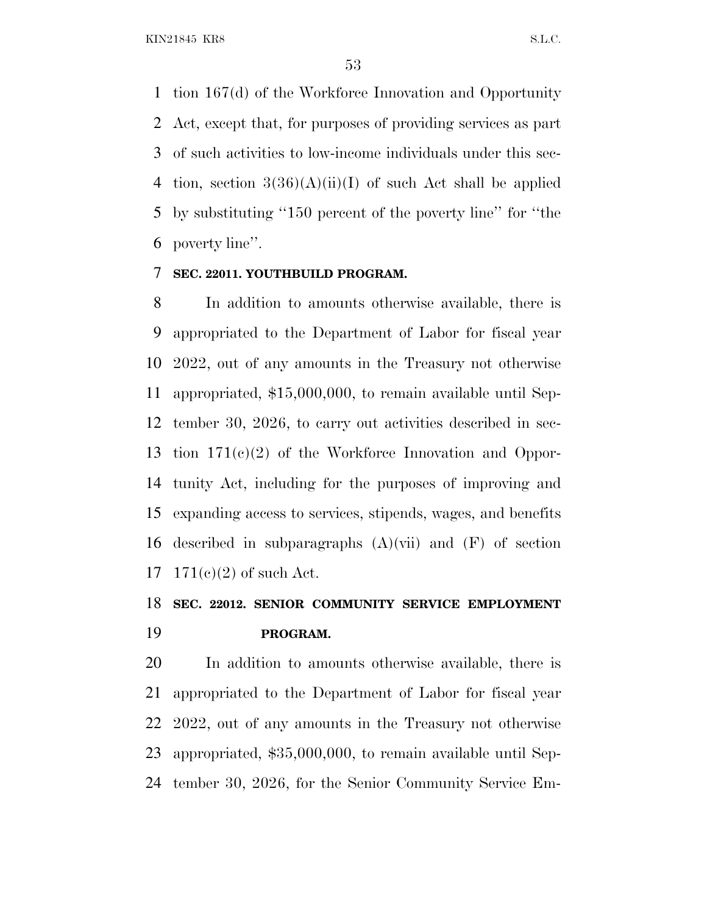tion 167(d) of the Workforce Innovation and Opportunity Act, except that, for purposes of providing services as part of such activities to low-income individuals under this section, section 3(36)(A)(ii)(I) of such Act shall be applied by substituting ''150 percent of the poverty line'' for ''the poverty line''.

**SEC. 22011. YOUTHBUILD PROGRAM.**

In addition to amounts otherwise available, there is appropriated to the Department of Labor for fiscal year 2022, out of any amounts in the Treasury not otherwise appropriated, $15,000,000, to remain available until September 30, 2026, to carry out activities described in section 171(c)(2) of the Workforce Innovation and Opportunity Act, including for the purposes of improving and expanding access to services, stipends, wages, and benefits described in subparagraphs (A)(vii) and (F) of section 171(c)(2) of such Act.

**SEC. 22012. SENIOR COMMUNITY SERVICE EMPLOYMENT PROGRAM.**

In addition to amounts otherwise available, there is appropriated to the Department of Labor for fiscal year 2022, out of any amounts in the Treasury not otherwise appropriated, $35,000,000, to remain available until September 30, 2026, for the Senior Community Service Em-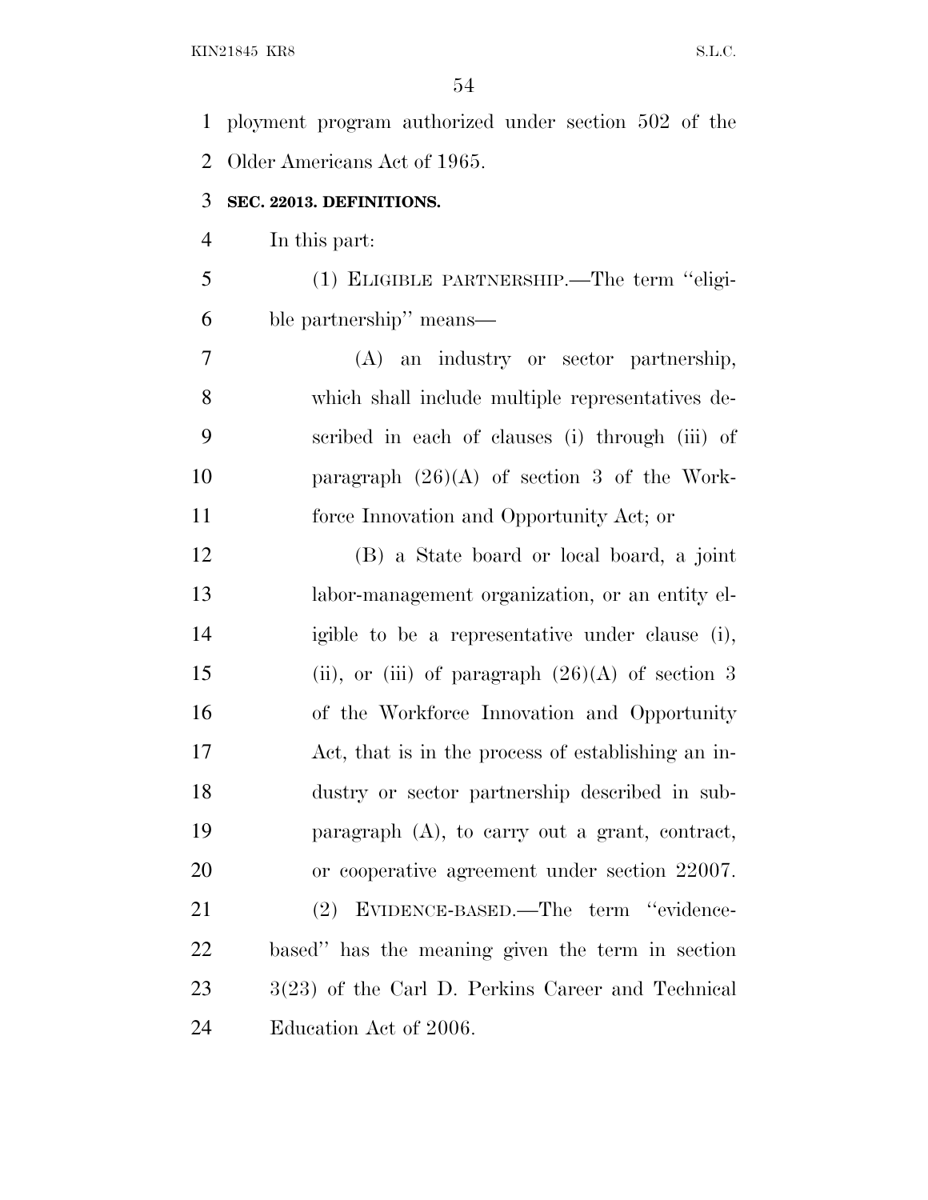ployment program authorized under section 502 of the Older Americans Act of 1965.

**SEC. 22013. DEFINITIONS.**

In this part:

(1) ELIGIBLE PARTNERSHIP.—The term "eligible partnership" means—

(A) an industry or sector partnership, which shall include multiple representatives described in each of clauses (i) through (iii) of paragraph (26)(A) of section 3 of the Workforce Innovation and Opportunity Act; or

(B) a State board or local board, a joint labor-management organization, or an entity eligible to be a representative under clause (i), (ii), or (iii) of paragraph (26)(A) of section 3 of the Workforce Innovation and Opportunity Act, that is in the process of establishing an industry or sector partnership described in subparagraph (A), to carry out a grant, contract, or cooperative agreement under section 22007.

(2) EVIDENCE-BASED.—The term "evidence-based" has the meaning given the term in section 3(23) of the Carl D. Perkins Career and Technical Education Act of 2006.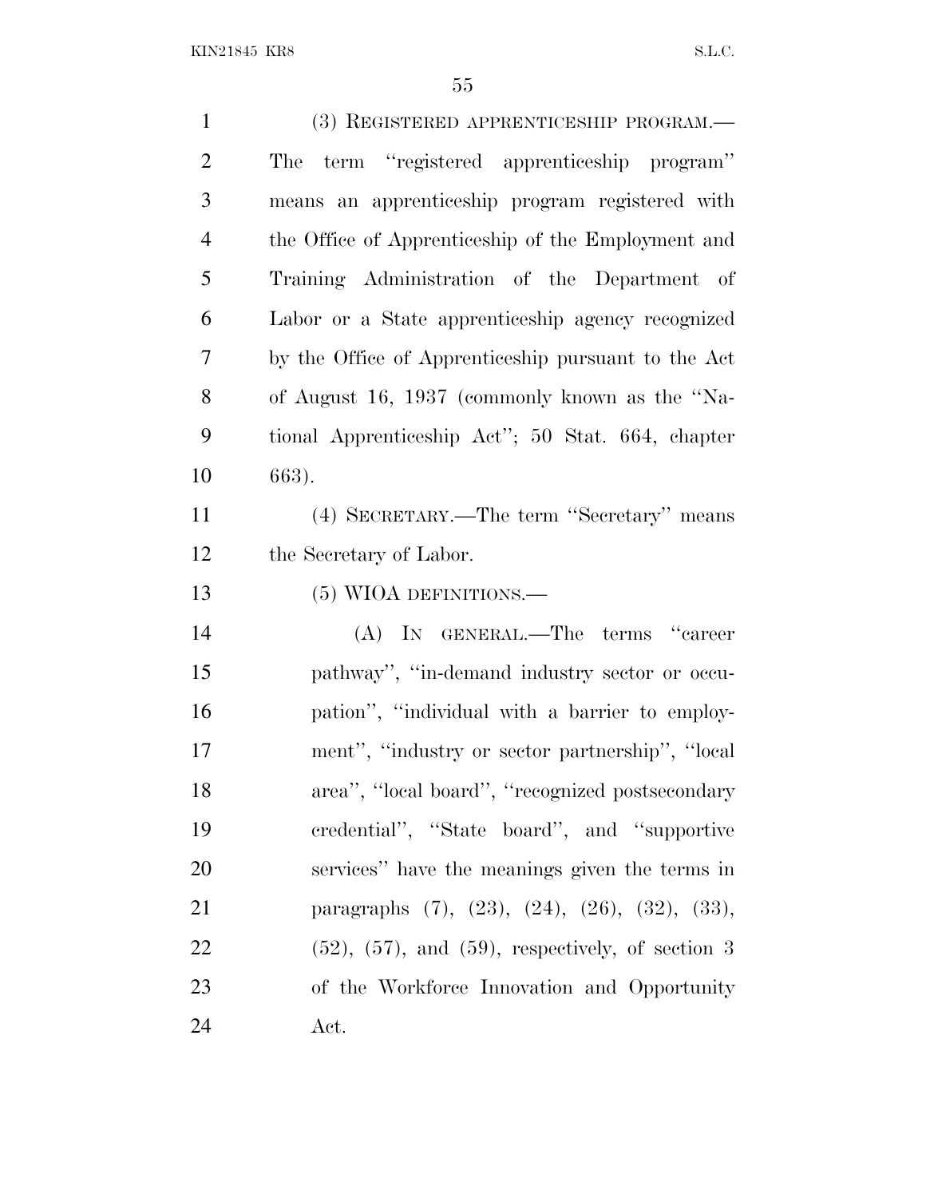(3) REGISTERED APPRENTICESHIP PROGRAM.—The term ''registered apprenticeship program'' means an apprenticeship program registered with the Office of Apprenticeship of the Employment and Training Administration of the Department of Labor or a State apprenticeship agency recognized by the Office of Apprenticeship pursuant to the Act of August 16, 1937 (commonly known as the ''National Apprenticeship Act''; 50 Stat. 664, chapter 663).

(4) SECRETARY.—The term ''Secretary'' means the Secretary of Labor.

(5) WIOA DEFINITIONS.—

(A) IN GENERAL.—The terms ''career pathway'', ''in-demand industry sector or occupation'', ''individual with a barrier to employment'', ''industry or sector partnership'', ''local area'', ''local board'', ''recognized postsecondary credential'', ''State board'', and ''supportive services'' have the meanings given the terms in paragraphs (7), (23), (24), (26), (32), (33), (52), (57), and (59), respectively, of section 3 of the Workforce Innovation and Opportunity Act.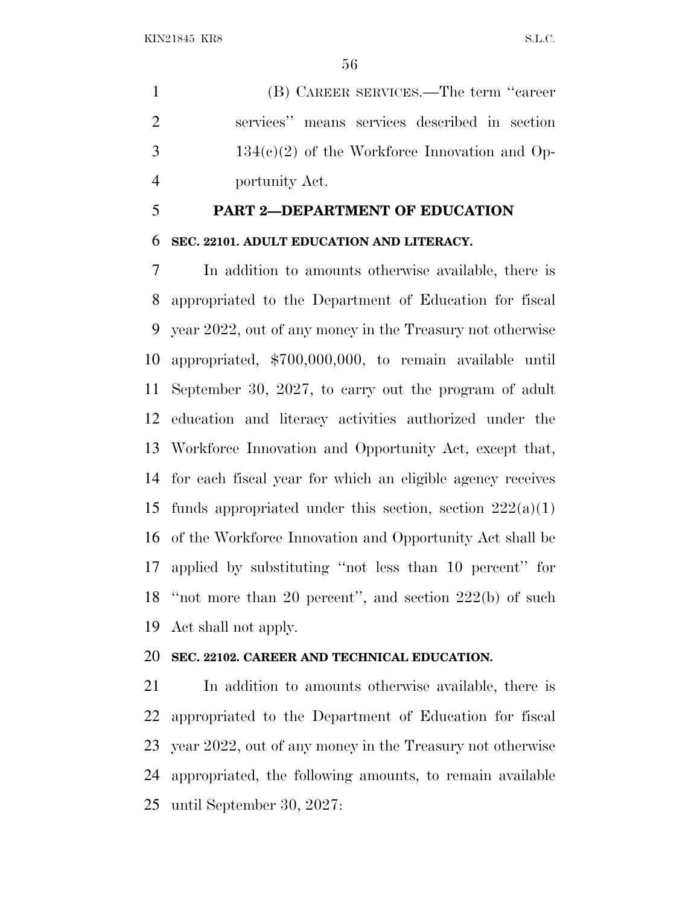(B) CAREER SERVICES.—The term ''career services'' means services described in section 134(c)(2) of the Workforce Innovation and Opportunity Act.

## PART 2—DEPARTMENT OF EDUCATION

### SEC. 22101. ADULT EDUCATION AND LITERACY.

In addition to amounts otherwise available, there is appropriated to the Department of Education for fiscal year 2022, out of any money in the Treasury not otherwise appropriated, $700,000,000, to remain available until September 30, 2027, to carry out the program of adult education and literacy activities authorized under the Workforce Innovation and Opportunity Act, except that, for each fiscal year for which an eligible agency receives funds appropriated under this section, section 222(a)(1) of the Workforce Innovation and Opportunity Act shall be applied by substituting ''not less than 10 percent'' for ''not more than 20 percent'', and section 222(b) of such Act shall not apply.

### SEC. 22102. CAREER AND TECHNICAL EDUCATION.

In addition to amounts otherwise available, there is appropriated to the Department of Education for fiscal year 2022, out of any money in the Treasury not otherwise appropriated, the following amounts, to remain available until September 30, 2027: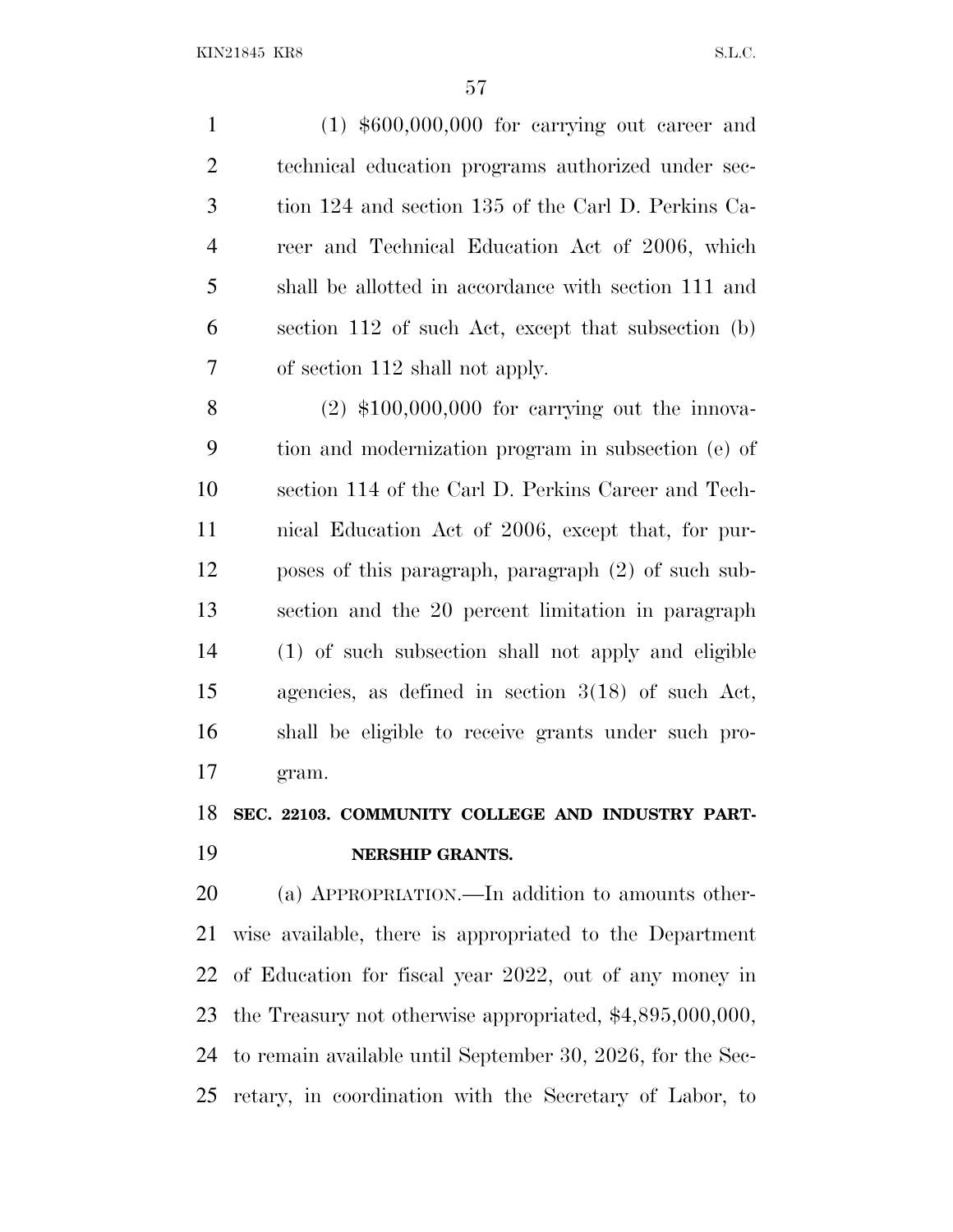(1) $600,000,000 for carrying out career and technical education programs authorized under section 124 and section 135 of the Carl D. Perkins Career and Technical Education Act of 2006, which shall be allotted in accordance with section 111 and section 112 of such Act, except that subsection (b) of section 112 shall not apply.

(2) $100,000,000 for carrying out the innovation and modernization program in subsection (e) of section 114 of the Carl D. Perkins Career and Technical Education Act of 2006, except that, for purposes of this paragraph, paragraph (2) of such subsection and the 20 percent limitation in paragraph (1) of such subsection shall not apply and eligible agencies, as defined in section 3(18) of such Act, shall be eligible to receive grants under such program.

**SEC. 22103. COMMUNITY COLLEGE AND INDUSTRY PARTNERSHIP GRANTS.**

(a) APPROPRIATION.—In addition to amounts otherwise available, there is appropriated to the Department of Education for fiscal year 2022, out of any money in the Treasury not otherwise appropriated, $4,895,000,000, to remain available until September 30, 2026, for the Secretary, in coordination with the Secretary of Labor, to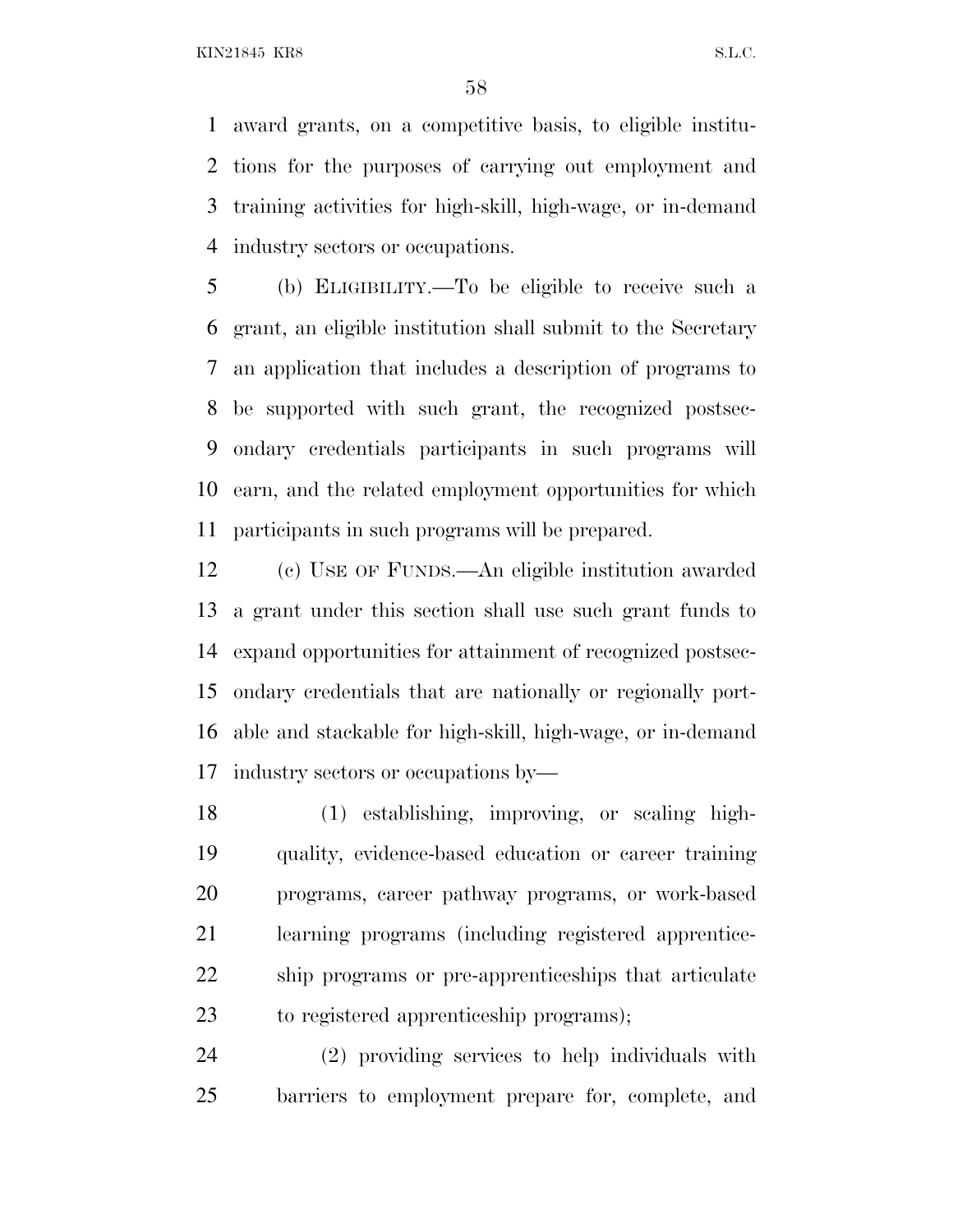award grants, on a competitive basis, to eligible institutions for the purposes of carrying out employment and training activities for high-skill, high-wage, or in-demand industry sectors or occupations.

(b) ELIGIBILITY.—To be eligible to receive such a grant, an eligible institution shall submit to the Secretary an application that includes a description of programs to be supported with such grant, the recognized postsecondary credentials participants in such programs will earn, and the related employment opportunities for which participants in such programs will be prepared.

(c) USE OF FUNDS.—An eligible institution awarded a grant under this section shall use such grant funds to expand opportunities for attainment of recognized postsecondary credentials that are nationally or regionally portable and stackable for high-skill, high-wage, or in-demand industry sectors or occupations by—

(1) establishing, improving, or scaling high-quality, evidence-based education or career training programs, career pathway programs, or work-based learning programs (including registered apprenticeship programs or pre-apprenticeships that articulate to registered apprenticeship programs);

(2) providing services to help individuals with barriers to employment prepare for, complete, and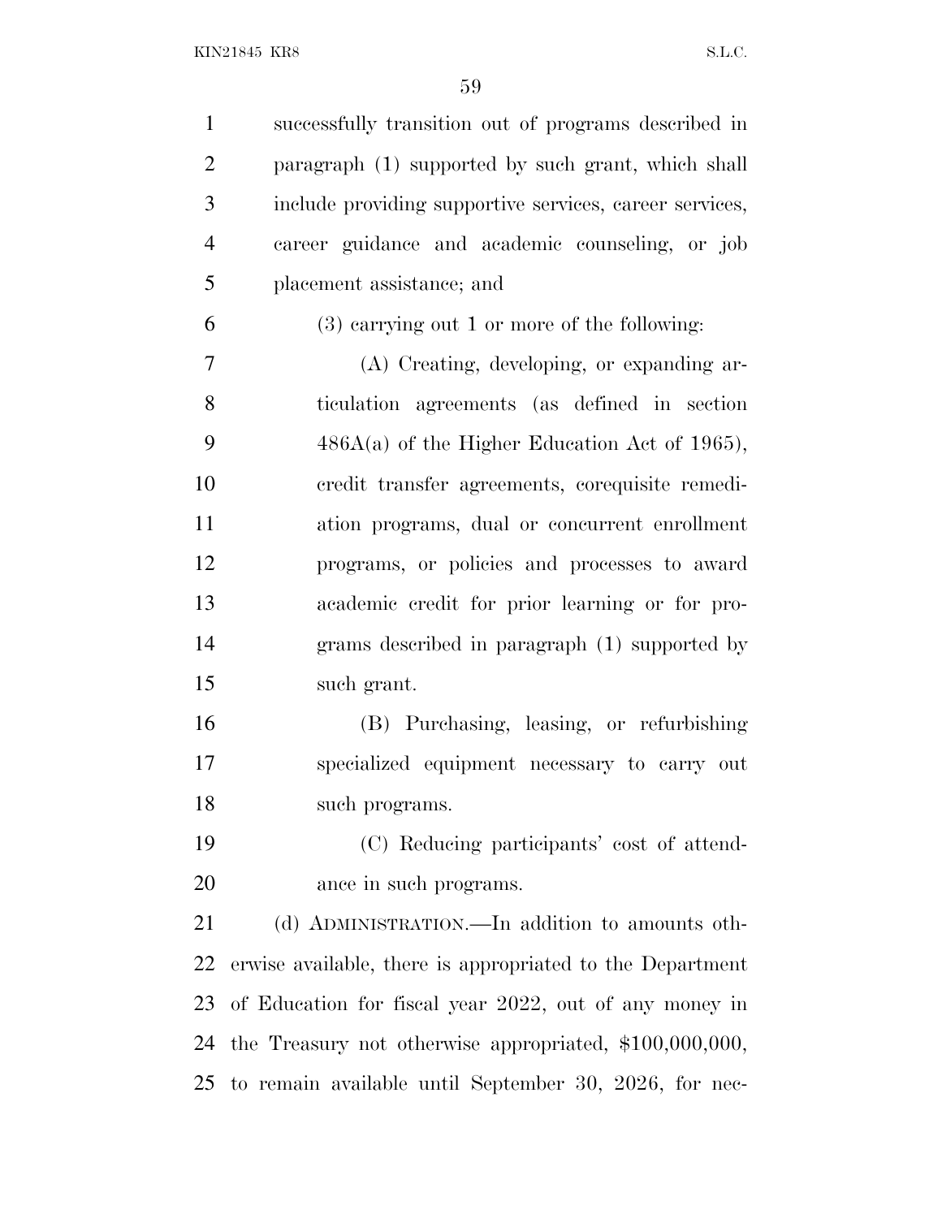successfully transition out of programs described in paragraph (1) supported by such grant, which shall include providing supportive services, career services, career guidance and academic counseling, or job placement assistance; and

(3) carrying out 1 or more of the following:

(A) Creating, developing, or expanding articulation agreements (as defined in section 486A(a) of the Higher Education Act of 1965), credit transfer agreements, corequisite remediation programs, dual or concurrent enrollment programs, or policies and processes to award academic credit for prior learning or for programs described in paragraph (1) supported by such grant.

(B) Purchasing, leasing, or refurbishing specialized equipment necessary to carry out such programs.

(C) Reducing participants' cost of attendance in such programs.

(d) ADMINISTRATION.—In addition to amounts otherwise available, there is appropriated to the Department of Education for fiscal year 2022, out of any money in the Treasury not otherwise appropriated, $100,000,000, to remain available until September 30, 2026, for nec-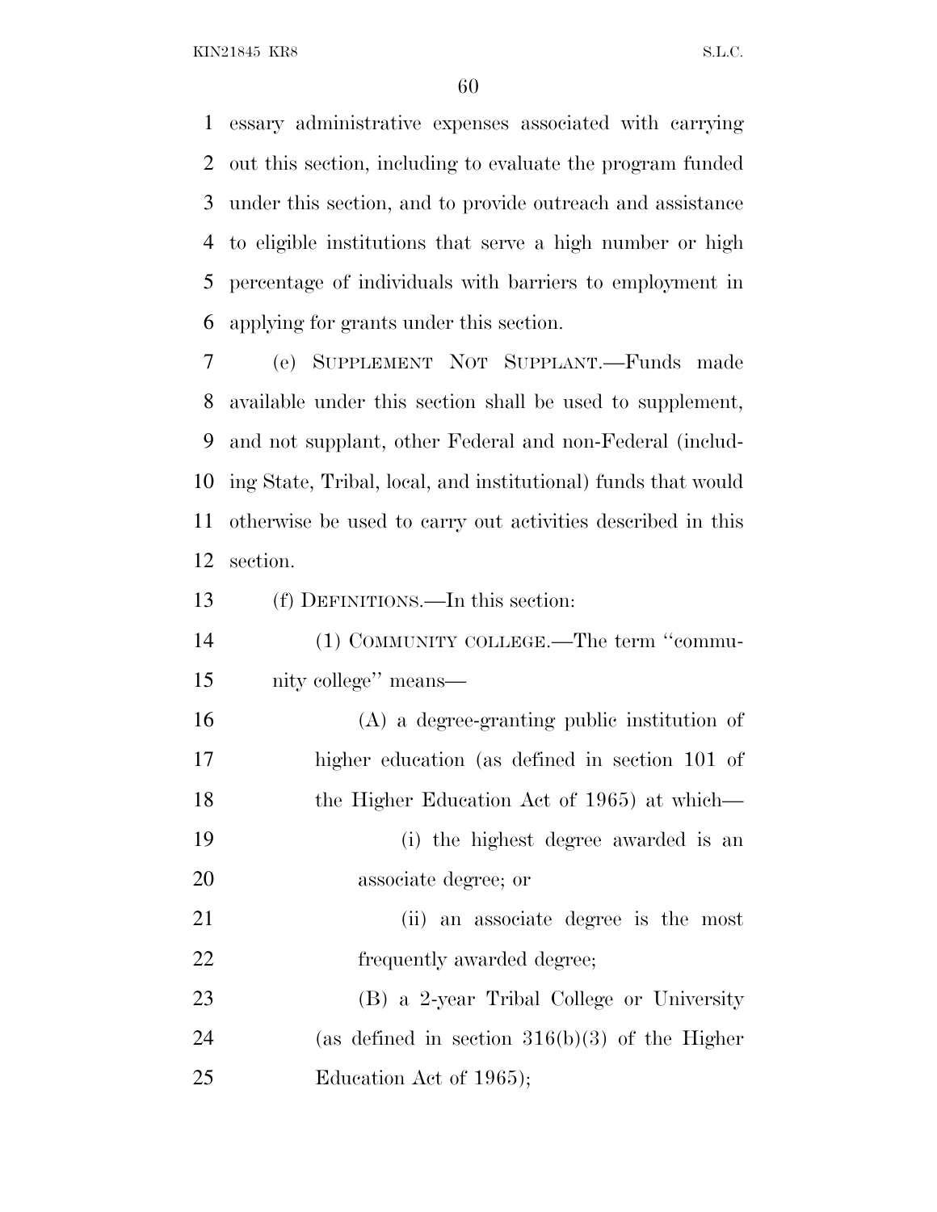essary administrative expenses associated with carrying out this section, including to evaluate the program funded under this section, and to provide outreach and assistance to eligible institutions that serve a high number or high percentage of individuals with barriers to employment in applying for grants under this section.

(e) SUPPLEMENT NOT SUPPLANT.—Funds made available under this section shall be used to supplement, and not supplant, other Federal and non-Federal (including State, Tribal, local, and institutional) funds that would otherwise be used to carry out activities described in this section.

(f) DEFINITIONS.—In this section:

(1) COMMUNITY COLLEGE.—The term ''community college'' means—

(A) a degree-granting public institution of higher education (as defined in section 101 of the Higher Education Act of 1965) at which—

(i) the highest degree awarded is an associate degree; or

(ii) an associate degree is the most frequently awarded degree;

(B) a 2-year Tribal College or University (as defined in section 316(b)(3) of the Higher Education Act of 1965);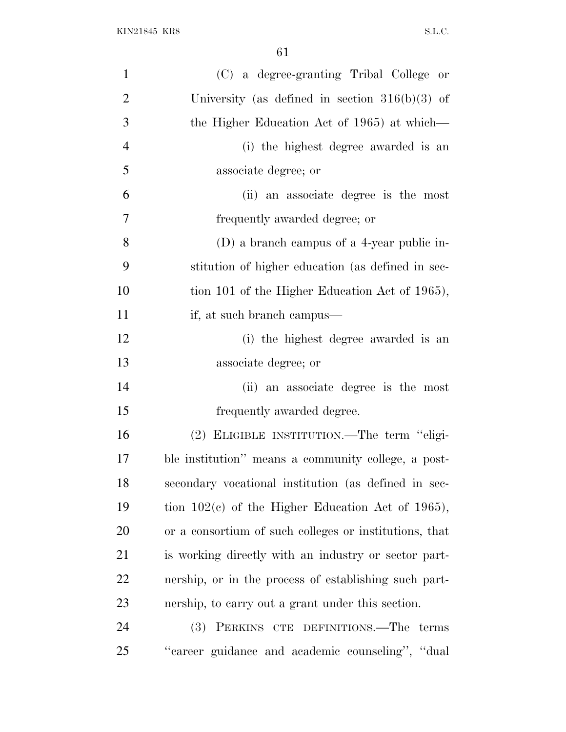(C) a degree-granting Tribal College or University (as defined in section 316(b)(3) of the Higher Education Act of 1965) at which—

(i) the highest degree awarded is an associate degree; or

(ii) an associate degree is the most frequently awarded degree; or

(D) a branch campus of a 4-year public institution of higher education (as defined in section 101 of the Higher Education Act of 1965), if, at such branch campus—

(i) the highest degree awarded is an associate degree; or

(ii) an associate degree is the most frequently awarded degree.

(2) ELIGIBLE INSTITUTION.—The term "eligible institution" means a community college, a postsecondary vocational institution (as defined in section 102(c) of the Higher Education Act of 1965), or a consortium of such colleges or institutions, that is working directly with an industry or sector partnership, or in the process of establishing such partnership, to carry out a grant under this section.

(3) PERKINS CTE DEFINITIONS.—The terms "career guidance and academic counseling", "dual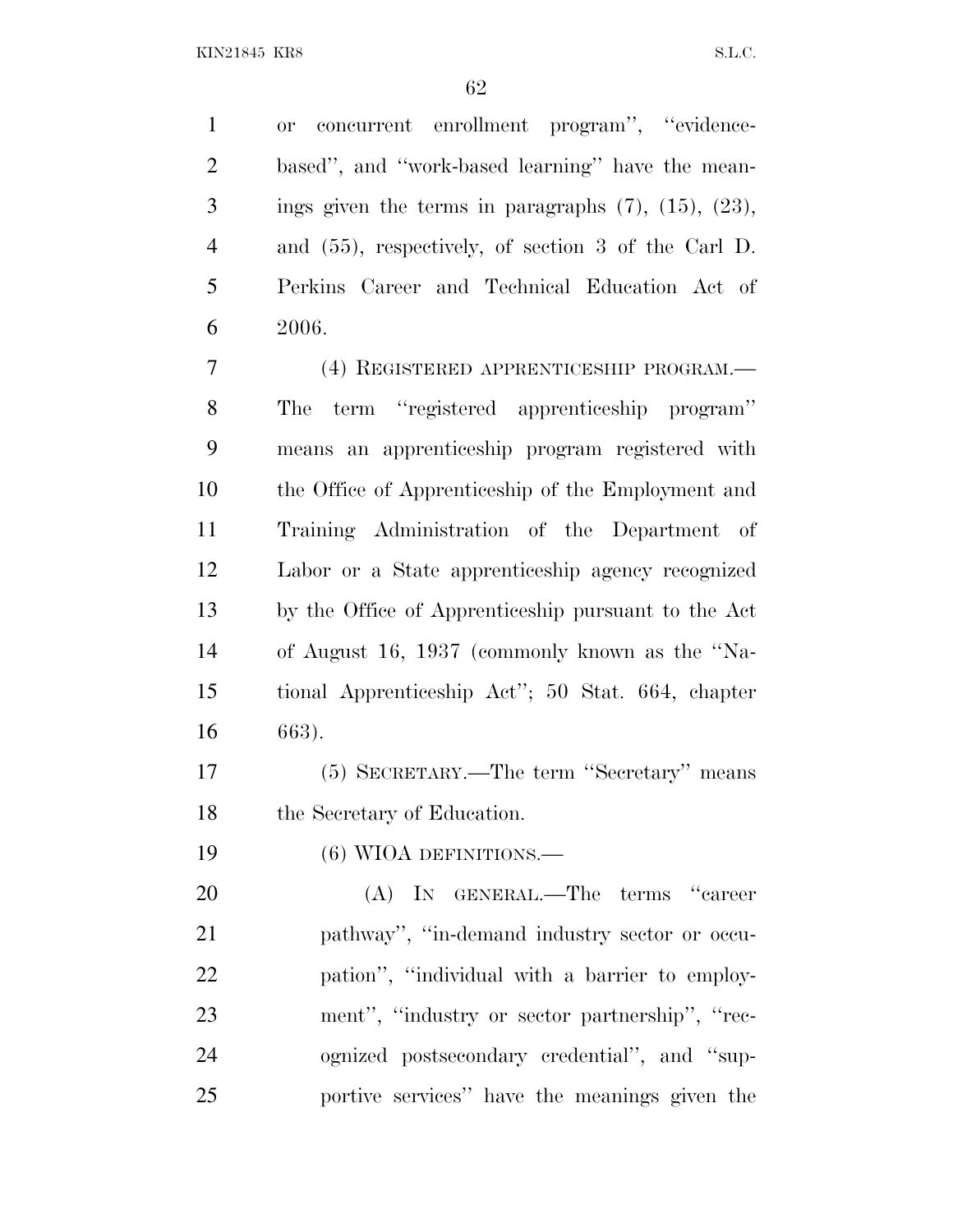or concurrent enrollment program'', ''evidence-based'', and ''work-based learning'' have the meanings given the terms in paragraphs (7), (15), (23), and (55), respectively, of section 3 of the Carl D. Perkins Career and Technical Education Act of 2006.

(4) REGISTERED APPRENTICESHIP PROGRAM.—The term ''registered apprenticeship program'' means an apprenticeship program registered with the Office of Apprenticeship of the Employment and Training Administration of the Department of Labor or a State apprenticeship agency recognized by the Office of Apprenticeship pursuant to the Act of August 16, 1937 (commonly known as the ''National Apprenticeship Act''; 50 Stat. 664, chapter 663).

(5) SECRETARY.—The term ''Secretary'' means the Secretary of Education.

(6) WIOA DEFINITIONS.—

(A) IN GENERAL.—The terms ''career pathway'', ''in-demand industry sector or occupation'', ''individual with a barrier to employment'', ''industry or sector partnership'', ''recognized postsecondary credential'', and ''supportive services'' have the meanings given the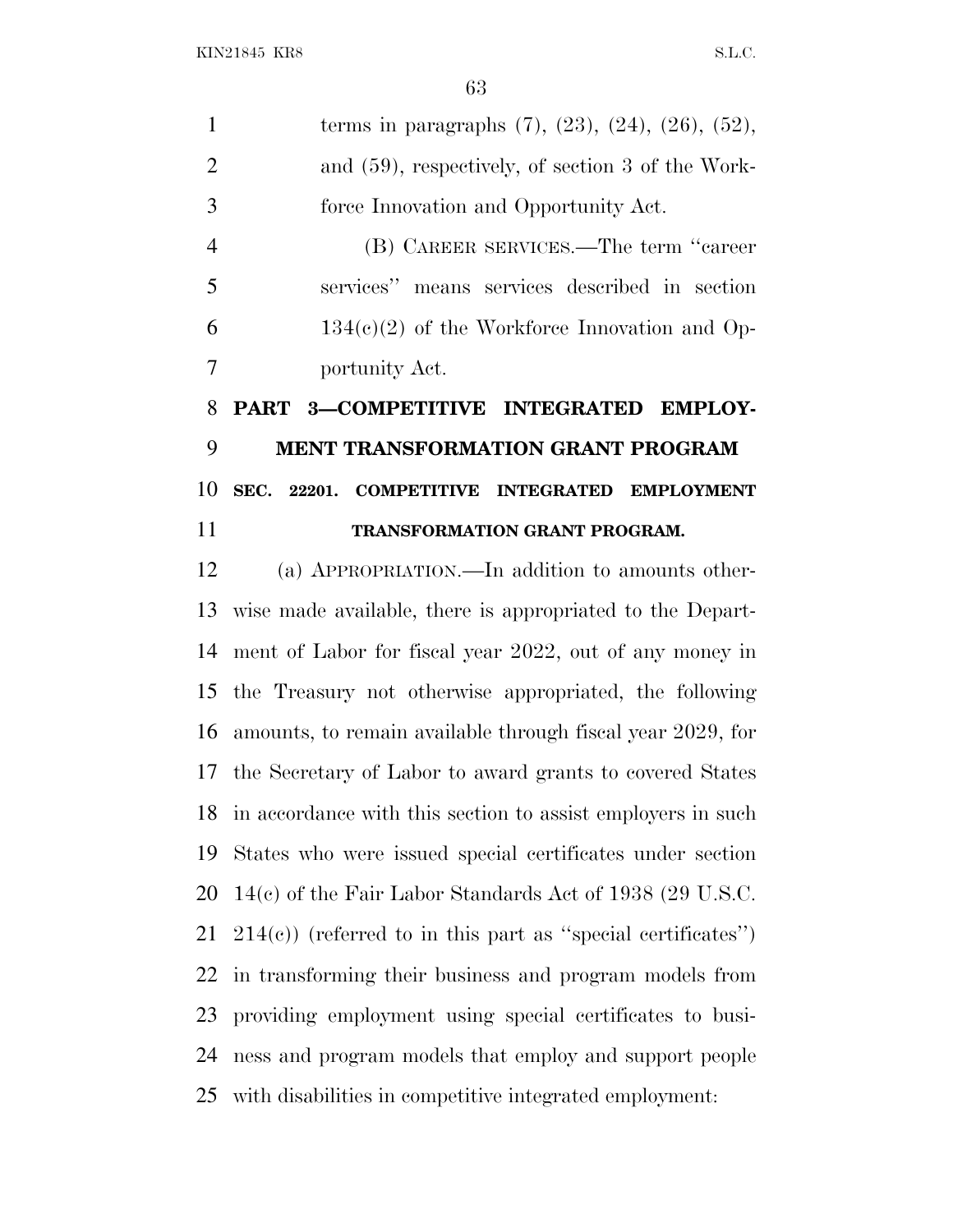terms in paragraphs (7), (23), (24), (26), (52), and (59), respectively, of section 3 of the Workforce Innovation and Opportunity Act.

(B) CAREER SERVICES.—The term "career services" means services described in section 134(c)(2) of the Workforce Innovation and Opportunity Act.

## PART 3—COMPETITIVE INTEGRATED EMPLOYMENT TRANSFORMATION GRANT PROGRAM

### SEC. 22201. COMPETITIVE INTEGRATED EMPLOYMENT TRANSFORMATION GRANT PROGRAM.

(a) APPROPRIATION.—In addition to amounts otherwise made available, there is appropriated to the Department of Labor for fiscal year 2022, out of any money in the Treasury not otherwise appropriated, the following amounts, to remain available through fiscal year 2029, for the Secretary of Labor to award grants to covered States in accordance with this section to assist employers in such States who were issued special certificates under section 14(c) of the Fair Labor Standards Act of 1938 (29 U.S.C. 214(c)) (referred to in this part as "special certificates") in transforming their business and program models from providing employment using special certificates to business and program models that employ and support people with disabilities in competitive integrated employment: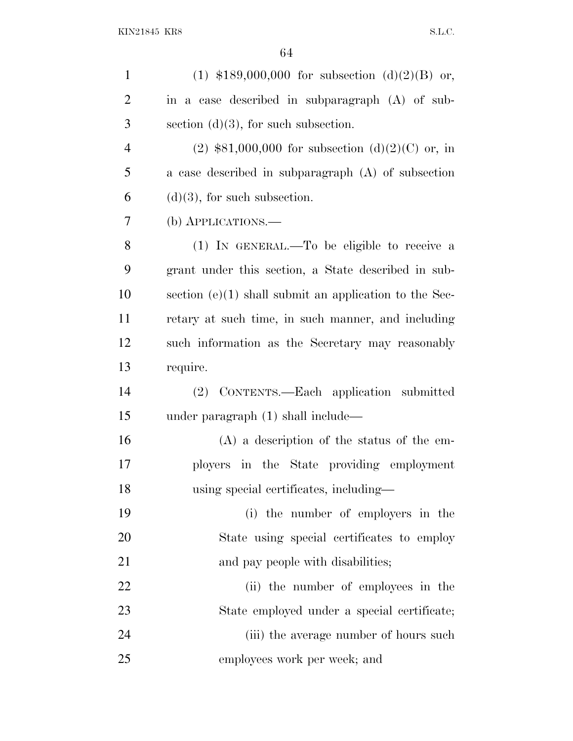(1) $189,000,000 for subsection (d)(2)(B) or, in a case described in subparagraph (A) of subsection (d)(3), for such subsection.

(2) $81,000,000 for subsection (d)(2)(C) or, in a case described in subparagraph (A) of subsection (d)(3), for such subsection.

(b) APPLICATIONS.—

(1) IN GENERAL.—To be eligible to receive a grant under this section, a State described in subsection (e)(1) shall submit an application to the Secretary at such time, in such manner, and including such information as the Secretary may reasonably require.

(2) CONTENTS.—Each application submitted under paragraph (1) shall include—

(A) a description of the status of the employers in the State providing employment using special certificates, including—

(i) the number of employers in the State using special certificates to employ and pay people with disabilities;

(ii) the number of employees in the State employed under a special certificate;

(iii) the average number of hours such employees work per week; and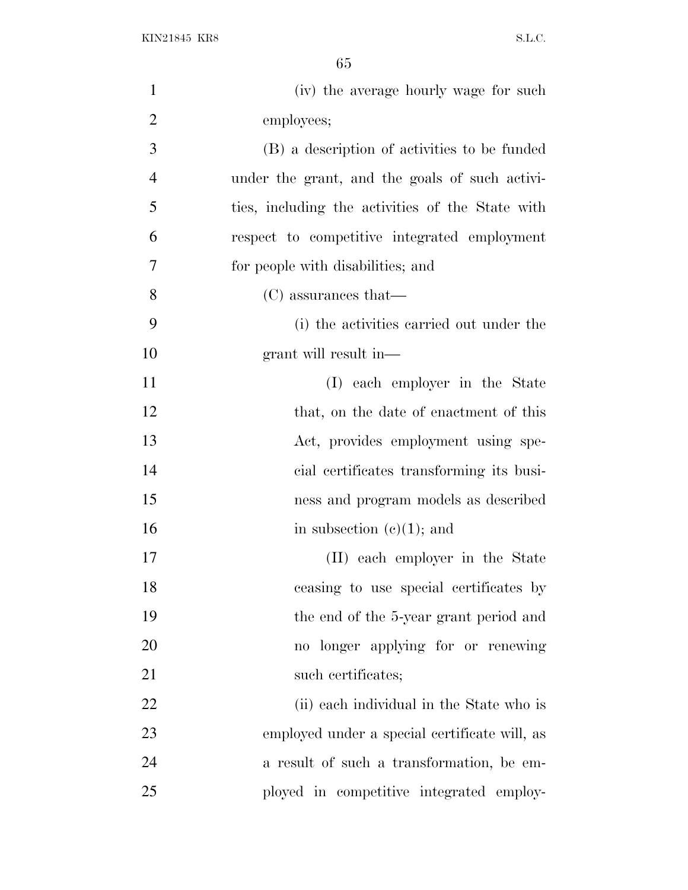(iv) the average hourly wage for such employees;

(B) a description of activities to be funded under the grant, and the goals of such activities, including the activities of the State with respect to competitive integrated employment for people with disabilities; and

(C) assurances that—

(i) the activities carried out under the grant will result in—

(I) each employer in the State that, on the date of enactment of this Act, provides employment using special certificates transforming its business and program models as described in subsection (c)(1); and

(II) each employer in the State ceasing to use special certificates by the end of the 5-year grant period and no longer applying for or renewing such certificates;

(ii) each individual in the State who is employed under a special certificate will, as a result of such a transformation, be employed in competitive integrated employ-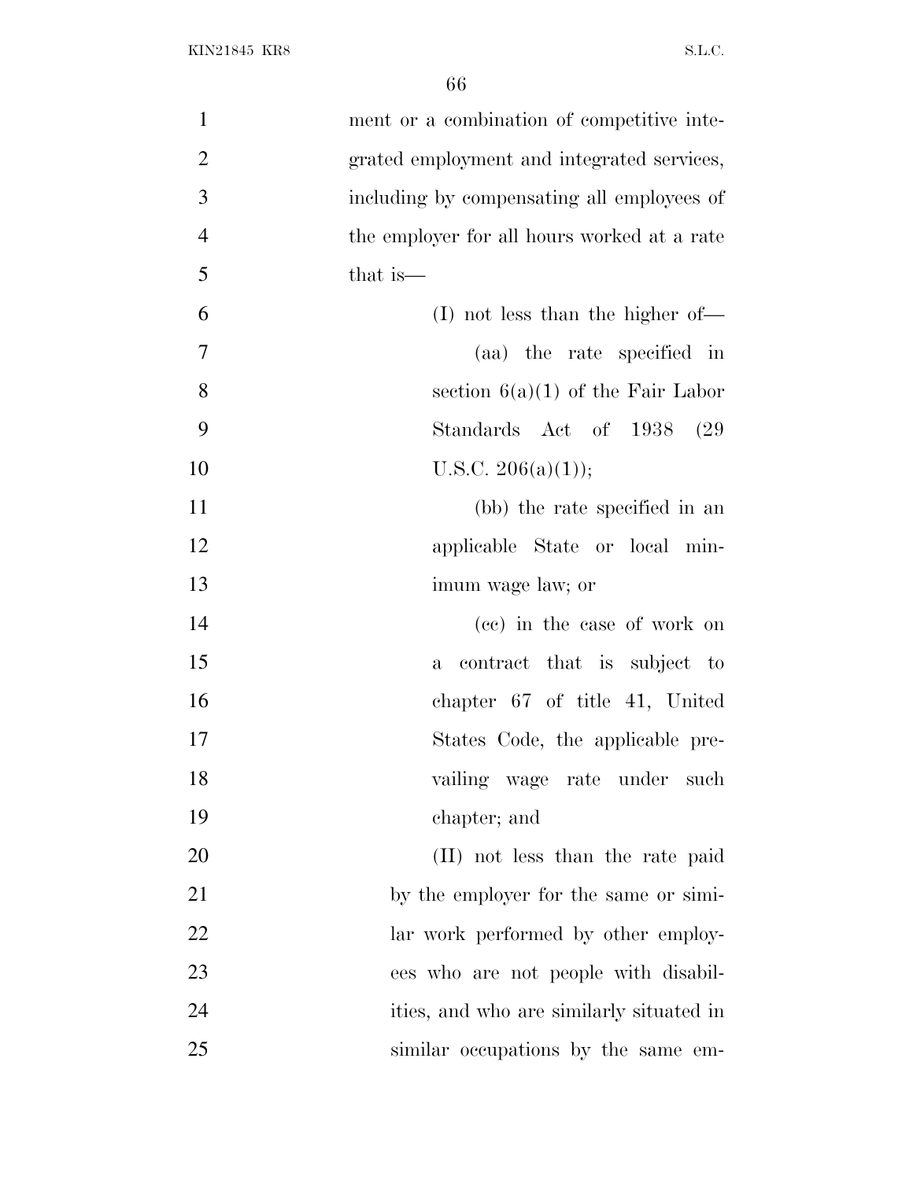ment or a combination of competitive integrated employment and integrated services, including by compensating all employees of the employer for all hours worked at a rate that is—

(I) not less than the higher of—

(aa) the rate specified in section 6(a)(1) of the Fair Labor Standards Act of 1938 (29 U.S.C. 206(a)(1));

(bb) the rate specified in an applicable State or local minimum wage law; or

(cc) in the case of work on a contract that is subject to chapter 67 of title 41, United States Code, the applicable prevailing wage rate under such chapter; and

(II) not less than the rate paid by the employer for the same or similar work performed by other employees who are not people with disabilities, and who are similarly situated in similar occupations by the same em-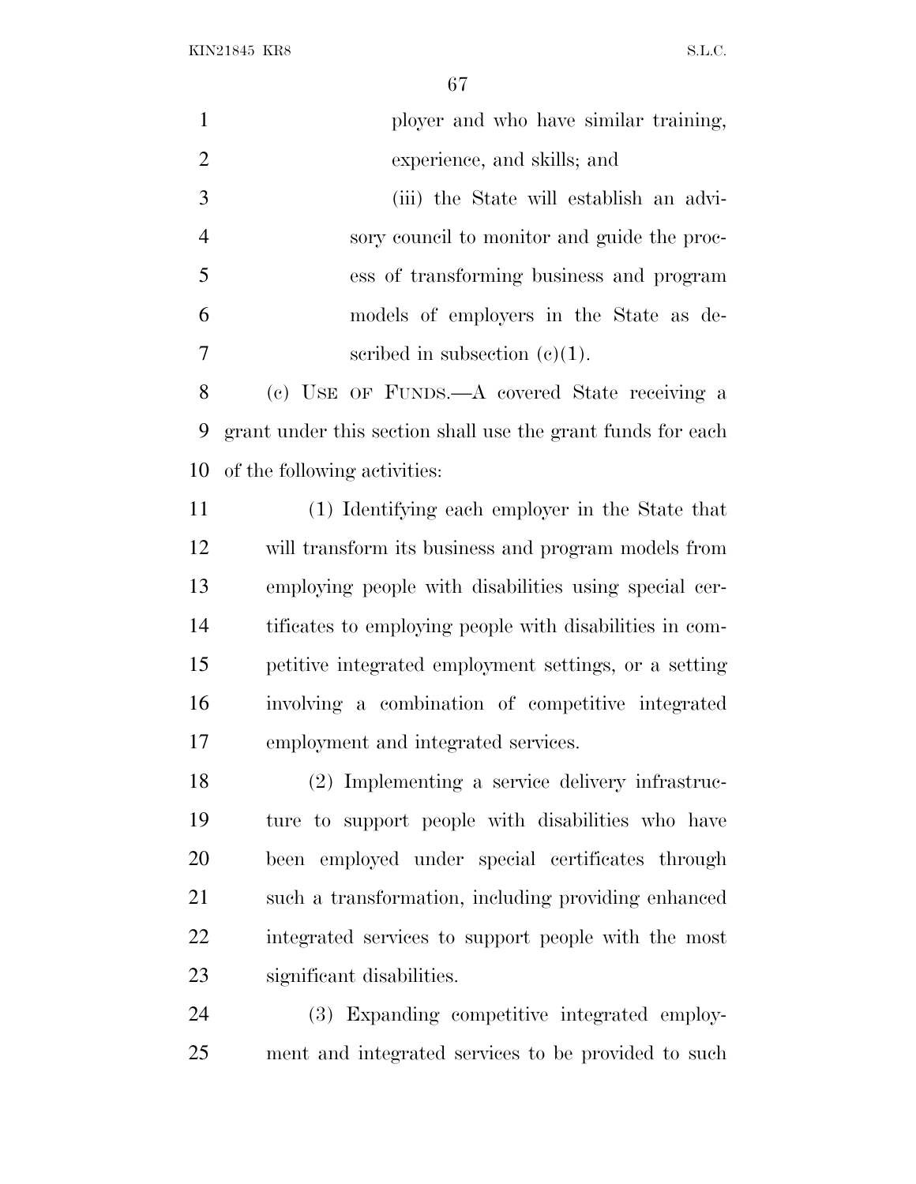ployer and who have similar training, experience, and skills; and

(iii) the State will establish an advisory council to monitor and guide the process of transforming business and program models of employers in the State as described in subsection (c)(1).

(c) USE OF FUNDS.—A covered State receiving a grant under this section shall use the grant funds for each of the following activities:

(1) Identifying each employer in the State that will transform its business and program models from employing people with disabilities using special certificates to employing people with disabilities in competitive integrated employment settings, or a setting involving a combination of competitive integrated employment and integrated services.

(2) Implementing a service delivery infrastructure to support people with disabilities who have been employed under special certificates through such a transformation, including providing enhanced integrated services to support people with the most significant disabilities.

(3) Expanding competitive integrated employment and integrated services to be provided to such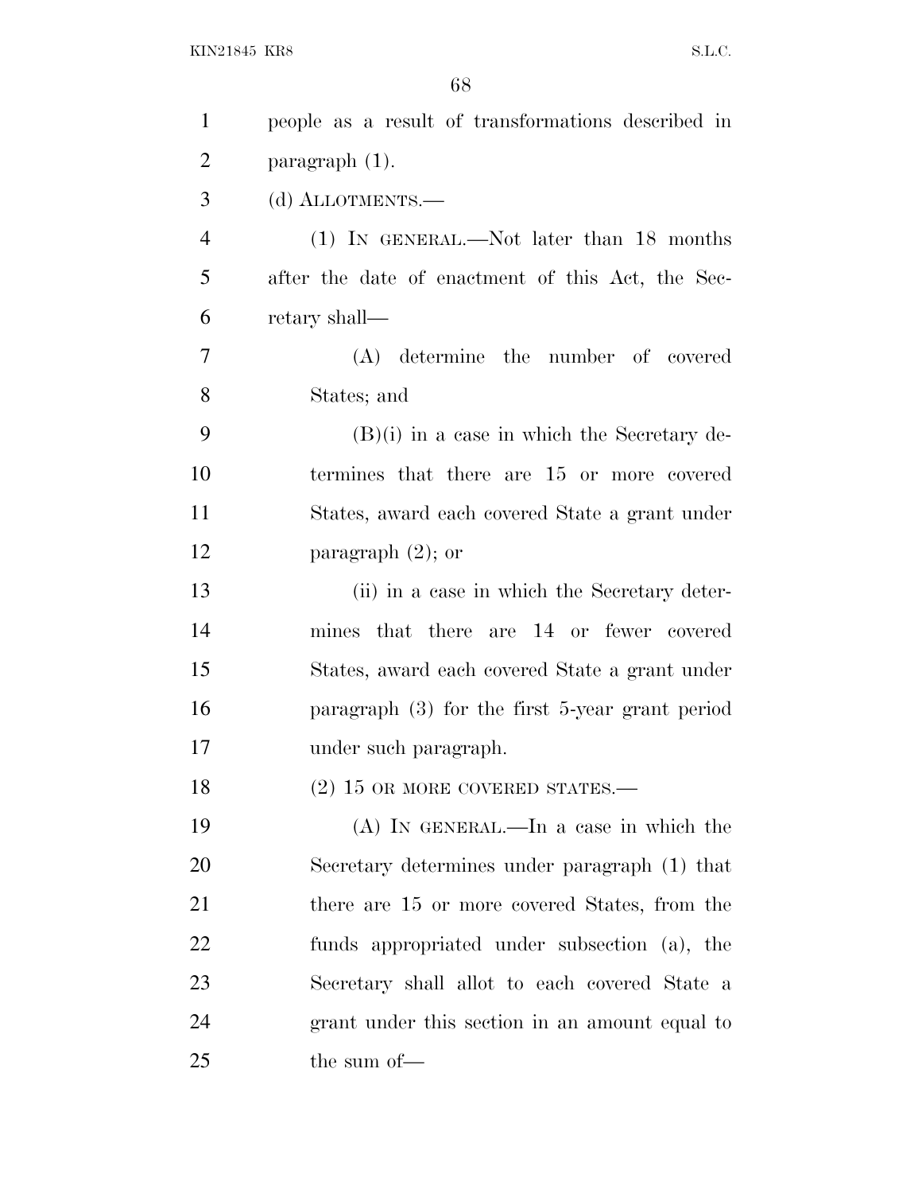people as a result of transformations described in paragraph (1).

(d) ALLOTMENTS.—

(1) IN GENERAL.—Not later than 18 months after the date of enactment of this Act, the Secretary shall—

(A) determine the number of covered States; and

(B)(i) in a case in which the Secretary determines that there are 15 or more covered States, award each covered State a grant under paragraph (2); or

(ii) in a case in which the Secretary determines that there are 14 or fewer covered States, award each covered State a grant under paragraph (3) for the first 5-year grant period under such paragraph.

(2) 15 OR MORE COVERED STATES.—

(A) IN GENERAL.—In a case in which the Secretary determines under paragraph (1) that there are 15 or more covered States, from the funds appropriated under subsection (a), the Secretary shall allot to each covered State a grant under this section in an amount equal to the sum of—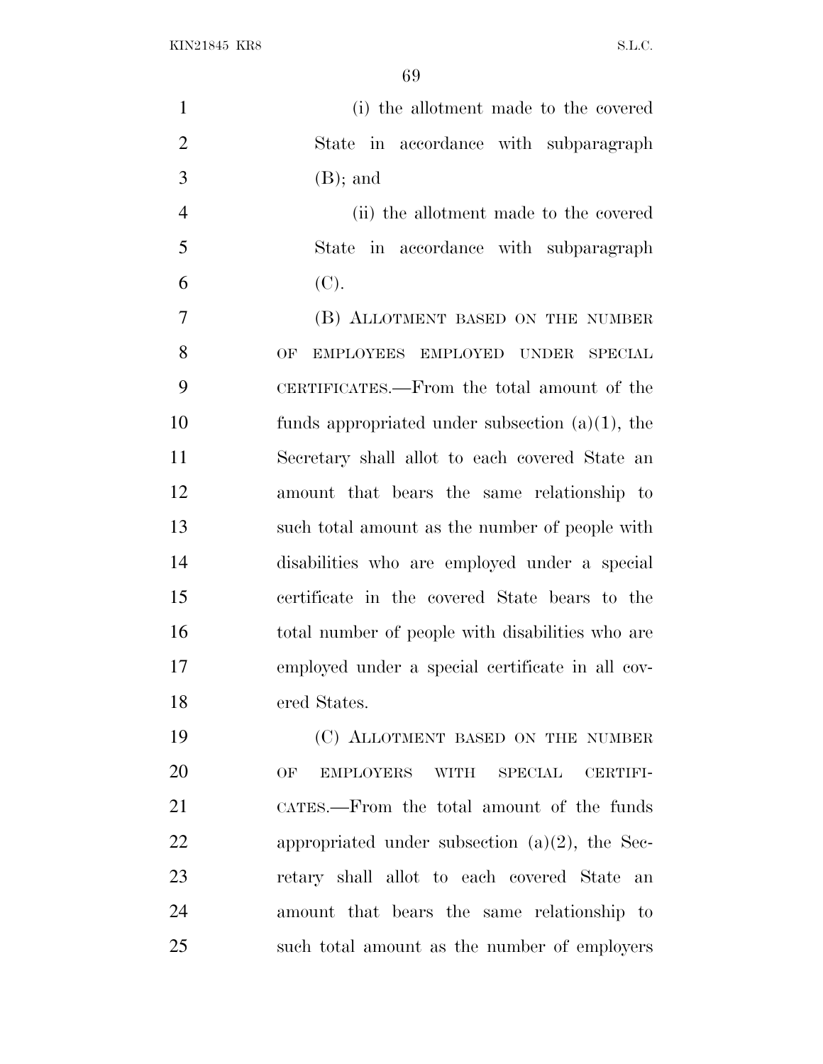(i) the allotment made to the covered State in accordance with subparagraph (B); and

(ii) the allotment made to the covered State in accordance with subparagraph (C).

(B) ALLOTMENT BASED ON THE NUMBER OF EMPLOYEES EMPLOYED UNDER SPECIAL CERTIFICATES.—From the total amount of the funds appropriated under subsection (a)(1), the Secretary shall allot to each covered State an amount that bears the same relationship to such total amount as the number of people with disabilities who are employed under a special certificate in the covered State bears to the total number of people with disabilities who are employed under a special certificate in all covered States.

(C) ALLOTMENT BASED ON THE NUMBER OF EMPLOYERS WITH SPECIAL CERTIFICATES.—From the total amount of the funds appropriated under subsection (a)(2), the Secretary shall allot to each covered State an amount that bears the same relationship to such total amount as the number of employers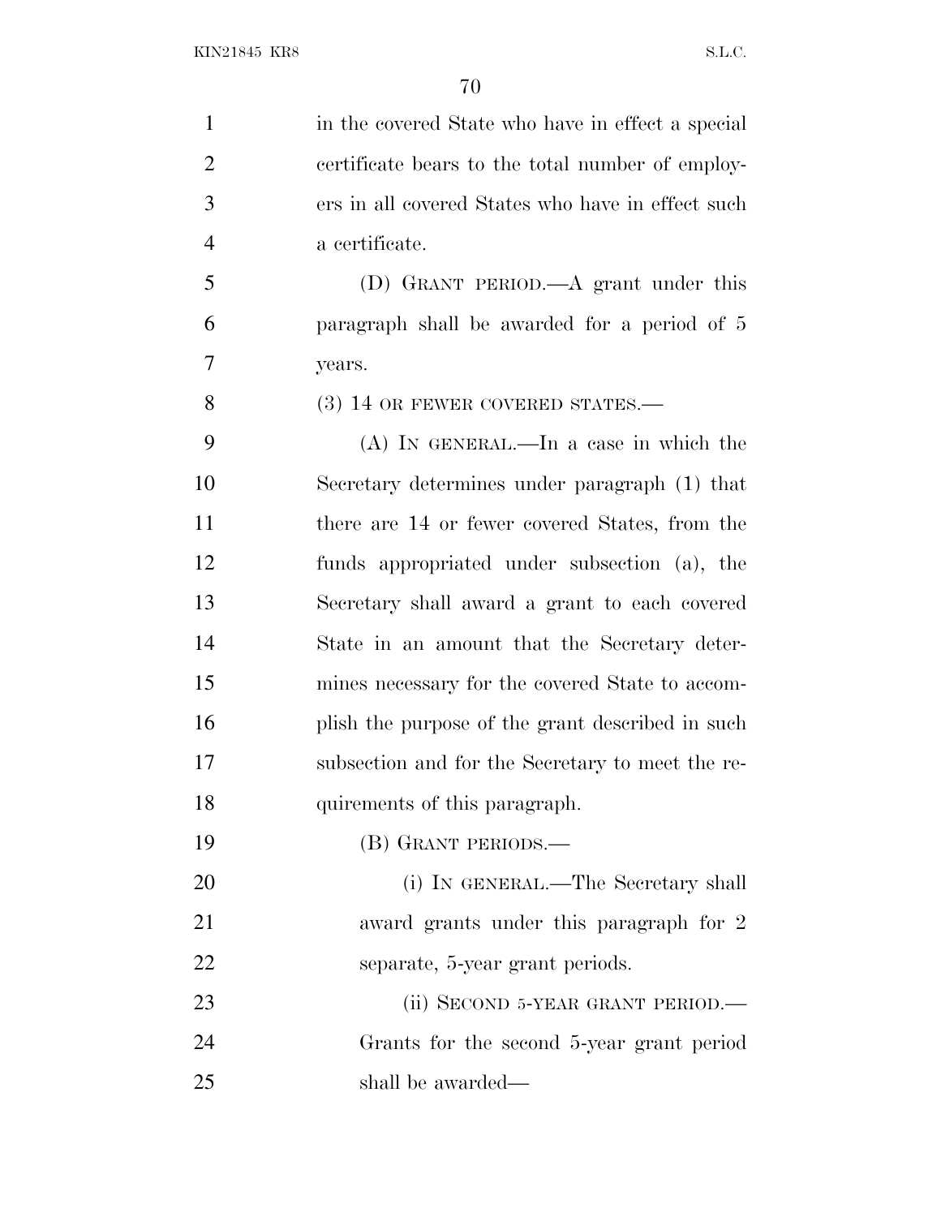in the covered State who have in effect a special certificate bears to the total number of employers in all covered States who have in effect such a certificate.

(D) GRANT PERIOD.—A grant under this paragraph shall be awarded for a period of 5 years.

(3) 14 OR FEWER COVERED STATES.—

(A) IN GENERAL.—In a case in which the Secretary determines under paragraph (1) that there are 14 or fewer covered States, from the funds appropriated under subsection (a), the Secretary shall award a grant to each covered State in an amount that the Secretary determines necessary for the covered State to accomplish the purpose of the grant described in such subsection and for the Secretary to meet the requirements of this paragraph.

(B) GRANT PERIODS.—

(i) IN GENERAL.—The Secretary shall award grants under this paragraph for 2 separate, 5-year grant periods.

(ii) SECOND 5-YEAR GRANT PERIOD.—Grants for the second 5-year grant period shall be awarded—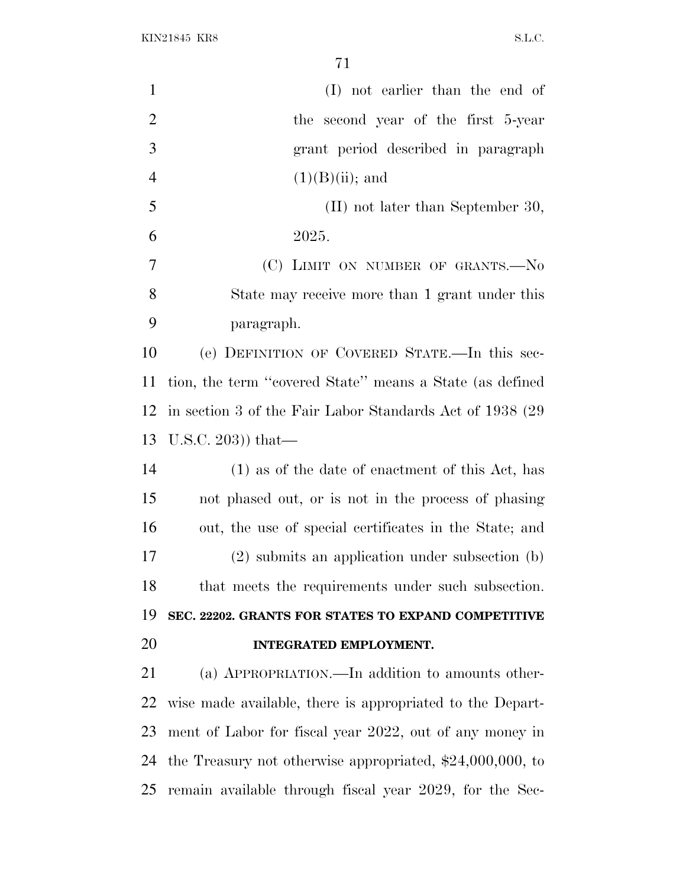(I) not earlier than the end of the second year of the first 5-year grant period described in paragraph (1)(B)(ii); and

(II) not later than September 30, 2025.

(C) LIMIT ON NUMBER OF GRANTS.—No State may receive more than 1 grant under this paragraph.

(e) DEFINITION OF COVERED STATE.—In this section, the term "covered State" means a State (as defined in section 3 of the Fair Labor Standards Act of 1938 (29 U.S.C. 203)) that—

(1) as of the date of enactment of this Act, has not phased out, or is not in the process of phasing out, the use of special certificates in the State; and

(2) submits an application under subsection (b) that meets the requirements under such subsection.

**SEC. 22202. GRANTS FOR STATES TO EXPAND COMPETITIVE INTEGRATED EMPLOYMENT.**

(a) APPROPRIATION.—In addition to amounts otherwise made available, there is appropriated to the Department of Labor for fiscal year 2022, out of any money in the Treasury not otherwise appropriated, $24,000,000, to remain available through fiscal year 2029, for the Sec-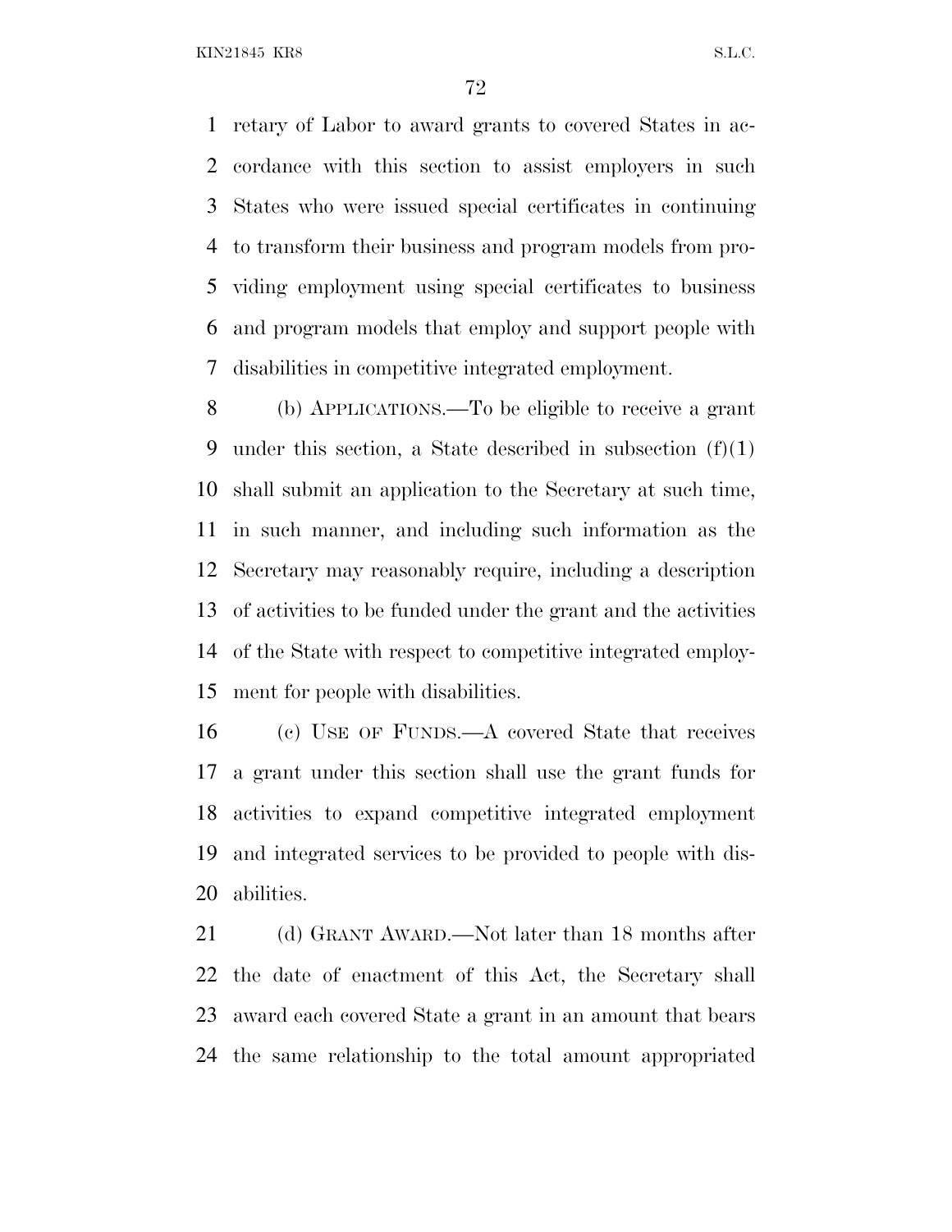retary of Labor to award grants to covered States in accordance with this section to assist employers in such States who were issued special certificates in continuing to transform their business and program models from providing employment using special certificates to business and program models that employ and support people with disabilities in competitive integrated employment.

(b) APPLICATIONS.—To be eligible to receive a grant under this section, a State described in subsection (f)(1) shall submit an application to the Secretary at such time, in such manner, and including such information as the Secretary may reasonably require, including a description of activities to be funded under the grant and the activities of the State with respect to competitive integrated employment for people with disabilities.

(c) USE OF FUNDS.—A covered State that receives a grant under this section shall use the grant funds for activities to expand competitive integrated employment and integrated services to be provided to people with disabilities.

(d) GRANT AWARD.—Not later than 18 months after the date of enactment of this Act, the Secretary shall award each covered State a grant in an amount that bears the same relationship to the total amount appropriated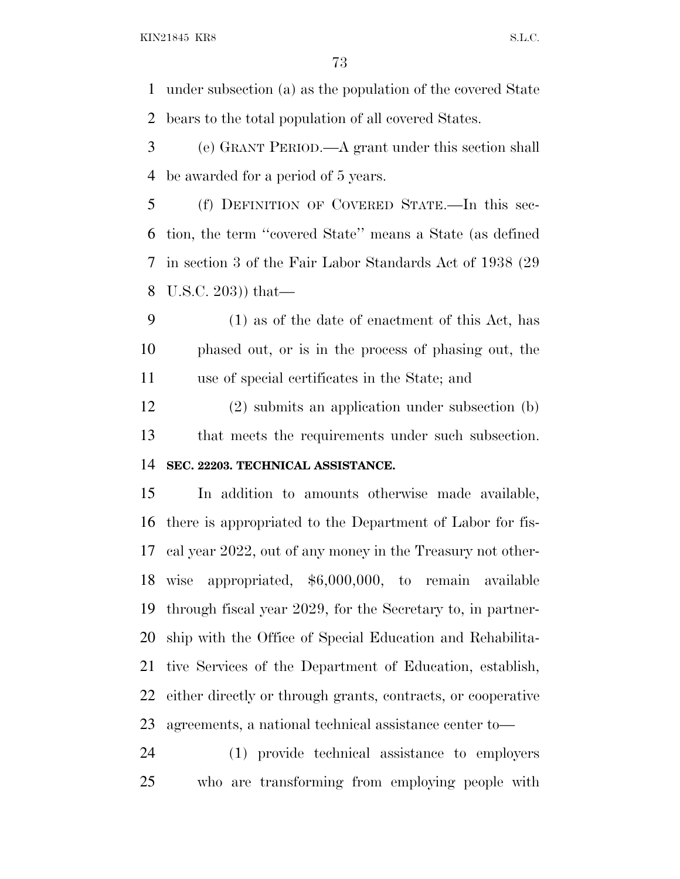under subsection (a) as the population of the covered State bears to the total population of all covered States.

(e) GRANT PERIOD.—A grant under this section shall be awarded for a period of 5 years.

(f) DEFINITION OF COVERED STATE.—In this section, the term ''covered State'' means a State (as defined in section 3 of the Fair Labor Standards Act of 1938 (29 U.S.C. 203)) that—

(1) as of the date of enactment of this Act, has phased out, or is in the process of phasing out, the use of special certificates in the State; and

(2) submits an application under subsection (b) that meets the requirements under such subsection.

**SEC. 22203. TECHNICAL ASSISTANCE.**

In addition to amounts otherwise made available, there is appropriated to the Department of Labor for fiscal year 2022, out of any money in the Treasury not otherwise appropriated, $6,000,000, to remain available through fiscal year 2029, for the Secretary to, in partnership with the Office of Special Education and Rehabilitative Services of the Department of Education, establish, either directly or through grants, contracts, or cooperative agreements, a national technical assistance center to—

(1) provide technical assistance to employers who are transforming from employing people with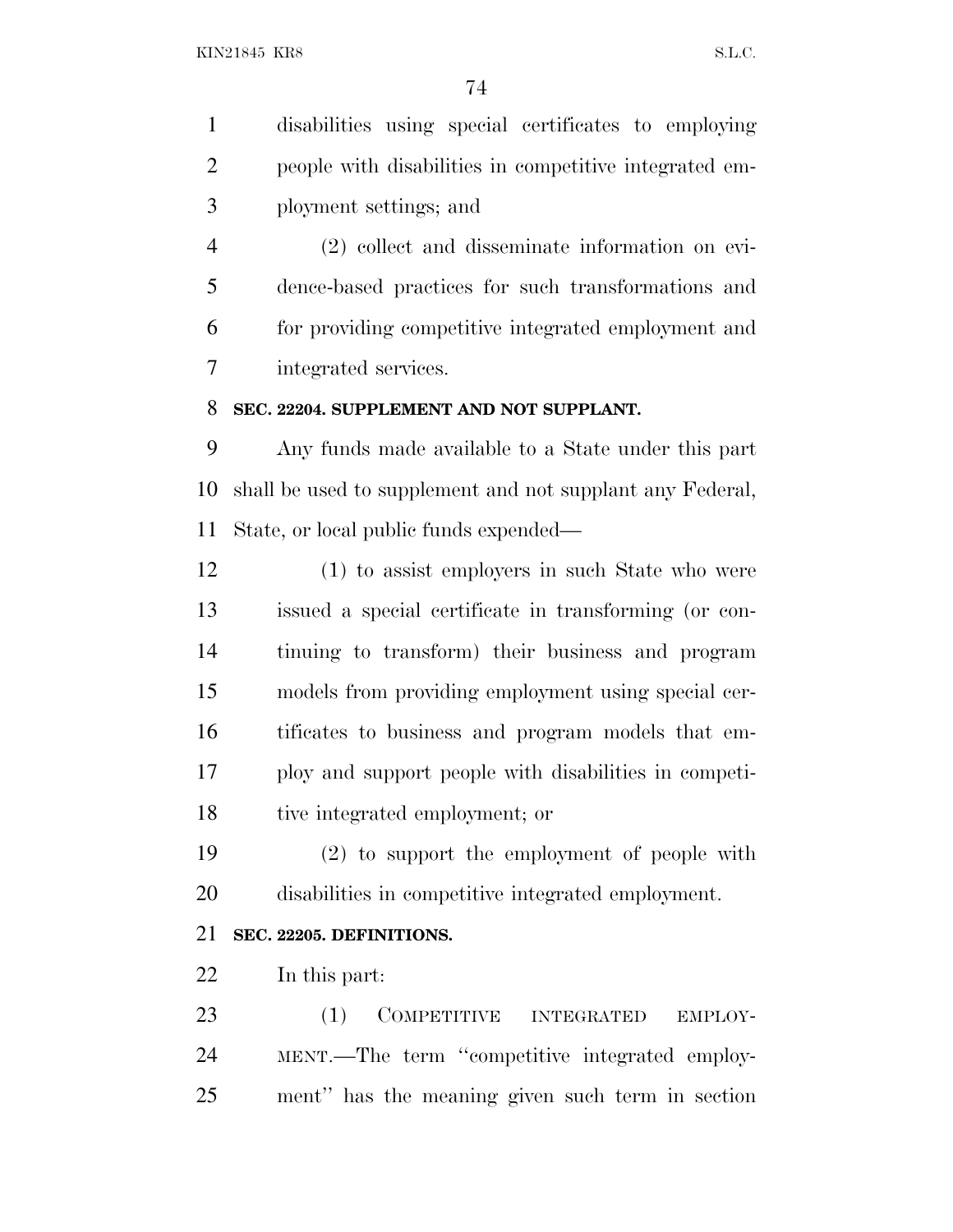disabilities using special certificates to employing people with disabilities in competitive integrated employment settings; and

(2) collect and disseminate information on evidence-based practices for such transformations and for providing competitive integrated employment and integrated services.

**SEC. 22204. SUPPLEMENT AND NOT SUPPLANT.**

Any funds made available to a State under this part shall be used to supplement and not supplant any Federal, State, or local public funds expended—

(1) to assist employers in such State who were issued a special certificate in transforming (or continuing to transform) their business and program models from providing employment using special certificates to business and program models that employ and support people with disabilities in competitive integrated employment; or

(2) to support the employment of people with disabilities in competitive integrated employment.

**SEC. 22205. DEFINITIONS.**

In this part:

(1) COMPETITIVE INTEGRATED EMPLOYMENT.—The term ''competitive integrated employment'' has the meaning given such term in section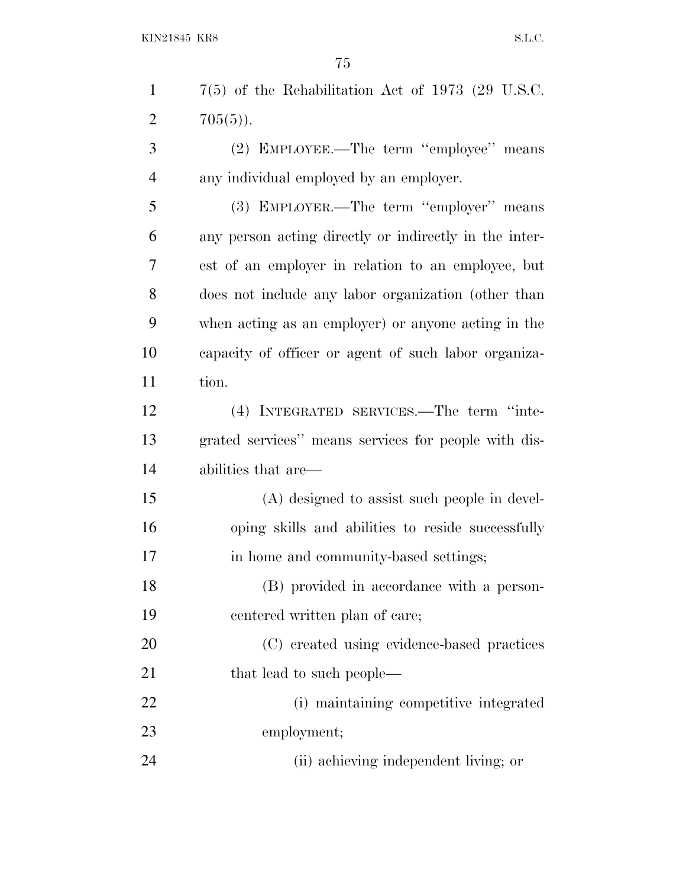7(5) of the Rehabilitation Act of 1973 (29 U.S.C. 705(5)).

(2) EMPLOYEE.—The term ''employee'' means any individual employed by an employer.

(3) EMPLOYER.—The term ''employer'' means any person acting directly or indirectly in the interest of an employer in relation to an employee, but does not include any labor organization (other than when acting as an employer) or anyone acting in the capacity of officer or agent of such labor organization.

(4) INTEGRATED SERVICES.—The term ''integrated services'' means services for people with disabilities that are—

(A) designed to assist such people in developing skills and abilities to reside successfully in home and community-based settings;

(B) provided in accordance with a person-centered written plan of care;

(C) created using evidence-based practices that lead to such people—

(i) maintaining competitive integrated employment;

(ii) achieving independent living; or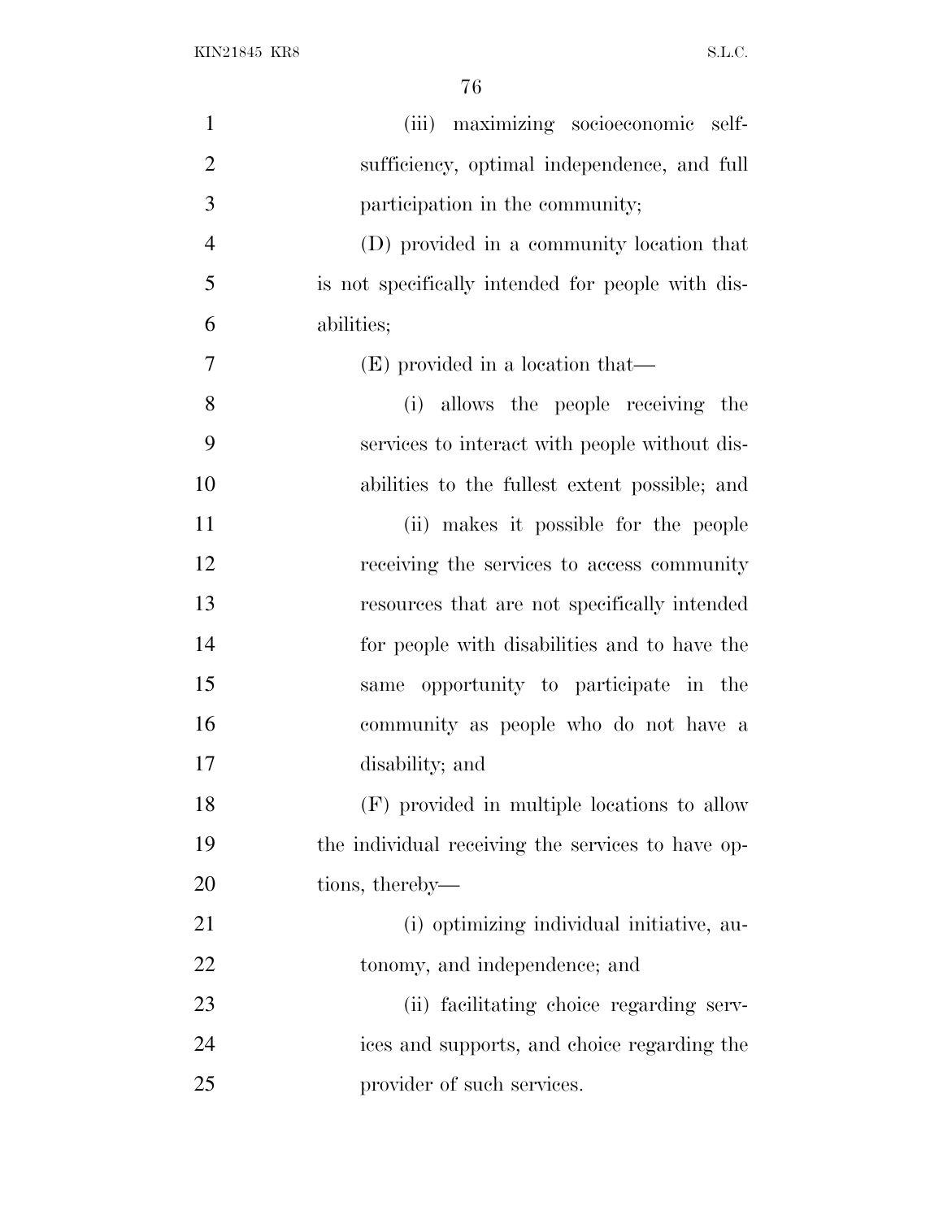(iii) maximizing socioeconomic self-sufficiency, optimal independence, and full participation in the community;

(D) provided in a community location that is not specifically intended for people with disabilities;

(E) provided in a location that—

(i) allows the people receiving the services to interact with people without disabilities to the fullest extent possible; and

(ii) makes it possible for the people receiving the services to access community resources that are not specifically intended for people with disabilities and to have the same opportunity to participate in the community as people who do not have a disability; and

(F) provided in multiple locations to allow the individual receiving the services to have options, thereby—

(i) optimizing individual initiative, autonomy, and independence; and

(ii) facilitating choice regarding services and supports, and choice regarding the provider of such services.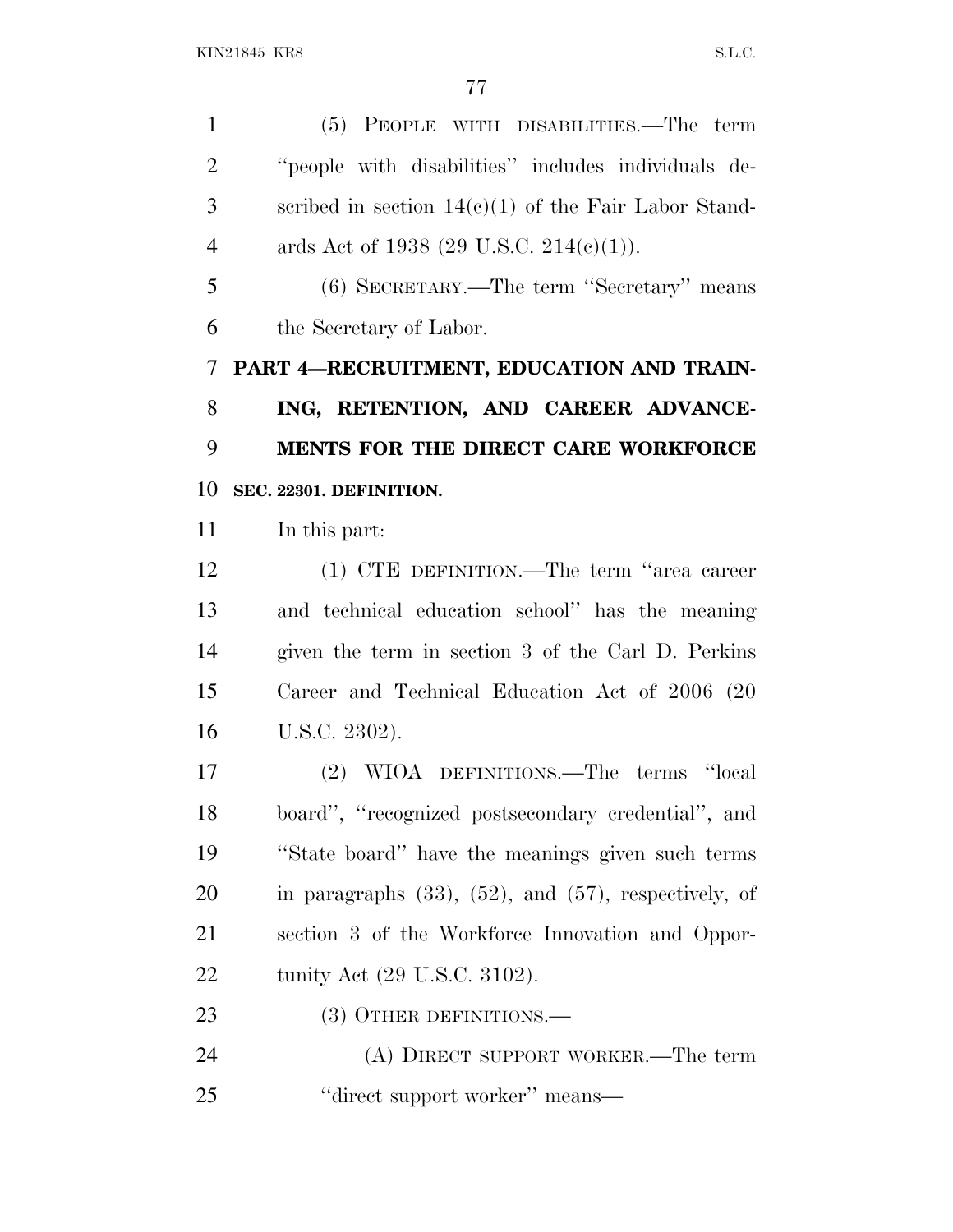(5) PEOPLE WITH DISABILITIES.—The term ''people with disabilities'' includes individuals described in section 14(c)(1) of the Fair Labor Standards Act of 1938 (29 U.S.C. 214(c)(1)).

(6) SECRETARY.—The term ''Secretary'' means the Secretary of Labor.

## PART 4—RECRUITMENT, EDUCATION AND TRAINING, RETENTION, AND CAREER ADVANCEMENTS FOR THE DIRECT CARE WORKFORCE

### SEC. 22301. DEFINITION.

In this part:

(1) CTE DEFINITION.—The term ''area career and technical education school'' has the meaning given the term in section 3 of the Carl D. Perkins Career and Technical Education Act of 2006 (20 U.S.C. 2302).

(2) WIOA DEFINITIONS.—The terms ''local board'', ''recognized postsecondary credential'', and ''State board'' have the meanings given such terms in paragraphs (33), (52), and (57), respectively, of section 3 of the Workforce Innovation and Opportunity Act (29 U.S.C. 3102).

(3) OTHER DEFINITIONS.—

(A) DIRECT SUPPORT WORKER.—The term ''direct support worker'' means—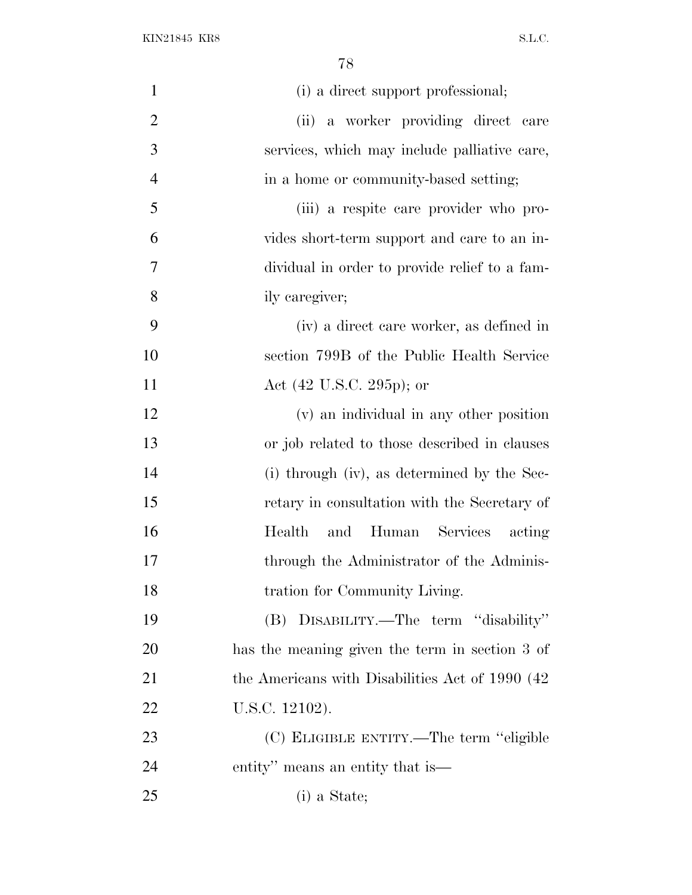(i) a direct support professional;

(ii) a worker providing direct care services, which may include palliative care, in a home or community-based setting;

(iii) a respite care provider who provides short-term support and care to an individual in order to provide relief to a family caregiver;

(iv) a direct care worker, as defined in section 799B of the Public Health Service Act (42 U.S.C. 295p); or

(v) an individual in any other position or job related to those described in clauses (i) through (iv), as determined by the Secretary in consultation with the Secretary of Health and Human Services acting through the Administrator of the Administration for Community Living.

(B) DISABILITY.—The term ''disability'' has the meaning given the term in section 3 of the Americans with Disabilities Act of 1990 (42 U.S.C. 12102).

(C) ELIGIBLE ENTITY.—The term ''eligible entity'' means an entity that is—

(i) a State;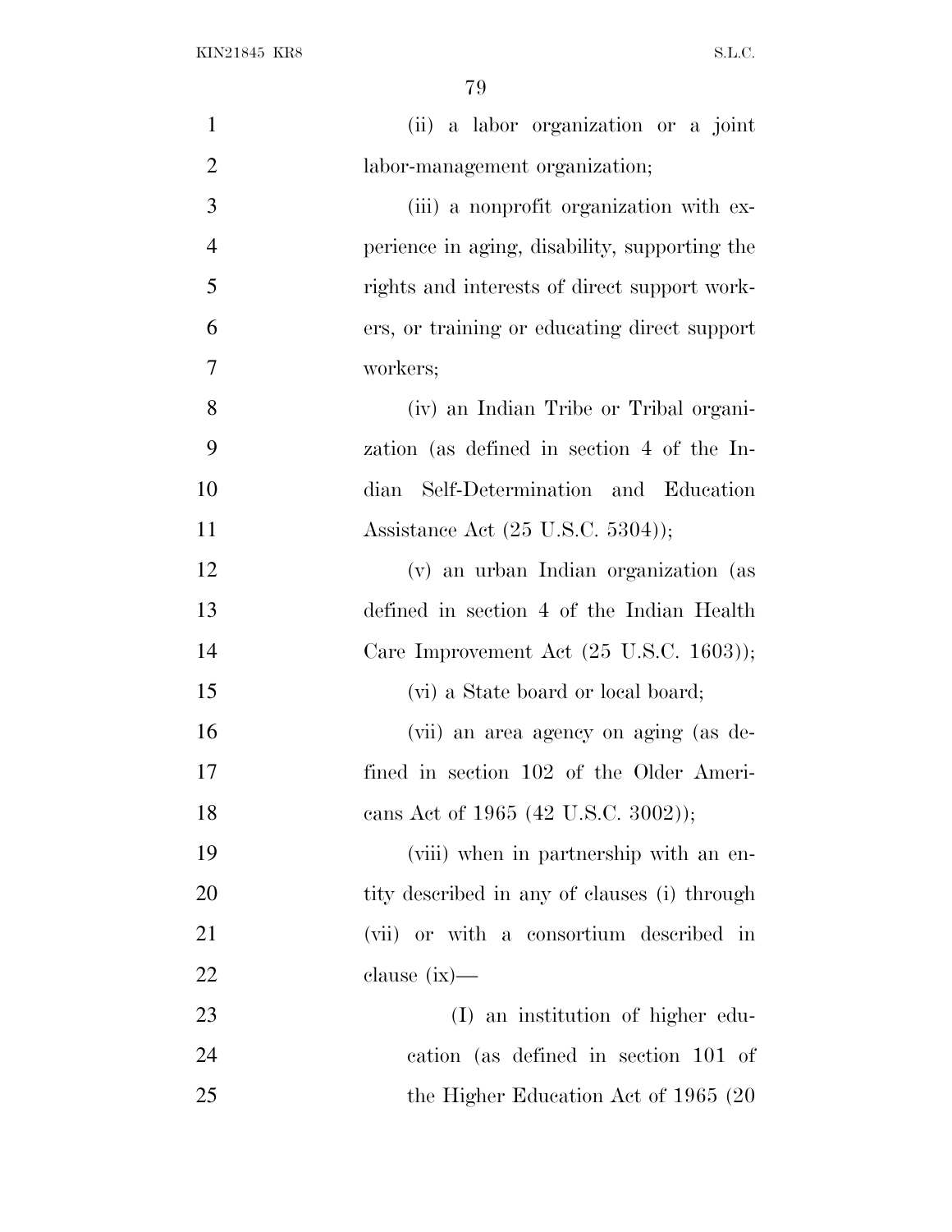(ii) a labor organization or a joint labor-management organization;

(iii) a nonprofit organization with experience in aging, disability, supporting the rights and interests of direct support workers, or training or educating direct support workers;

(iv) an Indian Tribe or Tribal organization (as defined in section 4 of the Indian Self-Determination and Education Assistance Act (25 U.S.C. 5304));

(v) an urban Indian organization (as defined in section 4 of the Indian Health Care Improvement Act (25 U.S.C. 1603));

(vi) a State board or local board;

(vii) an area agency on aging (as defined in section 102 of the Older Americans Act of 1965 (42 U.S.C. 3002));

(viii) when in partnership with an entity described in any of clauses (i) through (vii) or with a consortium described in clause (ix)—

(I) an institution of higher education (as defined in section 101 of the Higher Education Act of 1965 (20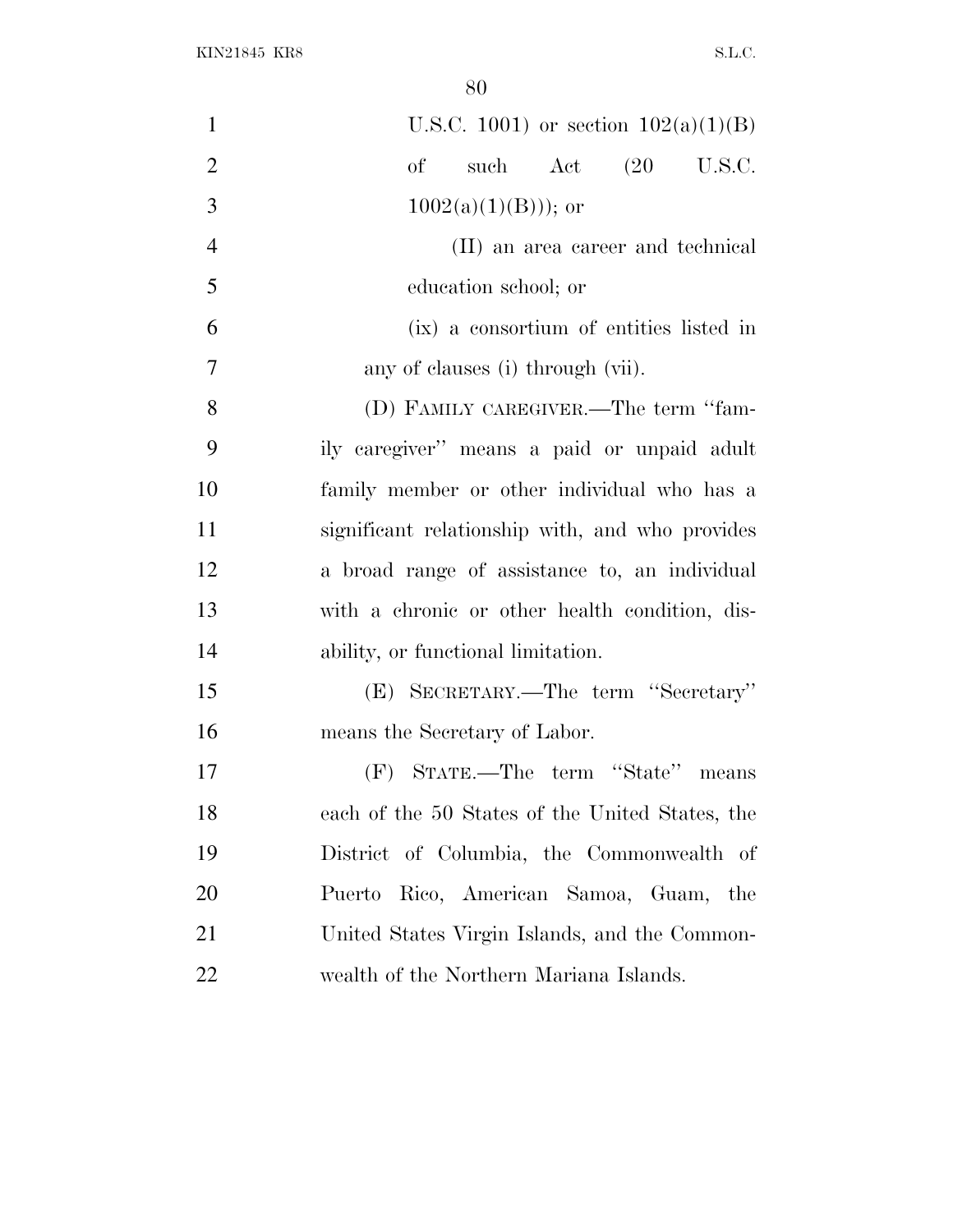U.S.C. 1001) or section 102(a)(1)(B) of such Act (20 U.S.C. 1002(a)(1)(B))); or

(II) an area career and technical education school; or

(ix) a consortium of entities listed in any of clauses (i) through (vii).

(D) FAMILY CAREGIVER.—The term ''family caregiver'' means a paid or unpaid adult family member or other individual who has a significant relationship with, and who provides a broad range of assistance to, an individual with a chronic or other health condition, disability, or functional limitation.

(E) SECRETARY.—The term ''Secretary'' means the Secretary of Labor.

(F) STATE.—The term ''State'' means each of the 50 States of the United States, the District of Columbia, the Commonwealth of Puerto Rico, American Samoa, Guam, the United States Virgin Islands, and the Commonwealth of the Northern Mariana Islands.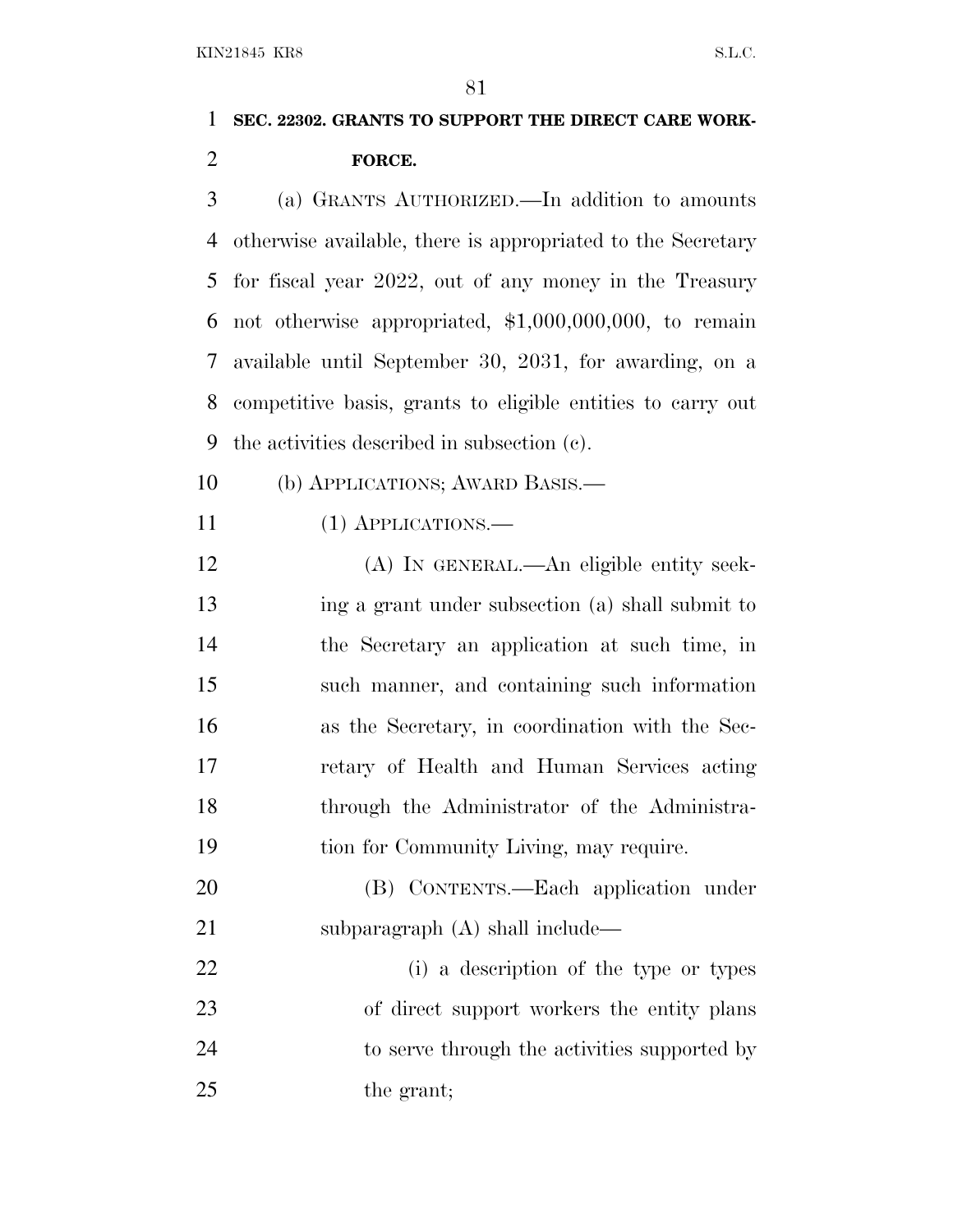**SEC. 22302. GRANTS TO SUPPORT THE DIRECT CARE WORKFORCE.**

(a) GRANTS AUTHORIZED.—In addition to amounts otherwise available, there is appropriated to the Secretary for fiscal year 2022, out of any money in the Treasury not otherwise appropriated, $1,000,000,000, to remain available until September 30, 2031, for awarding, on a competitive basis, grants to eligible entities to carry out the activities described in subsection (c).

(b) APPLICATIONS; AWARD BASIS.—

(1) APPLICATIONS.—

(A) IN GENERAL.—An eligible entity seeking a grant under subsection (a) shall submit to the Secretary an application at such time, in such manner, and containing such information as the Secretary, in coordination with the Secretary of Health and Human Services acting through the Administrator of the Administration for Community Living, may require.

(B) CONTENTS.—Each application under subparagraph (A) shall include—

(i) a description of the type or types of direct support workers the entity plans to serve through the activities supported by the grant;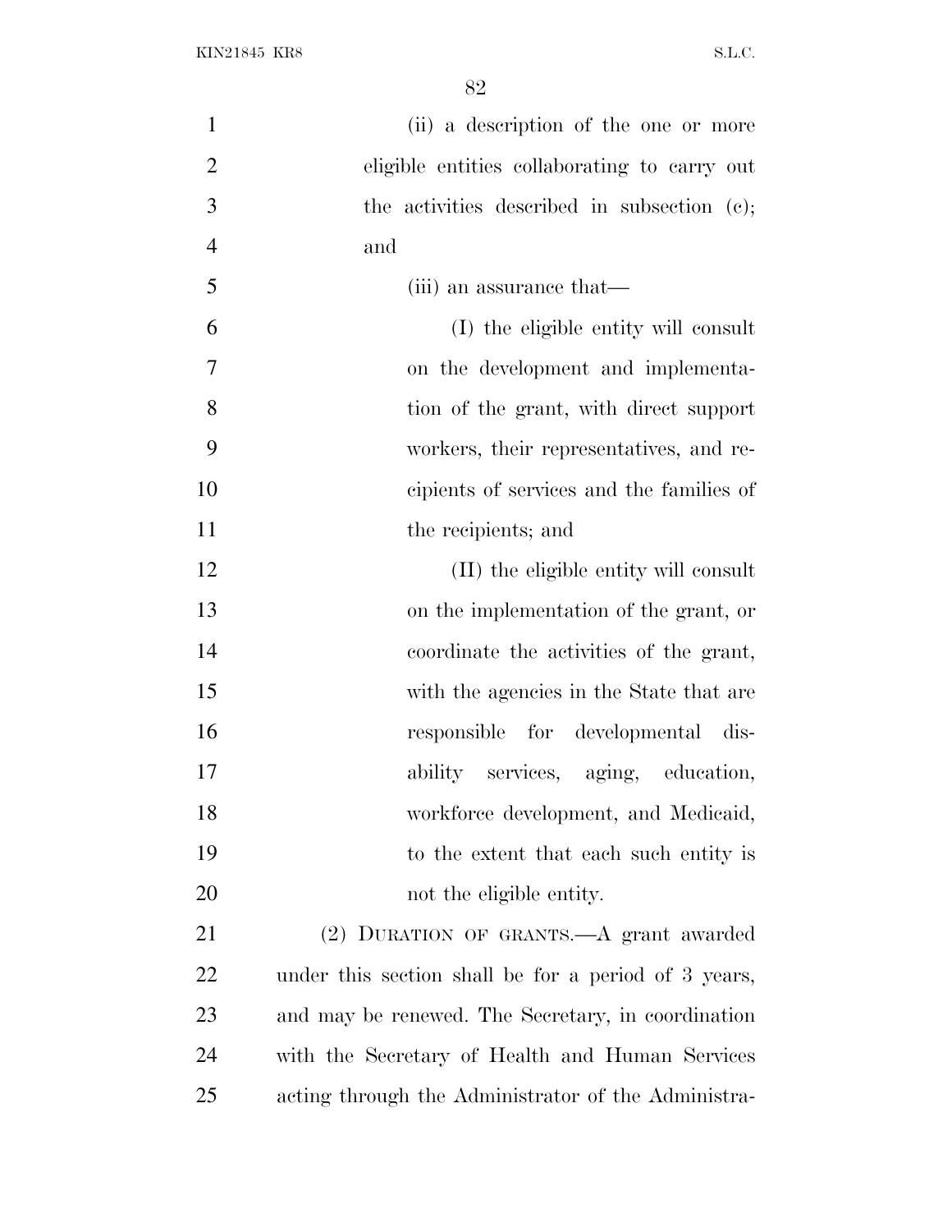(ii) a description of the one or more eligible entities collaborating to carry out the activities described in subsection (c); and

(iii) an assurance that—

(I) the eligible entity will consult on the development and implementation of the grant, with direct support workers, their representatives, and recipients of services and the families of the recipients; and

(II) the eligible entity will consult on the implementation of the grant, or coordinate the activities of the grant, with the agencies in the State that are responsible for developmental disability services, aging, education, workforce development, and Medicaid, to the extent that each such entity is not the eligible entity.

(2) DURATION OF GRANTS.—A grant awarded under this section shall be for a period of 3 years, and may be renewed. The Secretary, in coordination with the Secretary of Health and Human Services acting through the Administrator of the Administra-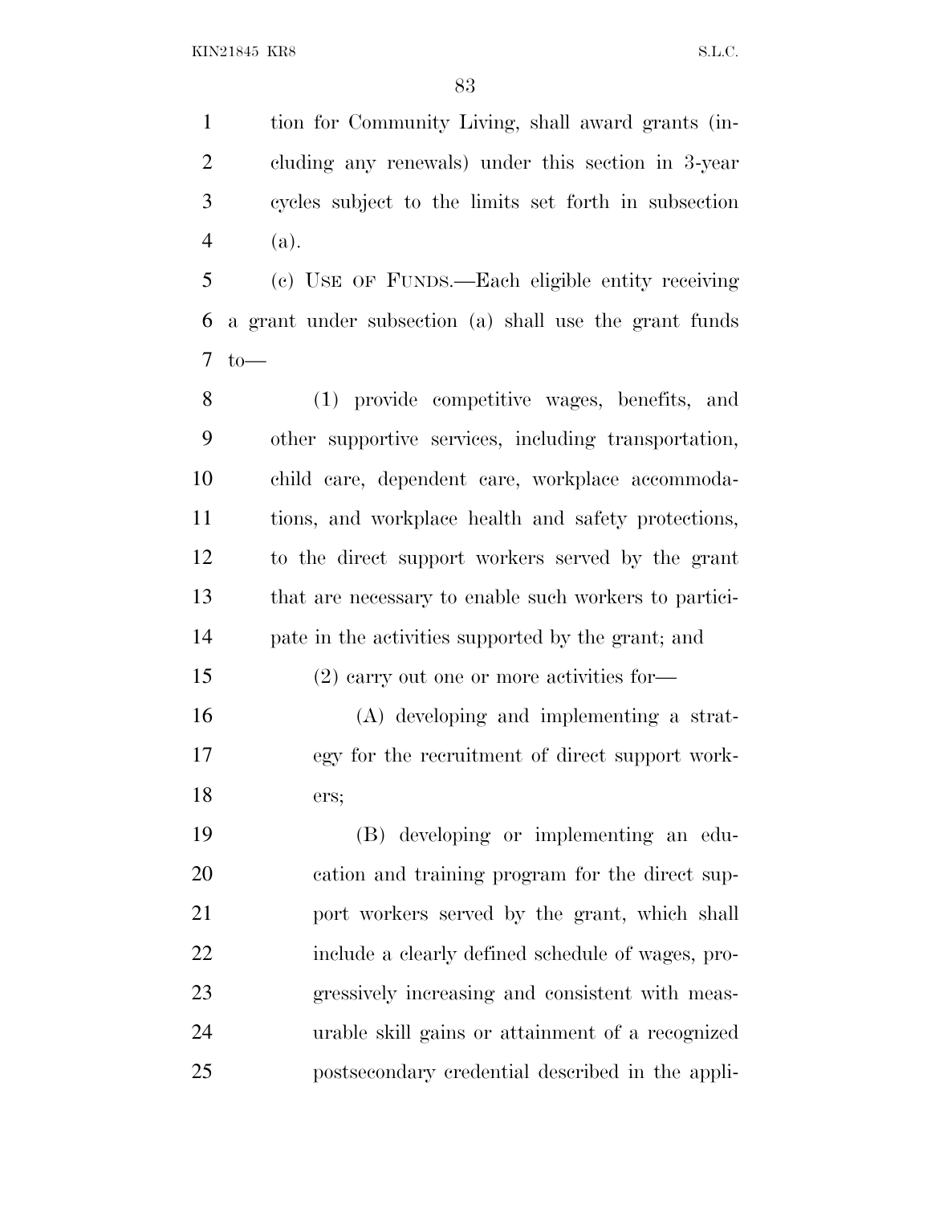tion for Community Living, shall award grants (including any renewals) under this section in 3-year cycles subject to the limits set forth in subsection (a).

(c) USE OF FUNDS.—Each eligible entity receiving a grant under subsection (a) shall use the grant funds to—

(1) provide competitive wages, benefits, and other supportive services, including transportation, child care, dependent care, workplace accommodations, and workplace health and safety protections, to the direct support workers served by the grant that are necessary to enable such workers to participate in the activities supported by the grant; and

(2) carry out one or more activities for—

(A) developing and implementing a strategy for the recruitment of direct support workers;

(B) developing or implementing an education and training program for the direct support workers served by the grant, which shall include a clearly defined schedule of wages, progressively increasing and consistent with measurable skill gains or attainment of a recognized postsecondary credential described in the appli-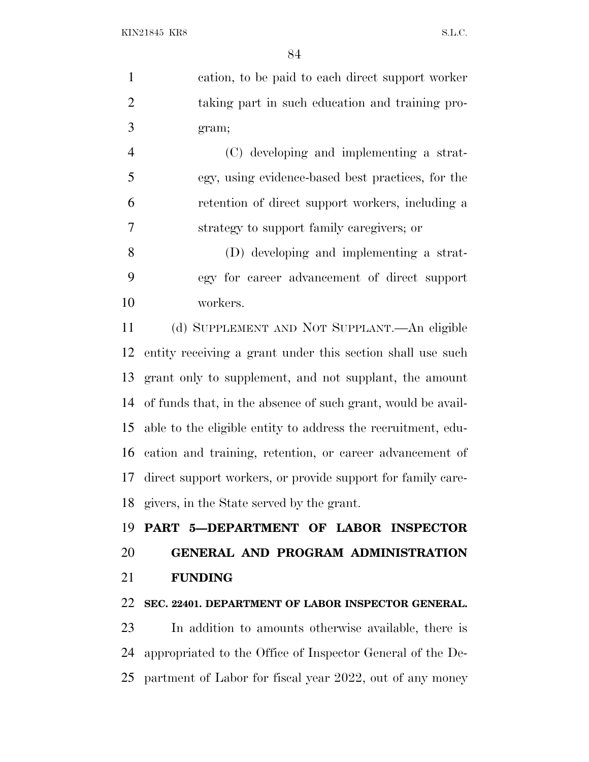cation, to be paid to each direct support worker taking part in such education and training program;

(C) developing and implementing a strategy, using evidence-based best practices, for the retention of direct support workers, including a strategy to support family caregivers; or

(D) developing and implementing a strategy for career advancement of direct support workers.

(d) SUPPLEMENT AND NOT SUPPLANT.—An eligible entity receiving a grant under this section shall use such grant only to supplement, and not supplant, the amount of funds that, in the absence of such grant, would be available to the eligible entity to address the recruitment, education and training, retention, or career advancement of direct support workers, or provide support for family caregivers, in the State served by the grant.

## PART 5—DEPARTMENT OF LABOR INSPECTOR GENERAL AND PROGRAM ADMINISTRATION FUNDING

### SEC. 22401. DEPARTMENT OF LABOR INSPECTOR GENERAL.

In addition to amounts otherwise available, there is appropriated to the Office of Inspector General of the Department of Labor for fiscal year 2022, out of any money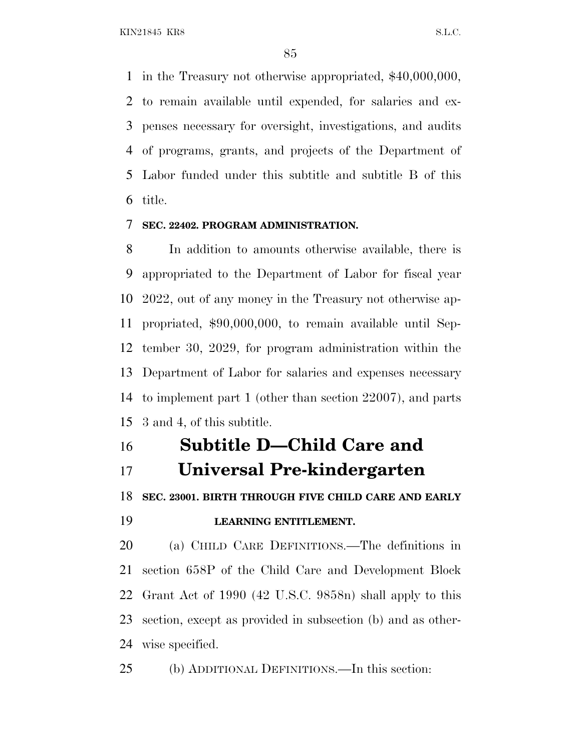in the Treasury not otherwise appropriated, $40,000,000, to remain available until expended, for salaries and expenses necessary for oversight, investigations, and audits of programs, grants, and projects of the Department of Labor funded under this subtitle and subtitle B of this title.

**SEC. 22402. PROGRAM ADMINISTRATION.**

In addition to amounts otherwise available, there is appropriated to the Department of Labor for fiscal year 2022, out of any money in the Treasury not otherwise appropriated, $90,000,000, to remain available until September 30, 2029, for program administration within the Department of Labor for salaries and expenses necessary to implement part 1 (other than section 22007), and parts 3 and 4, of this subtitle.

# Subtitle D—Child Care and Universal Pre-kindergarten

**SEC. 23001. BIRTH THROUGH FIVE CHILD CARE AND EARLY LEARNING ENTITLEMENT.**

(a) CHILD CARE DEFINITIONS.—The definitions in section 658P of the Child Care and Development Block Grant Act of 1990 (42 U.S.C. 9858n) shall apply to this section, except as provided in subsection (b) and as otherwise specified.

(b) ADDITIONAL DEFINITIONS.—In this section: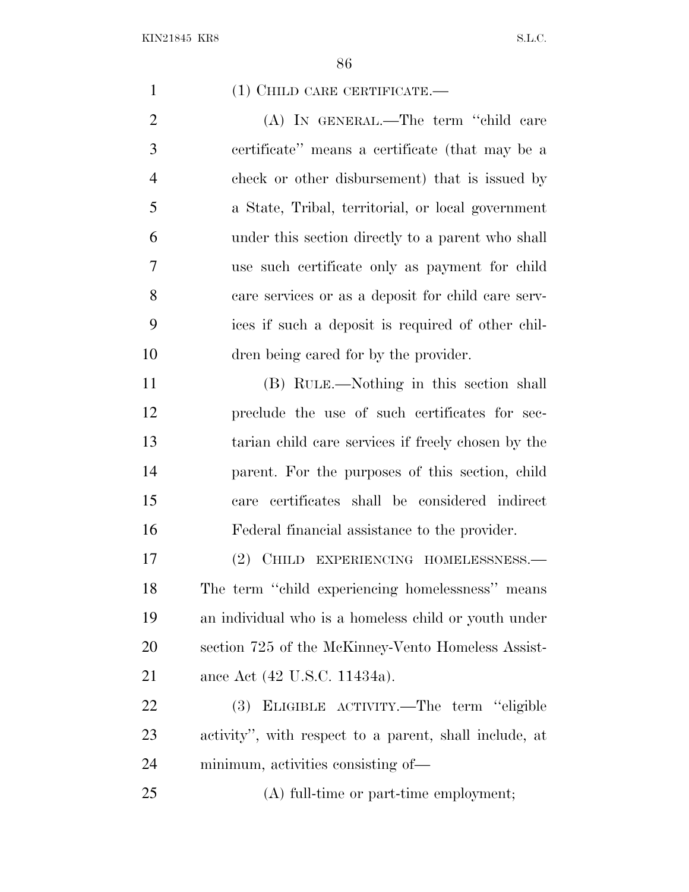(1) CHILD CARE CERTIFICATE.—

(A) IN GENERAL.—The term ''child care certificate'' means a certificate (that may be a check or other disbursement) that is issued by a State, Tribal, territorial, or local government under this section directly to a parent who shall use such certificate only as payment for child care services or as a deposit for child care services if such a deposit is required of other children being cared for by the provider.

(B) RULE.—Nothing in this section shall preclude the use of such certificates for sectarian child care services if freely chosen by the parent. For the purposes of this section, child care certificates shall be considered indirect Federal financial assistance to the provider.

(2) CHILD EXPERIENCING HOMELESSNESS.— The term ''child experiencing homelessness'' means an individual who is a homeless child or youth under section 725 of the McKinney-Vento Homeless Assistance Act (42 U.S.C. 11434a).

(3) ELIGIBLE ACTIVITY.—The term ''eligible activity'', with respect to a parent, shall include, at minimum, activities consisting of—

(A) full-time or part-time employment;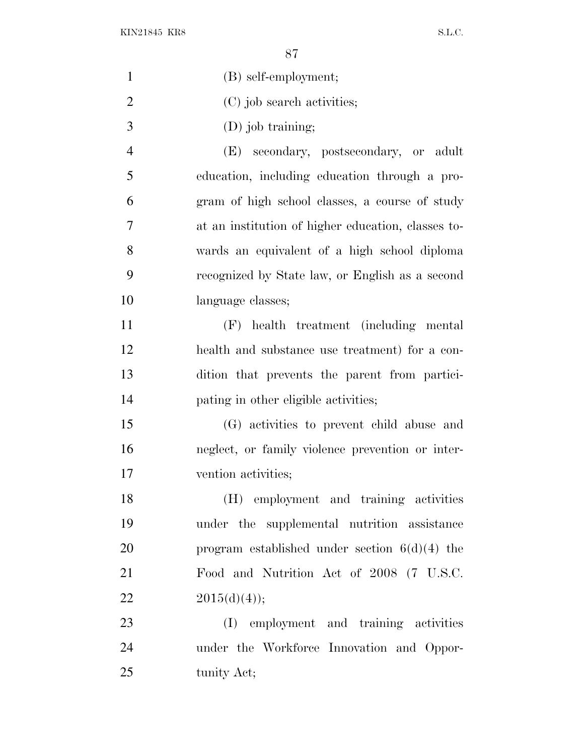(B) self-employment;

(C) job search activities;

(D) job training;

(E) secondary, postsecondary, or adult education, including education through a program of high school classes, a course of study at an institution of higher education, classes towards an equivalent of a high school diploma recognized by State law, or English as a second language classes;

(F) health treatment (including mental health and substance use treatment) for a condition that prevents the parent from participating in other eligible activities;

(G) activities to prevent child abuse and neglect, or family violence prevention or intervention activities;

(H) employment and training activities under the supplemental nutrition assistance program established under section 6(d)(4) the Food and Nutrition Act of 2008 (7 U.S.C. 2015(d)(4));

(I) employment and training activities under the Workforce Innovation and Opportunity Act;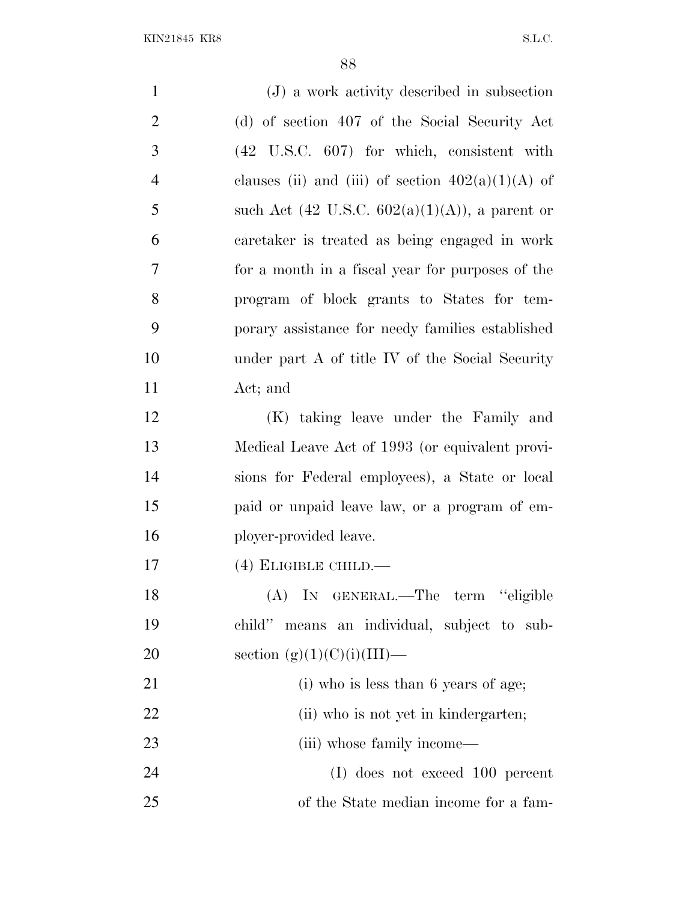(J) a work activity described in subsection (d) of section 407 of the Social Security Act (42 U.S.C. 607) for which, consistent with clauses (ii) and (iii) of section 402(a)(1)(A) of such Act (42 U.S.C. 602(a)(1)(A)), a parent or caretaker is treated as being engaged in work for a month in a fiscal year for purposes of the program of block grants to States for temporary assistance for needy families established under part A of title IV of the Social Security Act; and

(K) taking leave under the Family and Medical Leave Act of 1993 (or equivalent provisions for Federal employees), a State or local paid or unpaid leave law, or a program of employer-provided leave.

(4) ELIGIBLE CHILD.—

(A) IN GENERAL.—The term "eligible child" means an individual, subject to subsection (g)(1)(C)(i)(III)—

(i) who is less than 6 years of age;

(ii) who is not yet in kindergarten;

(iii) whose family income—

(I) does not exceed 100 percent of the State median income for a fam-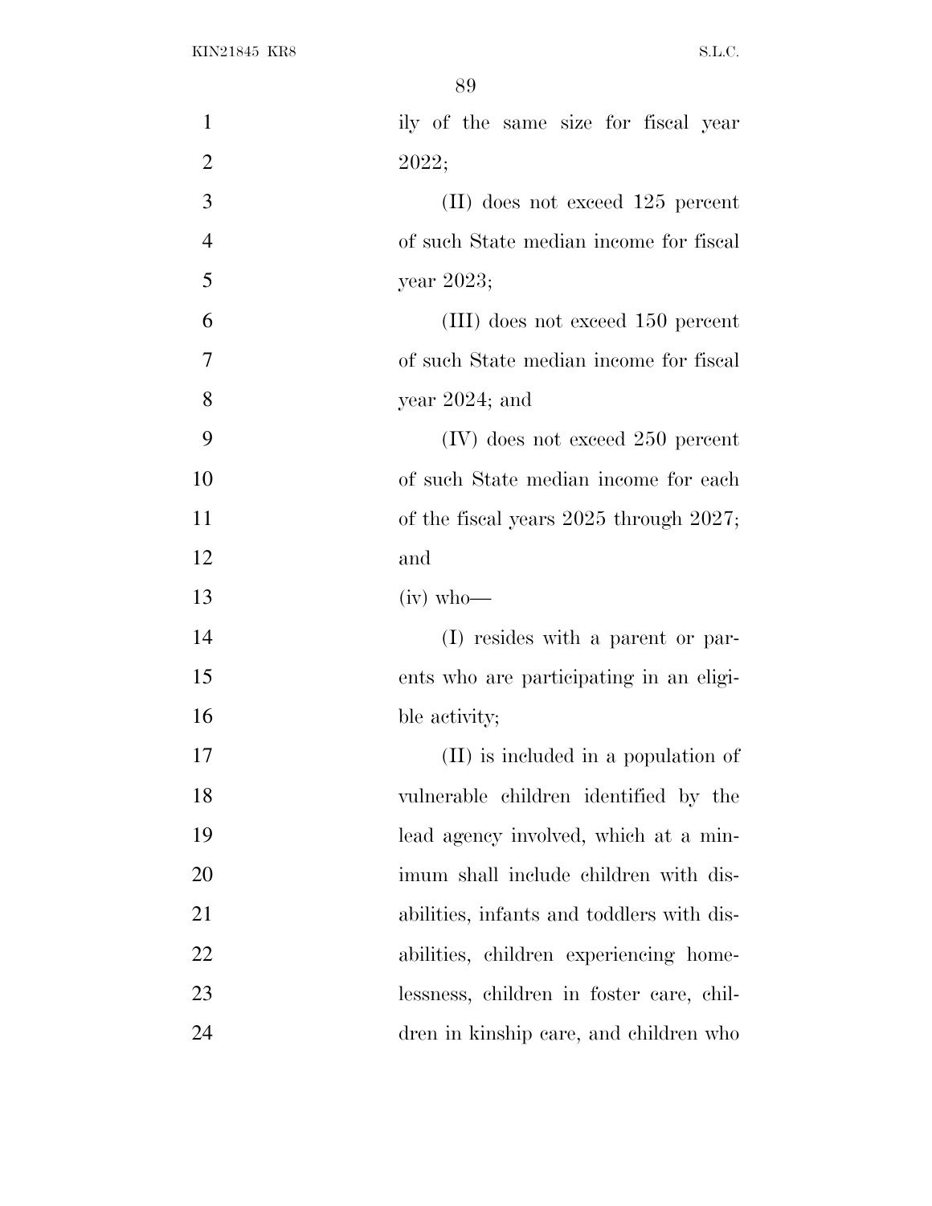ily of the same size for fiscal year 2022;

(II) does not exceed 125 percent of such State median income for fiscal year 2023;

(III) does not exceed 150 percent of such State median income for fiscal year 2024; and

(IV) does not exceed 250 percent of such State median income for each of the fiscal years 2025 through 2027; and

(iv) who—

(I) resides with a parent or parents who are participating in an eligible activity;

(II) is included in a population of vulnerable children identified by the lead agency involved, which at a minimum shall include children with disabilities, infants and toddlers with disabilities, children experiencing homelessness, children in foster care, children in kinship care, and children who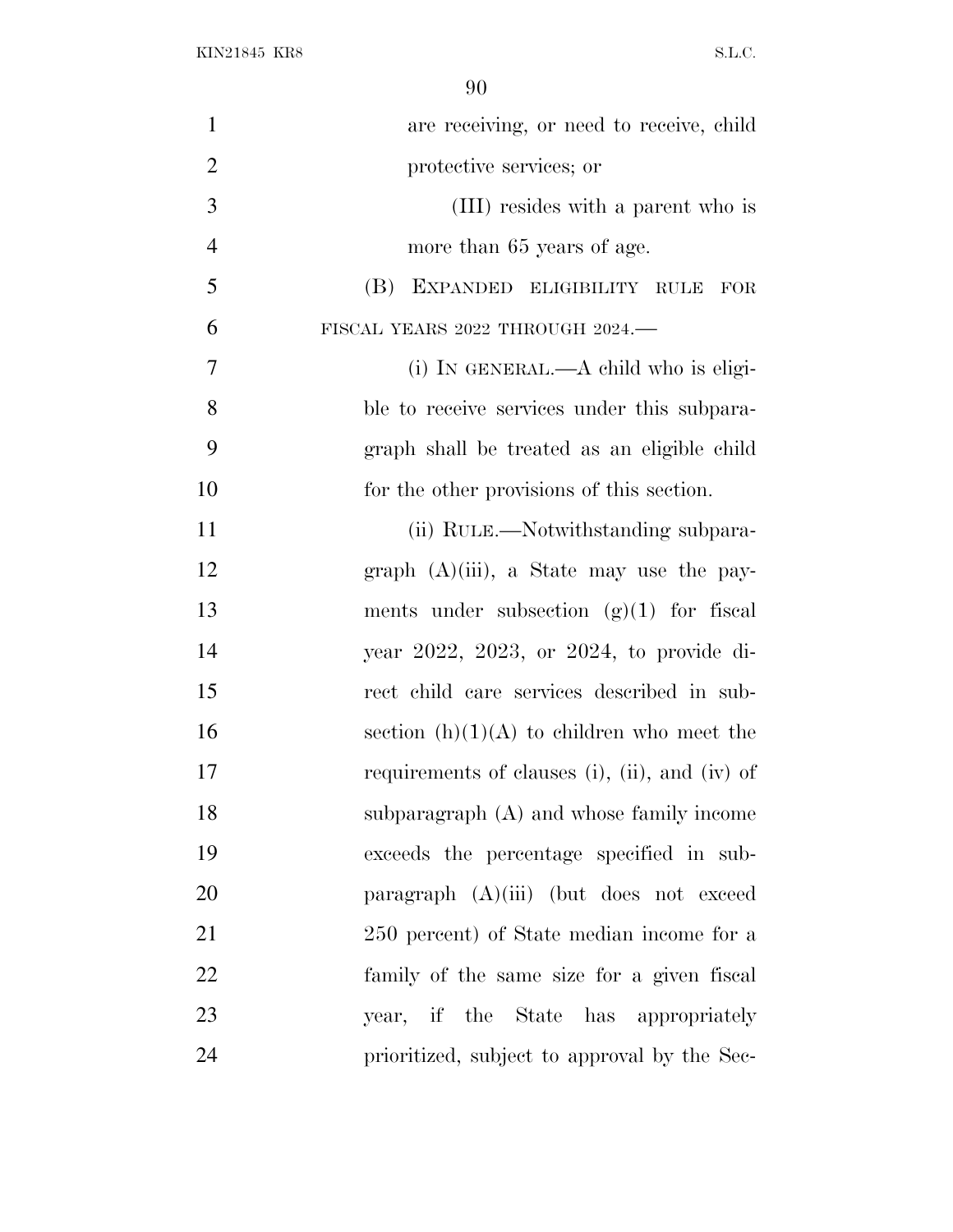are receiving, or need to receive, child protective services; or

(III) resides with a parent who is more than 65 years of age.

(B) EXPANDED ELIGIBILITY RULE FOR FISCAL YEARS 2022 THROUGH 2024.—

(i) IN GENERAL.—A child who is eligible to receive services under this subparagraph shall be treated as an eligible child for the other provisions of this section.

(ii) RULE.—Notwithstanding subparagraph (A)(iii), a State may use the payments under subsection (g)(1) for fiscal year 2022, 2023, or 2024, to provide direct child care services described in subsection (h)(1)(A) to children who meet the requirements of clauses (i), (ii), and (iv) of subparagraph (A) and whose family income exceeds the percentage specified in subparagraph (A)(iii) (but does not exceed 250 percent) of State median income for a family of the same size for a given fiscal year, if the State has appropriately prioritized, subject to approval by the Sec-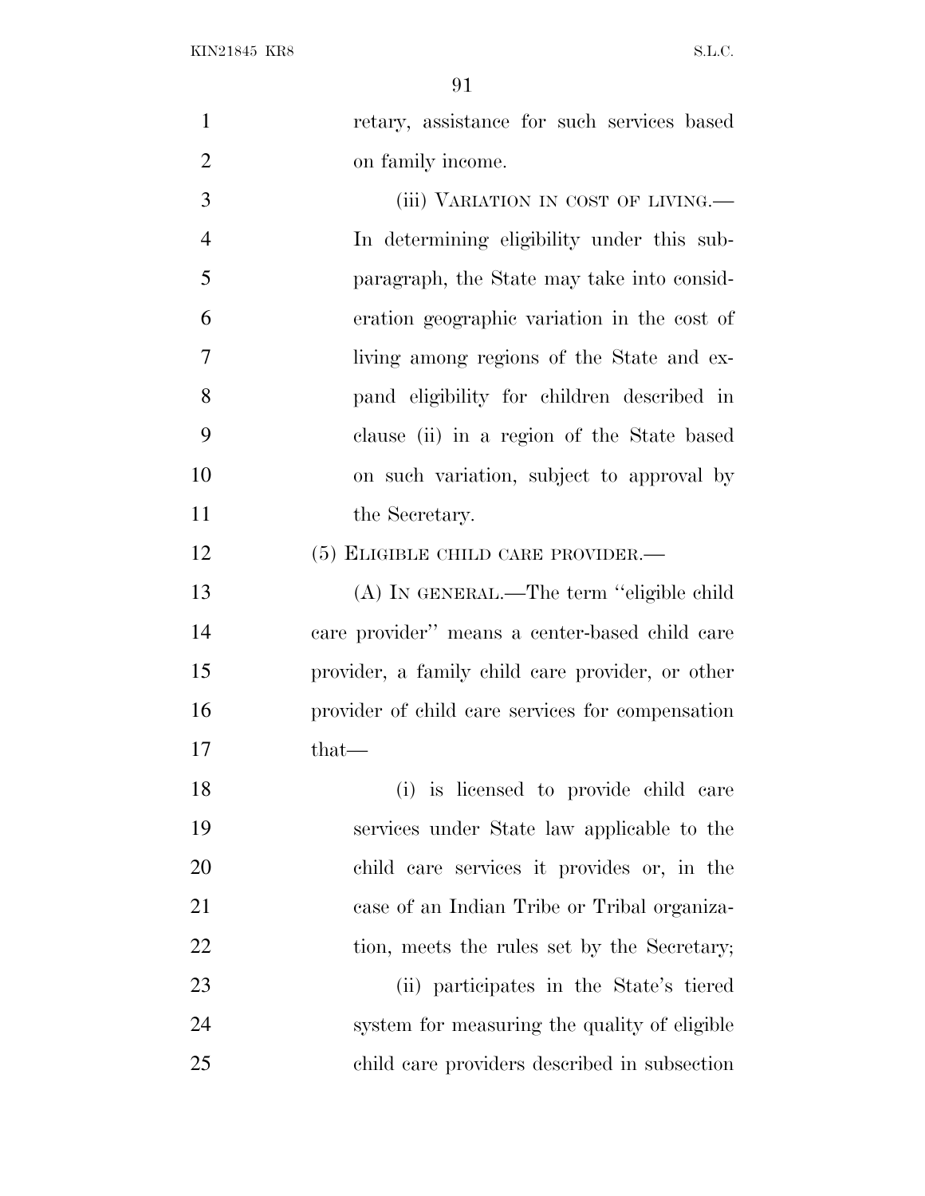retary, assistance for such services based on family income.

(iii) VARIATION IN COST OF LIVING.—In determining eligibility under this subparagraph, the State may take into consideration geographic variation in the cost of living among regions of the State and expand eligibility for children described in clause (ii) in a region of the State based on such variation, subject to approval by the Secretary.

(5) ELIGIBLE CHILD CARE PROVIDER.—

(A) IN GENERAL.—The term "eligible child care provider" means a center-based child care provider, a family child care provider, or other provider of child care services for compensation that—

(i) is licensed to provide child care services under State law applicable to the child care services it provides or, in the case of an Indian Tribe or Tribal organization, meets the rules set by the Secretary;

(ii) participates in the State's tiered system for measuring the quality of eligible child care providers described in subsection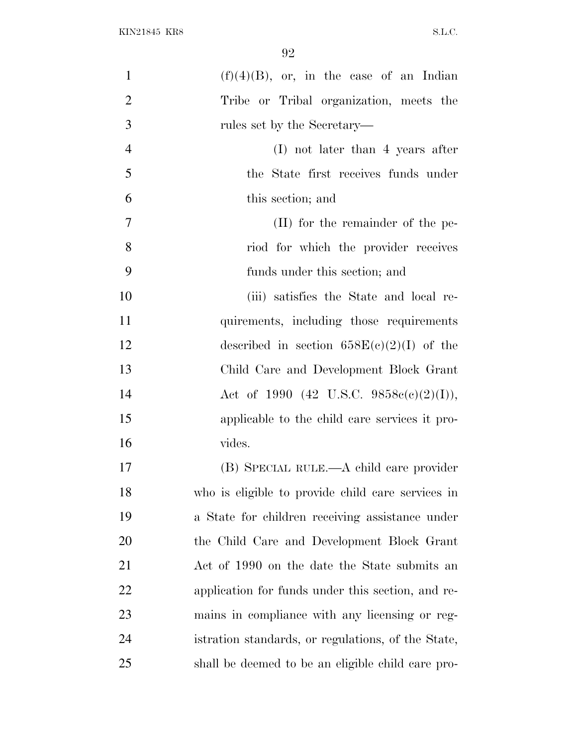(f)(4)(B), or, in the case of an Indian Tribe or Tribal organization, meets the rules set by the Secretary—

(I) not later than 4 years after the State first receives funds under this section; and

(II) for the remainder of the period for which the provider receives funds under this section; and

(iii) satisfies the State and local requirements, including those requirements described in section 658E(c)(2)(I) of the Child Care and Development Block Grant Act of 1990 (42 U.S.C. 9858c(c)(2)(I)), applicable to the child care services it provides.

(B) SPECIAL RULE.—A child care provider who is eligible to provide child care services in a State for children receiving assistance under the Child Care and Development Block Grant Act of 1990 on the date the State submits an application for funds under this section, and remains in compliance with any licensing or registration standards, or regulations, of the State, shall be deemed to be an eligible child care pro-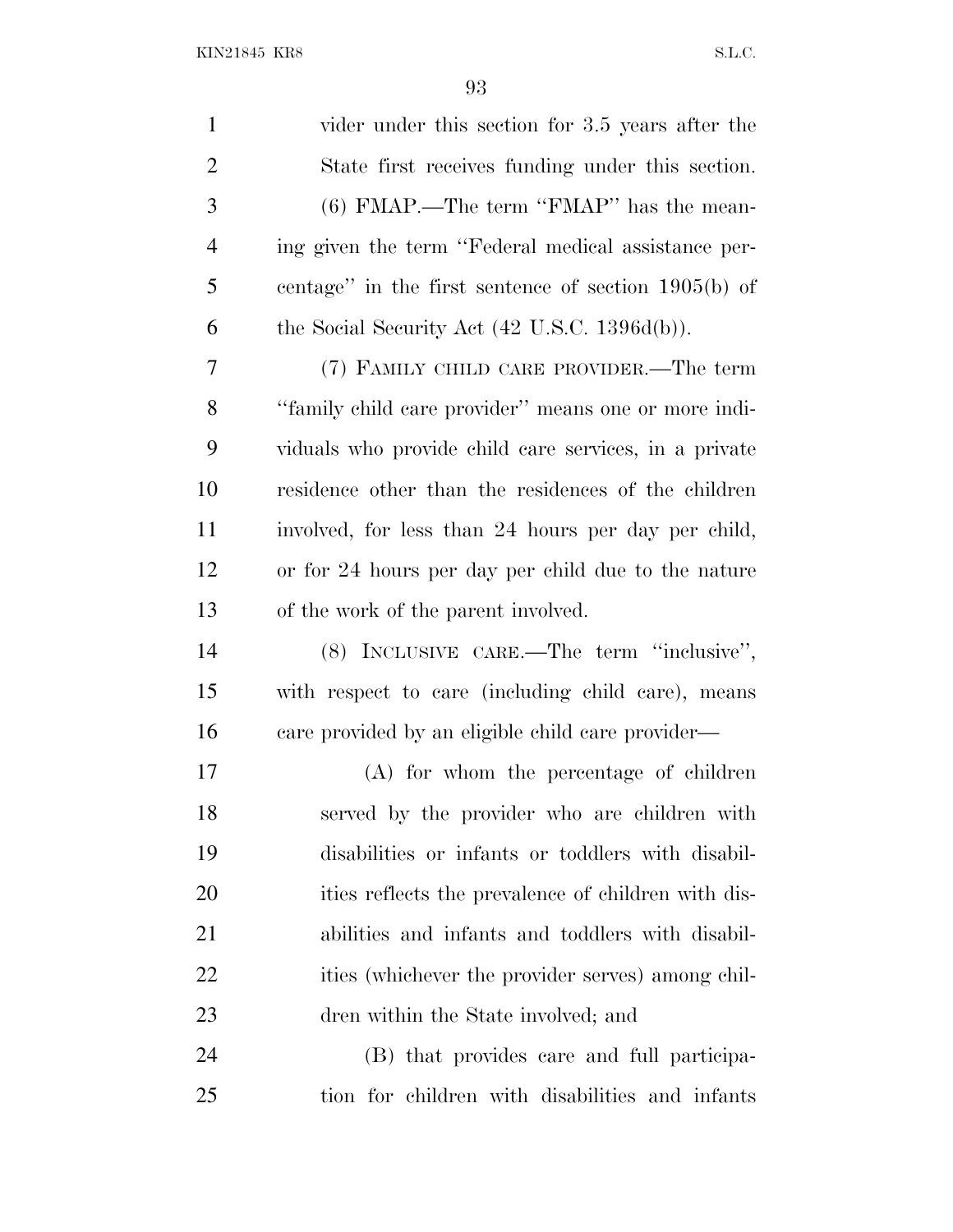vider under this section for 3.5 years after the State first receives funding under this section.

(6) FMAP.—The term ''FMAP'' has the meaning given the term ''Federal medical assistance percentage'' in the first sentence of section 1905(b) of the Social Security Act (42 U.S.C. 1396d(b)).

(7) FAMILY CHILD CARE PROVIDER.—The term ''family child care provider'' means one or more individuals who provide child care services, in a private residence other than the residences of the children involved, for less than 24 hours per day per child, or for 24 hours per day per child due to the nature of the work of the parent involved.

(8) INCLUSIVE CARE.—The term ''inclusive'', with respect to care (including child care), means care provided by an eligible child care provider—

(A) for whom the percentage of children served by the provider who are children with disabilities or infants or toddlers with disabilities reflects the prevalence of children with disabilities and infants and toddlers with disabilities (whichever the provider serves) among children within the State involved; and

(B) that provides care and full participation for children with disabilities and infants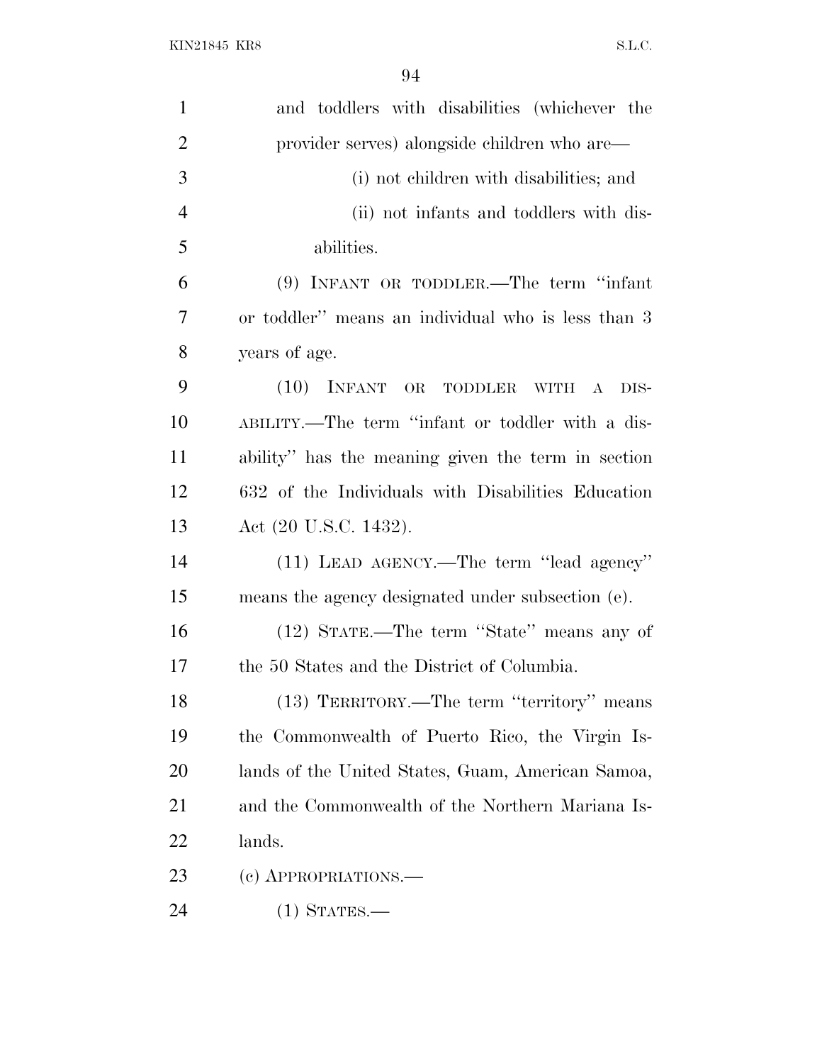and toddlers with disabilities (whichever the provider serves) alongside children who are—

(i) not children with disabilities; and

(ii) not infants and toddlers with disabilities.

(9) INFANT OR TODDLER.—The term "infant or toddler" means an individual who is less than 3 years of age.

(10) INFANT OR TODDLER WITH A DISABILITY.—The term "infant or toddler with a disability" has the meaning given the term in section 632 of the Individuals with Disabilities Education Act (20 U.S.C. 1432).

(11) LEAD AGENCY.—The term "lead agency" means the agency designated under subsection (e).

(12) STATE.—The term "State" means any of the 50 States and the District of Columbia.

(13) TERRITORY.—The term "territory" means the Commonwealth of Puerto Rico, the Virgin Islands of the United States, Guam, American Samoa, and the Commonwealth of the Northern Mariana Islands.

(c) APPROPRIATIONS.—

(1) STATES.—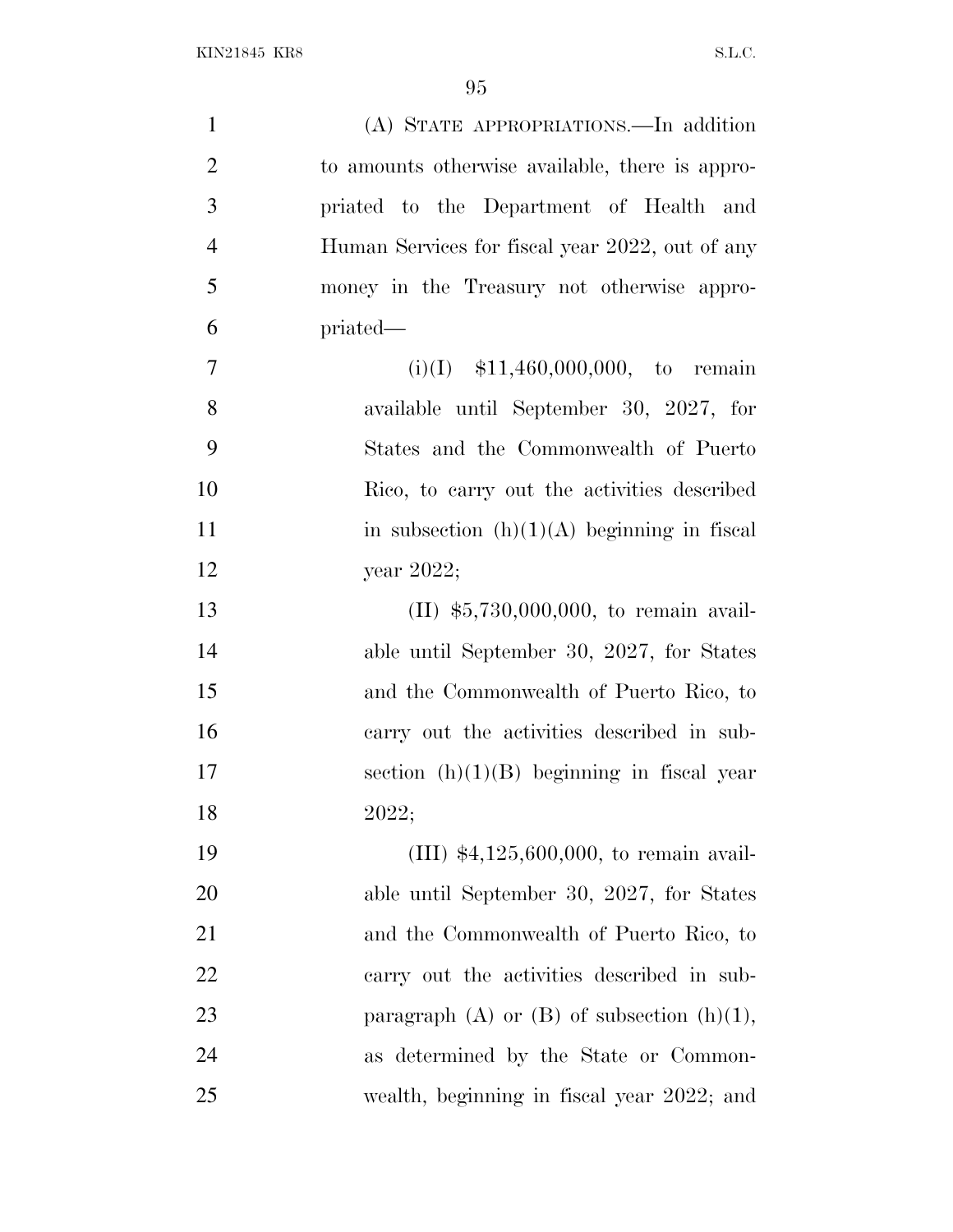(A) STATE APPROPRIATIONS.—In addition to amounts otherwise available, there is appropriated to the Department of Health and Human Services for fiscal year 2022, out of any money in the Treasury not otherwise appropriated—

(i)(I) $11,460,000,000, to remain available until September 30, 2027, for States and the Commonwealth of Puerto Rico, to carry out the activities described in subsection (h)(1)(A) beginning in fiscal year 2022;

(II) $5,730,000,000, to remain available until September 30, 2027, for States and the Commonwealth of Puerto Rico, to carry out the activities described in subsection (h)(1)(B) beginning in fiscal year 2022;

(III) $4,125,600,000, to remain available until September 30, 2027, for States and the Commonwealth of Puerto Rico, to carry out the activities described in subparagraph (A) or (B) of subsection (h)(1), as determined by the State or Commonwealth, beginning in fiscal year 2022; and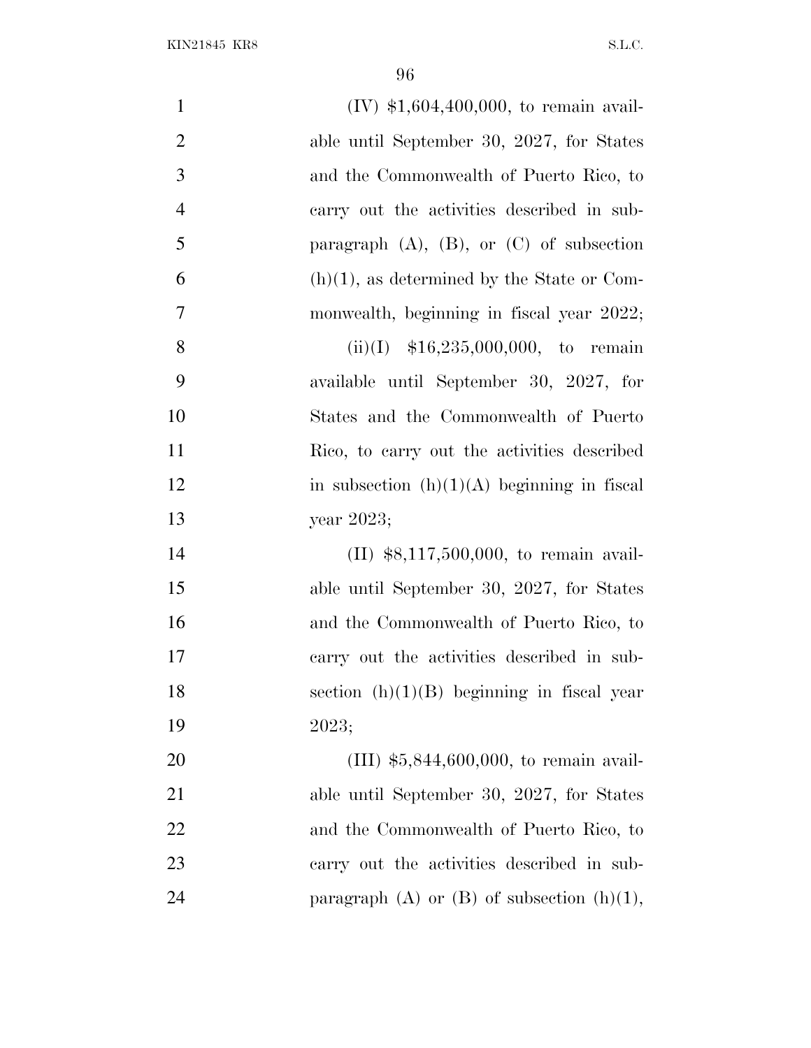(IV) $1,604,400,000, to remain available until September 30, 2027, for States and the Commonwealth of Puerto Rico, to carry out the activities described in subparagraph (A), (B), or (C) of subsection (h)(1), as determined by the State or Commonwealth, beginning in fiscal year 2022;

(ii)(I) $16,235,000,000, to remain available until September 30, 2027, for States and the Commonwealth of Puerto Rico, to carry out the activities described in subsection (h)(1)(A) beginning in fiscal year 2023;

(II) $8,117,500,000, to remain available until September 30, 2027, for States and the Commonwealth of Puerto Rico, to carry out the activities described in subsection (h)(1)(B) beginning in fiscal year 2023;

(III) $5,844,600,000, to remain available until September 30, 2027, for States and the Commonwealth of Puerto Rico, to carry out the activities described in subparagraph (A) or (B) of subsection (h)(1),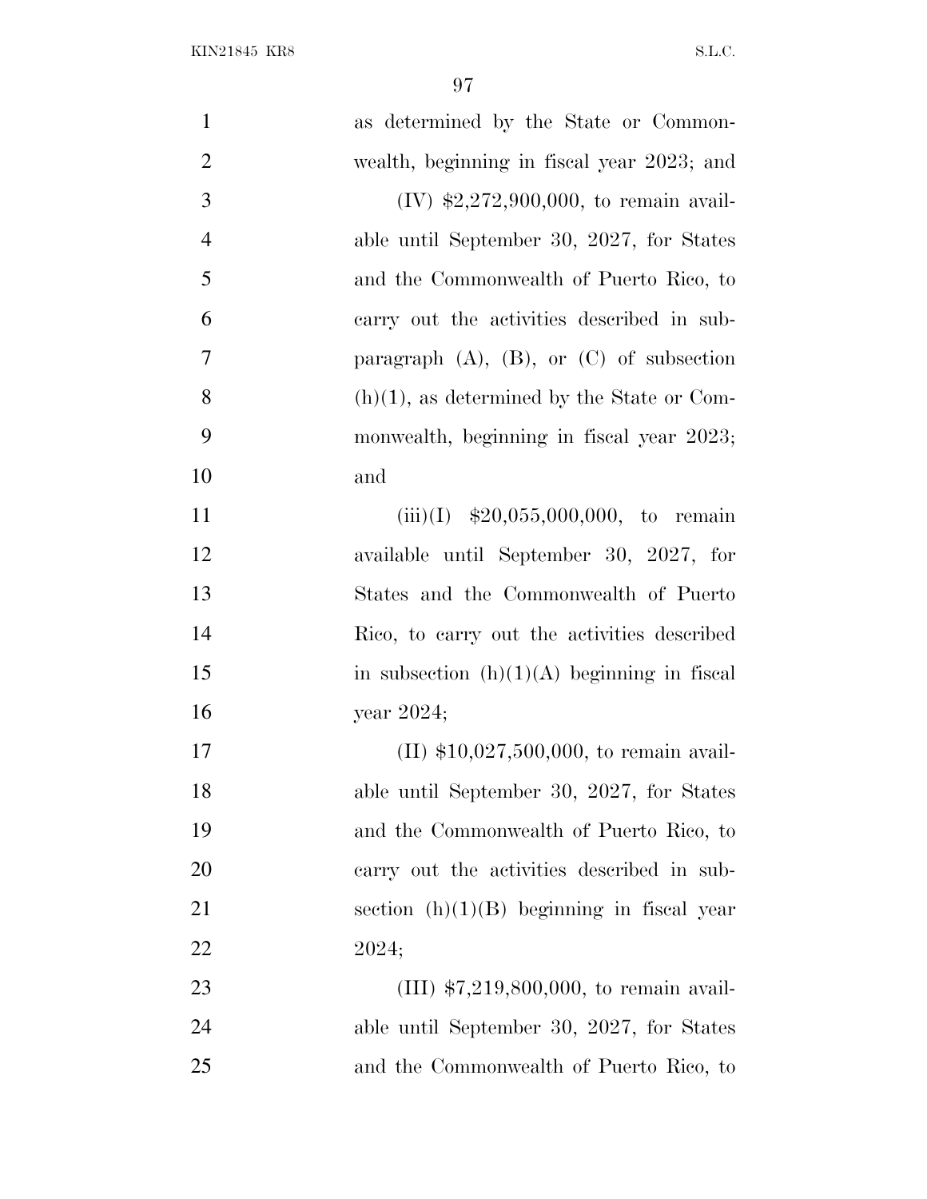as determined by the State or Commonwealth, beginning in fiscal year 2023; and

(IV) $2,272,900,000, to remain available until September 30, 2027, for States and the Commonwealth of Puerto Rico, to carry out the activities described in subparagraph (A), (B), or (C) of subsection (h)(1), as determined by the State or Commonwealth, beginning in fiscal year 2023; and

(iii)(I) $20,055,000,000, to remain available until September 30, 2027, for States and the Commonwealth of Puerto Rico, to carry out the activities described in subsection (h)(1)(A) beginning in fiscal year 2024;

(II) $10,027,500,000, to remain available until September 30, 2027, for States and the Commonwealth of Puerto Rico, to carry out the activities described in subsection (h)(1)(B) beginning in fiscal year 2024;

(III) $7,219,800,000, to remain available until September 30, 2027, for States and the Commonwealth of Puerto Rico, to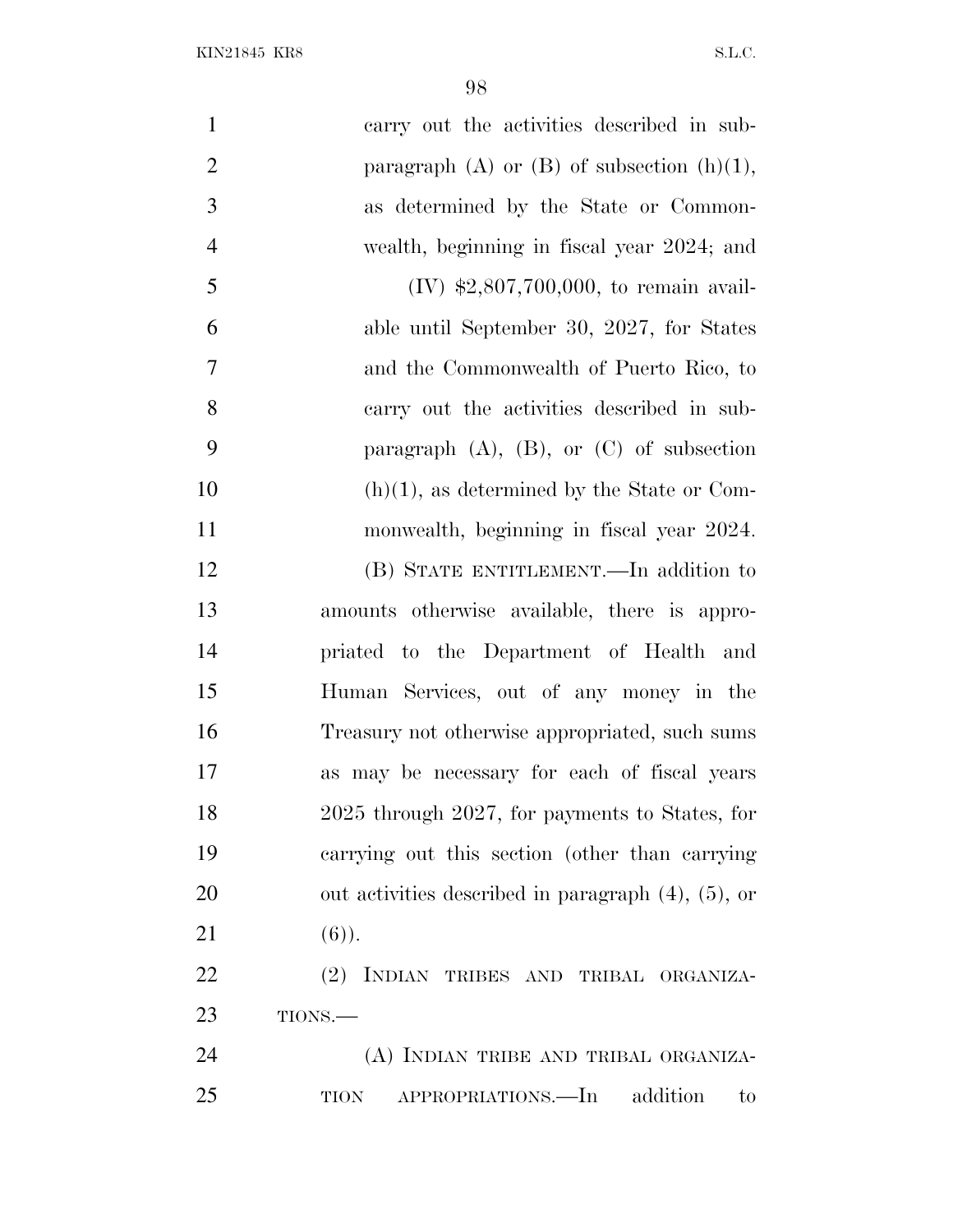carry out the activities described in subparagraph (A) or (B) of subsection (h)(1), as determined by the State or Commonwealth, beginning in fiscal year 2024; and

(IV) $2,807,700,000, to remain available until September 30, 2027, for States and the Commonwealth of Puerto Rico, to carry out the activities described in subparagraph (A), (B), or (C) of subsection (h)(1), as determined by the State or Commonwealth, beginning in fiscal year 2024.

(B) STATE ENTITLEMENT.—In addition to amounts otherwise available, there is appropriated to the Department of Health and Human Services, out of any money in the Treasury not otherwise appropriated, such sums as may be necessary for each of fiscal years 2025 through 2027, for payments to States, for carrying out this section (other than carrying out activities described in paragraph (4), (5), or (6)).

(2) INDIAN TRIBES AND TRIBAL ORGANIZATIONS.—

(A) INDIAN TRIBE AND TRIBAL ORGANIZATION APPROPRIATIONS.—In addition to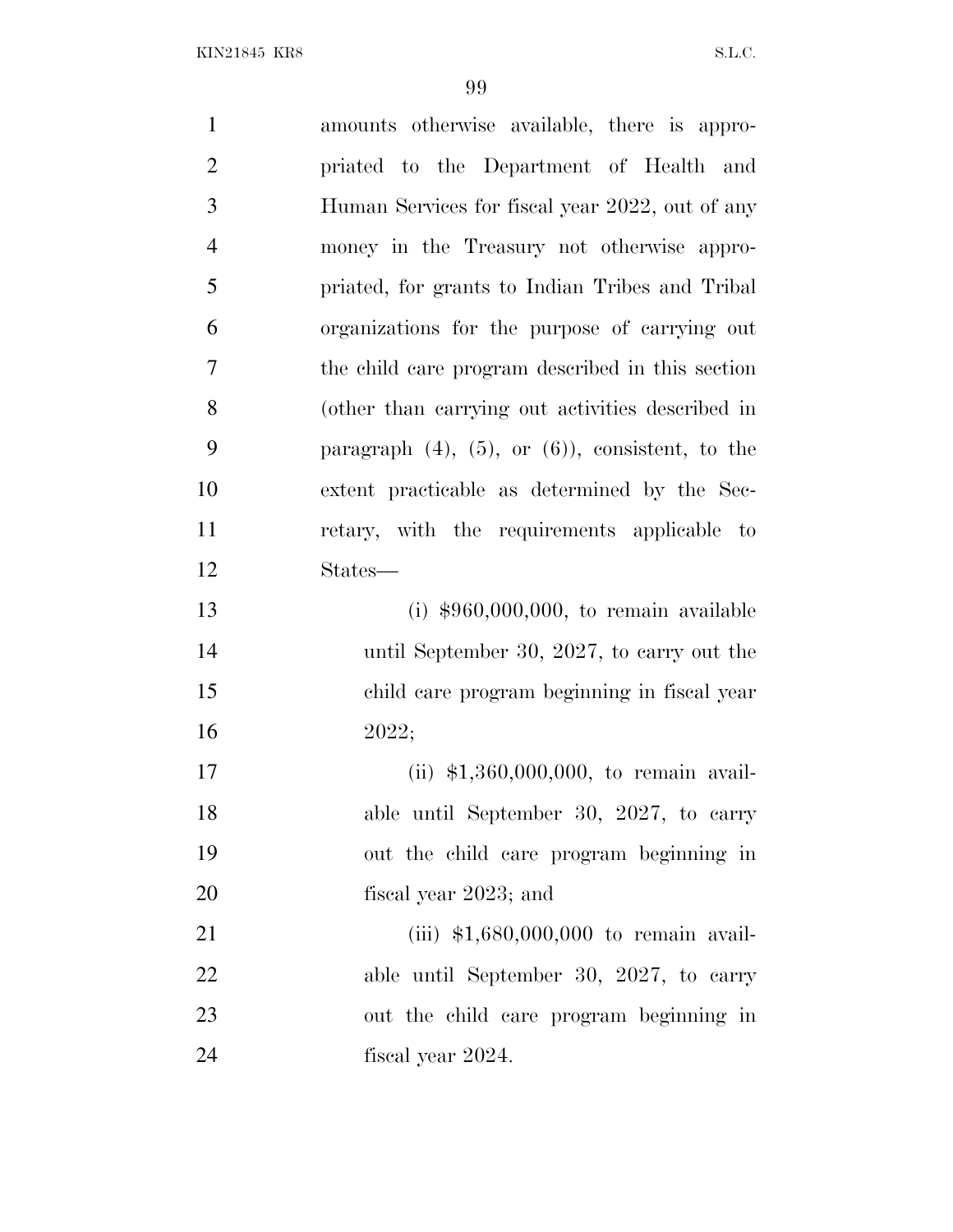amounts otherwise available, there is appropriated to the Department of Health and Human Services for fiscal year 2022, out of any money in the Treasury not otherwise appropriated, for grants to Indian Tribes and Tribal organizations for the purpose of carrying out the child care program described in this section (other than carrying out activities described in paragraph (4), (5), or (6)), consistent, to the extent practicable as determined by the Secretary, with the requirements applicable to States—

(i) $960,000,000, to remain available until September 30, 2027, to carry out the child care program beginning in fiscal year 2022;

(ii) $1,360,000,000, to remain available until September 30, 2027, to carry out the child care program beginning in fiscal year 2023; and

(iii) $1,680,000,000 to remain available until September 30, 2027, to carry out the child care program beginning in fiscal year 2024.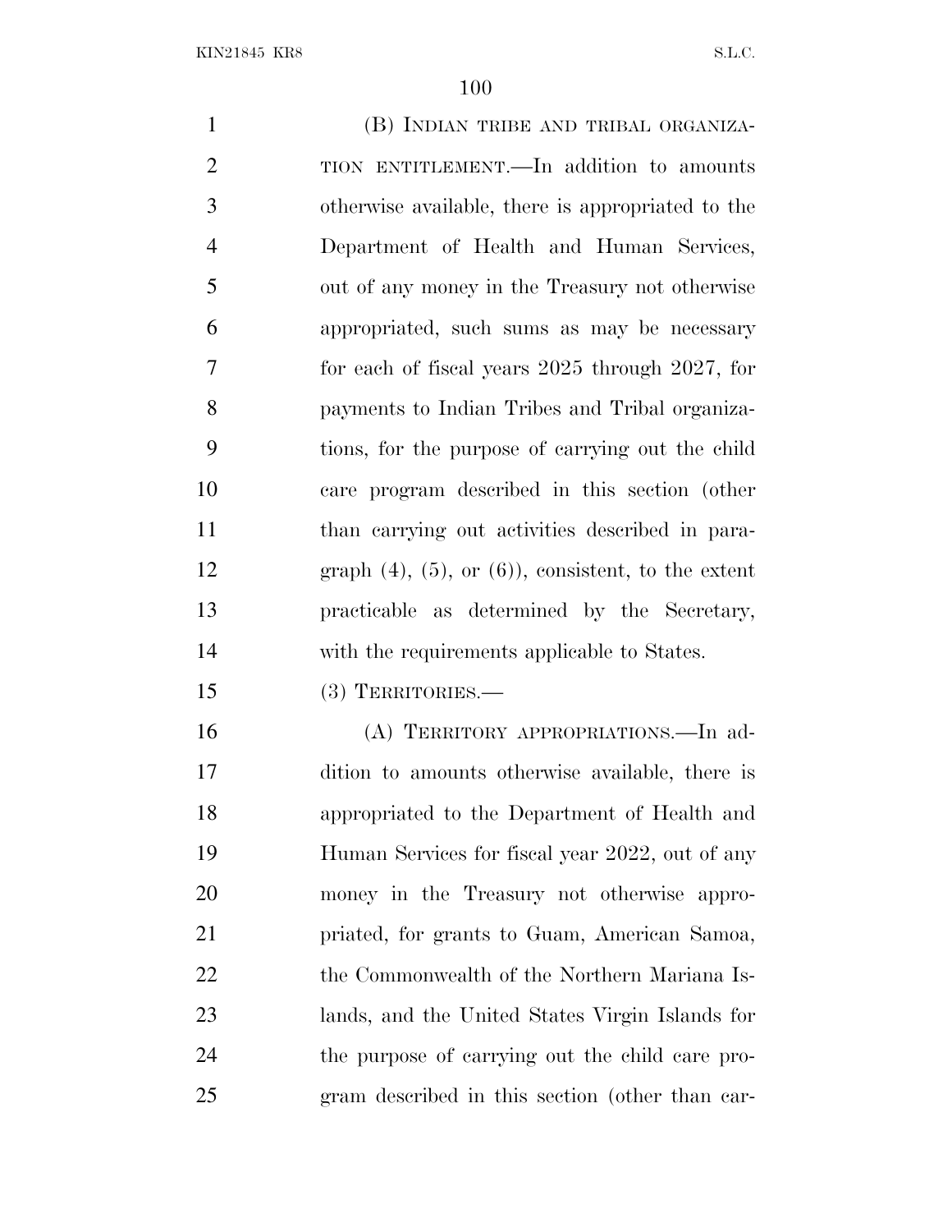(B) INDIAN TRIBE AND TRIBAL ORGANIZATION ENTITLEMENT.—In addition to amounts otherwise available, there is appropriated to the Department of Health and Human Services, out of any money in the Treasury not otherwise appropriated, such sums as may be necessary for each of fiscal years 2025 through 2027, for payments to Indian Tribes and Tribal organizations, for the purpose of carrying out the child care program described in this section (other than carrying out activities described in paragraph (4), (5), or (6)), consistent, to the extent practicable as determined by the Secretary, with the requirements applicable to States.

(3) TERRITORIES.—

(A) TERRITORY APPROPRIATIONS.—In addition to amounts otherwise available, there is appropriated to the Department of Health and Human Services for fiscal year 2022, out of any money in the Treasury not otherwise appropriated, for grants to Guam, American Samoa, the Commonwealth of the Northern Mariana Islands, and the United States Virgin Islands for the purpose of carrying out the child care program described in this section (other than car-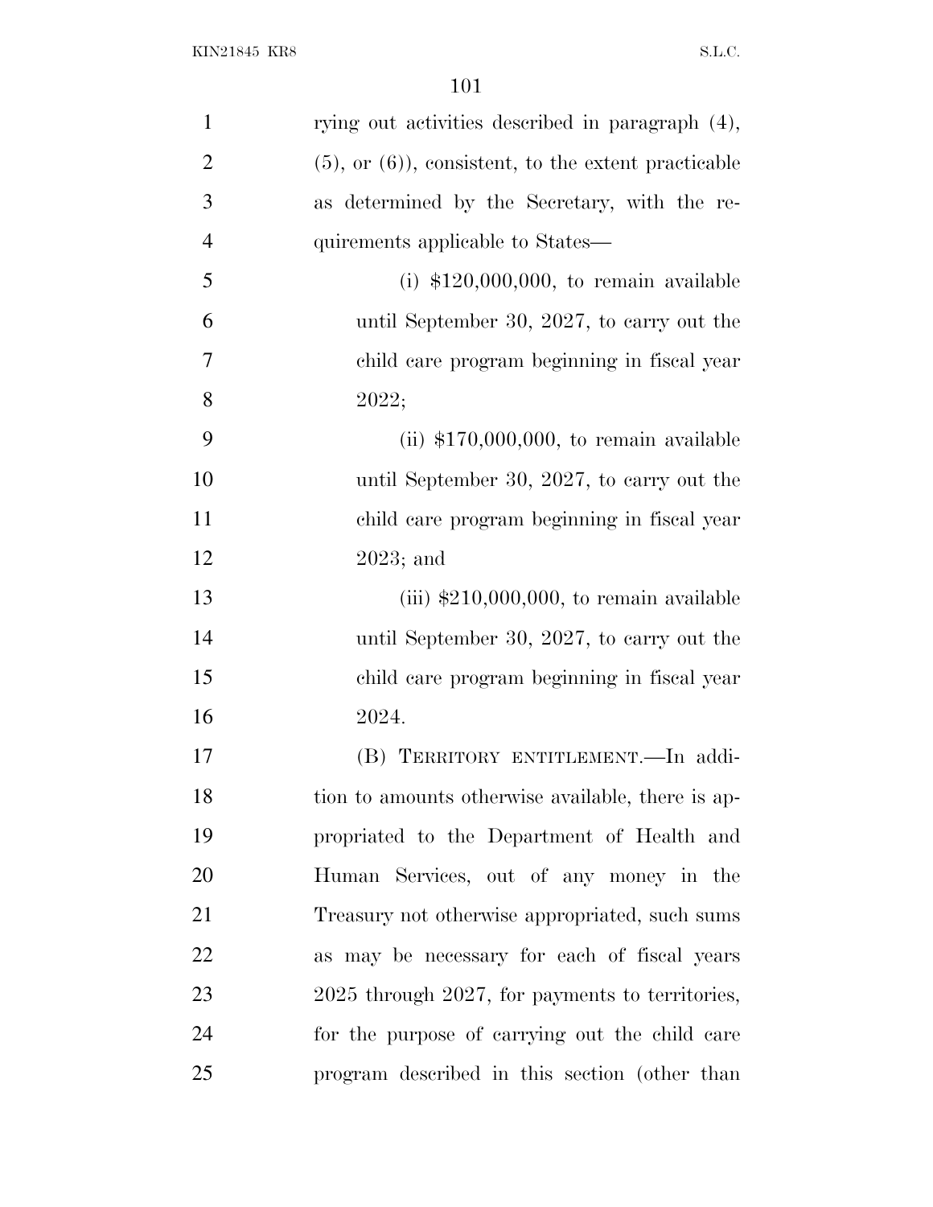rying out activities described in paragraph (4), (5), or (6)), consistent, to the extent practicable as determined by the Secretary, with the requirements applicable to States—

(i) $120,000,000, to remain available until September 30, 2027, to carry out the child care program beginning in fiscal year 2022;

(ii) $170,000,000, to remain available until September 30, 2027, to carry out the child care program beginning in fiscal year 2023; and

(iii) $210,000,000, to remain available until September 30, 2027, to carry out the child care program beginning in fiscal year 2024.

(B) TERRITORY ENTITLEMENT.—In addition to amounts otherwise available, there is appropriated to the Department of Health and Human Services, out of any money in the Treasury not otherwise appropriated, such sums as may be necessary for each of fiscal years 2025 through 2027, for payments to territories, for the purpose of carrying out the child care program described in this section (other than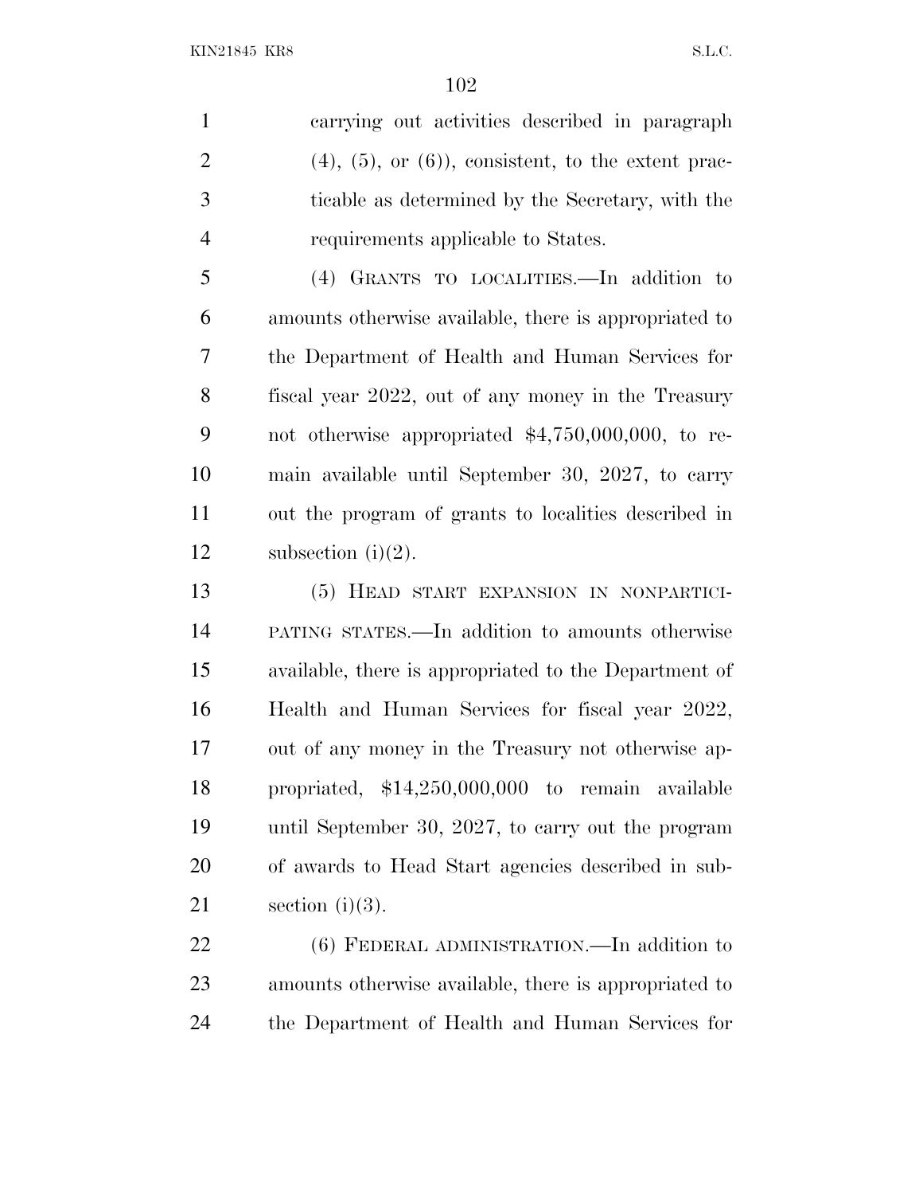carrying out activities described in paragraph (4), (5), or (6)), consistent, to the extent practicable as determined by the Secretary, with the requirements applicable to States.

(4) GRANTS TO LOCALITIES.—In addition to amounts otherwise available, there is appropriated to the Department of Health and Human Services for fiscal year 2022, out of any money in the Treasury not otherwise appropriated $4,750,000,000, to remain available until September 30, 2027, to carry out the program of grants to localities described in subsection (i)(2).

(5) HEAD START EXPANSION IN NONPARTICIPATING STATES.—In addition to amounts otherwise available, there is appropriated to the Department of Health and Human Services for fiscal year 2022, out of any money in the Treasury not otherwise appropriated, $14,250,000,000 to remain available until September 30, 2027, to carry out the program of awards to Head Start agencies described in subsection (i)(3).

(6) FEDERAL ADMINISTRATION.—In addition to amounts otherwise available, there is appropriated to the Department of Health and Human Services for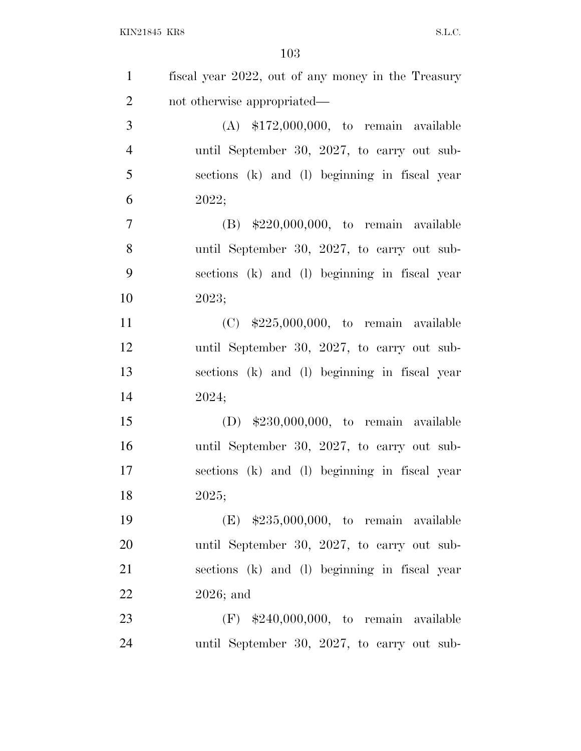fiscal year 2022, out of any money in the Treasury not otherwise appropriated—

(A) $172,000,000, to remain available until September 30, 2027, to carry out subsections (k) and (l) beginning in fiscal year 2022;

(B) $220,000,000, to remain available until September 30, 2027, to carry out subsections (k) and (l) beginning in fiscal year 2023;

(C) $225,000,000, to remain available until September 30, 2027, to carry out subsections (k) and (l) beginning in fiscal year 2024;

(D) $230,000,000, to remain available until September 30, 2027, to carry out subsections (k) and (l) beginning in fiscal year 2025;

(E) $235,000,000, to remain available until September 30, 2027, to carry out subsections (k) and (l) beginning in fiscal year 2026; and

(F) $240,000,000, to remain available until September 30, 2027, to carry out sub-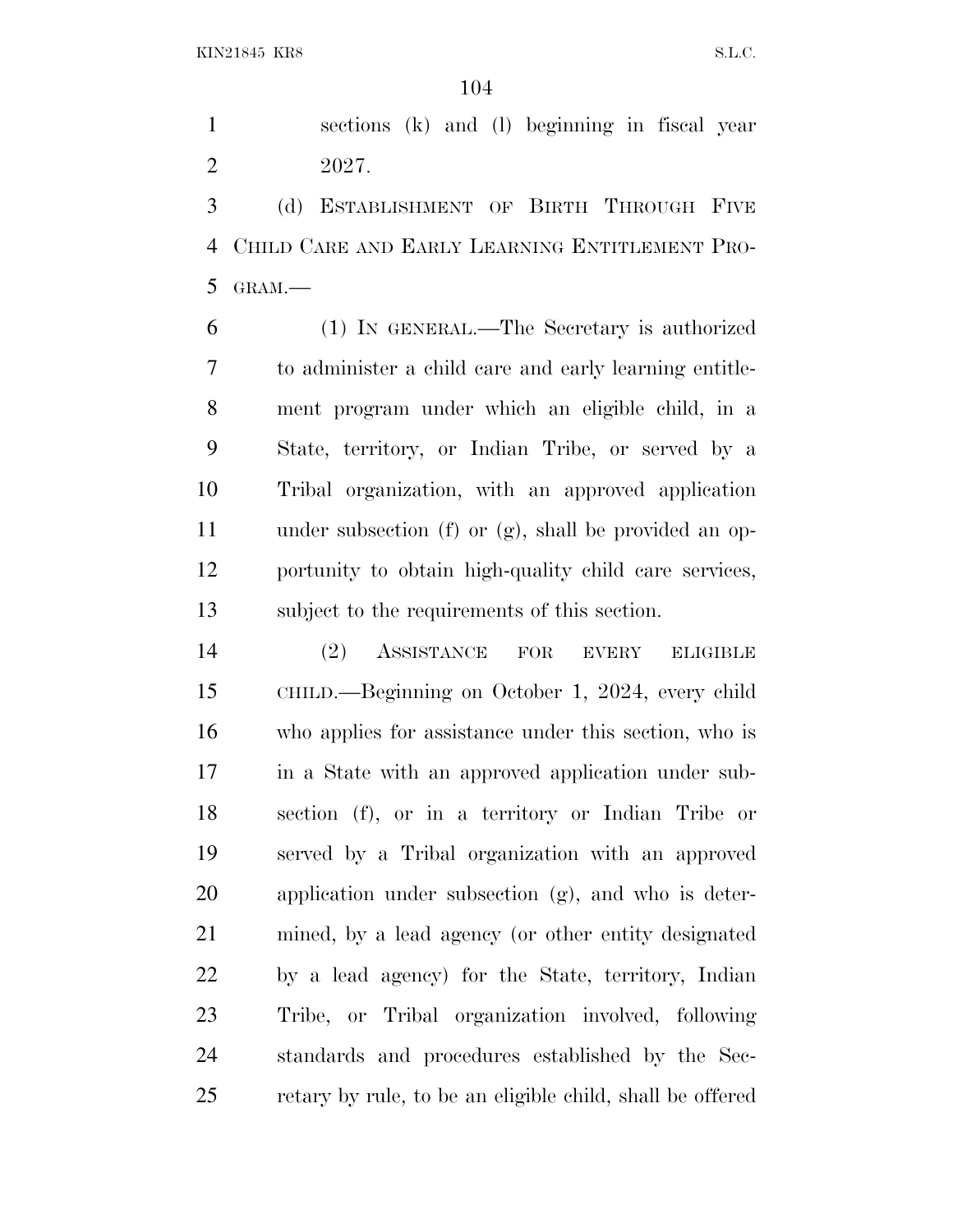sections (k) and (l) beginning in fiscal year 2027.

(d) Establishment of Birth Through Five Child Care and Early Learning Entitlement Program.—

(1) In general.—The Secretary is authorized to administer a child care and early learning entitlement program under which an eligible child, in a State, territory, or Indian Tribe, or served by a Tribal organization, with an approved application under subsection (f) or (g), shall be provided an opportunity to obtain high-quality child care services, subject to the requirements of this section.

(2) Assistance for every eligible child.—Beginning on October 1, 2024, every child who applies for assistance under this section, who is in a State with an approved application under subsection (f), or in a territory or Indian Tribe or served by a Tribal organization with an approved application under subsection (g), and who is determined, by a lead agency (or other entity designated by a lead agency) for the State, territory, Indian Tribe, or Tribal organization involved, following standards and procedures established by the Secretary by rule, to be an eligible child, shall be offered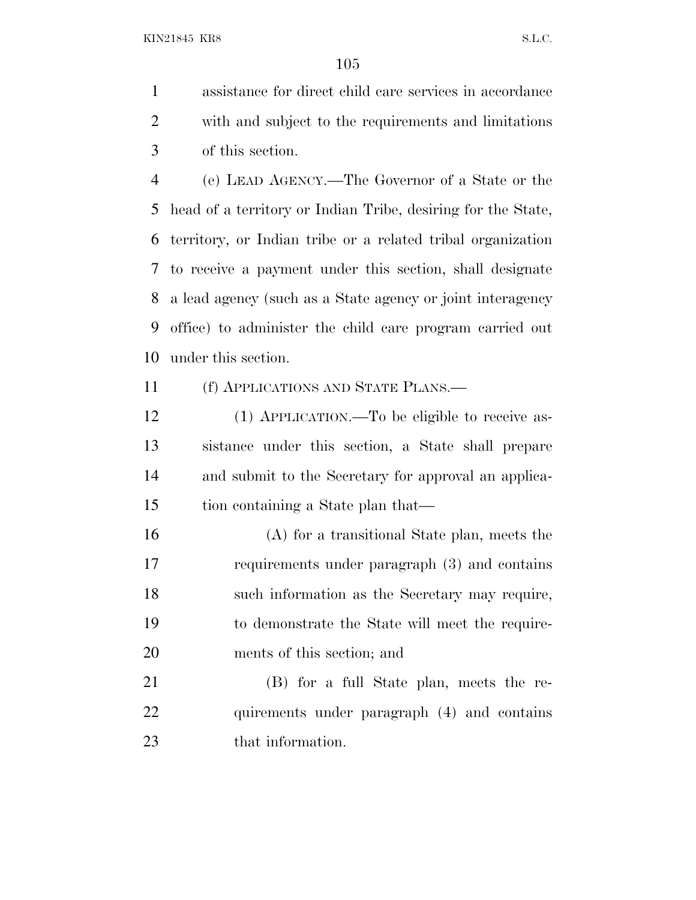assistance for direct child care services in accordance with and subject to the requirements and limitations of this section.

(e) LEAD AGENCY.—The Governor of a State or the head of a territory or Indian Tribe, desiring for the State, territory, or Indian tribe or a related tribal organization to receive a payment under this section, shall designate a lead agency (such as a State agency or joint interagency office) to administer the child care program carried out under this section.

(f) APPLICATIONS AND STATE PLANS.—

(1) APPLICATION.—To be eligible to receive assistance under this section, a State shall prepare and submit to the Secretary for approval an application containing a State plan that—

(A) for a transitional State plan, meets the requirements under paragraph (3) and contains such information as the Secretary may require, to demonstrate the State will meet the requirements of this section; and

(B) for a full State plan, meets the requirements under paragraph (4) and contains that information.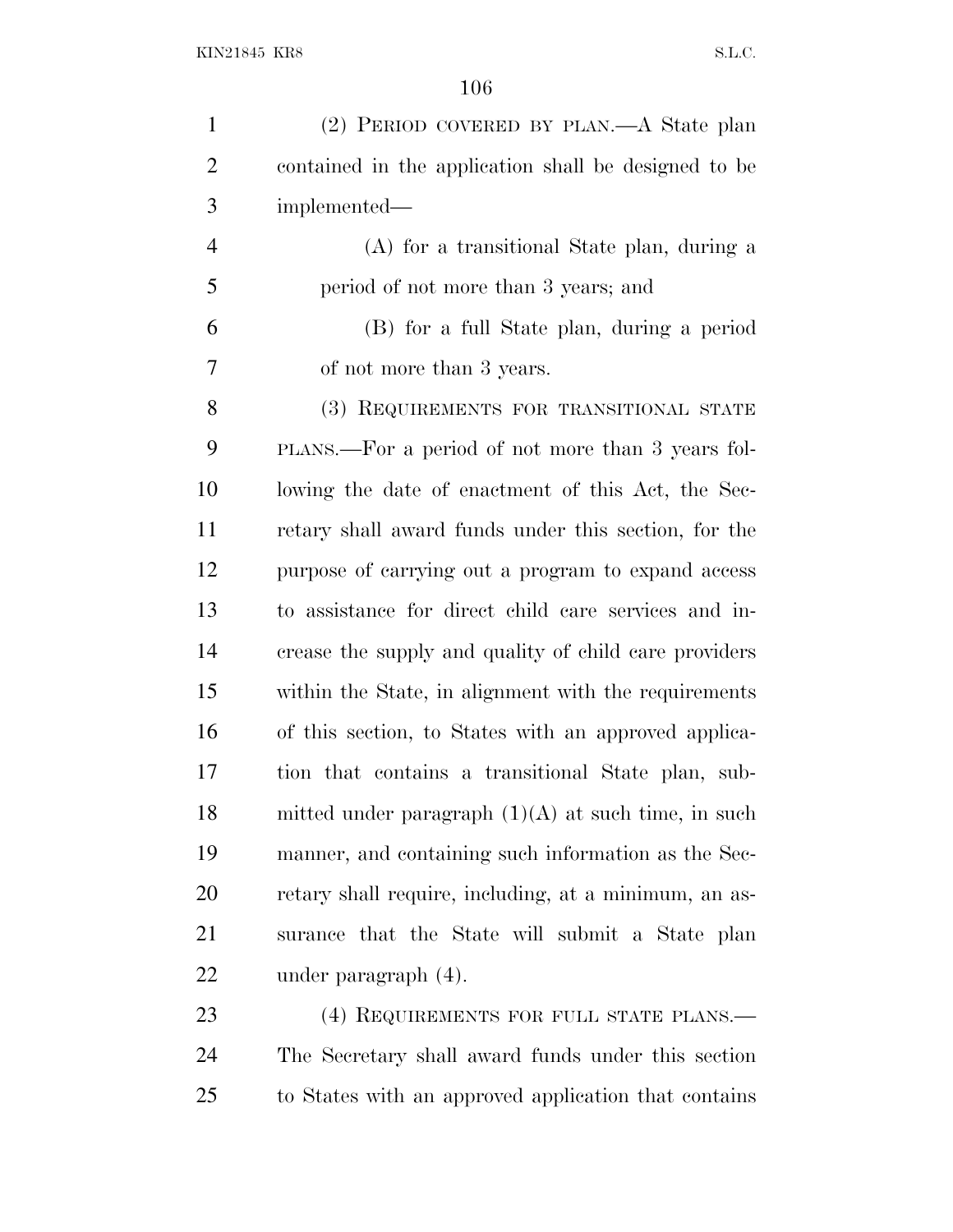(2) PERIOD COVERED BY PLAN.—A State plan contained in the application shall be designed to be implemented—

(A) for a transitional State plan, during a period of not more than 3 years; and

(B) for a full State plan, during a period of not more than 3 years.

(3) REQUIREMENTS FOR TRANSITIONAL STATE PLANS.—For a period of not more than 3 years following the date of enactment of this Act, the Secretary shall award funds under this section, for the purpose of carrying out a program to expand access to assistance for direct child care services and increase the supply and quality of child care providers within the State, in alignment with the requirements of this section, to States with an approved application that contains a transitional State plan, submitted under paragraph (1)(A) at such time, in such manner, and containing such information as the Secretary shall require, including, at a minimum, an assurance that the State will submit a State plan under paragraph (4).

(4) REQUIREMENTS FOR FULL STATE PLANS.—The Secretary shall award funds under this section to States with an approved application that contains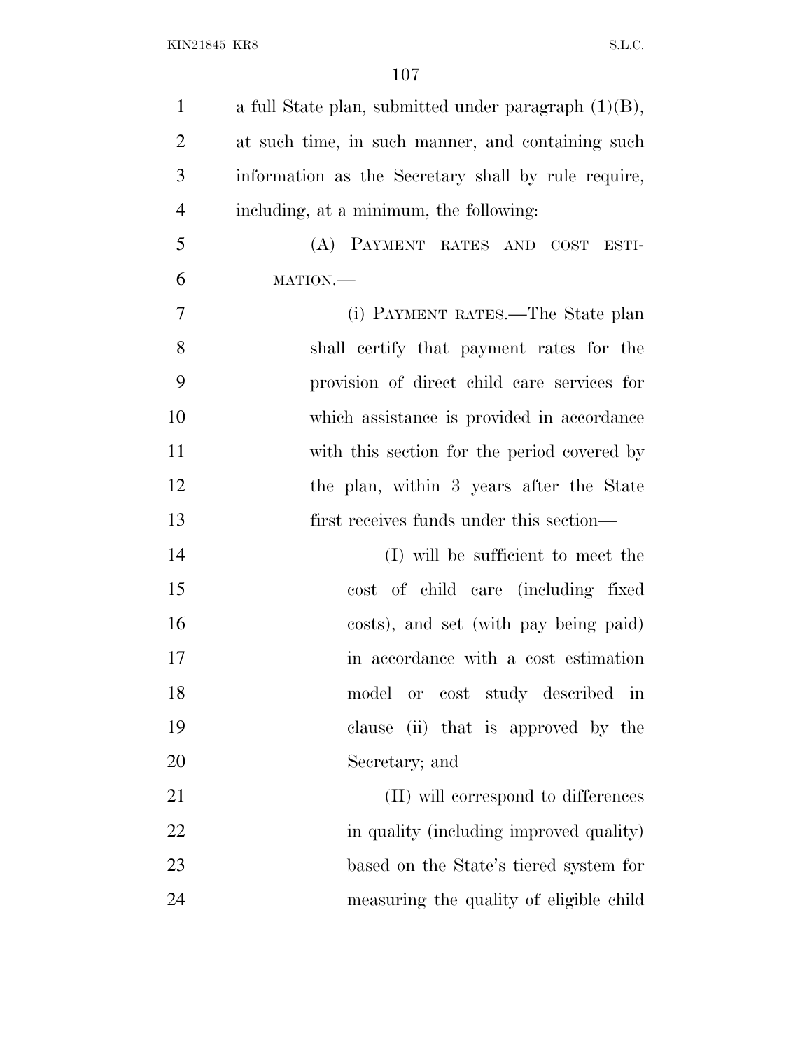a full State plan, submitted under paragraph (1)(B), at such time, in such manner, and containing such information as the Secretary shall by rule require, including, at a minimum, the following:

(A) PAYMENT RATES AND COST ESTIMATION.—

(i) PAYMENT RATES.—The State plan shall certify that payment rates for the provision of direct child care services for which assistance is provided in accordance with this section for the period covered by the plan, within 3 years after the State first receives funds under this section—

(I) will be sufficient to meet the cost of child care (including fixed costs), and set (with pay being paid) in accordance with a cost estimation model or cost study described in clause (ii) that is approved by the Secretary; and

(II) will correspond to differences in quality (including improved quality) based on the State's tiered system for measuring the quality of eligible child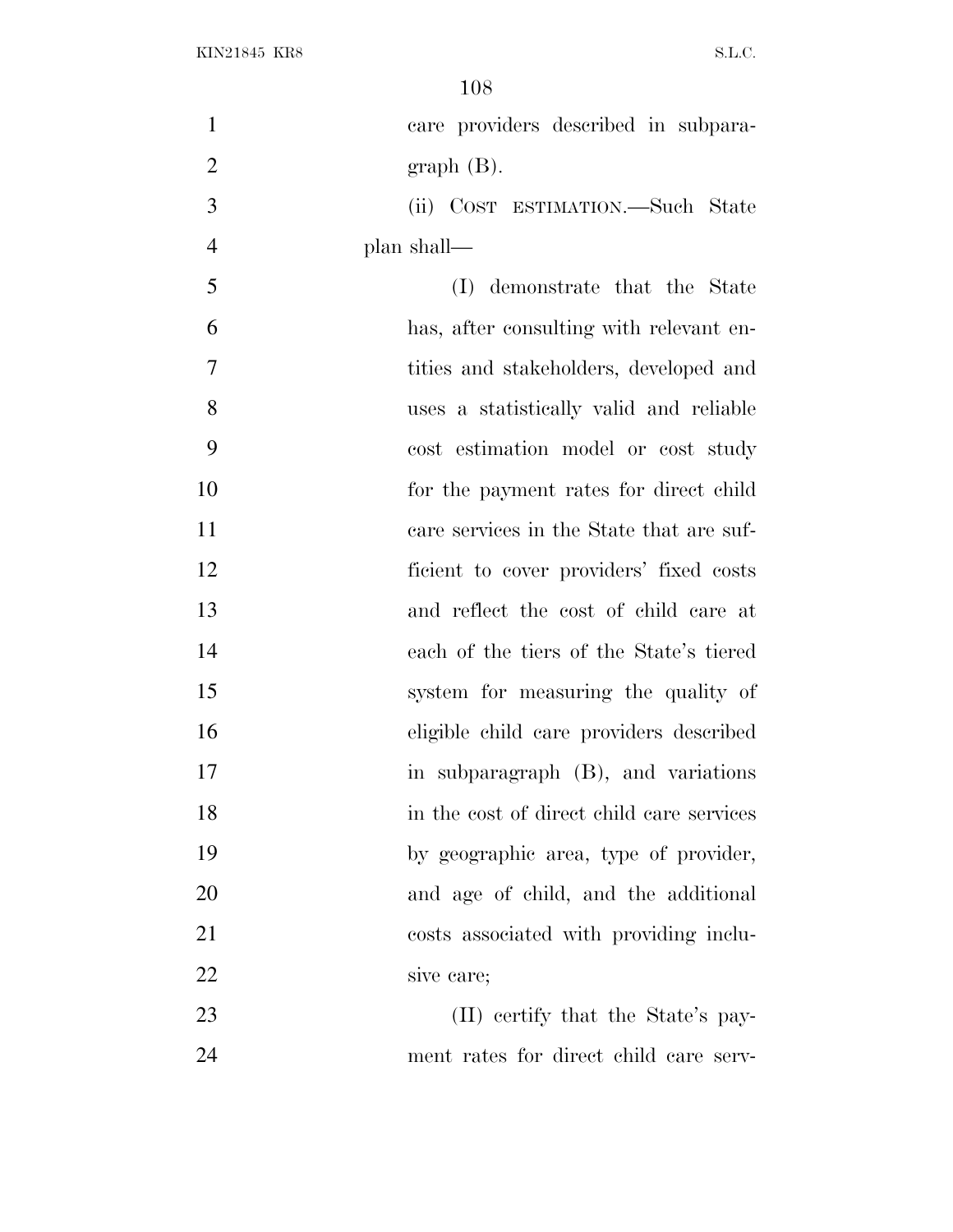care providers described in subparagraph (B).

(ii) COST ESTIMATION.—Such State plan shall—

(I) demonstrate that the State has, after consulting with relevant entities and stakeholders, developed and uses a statistically valid and reliable cost estimation model or cost study for the payment rates for direct child care services in the State that are sufficient to cover providers' fixed costs and reflect the cost of child care at each of the tiers of the State's tiered system for measuring the quality of eligible child care providers described in subparagraph (B), and variations in the cost of direct child care services by geographic area, type of provider, and age of child, and the additional costs associated with providing inclusive care;

(II) certify that the State's payment rates for direct child care serv-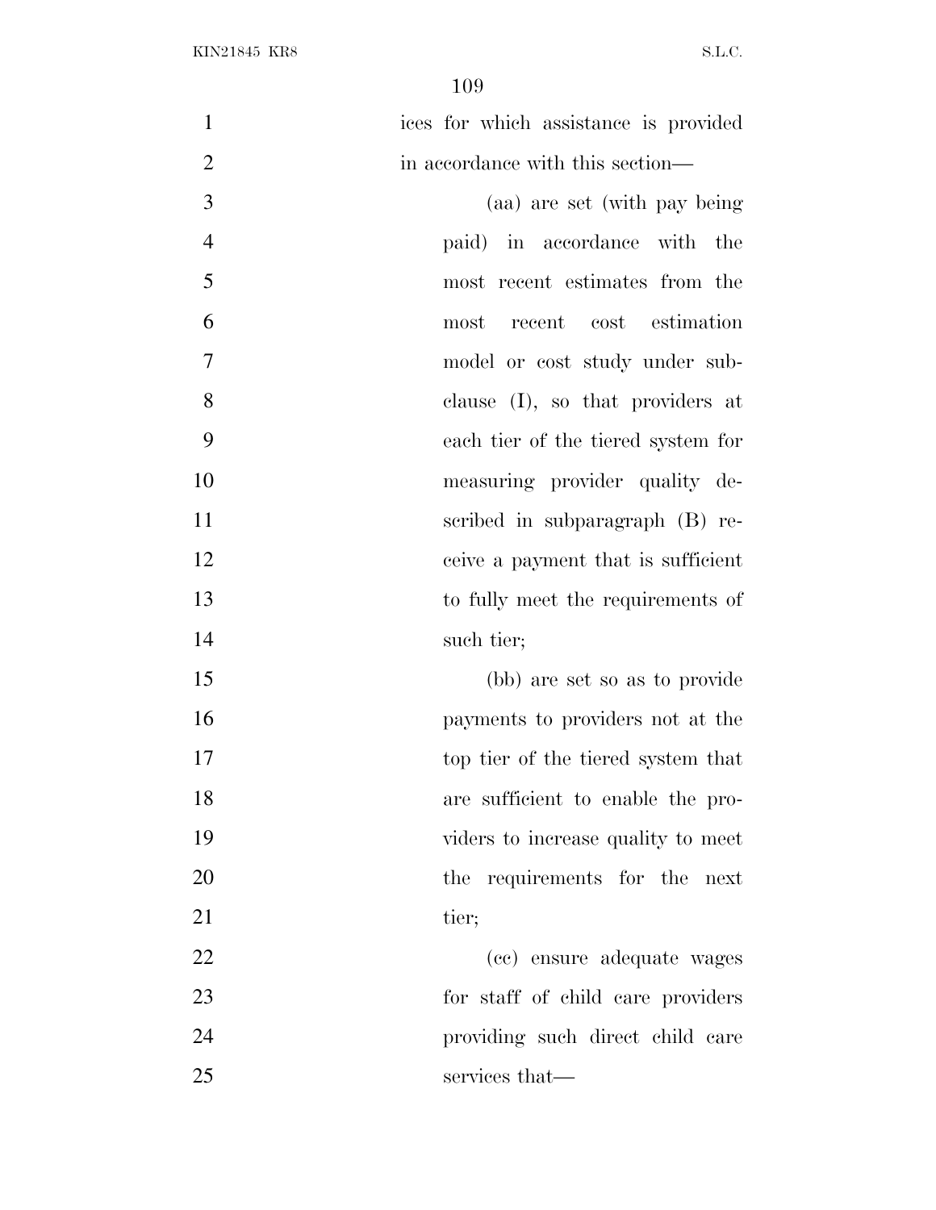ices for which assistance is provided in accordance with this section—

(aa) are set (with pay being paid) in accordance with the most recent estimates from the most recent cost estimation model or cost study under subclause (I), so that providers at each tier of the tiered system for measuring provider quality described in subparagraph (B) receive a payment that is sufficient to fully meet the requirements of such tier;

(bb) are set so as to provide payments to providers not at the top tier of the tiered system that are sufficient to enable the providers to increase quality to meet the requirements for the next tier;

(cc) ensure adequate wages for staff of child care providers providing such direct child care services that—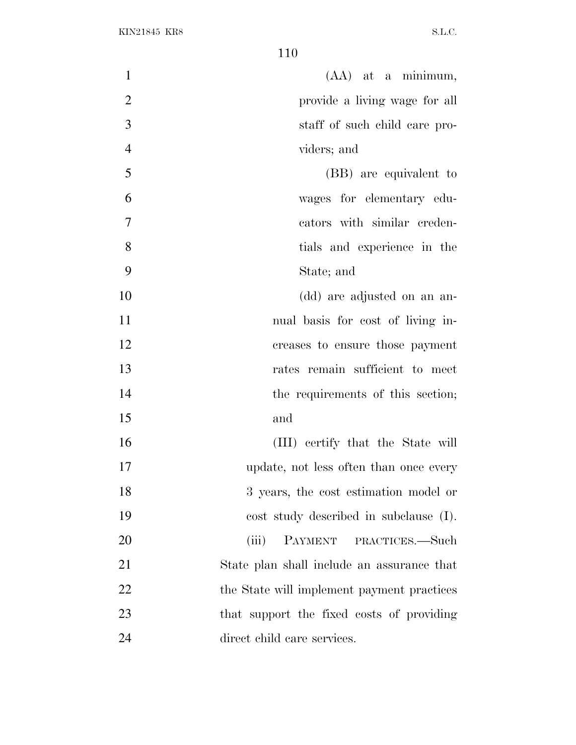(AA) at a minimum, provide a living wage for all staff of such child care providers; and

(BB) are equivalent to wages for elementary educators with similar credentials and experience in the State; and

(dd) are adjusted on an annual basis for cost of living increases to ensure those payment rates remain sufficient to meet the requirements of this section; and

(III) certify that the State will update, not less often than once every 3 years, the cost estimation model or cost study described in subclause (I).

(iii) PAYMENT PRACTICES.—Such State plan shall include an assurance that the State will implement payment practices that support the fixed costs of providing direct child care services.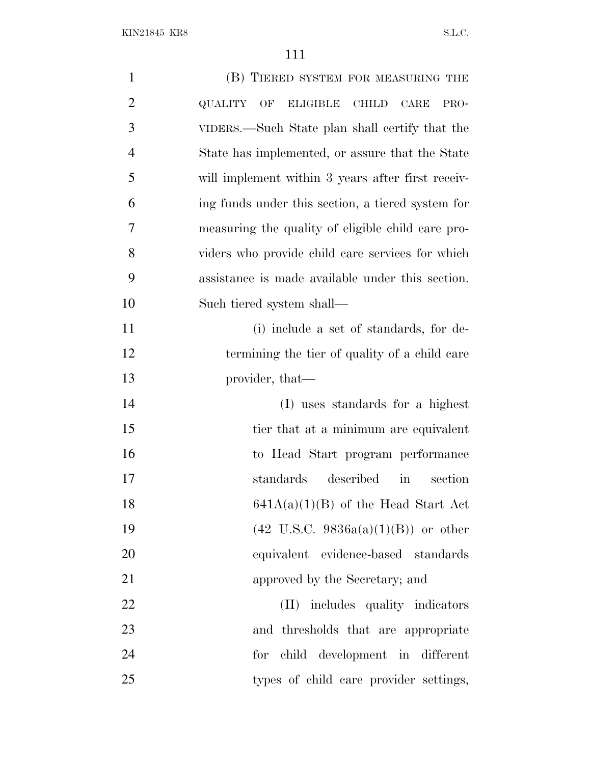(B) TIERED SYSTEM FOR MEASURING THE QUALITY OF ELIGIBLE CHILD CARE PROVIDERS.—Such State plan shall certify that the State has implemented, or assure that the State will implement within 3 years after first receiving funds under this section, a tiered system for measuring the quality of eligible child care providers who provide child care services for which assistance is made available under this section. Such tiered system shall—

(i) include a set of standards, for determining the tier of quality of a child care provider, that—

(I) uses standards for a highest tier that at a minimum are equivalent to Head Start program performance standards described in section 641A(a)(1)(B) of the Head Start Act (42 U.S.C. 9836a(a)(1)(B)) or other equivalent evidence-based standards approved by the Secretary; and

(II) includes quality indicators and thresholds that are appropriate for child development in different types of child care provider settings,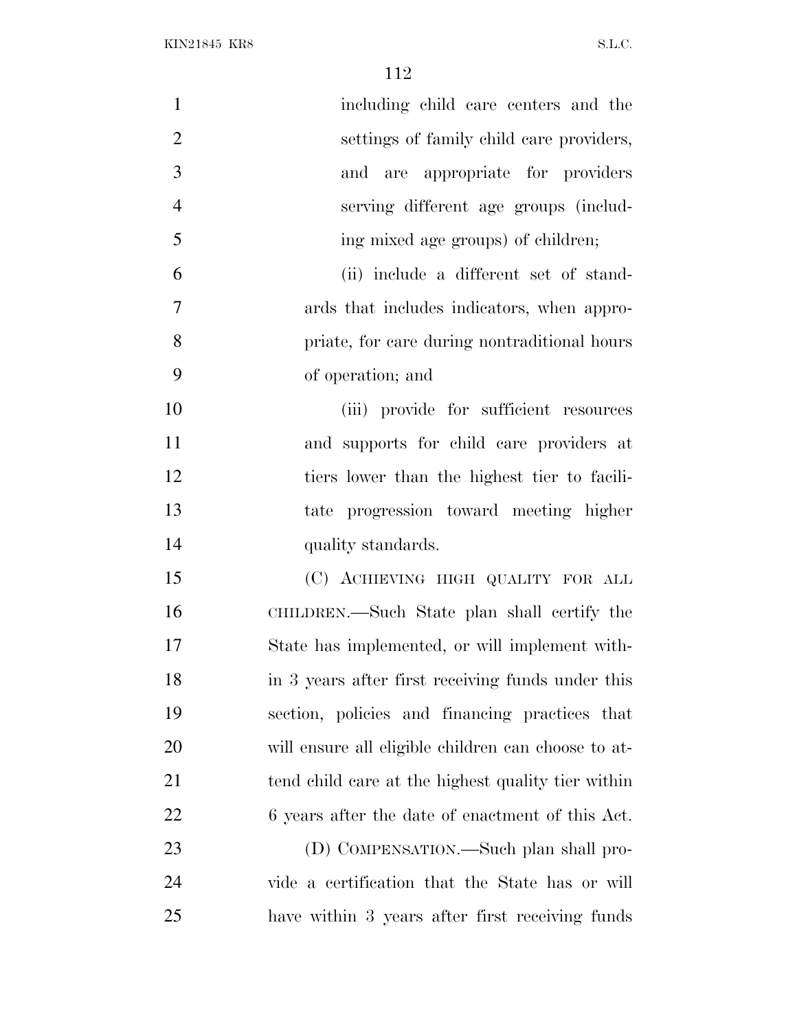including child care centers and the settings of family child care providers, and are appropriate for providers serving different age groups (including mixed age groups) of children;

(ii) include a different set of standards that includes indicators, when appropriate, for care during nontraditional hours of operation; and

(iii) provide for sufficient resources and supports for child care providers at tiers lower than the highest tier to facilitate progression toward meeting higher quality standards.

(C) ACHIEVING HIGH QUALITY FOR ALL CHILDREN.—Such State plan shall certify the State has implemented, or will implement within 3 years after first receiving funds under this section, policies and financing practices that will ensure all eligible children can choose to attend child care at the highest quality tier within 6 years after the date of enactment of this Act.

(D) COMPENSATION.—Such plan shall provide a certification that the State has or will have within 3 years after first receiving funds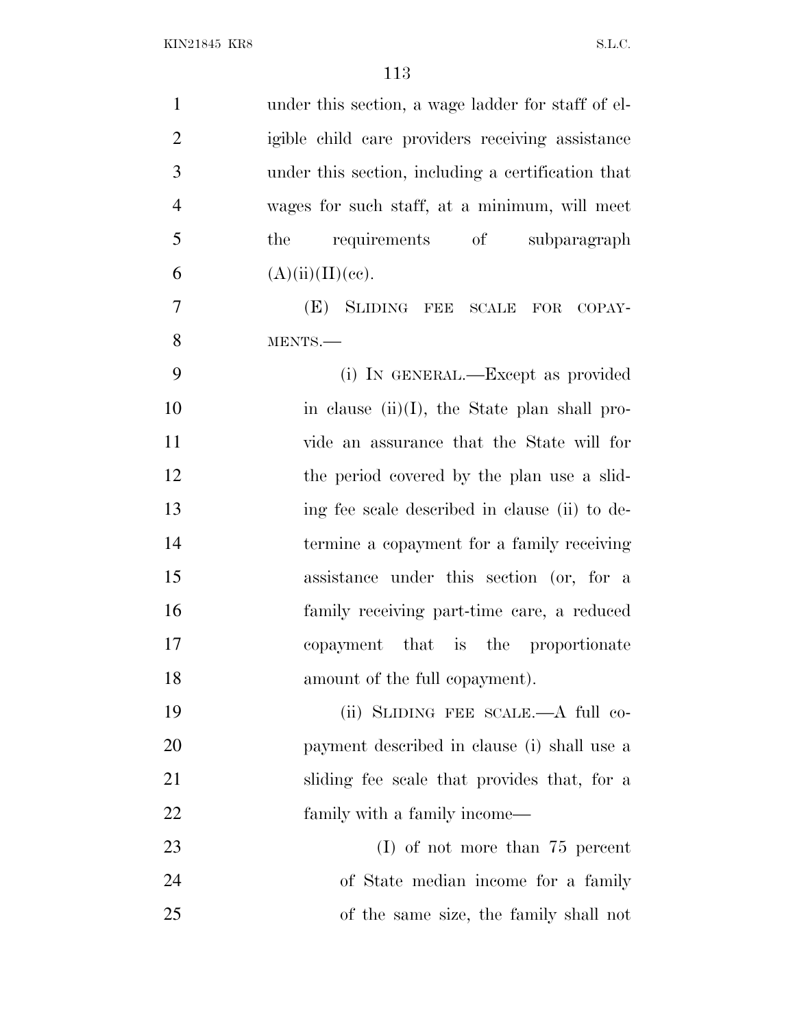under this section, a wage ladder for staff of eligible child care providers receiving assistance under this section, including a certification that wages for such staff, at a minimum, will meet the requirements of subparagraph (A)(ii)(II)(cc).

(E) SLIDING FEE SCALE FOR COPAYMENTS.—

(i) IN GENERAL.—Except as provided in clause (ii)(I), the State plan shall provide an assurance that the State will for the period covered by the plan use a sliding fee scale described in clause (ii) to determine a copayment for a family receiving assistance under this section (or, for a family receiving part-time care, a reduced copayment that is the proportionate amount of the full copayment).

(ii) SLIDING FEE SCALE.—A full copayment described in clause (i) shall use a sliding fee scale that provides that, for a family with a family income—

(I) of not more than 75 percent of State median income for a family of the same size, the family shall not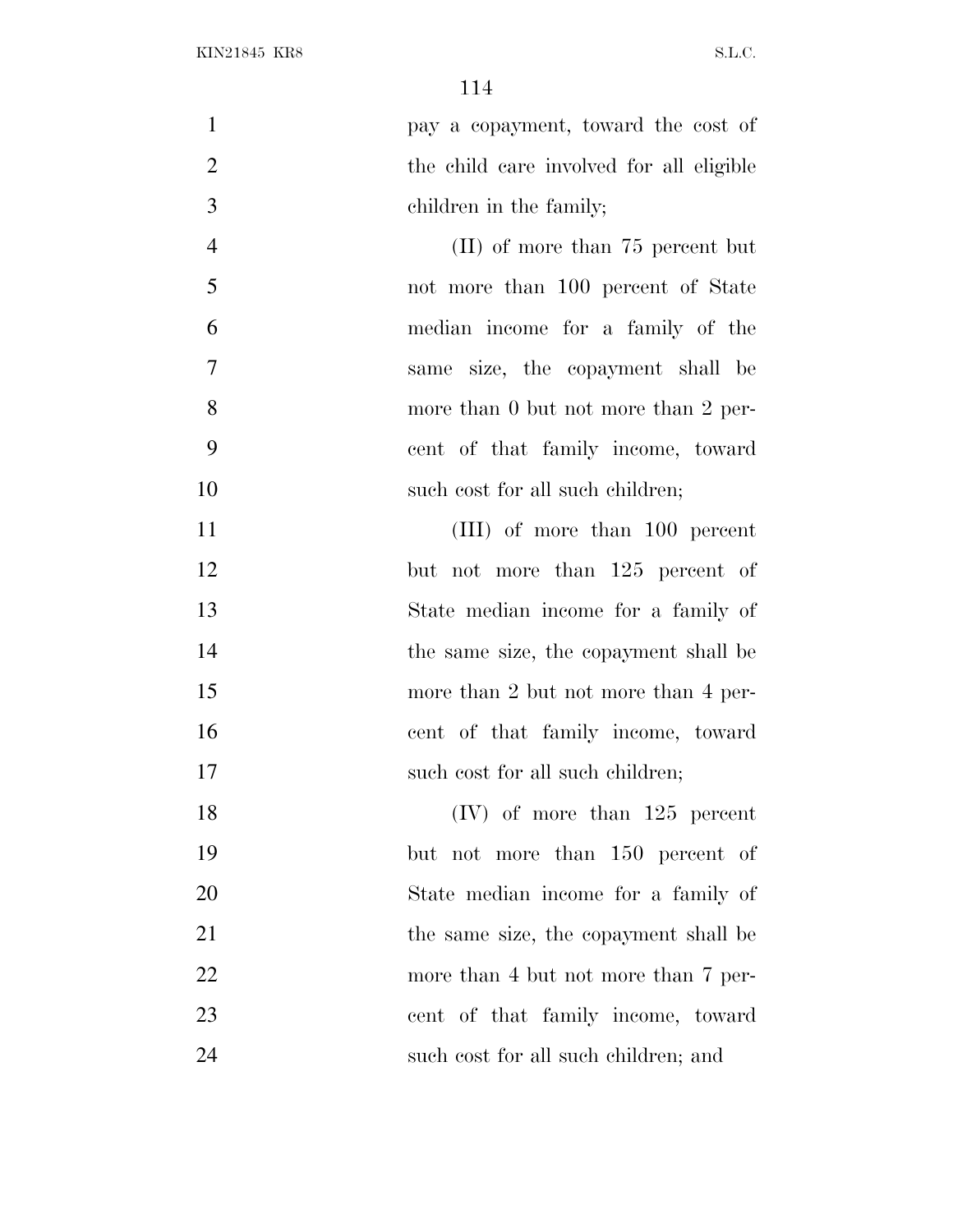pay a copayment, toward the cost of the child care involved for all eligible children in the family;

(II) of more than 75 percent but not more than 100 percent of State median income for a family of the same size, the copayment shall be more than 0 but not more than 2 percent of that family income, toward such cost for all such children;

(III) of more than 100 percent but not more than 125 percent of State median income for a family of the same size, the copayment shall be more than 2 but not more than 4 percent of that family income, toward such cost for all such children;

(IV) of more than 125 percent but not more than 150 percent of State median income for a family of the same size, the copayment shall be more than 4 but not more than 7 percent of that family income, toward such cost for all such children; and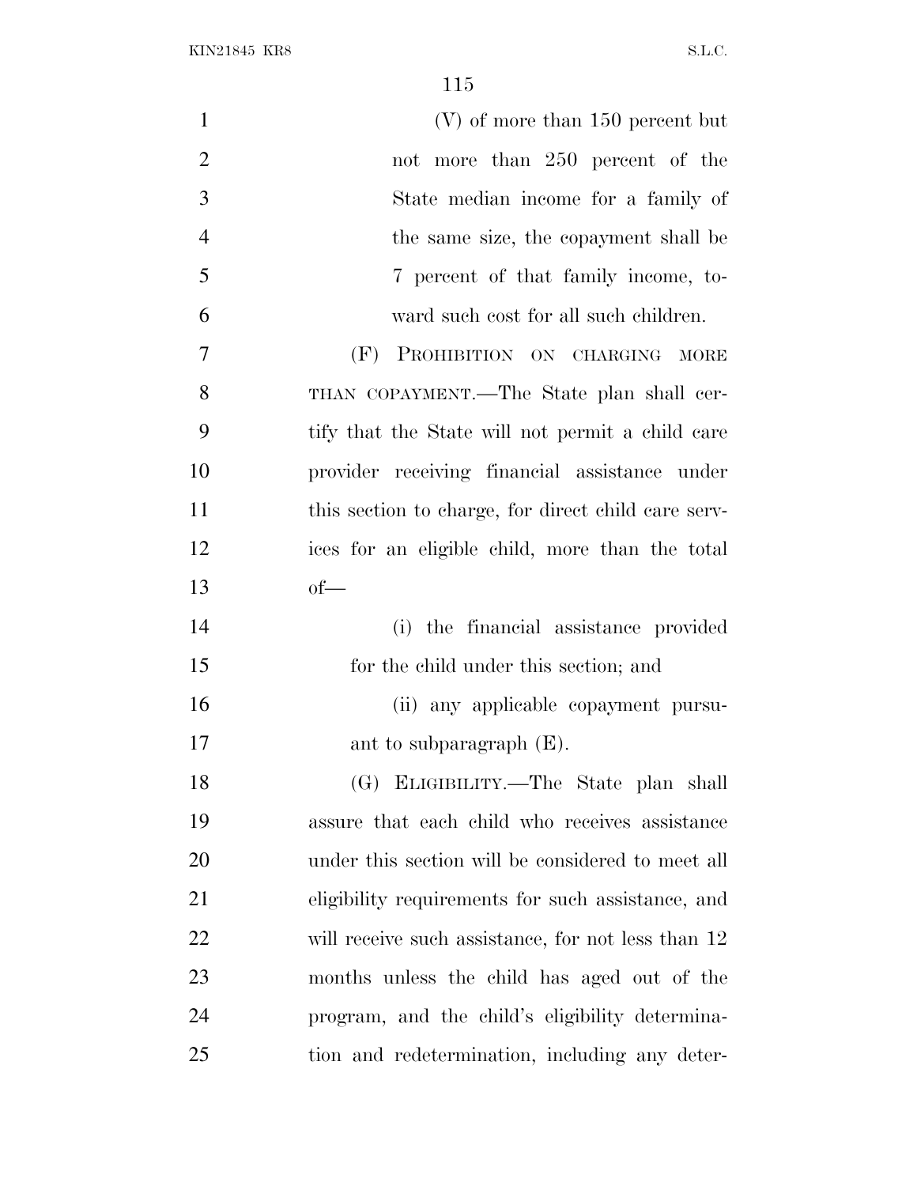(V) of more than 150 percent but not more than 250 percent of the State median income for a family of the same size, the copayment shall be 7 percent of that family income, toward such cost for all such children.

(F) PROHIBITION ON CHARGING MORE THAN COPAYMENT.—The State plan shall certify that the State will not permit a child care provider receiving financial assistance under this section to charge, for direct child care services for an eligible child, more than the total of—

(i) the financial assistance provided for the child under this section; and

(ii) any applicable copayment pursuant to subparagraph (E).

(G) ELIGIBILITY.—The State plan shall assure that each child who receives assistance under this section will be considered to meet all eligibility requirements for such assistance, and will receive such assistance, for not less than 12 months unless the child has aged out of the program, and the child's eligibility determination and redetermination, including any deter-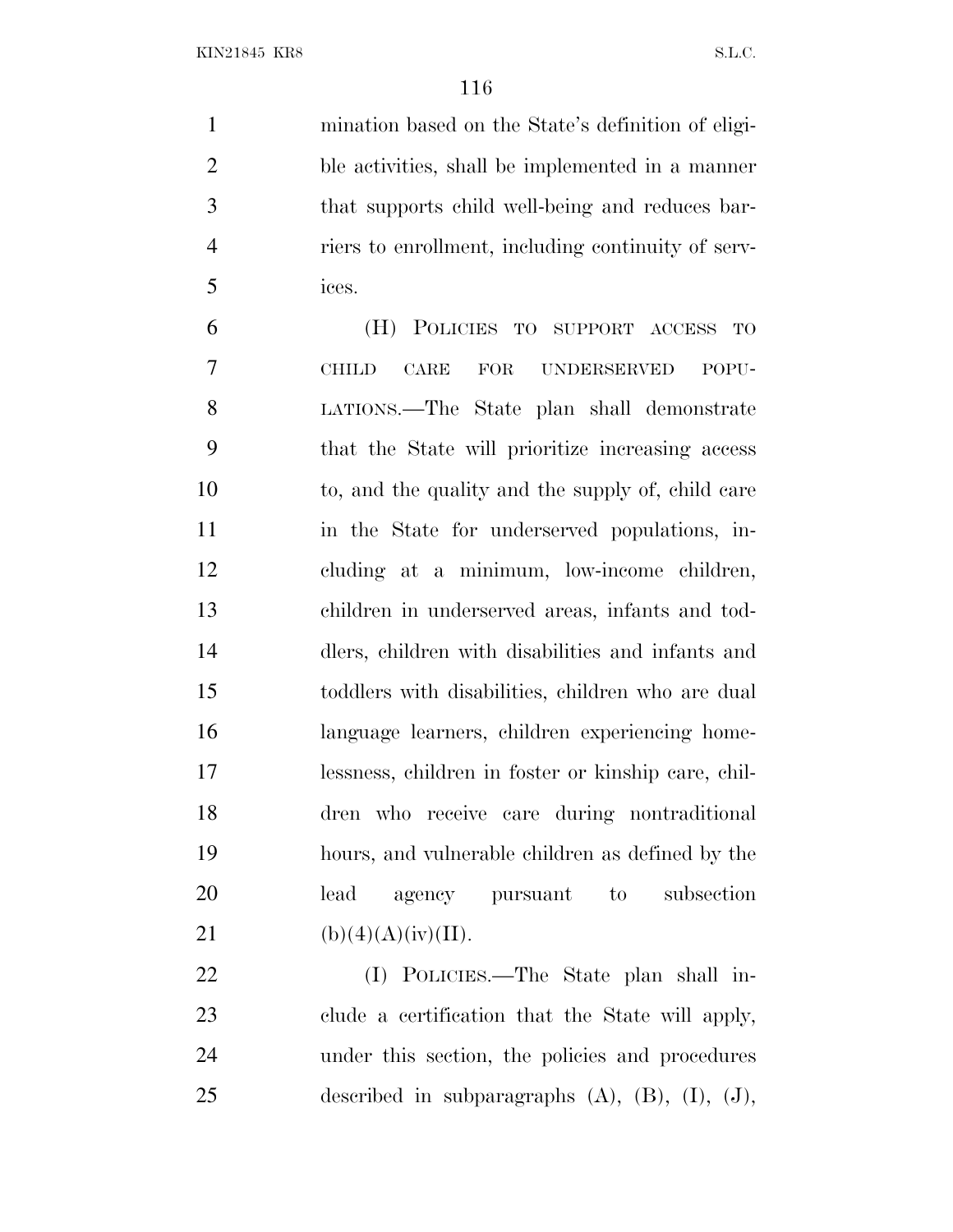mination based on the State's definition of eligible activities, shall be implemented in a manner that supports child well-being and reduces barriers to enrollment, including continuity of services.

(H) POLICIES TO SUPPORT ACCESS TO CHILD CARE FOR UNDERSERVED POPULATIONS.—The State plan shall demonstrate that the State will prioritize increasing access to, and the quality and the supply of, child care in the State for underserved populations, including at a minimum, low-income children, children in underserved areas, infants and toddlers, children with disabilities and infants and toddlers with disabilities, children who are dual language learners, children experiencing homelessness, children in foster or kinship care, children who receive care during nontraditional hours, and vulnerable children as defined by the lead agency pursuant to subsection (b)(4)(A)(iv)(II).

(I) POLICIES.—The State plan shall include a certification that the State will apply, under this section, the policies and procedures described in subparagraphs (A), (B), (I), (J),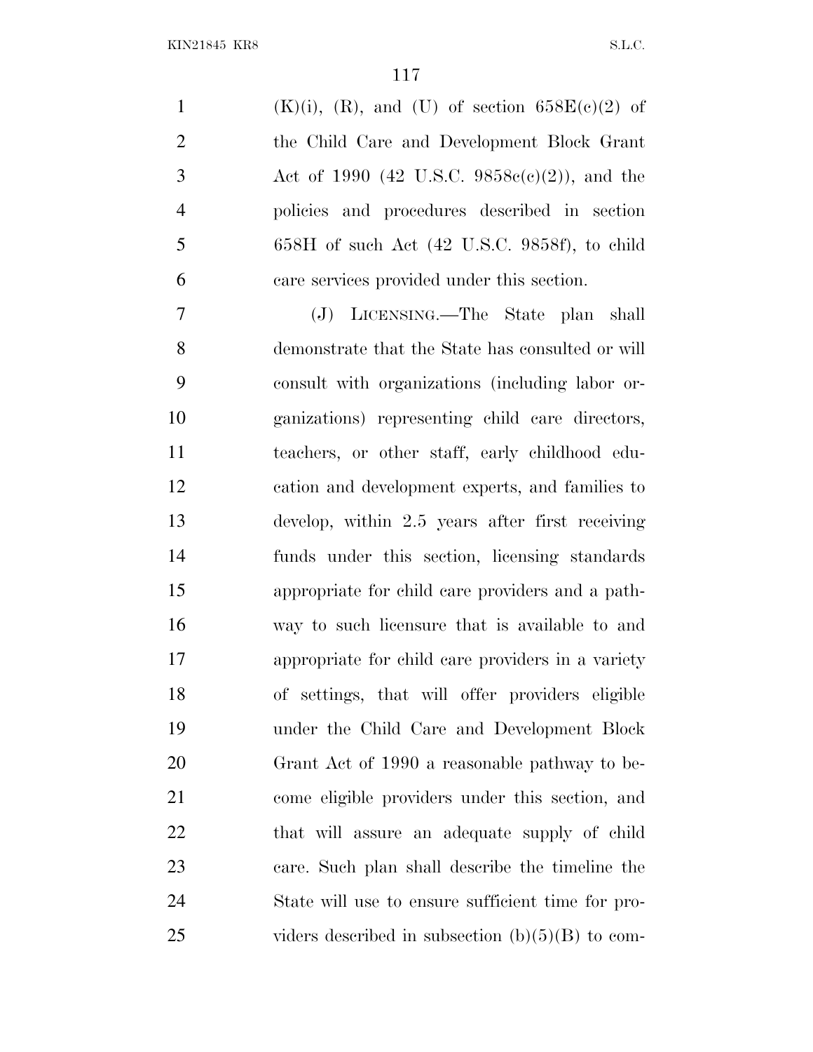(K)(i), (R), and (U) of section 658E(c)(2) of the Child Care and Development Block Grant Act of 1990 (42 U.S.C. 9858c(c)(2)), and the policies and procedures described in section 658H of such Act (42 U.S.C. 9858f), to child care services provided under this section.

(J) LICENSING.—The State plan shall demonstrate that the State has consulted or will consult with organizations (including labor organizations) representing child care directors, teachers, or other staff, early childhood education and development experts, and families to develop, within 2.5 years after first receiving funds under this section, licensing standards appropriate for child care providers and a pathway to such licensure that is available to and appropriate for child care providers in a variety of settings, that will offer providers eligible under the Child Care and Development Block Grant Act of 1990 a reasonable pathway to become eligible providers under this section, and that will assure an adequate supply of child care. Such plan shall describe the timeline the State will use to ensure sufficient time for providers described in subsection (b)(5)(B) to com-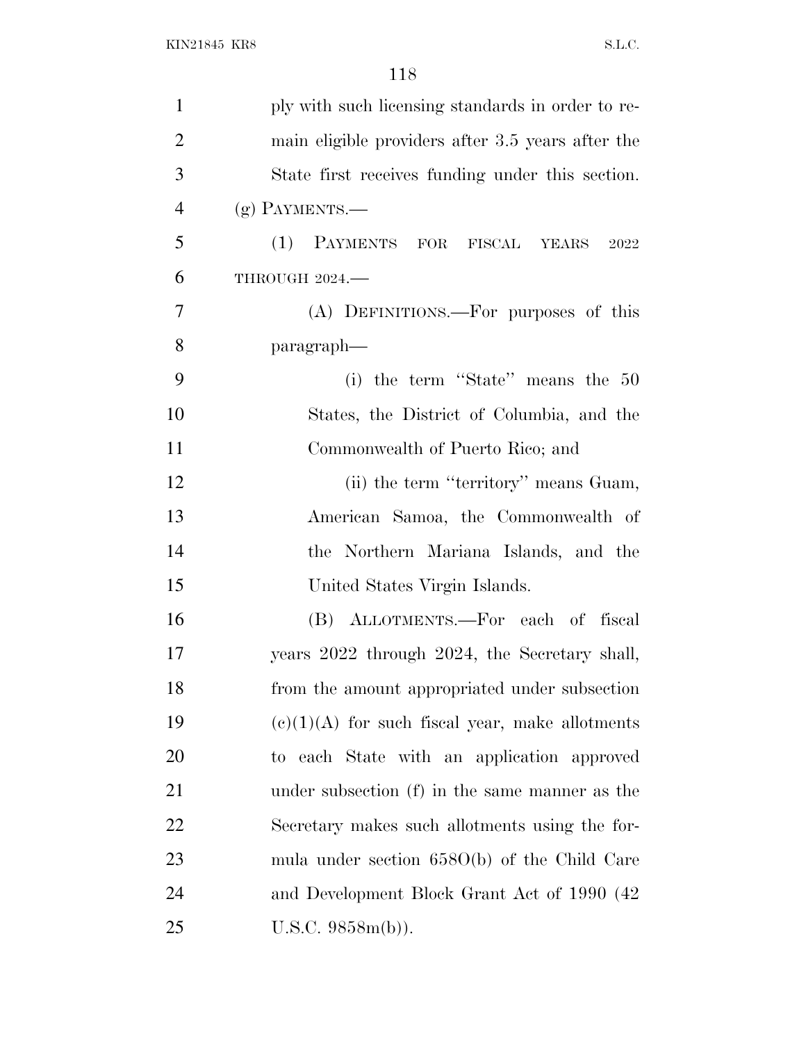ply with such licensing standards in order to remain eligible providers after 3.5 years after the State first receives funding under this section.

(g) PAYMENTS.—

(1) PAYMENTS FOR FISCAL YEARS 2022 THROUGH 2024.—

(A) DEFINITIONS.—For purposes of this paragraph—

(i) the term ''State'' means the 50 States, the District of Columbia, and the Commonwealth of Puerto Rico; and

(ii) the term ''territory'' means Guam, American Samoa, the Commonwealth of the Northern Mariana Islands, and the United States Virgin Islands.

(B) ALLOTMENTS.—For each of fiscal years 2022 through 2024, the Secretary shall, from the amount appropriated under subsection (c)(1)(A) for such fiscal year, make allotments to each State with an application approved under subsection (f) in the same manner as the Secretary makes such allotments using the formula under section 658O(b) of the Child Care and Development Block Grant Act of 1990 (42 U.S.C. 9858m(b)).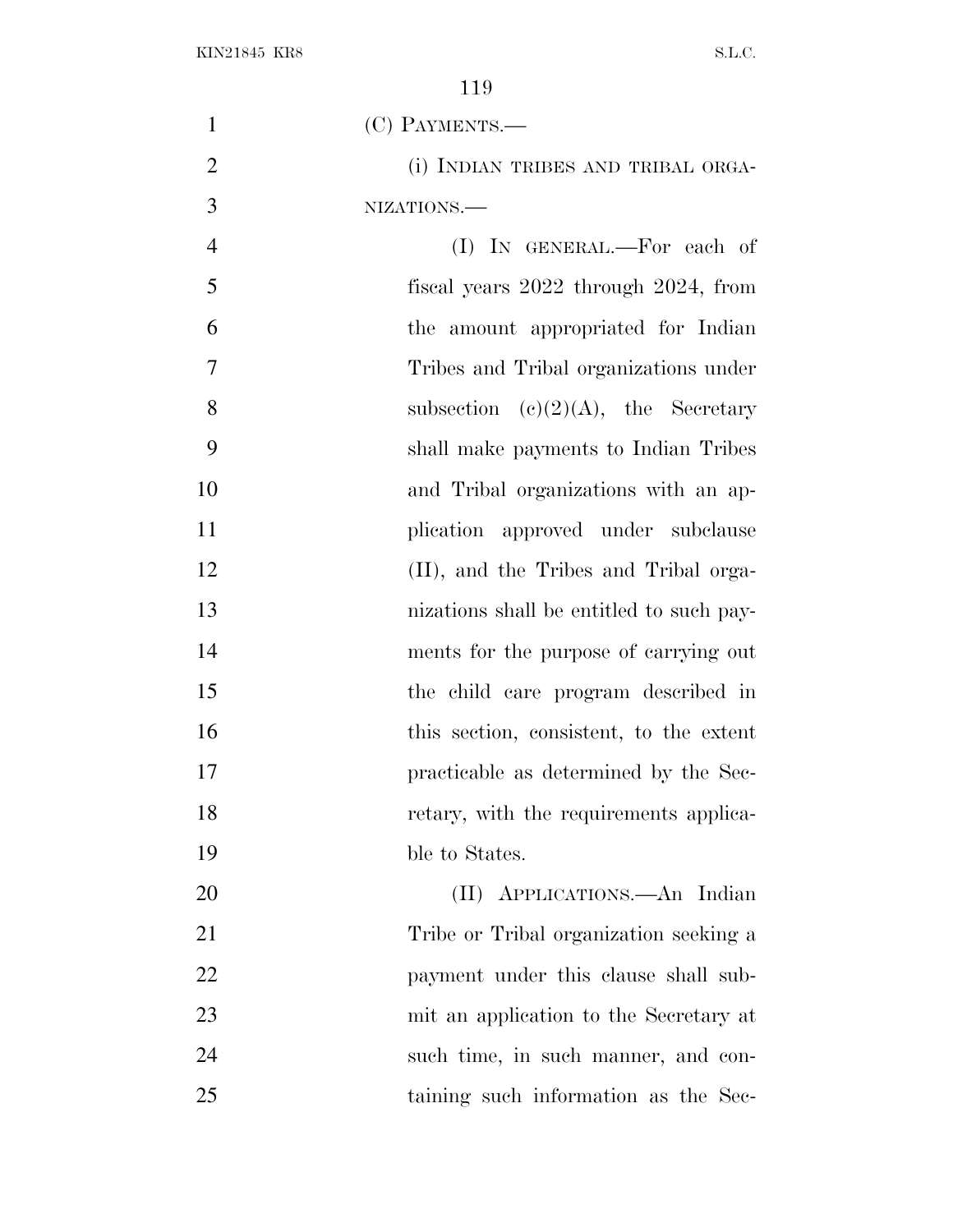(C) PAYMENTS.—

(i) INDIAN TRIBES AND TRIBAL ORGANIZATIONS.—

(I) IN GENERAL.—For each of fiscal years 2022 through 2024, from the amount appropriated for Indian Tribes and Tribal organizations under subsection (c)(2)(A), the Secretary shall make payments to Indian Tribes and Tribal organizations with an application approved under subclause (II), and the Tribes and Tribal organizations shall be entitled to such payments for the purpose of carrying out the child care program described in this section, consistent, to the extent practicable as determined by the Secretary, with the requirements applicable to States.

(II) APPLICATIONS.—An Indian Tribe or Tribal organization seeking a payment under this clause shall submit an application to the Secretary at such time, in such manner, and containing such information as the Sec-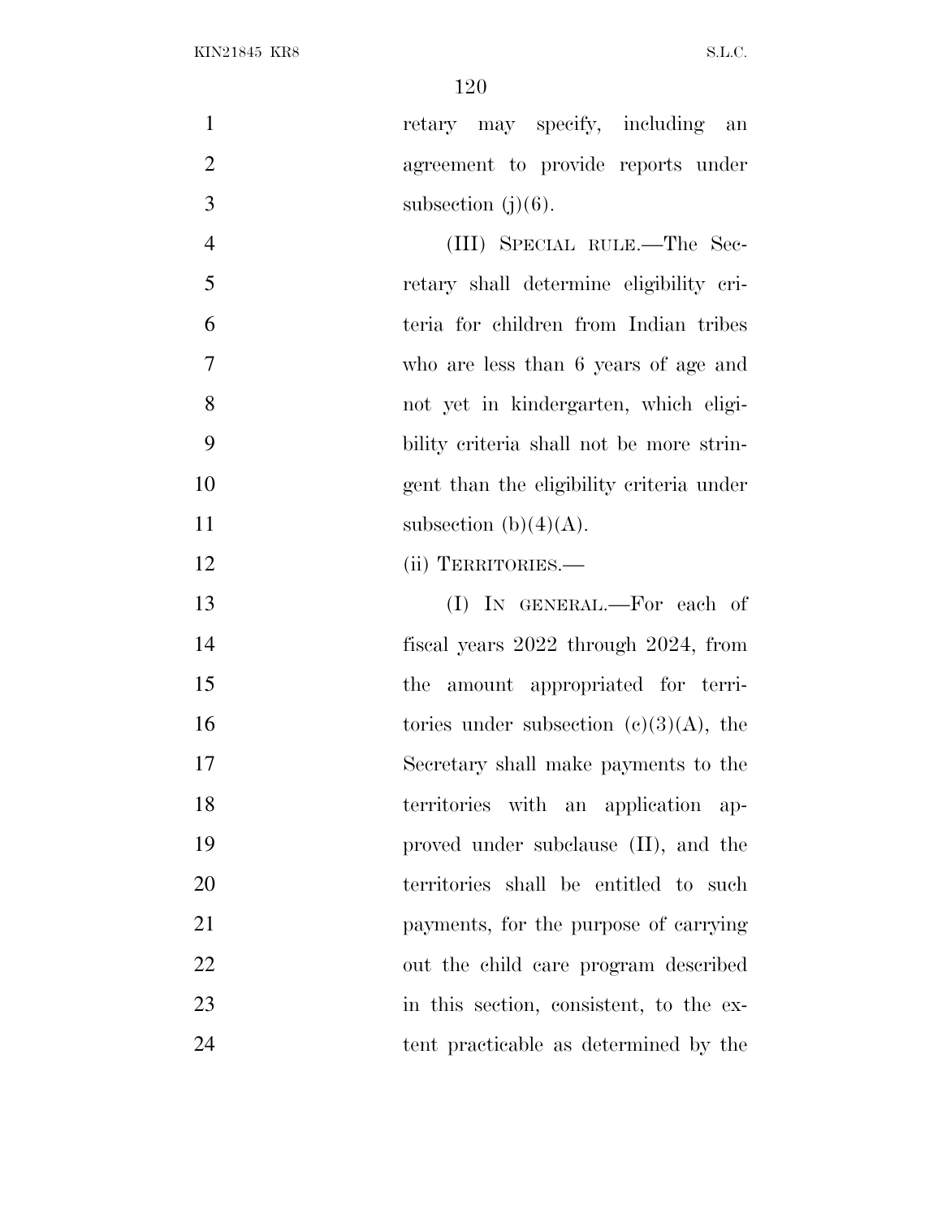retary may specify, including an agreement to provide reports under subsection (j)(6).

(III) SPECIAL RULE.—The Secretary shall determine eligibility criteria for children from Indian tribes who are less than 6 years of age and not yet in kindergarten, which eligibility criteria shall not be more stringent than the eligibility criteria under subsection (b)(4)(A).

(ii) TERRITORIES.—

(I) IN GENERAL.—For each of fiscal years 2022 through 2024, from the amount appropriated for territories under subsection (c)(3)(A), the Secretary shall make payments to the territories with an application approved under subclause (II), and the territories shall be entitled to such payments, for the purpose of carrying out the child care program described in this section, consistent, to the extent practicable as determined by the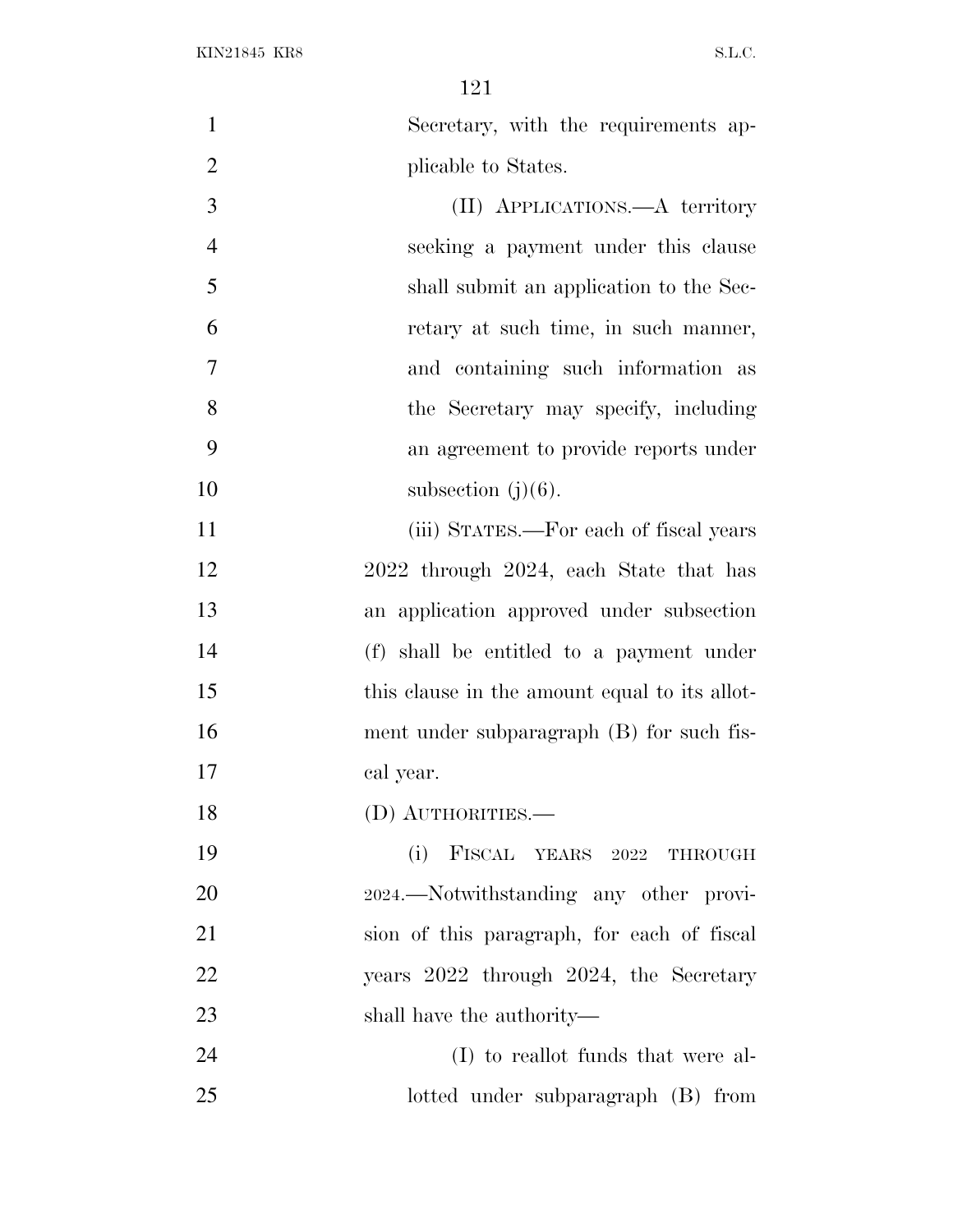Secretary, with the requirements applicable to States.

(II) APPLICATIONS.—A territory seeking a payment under this clause shall submit an application to the Secretary at such time, in such manner, and containing such information as the Secretary may specify, including an agreement to provide reports under subsection (j)(6).

(iii) STATES.—For each of fiscal years 2022 through 2024, each State that has an application approved under subsection (f) shall be entitled to a payment under this clause in the amount equal to its allotment under subparagraph (B) for such fiscal year.

(D) AUTHORITIES.—

(i) FISCAL YEARS 2022 THROUGH 2024.—Notwithstanding any other provision of this paragraph, for each of fiscal years 2022 through 2024, the Secretary shall have the authority—

(I) to reallot funds that were allotted under subparagraph (B) from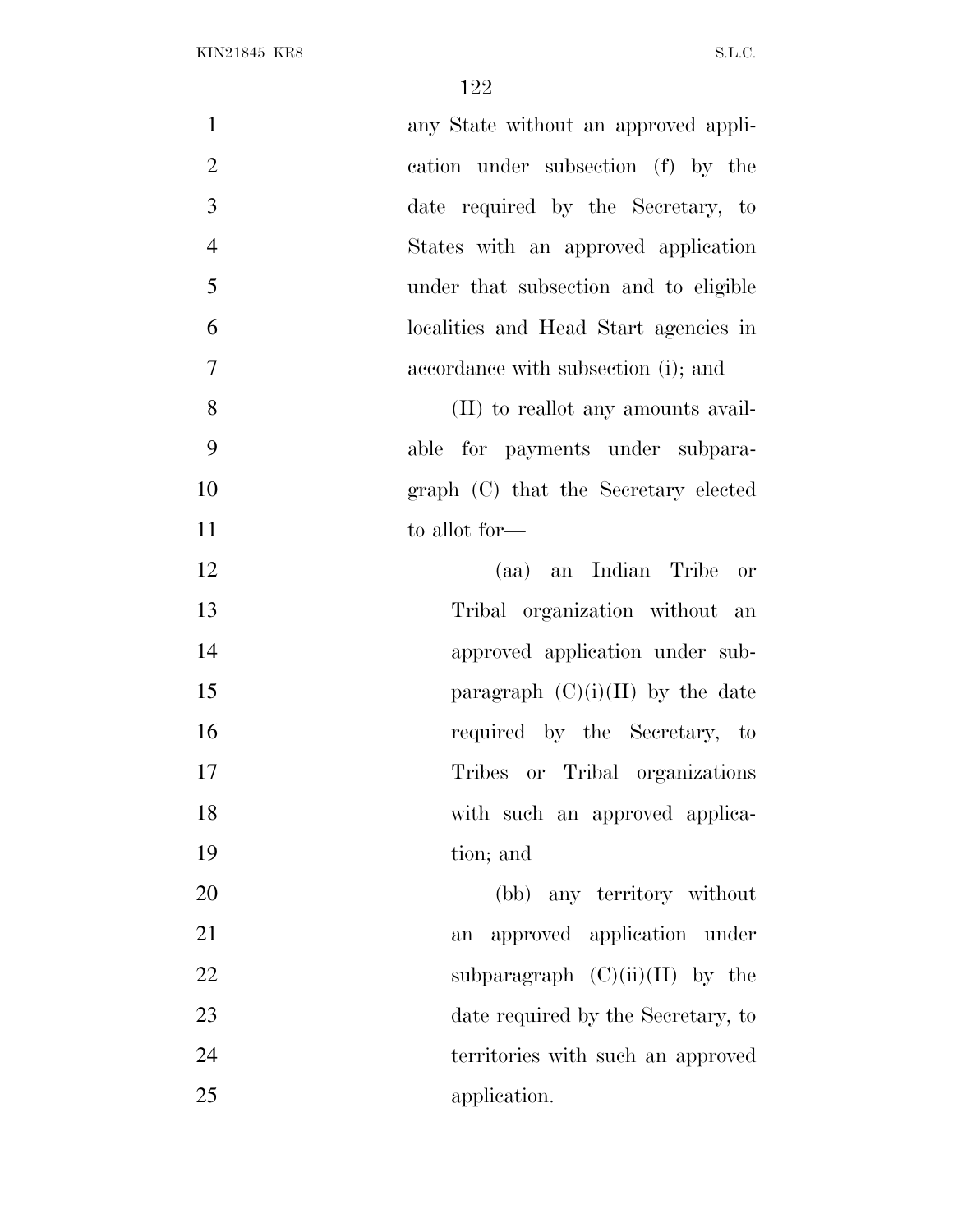any State without an approved application under subsection (f) by the date required by the Secretary, to States with an approved application under that subsection and to eligible localities and Head Start agencies in accordance with subsection (i); and

(II) to reallot any amounts available for payments under subparagraph (C) that the Secretary elected to allot for—

(aa) an Indian Tribe or Tribal organization without an approved application under subparagraph (C)(i)(II) by the date required by the Secretary, to Tribes or Tribal organizations with such an approved application; and

(bb) any territory without an approved application under subparagraph (C)(ii)(II) by the date required by the Secretary, to territories with such an approved application.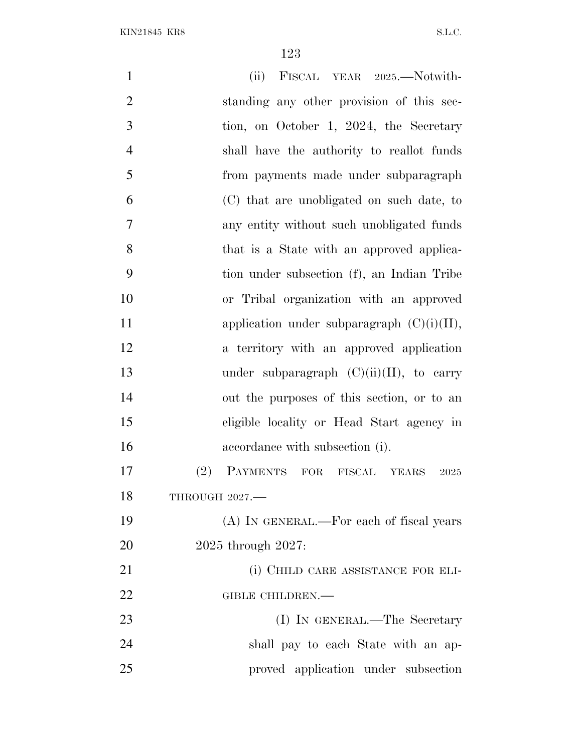(ii) FISCAL YEAR 2025.—Notwithstanding any other provision of this section, on October 1, 2024, the Secretary shall have the authority to reallot funds from payments made under subparagraph (C) that are unobligated on such date, to any entity without such unobligated funds that is a State with an approved application under subsection (f), an Indian Tribe or Tribal organization with an approved application under subparagraph (C)(i)(II), a territory with an approved application under subparagraph (C)(ii)(II), to carry out the purposes of this section, or to an eligible locality or Head Start agency in accordance with subsection (i).

(2) PAYMENTS FOR FISCAL YEARS 2025 THROUGH 2027.—

(A) IN GENERAL.—For each of fiscal years 2025 through 2027:

(i) CHILD CARE ASSISTANCE FOR ELIGIBLE CHILDREN.—

(I) IN GENERAL.—The Secretary shall pay to each State with an approved application under subsection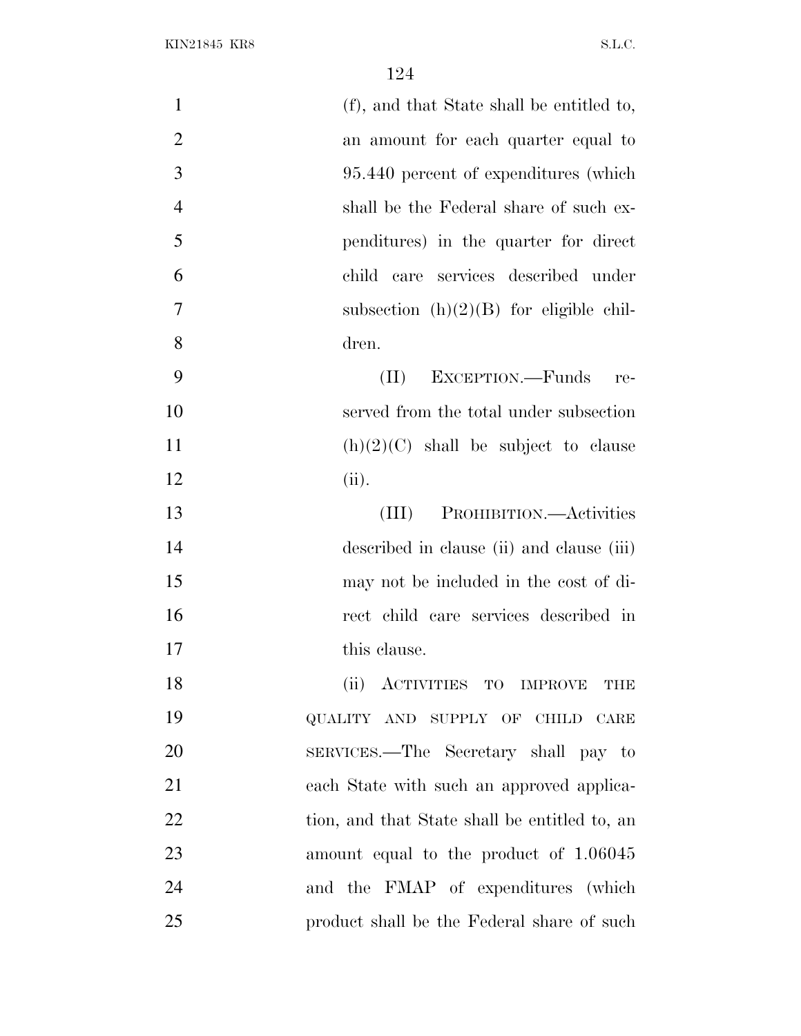(f), and that State shall be entitled to, an amount for each quarter equal to 95.440 percent of expenditures (which shall be the Federal share of such expenditures) in the quarter for direct child care services described under subsection (h)(2)(B) for eligible children.

(II) EXCEPTION.—Funds reserved from the total under subsection (h)(2)(C) shall be subject to clause (ii).

(III) PROHIBITION.—Activities described in clause (ii) and clause (iii) may not be included in the cost of direct child care services described in this clause.

(ii) ACTIVITIES TO IMPROVE THE QUALITY AND SUPPLY OF CHILD CARE SERVICES.—The Secretary shall pay to each State with such an approved application, and that State shall be entitled to, an amount equal to the product of 1.06045 and the FMAP of expenditures (which product shall be the Federal share of such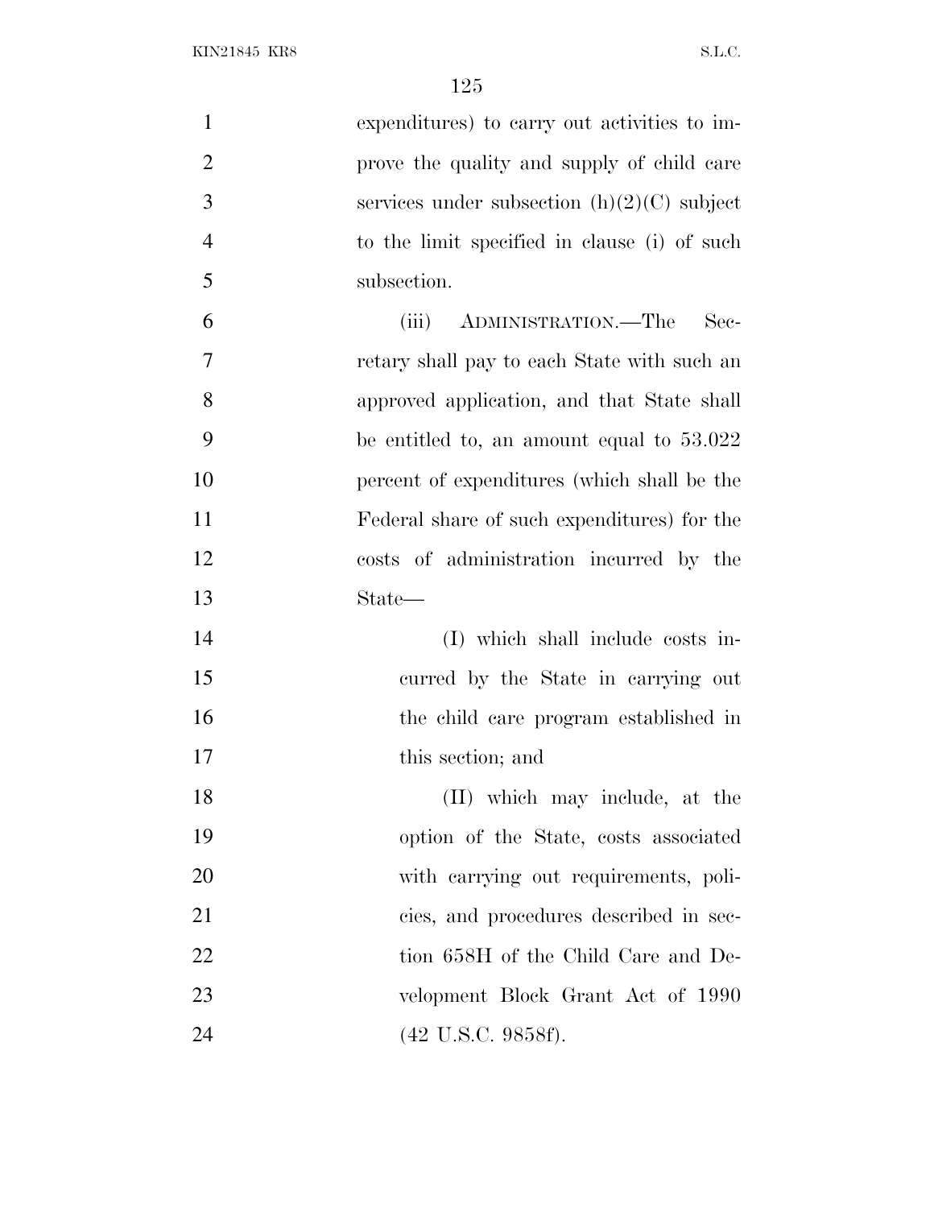expenditures) to carry out activities to improve the quality and supply of child care services under subsection (h)(2)(C) subject to the limit specified in clause (i) of such subsection.

(iii) ADMINISTRATION.—The Secretary shall pay to each State with such an approved application, and that State shall be entitled to, an amount equal to 53.022 percent of expenditures (which shall be the Federal share of such expenditures) for the costs of administration incurred by the State—

(I) which shall include costs incurred by the State in carrying out the child care program established in this section; and

(II) which may include, at the option of the State, costs associated with carrying out requirements, policies, and procedures described in section 658H of the Child Care and Development Block Grant Act of 1990 (42 U.S.C. 9858f).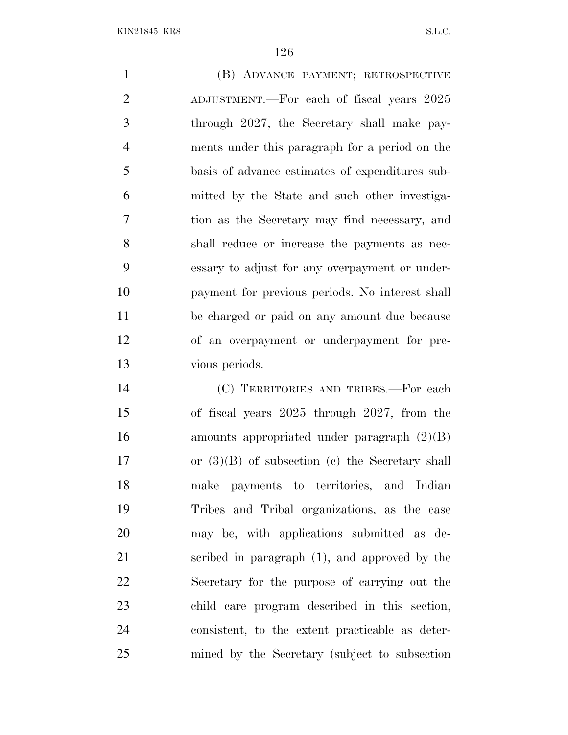(B) ADVANCE PAYMENT; RETROSPECTIVE ADJUSTMENT.—For each of fiscal years 2025 through 2027, the Secretary shall make payments under this paragraph for a period on the basis of advance estimates of expenditures submitted by the State and such other investigation as the Secretary may find necessary, and shall reduce or increase the payments as necessary to adjust for any overpayment or underpayment for previous periods. No interest shall be charged or paid on any amount due because of an overpayment or underpayment for previous periods.

(C) TERRITORIES AND TRIBES.—For each of fiscal years 2025 through 2027, from the amounts appropriated under paragraph (2)(B) or (3)(B) of subsection (c) the Secretary shall make payments to territories, and Indian Tribes and Tribal organizations, as the case may be, with applications submitted as described in paragraph (1), and approved by the Secretary for the purpose of carrying out the child care program described in this section, consistent, to the extent practicable as determined by the Secretary (subject to subsection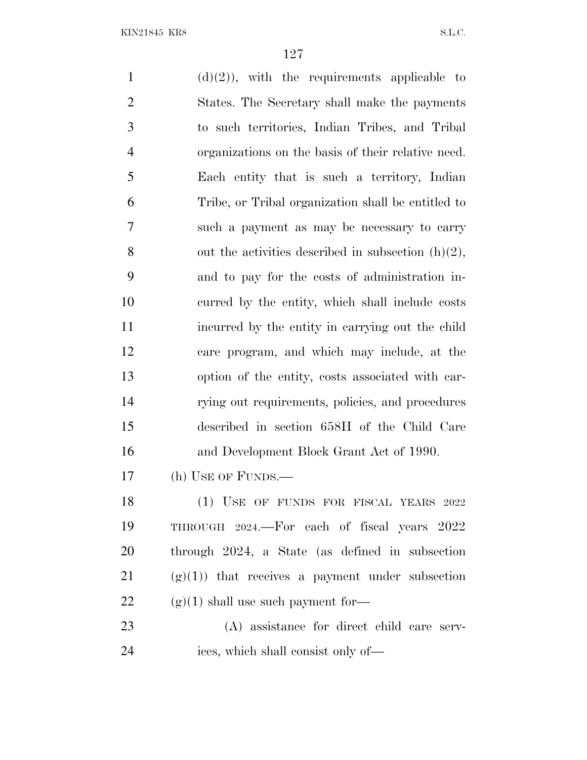(d)(2)), with the requirements applicable to States. The Secretary shall make the payments to such territories, Indian Tribes, and Tribal organizations on the basis of their relative need. Each entity that is such a territory, Indian Tribe, or Tribal organization shall be entitled to such a payment as may be necessary to carry out the activities described in subsection (h)(2), and to pay for the costs of administration incurred by the entity, which shall include costs incurred by the entity in carrying out the child care program, and which may include, at the option of the entity, costs associated with carrying out requirements, policies, and procedures described in section 658H of the Child Care and Development Block Grant Act of 1990.

(h) USE OF FUNDS.—

(1) USE OF FUNDS FOR FISCAL YEARS 2022 THROUGH 2024.—For each of fiscal years 2022 through 2024, a State (as defined in subsection (g)(1)) that receives a payment under subsection (g)(1) shall use such payment for—

(A) assistance for direct child care services, which shall consist only of—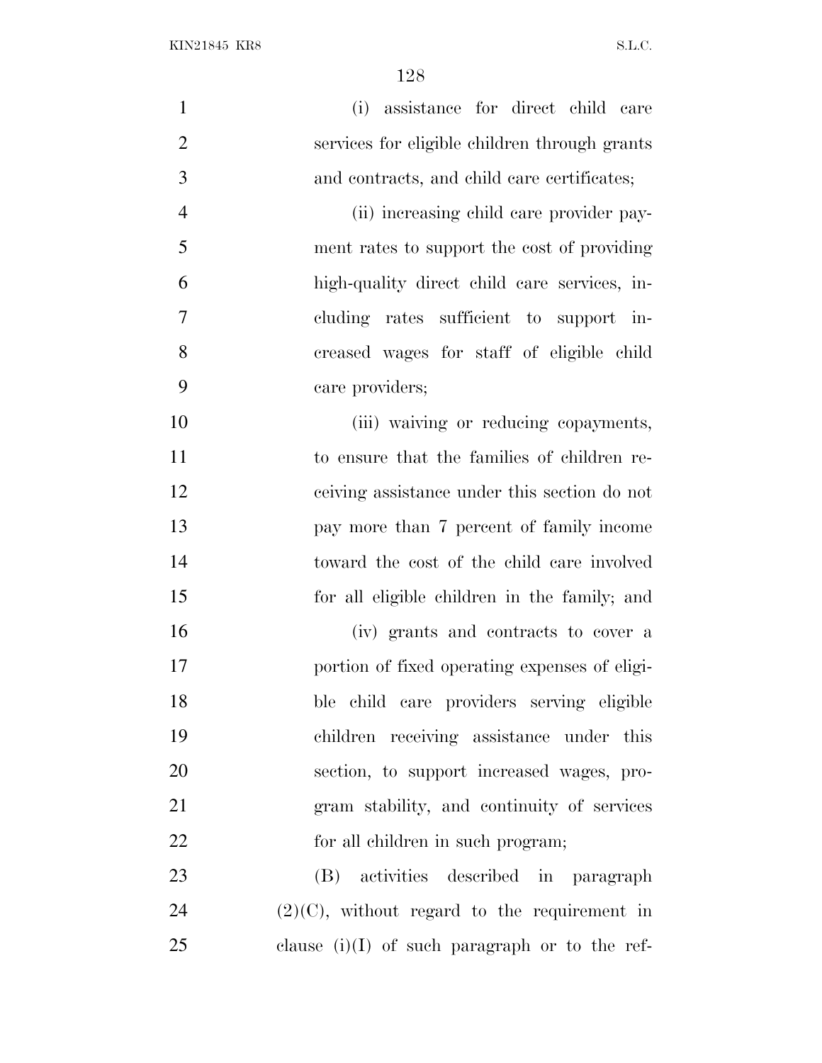(i) assistance for direct child care services for eligible children through grants and contracts, and child care certificates;

(ii) increasing child care provider payment rates to support the cost of providing high-quality direct child care services, including rates sufficient to support increased wages for staff of eligible child care providers;

(iii) waiving or reducing copayments, to ensure that the families of children receiving assistance under this section do not pay more than 7 percent of family income toward the cost of the child care involved for all eligible children in the family; and

(iv) grants and contracts to cover a portion of fixed operating expenses of eligible child care providers serving eligible children receiving assistance under this section, to support increased wages, program stability, and continuity of services for all children in such program;

(B) activities described in paragraph (2)(C), without regard to the requirement in clause (i)(I) of such paragraph or to the ref-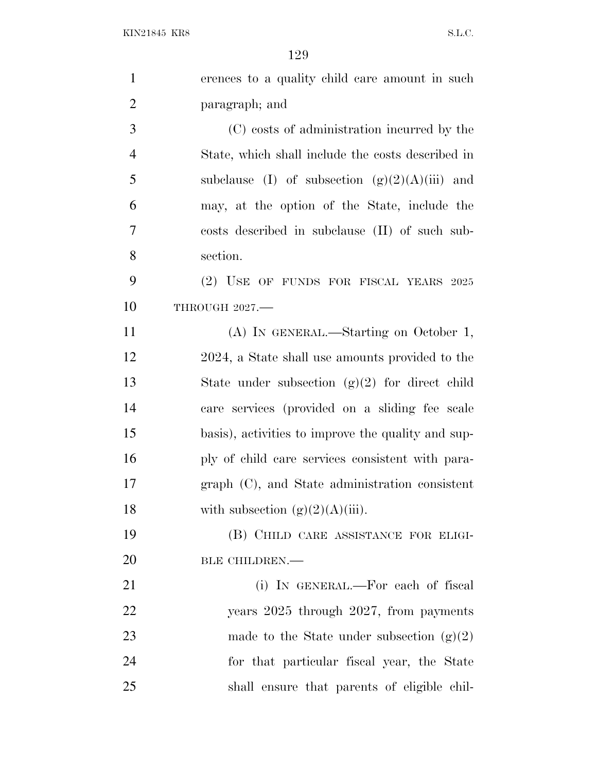erences to a quality child care amount in such paragraph; and

(C) costs of administration incurred by the State, which shall include the costs described in subclause (I) of subsection (g)(2)(A)(iii) and may, at the option of the State, include the costs described in subclause (II) of such subsection.

(2) USE OF FUNDS FOR FISCAL YEARS 2025 THROUGH 2027.—

(A) IN GENERAL.—Starting on October 1, 2024, a State shall use amounts provided to the State under subsection (g)(2) for direct child care services (provided on a sliding fee scale basis), activities to improve the quality and supply of child care services consistent with paragraph (C), and State administration consistent with subsection (g)(2)(A)(iii).

(B) CHILD CARE ASSISTANCE FOR ELIGIBLE CHILDREN.—

(i) IN GENERAL.—For each of fiscal years 2025 through 2027, from payments made to the State under subsection (g)(2) for that particular fiscal year, the State shall ensure that parents of eligible chil-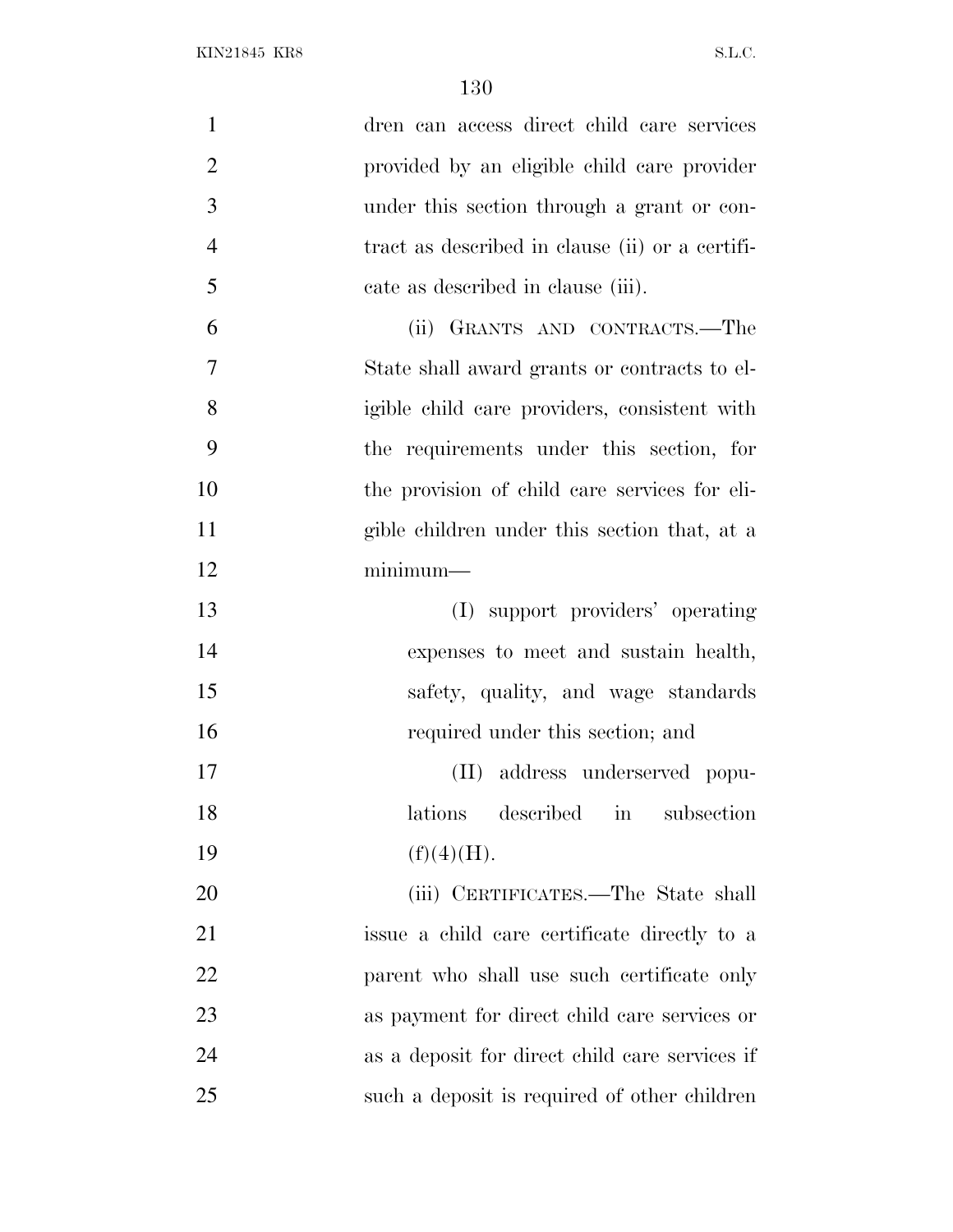dren can access direct child care services provided by an eligible child care provider under this section through a grant or contract as described in clause (ii) or a certificate as described in clause (iii).

(ii) GRANTS AND CONTRACTS.—The State shall award grants or contracts to eligible child care providers, consistent with the requirements under this section, for the provision of child care services for eligible children under this section that, at a minimum—

(I) support providers' operating expenses to meet and sustain health, safety, quality, and wage standards required under this section; and

(II) address underserved populations described in subsection (f)(4)(H).

(iii) CERTIFICATES.—The State shall issue a child care certificate directly to a parent who shall use such certificate only as payment for direct child care services or as a deposit for direct child care services if such a deposit is required of other children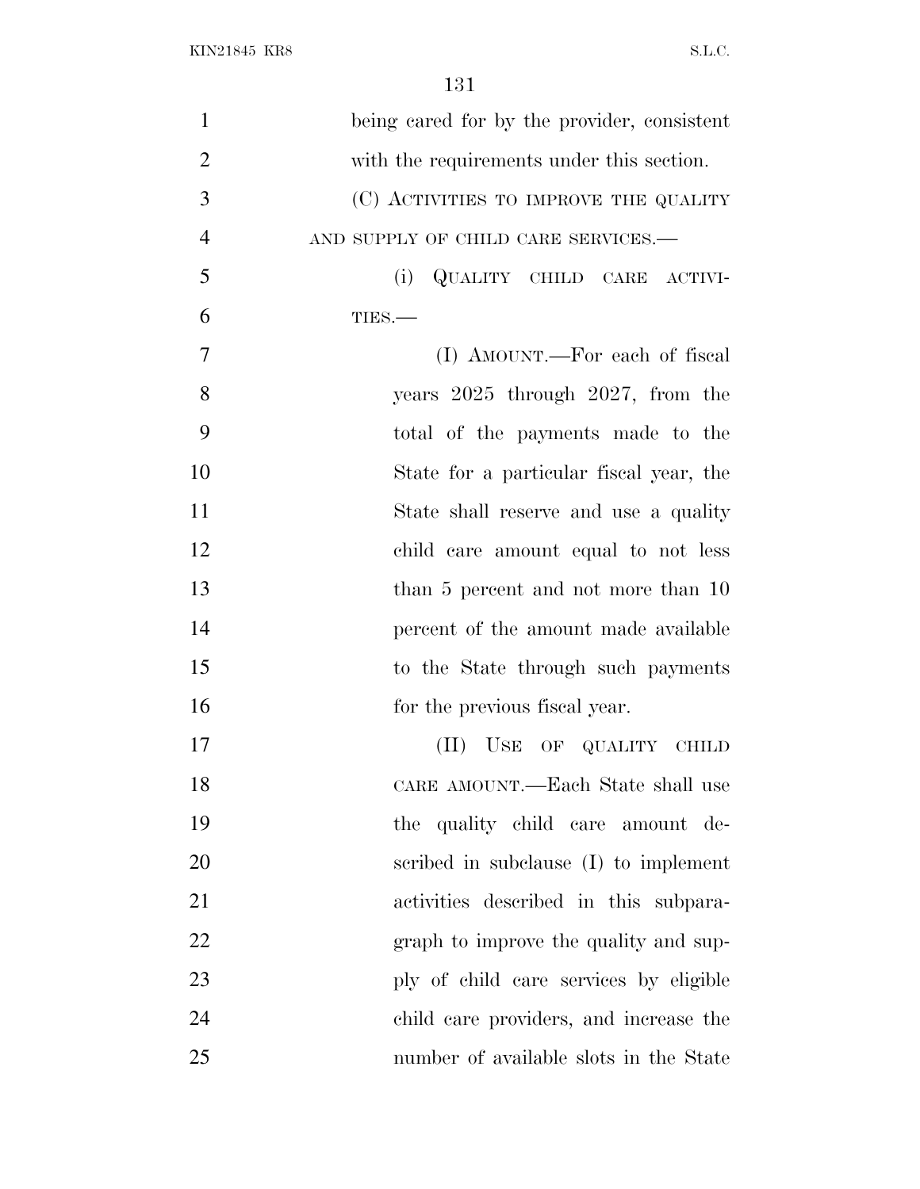being cared for by the provider, consistent with the requirements under this section.

(C) ACTIVITIES TO IMPROVE THE QUALITY AND SUPPLY OF CHILD CARE SERVICES.—

(i) QUALITY CHILD CARE ACTIVITIES.—

(I) AMOUNT.—For each of fiscal years 2025 through 2027, from the total of the payments made to the State for a particular fiscal year, the State shall reserve and use a quality child care amount equal to not less than 5 percent and not more than 10 percent of the amount made available to the State through such payments for the previous fiscal year.

(II) USE OF QUALITY CHILD CARE AMOUNT.—Each State shall use the quality child care amount described in subclause (I) to implement activities described in this subparagraph to improve the quality and supply of child care services by eligible child care providers, and increase the number of available slots in the State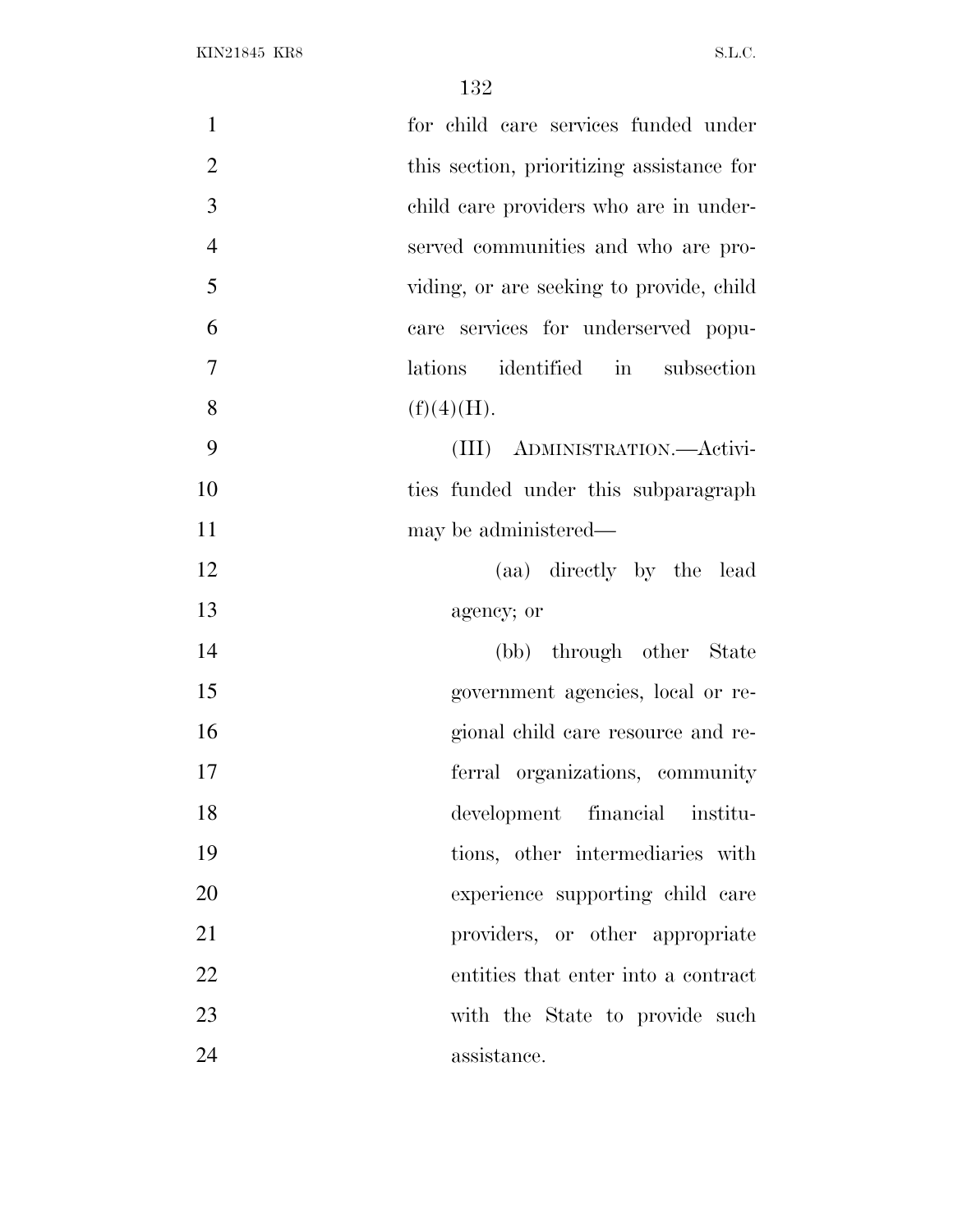for child care services funded under this section, prioritizing assistance for child care providers who are in underserved communities and who are providing, or are seeking to provide, child care services for underserved populations identified in subsection (f)(4)(H).

(III) ADMINISTRATION.—Activities funded under this subparagraph may be administered—

(aa) directly by the lead agency; or

(bb) through other State government agencies, local or regional child care resource and referral organizations, community development financial institutions, other intermediaries with experience supporting child care providers, or other appropriate entities that enter into a contract with the State to provide such assistance.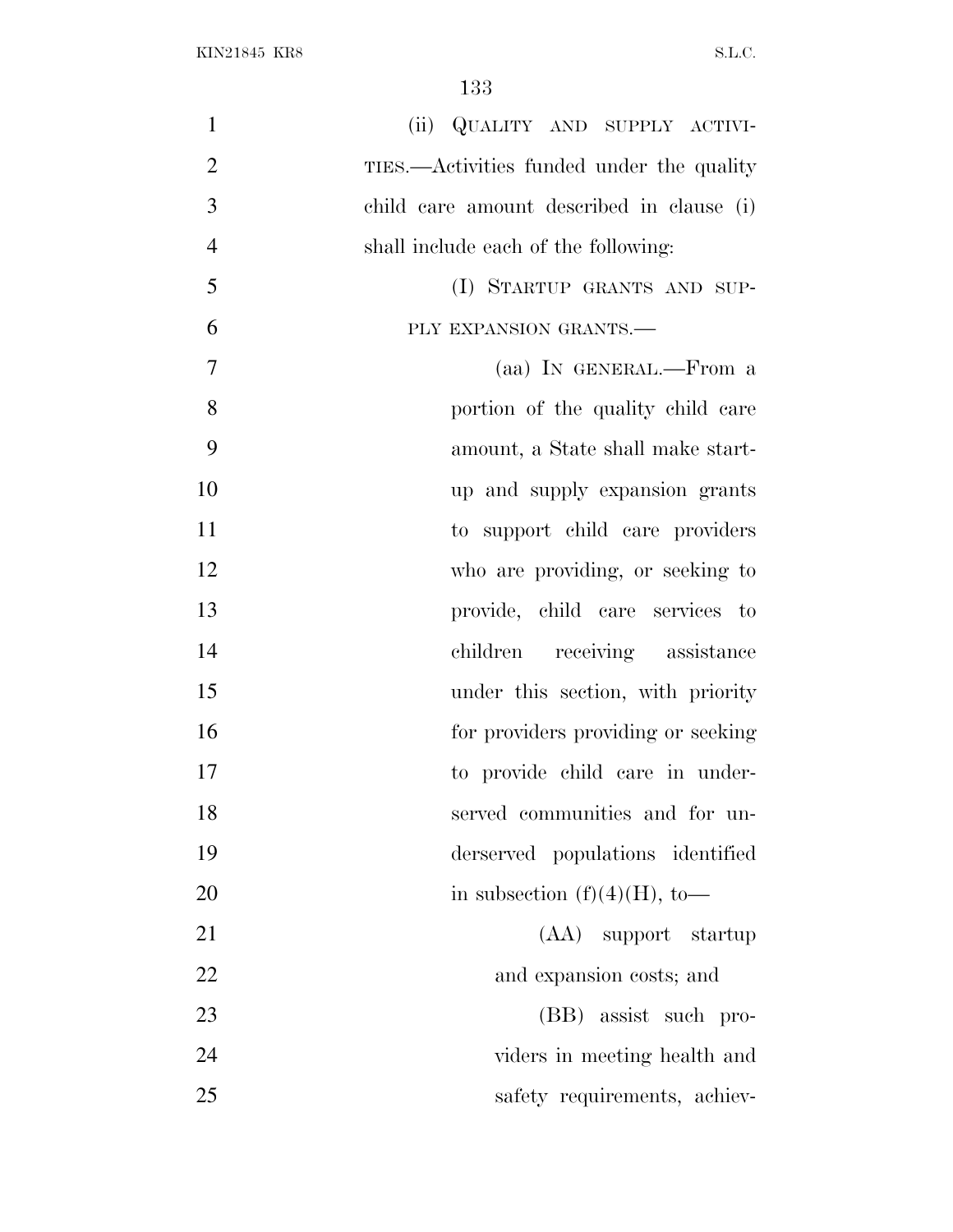(ii) QUALITY AND SUPPLY ACTIVITIES.—Activities funded under the quality child care amount described in clause (i) shall include each of the following:

(I) STARTUP GRANTS AND SUPPLY EXPANSION GRANTS.—

(aa) IN GENERAL.—From a portion of the quality child care amount, a State shall make startup and supply expansion grants to support child care providers who are providing, or seeking to provide, child care services to children receiving assistance under this section, with priority for providers providing or seeking to provide child care in underserved communities and for underserved populations identified in subsection (f)(4)(H), to—

(AA) support startup and expansion costs; and

(BB) assist such providers in meeting health and safety requirements, achiev-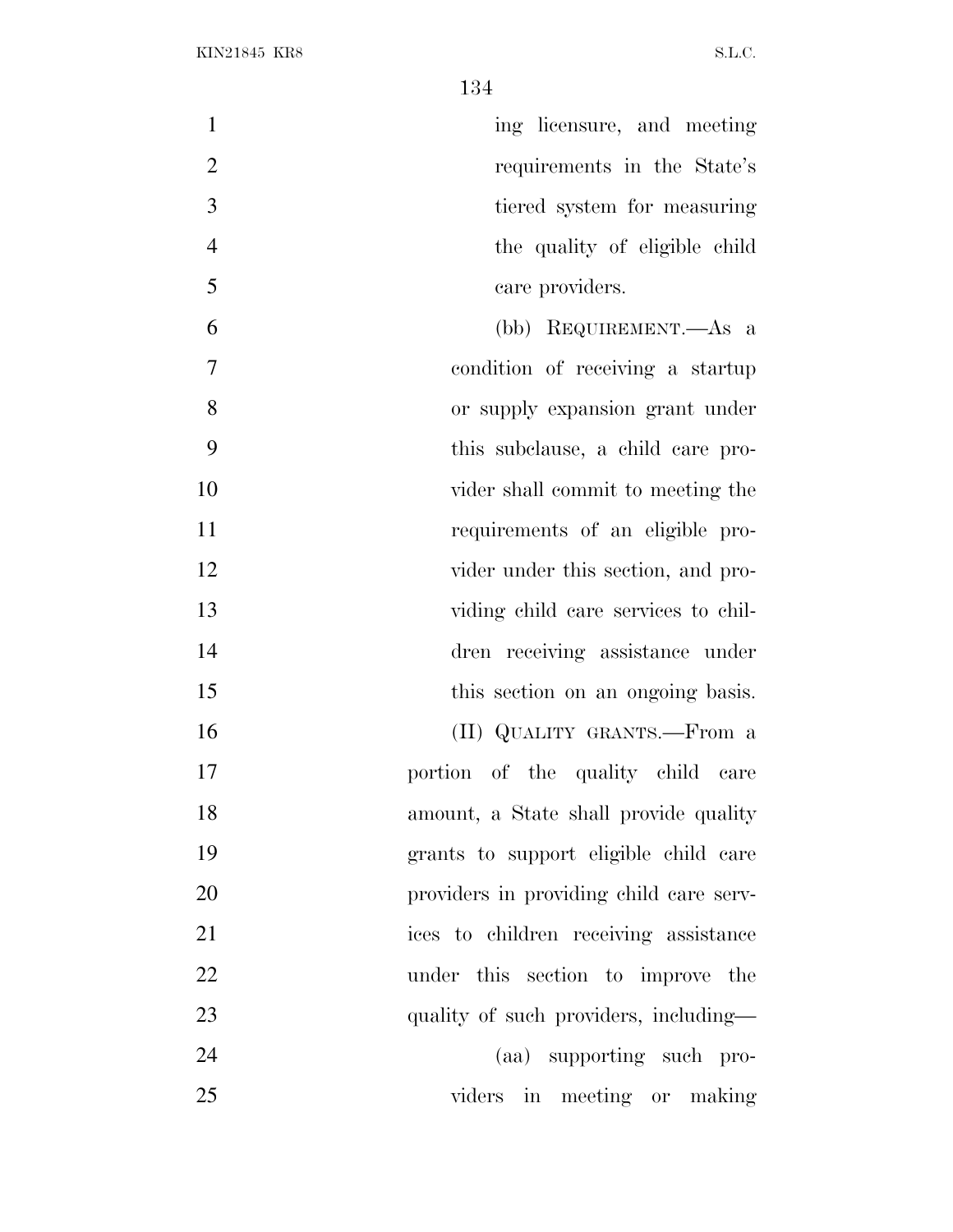ing licensure, and meeting requirements in the State's tiered system for measuring the quality of eligible child care providers.

(bb) REQUIREMENT.—As a condition of receiving a startup or supply expansion grant under this subclause, a child care provider shall commit to meeting the requirements of an eligible provider under this section, and providing child care services to children receiving assistance under this section on an ongoing basis.

(II) QUALITY GRANTS.—From a portion of the quality child care amount, a State shall provide quality grants to support eligible child care providers in providing child care services to children receiving assistance under this section to improve the quality of such providers, including—

(aa) supporting such providers in meeting or making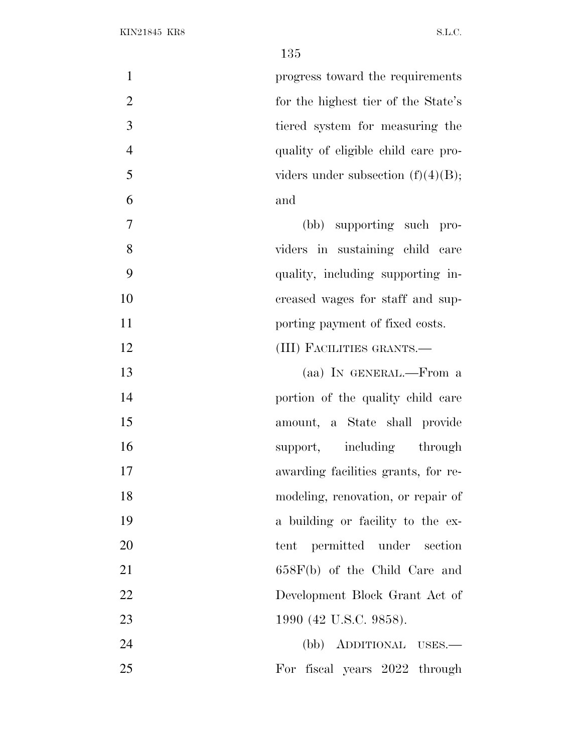progress toward the requirements for the highest tier of the State's tiered system for measuring the quality of eligible child care providers under subsection (f)(4)(B); and

(bb) supporting such providers in sustaining child care quality, including supporting increased wages for staff and supporting payment of fixed costs.

(III) FACILITIES GRANTS.—

(aa) IN GENERAL.—From a portion of the quality child care amount, a State shall provide support, including through awarding facilities grants, for remodeling, renovation, or repair of a building or facility to the extent permitted under section 658F(b) of the Child Care and Development Block Grant Act of 1990 (42 U.S.C. 9858).

(bb) ADDITIONAL USES.—For fiscal years 2022 through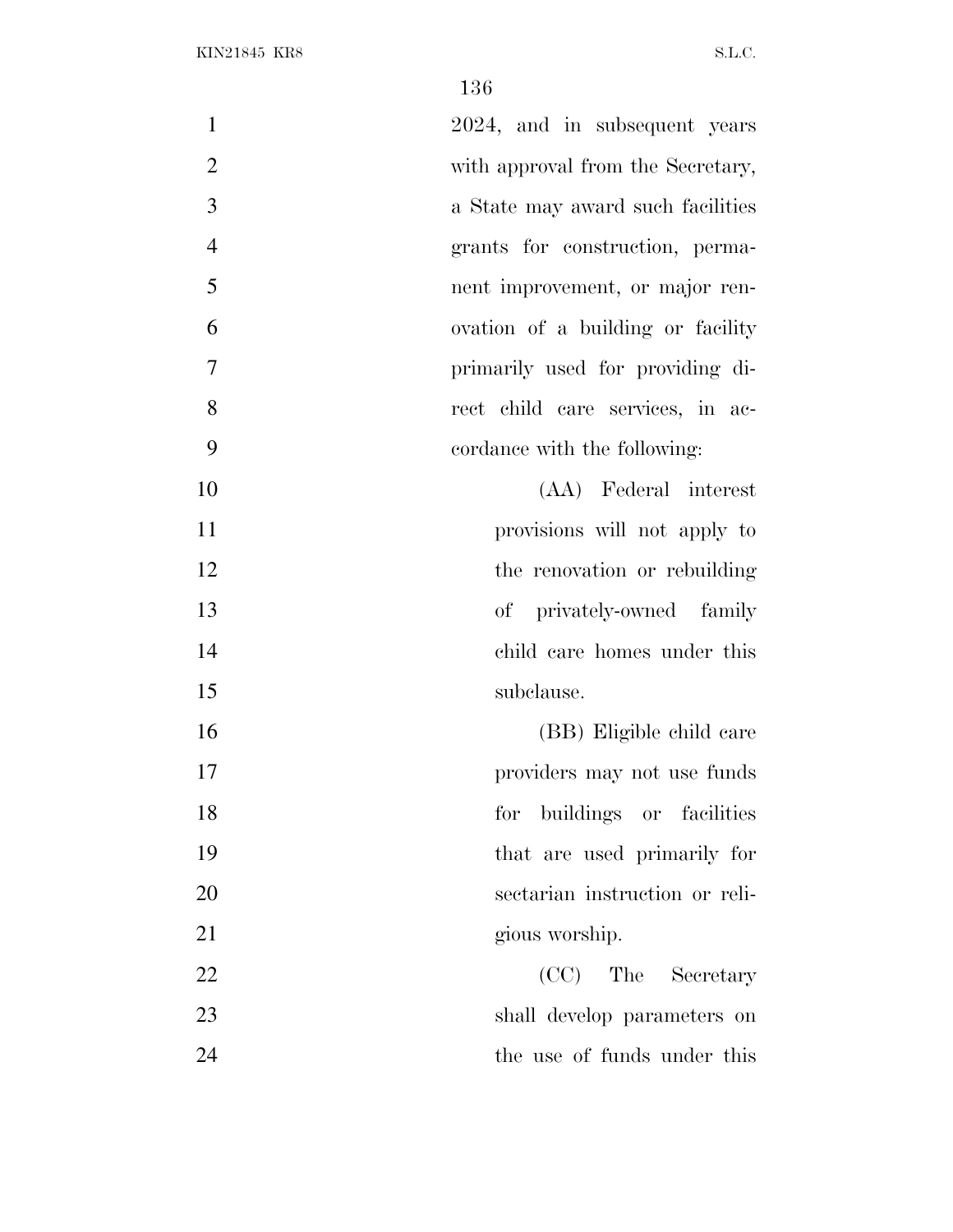2024, and in subsequent years with approval from the Secretary, a State may award such facilities grants for construction, permanent improvement, or major renovation of a building or facility primarily used for providing direct child care services, in accordance with the following:

(AA) Federal interest provisions will not apply to the renovation or rebuilding of privately-owned family child care homes under this subclause.

(BB) Eligible child care providers may not use funds for buildings or facilities that are used primarily for sectarian instruction or religious worship.

(CC) The Secretary shall develop parameters on the use of funds under this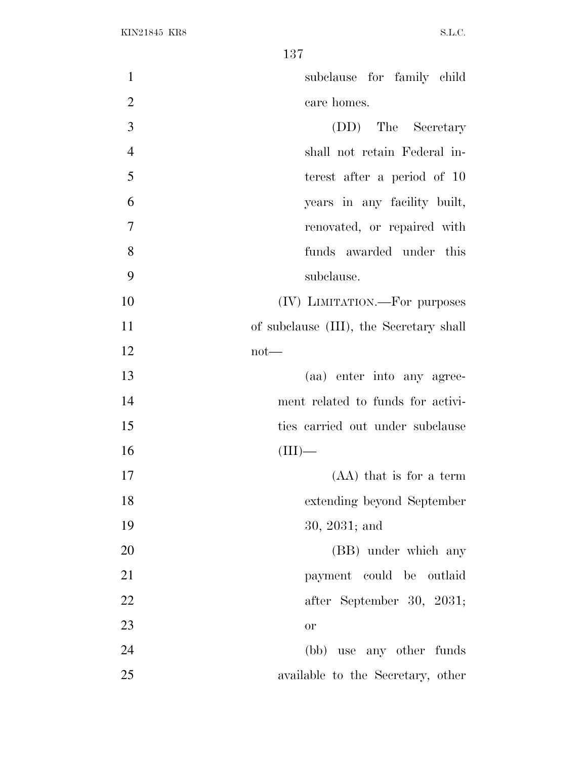subclause for family child care homes.

(DD) The Secretary shall not retain Federal interest after a period of 10 years in any facility built, renovated, or repaired with funds awarded under this subclause.

(IV) LIMITATION.—For purposes of subclause (III), the Secretary shall not—

(aa) enter into any agreement related to funds for activities carried out under subclause (III)—

(AA) that is for a term extending beyond September 30, 2031; and

(BB) under which any payment could be outlaid after September 30, 2031; or

(bb) use any other funds available to the Secretary, other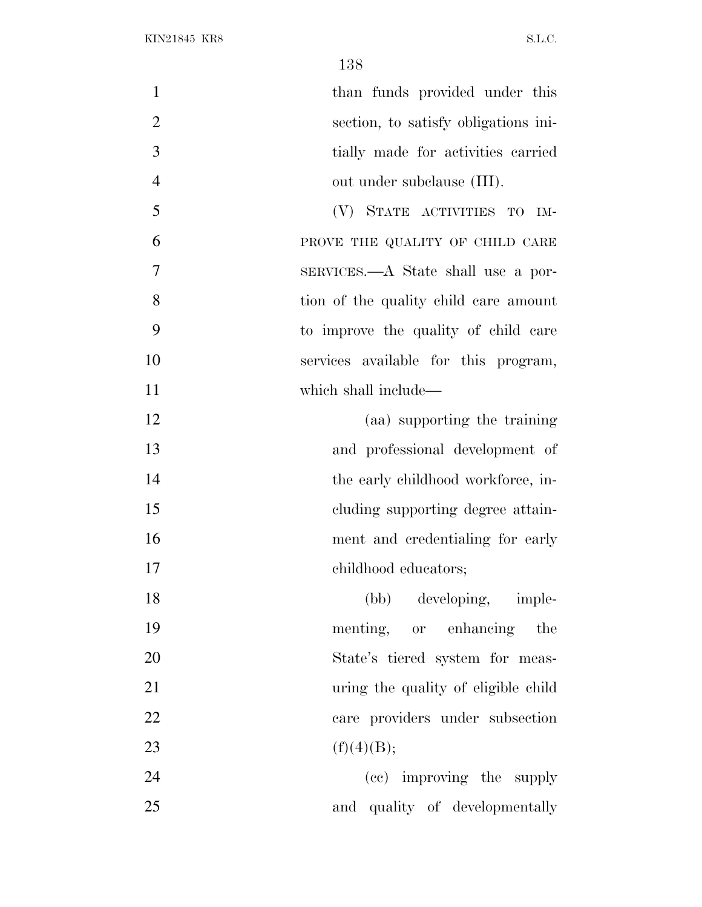than funds provided under this section, to satisfy obligations initially made for activities carried out under subclause (III).

(V) STATE ACTIVITIES TO IMPROVE THE QUALITY OF CHILD CARE SERVICES.—A State shall use a portion of the quality child care amount to improve the quality of child care services available for this program, which shall include—

(aa) supporting the training and professional development of the early childhood workforce, including supporting degree attainment and credentialing for early childhood educators;

(bb) developing, implementing, or enhancing the State's tiered system for measuring the quality of eligible child care providers under subsection (f)(4)(B);

(cc) improving the supply and quality of developmentally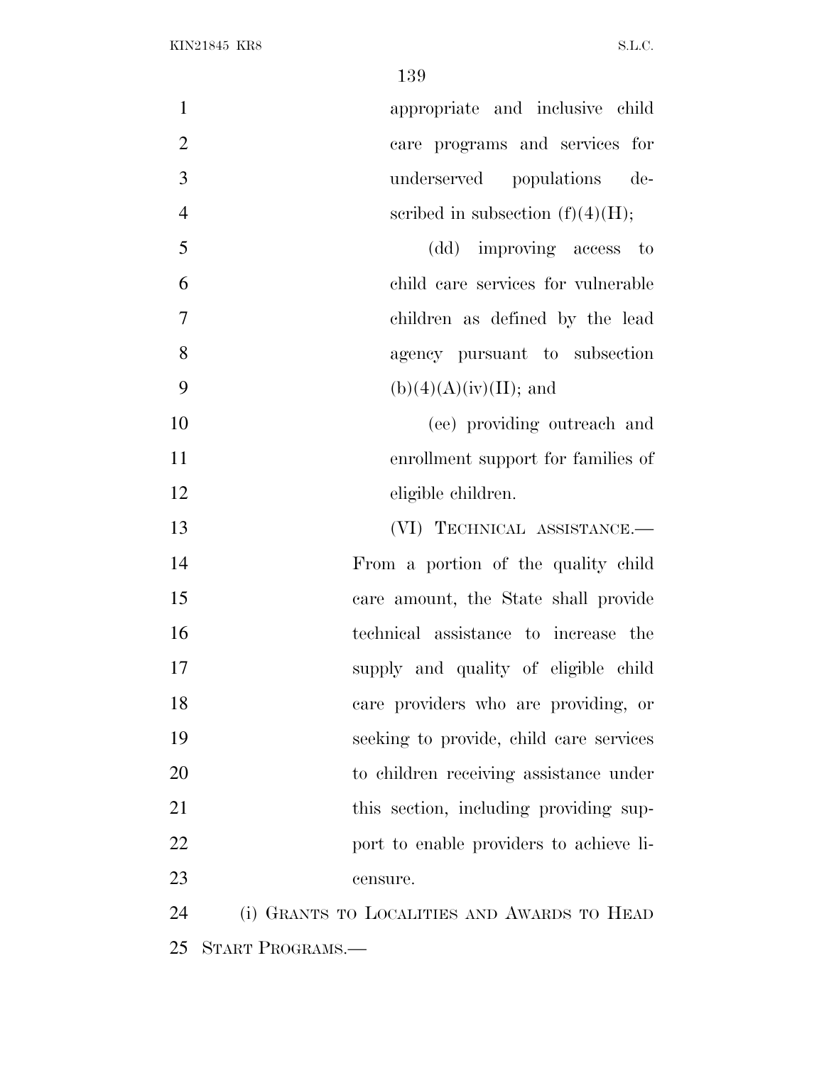appropriate and inclusive child care programs and services for underserved populations described in subsection (f)(4)(H);

(dd) improving access to child care services for vulnerable children as defined by the lead agency pursuant to subsection (b)(4)(A)(iv)(II); and

(ee) providing outreach and enrollment support for families of eligible children.

(VI) TECHNICAL ASSISTANCE.—From a portion of the quality child care amount, the State shall provide technical assistance to increase the supply and quality of eligible child care providers who are providing, or seeking to provide, child care services to children receiving assistance under this section, including providing support to enable providers to achieve licensure.

(i) GRANTS TO LOCALITIES AND AWARDS TO HEAD START PROGRAMS.—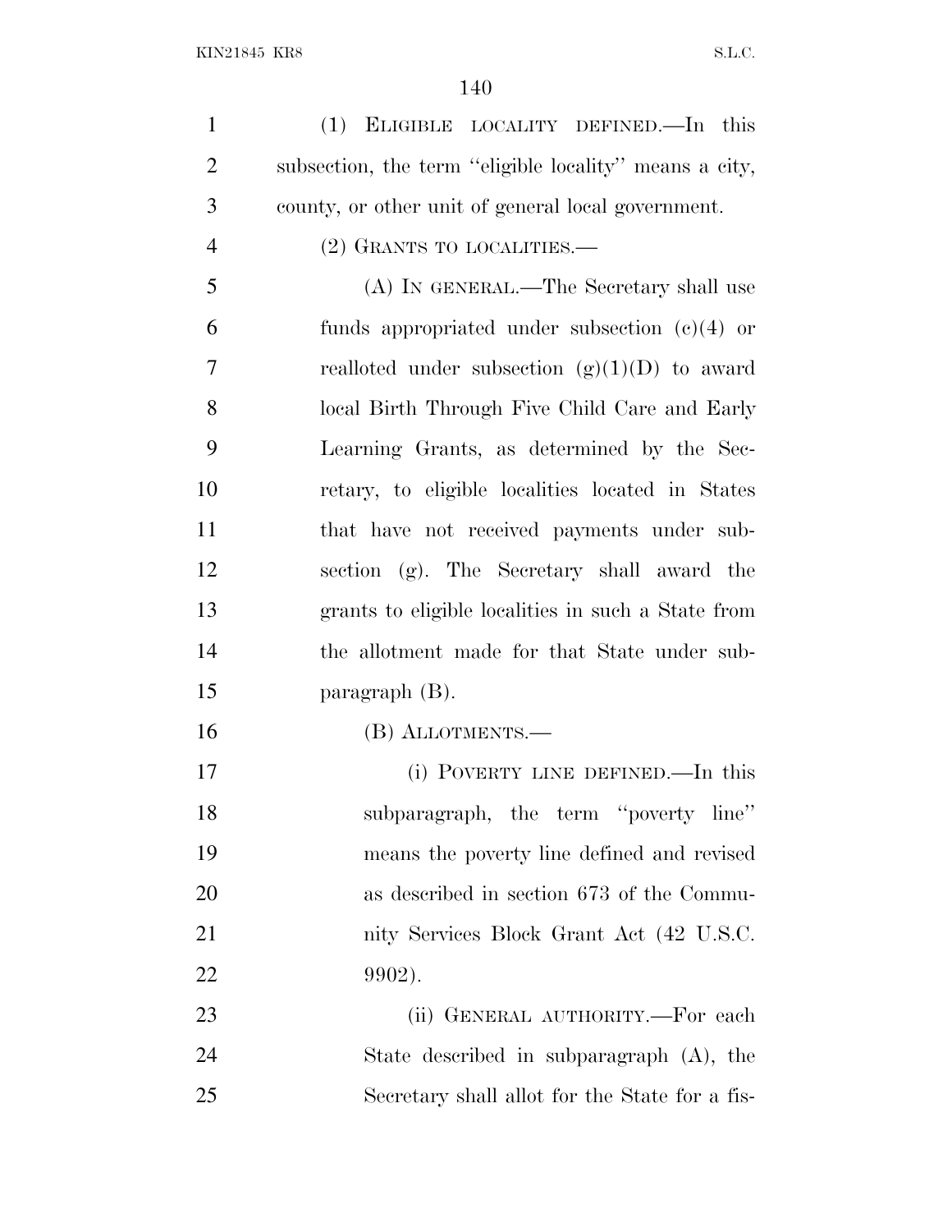(1) ELIGIBLE LOCALITY DEFINED.—In this subsection, the term ''eligible locality'' means a city, county, or other unit of general local government.

(2) GRANTS TO LOCALITIES.—

(A) IN GENERAL.—The Secretary shall use funds appropriated under subsection (c)(4) or realloted under subsection (g)(1)(D) to award local Birth Through Five Child Care and Early Learning Grants, as determined by the Secretary, to eligible localities located in States that have not received payments under subsection (g). The Secretary shall award the grants to eligible localities in such a State from the allotment made for that State under subparagraph (B).

(B) ALLOTMENTS.—

(i) POVERTY LINE DEFINED.—In this subparagraph, the term ''poverty line'' means the poverty line defined and revised as described in section 673 of the Community Services Block Grant Act (42 U.S.C. 9902).

(ii) GENERAL AUTHORITY.—For each State described in subparagraph (A), the Secretary shall allot for the State for a fis-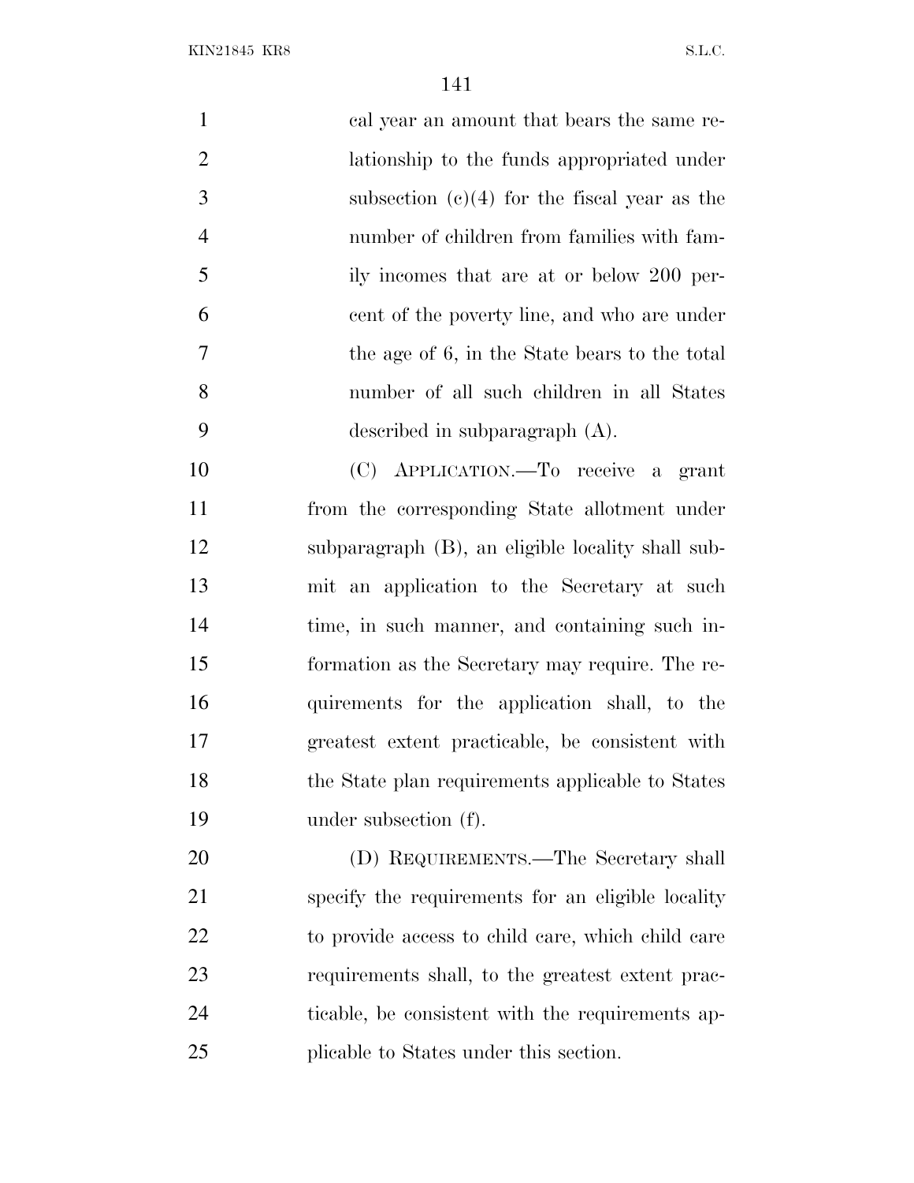cal year an amount that bears the same relationship to the funds appropriated under subsection (c)(4) for the fiscal year as the number of children from families with family incomes that are at or below 200 percent of the poverty line, and who are under the age of 6, in the State bears to the total number of all such children in all States described in subparagraph (A).

(C) APPLICATION.—To receive a grant from the corresponding State allotment under subparagraph (B), an eligible locality shall submit an application to the Secretary at such time, in such manner, and containing such information as the Secretary may require. The requirements for the application shall, to the greatest extent practicable, be consistent with the State plan requirements applicable to States under subsection (f).

(D) REQUIREMENTS.—The Secretary shall specify the requirements for an eligible locality to provide access to child care, which child care requirements shall, to the greatest extent practicable, be consistent with the requirements applicable to States under this section.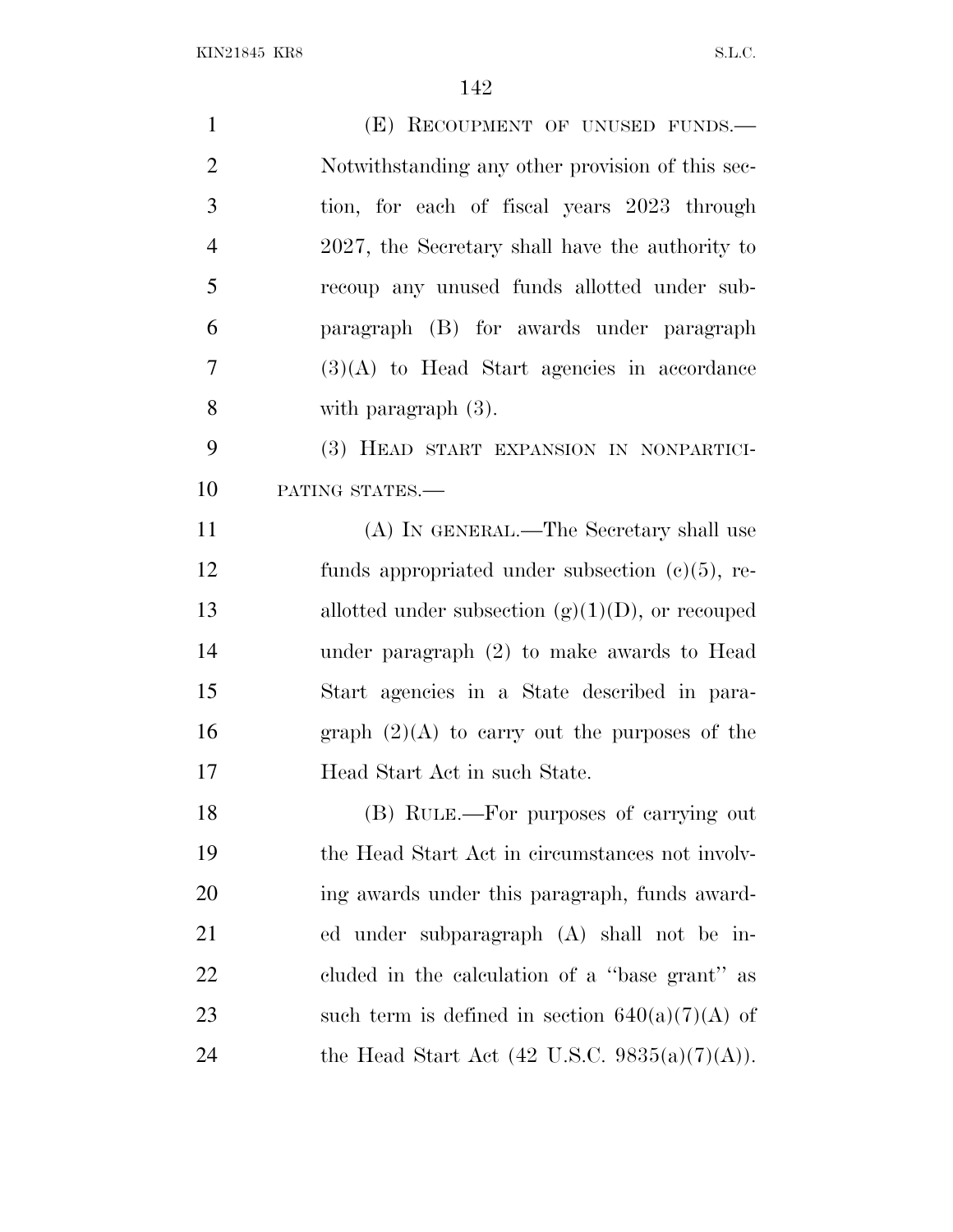(E) RECOUPMENT OF UNUSED FUNDS.—Notwithstanding any other provision of this section, for each of fiscal years 2023 through 2027, the Secretary shall have the authority to recoup any unused funds allotted under subparagraph (B) for awards under paragraph (3)(A) to Head Start agencies in accordance with paragraph (3).

(3) HEAD START EXPANSION IN NONPARTICIPATING STATES.—

(A) IN GENERAL.—The Secretary shall use funds appropriated under subsection (c)(5), reallotted under subsection (g)(1)(D), or recouped under paragraph (2) to make awards to Head Start agencies in a State described in paragraph (2)(A) to carry out the purposes of the Head Start Act in such State.

(B) RULE.—For purposes of carrying out the Head Start Act in circumstances not involving awards under this paragraph, funds awarded under subparagraph (A) shall not be included in the calculation of a ''base grant'' as such term is defined in section 640(a)(7)(A) of the Head Start Act (42 U.S.C. 9835(a)(7)(A)).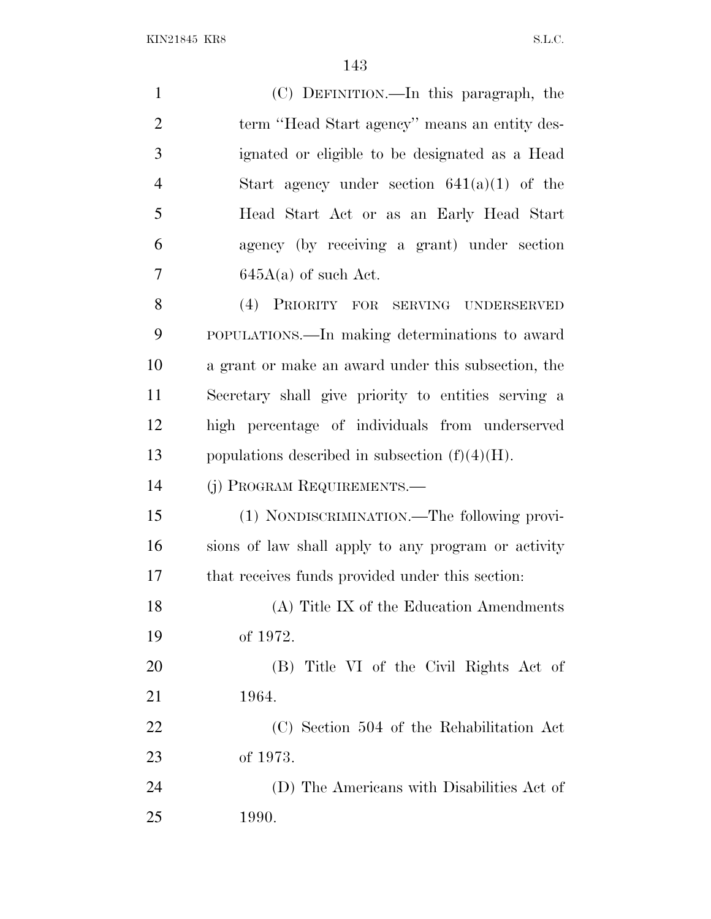(C) DEFINITION.—In this paragraph, the term "Head Start agency" means an entity designated or eligible to be designated as a Head Start agency under section 641(a)(1) of the Head Start Act or as an Early Head Start agency (by receiving a grant) under section 645A(a) of such Act.

(4) PRIORITY FOR SERVING UNDERSERVED POPULATIONS.—In making determinations to award a grant or make an award under this subsection, the Secretary shall give priority to entities serving a high percentage of individuals from underserved populations described in subsection (f)(4)(H).

(j) PROGRAM REQUIREMENTS.—

(1) NONDISCRIMINATION.—The following provisions of law shall apply to any program or activity that receives funds provided under this section:

(A) Title IX of the Education Amendments of 1972.

(B) Title VI of the Civil Rights Act of 1964.

(C) Section 504 of the Rehabilitation Act of 1973.

(D) The Americans with Disabilities Act of 1990.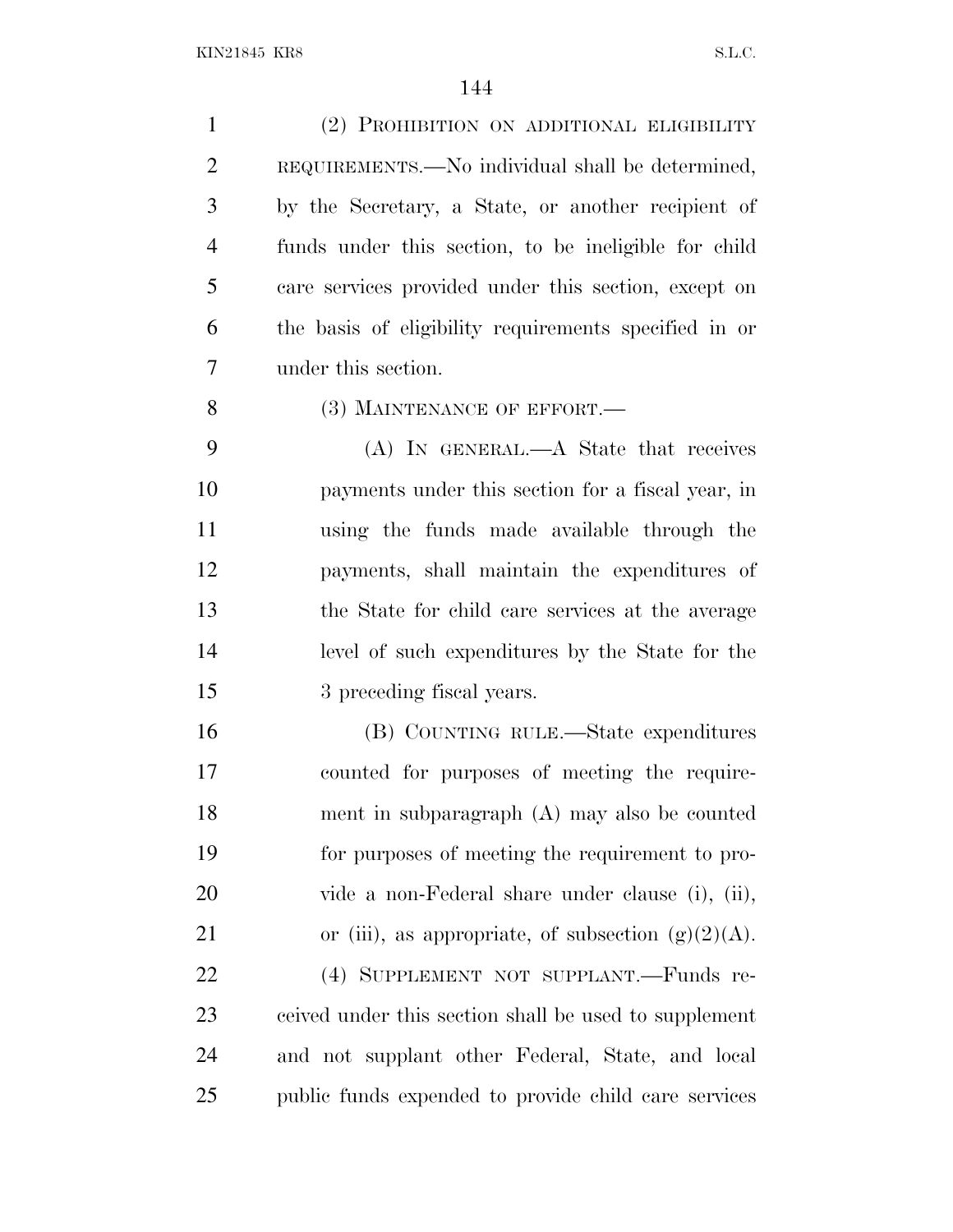(2) PROHIBITION ON ADDITIONAL ELIGIBILITY REQUIREMENTS.—No individual shall be determined, by the Secretary, a State, or another recipient of funds under this section, to be ineligible for child care services provided under this section, except on the basis of eligibility requirements specified in or under this section.

(3) MAINTENANCE OF EFFORT.—

(A) IN GENERAL.—A State that receives payments under this section for a fiscal year, in using the funds made available through the payments, shall maintain the expenditures of the State for child care services at the average level of such expenditures by the State for the 3 preceding fiscal years.

(B) COUNTING RULE.—State expenditures counted for purposes of meeting the requirement in subparagraph (A) may also be counted for purposes of meeting the requirement to provide a non-Federal share under clause (i), (ii), or (iii), as appropriate, of subsection (g)(2)(A).

(4) SUPPLEMENT NOT SUPPLANT.—Funds received under this section shall be used to supplement and not supplant other Federal, State, and local public funds expended to provide child care services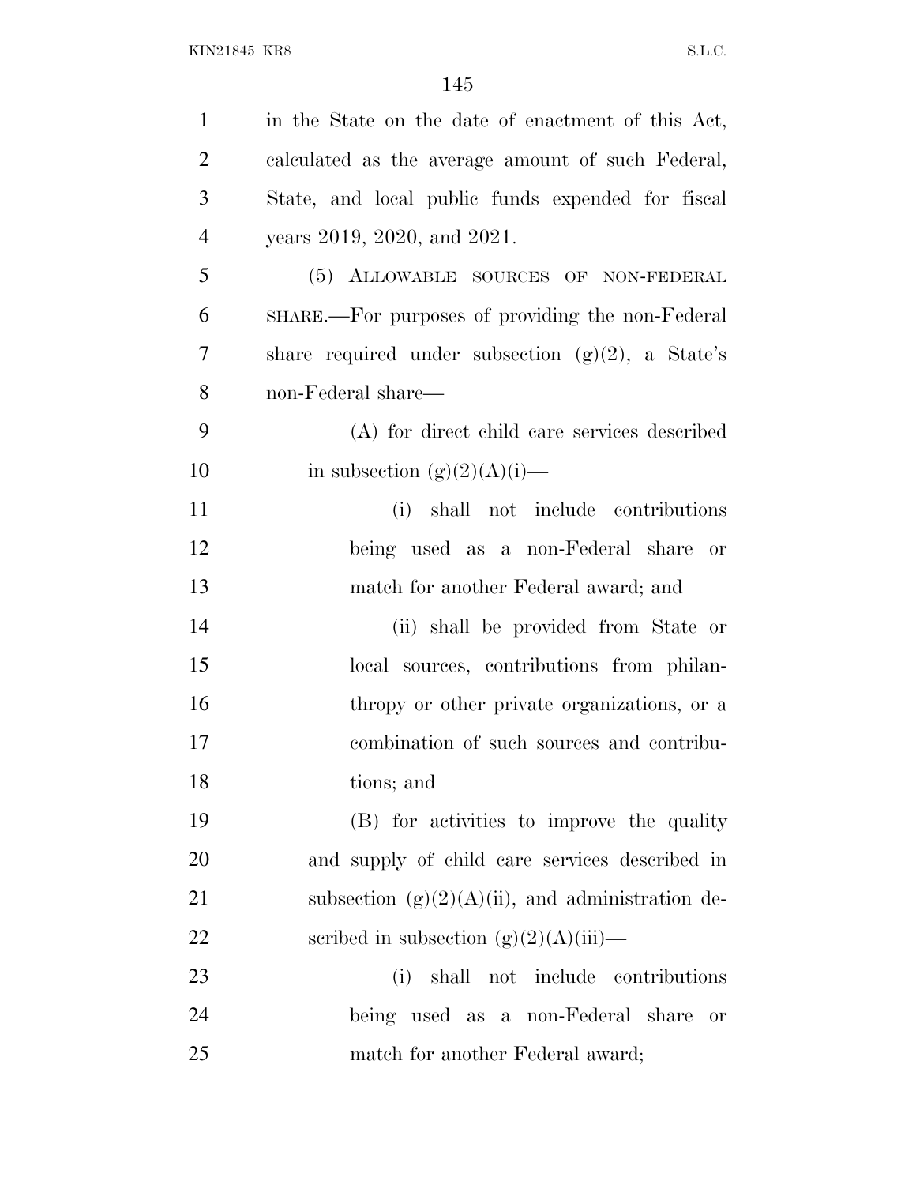in the State on the date of enactment of this Act, calculated as the average amount of such Federal, State, and local public funds expended for fiscal years 2019, 2020, and 2021.

(5) ALLOWABLE SOURCES OF NON-FEDERAL SHARE.—For purposes of providing the non-Federal share required under subsection (g)(2), a State's non-Federal share—

(A) for direct child care services described in subsection (g)(2)(A)(i)—

(i) shall not include contributions being used as a non-Federal share or match for another Federal award; and

(ii) shall be provided from State or local sources, contributions from philanthropy or other private organizations, or a combination of such sources and contributions; and

(B) for activities to improve the quality and supply of child care services described in subsection (g)(2)(A)(ii), and administration described in subsection (g)(2)(A)(iii)—

(i) shall not include contributions being used as a non-Federal share or match for another Federal award;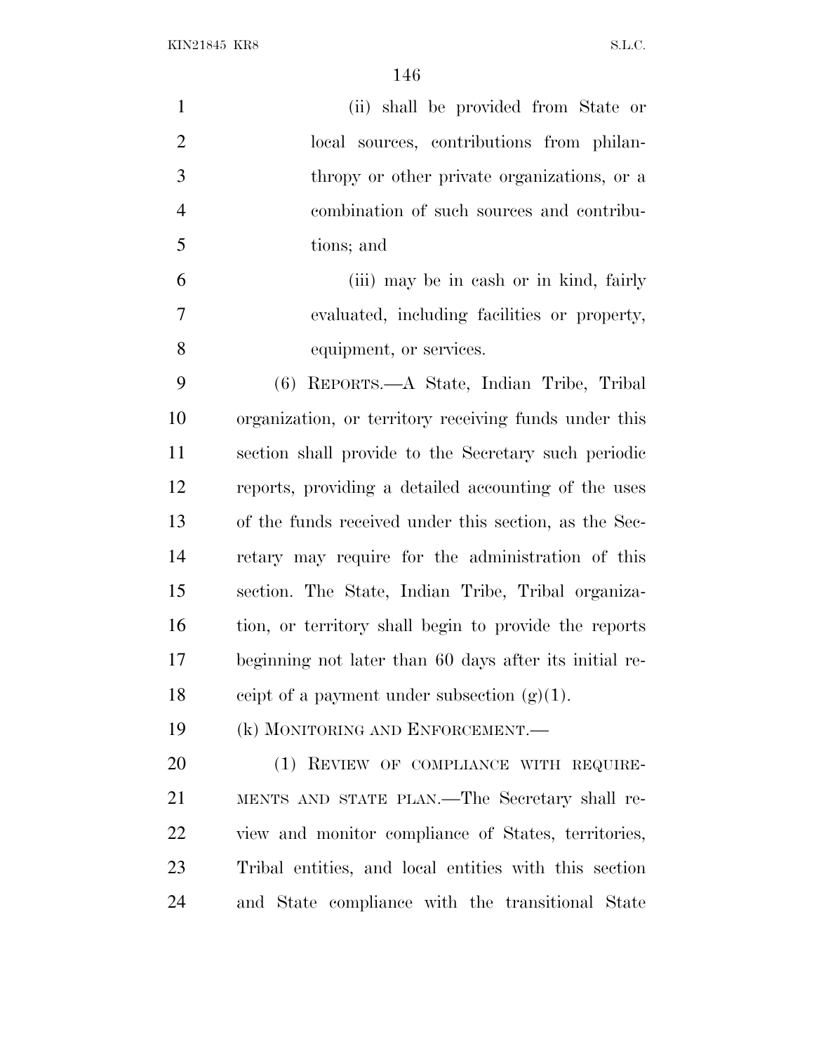(ii) shall be provided from State or local sources, contributions from philanthropy or other private organizations, or a combination of such sources and contributions; and

(iii) may be in cash or in kind, fairly evaluated, including facilities or property, equipment, or services.

(6) REPORTS.—A State, Indian Tribe, Tribal organization, or territory receiving funds under this section shall provide to the Secretary such periodic reports, providing a detailed accounting of the uses of the funds received under this section, as the Secretary may require for the administration of this section. The State, Indian Tribe, Tribal organization, or territory shall begin to provide the reports beginning not later than 60 days after its initial receipt of a payment under subsection (g)(1).

(k) MONITORING AND ENFORCEMENT.—

(1) REVIEW OF COMPLIANCE WITH REQUIREMENTS AND STATE PLAN.—The Secretary shall review and monitor compliance of States, territories, Tribal entities, and local entities with this section and State compliance with the transitional State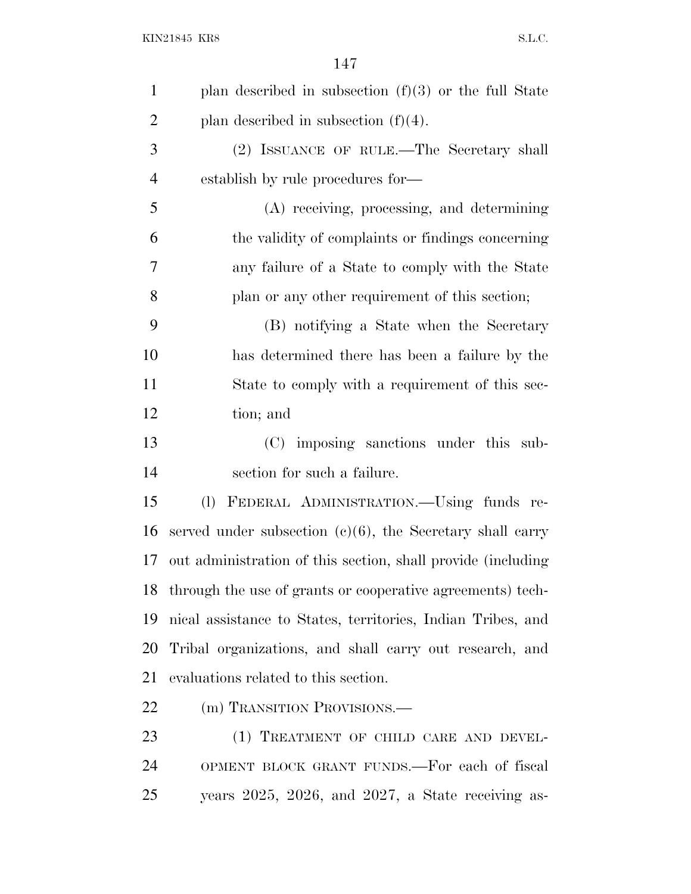plan described in subsection (f)(3) or the full State plan described in subsection (f)(4).

(2) ISSUANCE OF RULE.—The Secretary shall establish by rule procedures for—

(A) receiving, processing, and determining the validity of complaints or findings concerning any failure of a State to comply with the State plan or any other requirement of this section;

(B) notifying a State when the Secretary has determined there has been a failure by the State to comply with a requirement of this section; and

(C) imposing sanctions under this subsection for such a failure.

(l) FEDERAL ADMINISTRATION.—Using funds reserved under subsection (c)(6), the Secretary shall carry out administration of this section, shall provide (including through the use of grants or cooperative agreements) technical assistance to States, territories, Indian Tribes, and Tribal organizations, and shall carry out research, and evaluations related to this section.

(m) TRANSITION PROVISIONS.—

(1) TREATMENT OF CHILD CARE AND DEVELOPMENT BLOCK GRANT FUNDS.—For each of fiscal years 2025, 2026, and 2027, a State receiving as-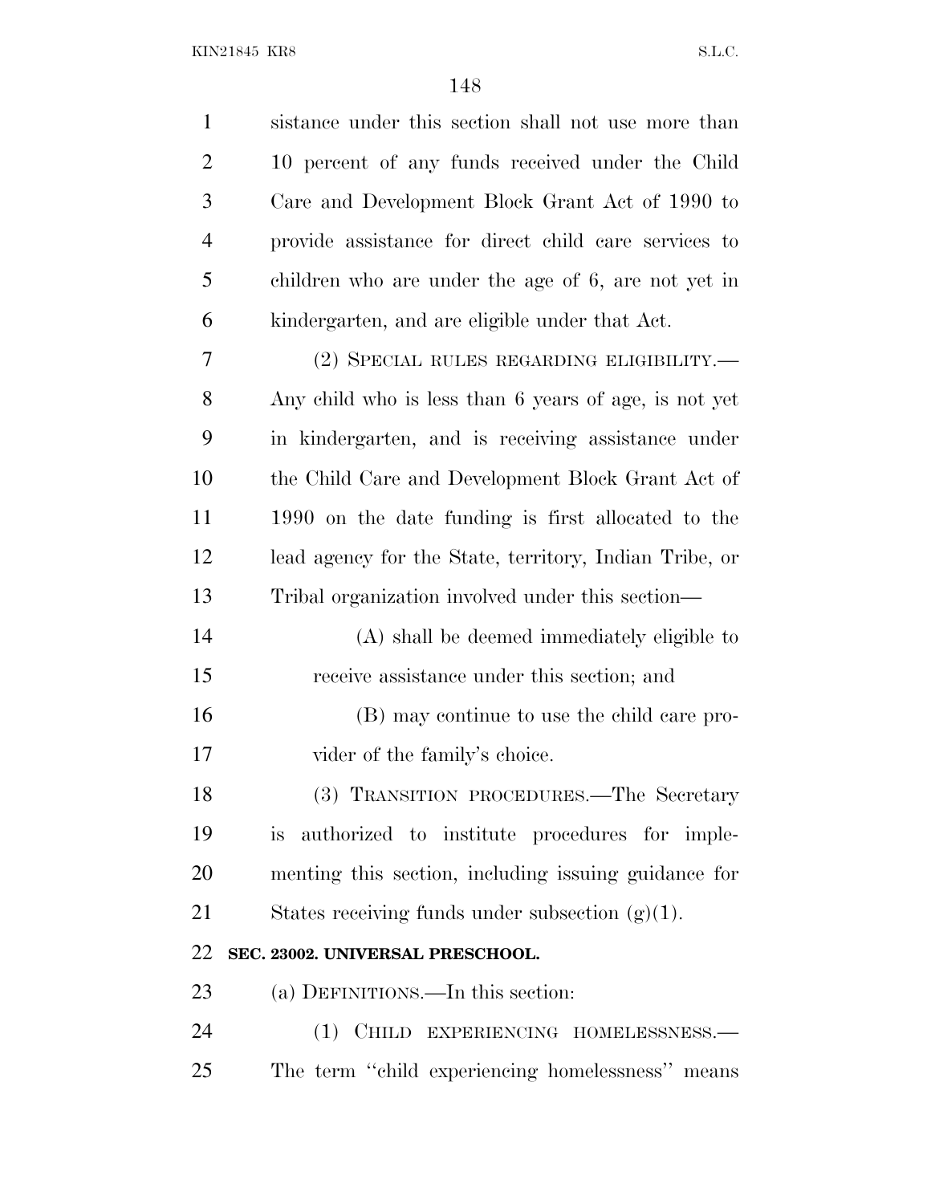sistance under this section shall not use more than 10 percent of any funds received under the Child Care and Development Block Grant Act of 1990 to provide assistance for direct child care services to children who are under the age of 6, are not yet in kindergarten, and are eligible under that Act.

(2) SPECIAL RULES REGARDING ELIGIBILITY.—Any child who is less than 6 years of age, is not yet in kindergarten, and is receiving assistance under the Child Care and Development Block Grant Act of 1990 on the date funding is first allocated to the lead agency for the State, territory, Indian Tribe, or Tribal organization involved under this section—

(A) shall be deemed immediately eligible to receive assistance under this section; and

(B) may continue to use the child care provider of the family's choice.

(3) TRANSITION PROCEDURES.—The Secretary is authorized to institute procedures for implementing this section, including issuing guidance for States receiving funds under subsection (g)(1).

**SEC. 23002. UNIVERSAL PRESCHOOL.**

(a) DEFINITIONS.—In this section:

(1) CHILD EXPERIENCING HOMELESSNESS.—The term ''child experiencing homelessness'' means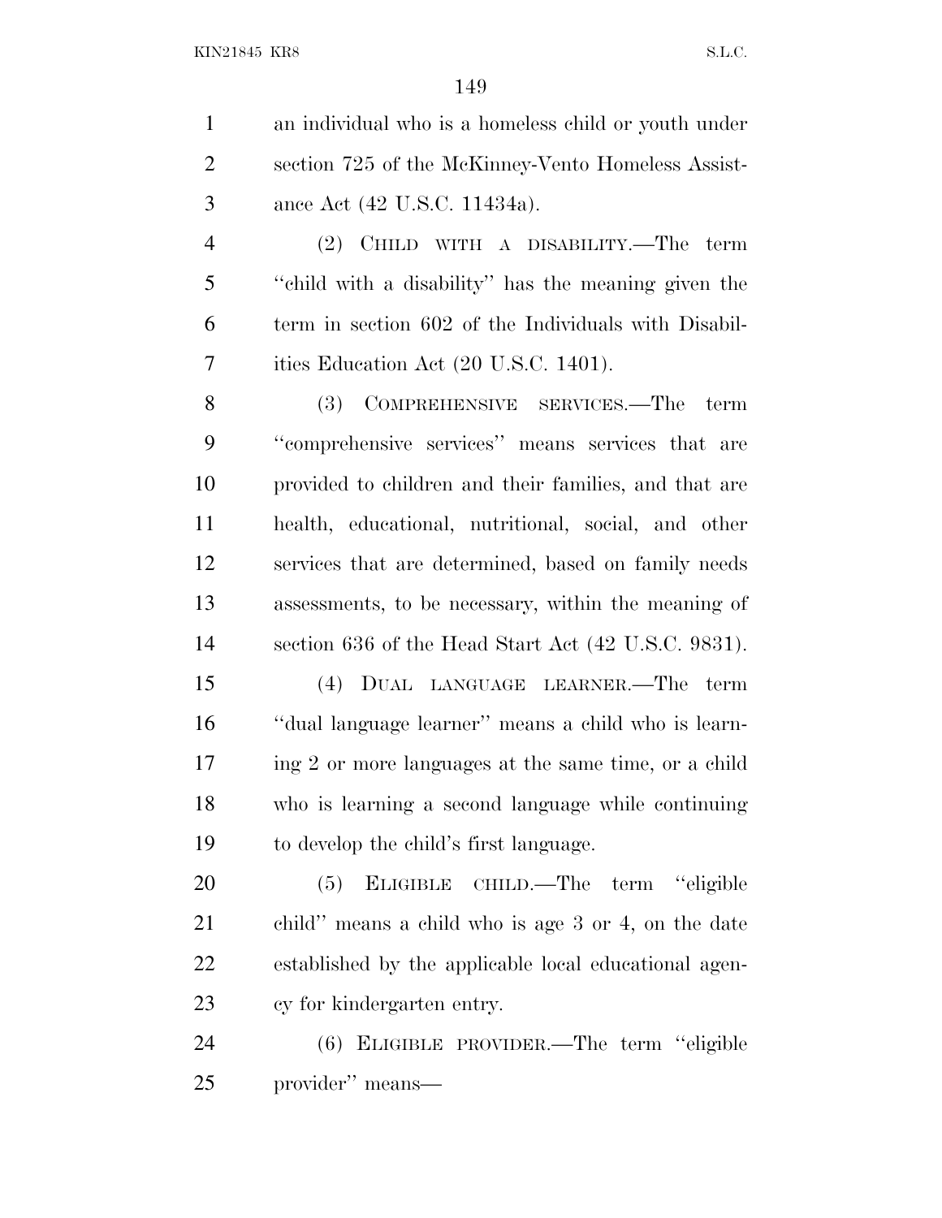an individual who is a homeless child or youth under section 725 of the McKinney-Vento Homeless Assistance Act (42 U.S.C. 11434a).

(2) CHILD WITH A DISABILITY.—The term ''child with a disability'' has the meaning given the term in section 602 of the Individuals with Disabilities Education Act (20 U.S.C. 1401).

(3) COMPREHENSIVE SERVICES.—The term ''comprehensive services'' means services that are provided to children and their families, and that are health, educational, nutritional, social, and other services that are determined, based on family needs assessments, to be necessary, within the meaning of section 636 of the Head Start Act (42 U.S.C. 9831).

(4) DUAL LANGUAGE LEARNER.—The term ''dual language learner'' means a child who is learning 2 or more languages at the same time, or a child who is learning a second language while continuing to develop the child's first language.

(5) ELIGIBLE CHILD.—The term ''eligible child'' means a child who is age 3 or 4, on the date established by the applicable local educational agency for kindergarten entry.

(6) ELIGIBLE PROVIDER.—The term ''eligible provider'' means—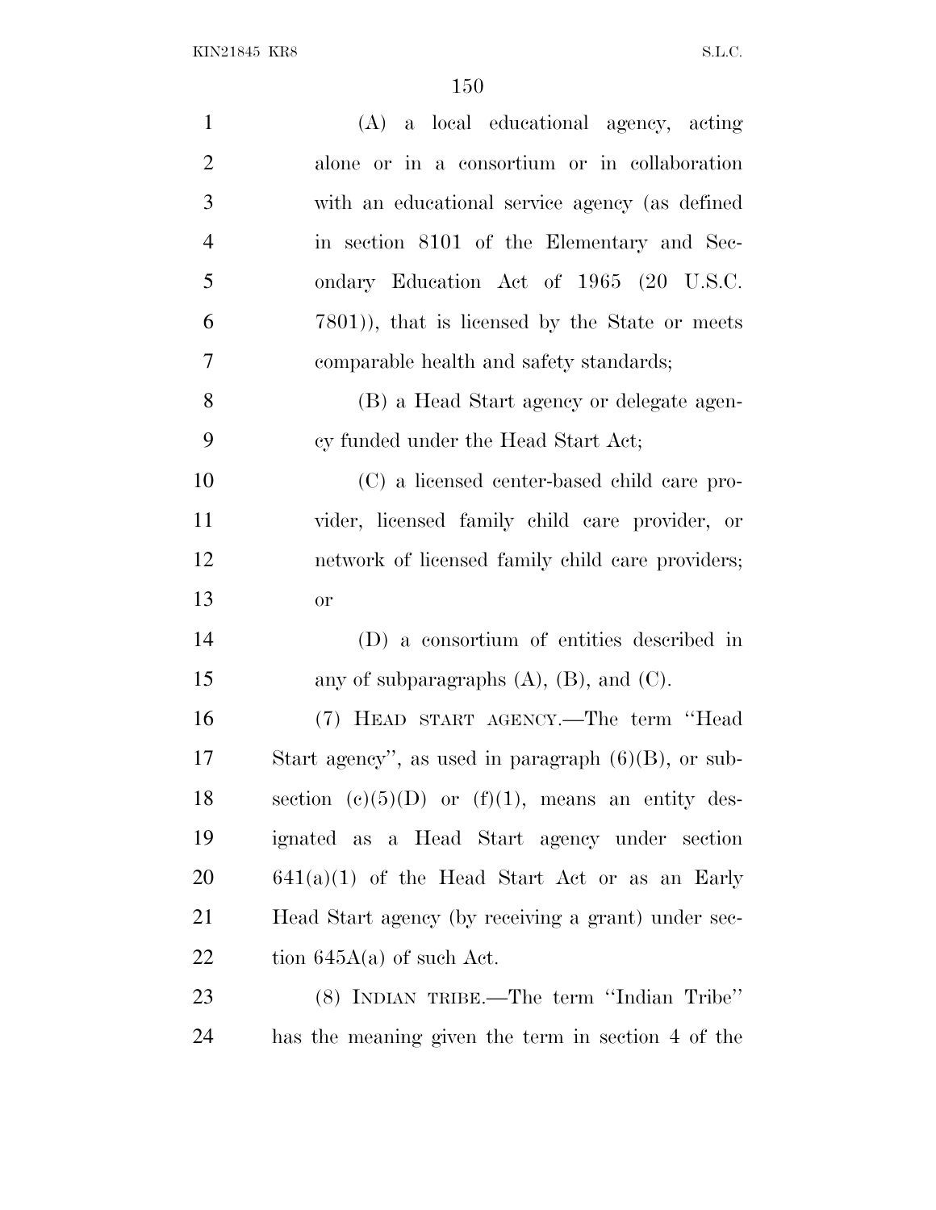(A) a local educational agency, acting alone or in a consortium or in collaboration with an educational service agency (as defined in section 8101 of the Elementary and Secondary Education Act of 1965 (20 U.S.C. 7801)), that is licensed by the State or meets comparable health and safety standards;

(B) a Head Start agency or delegate agency funded under the Head Start Act;

(C) a licensed center-based child care provider, licensed family child care provider, or network of licensed family child care providers; or

(D) a consortium of entities described in any of subparagraphs (A), (B), and (C).

(7) HEAD START AGENCY.—The term ''Head Start agency'', as used in paragraph (6)(B), or subsection (c)(5)(D) or (f)(1), means an entity designated as a Head Start agency under section 641(a)(1) of the Head Start Act or as an Early Head Start agency (by receiving a grant) under section 645A(a) of such Act.

(8) INDIAN TRIBE.—The term ''Indian Tribe'' has the meaning given the term in section 4 of the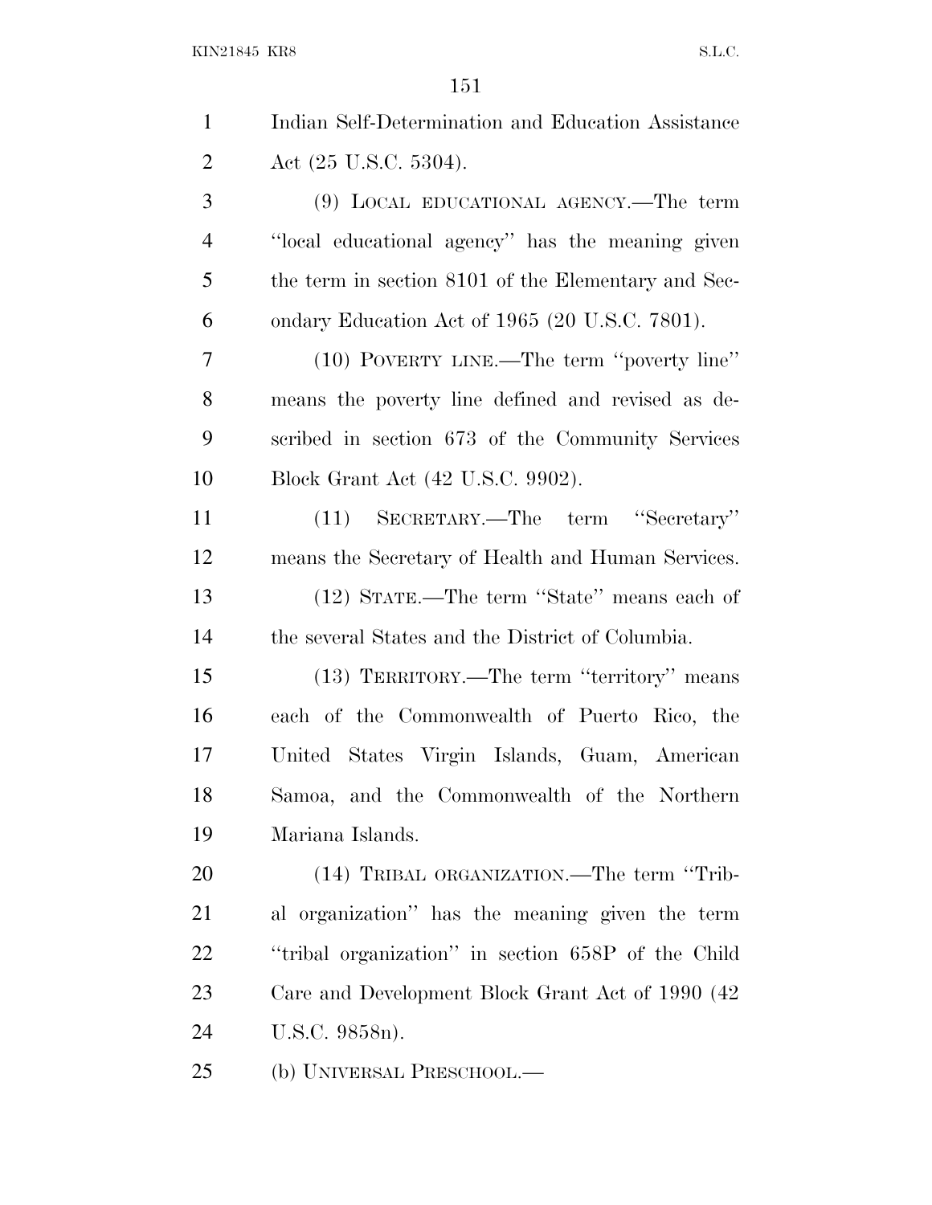Indian Self-Determination and Education Assistance Act (25 U.S.C. 5304).

(9) LOCAL EDUCATIONAL AGENCY.—The term ''local educational agency'' has the meaning given the term in section 8101 of the Elementary and Secondary Education Act of 1965 (20 U.S.C. 7801).

(10) POVERTY LINE.—The term ''poverty line'' means the poverty line defined and revised as described in section 673 of the Community Services Block Grant Act (42 U.S.C. 9902).

(11) SECRETARY.—The term ''Secretary'' means the Secretary of Health and Human Services.

(12) STATE.—The term ''State'' means each of the several States and the District of Columbia.

(13) TERRITORY.—The term ''territory'' means each of the Commonwealth of Puerto Rico, the United States Virgin Islands, Guam, American Samoa, and the Commonwealth of the Northern Mariana Islands.

(14) TRIBAL ORGANIZATION.—The term ''Tribal organization'' has the meaning given the term ''tribal organization'' in section 658P of the Child Care and Development Block Grant Act of 1990 (42 U.S.C. 9858n).

(b) UNIVERSAL PRESCHOOL.—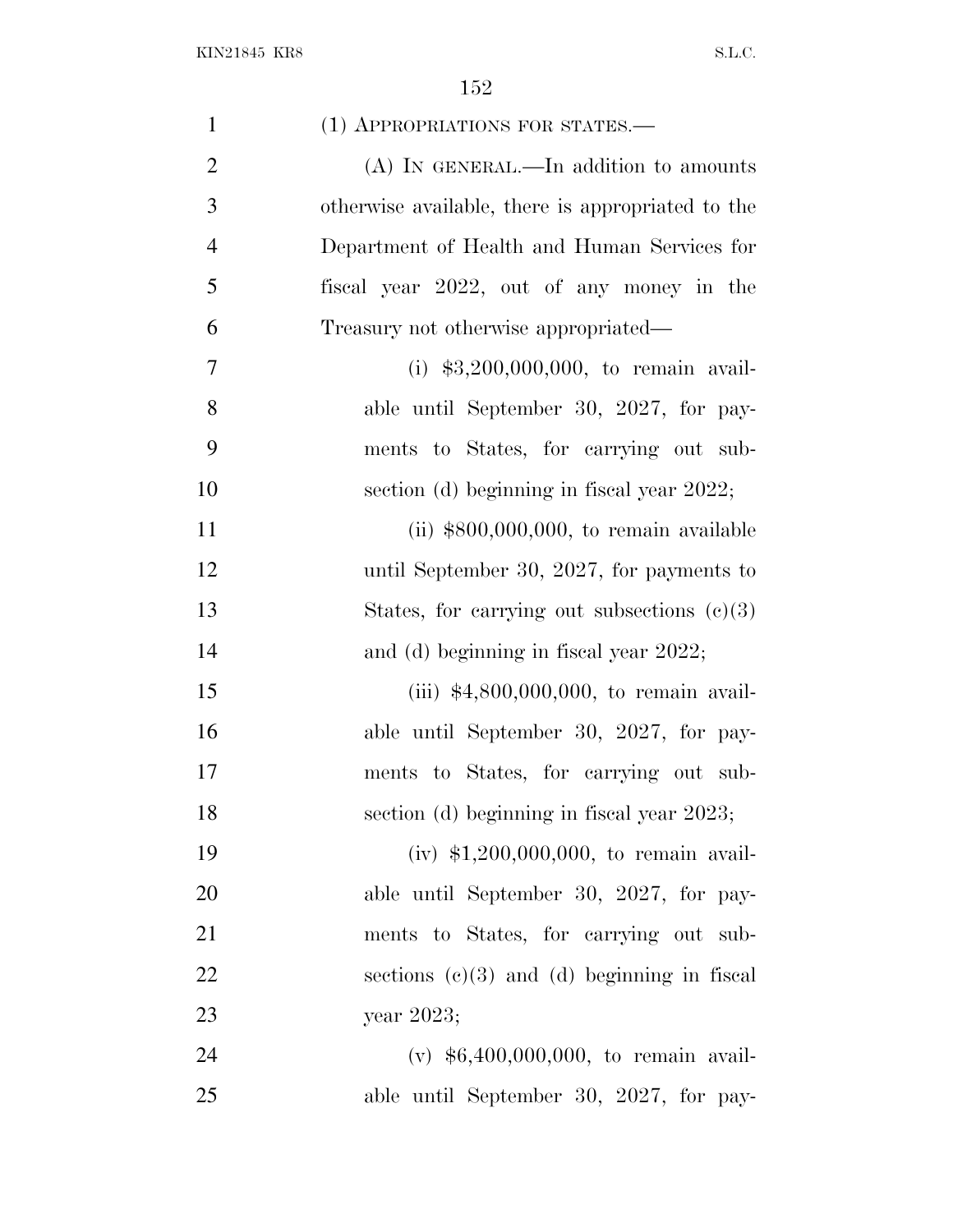(1) APPROPRIATIONS FOR STATES.—

(A) IN GENERAL.—In addition to amounts otherwise available, there is appropriated to the Department of Health and Human Services for fiscal year 2022, out of any money in the Treasury not otherwise appropriated—

(i) $3,200,000,000, to remain available until September 30, 2027, for payments to States, for carrying out subsection (d) beginning in fiscal year 2022;

(ii) $800,000,000, to remain available until September 30, 2027, for payments to States, for carrying out subsections (c)(3) and (d) beginning in fiscal year 2022;

(iii) $4,800,000,000, to remain available until September 30, 2027, for payments to States, for carrying out subsection (d) beginning in fiscal year 2023;

(iv) $1,200,000,000, to remain available until September 30, 2027, for payments to States, for carrying out subsections (c)(3) and (d) beginning in fiscal year 2023;

(v) $6,400,000,000, to remain available until September 30, 2027, for pay-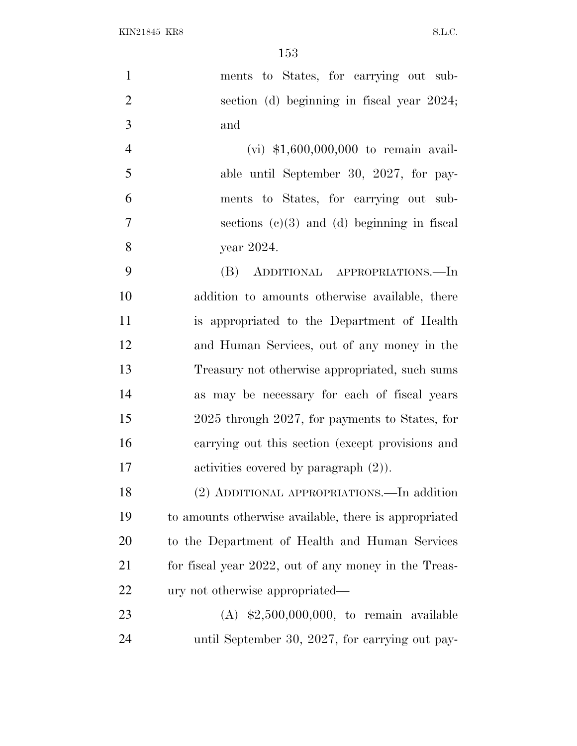ments to States, for carrying out subsection (d) beginning in fiscal year 2024; and

(vi) $1,600,000,000 to remain available until September 30, 2027, for payments to States, for carrying out subsections (c)(3) and (d) beginning in fiscal year 2024.

(B) ADDITIONAL APPROPRIATIONS.—In addition to amounts otherwise available, there is appropriated to the Department of Health and Human Services, out of any money in the Treasury not otherwise appropriated, such sums as may be necessary for each of fiscal years 2025 through 2027, for payments to States, for carrying out this section (except provisions and activities covered by paragraph (2)).

(2) ADDITIONAL APPROPRIATIONS.—In addition to amounts otherwise available, there is appropriated to the Department of Health and Human Services for fiscal year 2022, out of any money in the Treasury not otherwise appropriated—

(A) $2,500,000,000, to remain available until September 30, 2027, for carrying out pay-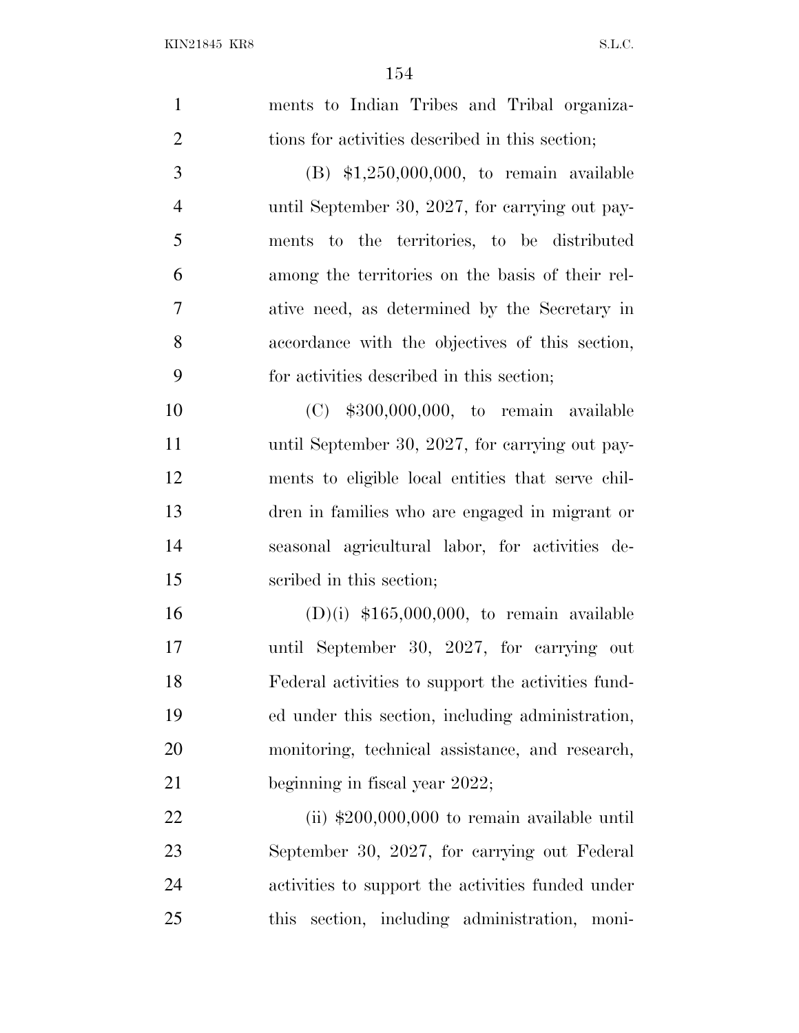ments to Indian Tribes and Tribal organizations for activities described in this section;

(B) $1,250,000,000, to remain available until September 30, 2027, for carrying out payments to the territories, to be distributed among the territories on the basis of their relative need, as determined by the Secretary in accordance with the objectives of this section, for activities described in this section;

(C) $300,000,000, to remain available until September 30, 2027, for carrying out payments to eligible local entities that serve children in families who are engaged in migrant or seasonal agricultural labor, for activities described in this section;

(D)(i) $165,000,000, to remain available until September 30, 2027, for carrying out Federal activities to support the activities funded under this section, including administration, monitoring, technical assistance, and research, beginning in fiscal year 2022;

(ii) $200,000,000 to remain available until September 30, 2027, for carrying out Federal activities to support the activities funded under this section, including administration, moni-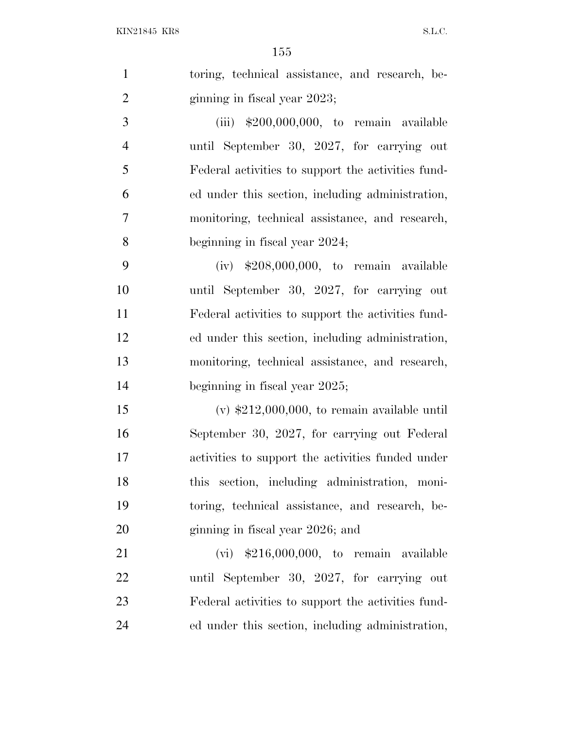toring, technical assistance, and research, beginning in fiscal year 2023;

(iii) $200,000,000, to remain available until September 30, 2027, for carrying out Federal activities to support the activities funded under this section, including administration, monitoring, technical assistance, and research, beginning in fiscal year 2024;

(iv) $208,000,000, to remain available until September 30, 2027, for carrying out Federal activities to support the activities funded under this section, including administration, monitoring, technical assistance, and research, beginning in fiscal year 2025;

(v) $212,000,000, to remain available until September 30, 2027, for carrying out Federal activities to support the activities funded under this section, including administration, monitoring, technical assistance, and research, beginning in fiscal year 2026; and

(vi) $216,000,000, to remain available until September 30, 2027, for carrying out Federal activities to support the activities funded under this section, including administration,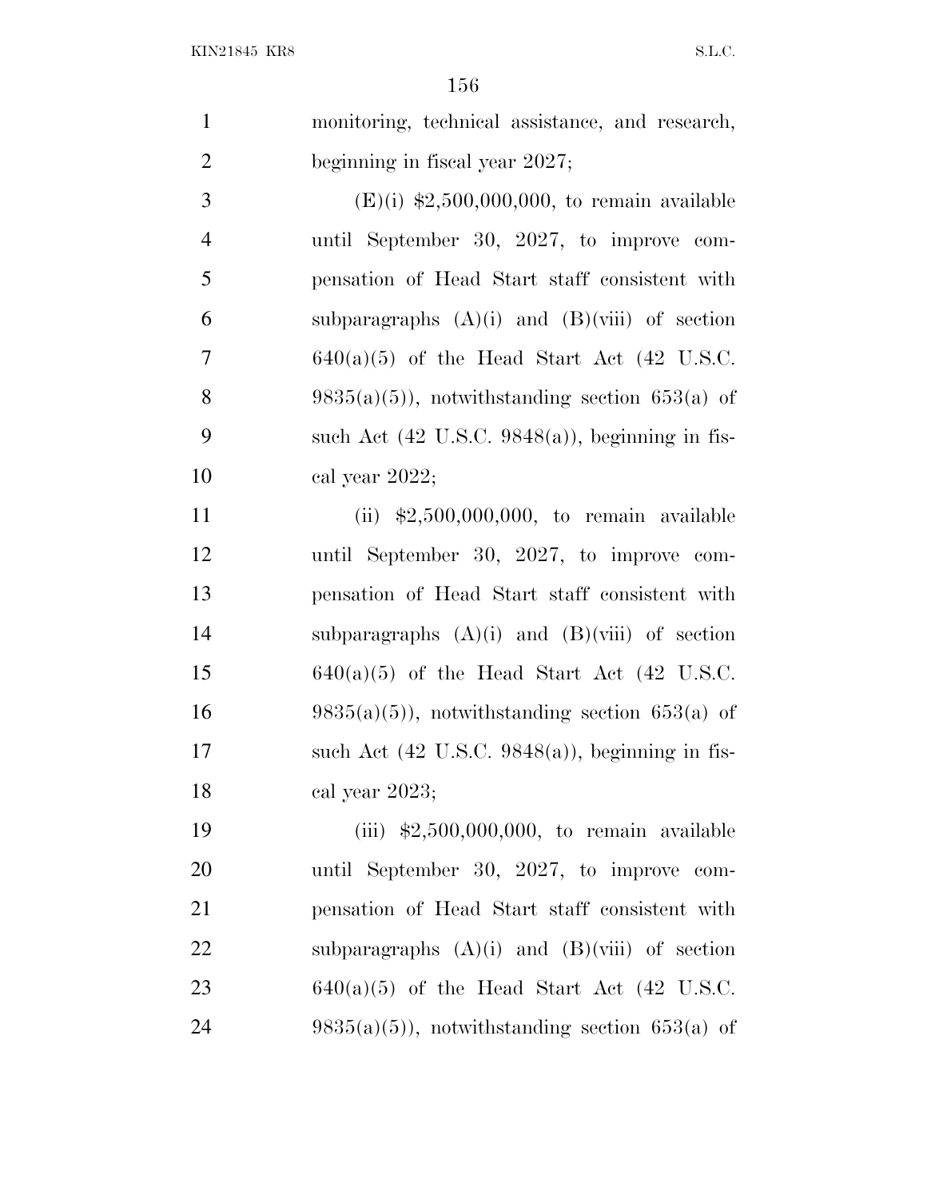monitoring, technical assistance, and research, beginning in fiscal year 2027;

(E)(i) $2,500,000,000, to remain available until September 30, 2027, to improve compensation of Head Start staff consistent with subparagraphs (A)(i) and (B)(viii) of section 640(a)(5) of the Head Start Act (42 U.S.C. 9835(a)(5)), notwithstanding section 653(a) of such Act (42 U.S.C. 9848(a)), beginning in fiscal year 2022;

(ii) $2,500,000,000, to remain available until September 30, 2027, to improve compensation of Head Start staff consistent with subparagraphs (A)(i) and (B)(viii) of section 640(a)(5) of the Head Start Act (42 U.S.C. 9835(a)(5)), notwithstanding section 653(a) of such Act (42 U.S.C. 9848(a)), beginning in fiscal year 2023;

(iii) $2,500,000,000, to remain available until September 30, 2027, to improve compensation of Head Start staff consistent with subparagraphs (A)(i) and (B)(viii) of section 640(a)(5) of the Head Start Act (42 U.S.C. 9835(a)(5)), notwithstanding section 653(a) of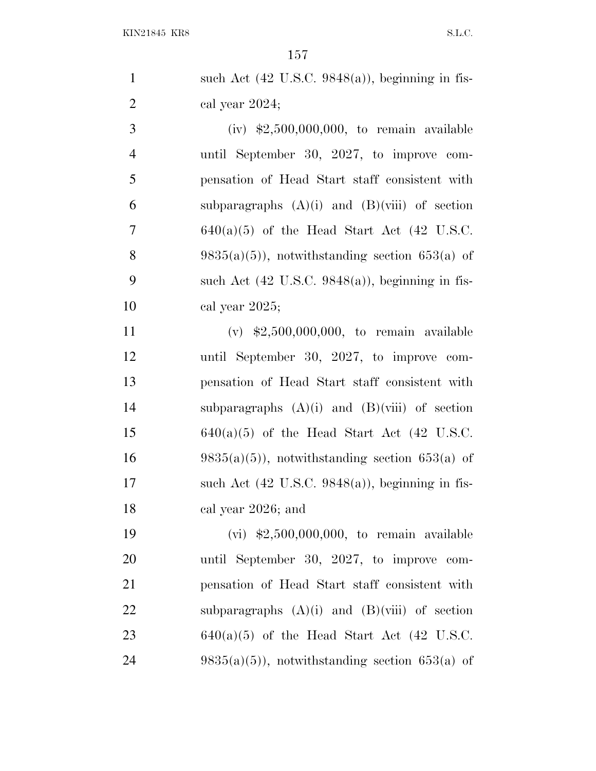such Act (42 U.S.C. 9848(a)), beginning in fiscal year 2024;

(iv) $2,500,000,000, to remain available until September 30, 2027, to improve compensation of Head Start staff consistent with subparagraphs (A)(i) and (B)(viii) of section 640(a)(5) of the Head Start Act (42 U.S.C. 9835(a)(5)), notwithstanding section 653(a) of such Act (42 U.S.C. 9848(a)), beginning in fiscal year 2025;

(v) $2,500,000,000, to remain available until September 30, 2027, to improve compensation of Head Start staff consistent with subparagraphs (A)(i) and (B)(viii) of section 640(a)(5) of the Head Start Act (42 U.S.C. 9835(a)(5)), notwithstanding section 653(a) of such Act (42 U.S.C. 9848(a)), beginning in fiscal year 2026; and

(vi) $2,500,000,000, to remain available until September 30, 2027, to improve compensation of Head Start staff consistent with subparagraphs (A)(i) and (B)(viii) of section 640(a)(5) of the Head Start Act (42 U.S.C. 9835(a)(5)), notwithstanding section 653(a) of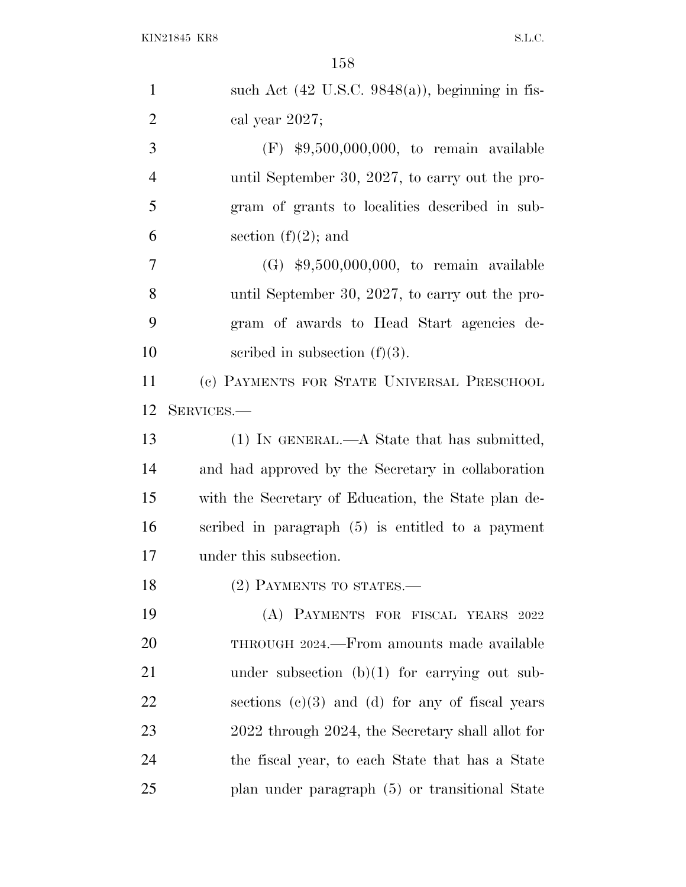such Act (42 U.S.C. 9848(a)), beginning in fiscal year 2027;

(F) $9,500,000,000, to remain available until September 30, 2027, to carry out the program of grants to localities described in subsection (f)(2); and

(G) $9,500,000,000, to remain available until September 30, 2027, to carry out the program of awards to Head Start agencies described in subsection (f)(3).

(c) PAYMENTS FOR STATE UNIVERSAL PRESCHOOL SERVICES.—

(1) IN GENERAL.—A State that has submitted, and had approved by the Secretary in collaboration with the Secretary of Education, the State plan described in paragraph (5) is entitled to a payment under this subsection.

(2) PAYMENTS TO STATES.—

(A) PAYMENTS FOR FISCAL YEARS 2022 THROUGH 2024.—From amounts made available under subsection (b)(1) for carrying out subsections (c)(3) and (d) for any of fiscal years 2022 through 2024, the Secretary shall allot for the fiscal year, to each State that has a State plan under paragraph (5) or transitional State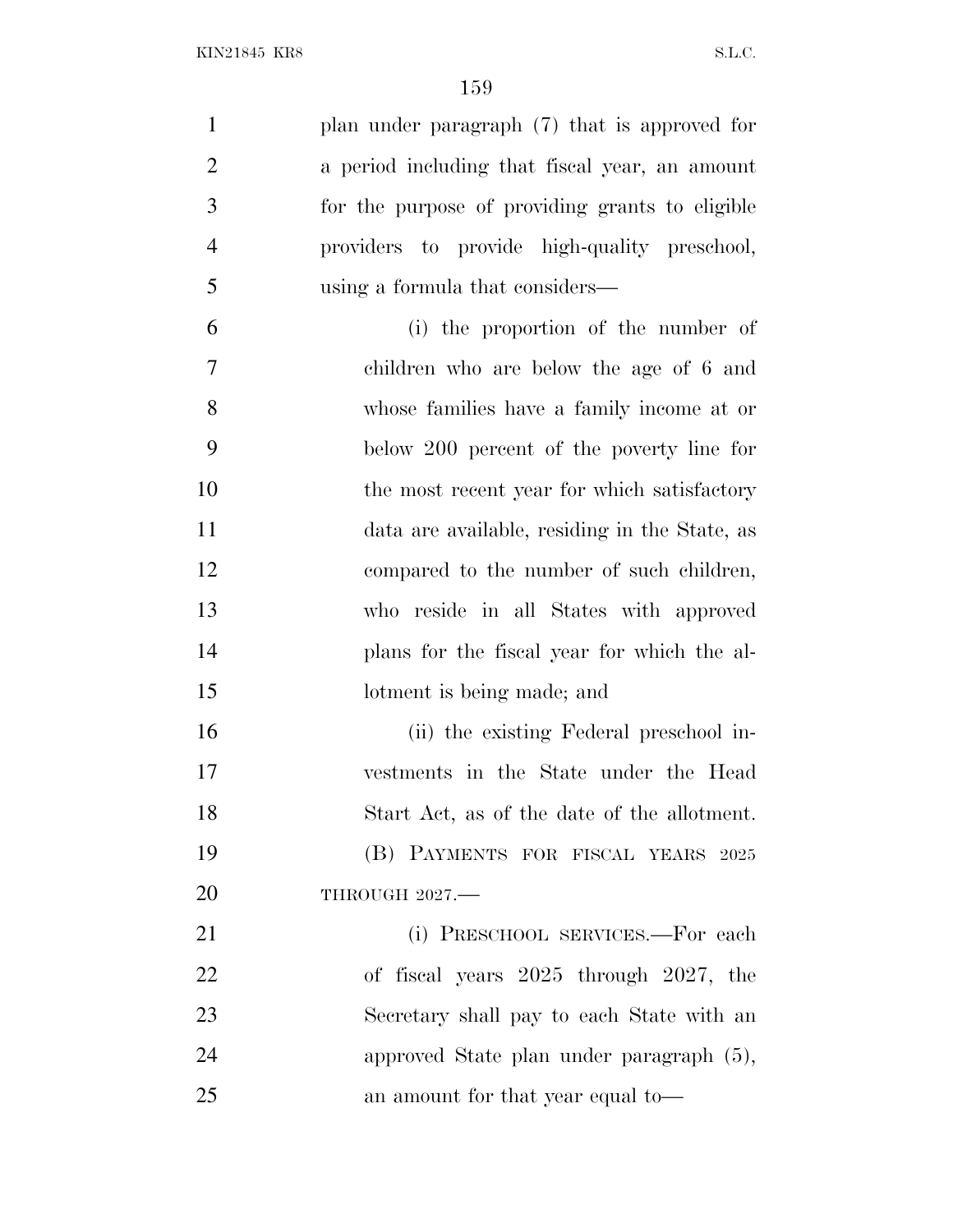plan under paragraph (7) that is approved for a period including that fiscal year, an amount for the purpose of providing grants to eligible providers to provide high-quality preschool, using a formula that considers—

(i) the proportion of the number of children who are below the age of 6 and whose families have a family income at or below 200 percent of the poverty line for the most recent year for which satisfactory data are available, residing in the State, as compared to the number of such children, who reside in all States with approved plans for the fiscal year for which the allotment is being made; and

(ii) the existing Federal preschool investments in the State under the Head Start Act, as of the date of the allotment.

(B) PAYMENTS FOR FISCAL YEARS 2025 THROUGH 2027.—

(i) PRESCHOOL SERVICES.—For each of fiscal years 2025 through 2027, the Secretary shall pay to each State with an approved State plan under paragraph (5), an amount for that year equal to—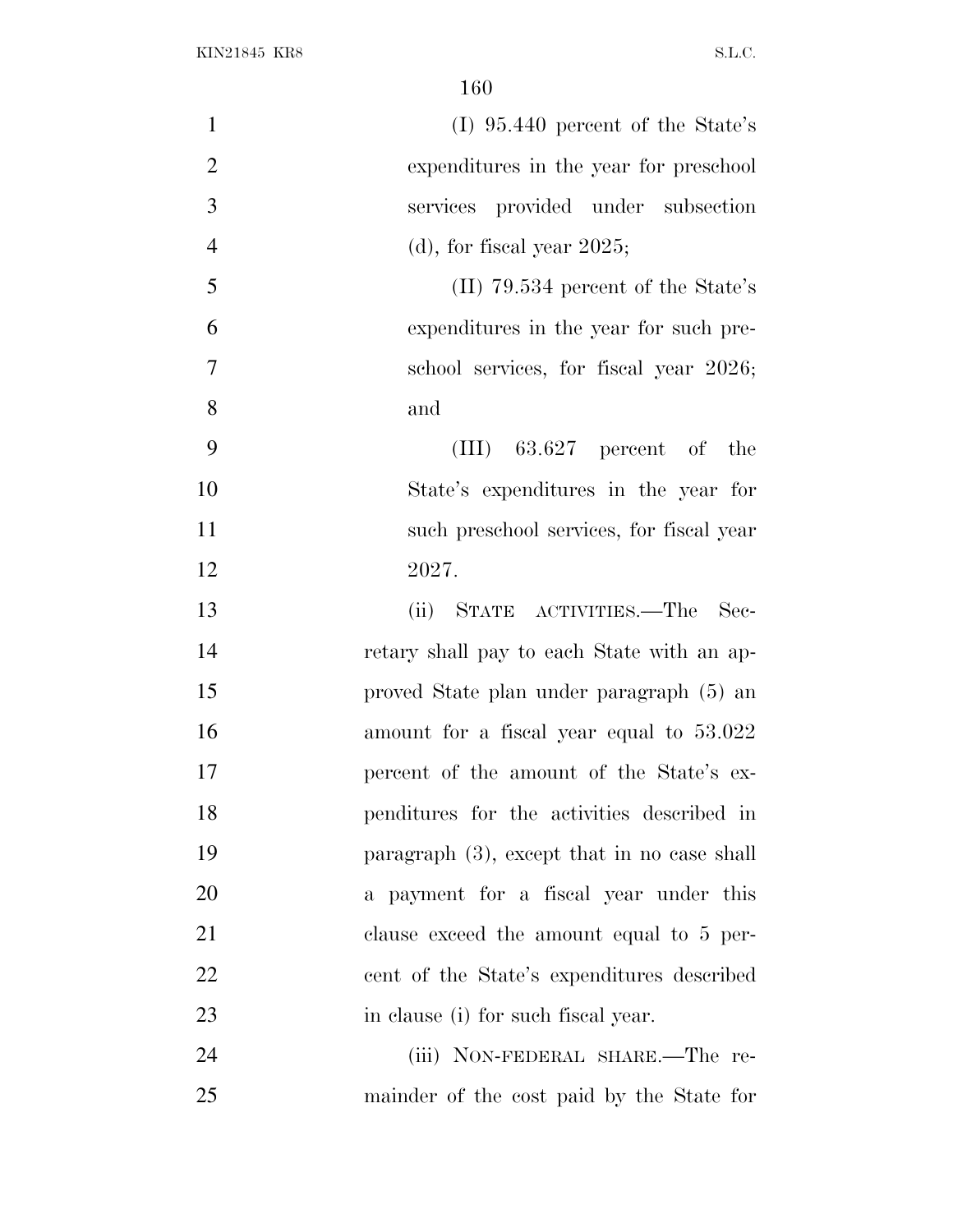(I) 95.440 percent of the State's expenditures in the year for preschool services provided under subsection (d), for fiscal year 2025;

(II) 79.534 percent of the State's expenditures in the year for such preschool services, for fiscal year 2026; and

(III) 63.627 percent of the State's expenditures in the year for such preschool services, for fiscal year 2027.

(ii) STATE ACTIVITIES.—The Secretary shall pay to each State with an approved State plan under paragraph (5) an amount for a fiscal year equal to 53.022 percent of the amount of the State's expenditures for the activities described in paragraph (3), except that in no case shall a payment for a fiscal year under this clause exceed the amount equal to 5 percent of the State's expenditures described in clause (i) for such fiscal year.

(iii) NON-FEDERAL SHARE.—The remainder of the cost paid by the State for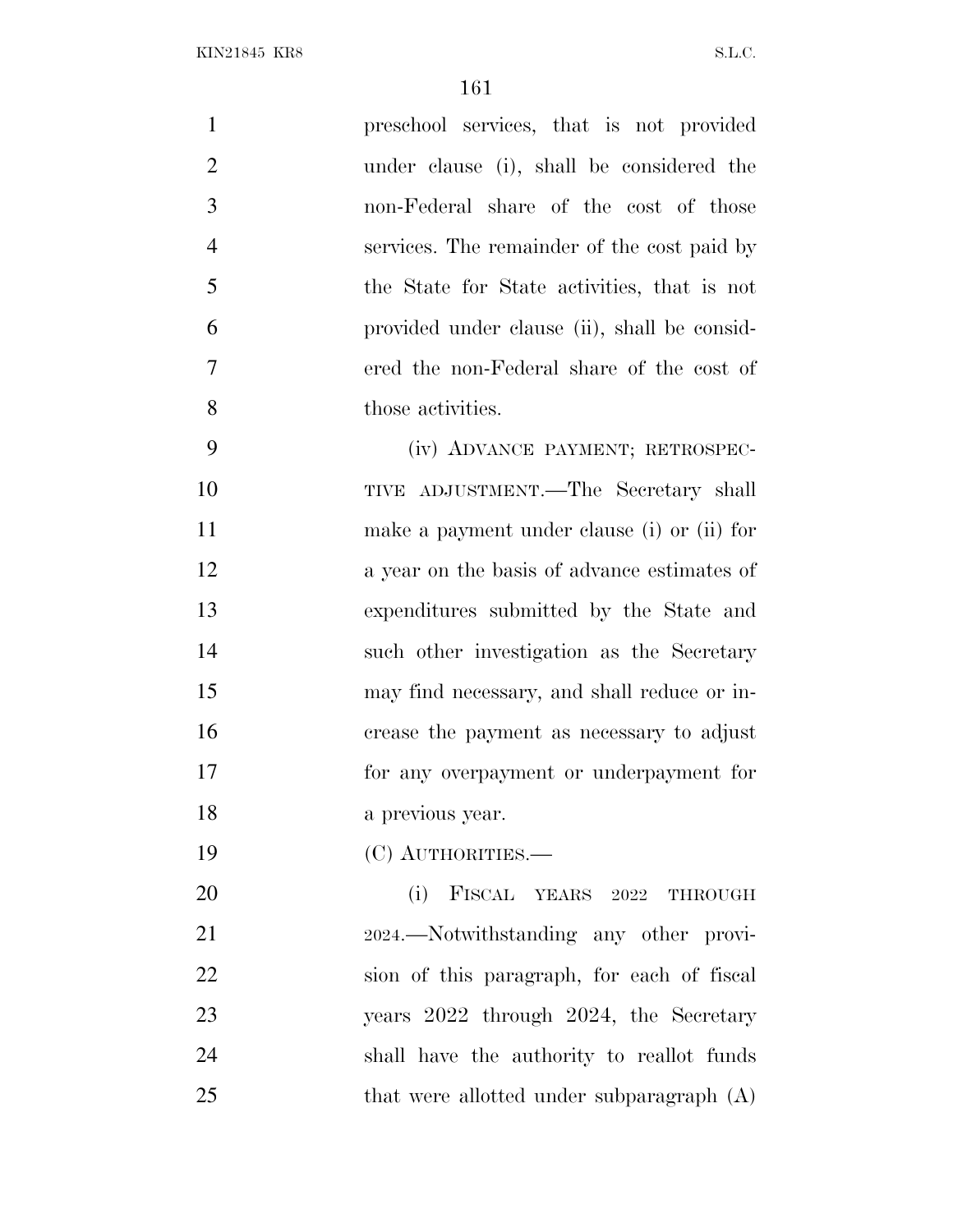preschool services, that is not provided under clause (i), shall be considered the non-Federal share of the cost of those services. The remainder of the cost paid by the State for State activities, that is not provided under clause (ii), shall be considered the non-Federal share of the cost of those activities.

(iv) ADVANCE PAYMENT; RETROSPECTIVE ADJUSTMENT.—The Secretary shall make a payment under clause (i) or (ii) for a year on the basis of advance estimates of expenditures submitted by the State and such other investigation as the Secretary may find necessary, and shall reduce or increase the payment as necessary to adjust for any overpayment or underpayment for a previous year.

(C) AUTHORITIES.—

(i) FISCAL YEARS 2022 THROUGH 2024.—Notwithstanding any other provision of this paragraph, for each of fiscal years 2022 through 2024, the Secretary shall have the authority to reallot funds that were allotted under subparagraph (A)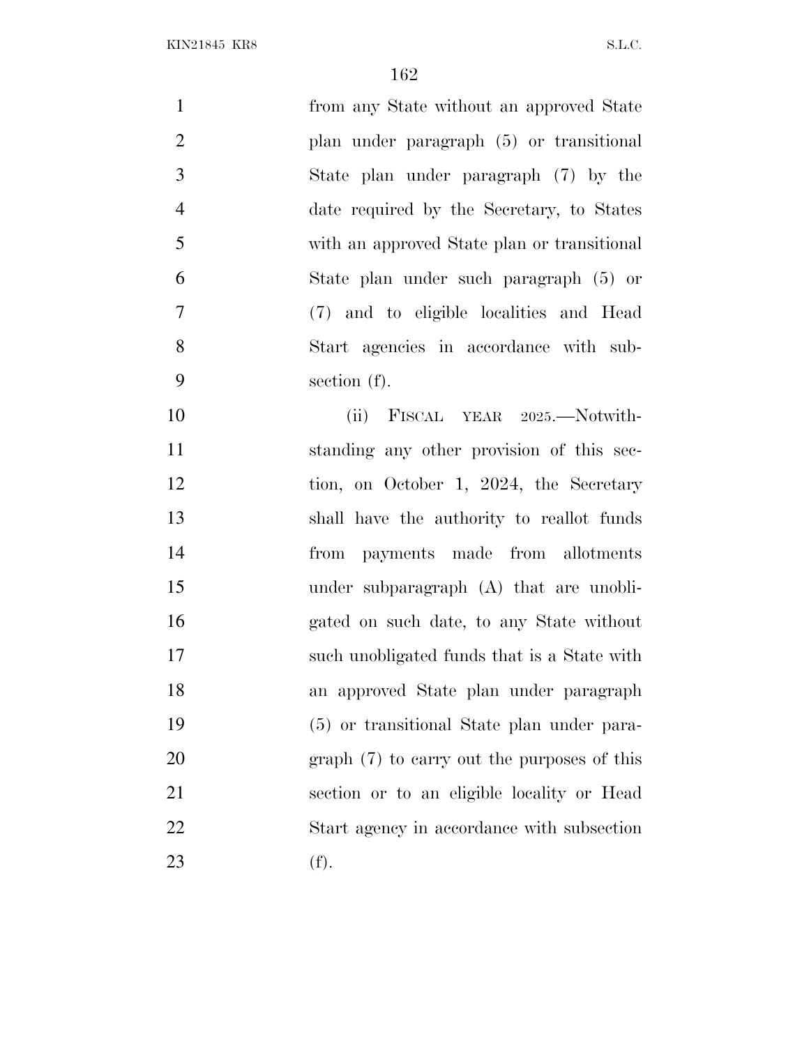from any State without an approved State plan under paragraph (5) or transitional State plan under paragraph (7) by the date required by the Secretary, to States with an approved State plan or transitional State plan under such paragraph (5) or (7) and to eligible localities and Head Start agencies in accordance with subsection (f).

(ii) FISCAL YEAR 2025.—Notwithstanding any other provision of this section, on October 1, 2024, the Secretary shall have the authority to reallot funds from payments made from allotments under subparagraph (A) that are unobligated on such date, to any State without such unobligated funds that is a State with an approved State plan under paragraph (5) or transitional State plan under paragraph (7) to carry out the purposes of this section or to an eligible locality or Head Start agency in accordance with subsection (f).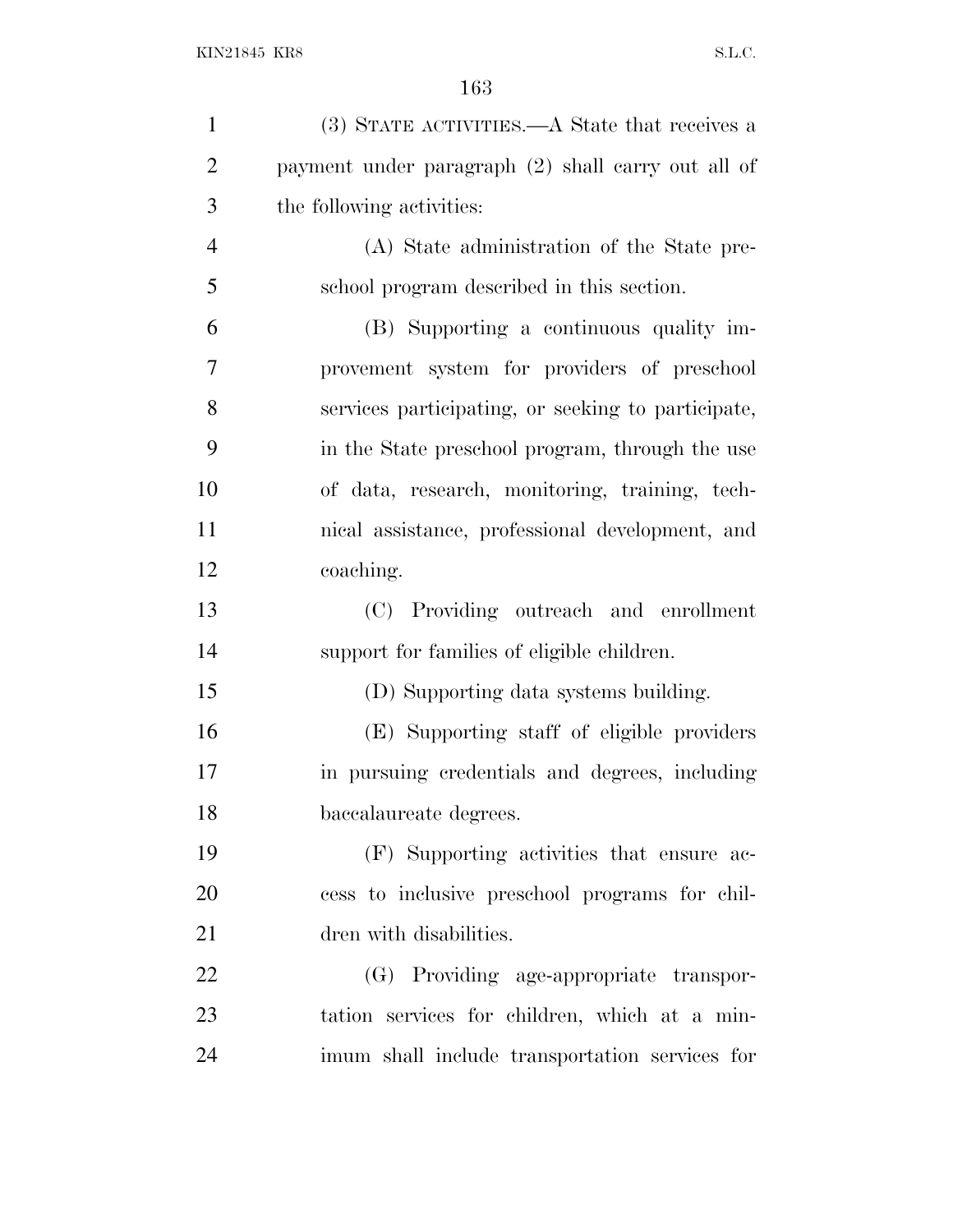(3) STATE ACTIVITIES.—A State that receives a payment under paragraph (2) shall carry out all of the following activities:

(A) State administration of the State preschool program described in this section.

(B) Supporting a continuous quality improvement system for providers of preschool services participating, or seeking to participate, in the State preschool program, through the use of data, research, monitoring, training, technical assistance, professional development, and coaching.

(C) Providing outreach and enrollment support for families of eligible children.

(D) Supporting data systems building.

(E) Supporting staff of eligible providers in pursuing credentials and degrees, including baccalaureate degrees.

(F) Supporting activities that ensure access to inclusive preschool programs for children with disabilities.

(G) Providing age-appropriate transportation services for children, which at a minimum shall include transportation services for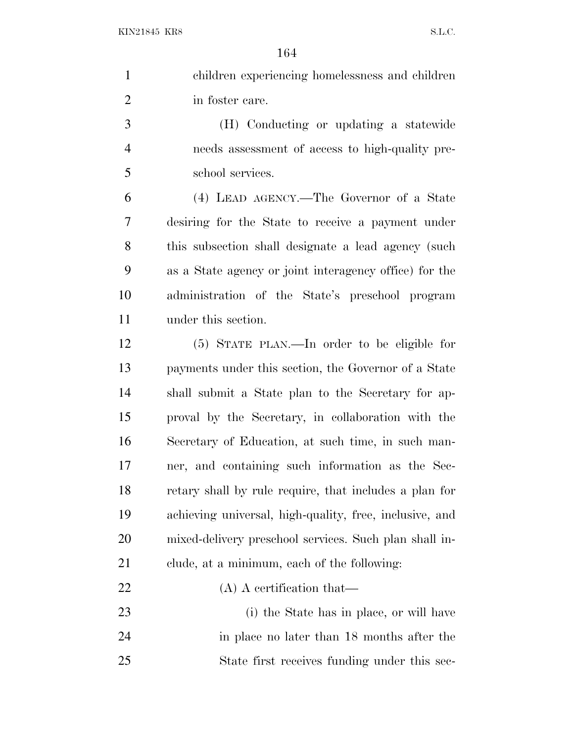children experiencing homelessness and children in foster care.

(H) Conducting or updating a statewide needs assessment of access to high-quality preschool services.

(4) LEAD AGENCY.—The Governor of a State desiring for the State to receive a payment under this subsection shall designate a lead agency (such as a State agency or joint interagency office) for the administration of the State's preschool program under this section.

(5) STATE PLAN.—In order to be eligible for payments under this section, the Governor of a State shall submit a State plan to the Secretary for approval by the Secretary, in collaboration with the Secretary of Education, at such time, in such manner, and containing such information as the Secretary shall by rule require, that includes a plan for achieving universal, high-quality, free, inclusive, and mixed-delivery preschool services. Such plan shall include, at a minimum, each of the following:

(A) A certification that—

(i) the State has in place, or will have in place no later than 18 months after the State first receives funding under this sec-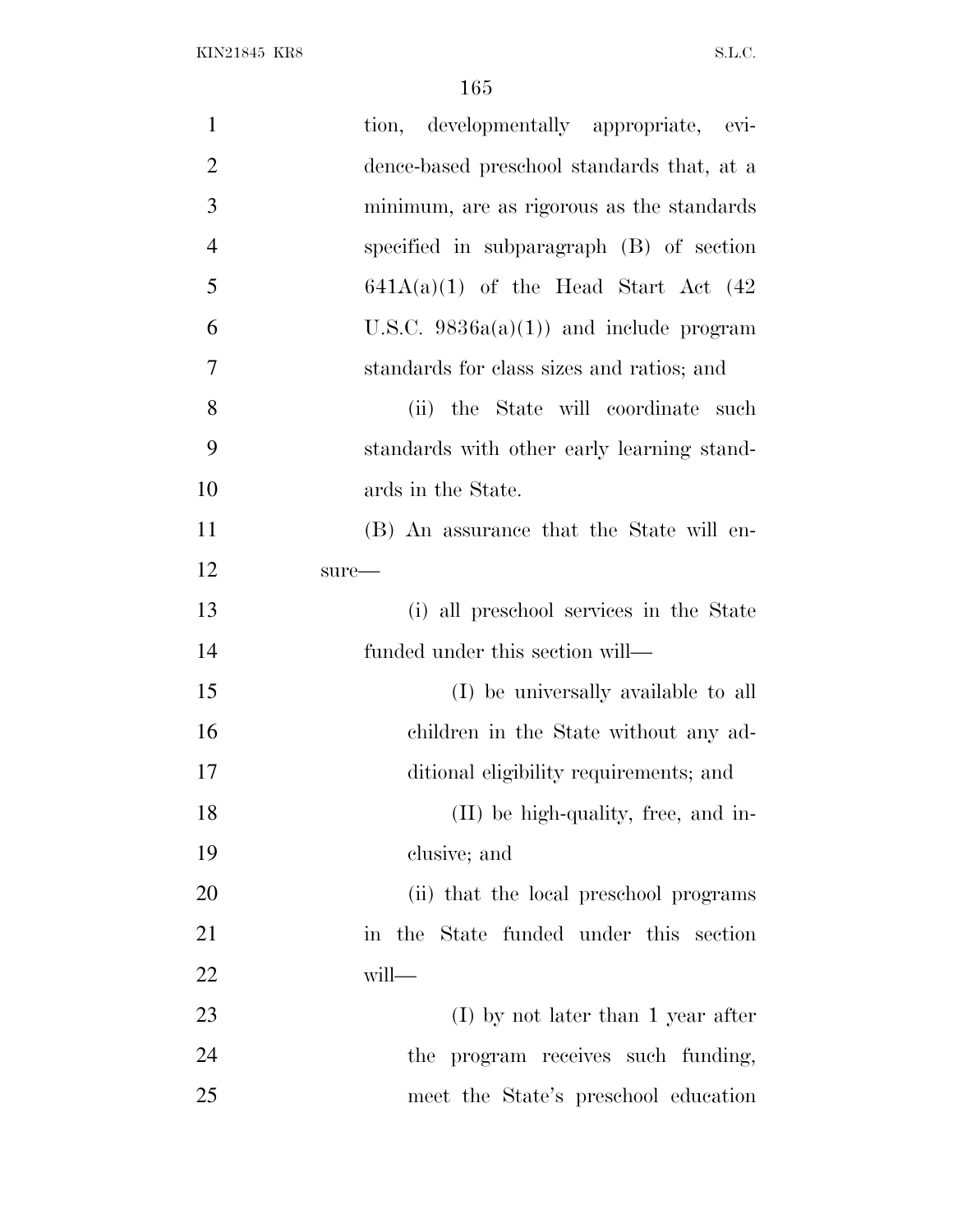tion, developmentally appropriate, evidence-based preschool standards that, at a minimum, are as rigorous as the standards specified in subparagraph (B) of section 641A(a)(1) of the Head Start Act (42 U.S.C. 9836a(a)(1)) and include program standards for class sizes and ratios; and

(ii) the State will coordinate such standards with other early learning standards in the State.

(B) An assurance that the State will ensure—

(i) all preschool services in the State funded under this section will—

(I) be universally available to all children in the State without any additional eligibility requirements; and

(II) be high-quality, free, and inclusive; and

(ii) that the local preschool programs in the State funded under this section will—

(I) by not later than 1 year after the program receives such funding, meet the State's preschool education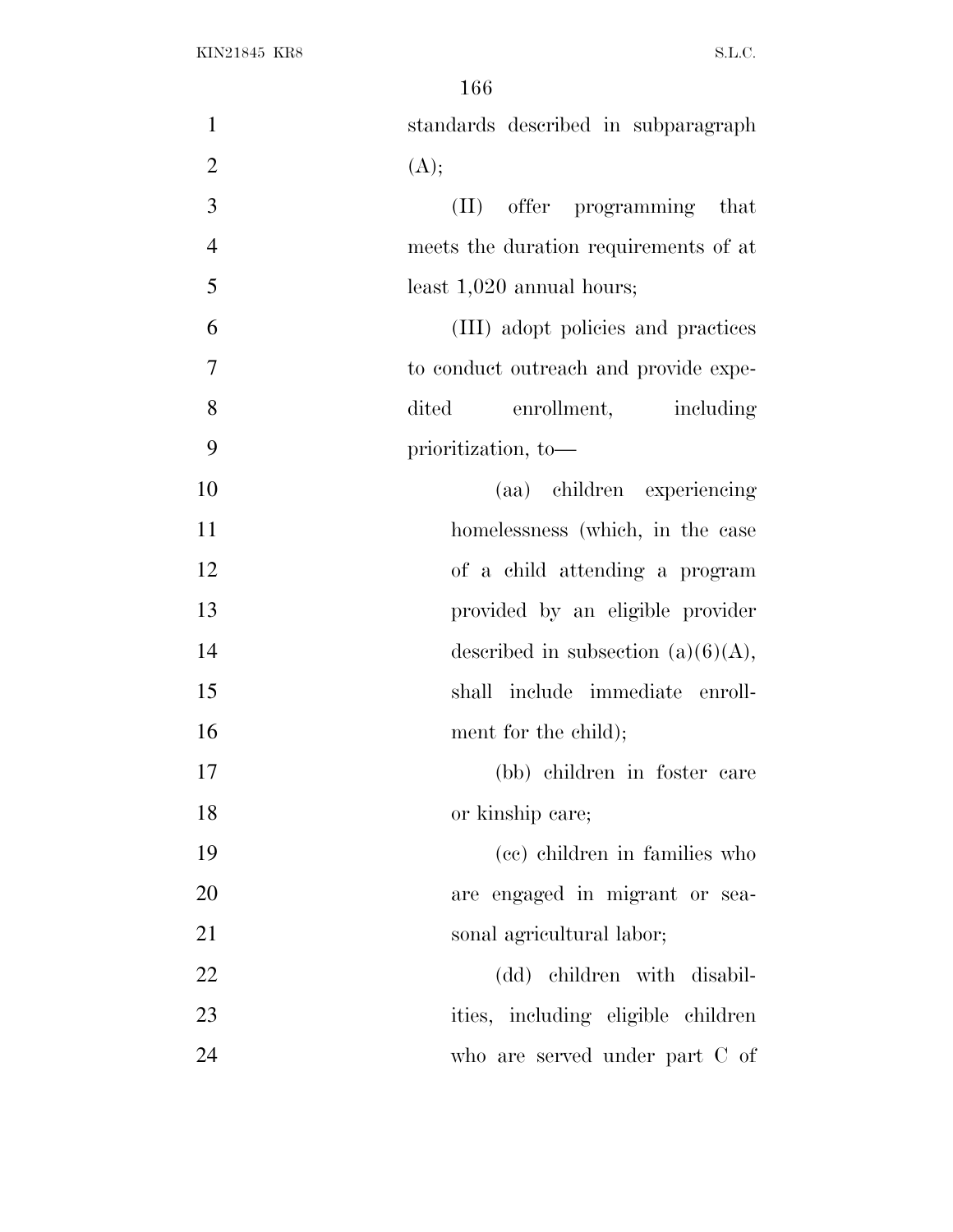standards described in subparagraph (A);

(II) offer programming that meets the duration requirements of at least 1,020 annual hours;

(III) adopt policies and practices to conduct outreach and provide expedited enrollment, including prioritization, to—

(aa) children experiencing homelessness (which, in the case of a child attending a program provided by an eligible provider described in subsection (a)(6)(A), shall include immediate enrollment for the child);

(bb) children in foster care or kinship care;

(cc) children in families who are engaged in migrant or seasonal agricultural labor;

(dd) children with disabilities, including eligible children who are served under part C of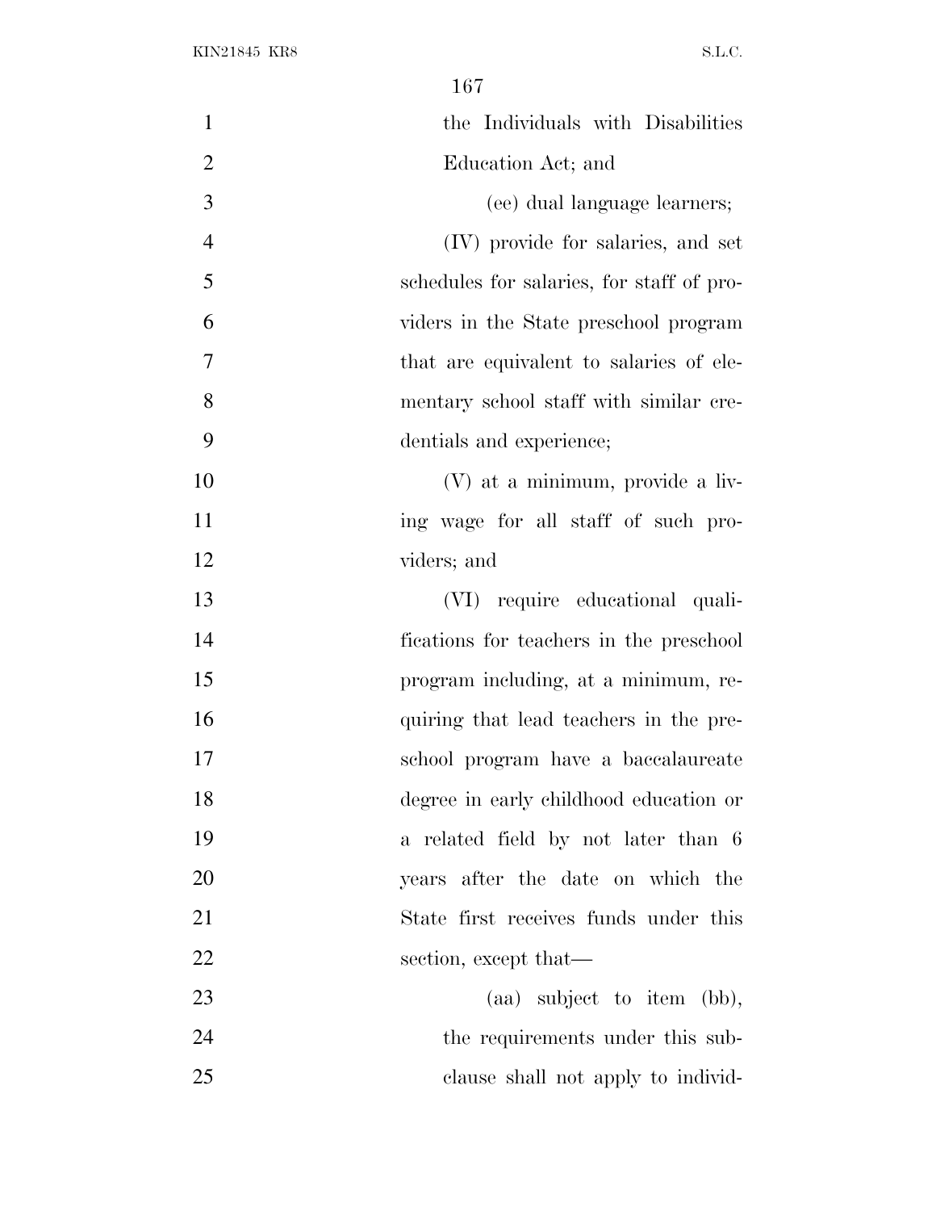the Individuals with Disabilities Education Act; and

(ee) dual language learners;

(IV) provide for salaries, and set schedules for salaries, for staff of providers in the State preschool program that are equivalent to salaries of elementary school staff with similar credentials and experience;

(V) at a minimum, provide a living wage for all staff of such providers; and

(VI) require educational qualifications for teachers in the preschool program including, at a minimum, requiring that lead teachers in the preschool program have a baccalaureate degree in early childhood education or a related field by not later than 6 years after the date on which the State first receives funds under this section, except that—

(aa) subject to item (bb), the requirements under this subclause shall not apply to individ-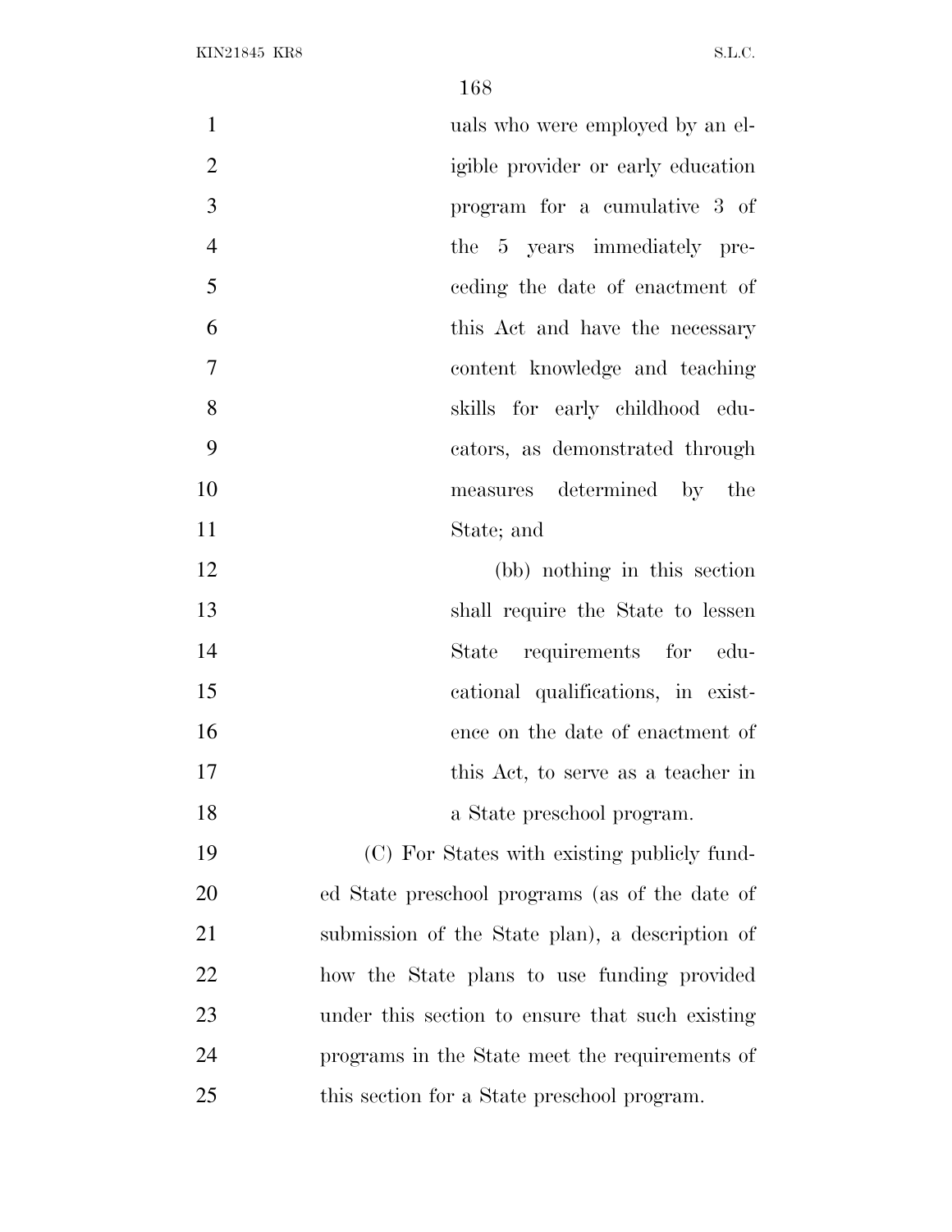uals who were employed by an eligible provider or early education program for a cumulative 3 of the 5 years immediately preceding the date of enactment of this Act and have the necessary content knowledge and teaching skills for early childhood educators, as demonstrated through measures determined by the State; and

(bb) nothing in this section shall require the State to lessen State requirements for educational qualifications, in existence on the date of enactment of this Act, to serve as a teacher in a State preschool program.

(C) For States with existing publicly funded State preschool programs (as of the date of submission of the State plan), a description of how the State plans to use funding provided under this section to ensure that such existing programs in the State meet the requirements of this section for a State preschool program.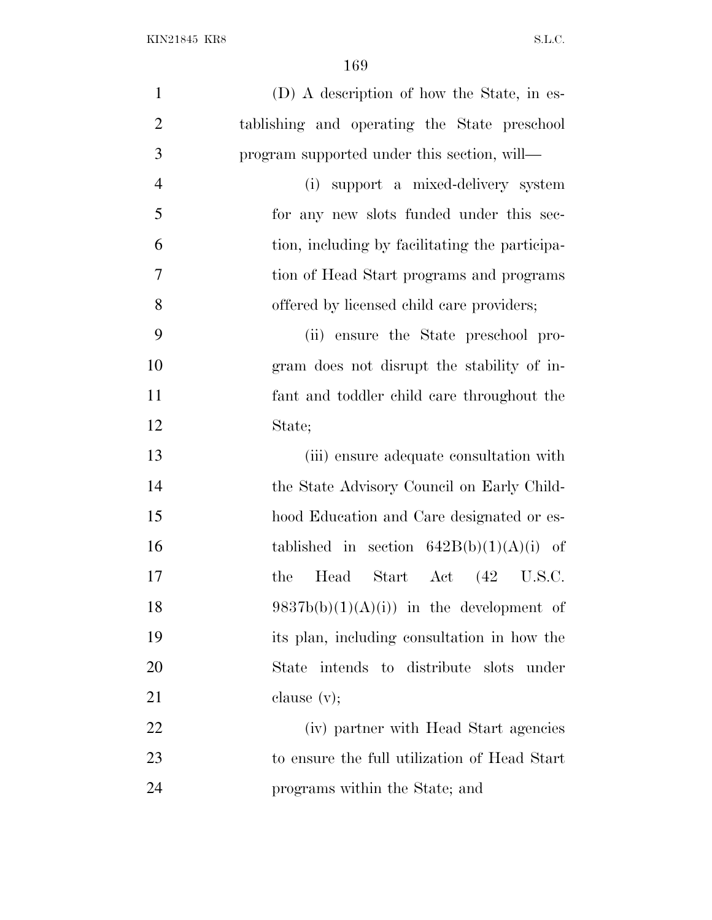(D) A description of how the State, in establishing and operating the State preschool program supported under this section, will—

(i) support a mixed-delivery system for any new slots funded under this section, including by facilitating the participation of Head Start programs and programs offered by licensed child care providers;

(ii) ensure the State preschool program does not disrupt the stability of infant and toddler child care throughout the State;

(iii) ensure adequate consultation with the State Advisory Council on Early Childhood Education and Care designated or established in section 642B(b)(1)(A)(i) of the Head Start Act (42 U.S.C. 9837b(b)(1)(A)(i)) in the development of its plan, including consultation in how the State intends to distribute slots under clause (v);

(iv) partner with Head Start agencies to ensure the full utilization of Head Start programs within the State; and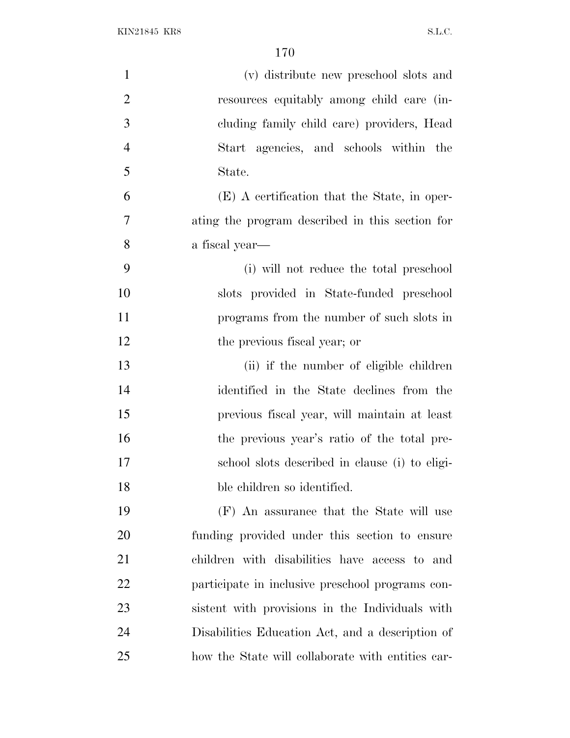(v) distribute new preschool slots and resources equitably among child care (including family child care) providers, Head Start agencies, and schools within the State.

(E) A certification that the State, in operating the program described in this section for a fiscal year—

(i) will not reduce the total preschool slots provided in State-funded preschool programs from the number of such slots in the previous fiscal year; or

(ii) if the number of eligible children identified in the State declines from the previous fiscal year, will maintain at least the previous year's ratio of the total preschool slots described in clause (i) to eligible children so identified.

(F) An assurance that the State will use funding provided under this section to ensure children with disabilities have access to and participate in inclusive preschool programs consistent with provisions in the Individuals with Disabilities Education Act, and a description of how the State will collaborate with entities car-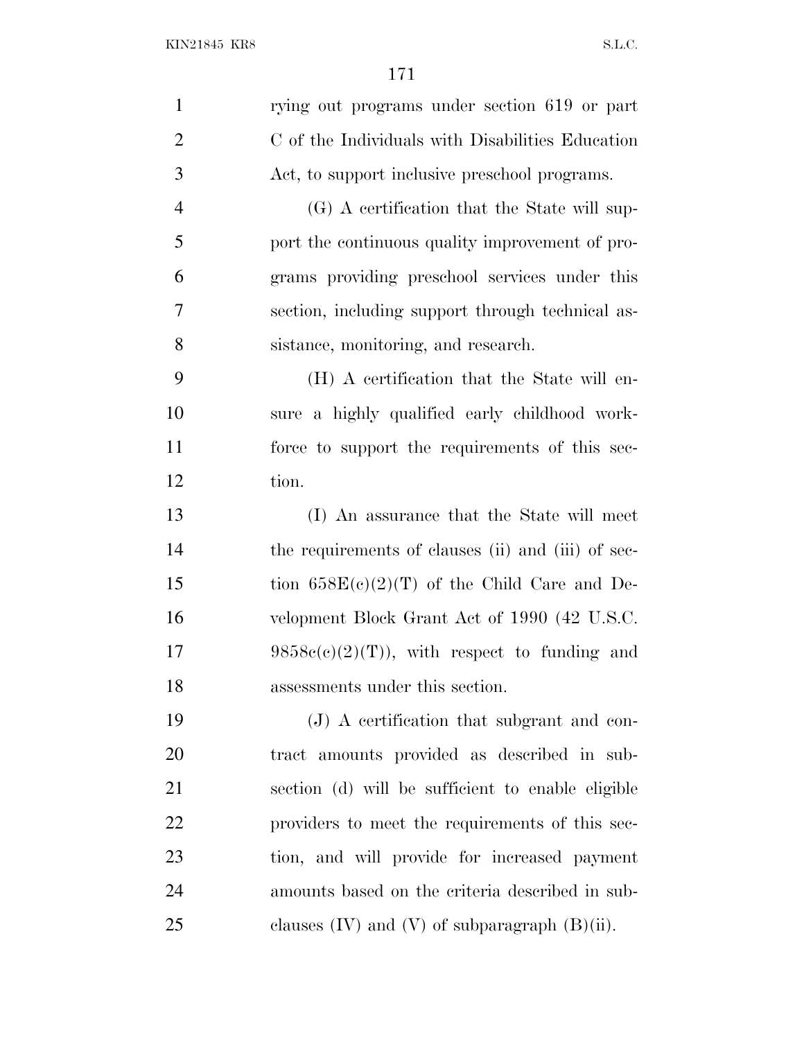rying out programs under section 619 or part C of the Individuals with Disabilities Education Act, to support inclusive preschool programs.

(G) A certification that the State will support the continuous quality improvement of programs providing preschool services under this section, including support through technical assistance, monitoring, and research.

(H) A certification that the State will ensure a highly qualified early childhood workforce to support the requirements of this section.

(I) An assurance that the State will meet the requirements of clauses (ii) and (iii) of section 658E(c)(2)(T) of the Child Care and Development Block Grant Act of 1990 (42 U.S.C. 9858c(c)(2)(T)), with respect to funding and assessments under this section.

(J) A certification that subgrant and contract amounts provided as described in subsection (d) will be sufficient to enable eligible providers to meet the requirements of this section, and will provide for increased payment amounts based on the criteria described in subclauses (IV) and (V) of subparagraph (B)(ii).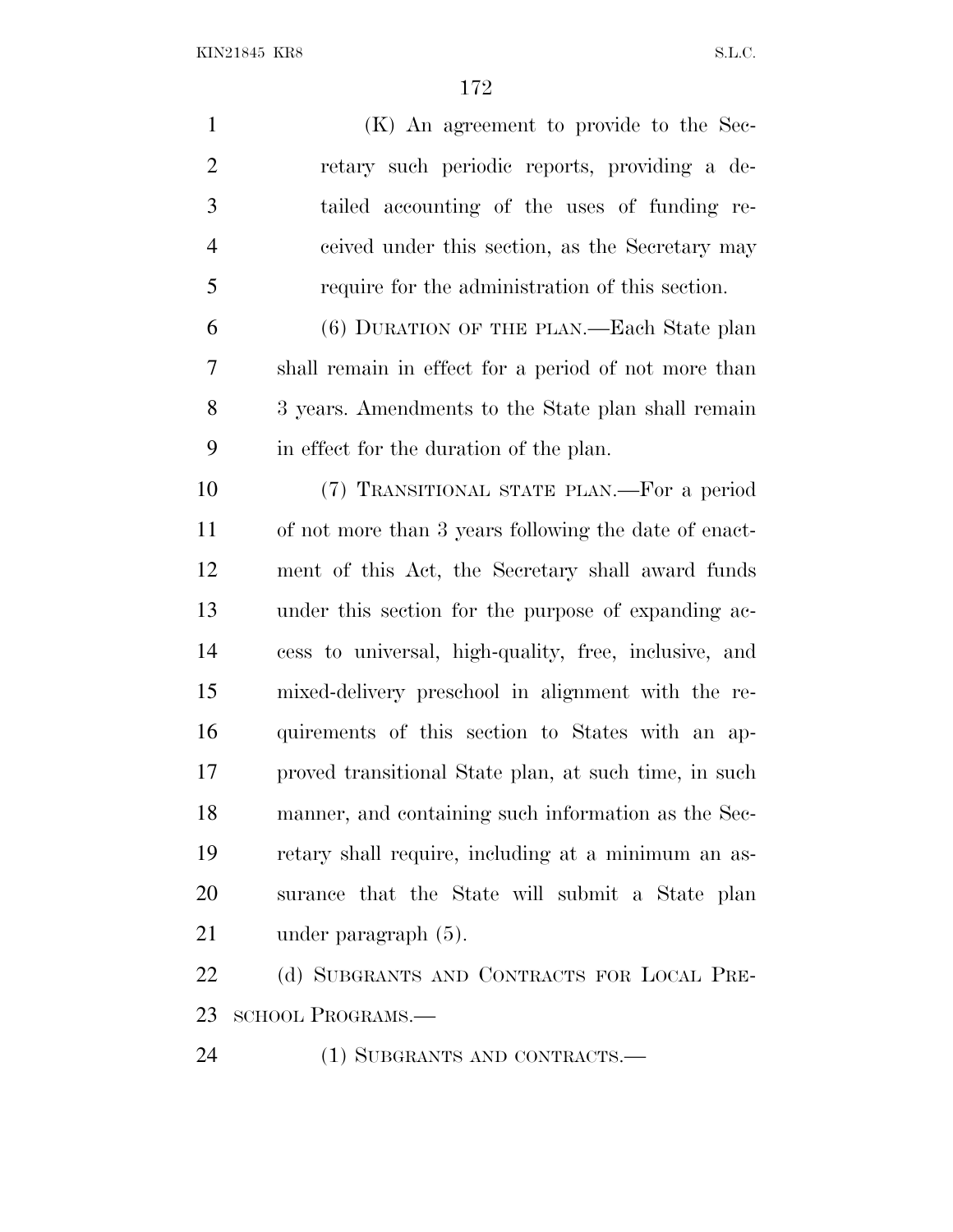(K) An agreement to provide to the Secretary such periodic reports, providing a detailed accounting of the uses of funding received under this section, as the Secretary may require for the administration of this section.

(6) DURATION OF THE PLAN.—Each State plan shall remain in effect for a period of not more than 3 years. Amendments to the State plan shall remain in effect for the duration of the plan.

(7) TRANSITIONAL STATE PLAN.—For a period of not more than 3 years following the date of enactment of this Act, the Secretary shall award funds under this section for the purpose of expanding access to universal, high-quality, free, inclusive, and mixed-delivery preschool in alignment with the requirements of this section to States with an approved transitional State plan, at such time, in such manner, and containing such information as the Secretary shall require, including at a minimum an assurance that the State will submit a State plan under paragraph (5).

(d) SUBGRANTS AND CONTRACTS FOR LOCAL PRESCHOOL PROGRAMS.—

(1) SUBGRANTS AND CONTRACTS.—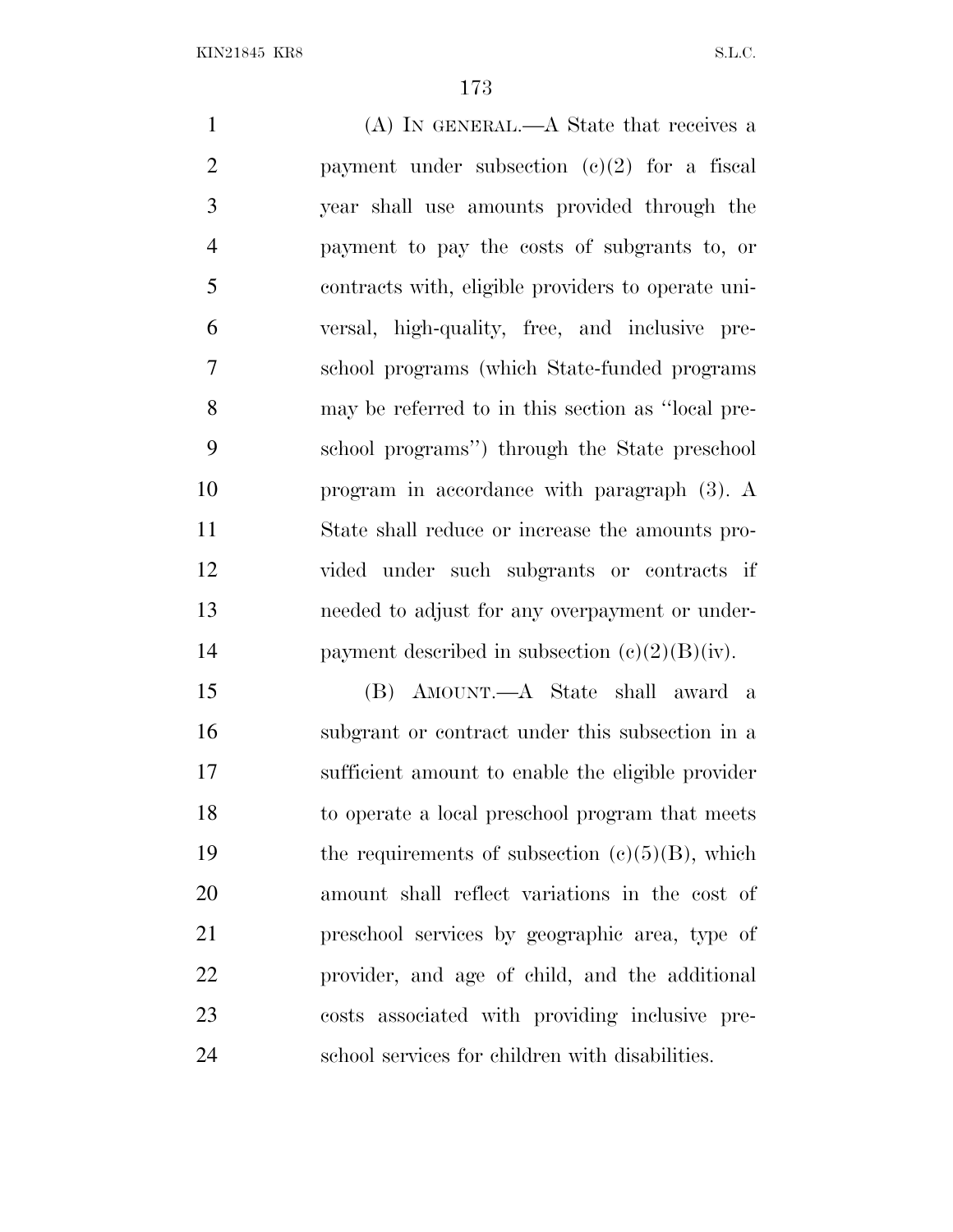(A) IN GENERAL.—A State that receives a payment under subsection (c)(2) for a fiscal year shall use amounts provided through the payment to pay the costs of subgrants to, or contracts with, eligible providers to operate universal, high-quality, free, and inclusive preschool programs (which State-funded programs may be referred to in this section as "local preschool programs") through the State preschool program in accordance with paragraph (3). A State shall reduce or increase the amounts provided under such subgrants or contracts if needed to adjust for any overpayment or underpayment described in subsection (c)(2)(B)(iv).

(B) AMOUNT.—A State shall award a subgrant or contract under this subsection in a sufficient amount to enable the eligible provider to operate a local preschool program that meets the requirements of subsection (c)(5)(B), which amount shall reflect variations in the cost of preschool services by geographic area, type of provider, and age of child, and the additional costs associated with providing inclusive preschool services for children with disabilities.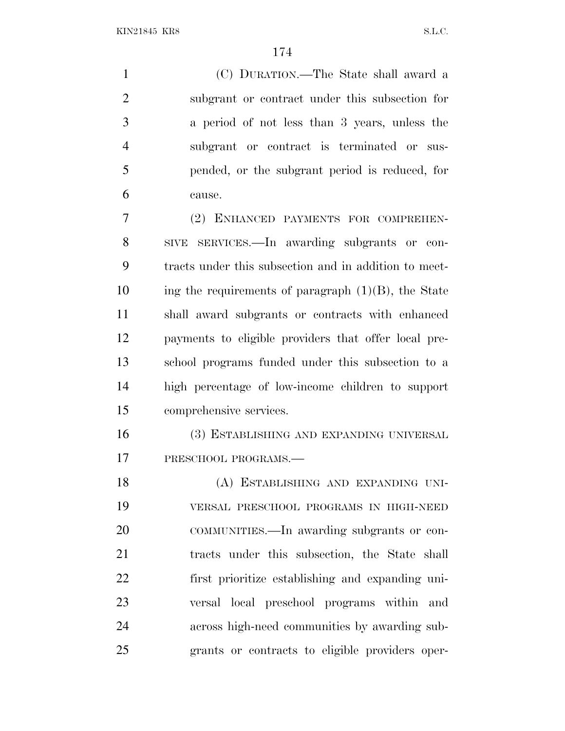(C) DURATION.—The State shall award a subgrant or contract under this subsection for a period of not less than 3 years, unless the subgrant or contract is terminated or suspended, or the subgrant period is reduced, for cause.

(2) ENHANCED PAYMENTS FOR COMPREHENSIVE SERVICES.—In awarding subgrants or contracts under this subsection and in addition to meeting the requirements of paragraph (1)(B), the State shall award subgrants or contracts with enhanced payments to eligible providers that offer local preschool programs funded under this subsection to a high percentage of low-income children to support comprehensive services.

(3) ESTABLISHING AND EXPANDING UNIVERSAL PRESCHOOL PROGRAMS.—

(A) ESTABLISHING AND EXPANDING UNIVERSAL PRESCHOOL PROGRAMS IN HIGH-NEED COMMUNITIES.—In awarding subgrants or contracts under this subsection, the State shall first prioritize establishing and expanding universal local preschool programs within and across high-need communities by awarding subgrants or contracts to eligible providers oper-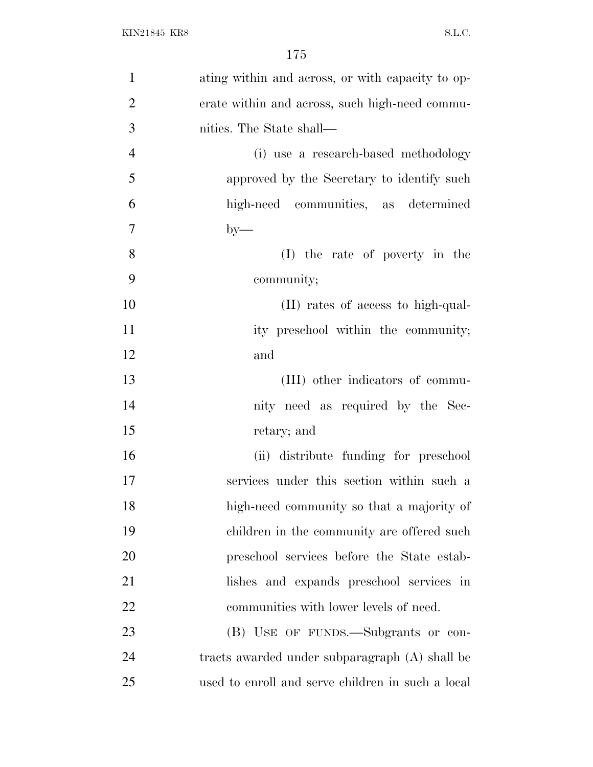ating within and across, or with capacity to operate within and across, such high-need communities. The State shall—

(i) use a research-based methodology approved by the Secretary to identify such high-need communities, as determined by—

(I) the rate of poverty in the community;

(II) rates of access to high-quality preschool within the community; and

(III) other indicators of community need as required by the Secretary; and

(ii) distribute funding for preschool services under this section within such a high-need community so that a majority of children in the community are offered such preschool services before the State establishes and expands preschool services in communities with lower levels of need.

(B) USE OF FUNDS.—Subgrants or contracts awarded under subparagraph (A) shall be used to enroll and serve children in such a local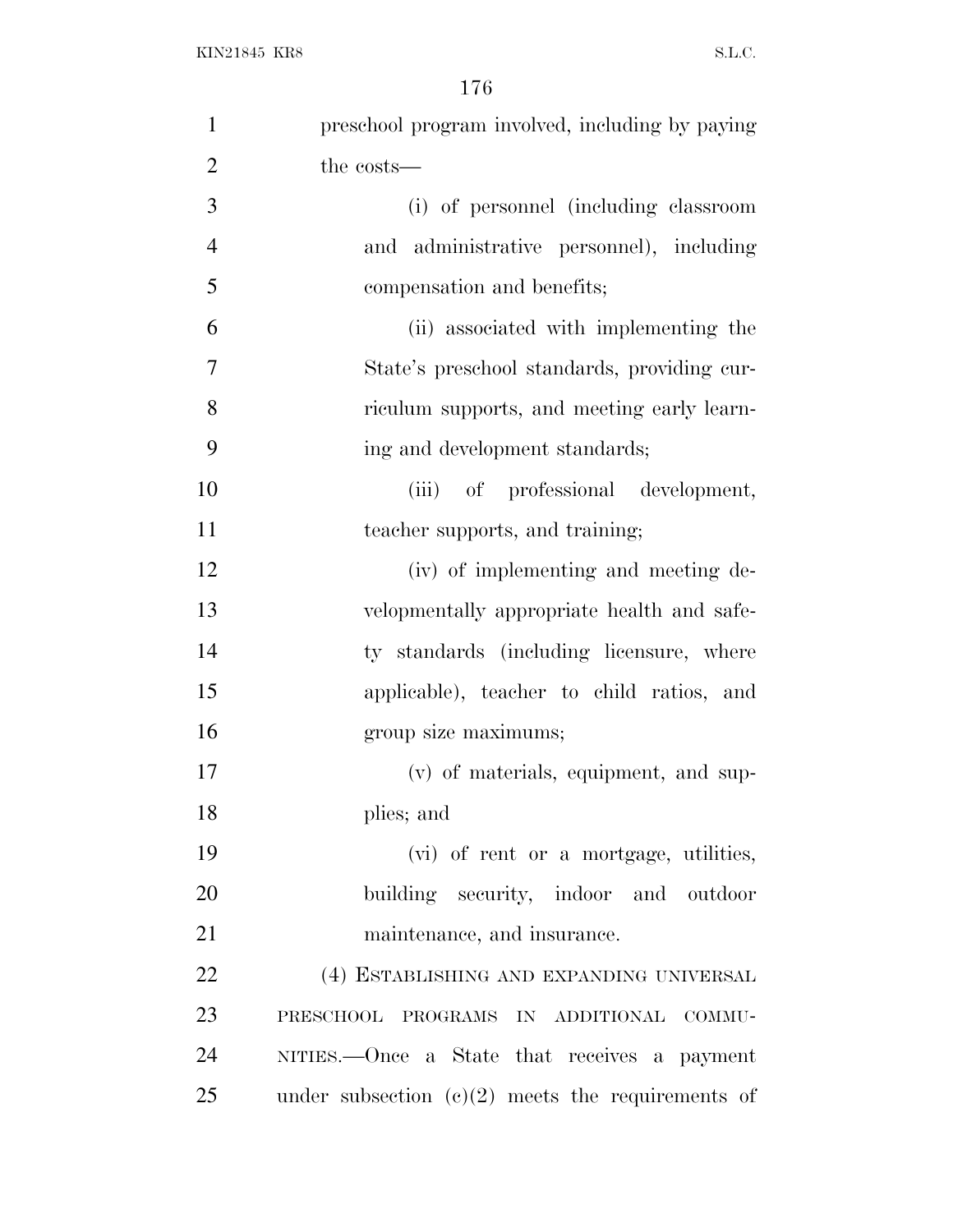preschool program involved, including by paying the costs—

(i) of personnel (including classroom and administrative personnel), including compensation and benefits;

(ii) associated with implementing the State's preschool standards, providing curriculum supports, and meeting early learning and development standards;

(iii) of professional development, teacher supports, and training;

(iv) of implementing and meeting developmentally appropriate health and safety standards (including licensure, where applicable), teacher to child ratios, and group size maximums;

(v) of materials, equipment, and supplies; and

(vi) of rent or a mortgage, utilities, building security, indoor and outdoor maintenance, and insurance.

(4) ESTABLISHING AND EXPANDING UNIVERSAL PRESCHOOL PROGRAMS IN ADDITIONAL COMMUNITIES.—Once a State that receives a payment under subsection (c)(2) meets the requirements of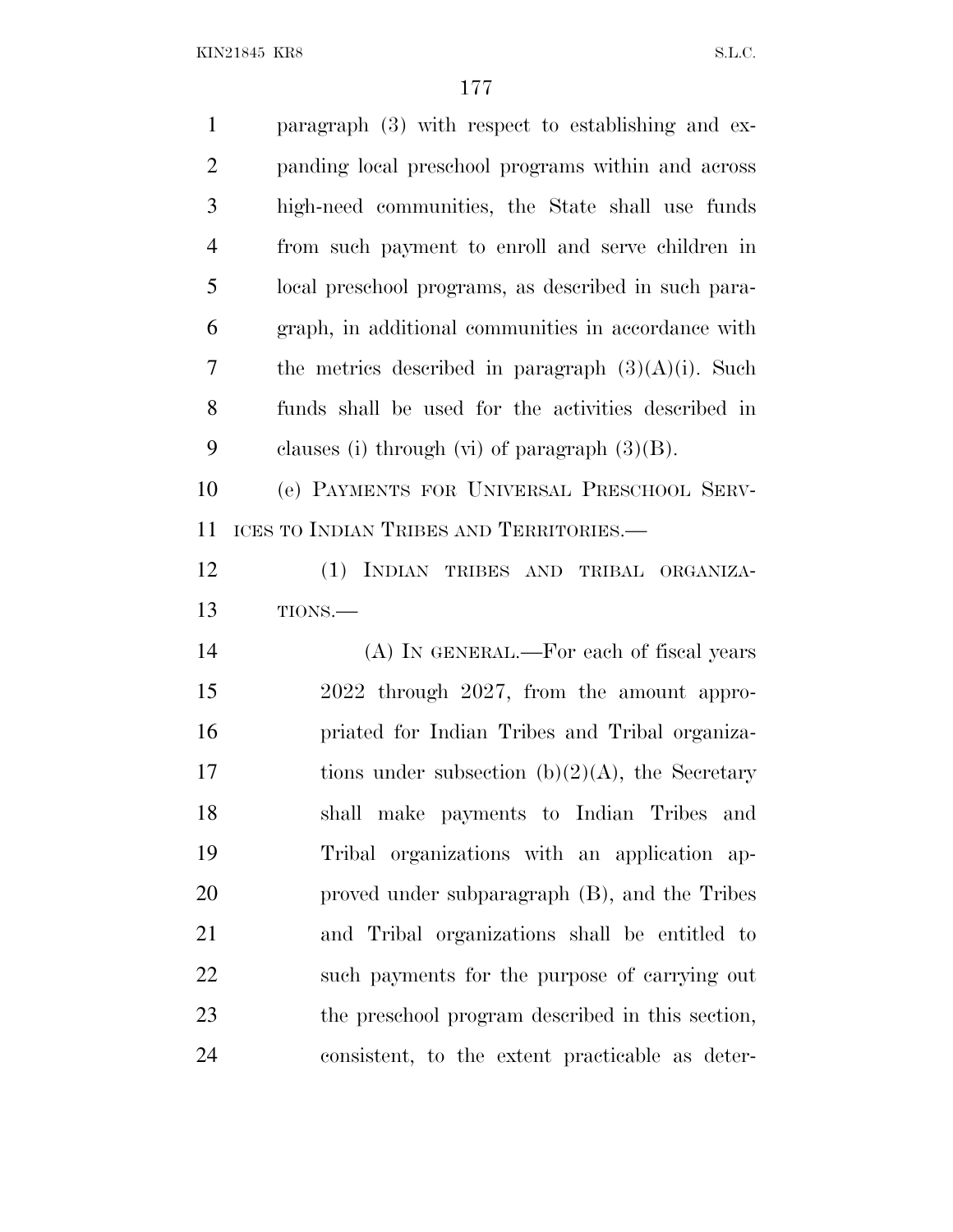paragraph (3) with respect to establishing and expanding local preschool programs within and across high-need communities, the State shall use funds from such payment to enroll and serve children in local preschool programs, as described in such paragraph, in additional communities in accordance with the metrics described in paragraph (3)(A)(i). Such funds shall be used for the activities described in clauses (i) through (vi) of paragraph (3)(B).

(e) PAYMENTS FOR UNIVERSAL PRESCHOOL SERVICES TO INDIAN TRIBES AND TERRITORIES.—

(1) INDIAN TRIBES AND TRIBAL ORGANIZATIONS.—

(A) IN GENERAL.—For each of fiscal years 2022 through 2027, from the amount appropriated for Indian Tribes and Tribal organizations under subsection (b)(2)(A), the Secretary shall make payments to Indian Tribes and Tribal organizations with an application approved under subparagraph (B), and the Tribes and Tribal organizations shall be entitled to such payments for the purpose of carrying out the preschool program described in this section, consistent, to the extent practicable as deter-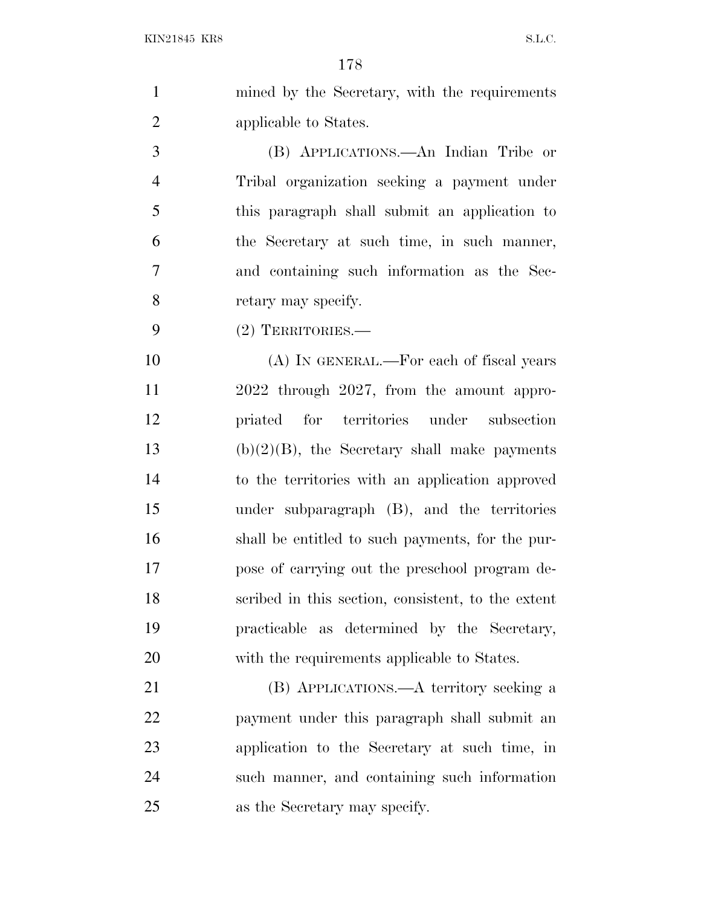mined by the Secretary, with the requirements applicable to States.

(B) APPLICATIONS.—An Indian Tribe or Tribal organization seeking a payment under this paragraph shall submit an application to the Secretary at such time, in such manner, and containing such information as the Secretary may specify.

(2) TERRITORIES.—

(A) IN GENERAL.—For each of fiscal years 2022 through 2027, from the amount appropriated for territories under subsection (b)(2)(B), the Secretary shall make payments to the territories with an application approved under subparagraph (B), and the territories shall be entitled to such payments, for the purpose of carrying out the preschool program described in this section, consistent, to the extent practicable as determined by the Secretary, with the requirements applicable to States.

(B) APPLICATIONS.—A territory seeking a payment under this paragraph shall submit an application to the Secretary at such time, in such manner, and containing such information as the Secretary may specify.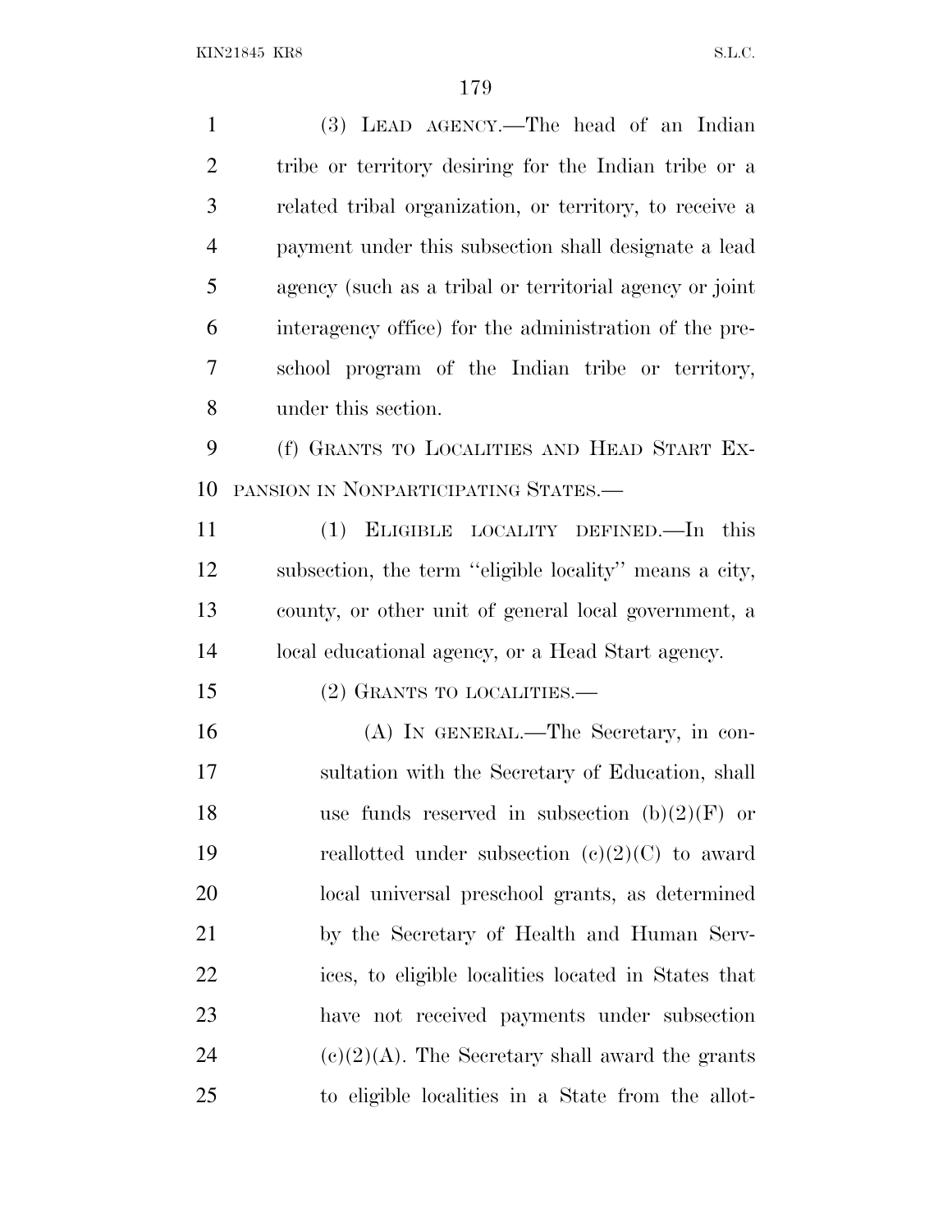(3) LEAD AGENCY.—The head of an Indian tribe or territory desiring for the Indian tribe or a related tribal organization, or territory, to receive a payment under this subsection shall designate a lead agency (such as a tribal or territorial agency or joint interagency office) for the administration of the preschool program of the Indian tribe or territory, under this section.

(f) GRANTS TO LOCALITIES AND HEAD START EXPANSION IN NONPARTICIPATING STATES.—

(1) ELIGIBLE LOCALITY DEFINED.—In this subsection, the term ''eligible locality'' means a city, county, or other unit of general local government, a local educational agency, or a Head Start agency.

(2) GRANTS TO LOCALITIES.—

(A) IN GENERAL.—The Secretary, in consultation with the Secretary of Education, shall use funds reserved in subsection (b)(2)(F) or reallotted under subsection (c)(2)(C) to award local universal preschool grants, as determined by the Secretary of Health and Human Services, to eligible localities located in States that have not received payments under subsection (c)(2)(A). The Secretary shall award the grants to eligible localities in a State from the allot-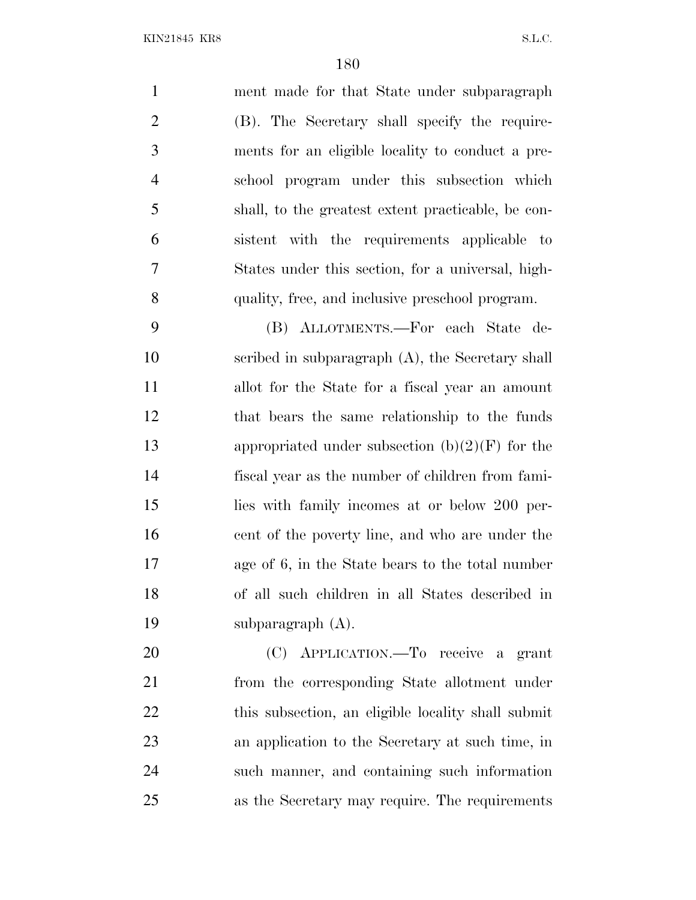ment made for that State under subparagraph (B). The Secretary shall specify the requirements for an eligible locality to conduct a preschool program under this subsection which shall, to the greatest extent practicable, be consistent with the requirements applicable to States under this section, for a universal, high-quality, free, and inclusive preschool program.

(B) ALLOTMENTS.—For each State described in subparagraph (A), the Secretary shall allot for the State for a fiscal year an amount that bears the same relationship to the funds appropriated under subsection (b)(2)(F) for the fiscal year as the number of children from families with family incomes at or below 200 percent of the poverty line, and who are under the age of 6, in the State bears to the total number of all such children in all States described in subparagraph (A).

(C) APPLICATION.—To receive a grant from the corresponding State allotment under this subsection, an eligible locality shall submit an application to the Secretary at such time, in such manner, and containing such information as the Secretary may require. The requirements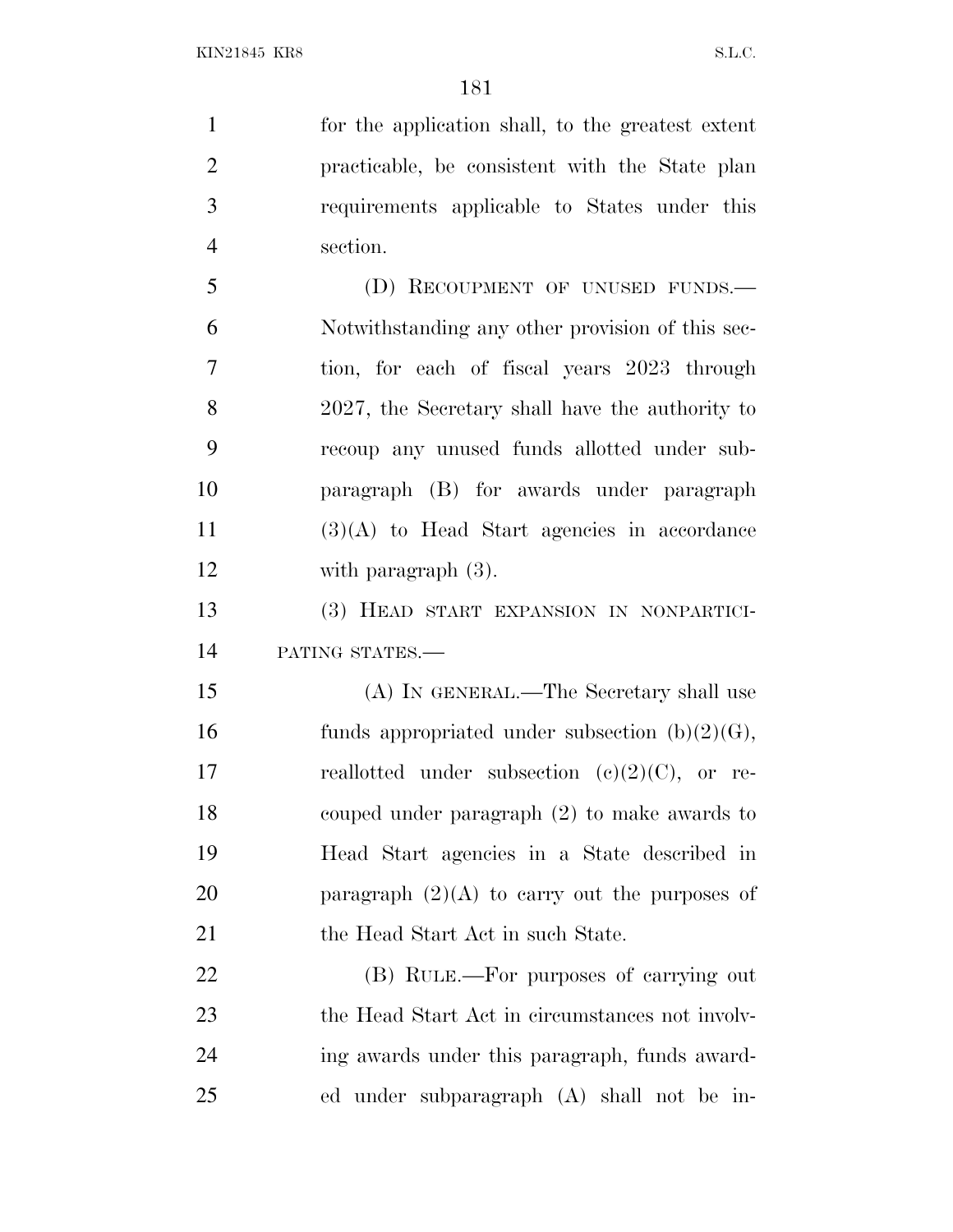for the application shall, to the greatest extent practicable, be consistent with the State plan requirements applicable to States under this section.

(D) RECOUPMENT OF UNUSED FUNDS.—Notwithstanding any other provision of this section, for each of fiscal years 2023 through 2027, the Secretary shall have the authority to recoup any unused funds allotted under subparagraph (B) for awards under paragraph (3)(A) to Head Start agencies in accordance with paragraph (3).

(3) HEAD START EXPANSION IN NONPARTICIPATING STATES.—

(A) IN GENERAL.—The Secretary shall use funds appropriated under subsection (b)(2)(G), reallotted under subsection (c)(2)(C), or recouped under paragraph (2) to make awards to Head Start agencies in a State described in paragraph (2)(A) to carry out the purposes of the Head Start Act in such State.

(B) RULE.—For purposes of carrying out the Head Start Act in circumstances not involving awards under this paragraph, funds awarded under subparagraph (A) shall not be in-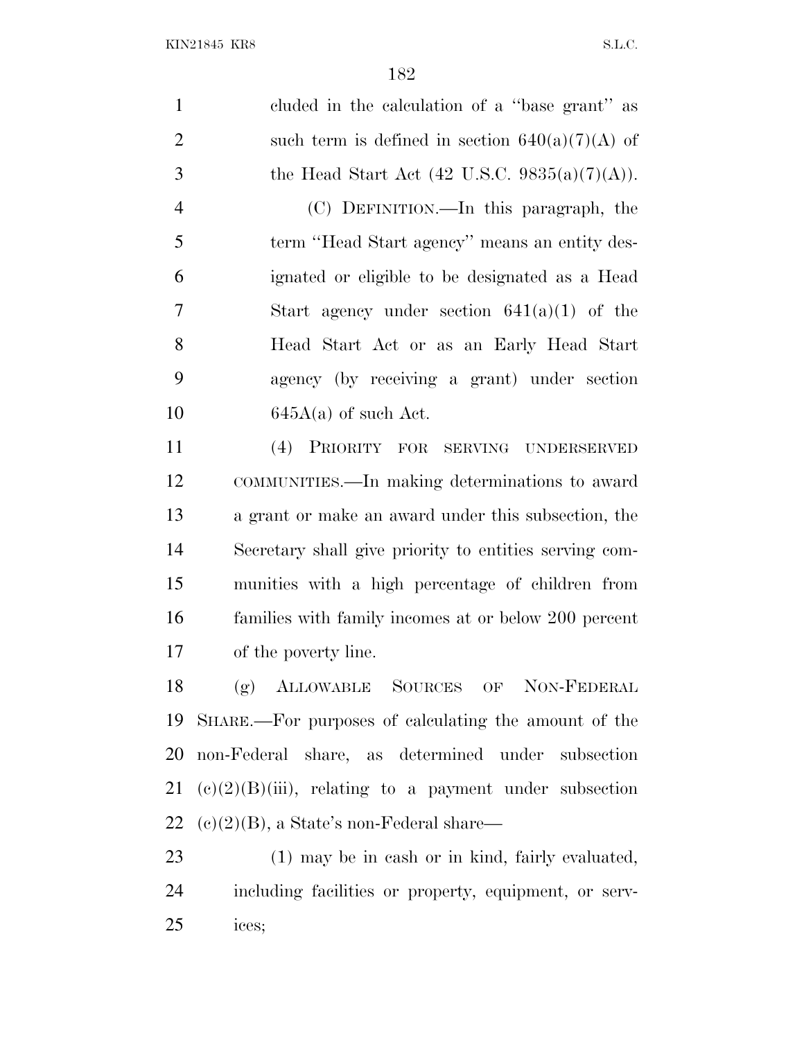cluded in the calculation of a "base grant" as such term is defined in section 640(a)(7)(A) of the Head Start Act (42 U.S.C. 9835(a)(7)(A)).

(C) DEFINITION.—In this paragraph, the term "Head Start agency" means an entity designated or eligible to be designated as a Head Start agency under section 641(a)(1) of the Head Start Act or as an Early Head Start agency (by receiving a grant) under section 645A(a) of such Act.

(4) PRIORITY FOR SERVING UNDERSERVED COMMUNITIES.—In making determinations to award a grant or make an award under this subsection, the Secretary shall give priority to entities serving communities with a high percentage of children from families with family incomes at or below 200 percent of the poverty line.

(g) ALLOWABLE SOURCES OF NON-FEDERAL SHARE.—For purposes of calculating the amount of the non-Federal share, as determined under subsection (c)(2)(B)(iii), relating to a payment under subsection (c)(2)(B), a State's non-Federal share—

(1) may be in cash or in kind, fairly evaluated, including facilities or property, equipment, or services;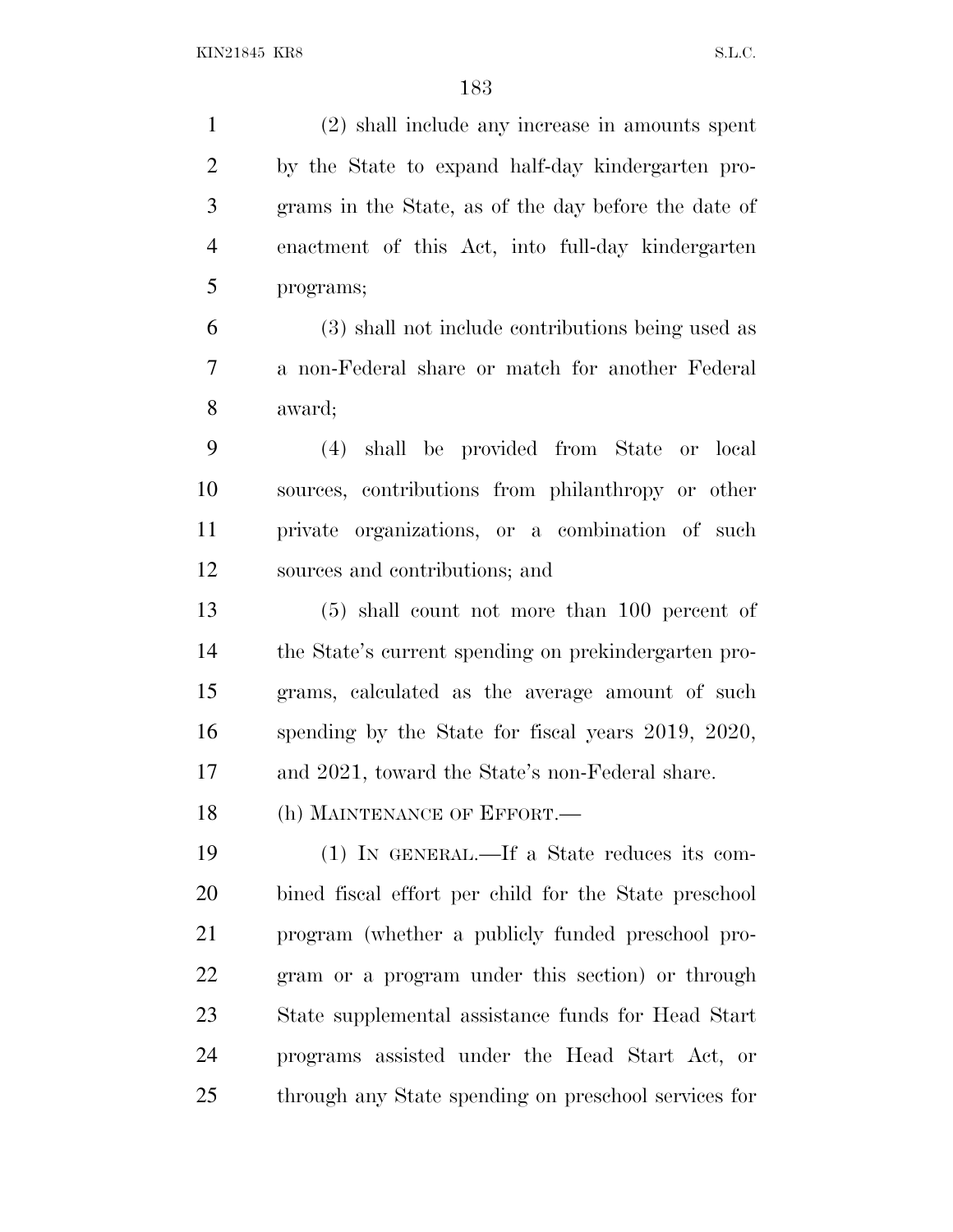(2) shall include any increase in amounts spent by the State to expand half-day kindergarten programs in the State, as of the day before the date of enactment of this Act, into full-day kindergarten programs;

(3) shall not include contributions being used as a non-Federal share or match for another Federal award;

(4) shall be provided from State or local sources, contributions from philanthropy or other private organizations, or a combination of such sources and contributions; and

(5) shall count not more than 100 percent of the State's current spending on prekindergarten programs, calculated as the average amount of such spending by the State for fiscal years 2019, 2020, and 2021, toward the State's non-Federal share.

(h) MAINTENANCE OF EFFORT.—

(1) IN GENERAL.—If a State reduces its combined fiscal effort per child for the State preschool program (whether a publicly funded preschool program or a program under this section) or through State supplemental assistance funds for Head Start programs assisted under the Head Start Act, or through any State spending on preschool services for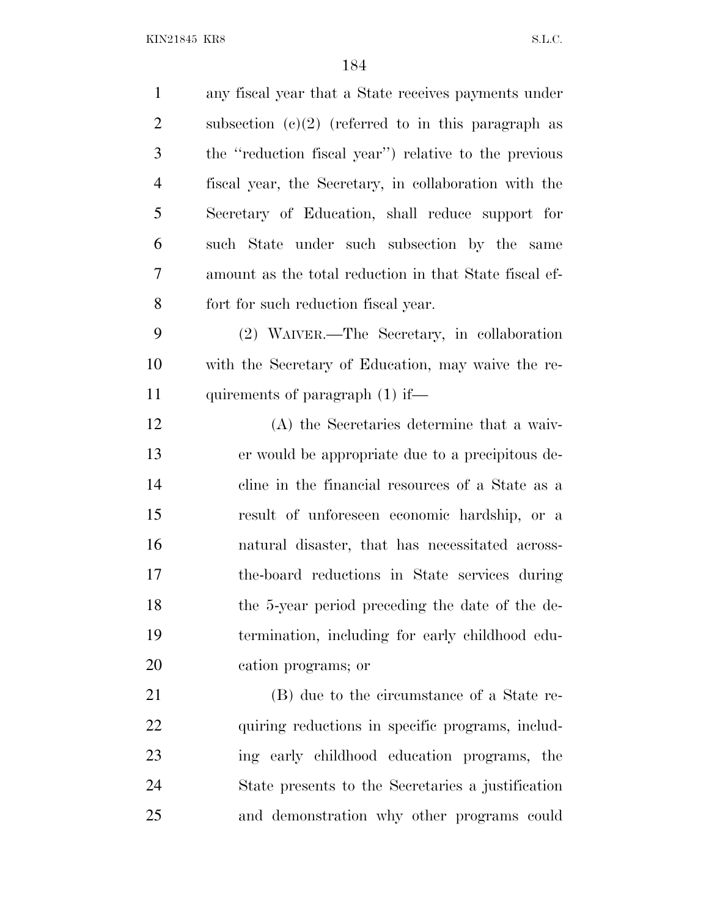any fiscal year that a State receives payments under subsection (c)(2) (referred to in this paragraph as the ''reduction fiscal year'') relative to the previous fiscal year, the Secretary, in collaboration with the Secretary of Education, shall reduce support for such State under such subsection by the same amount as the total reduction in that State fiscal effort for such reduction fiscal year.

(2) WAIVER.—The Secretary, in collaboration with the Secretary of Education, may waive the requirements of paragraph (1) if—

(A) the Secretaries determine that a waiver would be appropriate due to a precipitous decline in the financial resources of a State as a result of unforeseen economic hardship, or a natural disaster, that has necessitated across-the-board reductions in State services during the 5-year period preceding the date of the determination, including for early childhood education programs; or

(B) due to the circumstance of a State requiring reductions in specific programs, including early childhood education programs, the State presents to the Secretaries a justification and demonstration why other programs could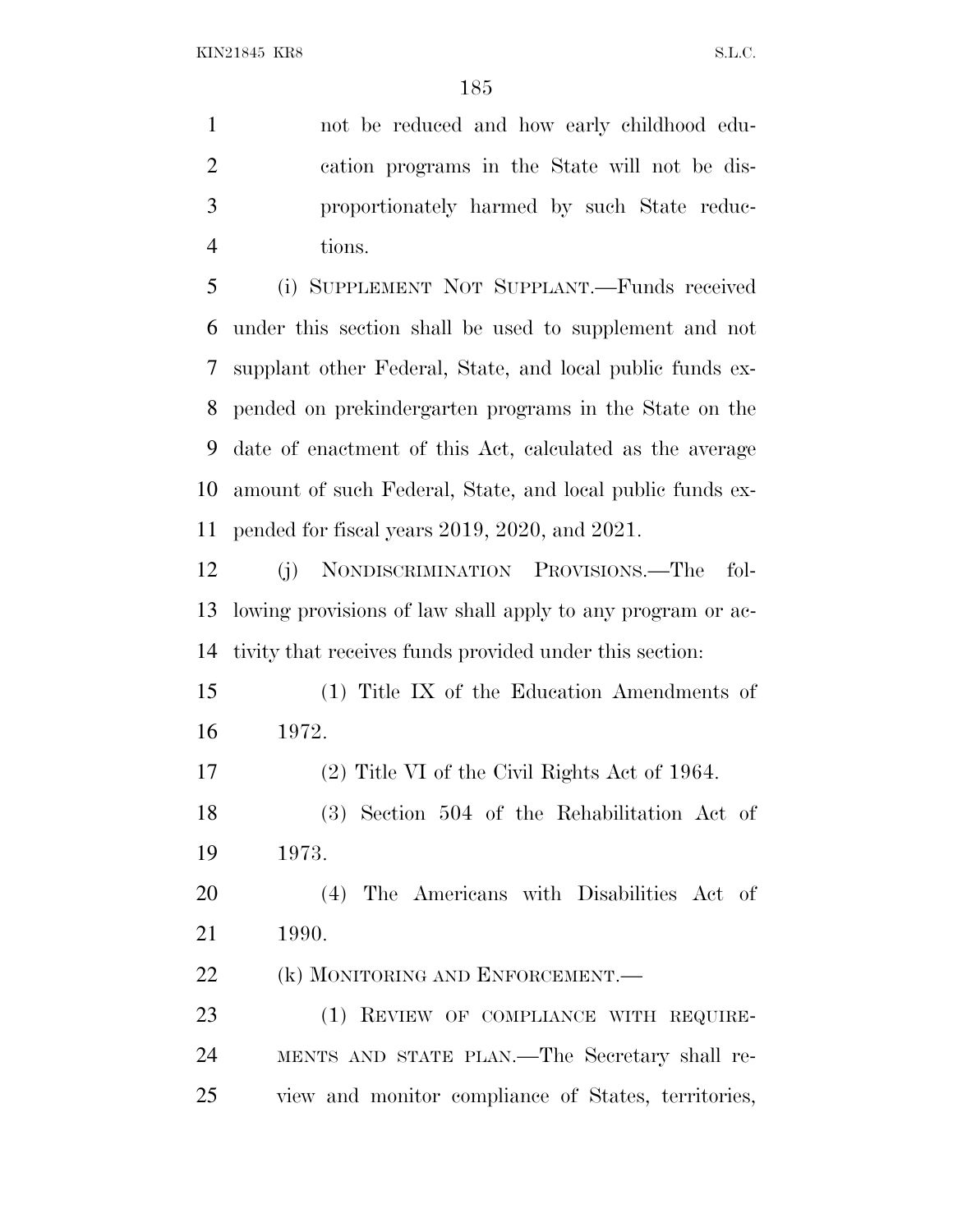not be reduced and how early childhood education programs in the State will not be disproportionately harmed by such State reductions.

(i) SUPPLEMENT NOT SUPPLANT.—Funds received under this section shall be used to supplement and not supplant other Federal, State, and local public funds expended on prekindergarten programs in the State on the date of enactment of this Act, calculated as the average amount of such Federal, State, and local public funds expended for fiscal years 2019, 2020, and 2021.

(j) NONDISCRIMINATION PROVISIONS.—The following provisions of law shall apply to any program or activity that receives funds provided under this section:

(1) Title IX of the Education Amendments of 1972.

(2) Title VI of the Civil Rights Act of 1964.

(3) Section 504 of the Rehabilitation Act of 1973.

(4) The Americans with Disabilities Act of 1990.

(k) MONITORING AND ENFORCEMENT.—

(1) REVIEW OF COMPLIANCE WITH REQUIREMENTS AND STATE PLAN.—The Secretary shall review and monitor compliance of States, territories,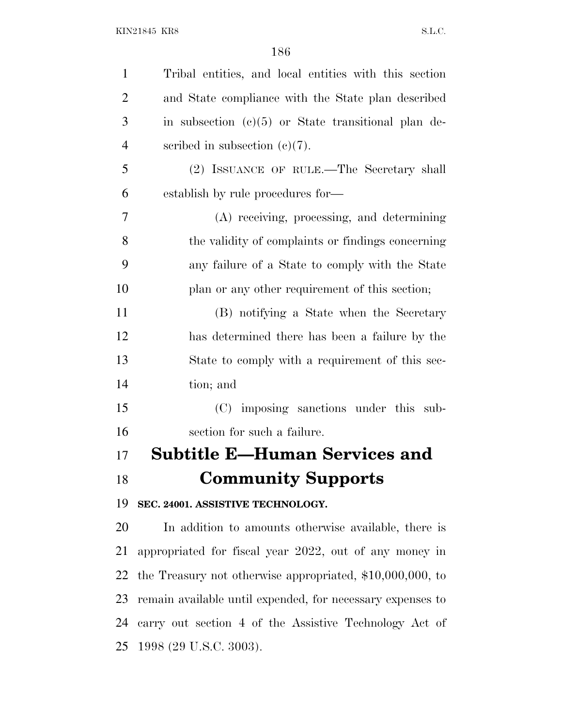Tribal entities, and local entities with this section and State compliance with the State plan described in subsection (c)(5) or State transitional plan described in subsection (c)(7).

(2) ISSUANCE OF RULE.—The Secretary shall establish by rule procedures for—

(A) receiving, processing, and determining the validity of complaints or findings concerning any failure of a State to comply with the State plan or any other requirement of this section;

(B) notifying a State when the Secretary has determined there has been a failure by the State to comply with a requirement of this section; and

(C) imposing sanctions under this subsection for such a failure.

## Subtitle E—Human Services and Community Supports

**SEC. 24001. ASSISTIVE TECHNOLOGY.**

In addition to amounts otherwise available, there is appropriated for fiscal year 2022, out of any money in the Treasury not otherwise appropriated, $10,000,000, to remain available until expended, for necessary expenses to carry out section 4 of the Assistive Technology Act of 1998 (29 U.S.C. 3003).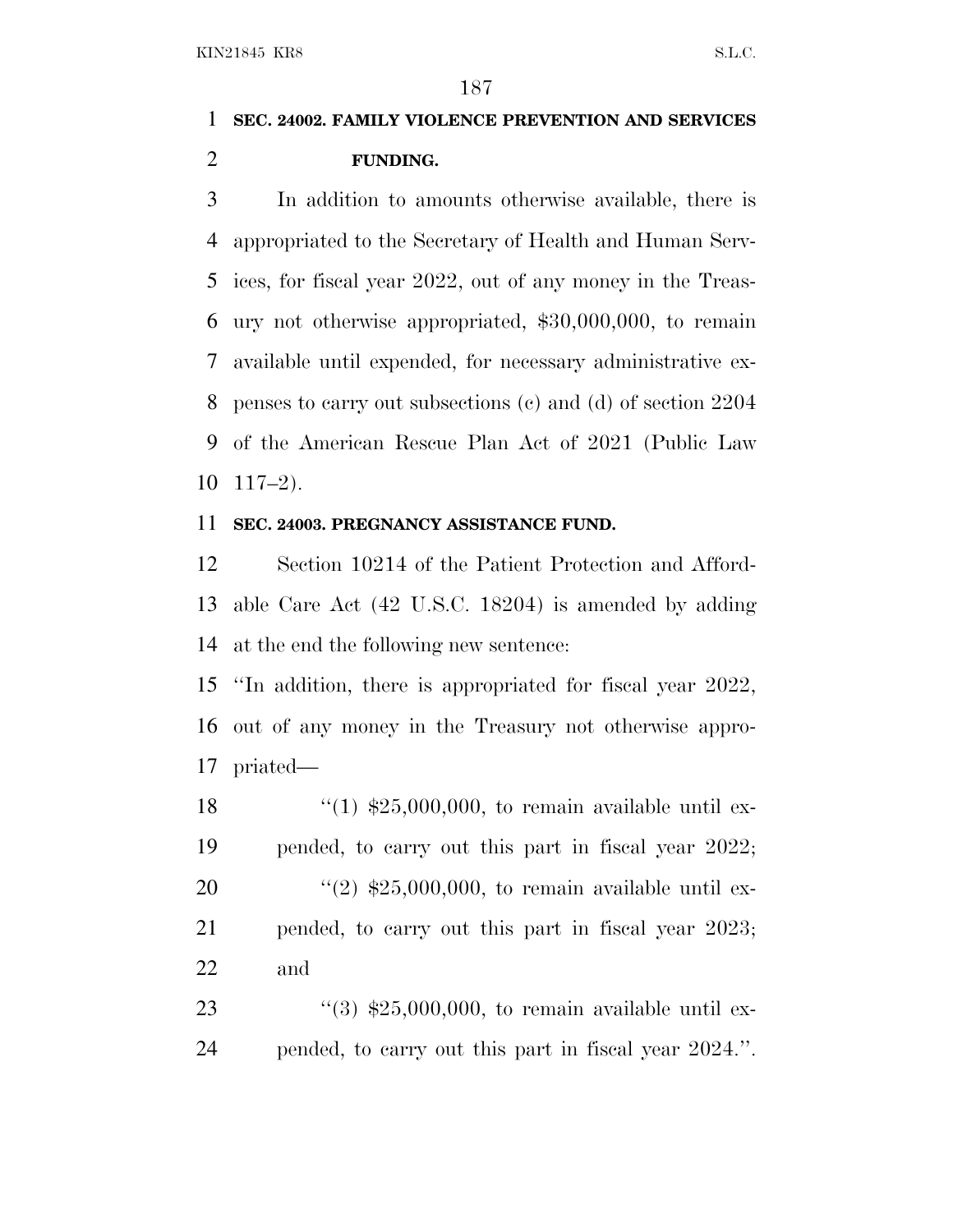**SEC. 24002. FAMILY VIOLENCE PREVENTION AND SERVICES FUNDING.**

In addition to amounts otherwise available, there is appropriated to the Secretary of Health and Human Services, for fiscal year 2022, out of any money in the Treasury not otherwise appropriated, $30,000,000, to remain available until expended, for necessary administrative expenses to carry out subsections (c) and (d) of section 2204 of the American Rescue Plan Act of 2021 (Public Law 117–2).

**SEC. 24003. PREGNANCY ASSISTANCE FUND.**

Section 10214 of the Patient Protection and Affordable Care Act (42 U.S.C. 18204) is amended by adding at the end the following new sentence:

''In addition, there is appropriated for fiscal year 2022, out of any money in the Treasury not otherwise appropriated—

''(1) $25,000,000, to remain available until expended, to carry out this part in fiscal year 2022;

''(2) $25,000,000, to remain available until expended, to carry out this part in fiscal year 2023; and

''(3) $25,000,000, to remain available until expended, to carry out this part in fiscal year 2024.''.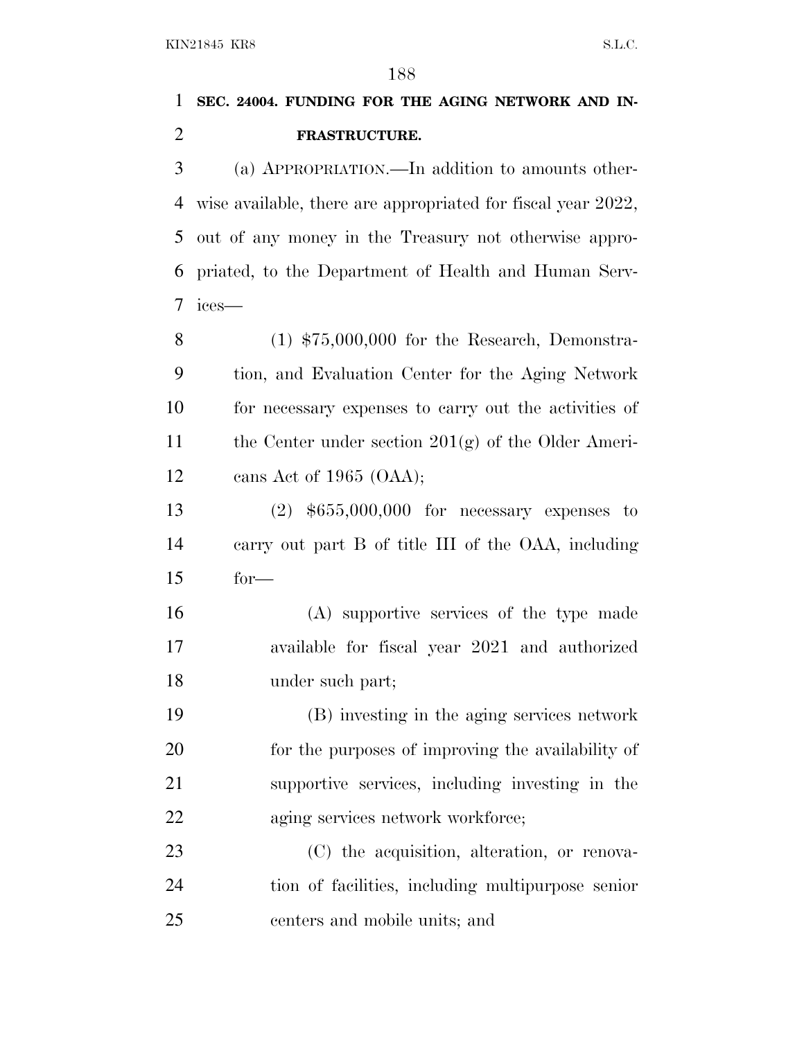**SEC. 24004. FUNDING FOR THE AGING NETWORK AND INFRASTRUCTURE.**

(a) APPROPRIATION.—In addition to amounts otherwise available, there are appropriated for fiscal year 2022, out of any money in the Treasury not otherwise appropriated, to the Department of Health and Human Services—

(1) $75,000,000 for the Research, Demonstration, and Evaluation Center for the Aging Network for necessary expenses to carry out the activities of the Center under section 201(g) of the Older Americans Act of 1965 (OAA);

(2) $655,000,000 for necessary expenses to carry out part B of title III of the OAA, including for—

(A) supportive services of the type made available for fiscal year 2021 and authorized under such part;

(B) investing in the aging services network for the purposes of improving the availability of supportive services, including investing in the aging services network workforce;

(C) the acquisition, alteration, or renovation of facilities, including multipurpose senior centers and mobile units; and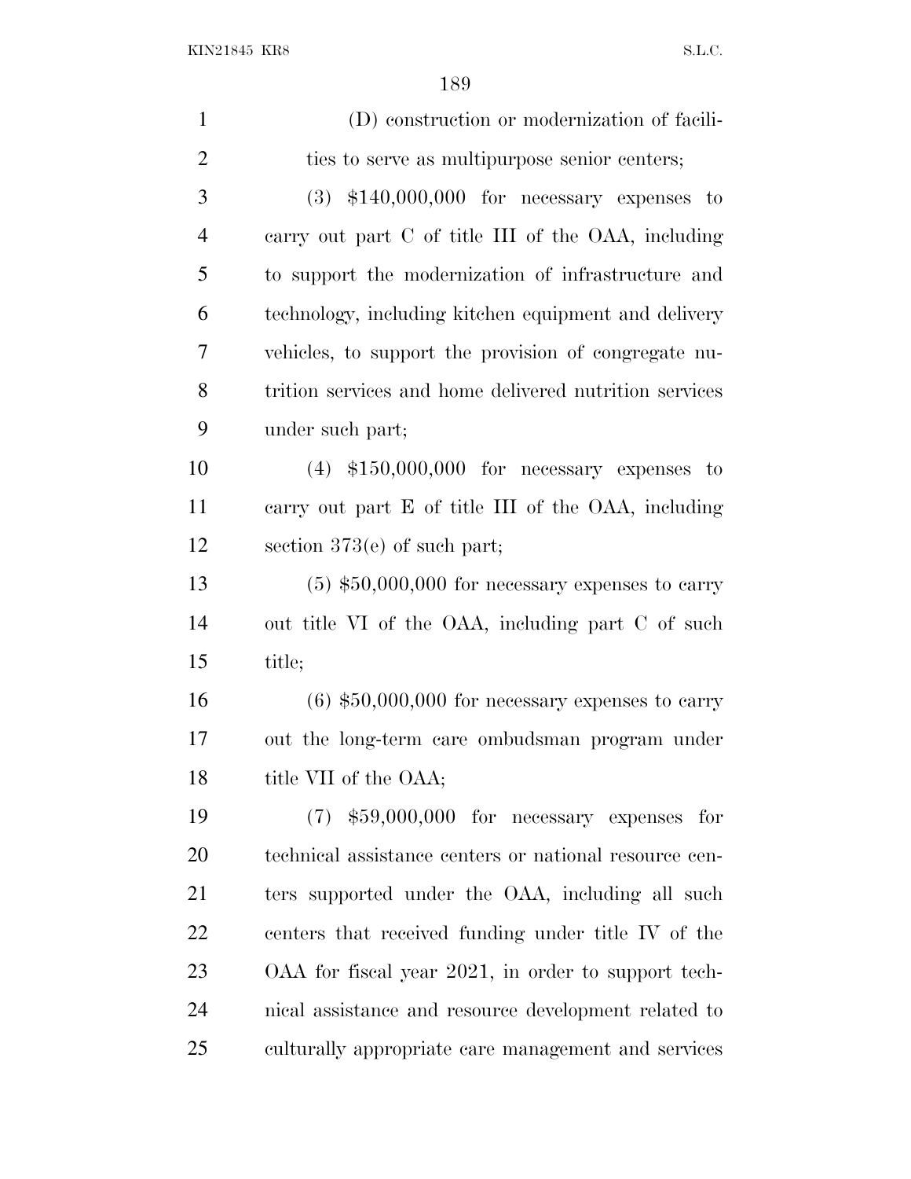(D) construction or modernization of facilities to serve as multipurpose senior centers;

(3) $140,000,000 for necessary expenses to carry out part C of title III of the OAA, including to support the modernization of infrastructure and technology, including kitchen equipment and delivery vehicles, to support the provision of congregate nutrition services and home delivered nutrition services under such part;

(4) $150,000,000 for necessary expenses to carry out part E of title III of the OAA, including section 373(e) of such part;

(5) $50,000,000 for necessary expenses to carry out title VI of the OAA, including part C of such title;

(6) $50,000,000 for necessary expenses to carry out the long-term care ombudsman program under title VII of the OAA;

(7) $59,000,000 for necessary expenses for technical assistance centers or national resource centers supported under the OAA, including all such centers that received funding under title IV of the OAA for fiscal year 2021, in order to support technical assistance and resource development related to culturally appropriate care management and services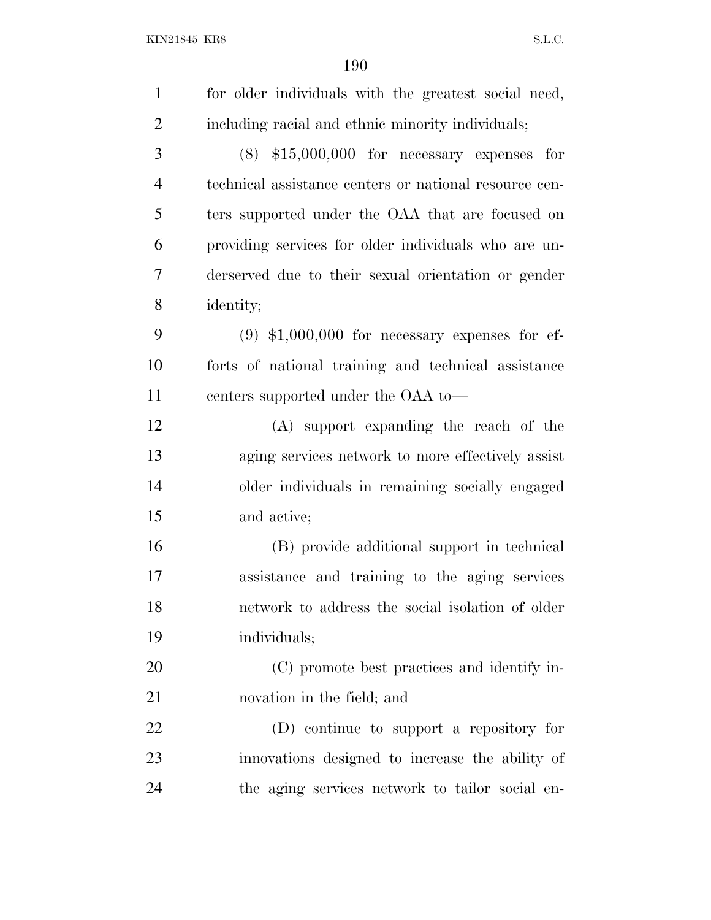for older individuals with the greatest social need, including racial and ethnic minority individuals;

(8) $15,000,000 for necessary expenses for technical assistance centers or national resource centers supported under the OAA that are focused on providing services for older individuals who are underserved due to their sexual orientation or gender identity;

(9) $1,000,000 for necessary expenses for efforts of national training and technical assistance centers supported under the OAA to—

(A) support expanding the reach of the aging services network to more effectively assist older individuals in remaining socially engaged and active;

(B) provide additional support in technical assistance and training to the aging services network to address the social isolation of older individuals;

(C) promote best practices and identify innovation in the field; and

(D) continue to support a repository for innovations designed to increase the ability of the aging services network to tailor social en-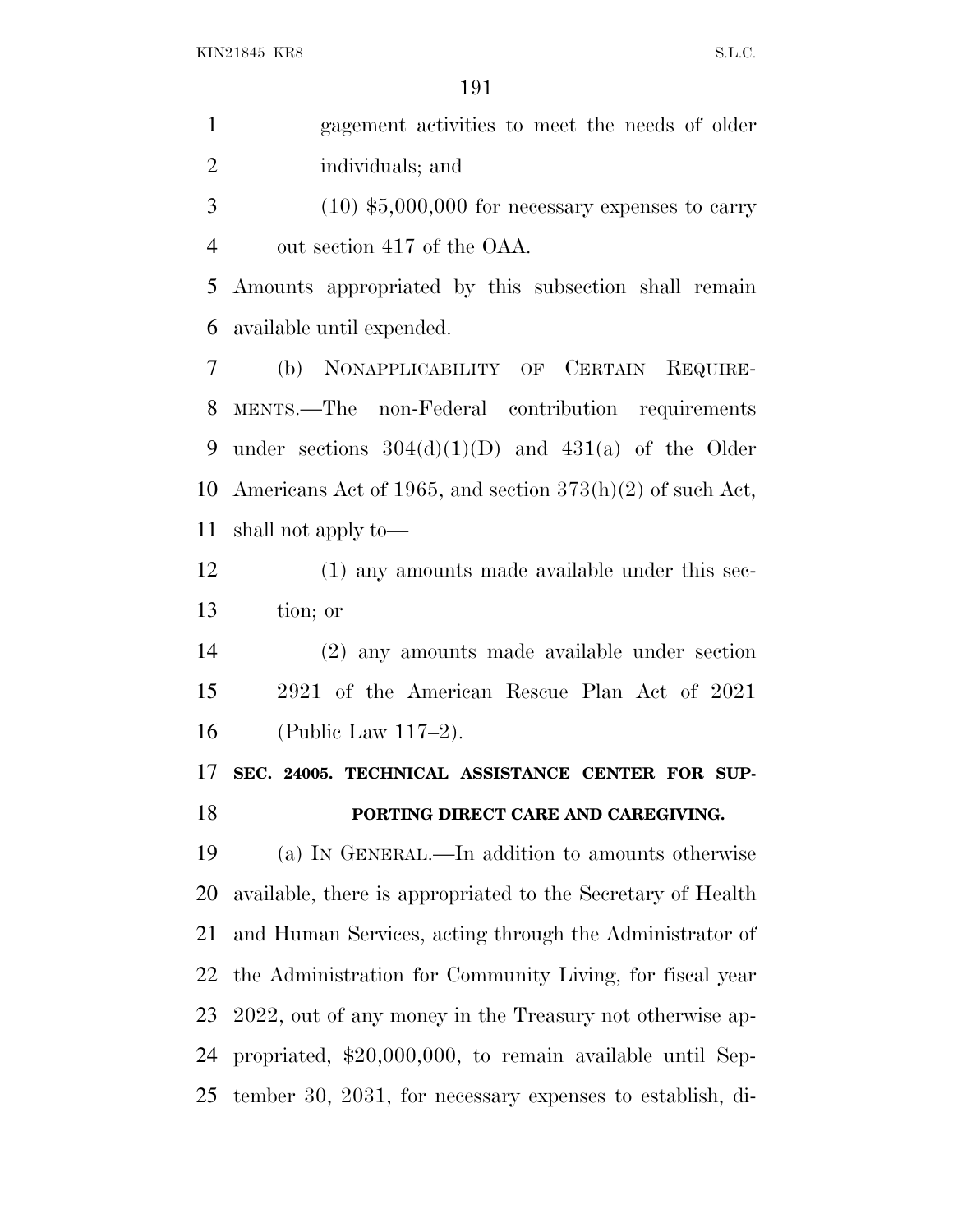gagement activities to meet the needs of older individuals; and

(10) $5,000,000 for necessary expenses to carry out section 417 of the OAA.

Amounts appropriated by this subsection shall remain available until expended.

(b) NONAPPLICABILITY OF CERTAIN REQUIREMENTS.—The non-Federal contribution requirements under sections 304(d)(1)(D) and 431(a) of the Older Americans Act of 1965, and section 373(h)(2) of such Act, shall not apply to—

(1) any amounts made available under this section; or

(2) any amounts made available under section 2921 of the American Rescue Plan Act of 2021 (Public Law 117–2).

**SEC. 24005. TECHNICAL ASSISTANCE CENTER FOR SUPPORTING DIRECT CARE AND CAREGIVING.**

(a) IN GENERAL.—In addition to amounts otherwise available, there is appropriated to the Secretary of Health and Human Services, acting through the Administrator of the Administration for Community Living, for fiscal year 2022, out of any money in the Treasury not otherwise appropriated, $20,000,000, to remain available until September 30, 2031, for necessary expenses to establish, di-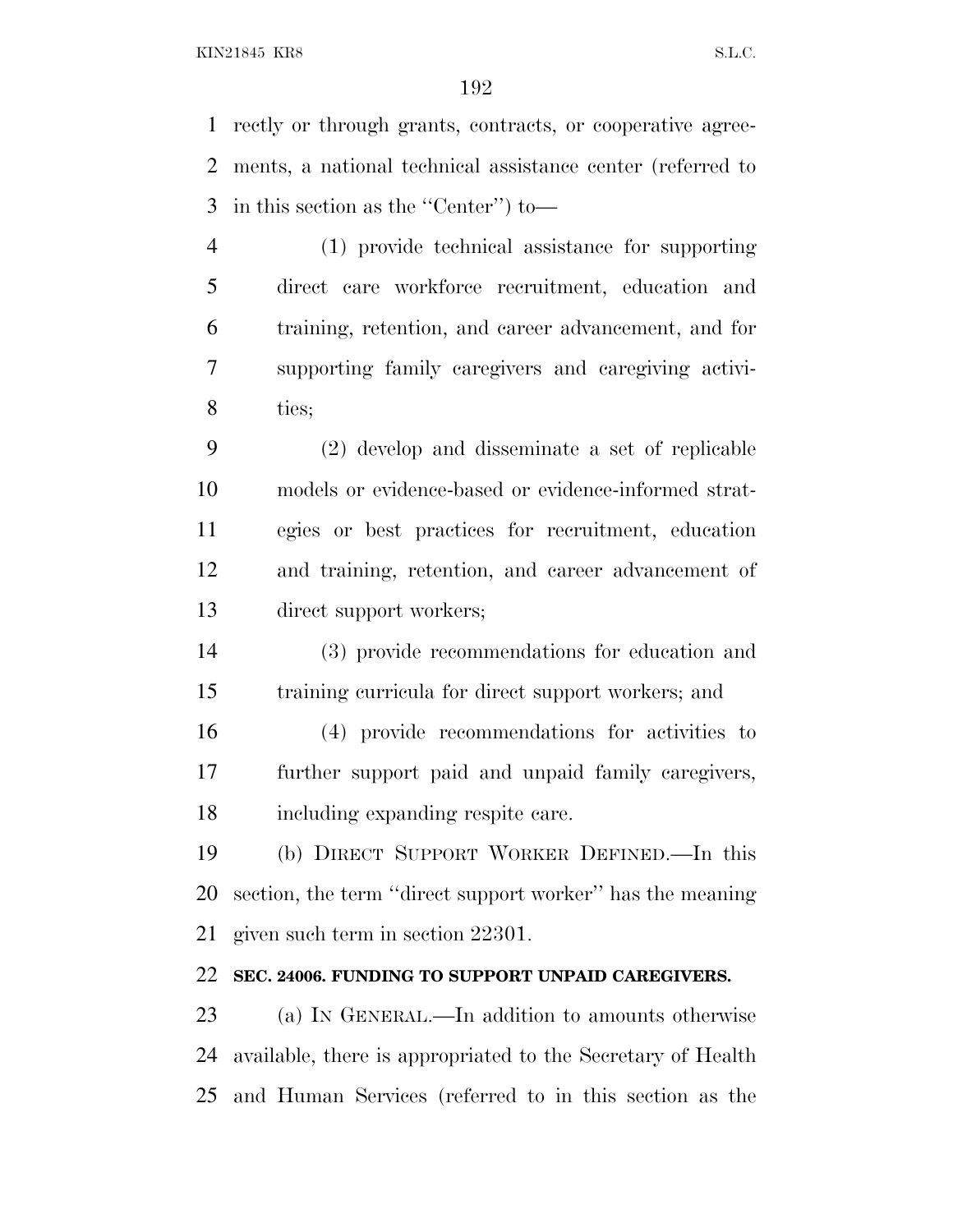rectly or through grants, contracts, or cooperative agreements, a national technical assistance center (referred to in this section as the ''Center'') to—

(1) provide technical assistance for supporting direct care workforce recruitment, education and training, retention, and career advancement, and for supporting family caregivers and caregiving activities;

(2) develop and disseminate a set of replicable models or evidence-based or evidence-informed strategies or best practices for recruitment, education and training, retention, and career advancement of direct support workers;

(3) provide recommendations for education and training curricula for direct support workers; and

(4) provide recommendations for activities to further support paid and unpaid family caregivers, including expanding respite care.

(b) DIRECT SUPPORT WORKER DEFINED.—In this section, the term ''direct support worker'' has the meaning given such term in section 22301.

**SEC. 24006. FUNDING TO SUPPORT UNPAID CAREGIVERS.**

(a) IN GENERAL.—In addition to amounts otherwise available, there is appropriated to the Secretary of Health and Human Services (referred to in this section as the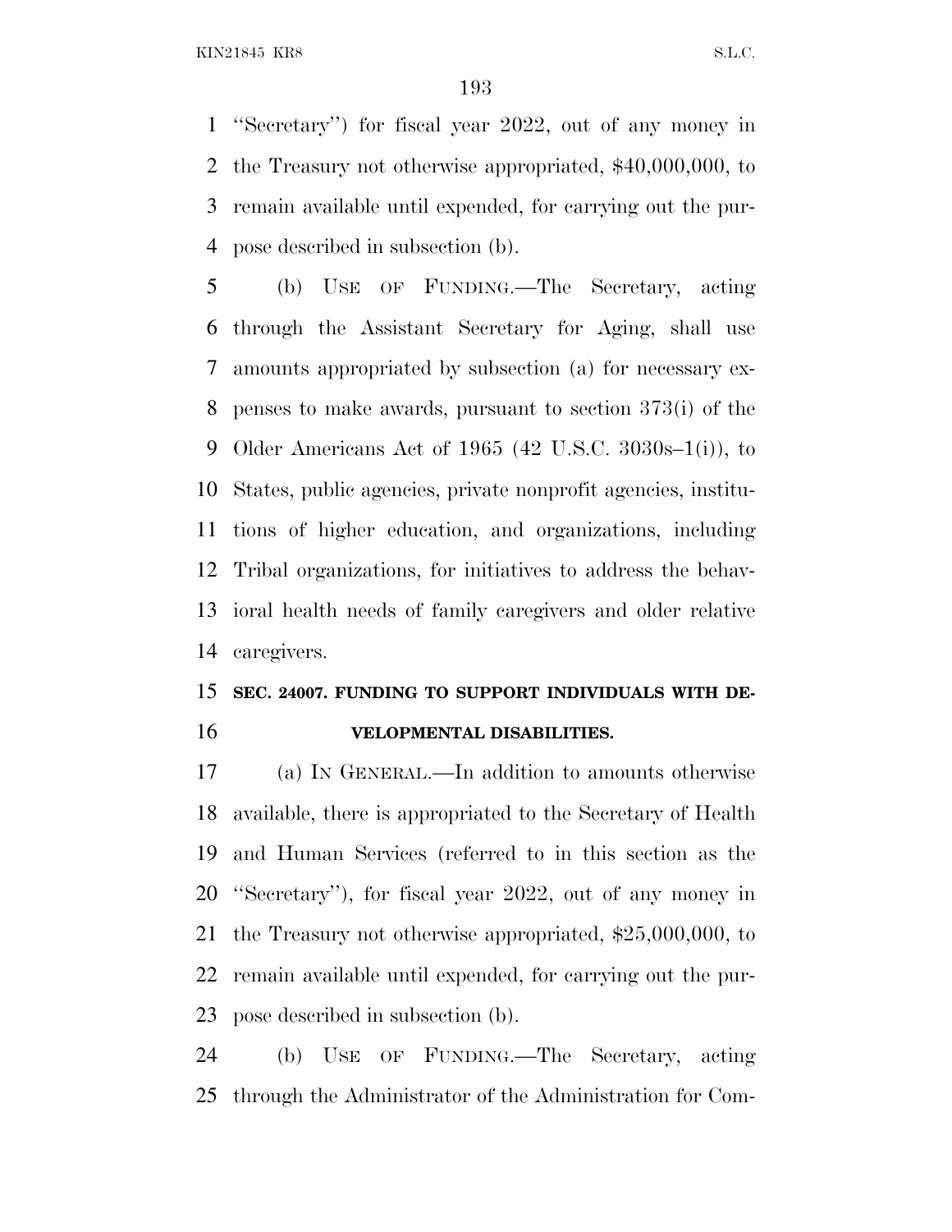"Secretary") for fiscal year 2022, out of any money in the Treasury not otherwise appropriated, $40,000,000, to remain available until expended, for carrying out the purpose described in subsection (b).

(b) USE OF FUNDING.—The Secretary, acting through the Assistant Secretary for Aging, shall use amounts appropriated by subsection (a) for necessary expenses to make awards, pursuant to section 373(i) of the Older Americans Act of 1965 (42 U.S.C. 3030s–1(i)), to States, public agencies, private nonprofit agencies, institutions of higher education, and organizations, including Tribal organizations, for initiatives to address the behavioral health needs of family caregivers and older relative caregivers.

**SEC. 24007. FUNDING TO SUPPORT INDIVIDUALS WITH DEVELOPMENTAL DISABILITIES.**

(a) IN GENERAL.—In addition to amounts otherwise available, there is appropriated to the Secretary of Health and Human Services (referred to in this section as the "Secretary"), for fiscal year 2022, out of any money in the Treasury not otherwise appropriated, $25,000,000, to remain available until expended, for carrying out the purpose described in subsection (b).

(b) USE OF FUNDING.—The Secretary, acting through the Administrator of the Administration for Com-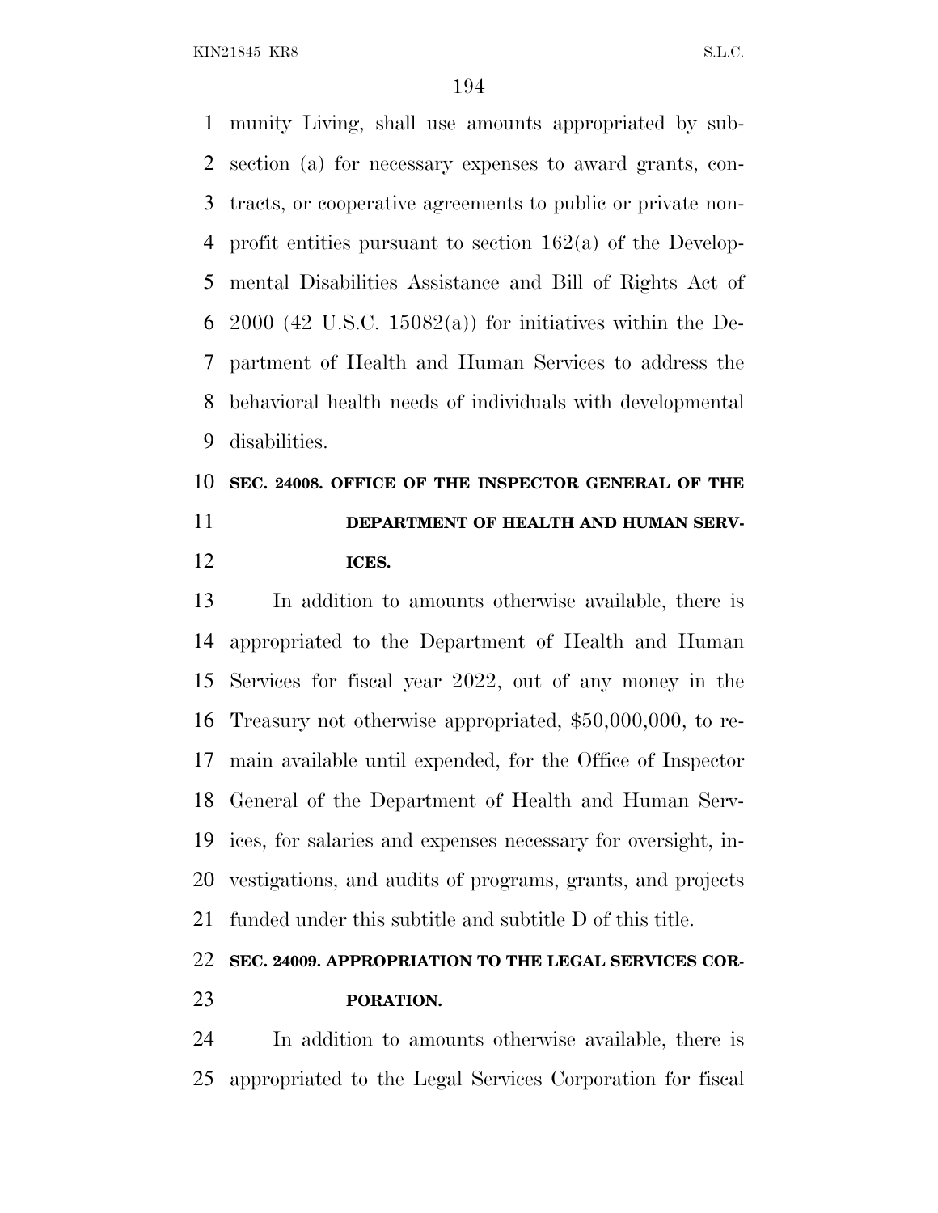munity Living, shall use amounts appropriated by subsection (a) for necessary expenses to award grants, contracts, or cooperative agreements to public or private nonprofit entities pursuant to section 162(a) of the Developmental Disabilities Assistance and Bill of Rights Act of 2000 (42 U.S.C. 15082(a)) for initiatives within the Department of Health and Human Services to address the behavioral health needs of individuals with developmental disabilities.

**SEC. 24008. OFFICE OF THE INSPECTOR GENERAL OF THE DEPARTMENT OF HEALTH AND HUMAN SERVICES.**

In addition to amounts otherwise available, there is appropriated to the Department of Health and Human Services for fiscal year 2022, out of any money in the Treasury not otherwise appropriated, $50,000,000, to remain available until expended, for the Office of Inspector General of the Department of Health and Human Services, for salaries and expenses necessary for oversight, investigations, and audits of programs, grants, and projects funded under this subtitle and subtitle D of this title.

**SEC. 24009. APPROPRIATION TO THE LEGAL SERVICES CORPORATION.**

In addition to amounts otherwise available, there is appropriated to the Legal Services Corporation for fiscal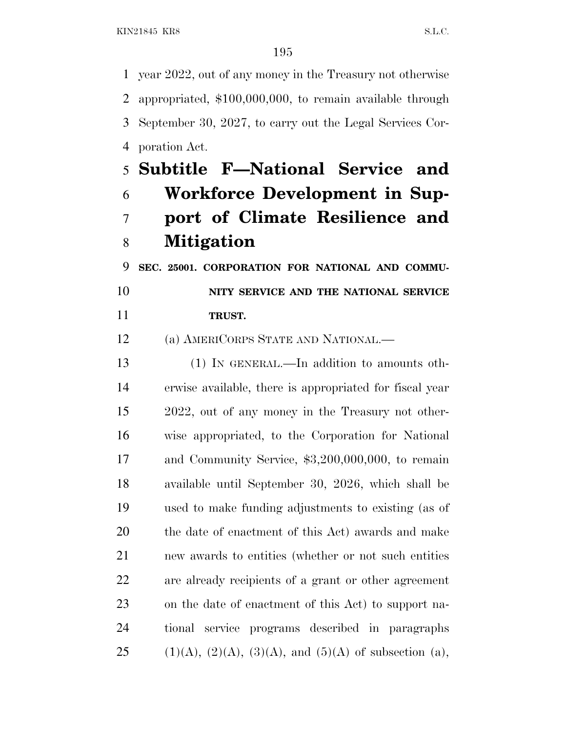year 2022, out of any money in the Treasury not otherwise appropriated, $100,000,000, to remain available through September 30, 2027, to carry out the Legal Services Corporation Act.

# Subtitle F—National Service and Workforce Development in Support of Climate Resilience and Mitigation

### SEC. 25001. CORPORATION FOR NATIONAL AND COMMUNITY SERVICE AND THE NATIONAL SERVICE TRUST.

(a) AMERICORPS STATE AND NATIONAL.—

(1) IN GENERAL.—In addition to amounts otherwise available, there is appropriated for fiscal year 2022, out of any money in the Treasury not otherwise appropriated, to the Corporation for National and Community Service, $3,200,000,000, to remain available until September 30, 2026, which shall be used to make funding adjustments to existing (as of the date of enactment of this Act) awards and make new awards to entities (whether or not such entities are already recipients of a grant or other agreement on the date of enactment of this Act) to support national service programs described in paragraphs (1)(A), (2)(A), (3)(A), and (5)(A) of subsection (a),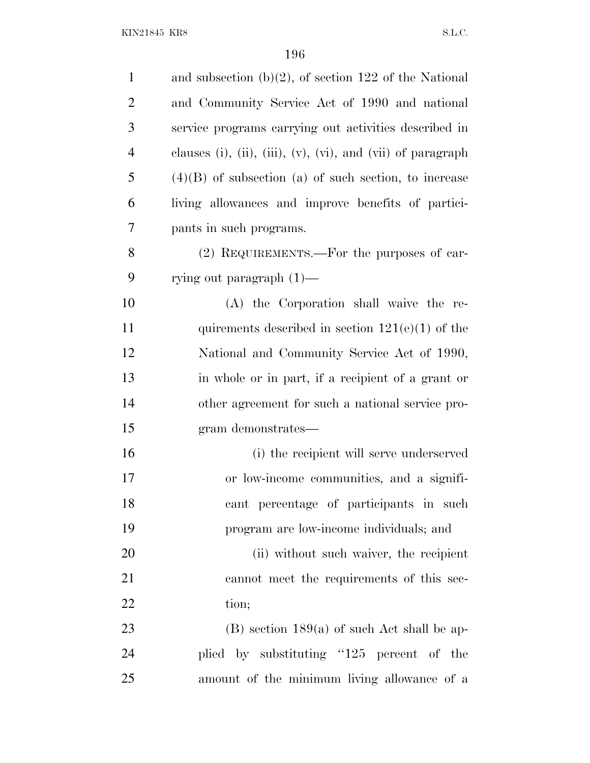and subsection (b)(2), of section 122 of the National and Community Service Act of 1990 and national service programs carrying out activities described in clauses (i), (ii), (iii), (v), (vi), and (vii) of paragraph (4)(B) of subsection (a) of such section, to increase living allowances and improve benefits of participants in such programs.

(2) REQUIREMENTS.—For the purposes of carrying out paragraph (1)—

(A) the Corporation shall waive the requirements described in section 121(e)(1) of the National and Community Service Act of 1990, in whole or in part, if a recipient of a grant or other agreement for such a national service program demonstrates—

(i) the recipient will serve underserved or low-income communities, and a significant percentage of participants in such program are low-income individuals; and

(ii) without such waiver, the recipient cannot meet the requirements of this section;

(B) section 189(a) of such Act shall be applied by substituting ''125 percent of the amount of the minimum living allowance of a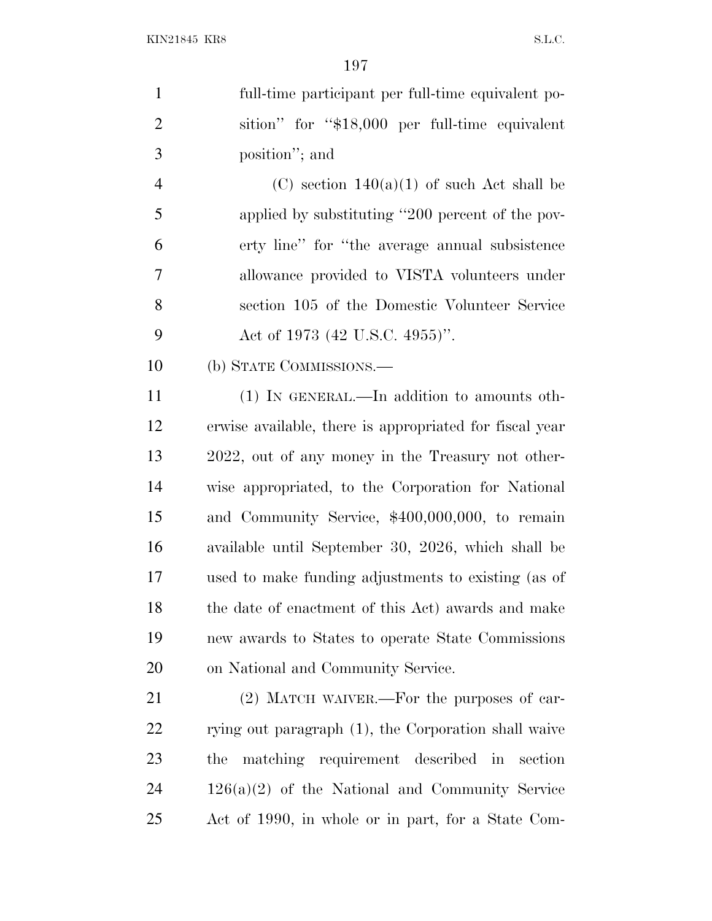full-time participant per full-time equivalent position'' for ''$18,000 per full-time equivalent position''; and

(C) section 140(a)(1) of such Act shall be applied by substituting ''200 percent of the poverty line'' for ''the average annual subsistence allowance provided to VISTA volunteers under section 105 of the Domestic Volunteer Service Act of 1973 (42 U.S.C. 4955)''.

(b) STATE COMMISSIONS.—

(1) IN GENERAL.—In addition to amounts otherwise available, there is appropriated for fiscal year 2022, out of any money in the Treasury not otherwise appropriated, to the Corporation for National and Community Service, $400,000,000, to remain available until September 30, 2026, which shall be used to make funding adjustments to existing (as of the date of enactment of this Act) awards and make new awards to States to operate State Commissions on National and Community Service.

(2) MATCH WAIVER.—For the purposes of carrying out paragraph (1), the Corporation shall waive the matching requirement described in section 126(a)(2) of the National and Community Service Act of 1990, in whole or in part, for a State Com-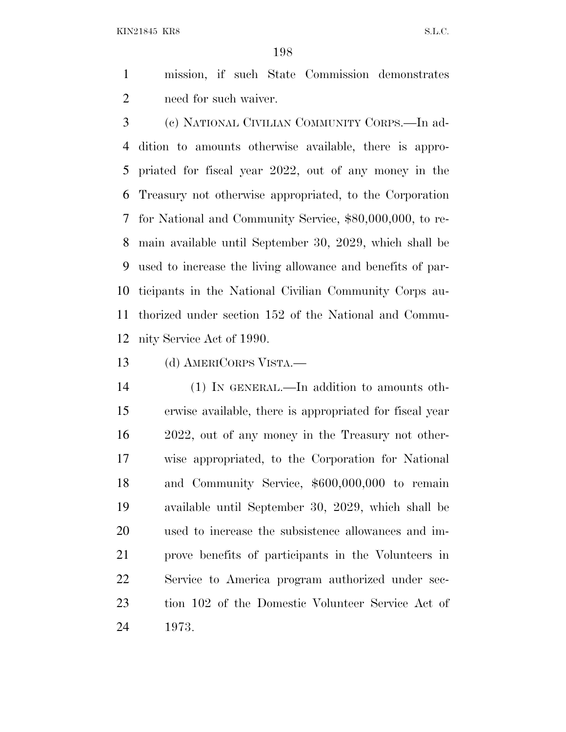mission, if such State Commission demonstrates need for such waiver.

(c) NATIONAL CIVILIAN COMMUNITY CORPS.—In addition to amounts otherwise available, there is appropriated for fiscal year 2022, out of any money in the Treasury not otherwise appropriated, to the Corporation for National and Community Service, $80,000,000, to remain available until September 30, 2029, which shall be used to increase the living allowance and benefits of participants in the National Civilian Community Corps authorized under section 152 of the National and Community Service Act of 1990.

(d) AMERICORPS VISTA.—

(1) IN GENERAL.—In addition to amounts otherwise available, there is appropriated for fiscal year 2022, out of any money in the Treasury not otherwise appropriated, to the Corporation for National and Community Service, $600,000,000 to remain available until September 30, 2029, which shall be used to increase the subsistence allowances and improve benefits of participants in the Volunteers in Service to America program authorized under section 102 of the Domestic Volunteer Service Act of 1973.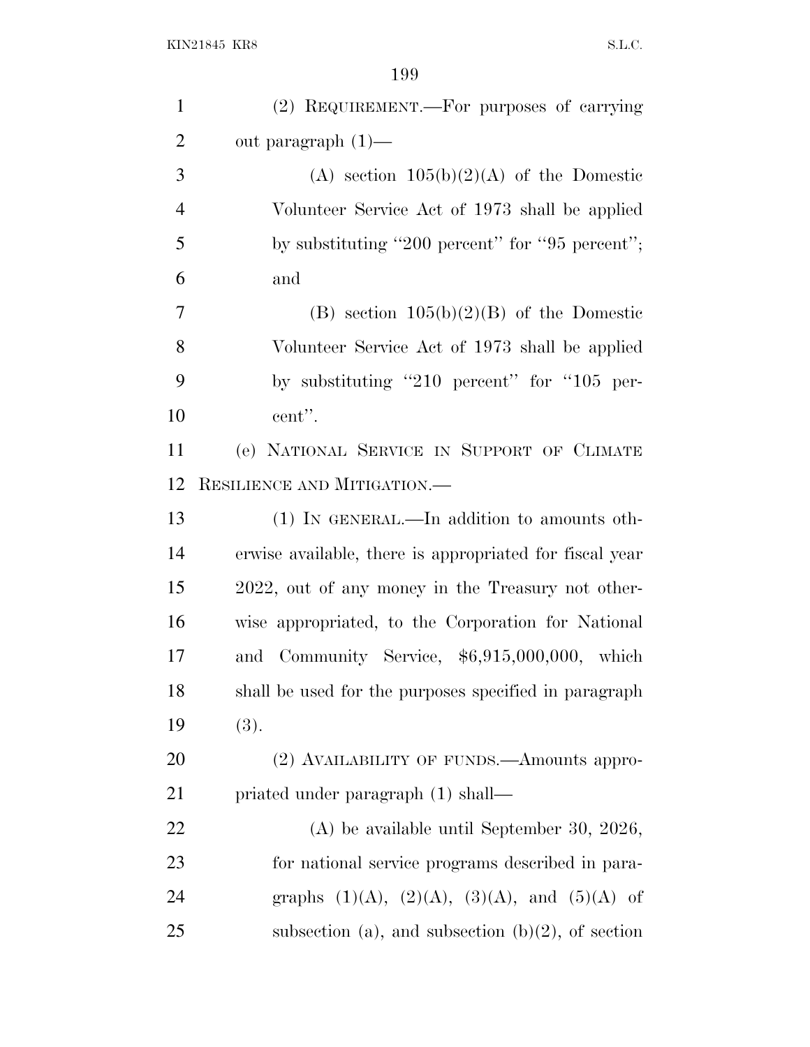(2) REQUIREMENT.—For purposes of carrying out paragraph (1)—

(A) section 105(b)(2)(A) of the Domestic Volunteer Service Act of 1973 shall be applied by substituting ''200 percent'' for ''95 percent''; and

(B) section 105(b)(2)(B) of the Domestic Volunteer Service Act of 1973 shall be applied by substituting ''210 percent'' for ''105 percent''.

(e) NATIONAL SERVICE IN SUPPORT OF CLIMATE RESILIENCE AND MITIGATION.—

(1) IN GENERAL.—In addition to amounts otherwise available, there is appropriated for fiscal year 2022, out of any money in the Treasury not otherwise appropriated, to the Corporation for National and Community Service, $6,915,000,000, which shall be used for the purposes specified in paragraph (3).

(2) AVAILABILITY OF FUNDS.—Amounts appropriated under paragraph (1) shall—

(A) be available until September 30, 2026, for national service programs described in paragraphs (1)(A), (2)(A), (3)(A), and (5)(A) of subsection (a), and subsection (b)(2), of section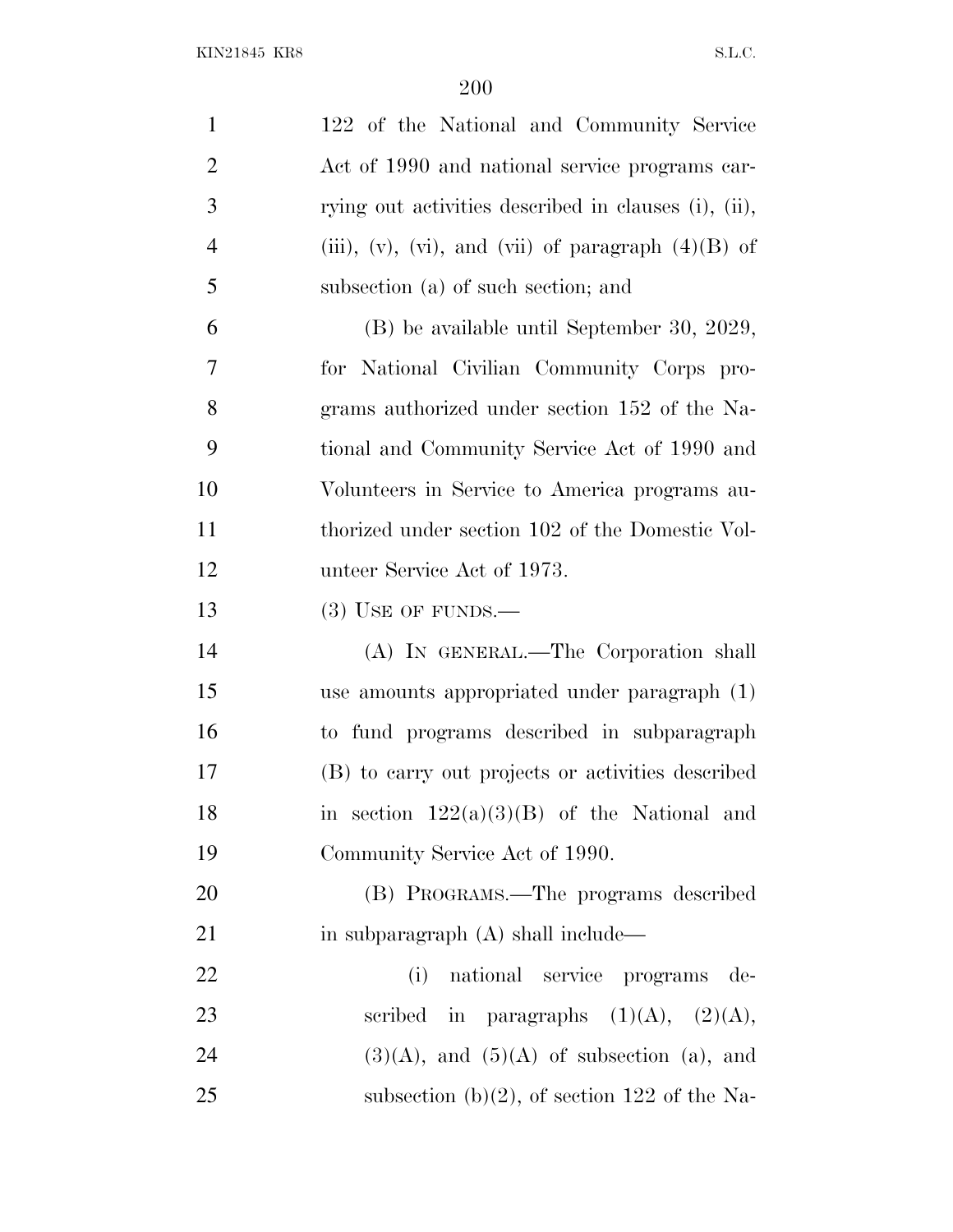122 of the National and Community Service Act of 1990 and national service programs carrying out activities described in clauses (i), (ii), (iii), (v), (vi), and (vii) of paragraph (4)(B) of subsection (a) of such section; and

(B) be available until September 30, 2029, for National Civilian Community Corps programs authorized under section 152 of the National and Community Service Act of 1990 and Volunteers in Service to America programs authorized under section 102 of the Domestic Volunteer Service Act of 1973.

(3) USE OF FUNDS.—

(A) IN GENERAL.—The Corporation shall use amounts appropriated under paragraph (1) to fund programs described in subparagraph (B) to carry out projects or activities described in section 122(a)(3)(B) of the National and Community Service Act of 1990.

(B) PROGRAMS.—The programs described in subparagraph (A) shall include—

(i) national service programs described in paragraphs (1)(A), (2)(A), (3)(A), and (5)(A) of subsection (a), and subsection (b)(2), of section 122 of the Na-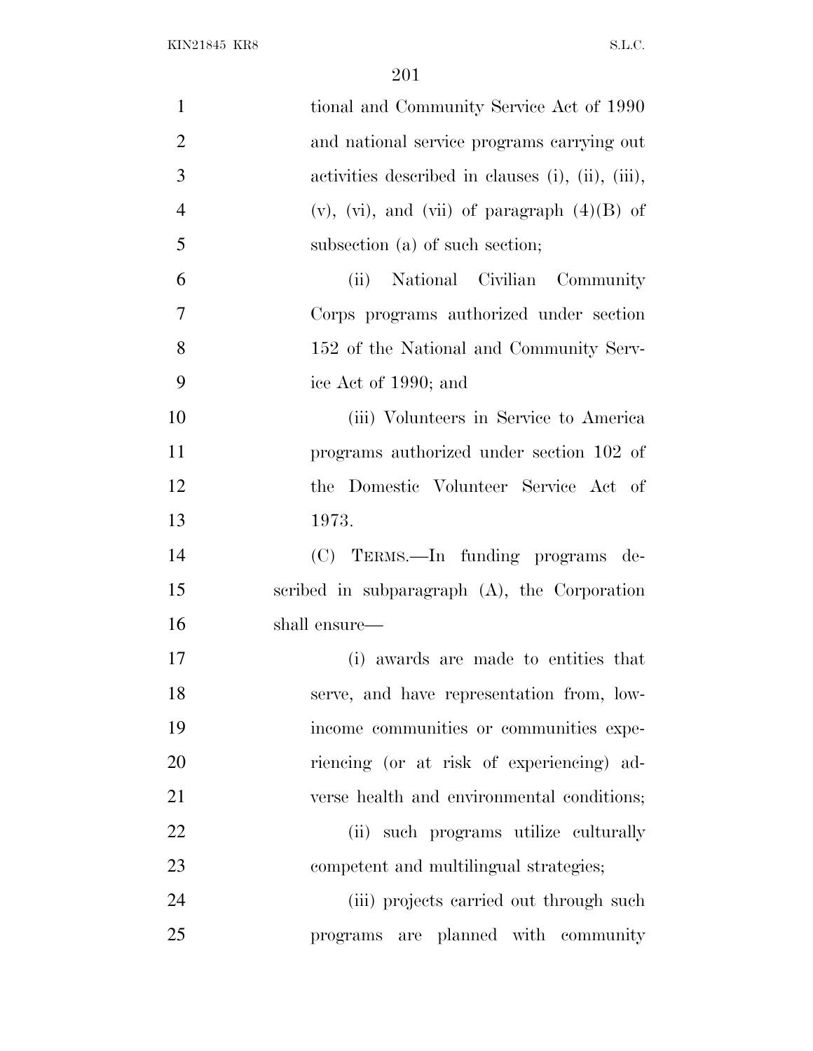tional and Community Service Act of 1990 and national service programs carrying out activities described in clauses (i), (ii), (iii), (v), (vi), and (vii) of paragraph (4)(B) of subsection (a) of such section;

(ii) National Civilian Community Corps programs authorized under section 152 of the National and Community Service Act of 1990; and

(iii) Volunteers in Service to America programs authorized under section 102 of the Domestic Volunteer Service Act of 1973.

(C) TERMS.—In funding programs described in subparagraph (A), the Corporation shall ensure—

(i) awards are made to entities that serve, and have representation from, low-income communities or communities experiencing (or at risk of experiencing) adverse health and environmental conditions;

(ii) such programs utilize culturally competent and multilingual strategies;

(iii) projects carried out through such programs are planned with community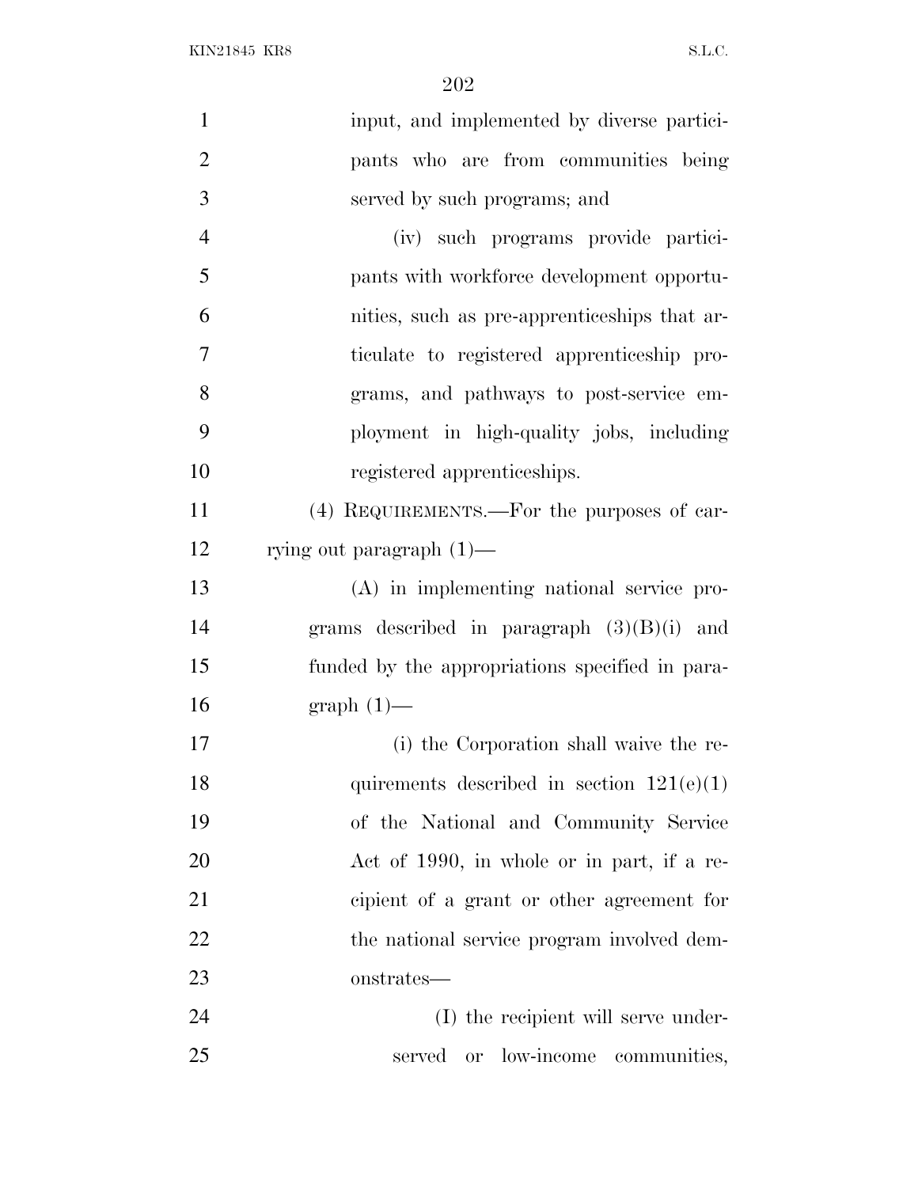input, and implemented by diverse participants who are from communities being served by such programs; and

(iv) such programs provide participants with workforce development opportunities, such as pre-apprenticeships that articulate to registered apprenticeship programs, and pathways to post-service employment in high-quality jobs, including registered apprenticeships.

(4) REQUIREMENTS.—For the purposes of carrying out paragraph (1)—

(A) in implementing national service programs described in paragraph (3)(B)(i) and funded by the appropriations specified in paragraph (1)—

(i) the Corporation shall waive the requirements described in section 121(e)(1) of the National and Community Service Act of 1990, in whole or in part, if a recipient of a grant or other agreement for the national service program involved demonstrates—

(I) the recipient will serve underserved or low-income communities,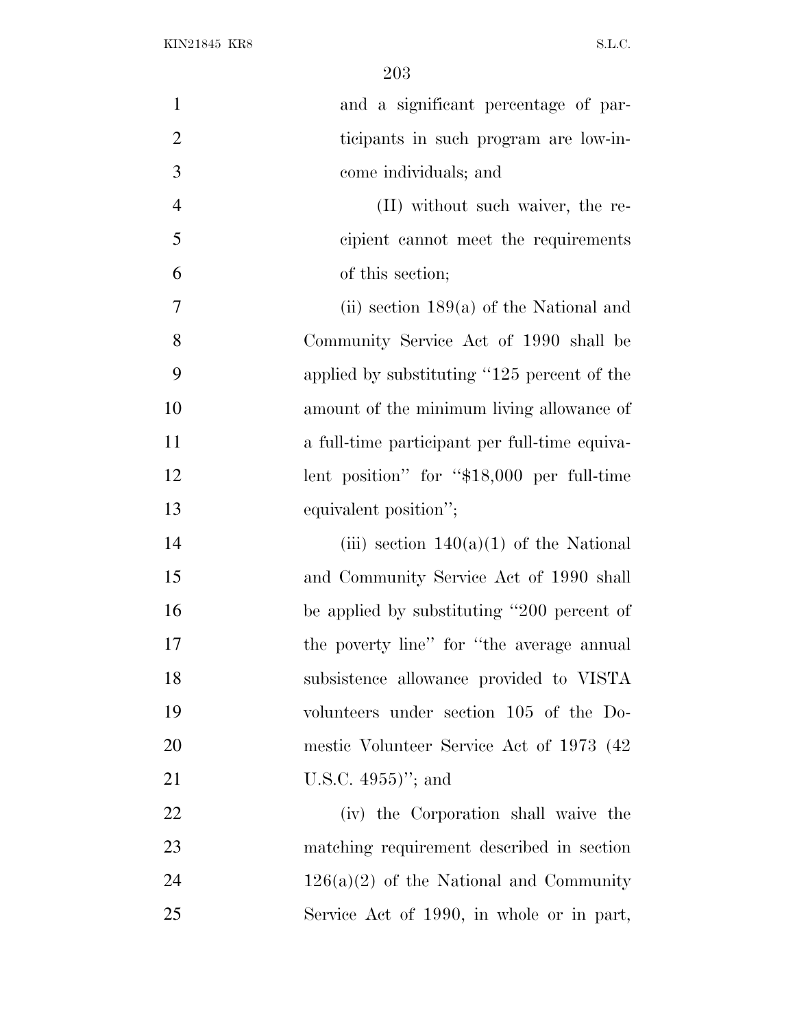and a significant percentage of participants in such program are low-income individuals; and

(II) without such waiver, the recipient cannot meet the requirements of this section;

(ii) section 189(a) of the National and Community Service Act of 1990 shall be applied by substituting "125 percent of the amount of the minimum living allowance of a full-time participant per full-time equivalent position" for "$18,000 per full-time equivalent position";

(iii) section 140(a)(1) of the National and Community Service Act of 1990 shall be applied by substituting "200 percent of the poverty line" for "the average annual subsistence allowance provided to VISTA volunteers under section 105 of the Domestic Volunteer Service Act of 1973 (42 U.S.C. 4955)"; and

(iv) the Corporation shall waive the matching requirement described in section 126(a)(2) of the National and Community Service Act of 1990, in whole or in part,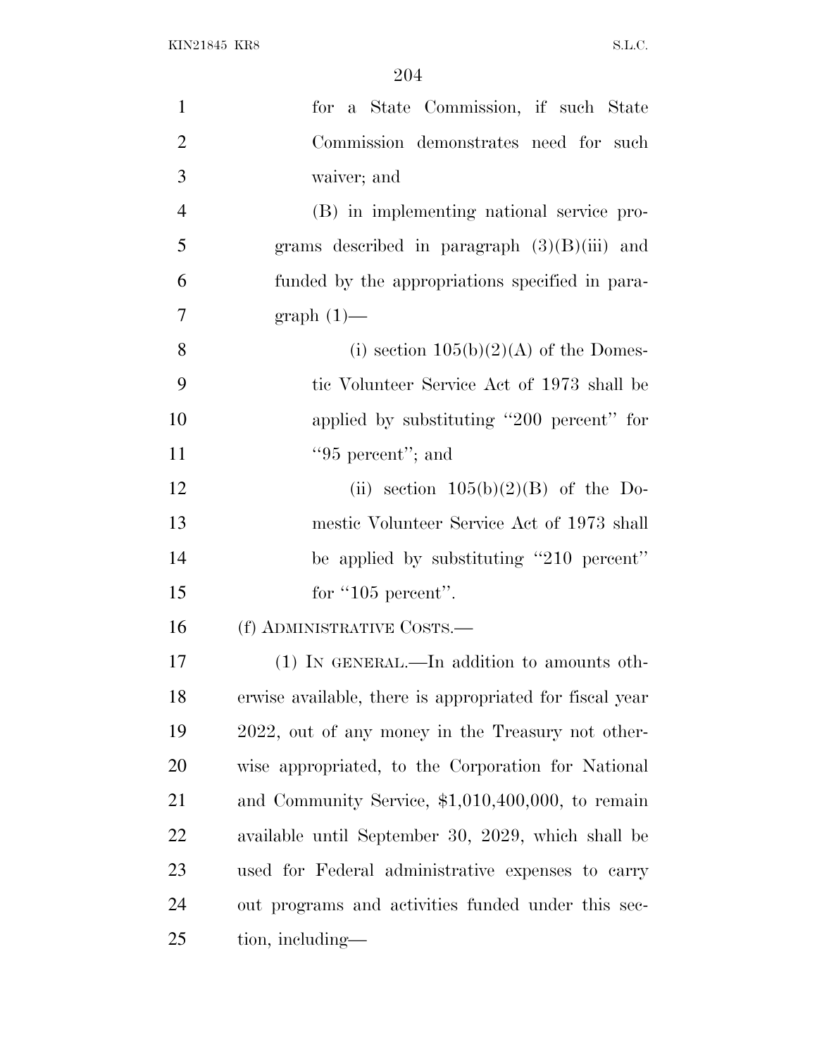for a State Commission, if such State Commission demonstrates need for such waiver; and

(B) in implementing national service programs described in paragraph (3)(B)(iii) and funded by the appropriations specified in paragraph (1)—

(i) section 105(b)(2)(A) of the Domestic Volunteer Service Act of 1973 shall be applied by substituting ''200 percent'' for ''95 percent''; and

(ii) section 105(b)(2)(B) of the Domestic Volunteer Service Act of 1973 shall be applied by substituting ''210 percent'' for ''105 percent''.

(f) ADMINISTRATIVE COSTS.—

(1) IN GENERAL.—In addition to amounts otherwise available, there is appropriated for fiscal year 2022, out of any money in the Treasury not otherwise appropriated, to the Corporation for National and Community Service, $1,010,400,000, to remain available until September 30, 2029, which shall be used for Federal administrative expenses to carry out programs and activities funded under this section, including—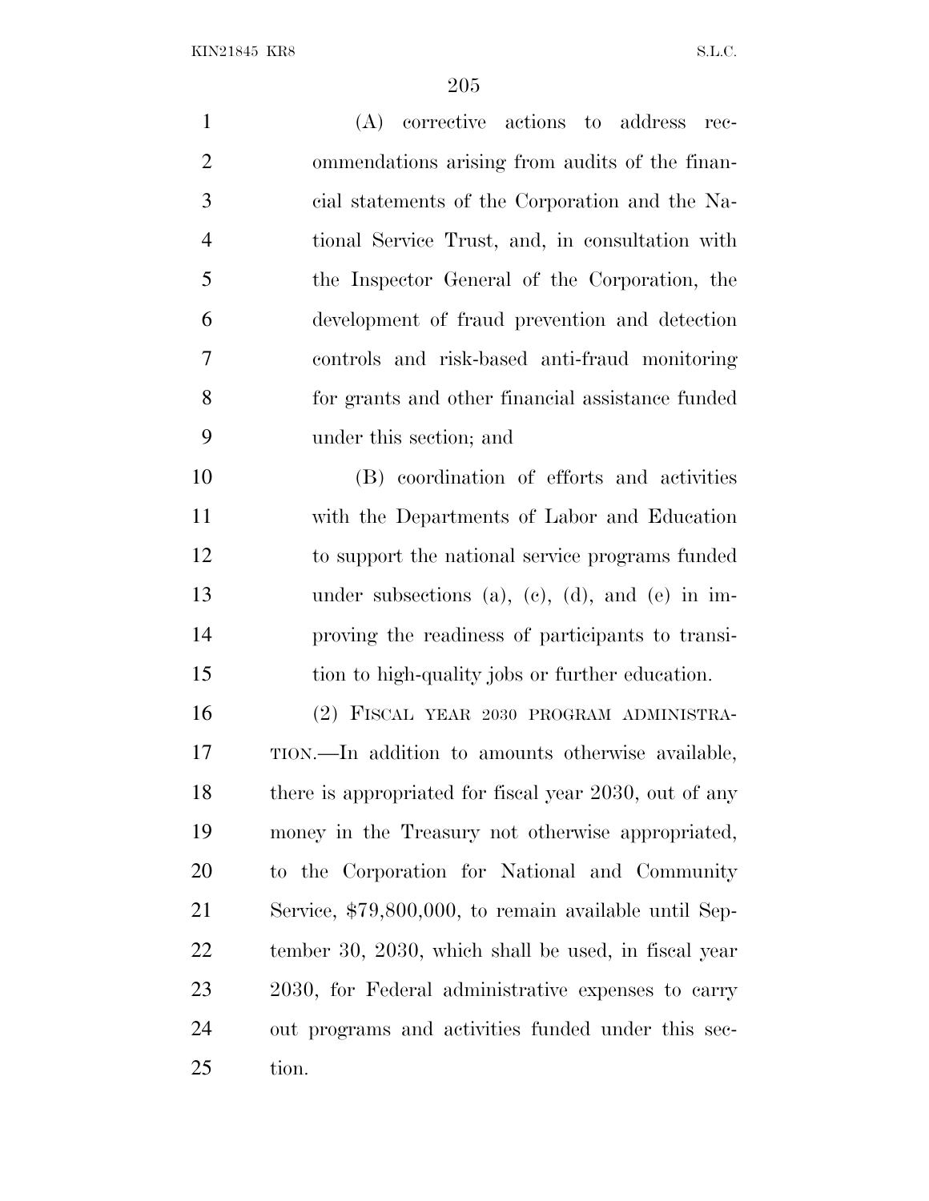(A) corrective actions to address recommendations arising from audits of the financial statements of the Corporation and the National Service Trust, and, in consultation with the Inspector General of the Corporation, the development of fraud prevention and detection controls and risk-based anti-fraud monitoring for grants and other financial assistance funded under this section; and

(B) coordination of efforts and activities with the Departments of Labor and Education to support the national service programs funded under subsections (a), (c), (d), and (e) in improving the readiness of participants to transition to high-quality jobs or further education.

(2) FISCAL YEAR 2030 PROGRAM ADMINISTRATION.—In addition to amounts otherwise available, there is appropriated for fiscal year 2030, out of any money in the Treasury not otherwise appropriated, to the Corporation for National and Community Service, $79,800,000, to remain available until September 30, 2030, which shall be used, in fiscal year 2030, for Federal administrative expenses to carry out programs and activities funded under this section.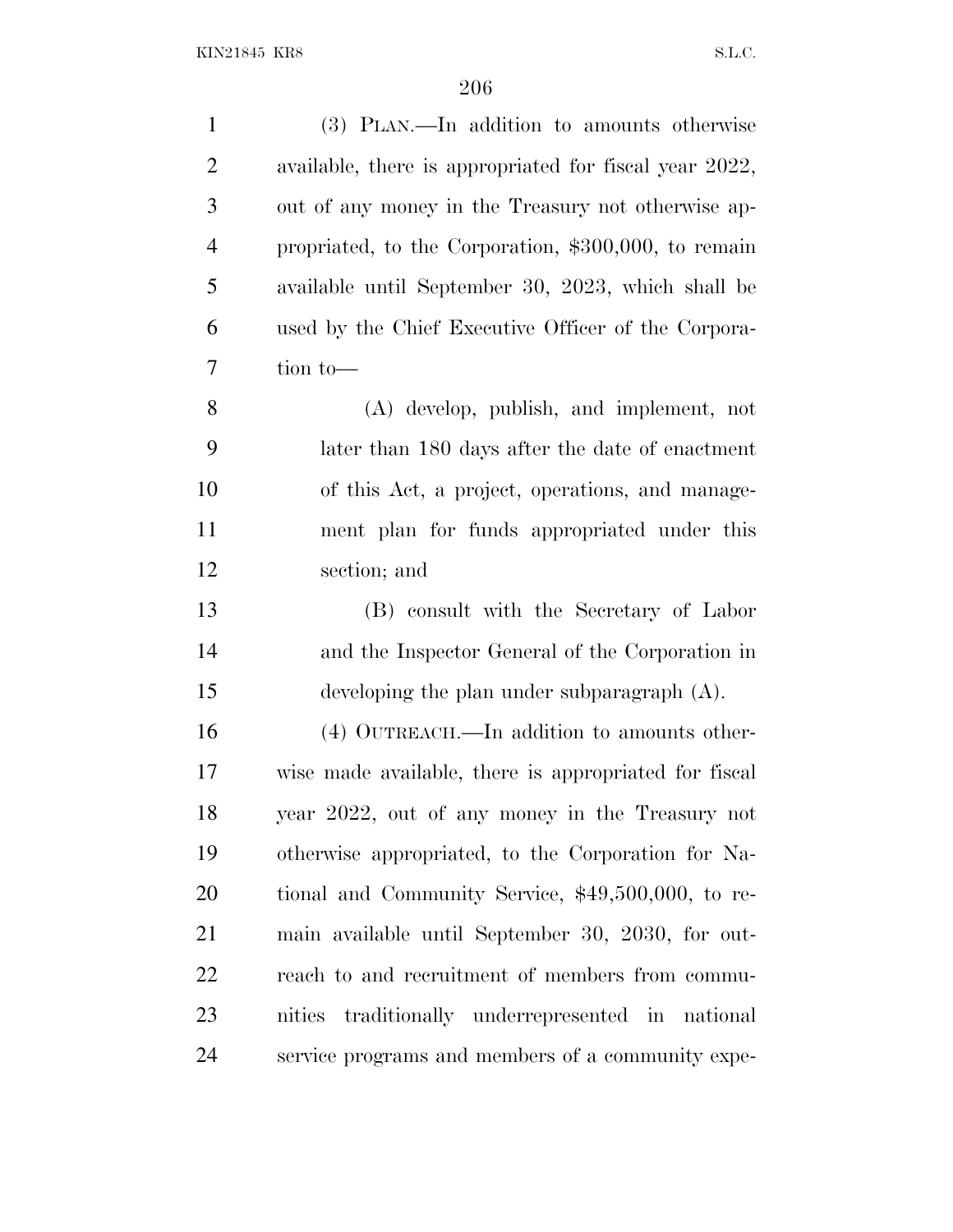(3) PLAN.—In addition to amounts otherwise available, there is appropriated for fiscal year 2022, out of any money in the Treasury not otherwise appropriated, to the Corporation, $300,000, to remain available until September 30, 2023, which shall be used by the Chief Executive Officer of the Corporation to—

(A) develop, publish, and implement, not later than 180 days after the date of enactment of this Act, a project, operations, and management plan for funds appropriated under this section; and

(B) consult with the Secretary of Labor and the Inspector General of the Corporation in developing the plan under subparagraph (A).

(4) OUTREACH.—In addition to amounts otherwise made available, there is appropriated for fiscal year 2022, out of any money in the Treasury not otherwise appropriated, to the Corporation for National and Community Service, $49,500,000, to remain available until September 30, 2030, for outreach to and recruitment of members from communities traditionally underrepresented in national service programs and members of a community expe-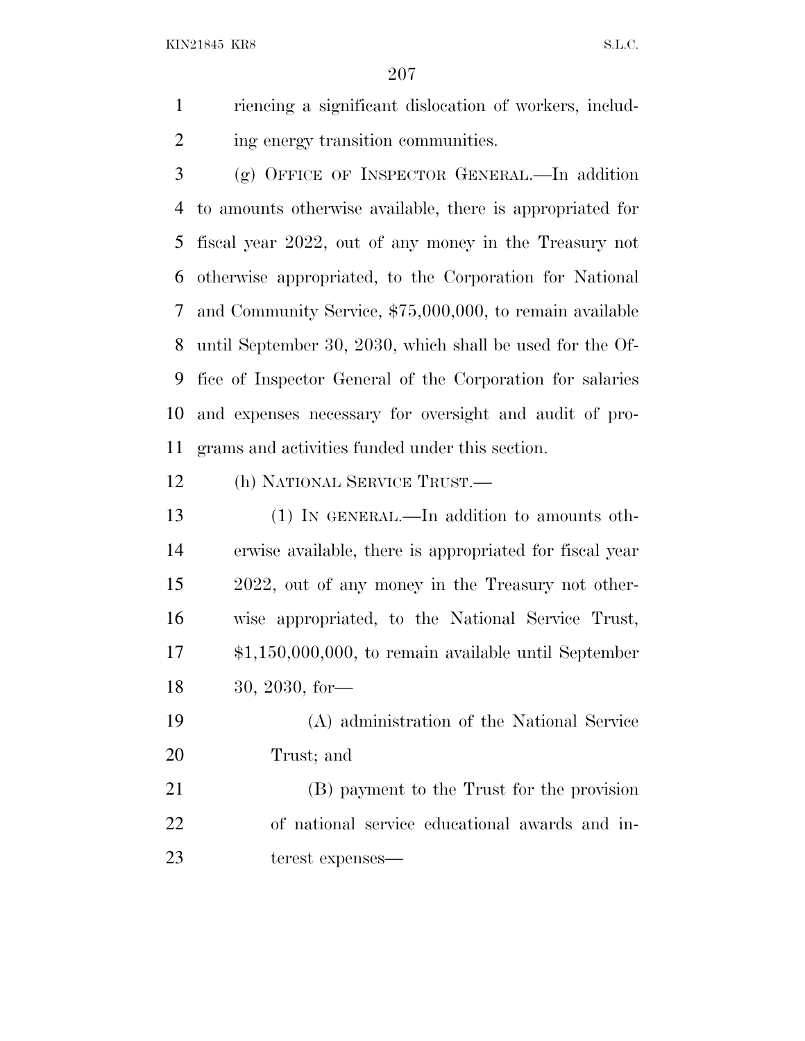riencing a significant dislocation of workers, including energy transition communities.

(g) OFFICE OF INSPECTOR GENERAL.—In addition to amounts otherwise available, there is appropriated for fiscal year 2022, out of any money in the Treasury not otherwise appropriated, to the Corporation for National and Community Service, $75,000,000, to remain available until September 30, 2030, which shall be used for the Office of Inspector General of the Corporation for salaries and expenses necessary for oversight and audit of programs and activities funded under this section.

(h) NATIONAL SERVICE TRUST.—

(1) IN GENERAL.—In addition to amounts otherwise available, there is appropriated for fiscal year 2022, out of any money in the Treasury not otherwise appropriated, to the National Service Trust, $1,150,000,000, to remain available until September 30, 2030, for—

(A) administration of the National Service Trust; and

(B) payment to the Trust for the provision of national service educational awards and interest expenses—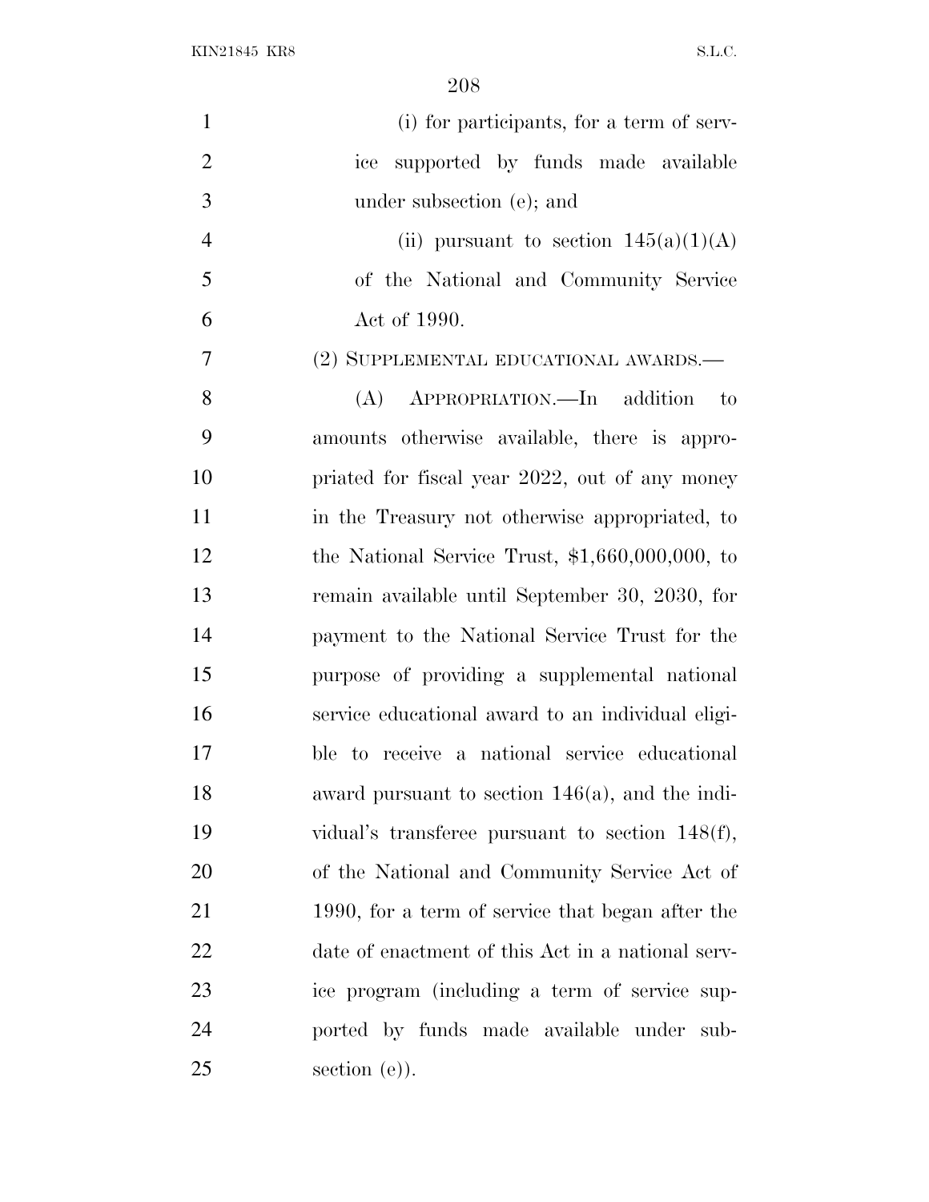(i) for participants, for a term of service supported by funds made available under subsection (e); and

(ii) pursuant to section 145(a)(1)(A) of the National and Community Service Act of 1990.

(2) SUPPLEMENTAL EDUCATIONAL AWARDS.—

(A) APPROPRIATION.—In addition to amounts otherwise available, there is appropriated for fiscal year 2022, out of any money in the Treasury not otherwise appropriated, to the National Service Trust, $1,660,000,000, to remain available until September 30, 2030, for payment to the National Service Trust for the purpose of providing a supplemental national service educational award to an individual eligible to receive a national service educational award pursuant to section 146(a), and the individual's transferee pursuant to section 148(f), of the National and Community Service Act of 1990, for a term of service that began after the date of enactment of this Act in a national service program (including a term of service supported by funds made available under subsection (e)).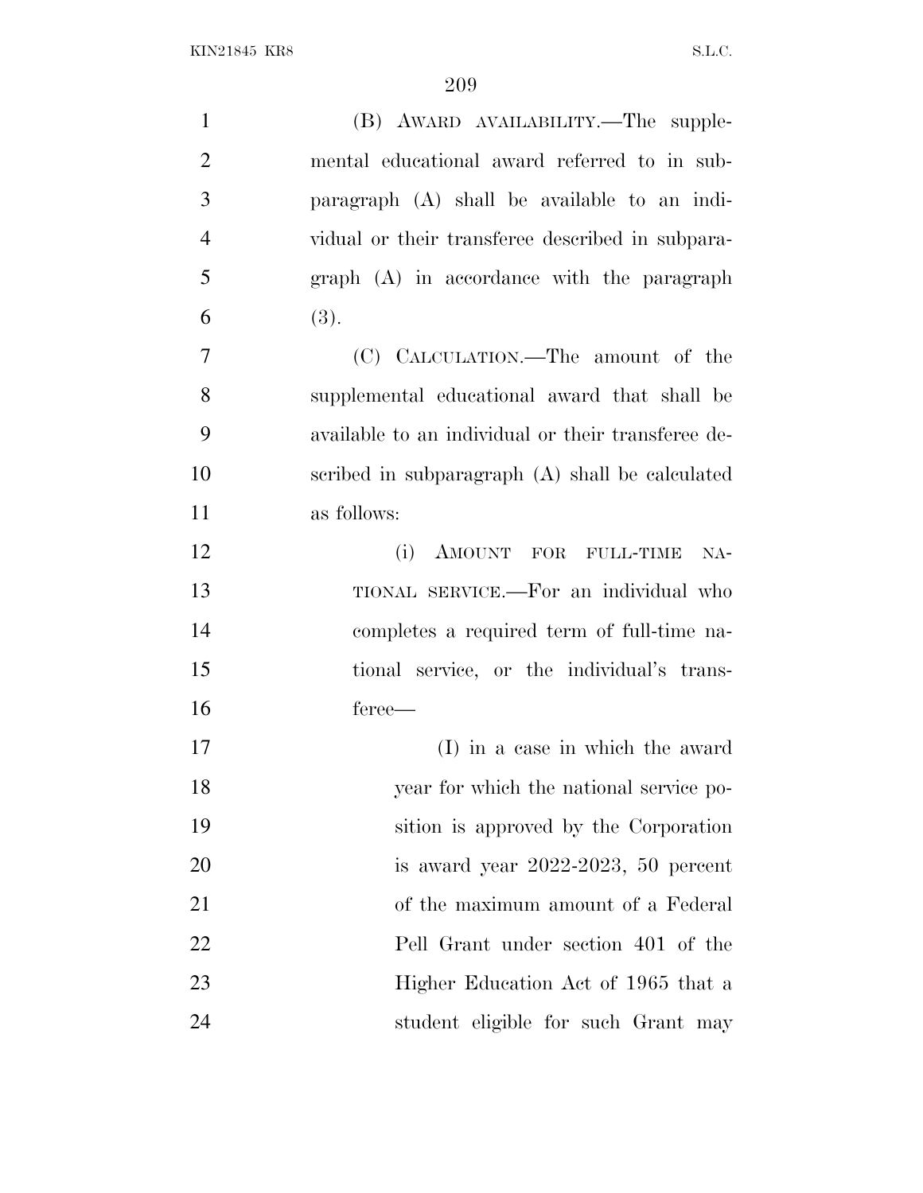(B) AWARD AVAILABILITY.—The supplemental educational award referred to in subparagraph (A) shall be available to an individual or their transferee described in subparagraph (A) in accordance with the paragraph (3).

(C) CALCULATION.—The amount of the supplemental educational award that shall be available to an individual or their transferee described in subparagraph (A) shall be calculated as follows:

(i) AMOUNT FOR FULL-TIME NATIONAL SERVICE.—For an individual who completes a required term of full-time national service, or the individual's transferee—

(I) in a case in which the award year for which the national service position is approved by the Corporation is award year 2022-2023, 50 percent of the maximum amount of a Federal Pell Grant under section 401 of the Higher Education Act of 1965 that a student eligible for such Grant may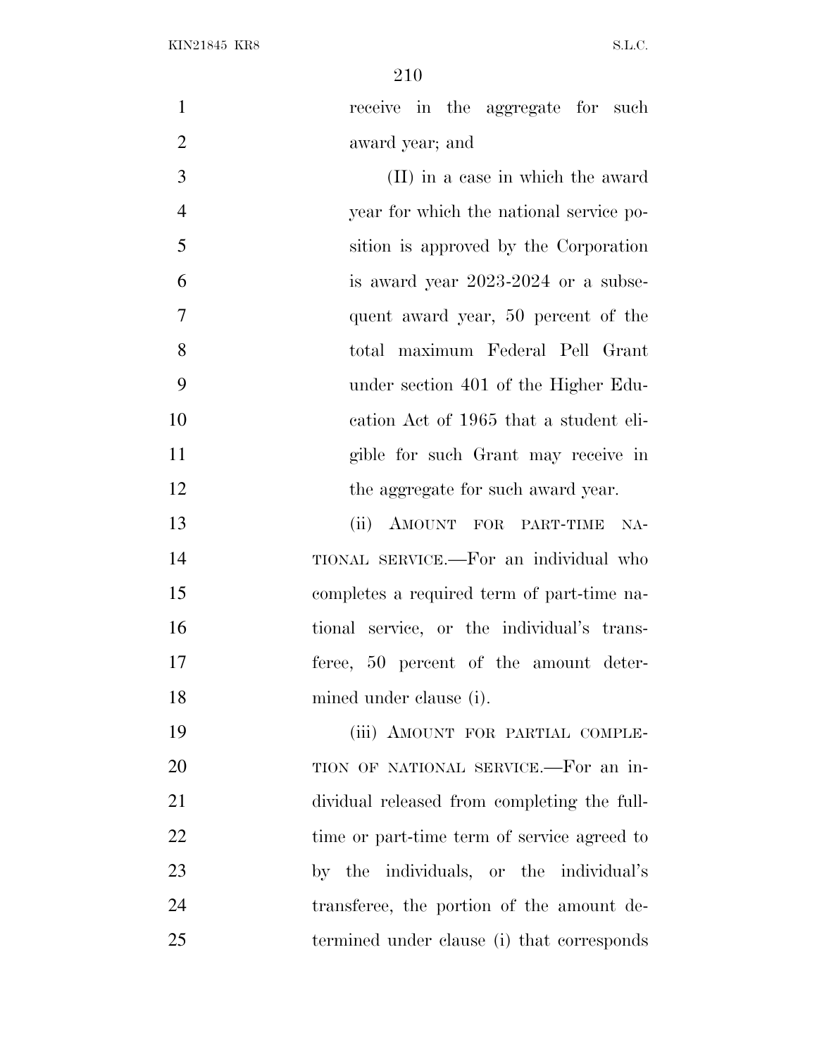receive in the aggregate for such award year; and

(II) in a case in which the award year for which the national service position is approved by the Corporation is award year 2023-2024 or a subsequent award year, 50 percent of the total maximum Federal Pell Grant under section 401 of the Higher Education Act of 1965 that a student eligible for such Grant may receive in the aggregate for such award year.

(ii) AMOUNT FOR PART-TIME NATIONAL SERVICE.—For an individual who completes a required term of part-time national service, or the individual's transferee, 50 percent of the amount determined under clause (i).

(iii) AMOUNT FOR PARTIAL COMPLETION OF NATIONAL SERVICE.—For an individual released from completing the full-time or part-time term of service agreed to by the individuals, or the individual's transferee, the portion of the amount determined under clause (i) that corresponds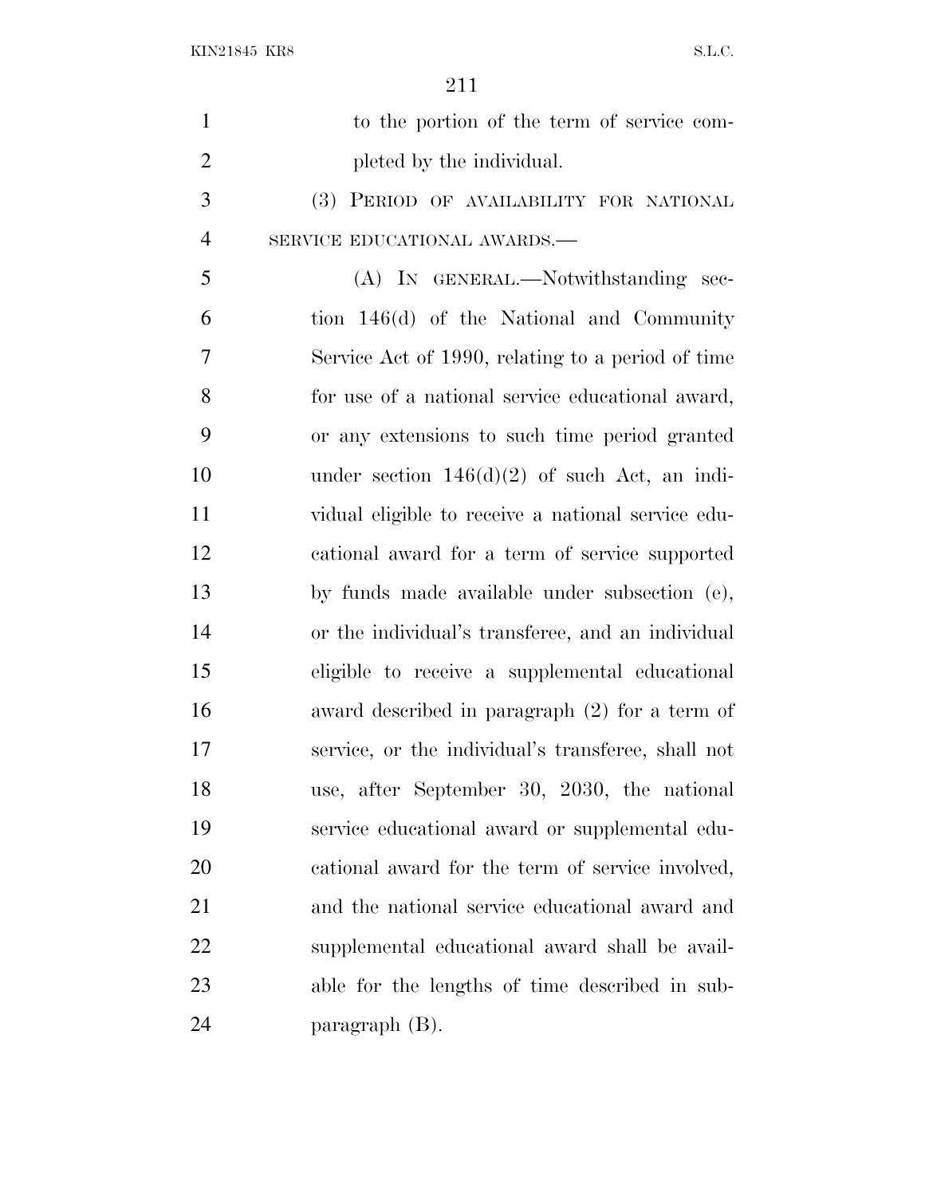to the portion of the term of service completed by the individual.

(3) PERIOD OF AVAILABILITY FOR NATIONAL SERVICE EDUCATIONAL AWARDS.—

(A) IN GENERAL.—Notwithstanding section 146(d) of the National and Community Service Act of 1990, relating to a period of time for use of a national service educational award, or any extensions to such time period granted under section 146(d)(2) of such Act, an individual eligible to receive a national service educational award for a term of service supported by funds made available under subsection (e), or the individual's transferee, and an individual eligible to receive a supplemental educational award described in paragraph (2) for a term of service, or the individual's transferee, shall not use, after September 30, 2030, the national service educational award or supplemental educational award for the term of service involved, and the national service educational award and supplemental educational award shall be available for the lengths of time described in subparagraph (B).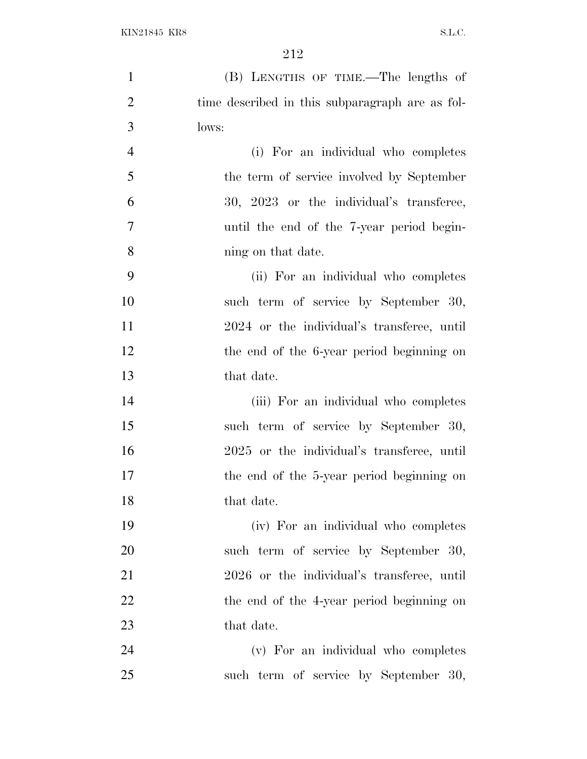(B) LENGTHS OF TIME.—The lengths of time described in this subparagraph are as follows:

(i) For an individual who completes the term of service involved by September 30, 2023 or the individual's transferee, until the end of the 7-year period beginning on that date.

(ii) For an individual who completes such term of service by September 30, 2024 or the individual's transferee, until the end of the 6-year period beginning on that date.

(iii) For an individual who completes such term of service by September 30, 2025 or the individual's transferee, until the end of the 5-year period beginning on that date.

(iv) For an individual who completes such term of service by September 30, 2026 or the individual's transferee, until the end of the 4-year period beginning on that date.

(v) For an individual who completes such term of service by September 30,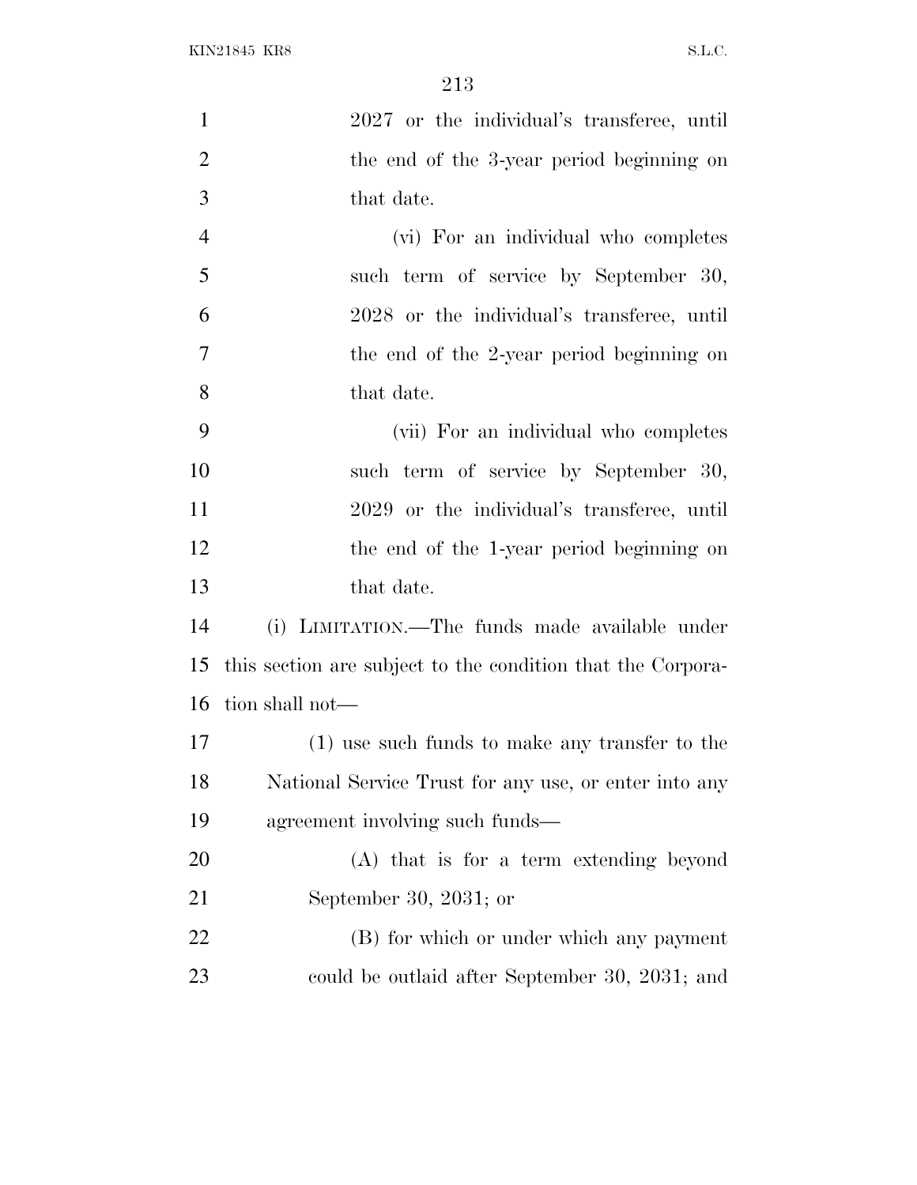2027 or the individual's transferee, until the end of the 3-year period beginning on that date.

(vi) For an individual who completes such term of service by September 30, 2028 or the individual's transferee, until the end of the 2-year period beginning on that date.

(vii) For an individual who completes such term of service by September 30, 2029 or the individual's transferee, until the end of the 1-year period beginning on that date.

(i) LIMITATION.—The funds made available under this section are subject to the condition that the Corporation shall not—

(1) use such funds to make any transfer to the National Service Trust for any use, or enter into any agreement involving such funds—

(A) that is for a term extending beyond September 30, 2031; or

(B) for which or under which any payment could be outlaid after September 30, 2031; and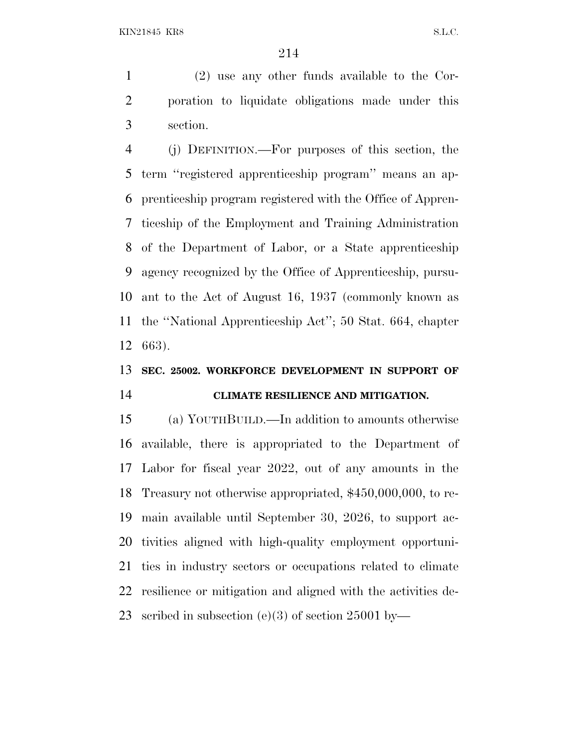(2) use any other funds available to the Corporation to liquidate obligations made under this section.

(j) DEFINITION.—For purposes of this section, the term ''registered apprenticeship program'' means an apprenticeship program registered with the Office of Apprenticeship of the Employment and Training Administration of the Department of Labor, or a State apprenticeship agency recognized by the Office of Apprenticeship, pursuant to the Act of August 16, 1937 (commonly known as the ''National Apprenticeship Act''; 50 Stat. 664, chapter 663).

**SEC. 25002. WORKFORCE DEVELOPMENT IN SUPPORT OF CLIMATE RESILIENCE AND MITIGATION.**

(a) YOUTHBUILD.—In addition to amounts otherwise available, there is appropriated to the Department of Labor for fiscal year 2022, out of any amounts in the Treasury not otherwise appropriated, $450,000,000, to remain available until September 30, 2026, to support activities aligned with high-quality employment opportunities in industry sectors or occupations related to climate resilience or mitigation and aligned with the activities described in subsection (e)(3) of section 25001 by—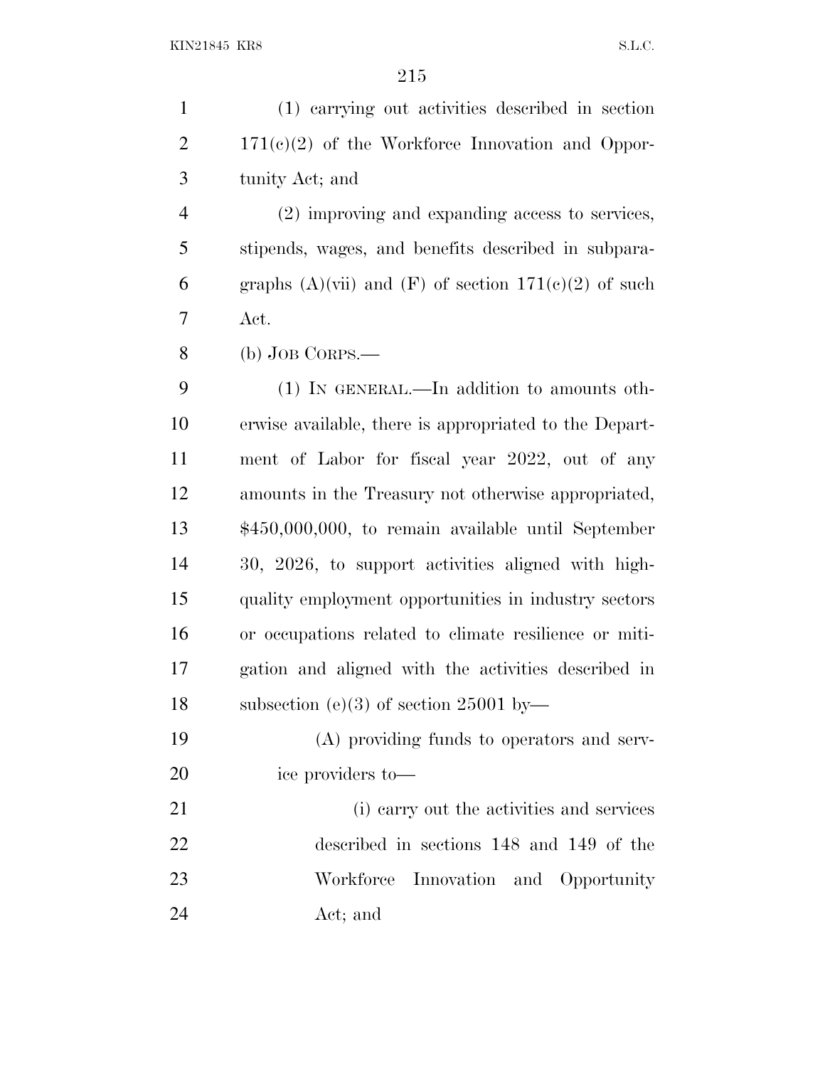(1) carrying out activities described in section 171(c)(2) of the Workforce Innovation and Opportunity Act; and

(2) improving and expanding access to services, stipends, wages, and benefits described in subparagraphs (A)(vii) and (F) of section 171(c)(2) of such Act.

(b) JOB CORPS.—

(1) IN GENERAL.—In addition to amounts otherwise available, there is appropriated to the Department of Labor for fiscal year 2022, out of any amounts in the Treasury not otherwise appropriated, $450,000,000, to remain available until September 30, 2026, to support activities aligned with high-quality employment opportunities in industry sectors or occupations related to climate resilience or mitigation and aligned with the activities described in subsection (e)(3) of section 25001 by—

(A) providing funds to operators and service providers to—

(i) carry out the activities and services described in sections 148 and 149 of the Workforce Innovation and Opportunity Act; and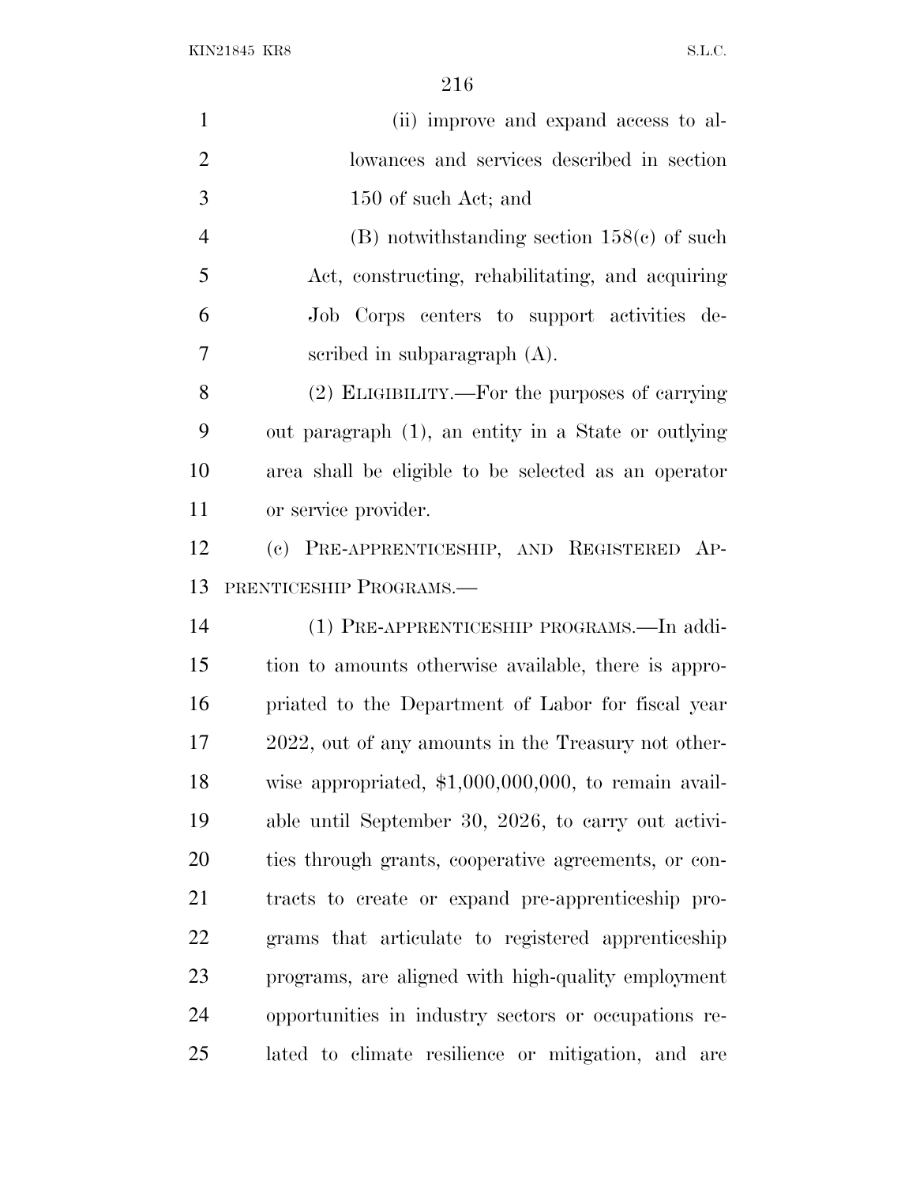(ii) improve and expand access to allowances and services described in section 150 of such Act; and

(B) notwithstanding section 158(c) of such Act, constructing, rehabilitating, and acquiring Job Corps centers to support activities described in subparagraph (A).

(2) ELIGIBILITY.—For the purposes of carrying out paragraph (1), an entity in a State or outlying area shall be eligible to be selected as an operator or service provider.

(c) PRE-APPRENTICESHIP, AND REGISTERED APPRENTICESHIP PROGRAMS.—

(1) PRE-APPRENTICESHIP PROGRAMS.—In addition to amounts otherwise available, there is appropriated to the Department of Labor for fiscal year 2022, out of any amounts in the Treasury not otherwise appropriated, $1,000,000,000, to remain available until September 30, 2026, to carry out activities through grants, cooperative agreements, or contracts to create or expand pre-apprenticeship programs that articulate to registered apprenticeship programs, are aligned with high-quality employment opportunities in industry sectors or occupations related to climate resilience or mitigation, and are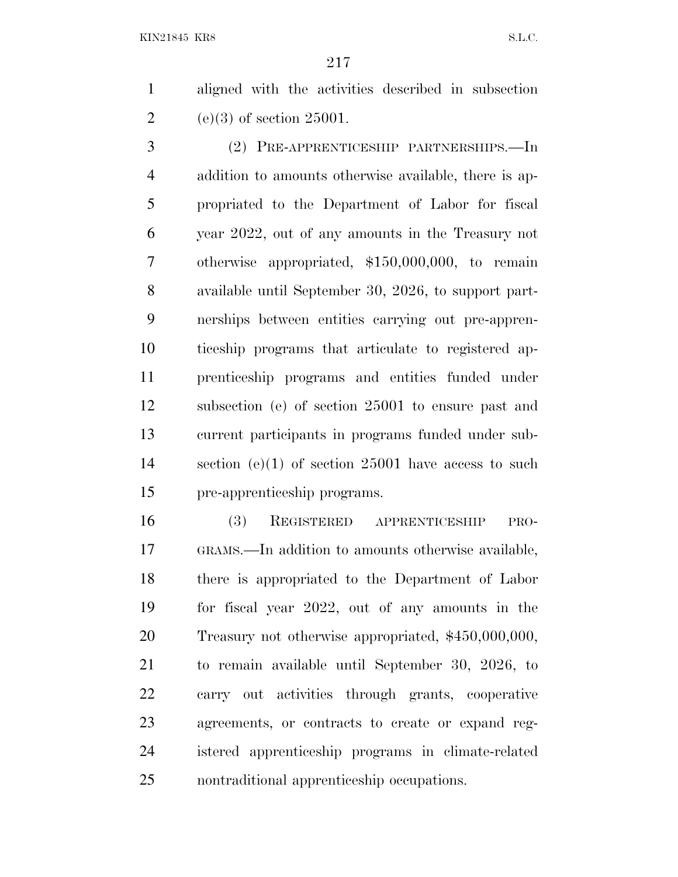aligned with the activities described in subsection (e)(3) of section 25001.

(2) PRE-APPRENTICESHIP PARTNERSHIPS.—In addition to amounts otherwise available, there is appropriated to the Department of Labor for fiscal year 2022, out of any amounts in the Treasury not otherwise appropriated, $150,000,000, to remain available until September 30, 2026, to support partnerships between entities carrying out pre-apprenticeship programs that articulate to registered apprenticeship programs and entities funded under subsection (e) of section 25001 to ensure past and current participants in programs funded under subsection (e)(1) of section 25001 have access to such pre-apprenticeship programs.

(3) REGISTERED APPRENTICESHIP PROGRAMS.—In addition to amounts otherwise available, there is appropriated to the Department of Labor for fiscal year 2022, out of any amounts in the Treasury not otherwise appropriated, $450,000,000, to remain available until September 30, 2026, to carry out activities through grants, cooperative agreements, or contracts to create or expand registered apprenticeship programs in climate-related nontraditional apprenticeship occupations.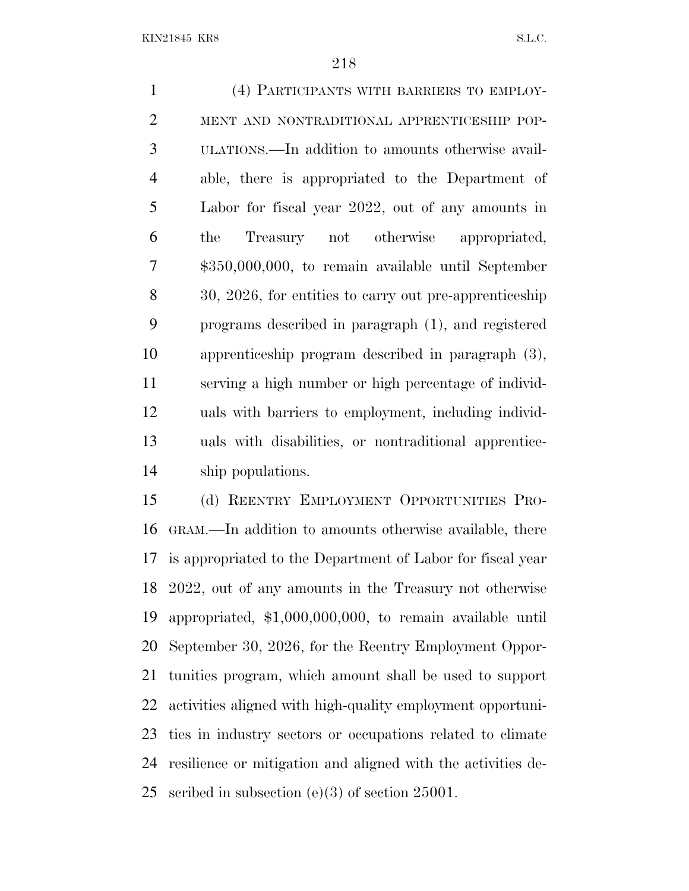(4) PARTICIPANTS WITH BARRIERS TO EMPLOYMENT AND NONTRADITIONAL APPRENTICESHIP POPULATIONS.—In addition to amounts otherwise available, there is appropriated to the Department of Labor for fiscal year 2022, out of any amounts in the Treasury not otherwise appropriated, $350,000,000, to remain available until September 30, 2026, for entities to carry out pre-apprenticeship programs described in paragraph (1), and registered apprenticeship program described in paragraph (3), serving a high number or high percentage of individuals with barriers to employment, including individuals with disabilities, or nontraditional apprenticeship populations.

(d) REENTRY EMPLOYMENT OPPORTUNITIES PROGRAM.—In addition to amounts otherwise available, there is appropriated to the Department of Labor for fiscal year 2022, out of any amounts in the Treasury not otherwise appropriated, $1,000,000,000, to remain available until September 30, 2026, for the Reentry Employment Opportunities program, which amount shall be used to support activities aligned with high-quality employment opportunities in industry sectors or occupations related to climate resilience or mitigation and aligned with the activities described in subsection (e)(3) of section 25001.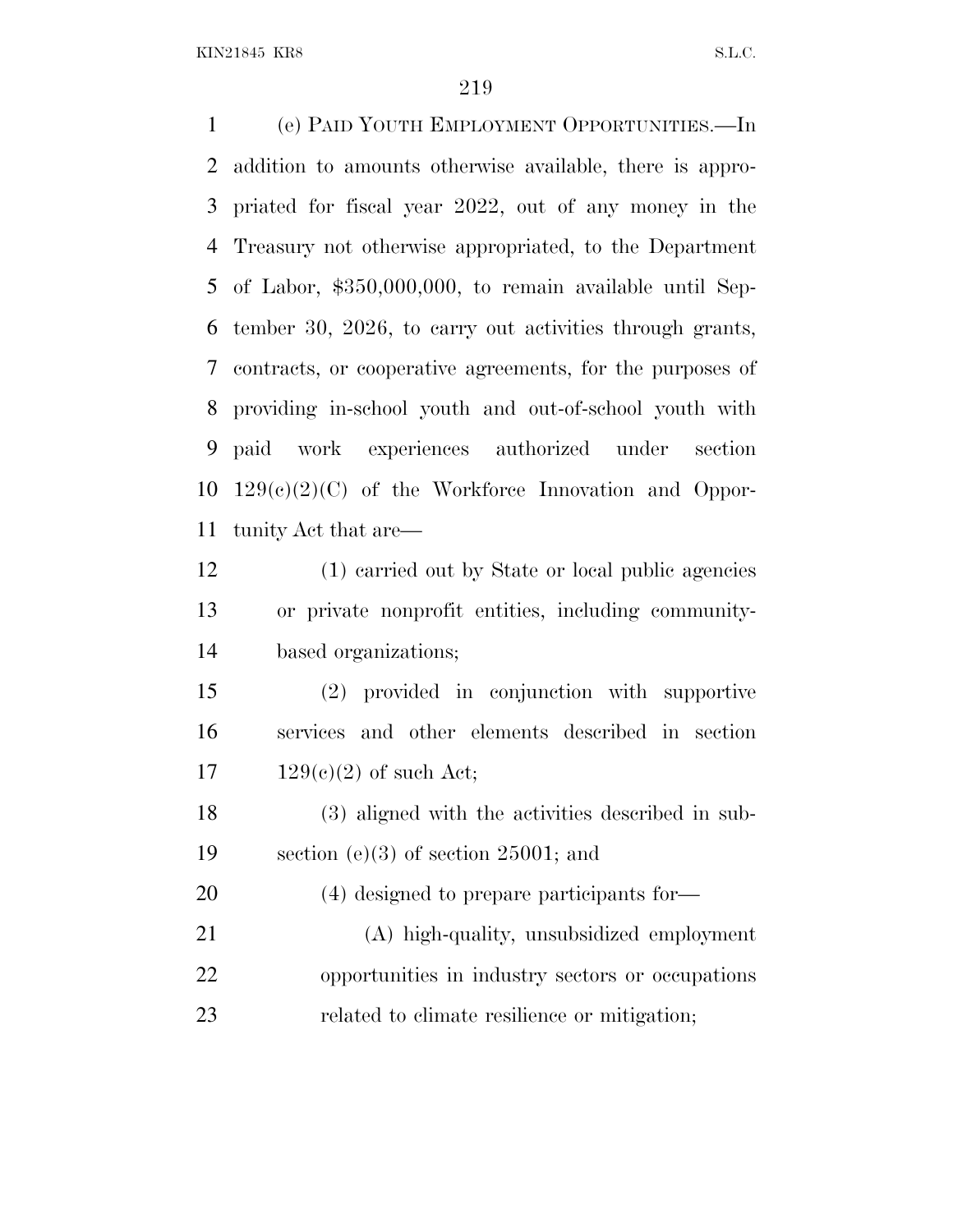(e) PAID YOUTH EMPLOYMENT OPPORTUNITIES.—In addition to amounts otherwise available, there is appropriated for fiscal year 2022, out of any money in the Treasury not otherwise appropriated, to the Department of Labor, $350,000,000, to remain available until September 30, 2026, to carry out activities through grants, contracts, or cooperative agreements, for the purposes of providing in-school youth and out-of-school youth with paid work experiences authorized under section 129(c)(2)(C) of the Workforce Innovation and Opportunity Act that are—

(1) carried out by State or local public agencies or private nonprofit entities, including community-based organizations;

(2) provided in conjunction with supportive services and other elements described in section 129(c)(2) of such Act;

(3) aligned with the activities described in subsection (e)(3) of section 25001; and

(4) designed to prepare participants for—

(A) high-quality, unsubsidized employment opportunities in industry sectors or occupations related to climate resilience or mitigation;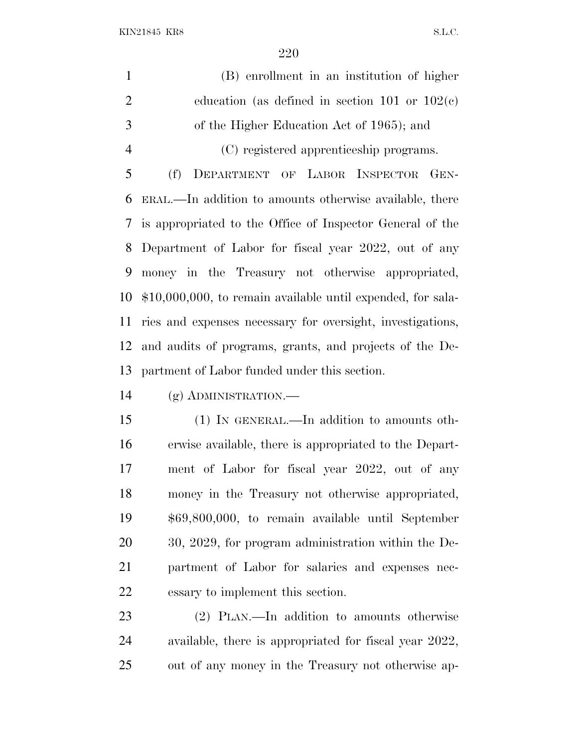(B) enrollment in an institution of higher education (as defined in section 101 or 102(c) of the Higher Education Act of 1965); and

(C) registered apprenticeship programs.

(f) DEPARTMENT OF LABOR INSPECTOR GENERAL.—In addition to amounts otherwise available, there is appropriated to the Office of Inspector General of the Department of Labor for fiscal year 2022, out of any money in the Treasury not otherwise appropriated, $10,000,000, to remain available until expended, for salaries and expenses necessary for oversight, investigations, and audits of programs, grants, and projects of the Department of Labor funded under this section.

(g) ADMINISTRATION.—

(1) IN GENERAL.—In addition to amounts otherwise available, there is appropriated to the Department of Labor for fiscal year 2022, out of any money in the Treasury not otherwise appropriated, $69,800,000, to remain available until September 30, 2029, for program administration within the Department of Labor for salaries and expenses necessary to implement this section.

(2) PLAN.—In addition to amounts otherwise available, there is appropriated for fiscal year 2022, out of any money in the Treasury not otherwise ap-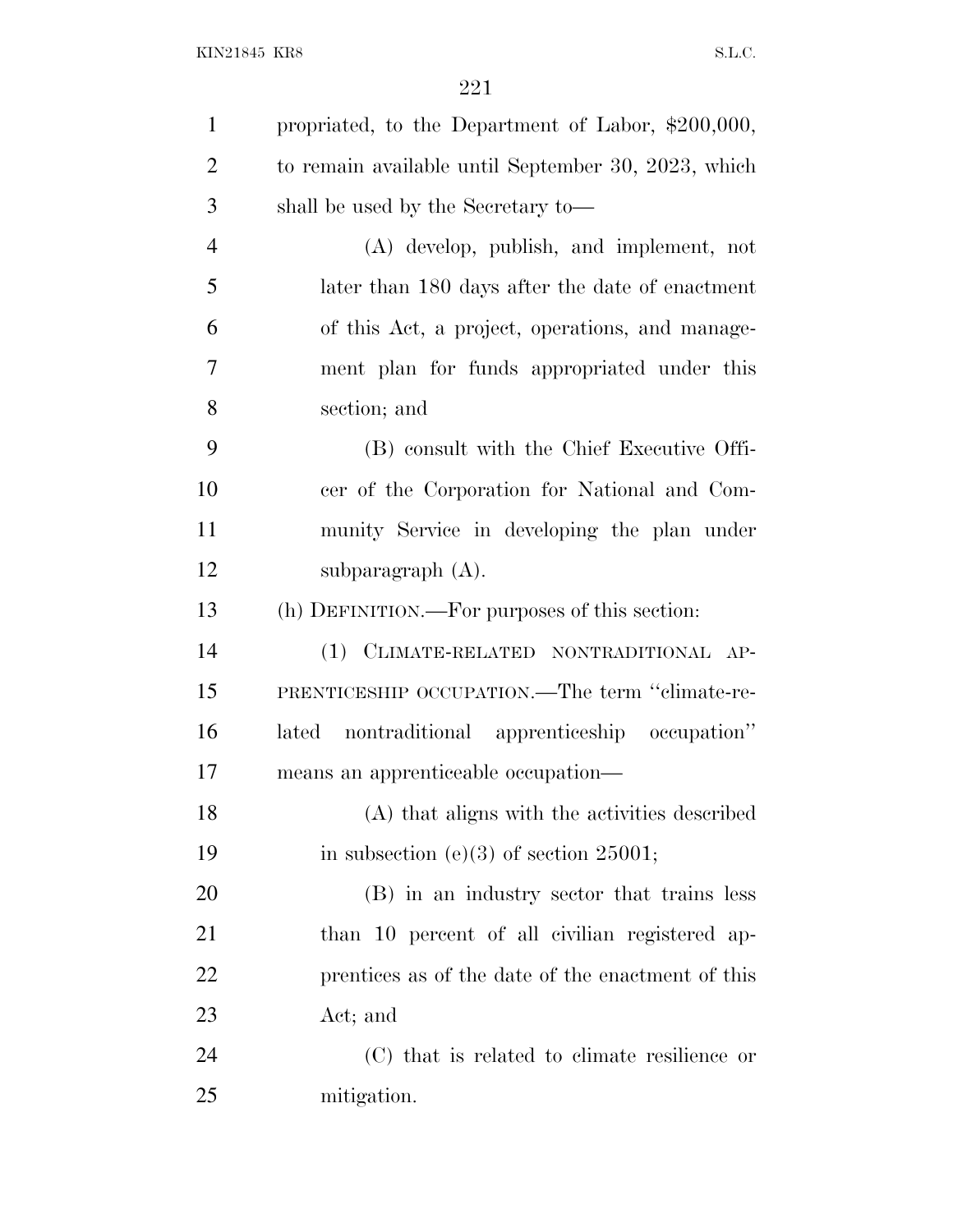propriated, to the Department of Labor, $200,000, to remain available until September 30, 2023, which shall be used by the Secretary to—

(A) develop, publish, and implement, not later than 180 days after the date of enactment of this Act, a project, operations, and management plan for funds appropriated under this section; and

(B) consult with the Chief Executive Officer of the Corporation for National and Community Service in developing the plan under subparagraph (A).

(h) DEFINITION.—For purposes of this section:

(1) CLIMATE-RELATED NONTRADITIONAL APPRENTICESHIP OCCUPATION.—The term "climate-related nontraditional apprenticeship occupation" means an apprenticeable occupation—

(A) that aligns with the activities described in subsection (e)(3) of section 25001;

(B) in an industry sector that trains less than 10 percent of all civilian registered apprentices as of the date of the enactment of this Act; and

(C) that is related to climate resilience or mitigation.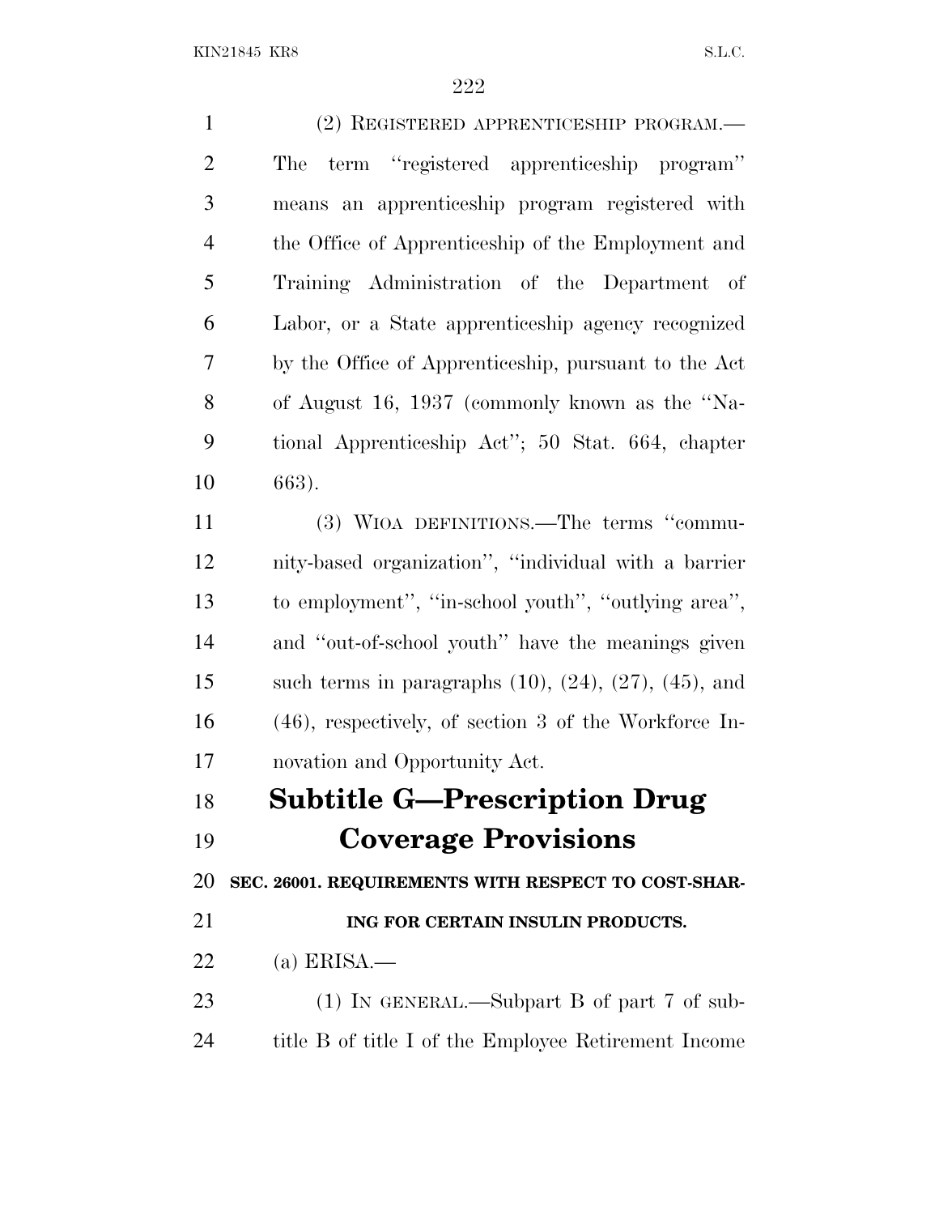(2) REGISTERED APPRENTICESHIP PROGRAM.—The term "registered apprenticeship program" means an apprenticeship program registered with the Office of Apprenticeship of the Employment and Training Administration of the Department of Labor, or a State apprenticeship agency recognized by the Office of Apprenticeship, pursuant to the Act of August 16, 1937 (commonly known as the "National Apprenticeship Act"; 50 Stat. 664, chapter 663).

(3) WIOA DEFINITIONS.—The terms "community-based organization", "individual with a barrier to employment", "in-school youth", "outlying area", and "out-of-school youth" have the meanings given such terms in paragraphs (10), (24), (27), (45), and (46), respectively, of section 3 of the Workforce Innovation and Opportunity Act.

## Subtitle G—Prescription Drug Coverage Provisions

### SEC. 26001. REQUIREMENTS WITH RESPECT TO COST-SHARING FOR CERTAIN INSULIN PRODUCTS.

(a) ERISA.—

(1) IN GENERAL.—Subpart B of part 7 of subtitle B of title I of the Employee Retirement Income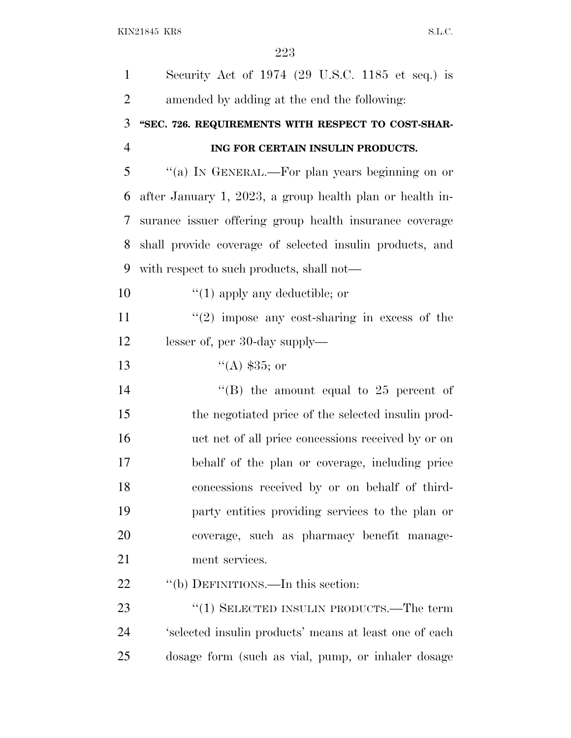Security Act of 1974 (29 U.S.C. 1185 et seq.) is amended by adding at the end the following:

**"SEC. 726. REQUIREMENTS WITH RESPECT TO COST-SHARING FOR CERTAIN INSULIN PRODUCTS.**

"(a) IN GENERAL.—For plan years beginning on or after January 1, 2023, a group health plan or health insurance issuer offering group health insurance coverage shall provide coverage of selected insulin products, and with respect to such products, shall not—

"(1) apply any deductible; or

"(2) impose any cost-sharing in excess of the lesser of, per 30-day supply—

"(A) $35; or

"(B) the amount equal to 25 percent of the negotiated price of the selected insulin product net of all price concessions received by or on behalf of the plan or coverage, including price concessions received by or on behalf of third-party entities providing services to the plan or coverage, such as pharmacy benefit management services.

"(b) DEFINITIONS.—In this section:

"(1) SELECTED INSULIN PRODUCTS.—The term 'selected insulin products' means at least one of each dosage form (such as vial, pump, or inhaler dosage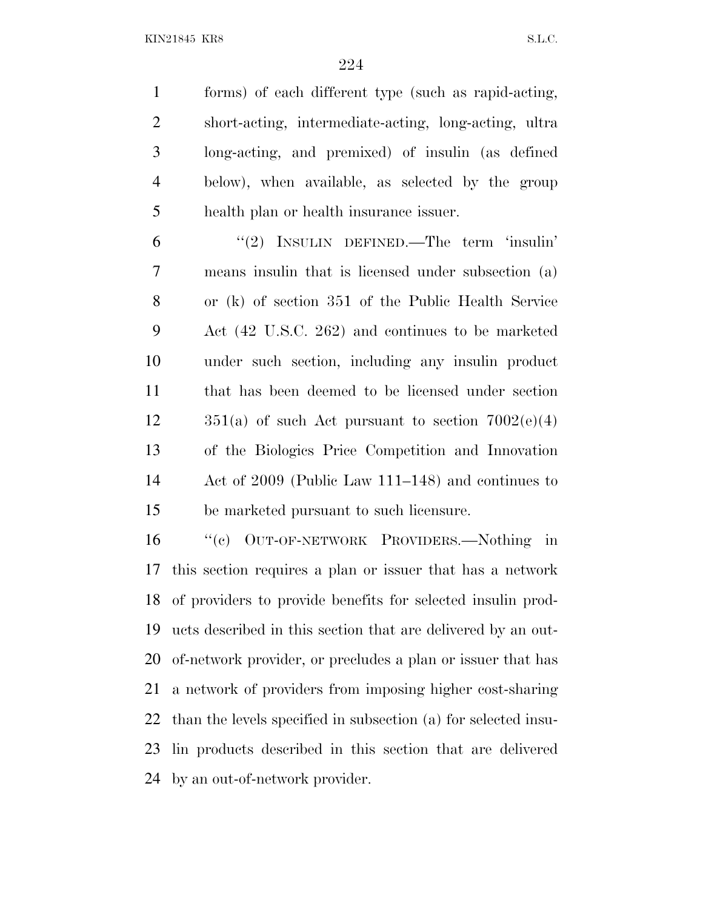forms) of each different type (such as rapid-acting, short-acting, intermediate-acting, long-acting, ultra long-acting, and premixed) of insulin (as defined below), when available, as selected by the group health plan or health insurance issuer.

"(2) INSULIN DEFINED.—The term 'insulin' means insulin that is licensed under subsection (a) or (k) of section 351 of the Public Health Service Act (42 U.S.C. 262) and continues to be marketed under such section, including any insulin product that has been deemed to be licensed under section 351(a) of such Act pursuant to section 7002(e)(4) of the Biologics Price Competition and Innovation Act of 2009 (Public Law 111–148) and continues to be marketed pursuant to such licensure.

"(c) OUT-OF-NETWORK PROVIDERS.—Nothing in this section requires a plan or issuer that has a network of providers to provide benefits for selected insulin products described in this section that are delivered by an out-of-network provider, or precludes a plan or issuer that has a network of providers from imposing higher cost-sharing than the levels specified in subsection (a) for selected insulin products described in this section that are delivered by an out-of-network provider.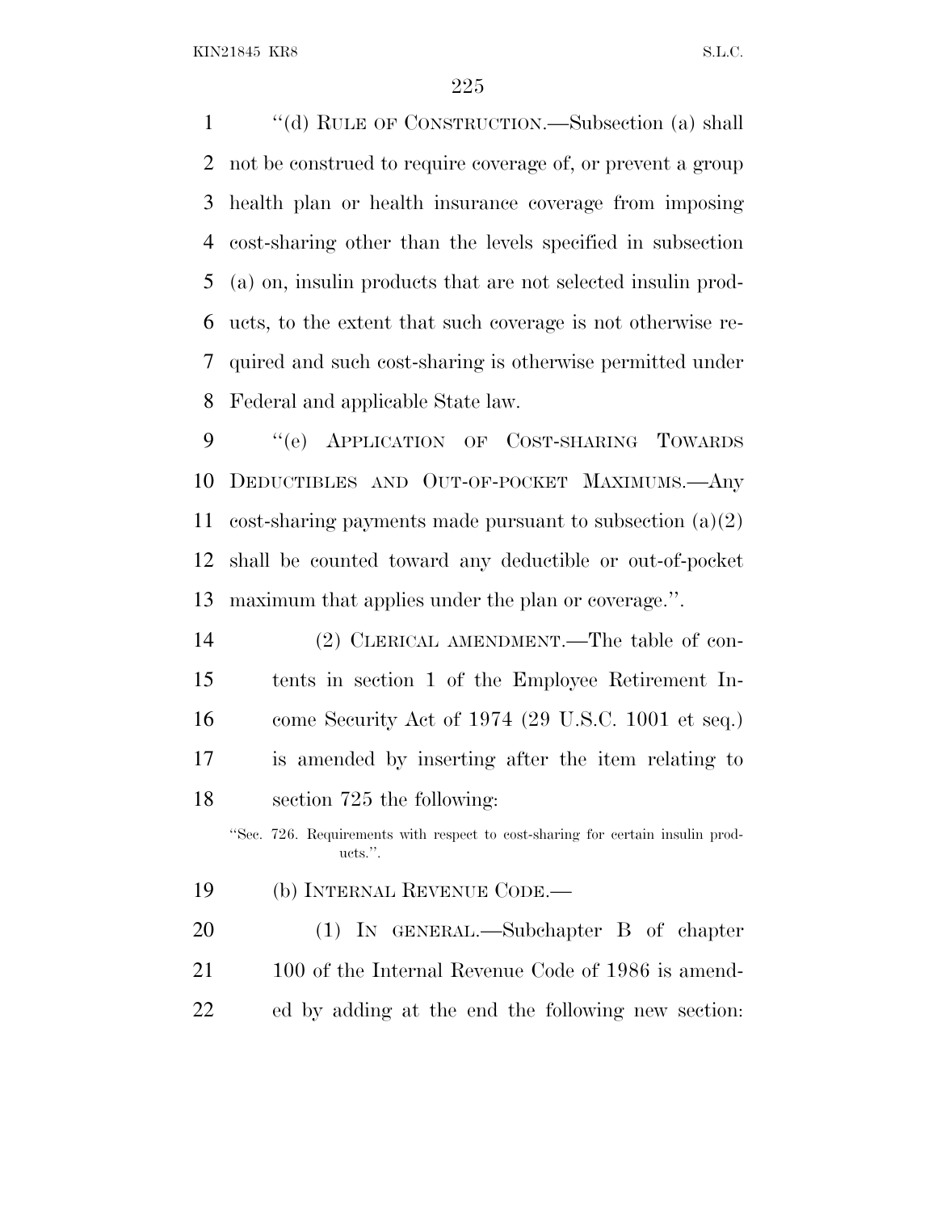''(d) RULE OF CONSTRUCTION.—Subsection (a) shall not be construed to require coverage of, or prevent a group health plan or health insurance coverage from imposing cost-sharing other than the levels specified in subsection (a) on, insulin products that are not selected insulin products, to the extent that such coverage is not otherwise required and such cost-sharing is otherwise permitted under Federal and applicable State law.

''(e) APPLICATION OF COST-SHARING TOWARDS DEDUCTIBLES AND OUT-OF-POCKET MAXIMUMS.—Any cost-sharing payments made pursuant to subsection (a)(2) shall be counted toward any deductible or out-of-pocket maximum that applies under the plan or coverage.''.

(2) CLERICAL AMENDMENT.—The table of contents in section 1 of the Employee Retirement Income Security Act of 1974 (29 U.S.C. 1001 et seq.) is amended by inserting after the item relating to section 725 the following:

''Sec. 726. Requirements with respect to cost-sharing for certain insulin products.''.

(b) INTERNAL REVENUE CODE.—

(1) IN GENERAL.—Subchapter B of chapter 100 of the Internal Revenue Code of 1986 is amended by adding at the end the following new section: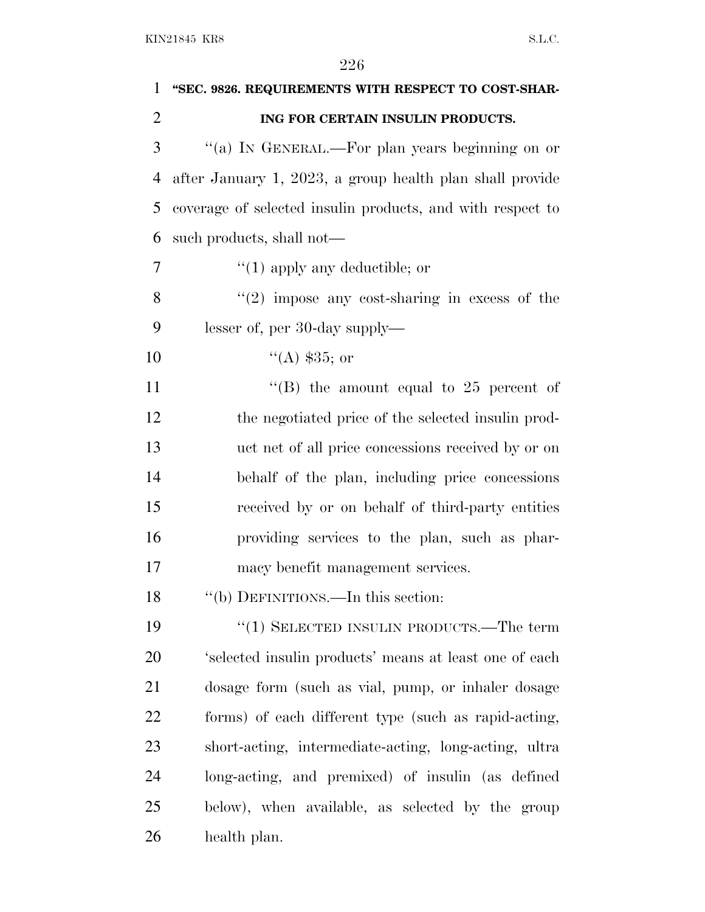**"SEC. 9826. REQUIREMENTS WITH RESPECT TO COST-SHARING FOR CERTAIN INSULIN PRODUCTS.**

"(a) IN GENERAL.—For plan years beginning on or after January 1, 2023, a group health plan shall provide coverage of selected insulin products, and with respect to such products, shall not—

"(1) apply any deductible; or

"(2) impose any cost-sharing in excess of the lesser of, per 30-day supply—

"(A) $35; or

"(B) the amount equal to 25 percent of the negotiated price of the selected insulin product net of all price concessions received by or on behalf of the plan, including price concessions received by or on behalf of third-party entities providing services to the plan, such as pharmacy benefit management services.

"(b) DEFINITIONS.—In this section:

"(1) SELECTED INSULIN PRODUCTS.—The term 'selected insulin products' means at least one of each dosage form (such as vial, pump, or inhaler dosage forms) of each different type (such as rapid-acting, short-acting, intermediate-acting, long-acting, ultra long-acting, and premixed) of insulin (as defined below), when available, as selected by the group health plan.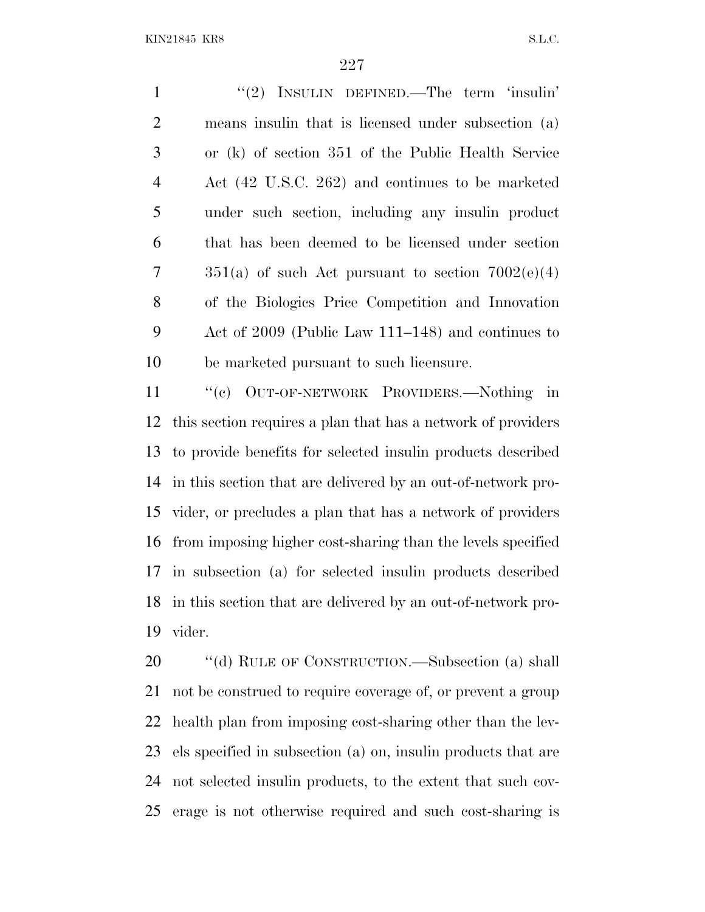"(2) INSULIN DEFINED.—The term 'insulin' means insulin that is licensed under subsection (a) or (k) of section 351 of the Public Health Service Act (42 U.S.C. 262) and continues to be marketed under such section, including any insulin product that has been deemed to be licensed under section 351(a) of such Act pursuant to section 7002(e)(4) of the Biologics Price Competition and Innovation Act of 2009 (Public Law 111–148) and continues to be marketed pursuant to such licensure.

"(c) OUT-OF-NETWORK PROVIDERS.—Nothing in this section requires a plan that has a network of providers to provide benefits for selected insulin products described in this section that are delivered by an out-of-network provider, or precludes a plan that has a network of providers from imposing higher cost-sharing than the levels specified in subsection (a) for selected insulin products described in this section that are delivered by an out-of-network provider.

"(d) RULE OF CONSTRUCTION.—Subsection (a) shall not be construed to require coverage of, or prevent a group health plan from imposing cost-sharing other than the levels specified in subsection (a) on, insulin products that are not selected insulin products, to the extent that such coverage is not otherwise required and such cost-sharing is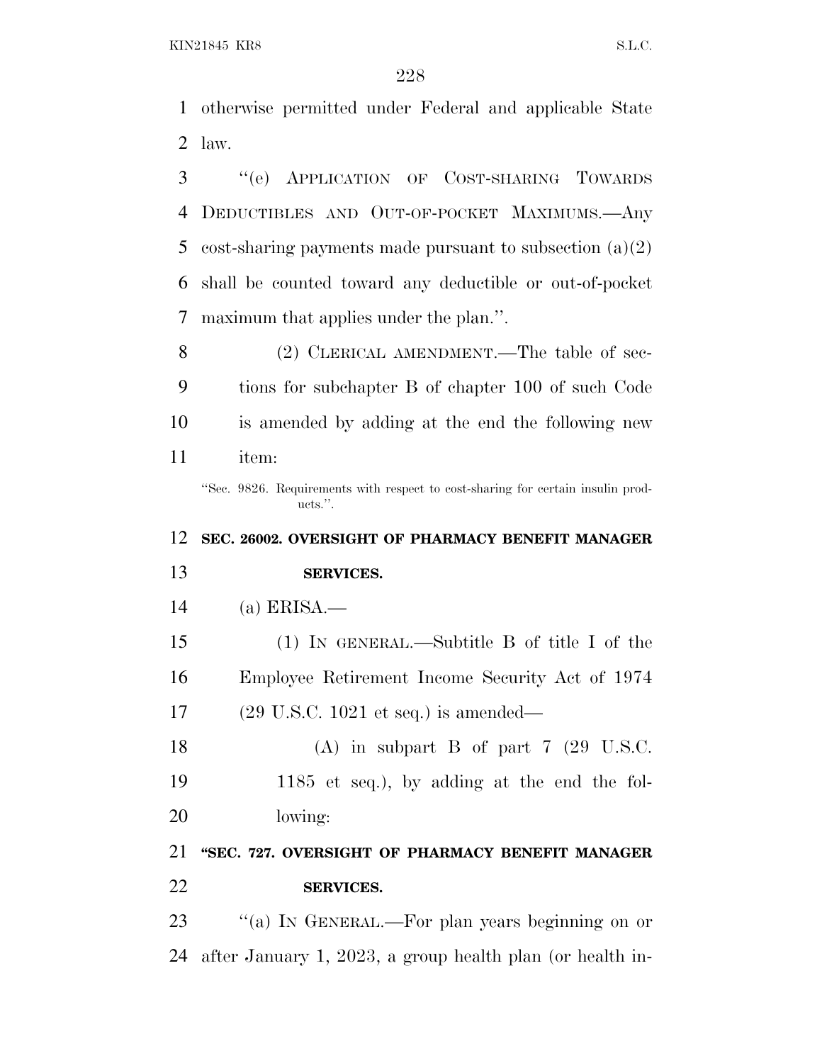otherwise permitted under Federal and applicable State law.

"(e) APPLICATION OF COST-SHARING TOWARDS DEDUCTIBLES AND OUT-OF-POCKET MAXIMUMS.—Any cost-sharing payments made pursuant to subsection (a)(2) shall be counted toward any deductible or out-of-pocket maximum that applies under the plan.".

(2) CLERICAL AMENDMENT.—The table of sections for subchapter B of chapter 100 of such Code is amended by adding at the end the following new item:

"Sec. 9826. Requirements with respect to cost-sharing for certain insulin products.".

**SEC. 26002. OVERSIGHT OF PHARMACY BENEFIT MANAGER SERVICES.**

(a) ERISA.—

(1) IN GENERAL.—Subtitle B of title I of the Employee Retirement Income Security Act of 1974 (29 U.S.C. 1021 et seq.) is amended—

(A) in subpart B of part 7 (29 U.S.C. 1185 et seq.), by adding at the end the following:

**"SEC. 727. OVERSIGHT OF PHARMACY BENEFIT MANAGER SERVICES.**

"(a) IN GENERAL.—For plan years beginning on or after January 1, 2023, a group health plan (or health in-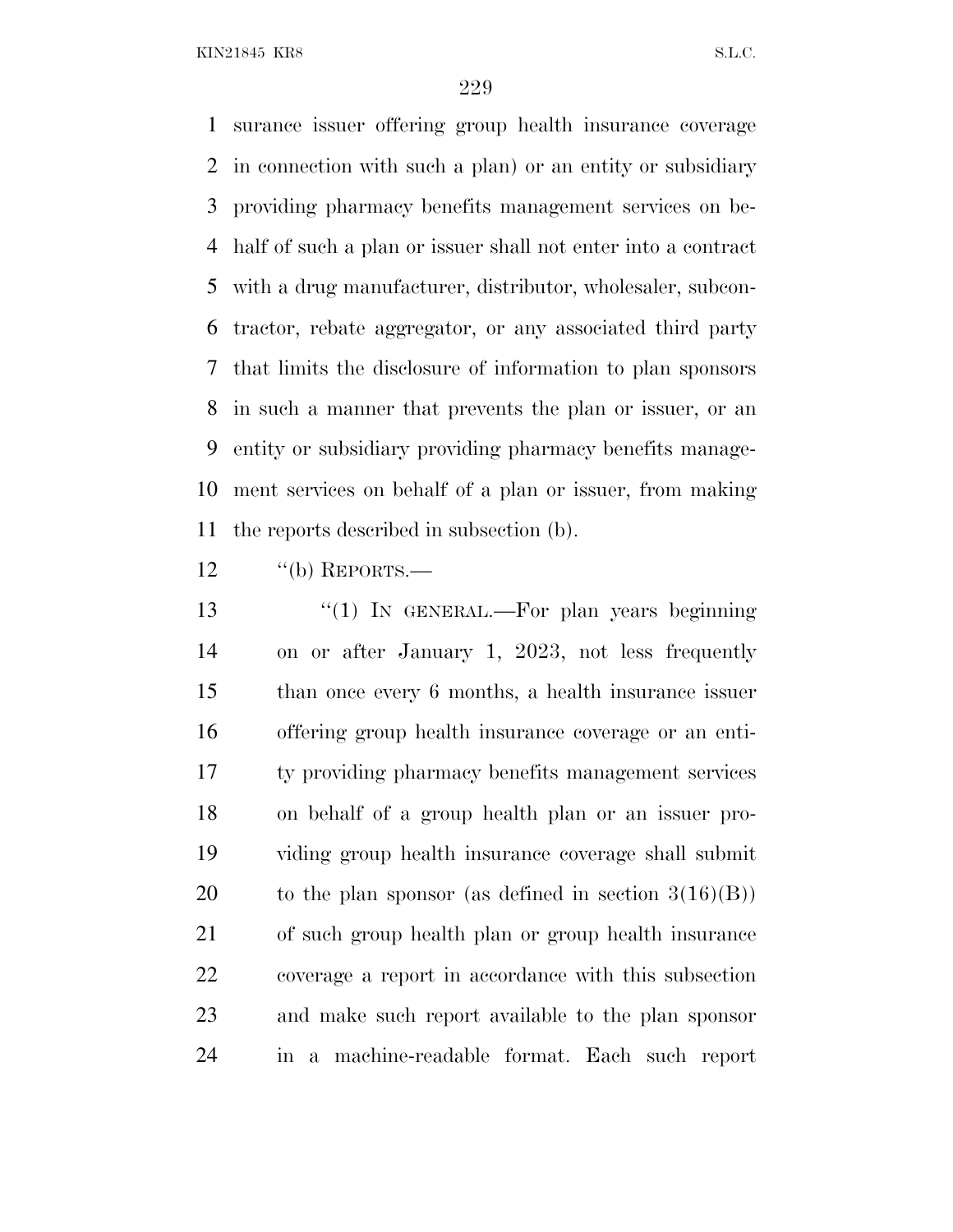surance issuer offering group health insurance coverage in connection with such a plan) or an entity or subsidiary providing pharmacy benefits management services on behalf of such a plan or issuer shall not enter into a contract with a drug manufacturer, distributor, wholesaler, subcontractor, rebate aggregator, or any associated third party that limits the disclosure of information to plan sponsors in such a manner that prevents the plan or issuer, or an entity or subsidiary providing pharmacy benefits management services on behalf of a plan or issuer, from making the reports described in subsection (b).

''(b) REPORTS.—

''(1) IN GENERAL.—For plan years beginning on or after January 1, 2023, not less frequently than once every 6 months, a health insurance issuer offering group health insurance coverage or an entity providing pharmacy benefits management services on behalf of a group health plan or an issuer providing group health insurance coverage shall submit to the plan sponsor (as defined in section 3(16)(B)) of such group health plan or group health insurance coverage a report in accordance with this subsection and make such report available to the plan sponsor in a machine-readable format. Each such report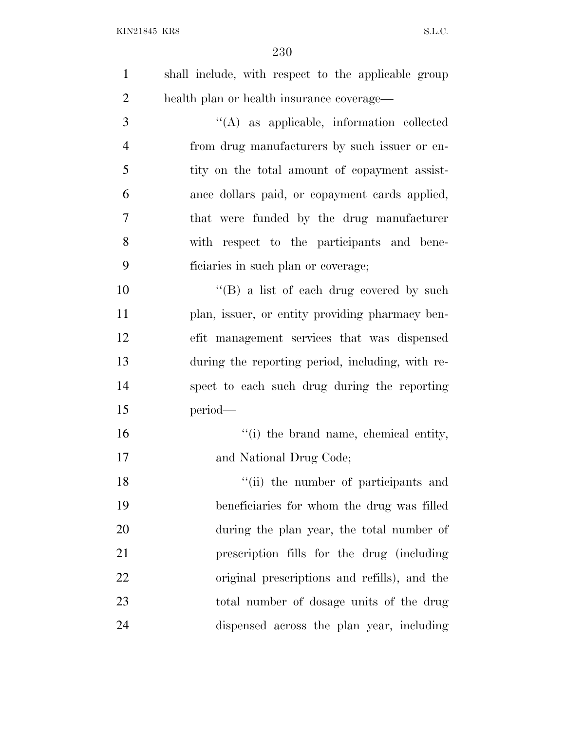shall include, with respect to the applicable group health plan or health insurance coverage—

"(A) as applicable, information collected from drug manufacturers by such issuer or entity on the total amount of copayment assistance dollars paid, or copayment cards applied, that were funded by the drug manufacturer with respect to the participants and beneficiaries in such plan or coverage;

"(B) a list of each drug covered by such plan, issuer, or entity providing pharmacy benefit management services that was dispensed during the reporting period, including, with respect to each such drug during the reporting period—

"(i) the brand name, chemical entity, and National Drug Code;

"(ii) the number of participants and beneficiaries for whom the drug was filled during the plan year, the total number of prescription fills for the drug (including original prescriptions and refills), and the total number of dosage units of the drug dispensed across the plan year, including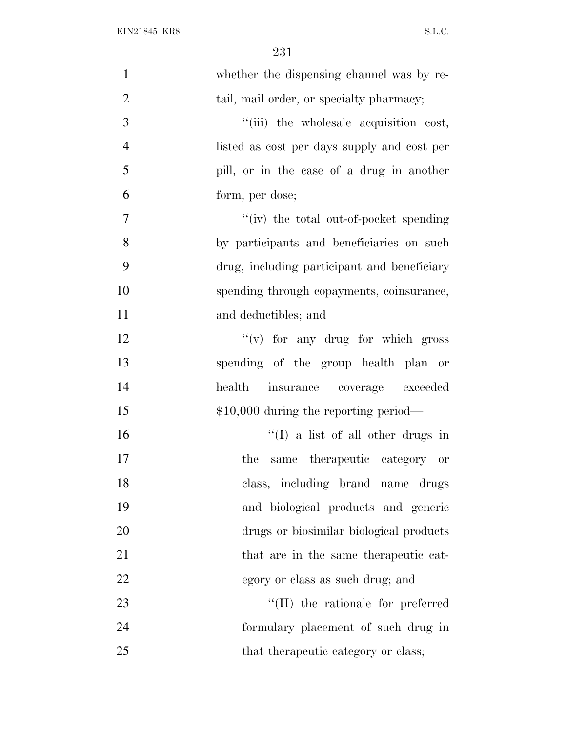whether the dispensing channel was by retail, mail order, or specialty pharmacy;

"(iii) the wholesale acquisition cost, listed as cost per days supply and cost per pill, or in the case of a drug in another form, per dose;

"(iv) the total out-of-pocket spending by participants and beneficiaries on such drug, including participant and beneficiary spending through copayments, coinsurance, and deductibles; and

"(v) for any drug for which gross spending of the group health plan or health insurance coverage exceeded $10,000 during the reporting period—

"(I) a list of all other drugs in the same therapeutic category or class, including brand name drugs and biological products and generic drugs or biosimilar biological products that are in the same therapeutic category or class as such drug; and

"(II) the rationale for preferred formulary placement of such drug in that therapeutic category or class;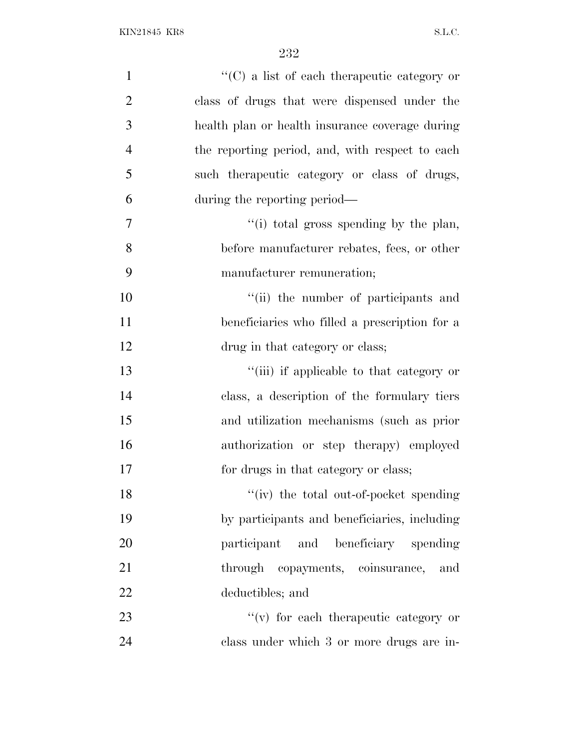"(C) a list of each therapeutic category or class of drugs that were dispensed under the health plan or health insurance coverage during the reporting period, and, with respect to each such therapeutic category or class of drugs, during the reporting period—

"(i) total gross spending by the plan, before manufacturer rebates, fees, or other manufacturer remuneration;

"(ii) the number of participants and beneficiaries who filled a prescription for a drug in that category or class;

"(iii) if applicable to that category or class, a description of the formulary tiers and utilization mechanisms (such as prior authorization or step therapy) employed for drugs in that category or class;

"(iv) the total out-of-pocket spending by participants and beneficiaries, including participant and beneficiary spending through copayments, coinsurance, and deductibles; and

"(v) for each therapeutic category or class under which 3 or more drugs are in-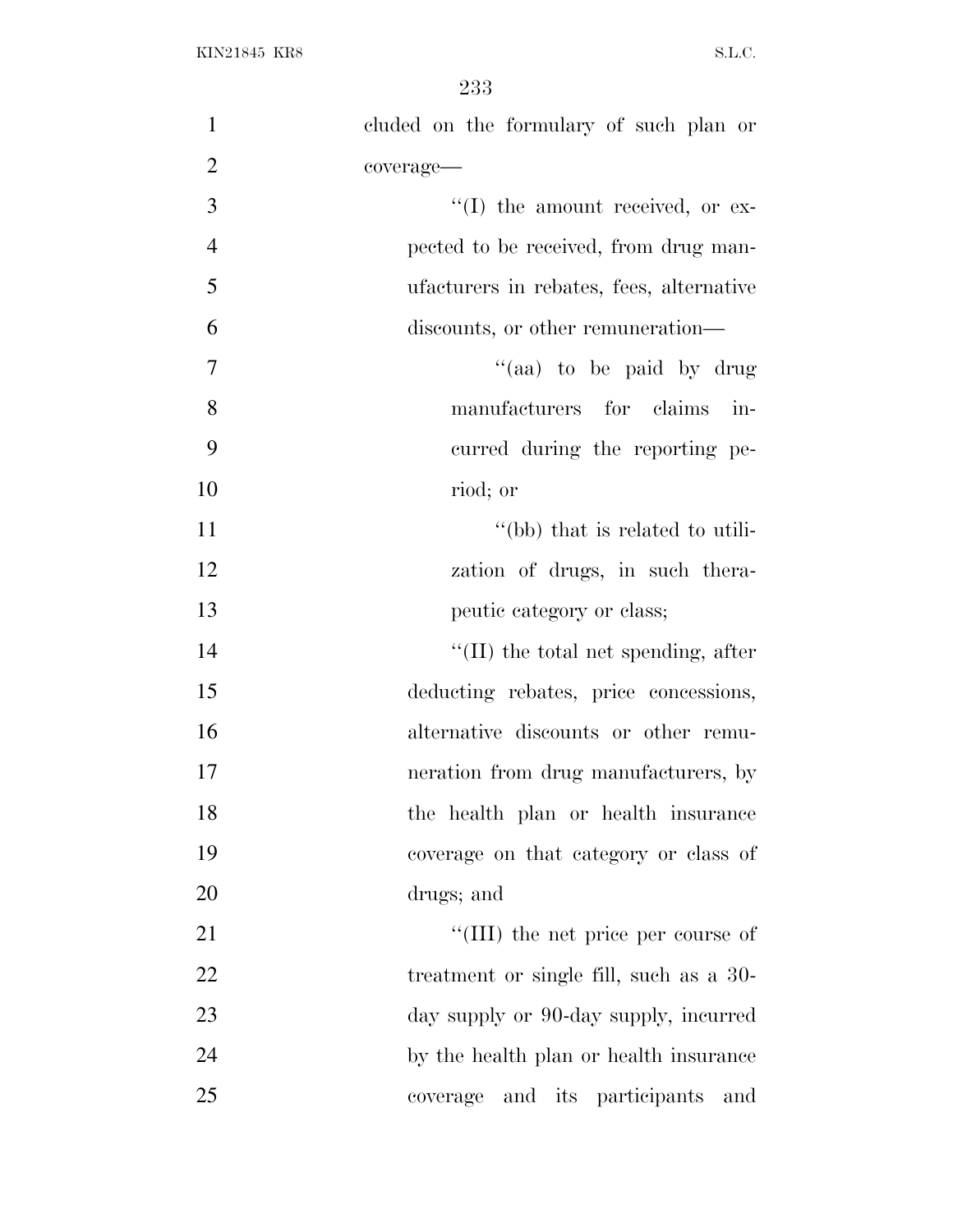cluded on the formulary of such plan or coverage—

''(I) the amount received, or expected to be received, from drug manufacturers in rebates, fees, alternative discounts, or other remuneration—

''(aa) to be paid by drug manufacturers for claims incurred during the reporting period; or

''(bb) that is related to utilization of drugs, in such therapeutic category or class;

''(II) the total net spending, after deducting rebates, price concessions, alternative discounts or other remuneration from drug manufacturers, by the health plan or health insurance coverage on that category or class of drugs; and

''(III) the net price per course of treatment or single fill, such as a 30-day supply or 90-day supply, incurred by the health plan or health insurance coverage and its participants and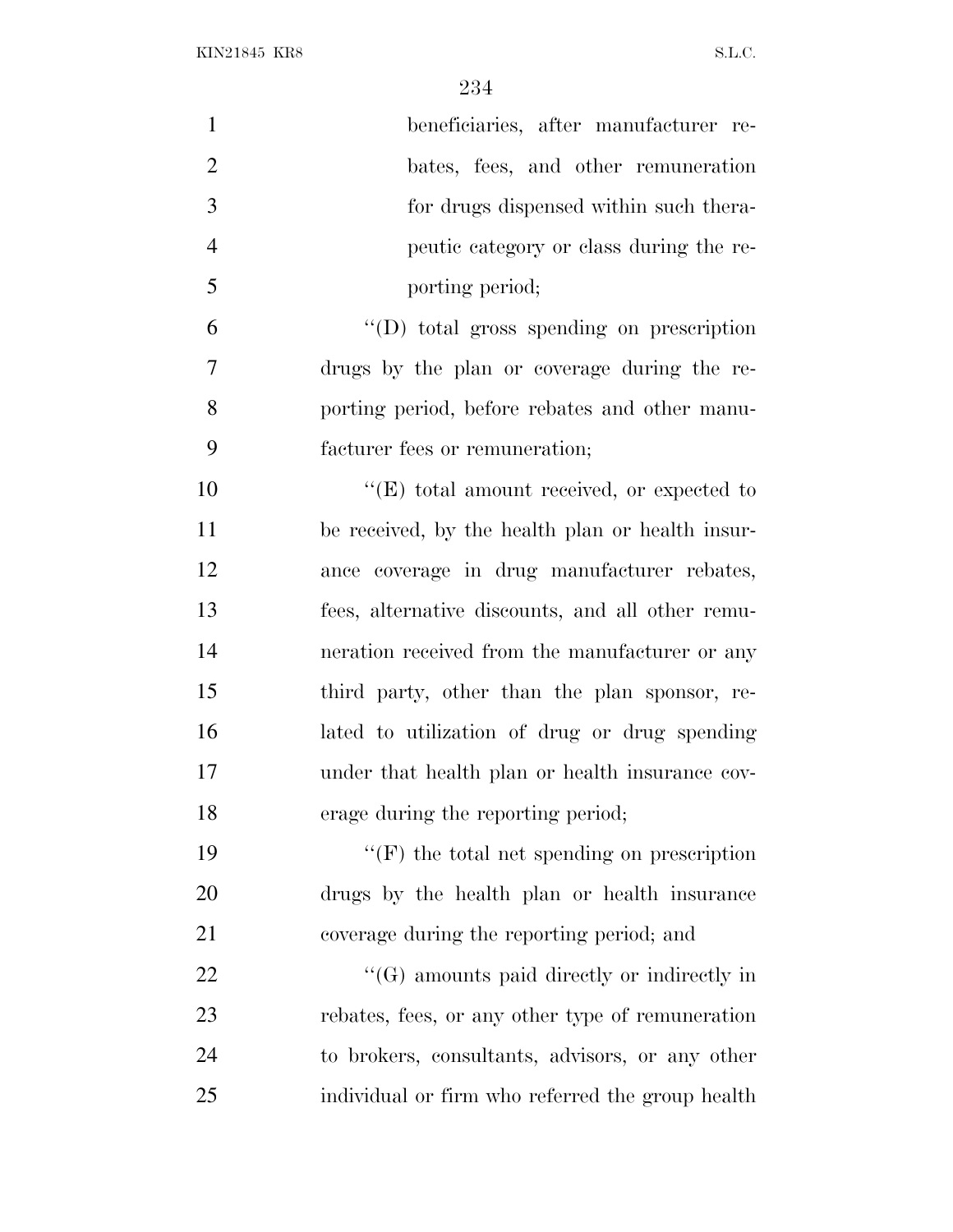beneficiaries, after manufacturer rebates, fees, and other remuneration for drugs dispensed within such therapeutic category or class during the reporting period;

''(D) total gross spending on prescription drugs by the plan or coverage during the reporting period, before rebates and other manufacturer fees or remuneration;

''(E) total amount received, or expected to be received, by the health plan or health insurance coverage in drug manufacturer rebates, fees, alternative discounts, and all other remuneration received from the manufacturer or any third party, other than the plan sponsor, related to utilization of drug or drug spending under that health plan or health insurance coverage during the reporting period;

''(F) the total net spending on prescription drugs by the health plan or health insurance coverage during the reporting period; and

''(G) amounts paid directly or indirectly in rebates, fees, or any other type of remuneration to brokers, consultants, advisors, or any other individual or firm who referred the group health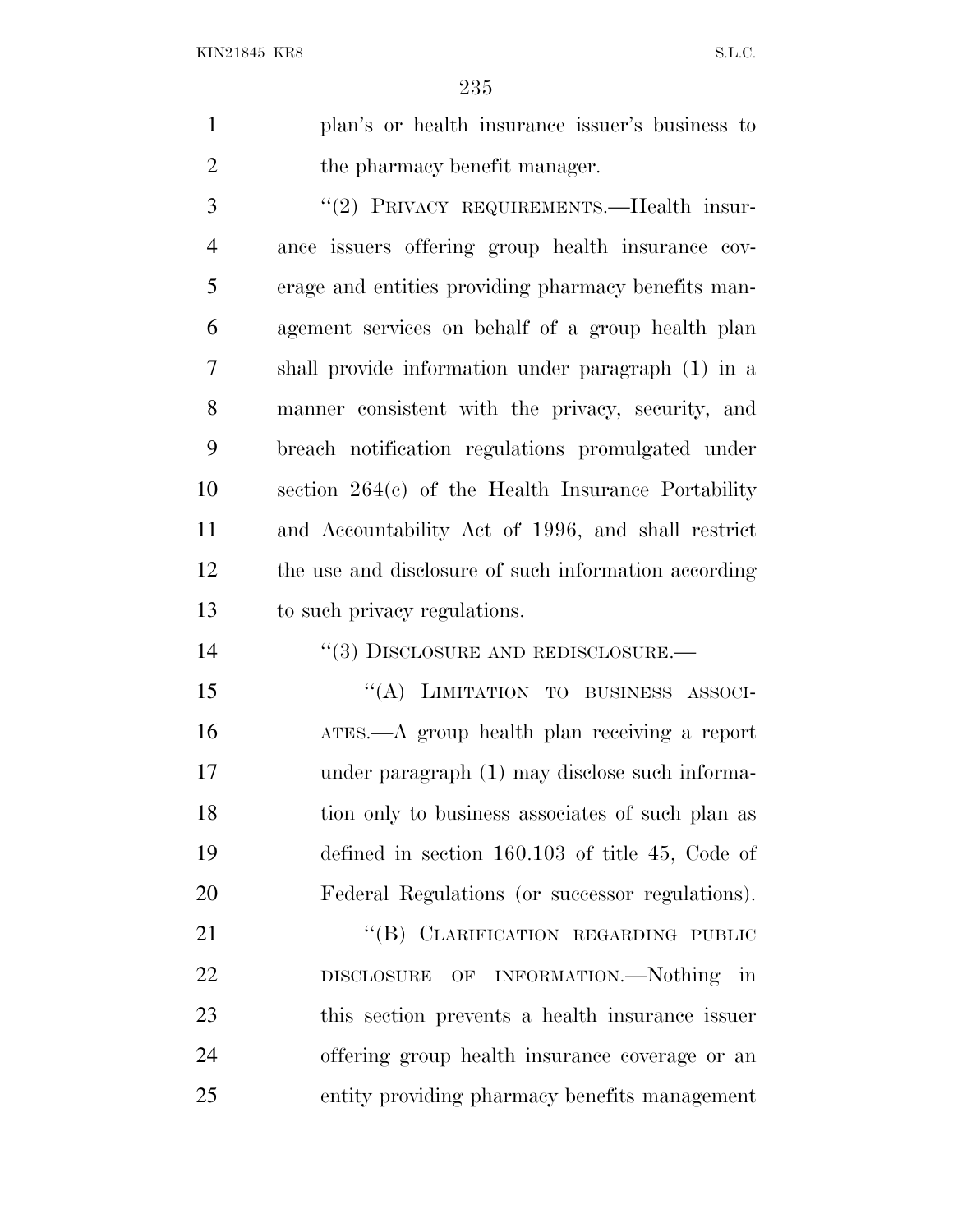plan's or health insurance issuer's business to the pharmacy benefit manager.

''(2) PRIVACY REQUIREMENTS.—Health insurance issuers offering group health insurance coverage and entities providing pharmacy benefits management services on behalf of a group health plan shall provide information under paragraph (1) in a manner consistent with the privacy, security, and breach notification regulations promulgated under section 264(c) of the Health Insurance Portability and Accountability Act of 1996, and shall restrict the use and disclosure of such information according to such privacy regulations.

''(3) DISCLOSURE AND REDISCLOSURE.—

''(A) LIMITATION TO BUSINESS ASSOCIATES.—A group health plan receiving a report under paragraph (1) may disclose such information only to business associates of such plan as defined in section 160.103 of title 45, Code of Federal Regulations (or successor regulations).

''(B) CLARIFICATION REGARDING PUBLIC DISCLOSURE OF INFORMATION.—Nothing in this section prevents a health insurance issuer offering group health insurance coverage or an entity providing pharmacy benefits management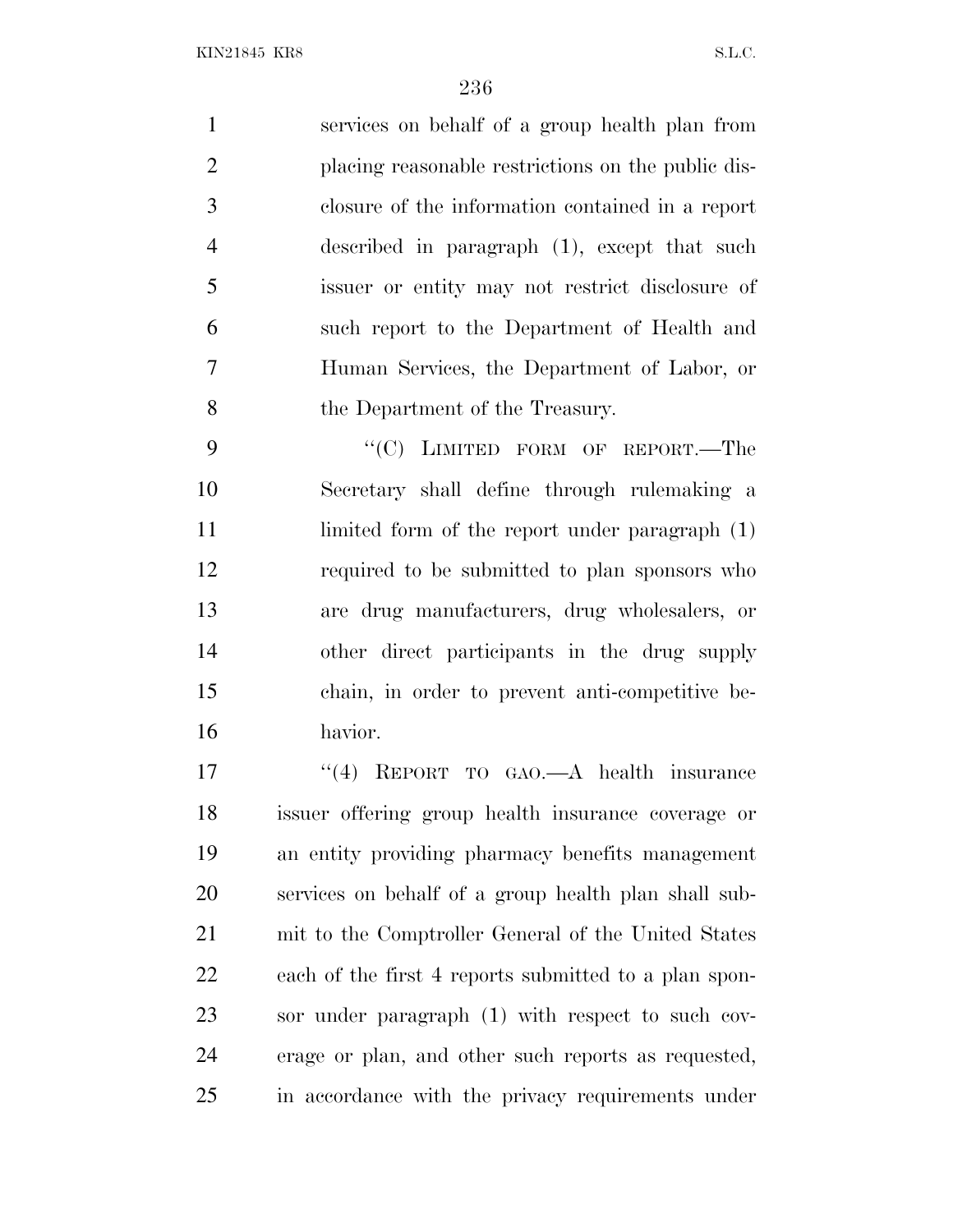services on behalf of a group health plan from placing reasonable restrictions on the public disclosure of the information contained in a report described in paragraph (1), except that such issuer or entity may not restrict disclosure of such report to the Department of Health and Human Services, the Department of Labor, or the Department of the Treasury.

"(C) LIMITED FORM OF REPORT.—The Secretary shall define through rulemaking a limited form of the report under paragraph (1) required to be submitted to plan sponsors who are drug manufacturers, drug wholesalers, or other direct participants in the drug supply chain, in order to prevent anti-competitive behavior.

"(4) REPORT TO GAO.—A health insurance issuer offering group health insurance coverage or an entity providing pharmacy benefits management services on behalf of a group health plan shall submit to the Comptroller General of the United States each of the first 4 reports submitted to a plan sponsor under paragraph (1) with respect to such coverage or plan, and other such reports as requested, in accordance with the privacy requirements under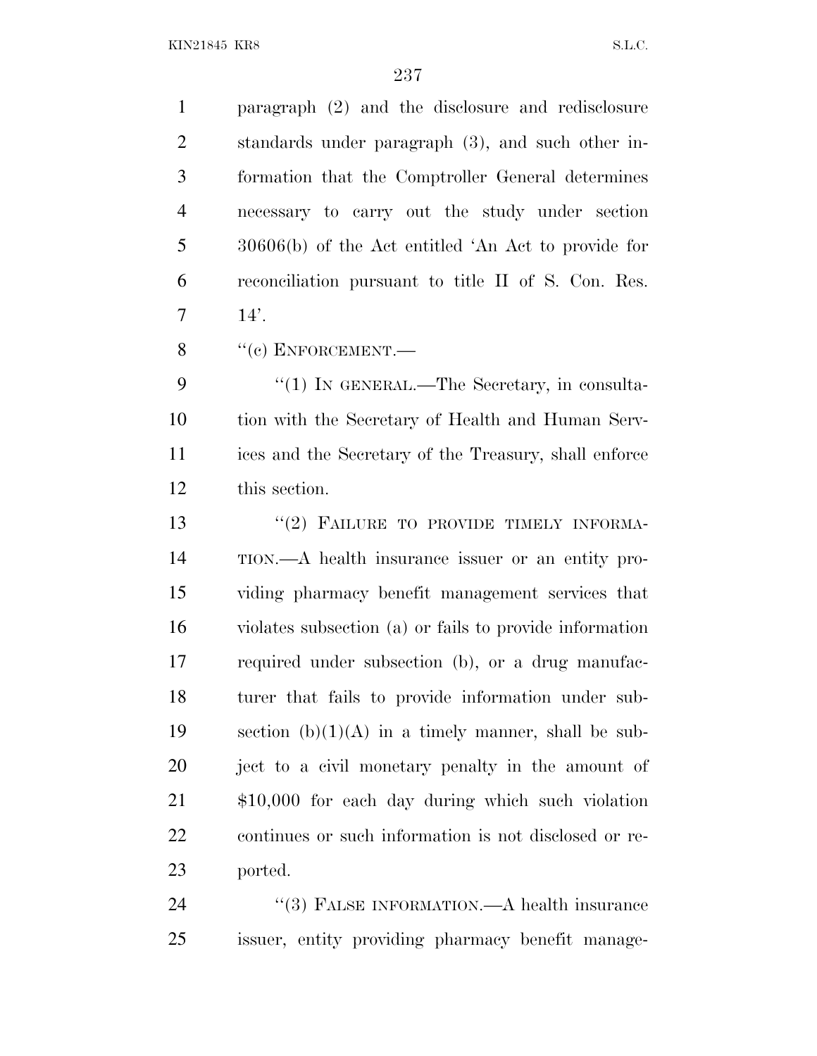paragraph (2) and the disclosure and redisclosure standards under paragraph (3), and such other information that the Comptroller General determines necessary to carry out the study under section 30606(b) of the Act entitled 'An Act to provide for reconciliation pursuant to title II of S. Con. Res. 14'.

''(c) ENFORCEMENT.—

''(1) IN GENERAL.—The Secretary, in consultation with the Secretary of Health and Human Services and the Secretary of the Treasury, shall enforce this section.

''(2) FAILURE TO PROVIDE TIMELY INFORMATION.—A health insurance issuer or an entity providing pharmacy benefit management services that violates subsection (a) or fails to provide information required under subsection (b), or a drug manufacturer that fails to provide information under subsection (b)(1)(A) in a timely manner, shall be subject to a civil monetary penalty in the amount of $10,000 for each day during which such violation continues or such information is not disclosed or reported.

''(3) FALSE INFORMATION.—A health insurance issuer, entity providing pharmacy benefit manage-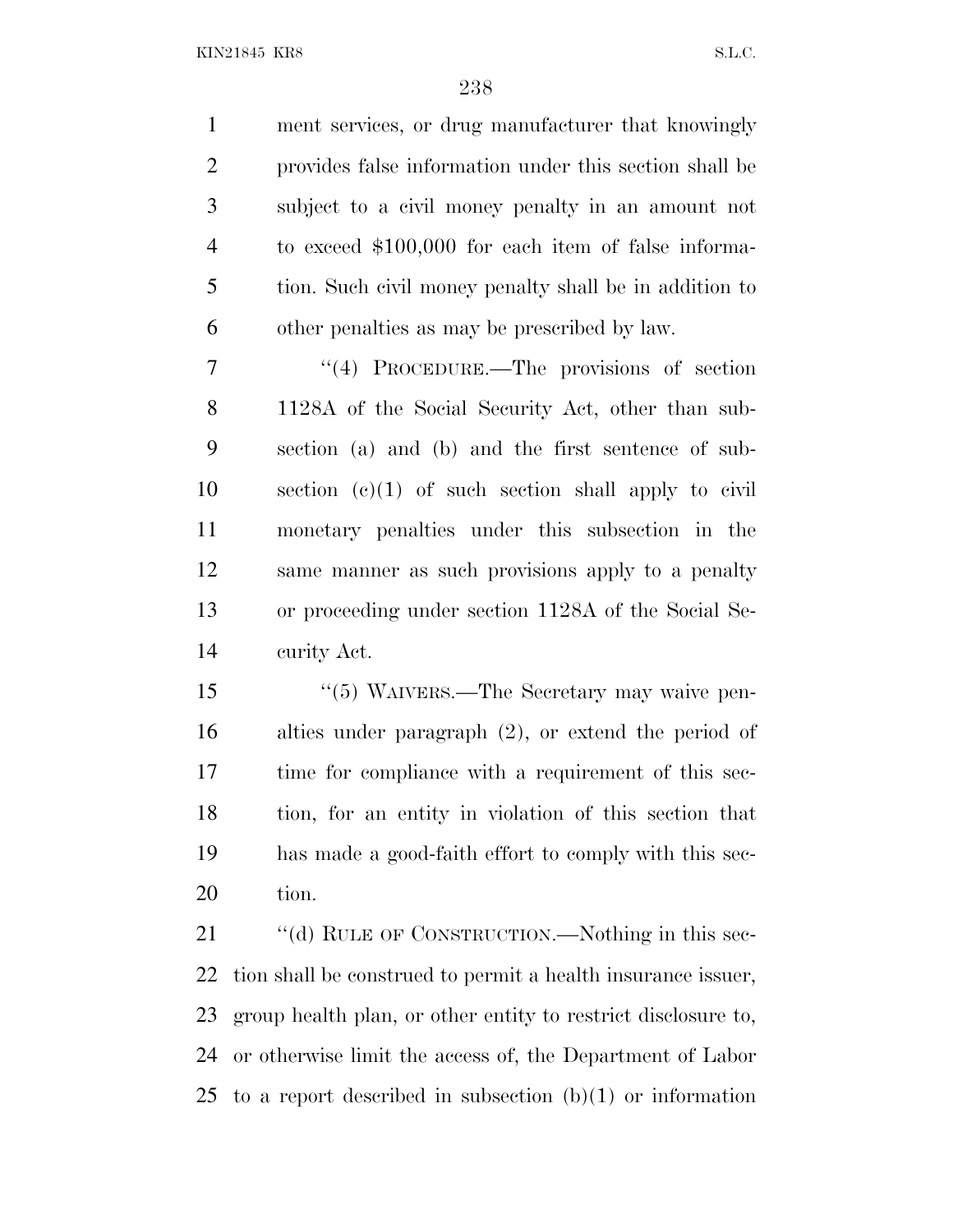ment services, or drug manufacturer that knowingly provides false information under this section shall be subject to a civil money penalty in an amount not to exceed $100,000 for each item of false information. Such civil money penalty shall be in addition to other penalties as may be prescribed by law.

"(4) PROCEDURE.—The provisions of section 1128A of the Social Security Act, other than subsection (a) and (b) and the first sentence of subsection (c)(1) of such section shall apply to civil monetary penalties under this subsection in the same manner as such provisions apply to a penalty or proceeding under section 1128A of the Social Security Act.

"(5) WAIVERS.—The Secretary may waive penalties under paragraph (2), or extend the period of time for compliance with a requirement of this section, for an entity in violation of this section that has made a good-faith effort to comply with this section.

"(d) RULE OF CONSTRUCTION.—Nothing in this section shall be construed to permit a health insurance issuer, group health plan, or other entity to restrict disclosure to, or otherwise limit the access of, the Department of Labor to a report described in subsection (b)(1) or information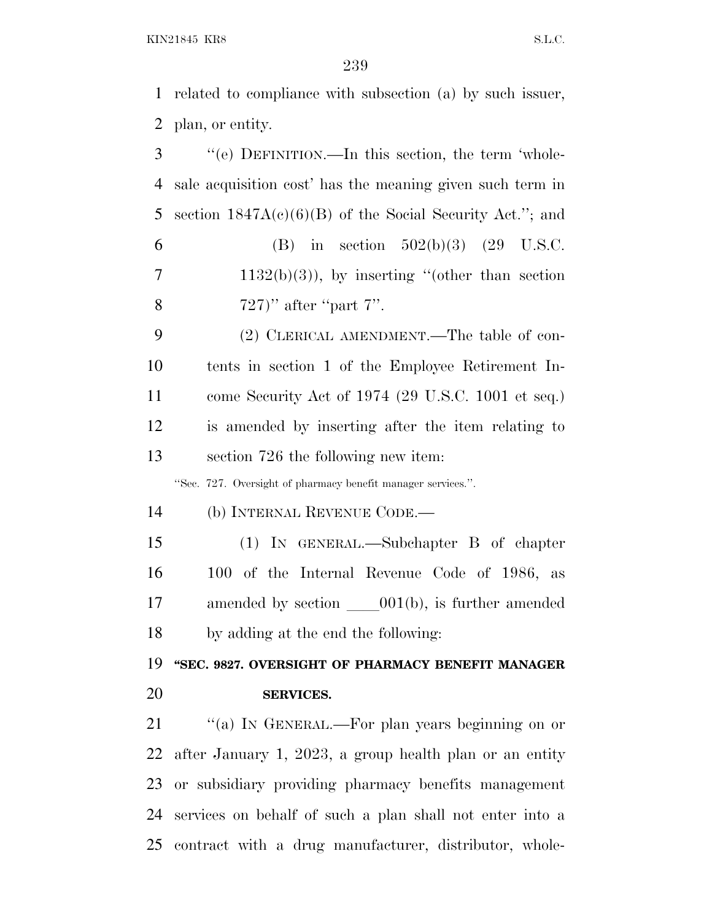related to compliance with subsection (a) by such issuer, plan, or entity.

"(e) DEFINITION.—In this section, the term 'wholesale acquisition cost' has the meaning given such term in section 1847A(c)(6)(B) of the Social Security Act."; and

(B) in section 502(b)(3) (29 U.S.C. 1132(b)(3)), by inserting "(other than section 727)" after "part 7".

(2) CLERICAL AMENDMENT.—The table of contents in section 1 of the Employee Retirement Income Security Act of 1974 (29 U.S.C. 1001 et seq.) is amended by inserting after the item relating to section 726 the following new item:

"Sec. 727. Oversight of pharmacy benefit manager services.".

(b) INTERNAL REVENUE CODE.—

(1) IN GENERAL.—Subchapter B of chapter 100 of the Internal Revenue Code of 1986, as amended by section ____001(b), is further amended by adding at the end the following:

**"SEC. 9827. OVERSIGHT OF PHARMACY BENEFIT MANAGER SERVICES.**

"(a) IN GENERAL.—For plan years beginning on or after January 1, 2023, a group health plan or an entity or subsidiary providing pharmacy benefits management services on behalf of such a plan shall not enter into a contract with a drug manufacturer, distributor, whole-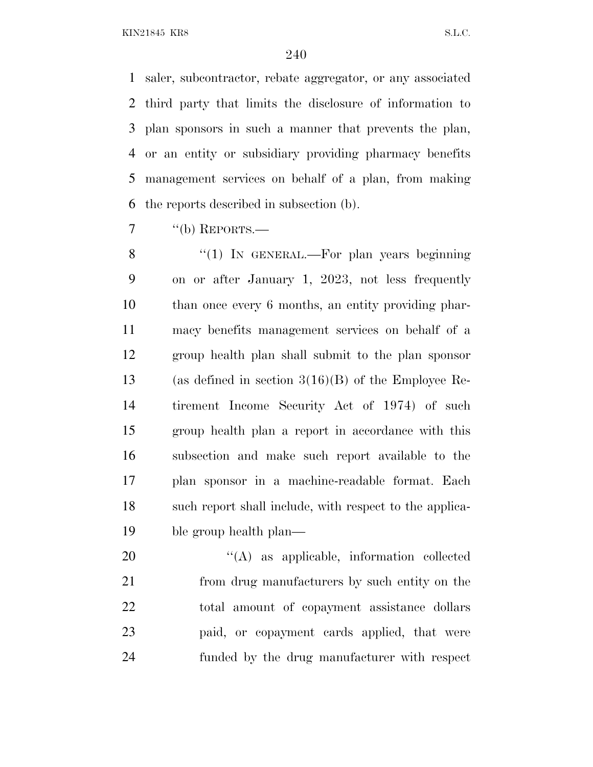saler, subcontractor, rebate aggregator, or any associated third party that limits the disclosure of information to plan sponsors in such a manner that prevents the plan, or an entity or subsidiary providing pharmacy benefits management services on behalf of a plan, from making the reports described in subsection (b).

"(b) REPORTS.—

"(1) IN GENERAL.—For plan years beginning on or after January 1, 2023, not less frequently than once every 6 months, an entity providing pharmacy benefits management services on behalf of a group health plan shall submit to the plan sponsor (as defined in section 3(16)(B) of the Employee Retirement Income Security Act of 1974) of such group health plan a report in accordance with this subsection and make such report available to the plan sponsor in a machine-readable format. Each such report shall include, with respect to the applicable group health plan—

"(A) as applicable, information collected from drug manufacturers by such entity on the total amount of copayment assistance dollars paid, or copayment cards applied, that were funded by the drug manufacturer with respect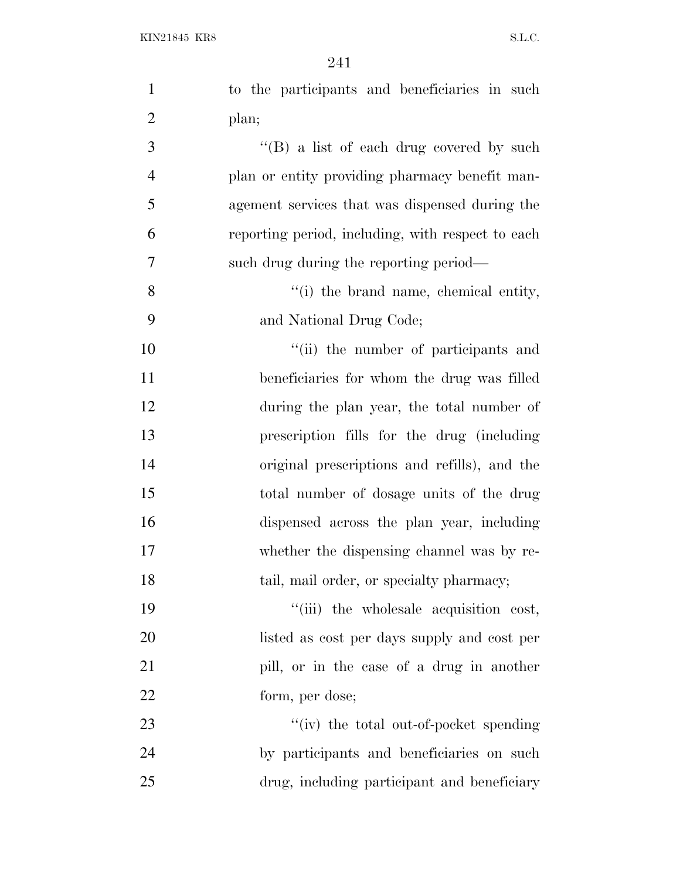to the participants and beneficiaries in such plan;

''(B) a list of each drug covered by such plan or entity providing pharmacy benefit management services that was dispensed during the reporting period, including, with respect to each such drug during the reporting period—

''(i) the brand name, chemical entity, and National Drug Code;

''(ii) the number of participants and beneficiaries for whom the drug was filled during the plan year, the total number of prescription fills for the drug (including original prescriptions and refills), and the total number of dosage units of the drug dispensed across the plan year, including whether the dispensing channel was by retail, mail order, or specialty pharmacy;

''(iii) the wholesale acquisition cost, listed as cost per days supply and cost per pill, or in the case of a drug in another form, per dose;

''(iv) the total out-of-pocket spending by participants and beneficiaries on such drug, including participant and beneficiary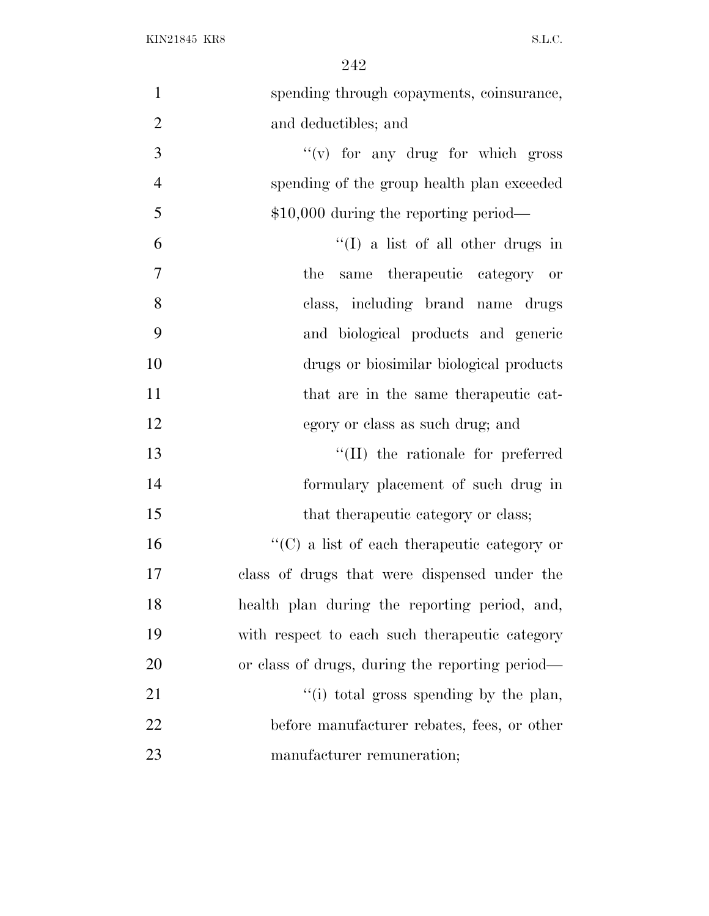spending through copayments, coinsurance, and deductibles; and

"(v) for any drug for which gross spending of the group health plan exceeded $10,000 during the reporting period—

"(I) a list of all other drugs in the same therapeutic category or class, including brand name drugs and biological products and generic drugs or biosimilar biological products that are in the same therapeutic category or class as such drug; and

"(II) the rationale for preferred formulary placement of such drug in that therapeutic category or class;

"(C) a list of each therapeutic category or class of drugs that were dispensed under the health plan during the reporting period, and, with respect to each such therapeutic category or class of drugs, during the reporting period—

"(i) total gross spending by the plan, before manufacturer rebates, fees, or other manufacturer remuneration;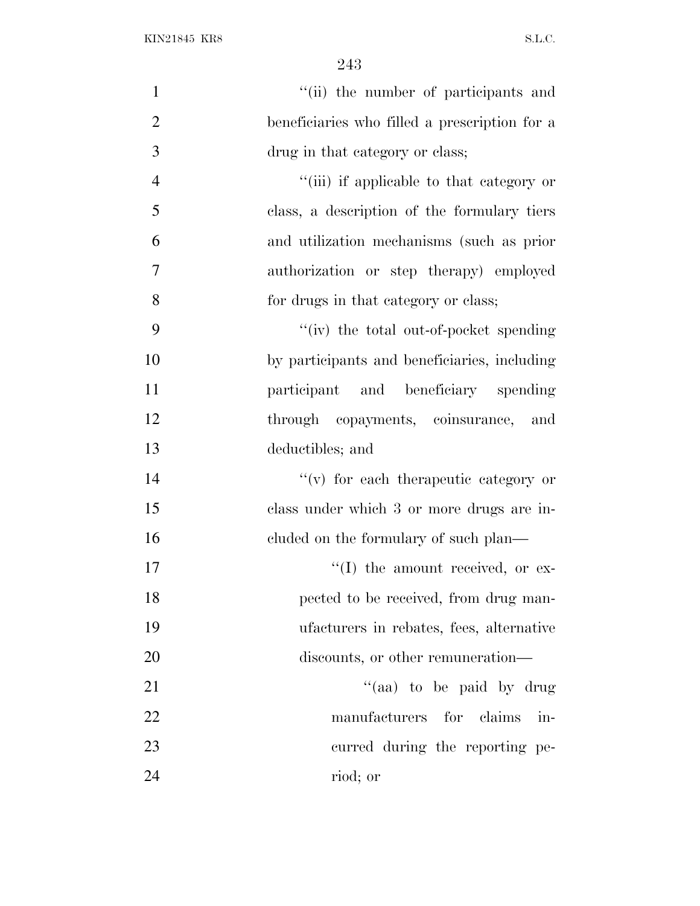''(ii) the number of participants and beneficiaries who filled a prescription for a drug in that category or class;

''(iii) if applicable to that category or class, a description of the formulary tiers and utilization mechanisms (such as prior authorization or step therapy) employed for drugs in that category or class;

''(iv) the total out-of-pocket spending by participants and beneficiaries, including participant and beneficiary spending through copayments, coinsurance, and deductibles; and

''(v) for each therapeutic category or class under which 3 or more drugs are included on the formulary of such plan—

''(I) the amount received, or expected to be received, from drug manufacturers in rebates, fees, alternative discounts, or other remuneration—

''(aa) to be paid by drug manufacturers for claims incurred during the reporting period; or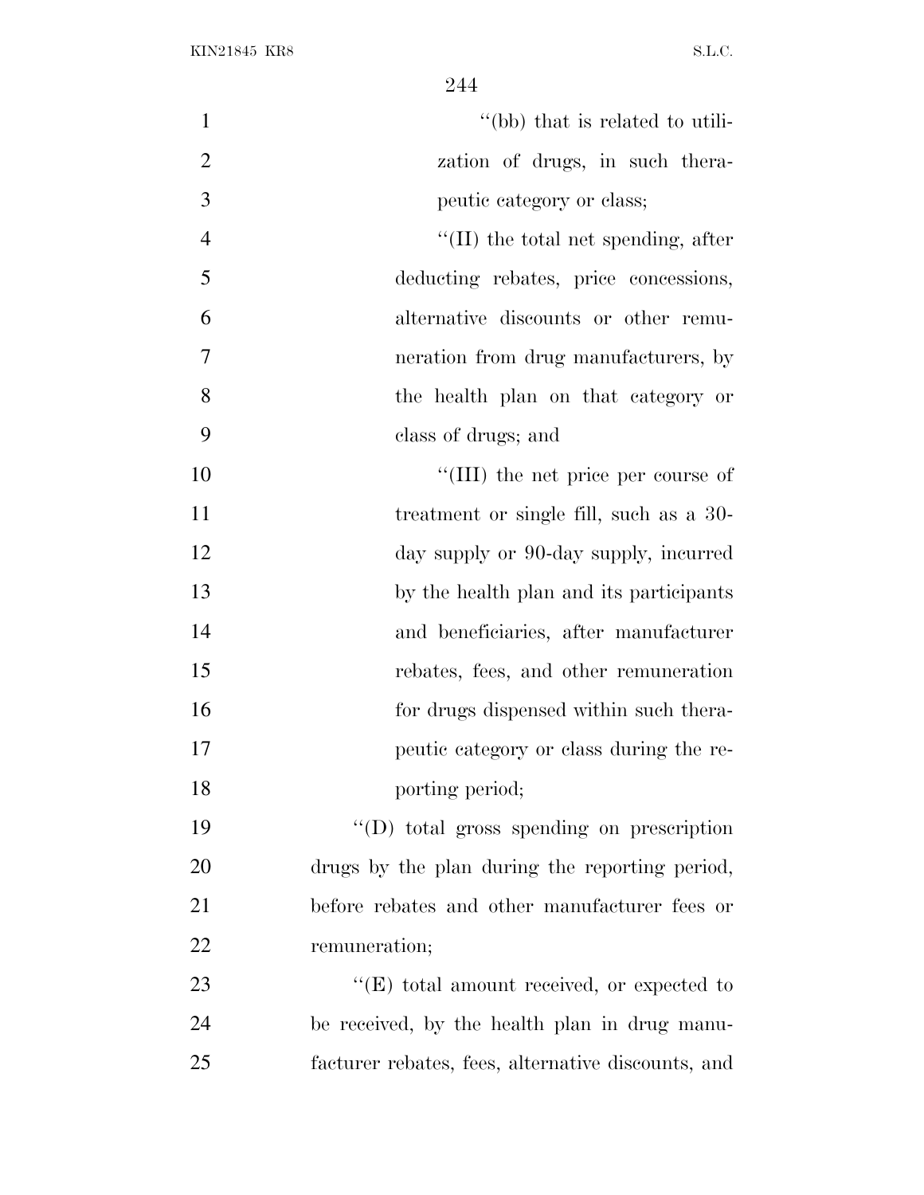"(bb) that is related to utilization of drugs, in such therapeutic category or class;

"(II) the total net spending, after deducting rebates, price concessions, alternative discounts or other remuneration from drug manufacturers, by the health plan on that category or class of drugs; and

"(III) the net price per course of treatment or single fill, such as a 30-day supply or 90-day supply, incurred by the health plan and its participants and beneficiaries, after manufacturer rebates, fees, and other remuneration for drugs dispensed within such therapeutic category or class during the reporting period;

"(D) total gross spending on prescription drugs by the plan during the reporting period, before rebates and other manufacturer fees or remuneration;

"(E) total amount received, or expected to be received, by the health plan in drug manufacturer rebates, fees, alternative discounts, and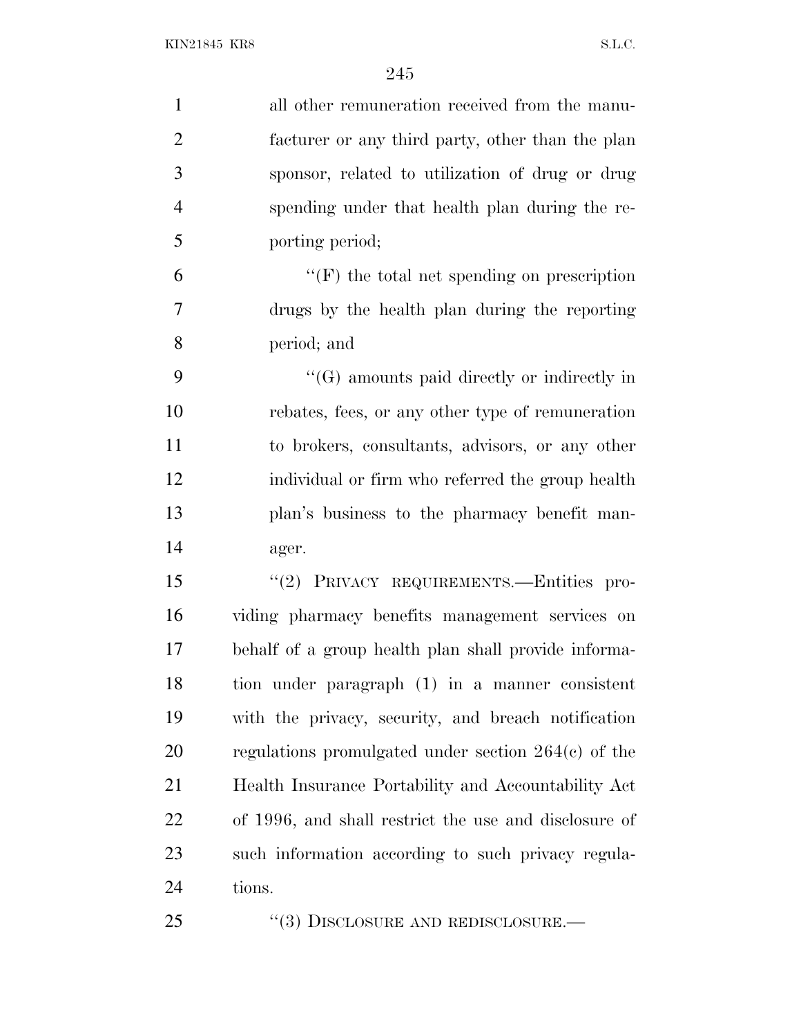all other remuneration received from the manufacturer or any third party, other than the plan sponsor, related to utilization of drug or drug spending under that health plan during the reporting period;

"(F) the total net spending on prescription drugs by the health plan during the reporting period; and

"(G) amounts paid directly or indirectly in rebates, fees, or any other type of remuneration to brokers, consultants, advisors, or any other individual or firm who referred the group health plan's business to the pharmacy benefit manager.

"(2) PRIVACY REQUIREMENTS.—Entities providing pharmacy benefits management services on behalf of a group health plan shall provide information under paragraph (1) in a manner consistent with the privacy, security, and breach notification regulations promulgated under section 264(c) of the Health Insurance Portability and Accountability Act of 1996, and shall restrict the use and disclosure of such information according to such privacy regulations.

"(3) DISCLOSURE AND REDISCLOSURE.—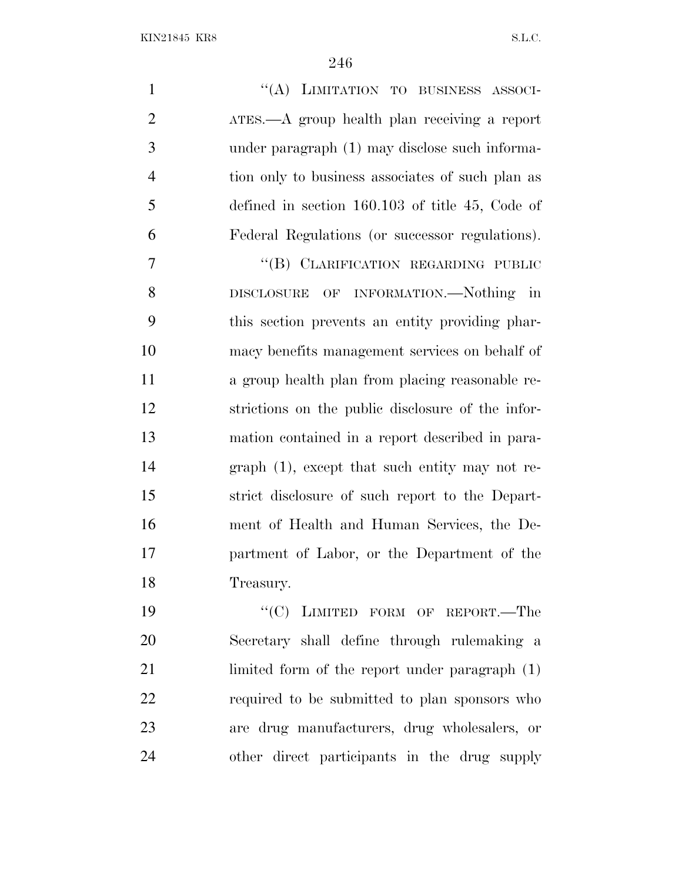"(A) LIMITATION TO BUSINESS ASSOCIATES.—A group health plan receiving a report under paragraph (1) may disclose such information only to business associates of such plan as defined in section 160.103 of title 45, Code of Federal Regulations (or successor regulations).

"(B) CLARIFICATION REGARDING PUBLIC DISCLOSURE OF INFORMATION.—Nothing in this section prevents an entity providing pharmacy benefits management services on behalf of a group health plan from placing reasonable restrictions on the public disclosure of the information contained in a report described in paragraph (1), except that such entity may not restrict disclosure of such report to the Department of Health and Human Services, the Department of Labor, or the Department of the Treasury.

"(C) LIMITED FORM OF REPORT.—The Secretary shall define through rulemaking a limited form of the report under paragraph (1) required to be submitted to plan sponsors who are drug manufacturers, drug wholesalers, or other direct participants in the drug supply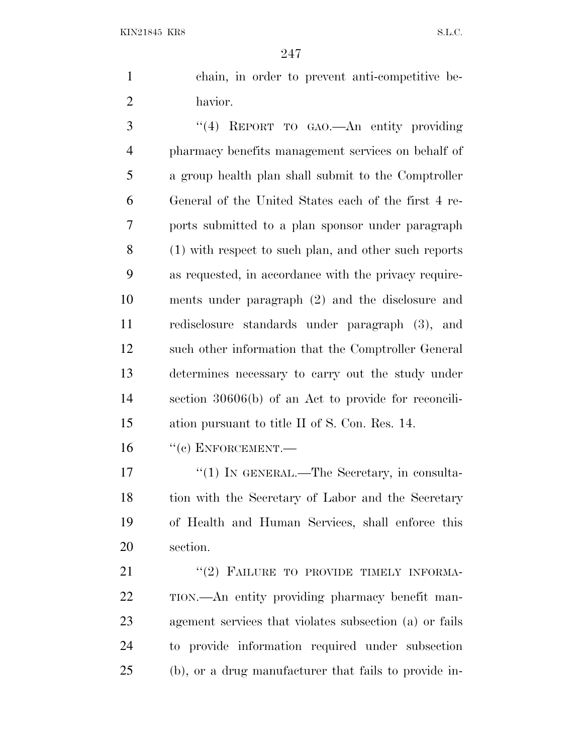chain, in order to prevent anti-competitive behavior.

"(4) REPORT TO GAO.—An entity providing pharmacy benefits management services on behalf of a group health plan shall submit to the Comptroller General of the United States each of the first 4 reports submitted to a plan sponsor under paragraph (1) with respect to such plan, and other such reports as requested, in accordance with the privacy requirements under paragraph (2) and the disclosure and redisclosure standards under paragraph (3), and such other information that the Comptroller General determines necessary to carry out the study under section 30606(b) of an Act to provide for reconciliation pursuant to title II of S. Con. Res. 14.

"(c) ENFORCEMENT.—

"(1) IN GENERAL.—The Secretary, in consultation with the Secretary of Labor and the Secretary of Health and Human Services, shall enforce this section.

"(2) FAILURE TO PROVIDE TIMELY INFORMATION.—An entity providing pharmacy benefit management services that violates subsection (a) or fails to provide information required under subsection (b), or a drug manufacturer that fails to provide in-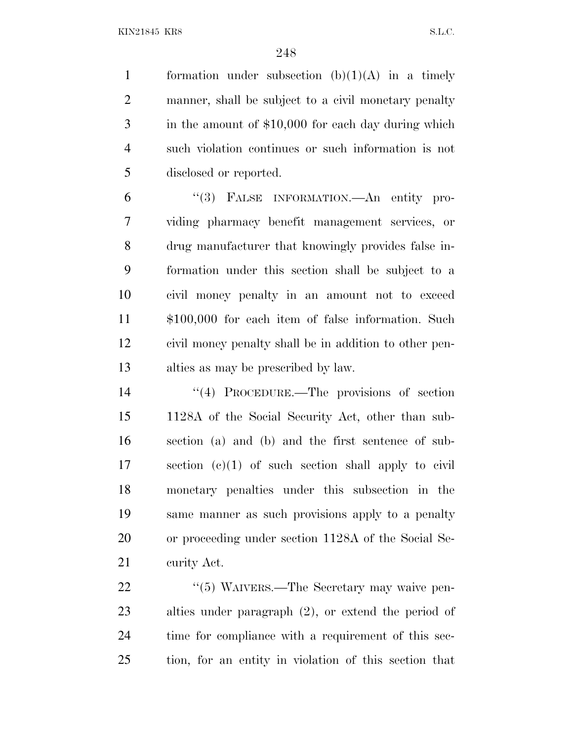formation under subsection (b)(1)(A) in a timely manner, shall be subject to a civil monetary penalty in the amount of $10,000 for each day during which such violation continues or such information is not disclosed or reported.

"(3) FALSE INFORMATION.—An entity providing pharmacy benefit management services, or drug manufacturer that knowingly provides false information under this section shall be subject to a civil money penalty in an amount not to exceed $100,000 for each item of false information. Such civil money penalty shall be in addition to other penalties as may be prescribed by law.

"(4) PROCEDURE.—The provisions of section 1128A of the Social Security Act, other than subsection (a) and (b) and the first sentence of subsection (c)(1) of such section shall apply to civil monetary penalties under this subsection in the same manner as such provisions apply to a penalty or proceeding under section 1128A of the Social Security Act.

"(5) WAIVERS.—The Secretary may waive penalties under paragraph (2), or extend the period of time for compliance with a requirement of this section, for an entity in violation of this section that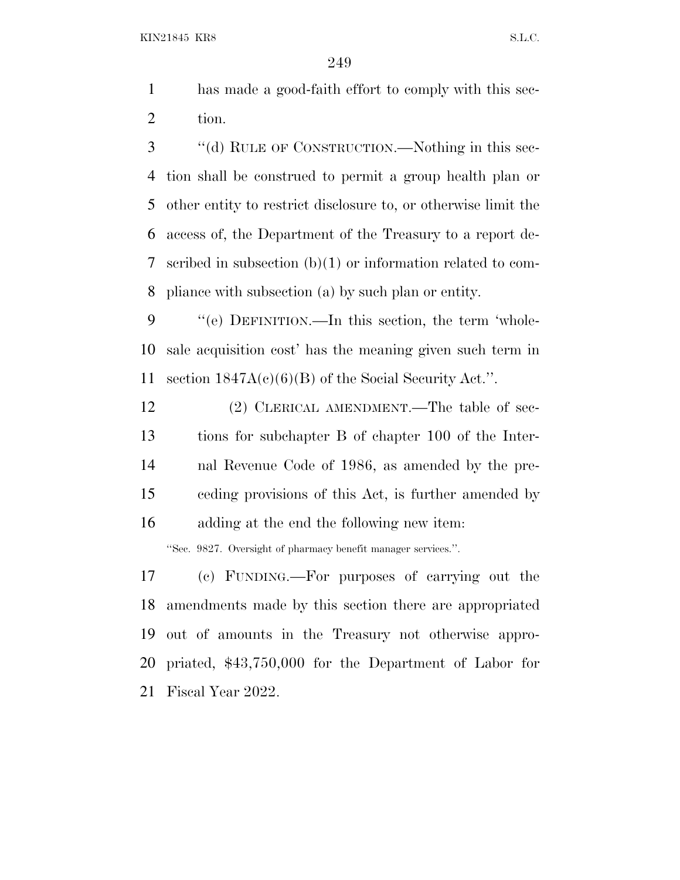has made a good-faith effort to comply with this section.

"(d) RULE OF CONSTRUCTION.—Nothing in this section shall be construed to permit a group health plan or other entity to restrict disclosure to, or otherwise limit the access of, the Department of the Treasury to a report described in subsection (b)(1) or information related to compliance with subsection (a) by such plan or entity.

"(e) DEFINITION.—In this section, the term 'wholesale acquisition cost' has the meaning given such term in section 1847A(c)(6)(B) of the Social Security Act.".

(2) CLERICAL AMENDMENT.—The table of sections for subchapter B of chapter 100 of the Internal Revenue Code of 1986, as amended by the preceding provisions of this Act, is further amended by adding at the end the following new item:

"Sec. 9827. Oversight of pharmacy benefit manager services.".

(c) FUNDING.—For purposes of carrying out the amendments made by this section there are appropriated out of amounts in the Treasury not otherwise appropriated, $43,750,000 for the Department of Labor for Fiscal Year 2022.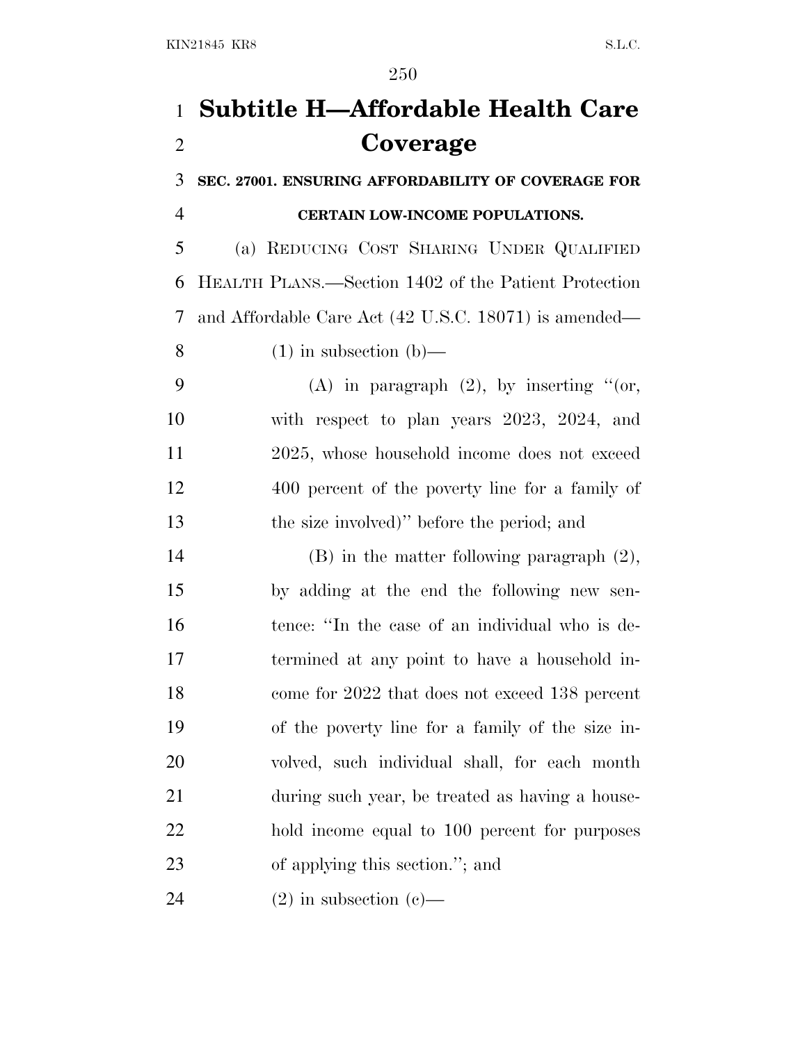# Subtitle H—Affordable Health Care Coverage

**SEC. 27001. ENSURING AFFORDABILITY OF COVERAGE FOR CERTAIN LOW-INCOME POPULATIONS.**

(a) REDUCING COST SHARING UNDER QUALIFIED HEALTH PLANS.—Section 1402 of the Patient Protection and Affordable Care Act (42 U.S.C. 18071) is amended—

(1) in subsection (b)—

(A) in paragraph (2), by inserting "(or, with respect to plan years 2023, 2024, and 2025, whose household income does not exceed 400 percent of the poverty line for a family of the size involved)" before the period; and

(B) in the matter following paragraph (2), by adding at the end the following new sentence: "In the case of an individual who is determined at any point to have a household income for 2022 that does not exceed 138 percent of the poverty line for a family of the size involved, such individual shall, for each month during such year, be treated as having a household income equal to 100 percent for purposes of applying this section."; and

(2) in subsection (c)—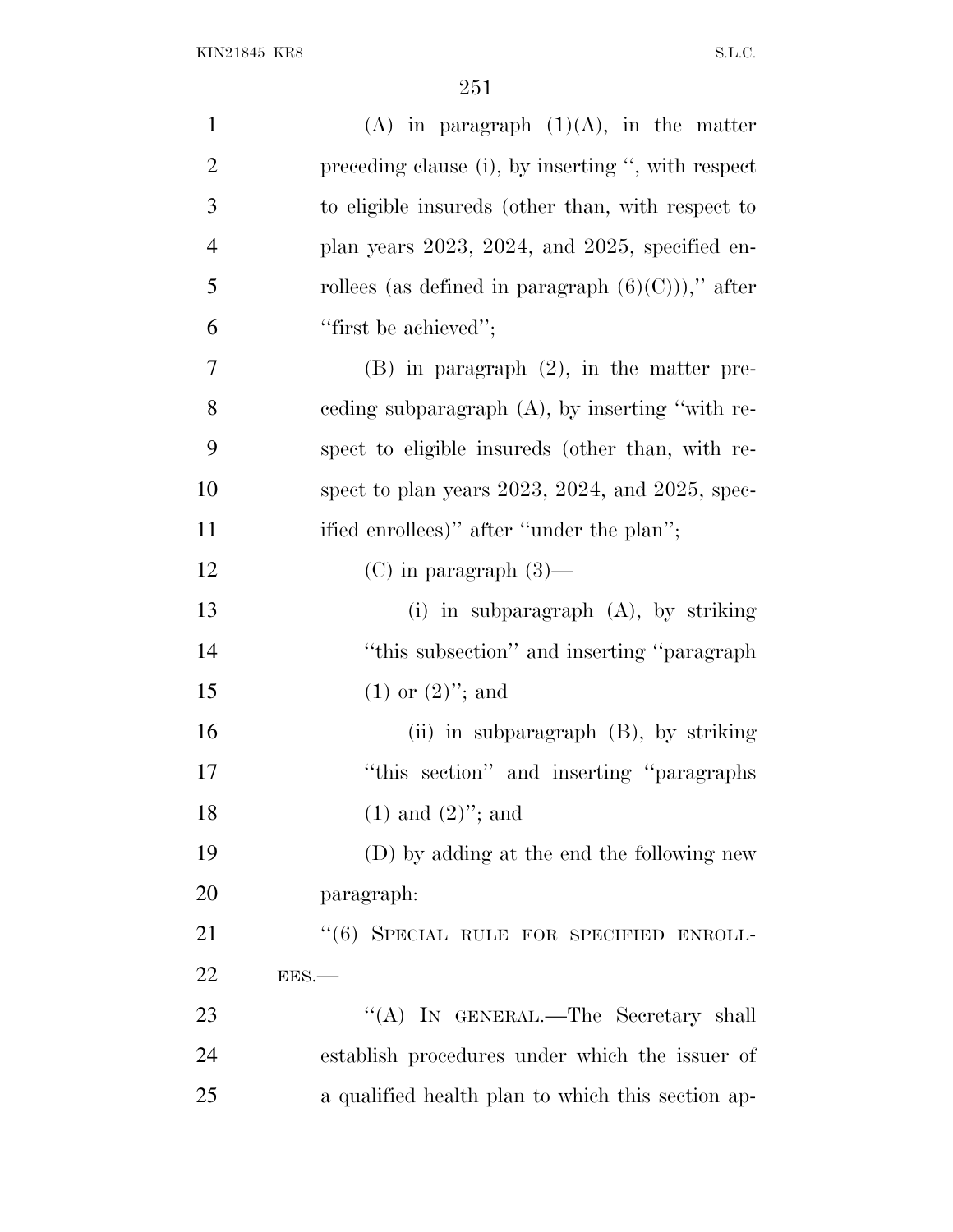(A) in paragraph (1)(A), in the matter preceding clause (i), by inserting '', with respect to eligible insureds (other than, with respect to plan years 2023, 2024, and 2025, specified enrollees (as defined in paragraph (6)(C))),'' after ''first be achieved'';

(B) in paragraph (2), in the matter preceding subparagraph (A), by inserting ''with respect to eligible insureds (other than, with respect to plan years 2023, 2024, and 2025, specified enrollees)'' after ''under the plan'';

(C) in paragraph (3)—

(i) in subparagraph (A), by striking ''this subsection'' and inserting ''paragraph (1) or (2)''; and

(ii) in subparagraph (B), by striking ''this section'' and inserting ''paragraphs (1) and (2)''; and

(D) by adding at the end the following new paragraph:

''(6) SPECIAL RULE FOR SPECIFIED ENROLLEES.—

''(A) IN GENERAL.—The Secretary shall establish procedures under which the issuer of a qualified health plan to which this section ap-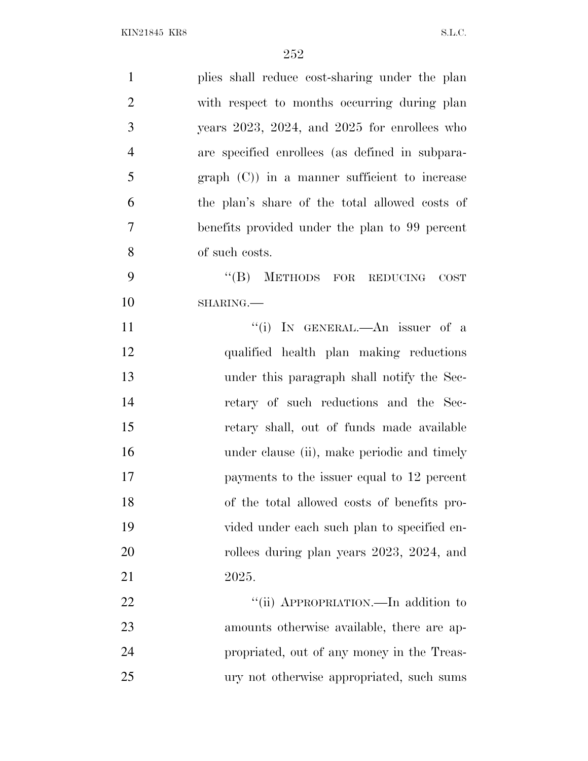plies shall reduce cost-sharing under the plan with respect to months occurring during plan years 2023, 2024, and 2025 for enrollees who are specified enrollees (as defined in subparagraph (C)) in a manner sufficient to increase the plan's share of the total allowed costs of benefits provided under the plan to 99 percent of such costs.

"(B) METHODS FOR REDUCING COST SHARING.—

"(i) IN GENERAL.—An issuer of a qualified health plan making reductions under this paragraph shall notify the Secretary of such reductions and the Secretary shall, out of funds made available under clause (ii), make periodic and timely payments to the issuer equal to 12 percent of the total allowed costs of benefits provided under each such plan to specified enrollees during plan years 2023, 2024, and 2025.

"(ii) APPROPRIATION.—In addition to amounts otherwise available, there are appropriated, out of any money in the Treasury not otherwise appropriated, such sums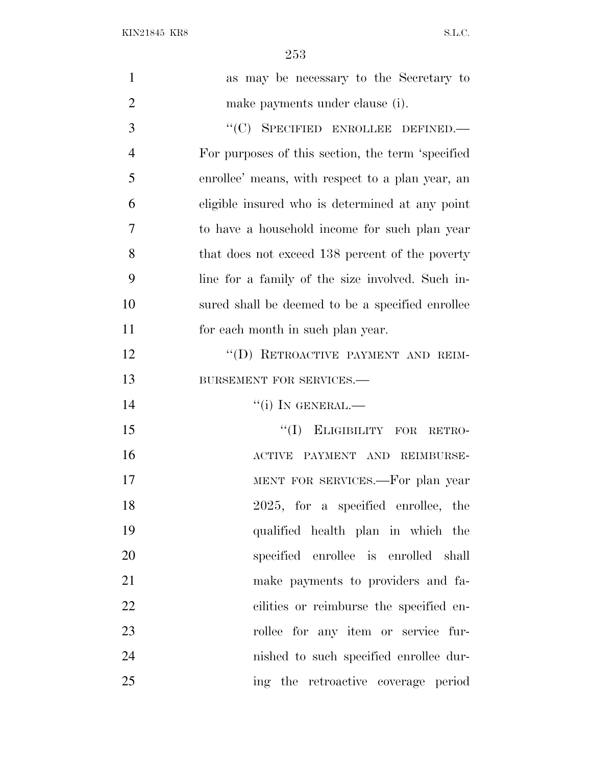as may be necessary to the Secretary to make payments under clause (i).

"(C) SPECIFIED ENROLLEE DEFINED.—For purposes of this section, the term 'specified enrollee' means, with respect to a plan year, an eligible insured who is determined at any point to have a household income for such plan year that does not exceed 138 percent of the poverty line for a family of the size involved. Such insured shall be deemed to be a specified enrollee for each month in such plan year.

"(D) RETROACTIVE PAYMENT AND REIMBURSEMENT FOR SERVICES.—

"(i) IN GENERAL.—

"(I) ELIGIBILITY FOR RETROACTIVE PAYMENT AND REIMBURSEMENT FOR SERVICES.—For plan year 2025, for a specified enrollee, the qualified health plan in which the specified enrollee is enrolled shall make payments to providers and facilities or reimburse the specified enrollee for any item or service furnished to such specified enrollee during the retroactive coverage period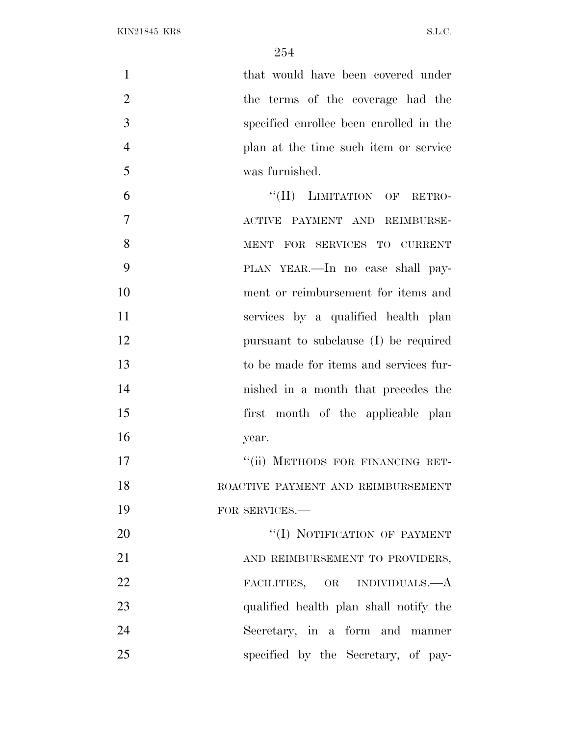that would have been covered under the terms of the coverage had the specified enrollee been enrolled in the plan at the time such item or service was furnished.

"(II) LIMITATION OF RETROACTIVE PAYMENT AND REIMBURSEMENT FOR SERVICES TO CURRENT PLAN YEAR.—In no case shall payment or reimbursement for items and services by a qualified health plan pursuant to subclause (I) be required to be made for items and services furnished in a month that precedes the first month of the applicable plan year.

"(ii) METHODS FOR FINANCING RETROACTIVE PAYMENT AND REIMBURSEMENT FOR SERVICES.—

"(I) NOTIFICATION OF PAYMENT AND REIMBURSEMENT TO PROVIDERS, FACILITIES, OR INDIVIDUALS.—A qualified health plan shall notify the Secretary, in a form and manner specified by the Secretary, of pay-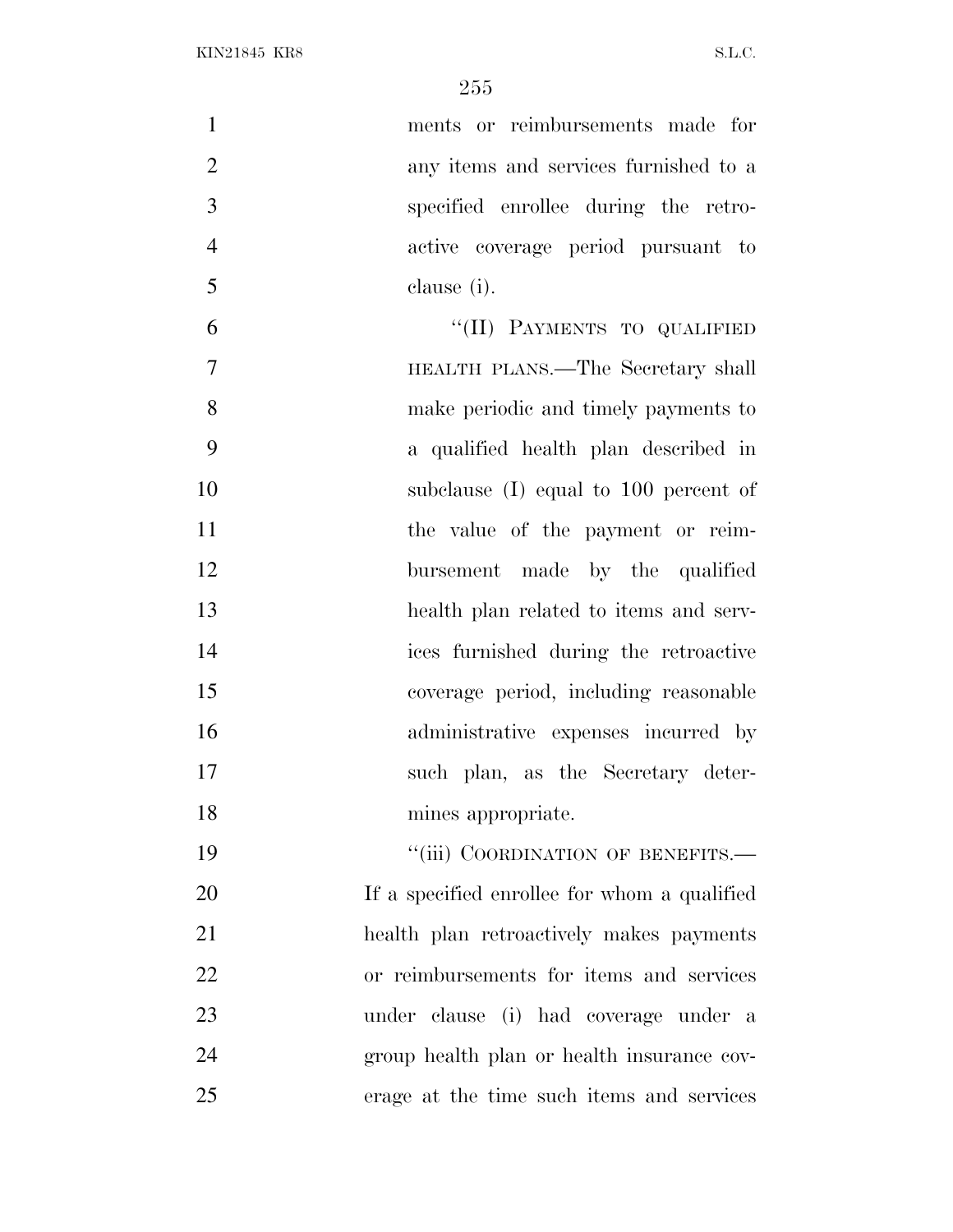ments or reimbursements made for any items and services furnished to a specified enrollee during the retroactive coverage period pursuant to clause (i).

"(II) PAYMENTS TO QUALIFIED HEALTH PLANS.—The Secretary shall make periodic and timely payments to a qualified health plan described in subclause (I) equal to 100 percent of the value of the payment or reimbursement made by the qualified health plan related to items and services furnished during the retroactive coverage period, including reasonable administrative expenses incurred by such plan, as the Secretary determines appropriate.

"(iii) COORDINATION OF BENEFITS.— If a specified enrollee for whom a qualified health plan retroactively makes payments or reimbursements for items and services under clause (i) had coverage under a group health plan or health insurance coverage at the time such items and services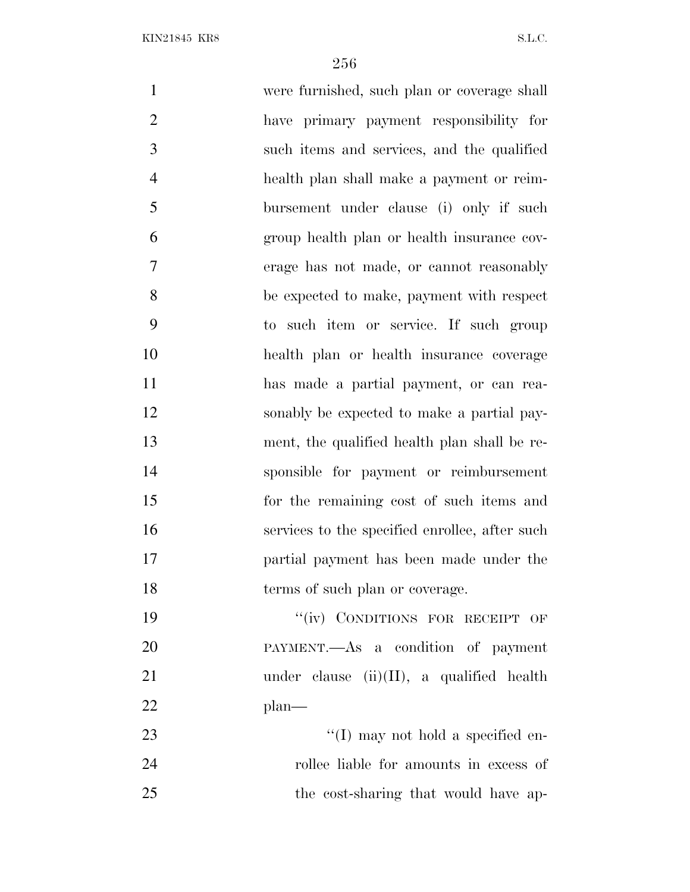were furnished, such plan or coverage shall have primary payment responsibility for such items and services, and the qualified health plan shall make a payment or reimbursement under clause (i) only if such group health plan or health insurance coverage has not made, or cannot reasonably be expected to make, payment with respect to such item or service. If such group health plan or health insurance coverage has made a partial payment, or can reasonably be expected to make a partial payment, the qualified health plan shall be responsible for payment or reimbursement for the remaining cost of such items and services to the specified enrollee, after such partial payment has been made under the terms of such plan or coverage.

"(iv) CONDITIONS FOR RECEIPT OF PAYMENT.—As a condition of payment under clause (ii)(II), a qualified health plan—

"(I) may not hold a specified enrollee liable for amounts in excess of the cost-sharing that would have ap-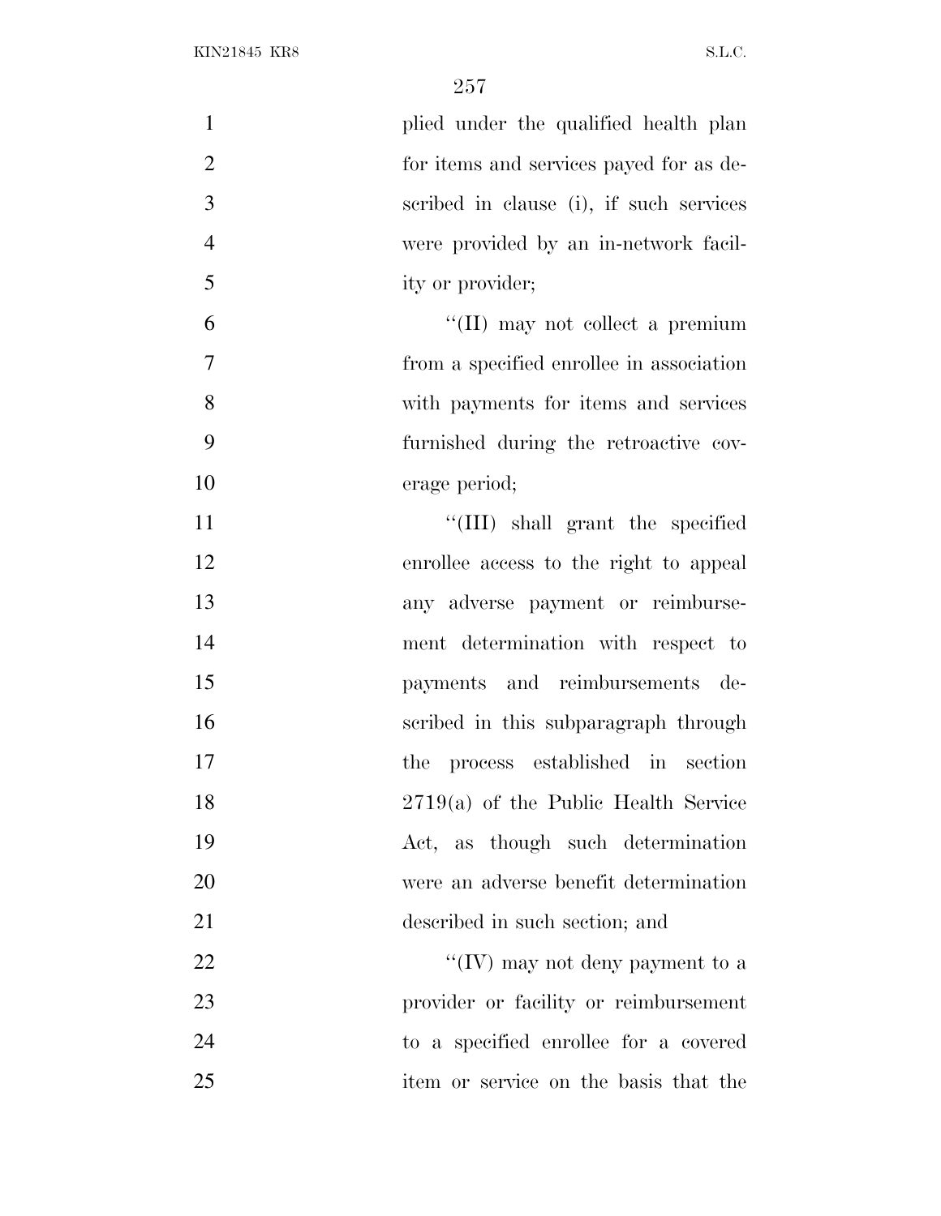plied under the qualified health plan for items and services payed for as described in clause (i), if such services were provided by an in-network facility or provider;

"(II) may not collect a premium from a specified enrollee in association with payments for items and services furnished during the retroactive coverage period;

"(III) shall grant the specified enrollee access to the right to appeal any adverse payment or reimbursement determination with respect to payments and reimbursements described in this subparagraph through the process established in section 2719(a) of the Public Health Service Act, as though such determination were an adverse benefit determination described in such section; and

"(IV) may not deny payment to a provider or facility or reimbursement to a specified enrollee for a covered item or service on the basis that the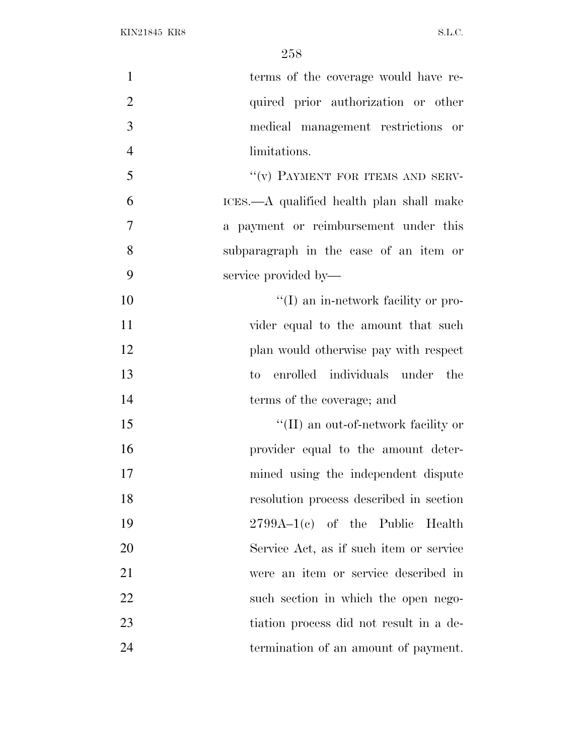terms of the coverage would have required prior authorization or other medical management restrictions or limitations.

"(v) PAYMENT FOR ITEMS AND SERVICES.—A qualified health plan shall make a payment or reimbursement under this subparagraph in the case of an item or service provided by—

"(I) an in-network facility or provider equal to the amount that such plan would otherwise pay with respect to enrolled individuals under the terms of the coverage; and

"(II) an out-of-network facility or provider equal to the amount determined using the independent dispute resolution process described in section 2799A–1(c) of the Public Health Service Act, as if such item or service were an item or service described in such section in which the open negotiation process did not result in a determination of an amount of payment.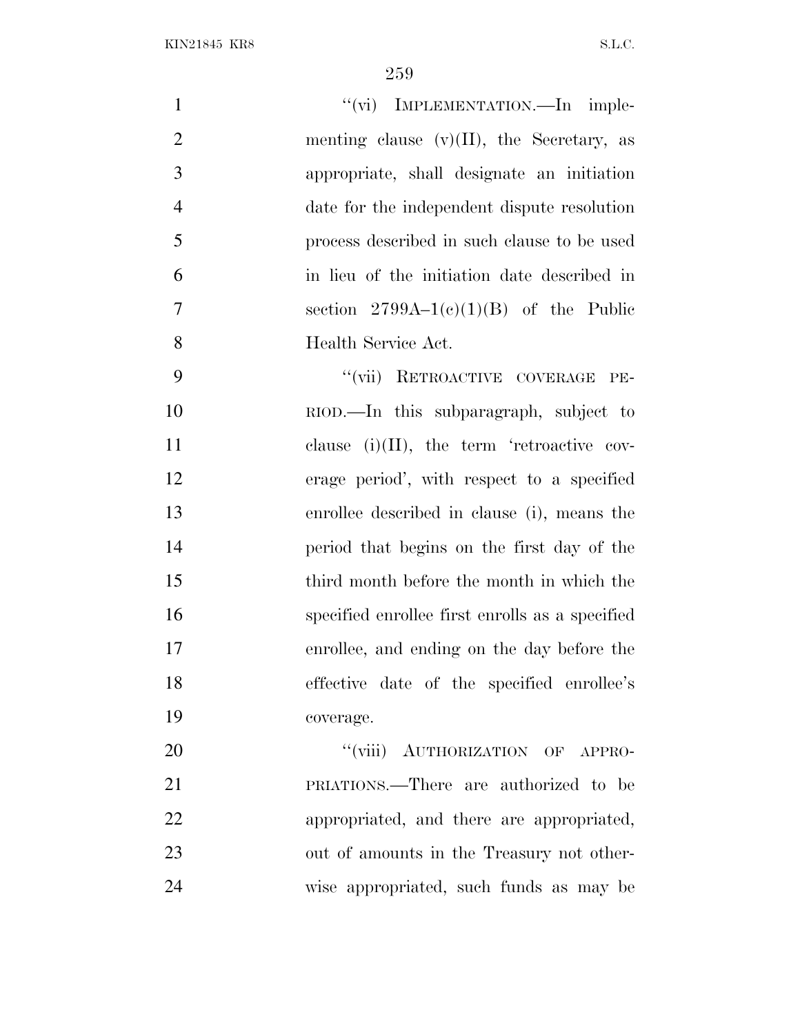"(vi) IMPLEMENTATION.—In implementing clause (v)(II), the Secretary, as appropriate, shall designate an initiation date for the independent dispute resolution process described in such clause to be used in lieu of the initiation date described in section 2799A–1(c)(1)(B) of the Public Health Service Act.

"(vii) RETROACTIVE COVERAGE PERIOD.—In this subparagraph, subject to clause (i)(II), the term 'retroactive coverage period', with respect to a specified enrollee described in clause (i), means the period that begins on the first day of the third month before the month in which the specified enrollee first enrolls as a specified enrollee, and ending on the day before the effective date of the specified enrollee's coverage.

"(viii) AUTHORIZATION OF APPROPRIATIONS.—There are authorized to be appropriated, and there are appropriated, out of amounts in the Treasury not otherwise appropriated, such funds as may be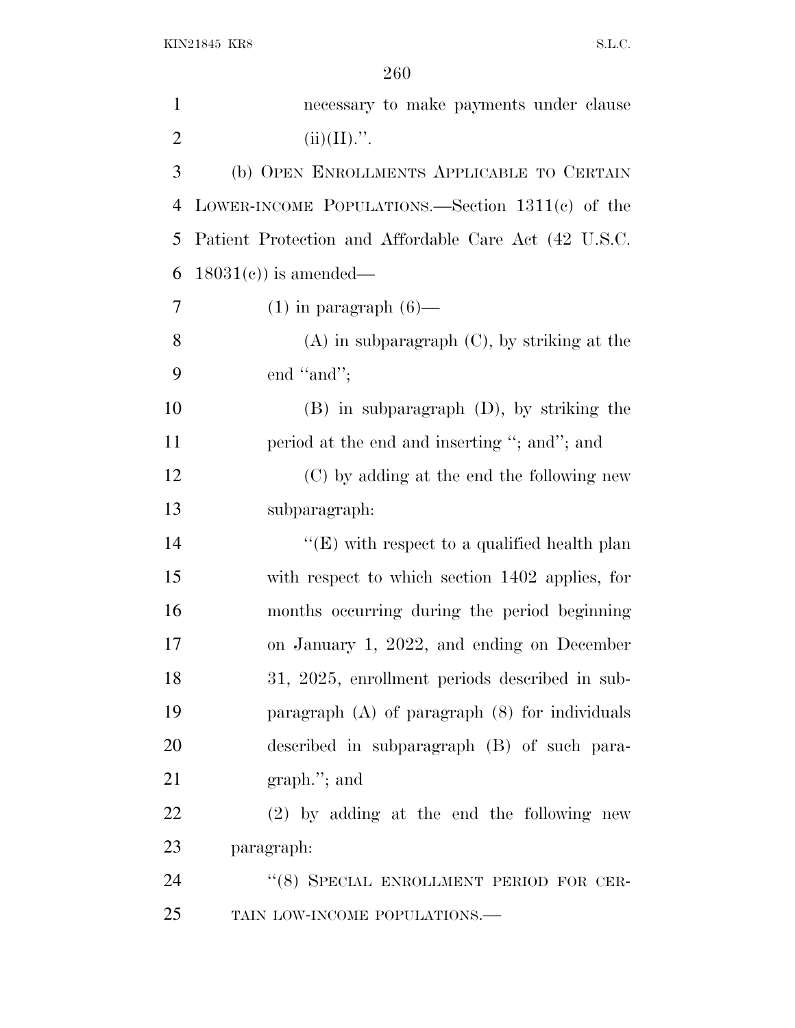necessary to make payments under clause (ii)(II).''.

(b) OPEN ENROLLMENTS APPLICABLE TO CERTAIN LOWER-INCOME POPULATIONS.—Section 1311(c) of the Patient Protection and Affordable Care Act (42 U.S.C. 18031(c)) is amended—

(1) in paragraph (6)—

(A) in subparagraph (C), by striking at the end ''and'';

(B) in subparagraph (D), by striking the period at the end and inserting ''; and''; and

(C) by adding at the end the following new subparagraph:

''(E) with respect to a qualified health plan with respect to which section 1402 applies, for months occurring during the period beginning on January 1, 2022, and ending on December 31, 2025, enrollment periods described in subparagraph (A) of paragraph (8) for individuals described in subparagraph (B) of such paragraph.''; and

(2) by adding at the end the following new paragraph:

''(8) SPECIAL ENROLLMENT PERIOD FOR CERTAIN LOW-INCOME POPULATIONS.—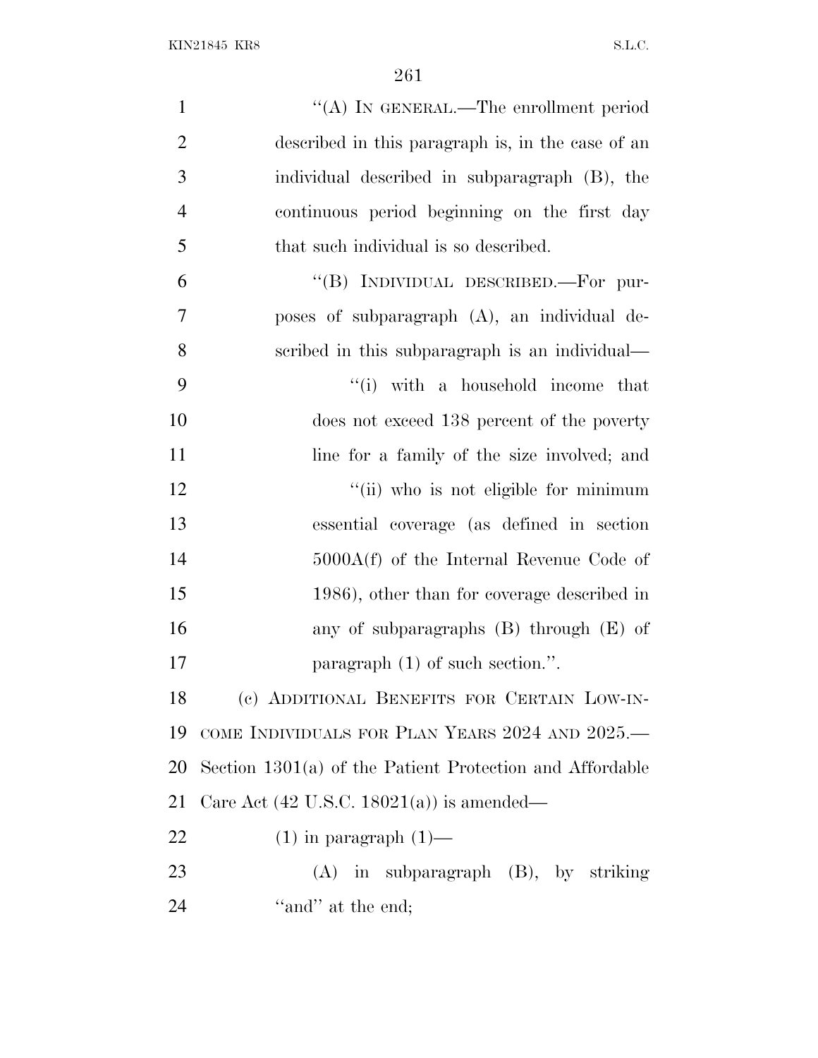"(A) IN GENERAL.—The enrollment period described in this paragraph is, in the case of an individual described in subparagraph (B), the continuous period beginning on the first day that such individual is so described.

"(B) INDIVIDUAL DESCRIBED.—For purposes of subparagraph (A), an individual described in this subparagraph is an individual—

"(i) with a household income that does not exceed 138 percent of the poverty line for a family of the size involved; and

"(ii) who is not eligible for minimum essential coverage (as defined in section 5000A(f) of the Internal Revenue Code of 1986), other than for coverage described in any of subparagraphs (B) through (E) of paragraph (1) of such section.".

(c) ADDITIONAL BENEFITS FOR CERTAIN LOW-INCOME INDIVIDUALS FOR PLAN YEARS 2024 AND 2025.—Section 1301(a) of the Patient Protection and Affordable Care Act (42 U.S.C. 18021(a)) is amended—

(1) in paragraph (1)—

(A) in subparagraph (B), by striking "and" at the end;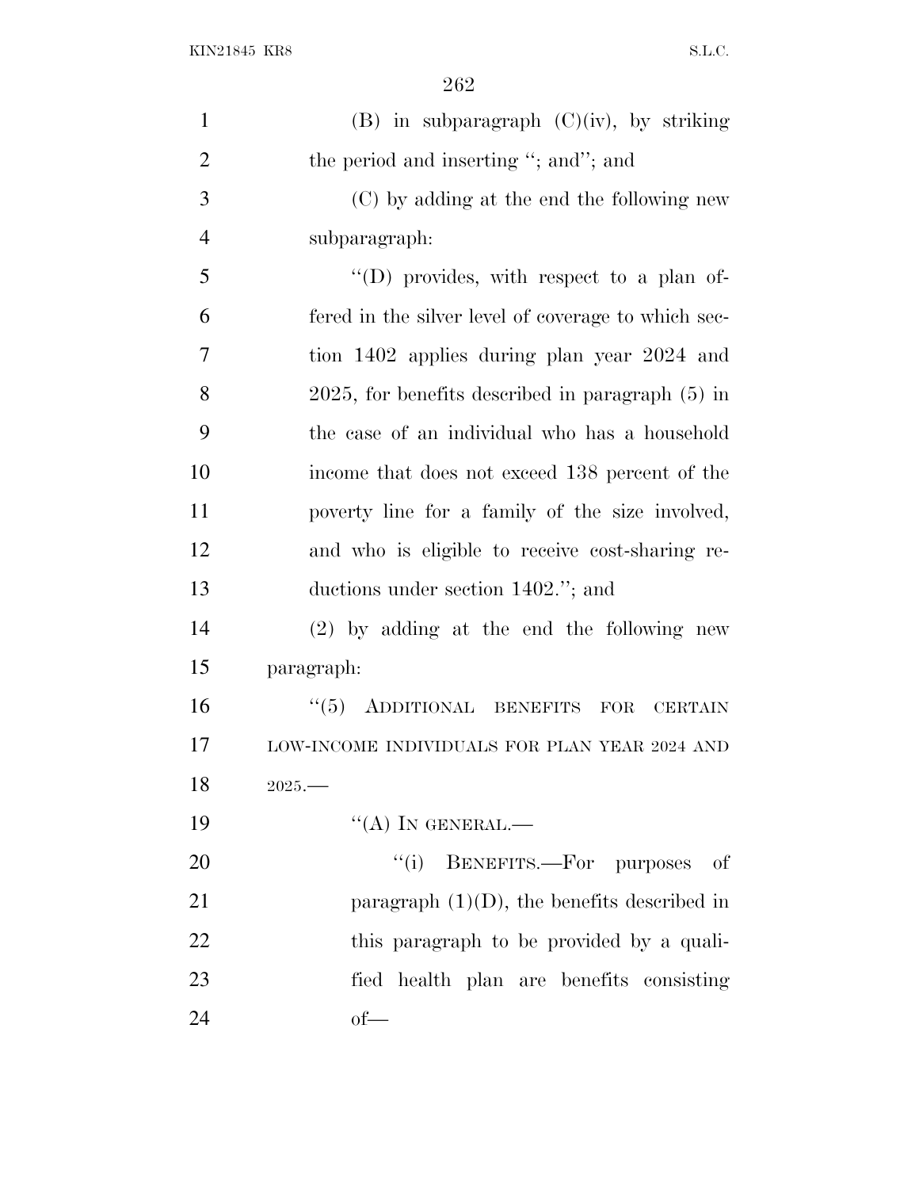(B) in subparagraph (C)(iv), by striking the period and inserting "; and"; and

(C) by adding at the end the following new subparagraph:

"(D) provides, with respect to a plan offered in the silver level of coverage to which section 1402 applies during plan year 2024 and 2025, for benefits described in paragraph (5) in the case of an individual who has a household income that does not exceed 138 percent of the poverty line for a family of the size involved, and who is eligible to receive cost-sharing reductions under section 1402."; and

(2) by adding at the end the following new paragraph:

"(5) ADDITIONAL BENEFITS FOR CERTAIN LOW-INCOME INDIVIDUALS FOR PLAN YEAR 2024 AND 2025.—

"(A) IN GENERAL.—

"(i) BENEFITS.—For purposes of paragraph (1)(D), the benefits described in this paragraph to be provided by a qualified health plan are benefits consisting of—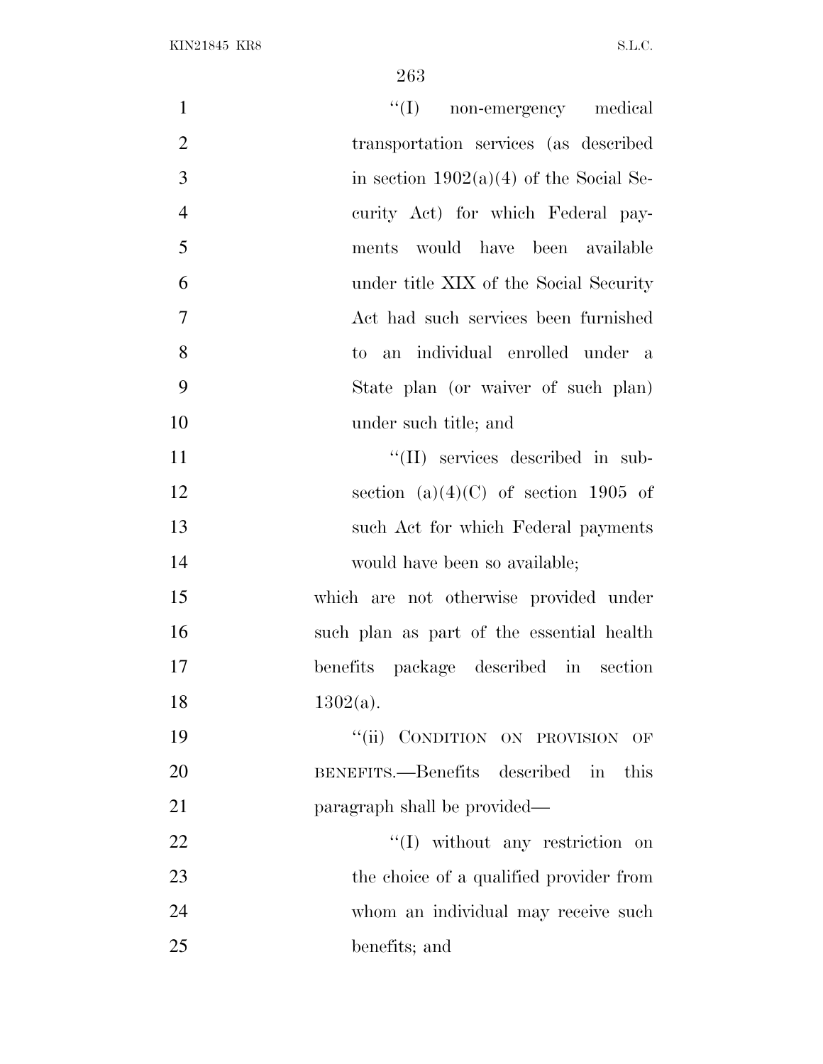"(I) non-emergency medical transportation services (as described in section 1902(a)(4) of the Social Security Act) for which Federal payments would have been available under title XIX of the Social Security Act had such services been furnished to an individual enrolled under a State plan (or waiver of such plan) under such title; and

"(II) services described in subsection (a)(4)(C) of section 1905 of such Act for which Federal payments would have been so available;

which are not otherwise provided under such plan as part of the essential health benefits package described in section 1302(a).

"(ii) CONDITION ON PROVISION OF BENEFITS.—Benefits described in this paragraph shall be provided—

"(I) without any restriction on the choice of a qualified provider from whom an individual may receive such benefits; and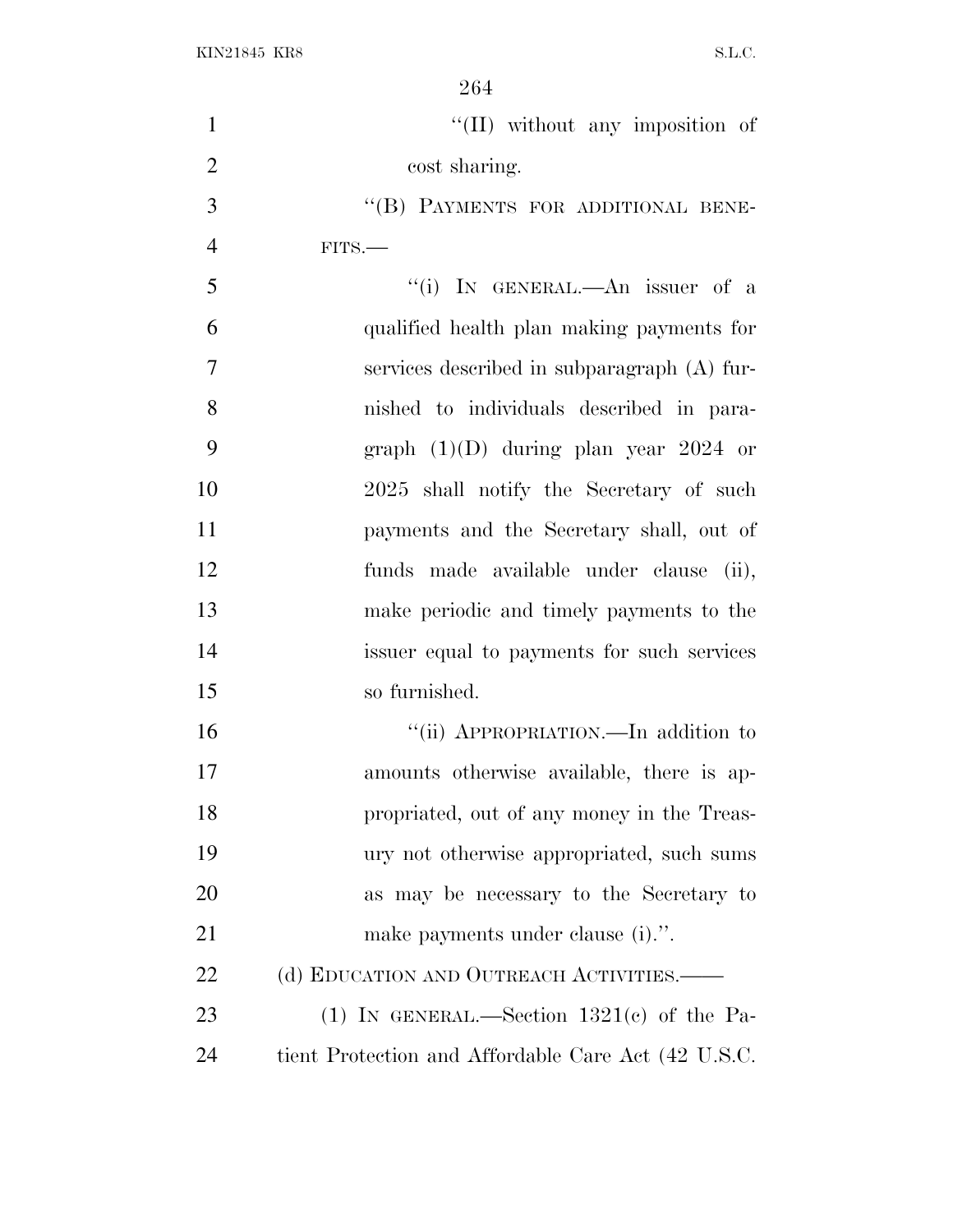"(II) without any imposition of cost sharing.

"(B) PAYMENTS FOR ADDITIONAL BENEFITS.—

"(i) IN GENERAL.—An issuer of a qualified health plan making payments for services described in subparagraph (A) furnished to individuals described in paragraph (1)(D) during plan year 2024 or 2025 shall notify the Secretary of such payments and the Secretary shall, out of funds made available under clause (ii), make periodic and timely payments to the issuer equal to payments for such services so furnished.

"(ii) APPROPRIATION.—In addition to amounts otherwise available, there is appropriated, out of any money in the Treasury not otherwise appropriated, such sums as may be necessary to the Secretary to make payments under clause (i).".

(d) EDUCATION AND OUTREACH ACTIVITIES.——

(1) IN GENERAL.—Section 1321(c) of the Patient Protection and Affordable Care Act (42 U.S.C.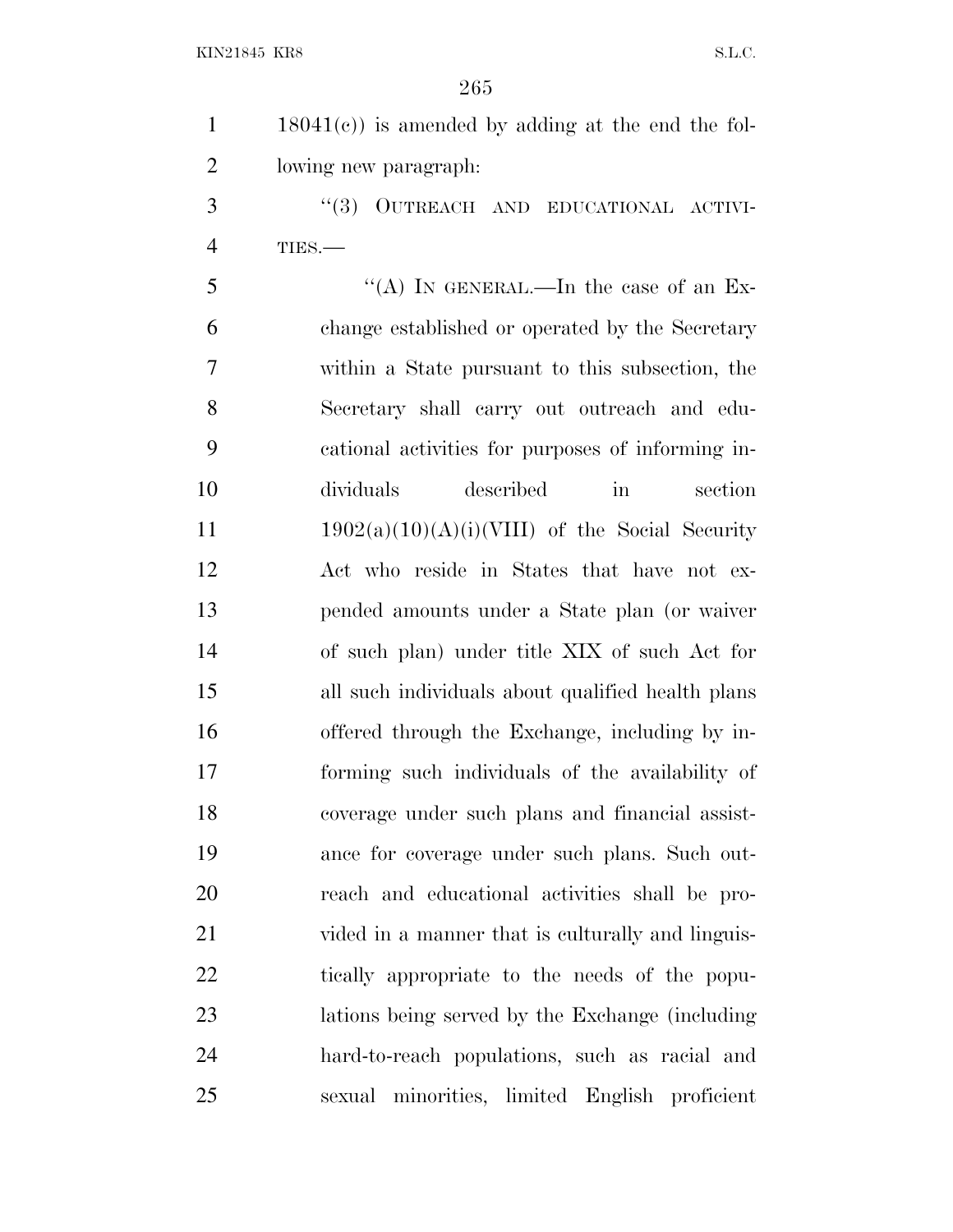18041(c)) is amended by adding at the end the following new paragraph:

"(3) OUTREACH AND EDUCATIONAL ACTIVITIES.—

"(A) IN GENERAL.—In the case of an Exchange established or operated by the Secretary within a State pursuant to this subsection, the Secretary shall carry out outreach and educational activities for purposes of informing individuals described in section 1902(a)(10)(A)(i)(VIII) of the Social Security Act who reside in States that have not expended amounts under a State plan (or waiver of such plan) under title XIX of such Act for all such individuals about qualified health plans offered through the Exchange, including by informing such individuals of the availability of coverage under such plans and financial assistance for coverage under such plans. Such outreach and educational activities shall be provided in a manner that is culturally and linguistically appropriate to the needs of the populations being served by the Exchange (including hard-to-reach populations, such as racial and sexual minorities, limited English proficient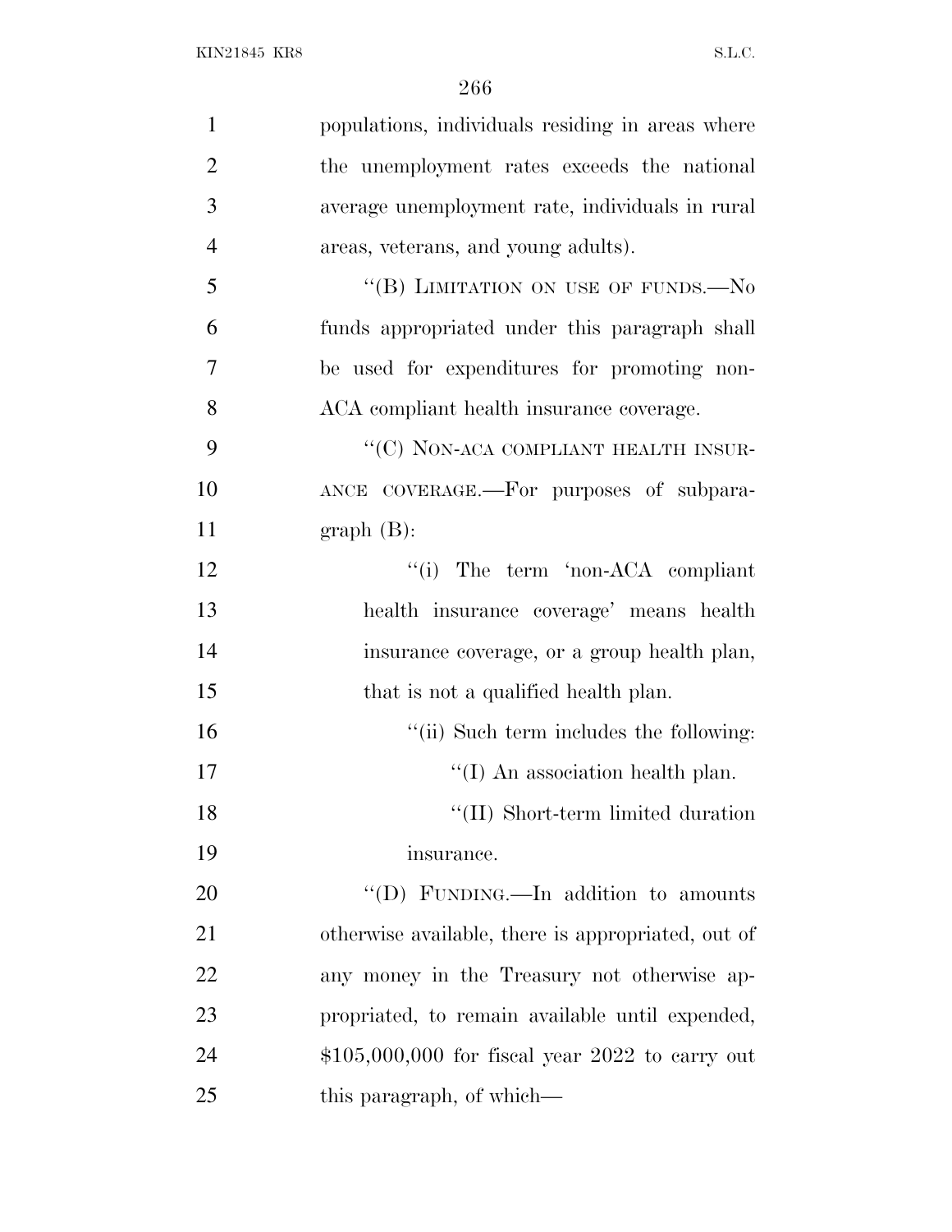populations, individuals residing in areas where the unemployment rates exceeds the national average unemployment rate, individuals in rural areas, veterans, and young adults).

"(B) LIMITATION ON USE OF FUNDS.—No funds appropriated under this paragraph shall be used for expenditures for promoting non-ACA compliant health insurance coverage.

"(C) NON-ACA COMPLIANT HEALTH INSURANCE COVERAGE.—For purposes of subparagraph (B):

"(i) The term 'non-ACA compliant health insurance coverage' means health insurance coverage, or a group health plan, that is not a qualified health plan.

"(ii) Such term includes the following:

"(I) An association health plan.

"(II) Short-term limited duration insurance.

"(D) FUNDING.—In addition to amounts otherwise available, there is appropriated, out of any money in the Treasury not otherwise appropriated, to remain available until expended, $105,000,000 for fiscal year 2022 to carry out this paragraph, of which—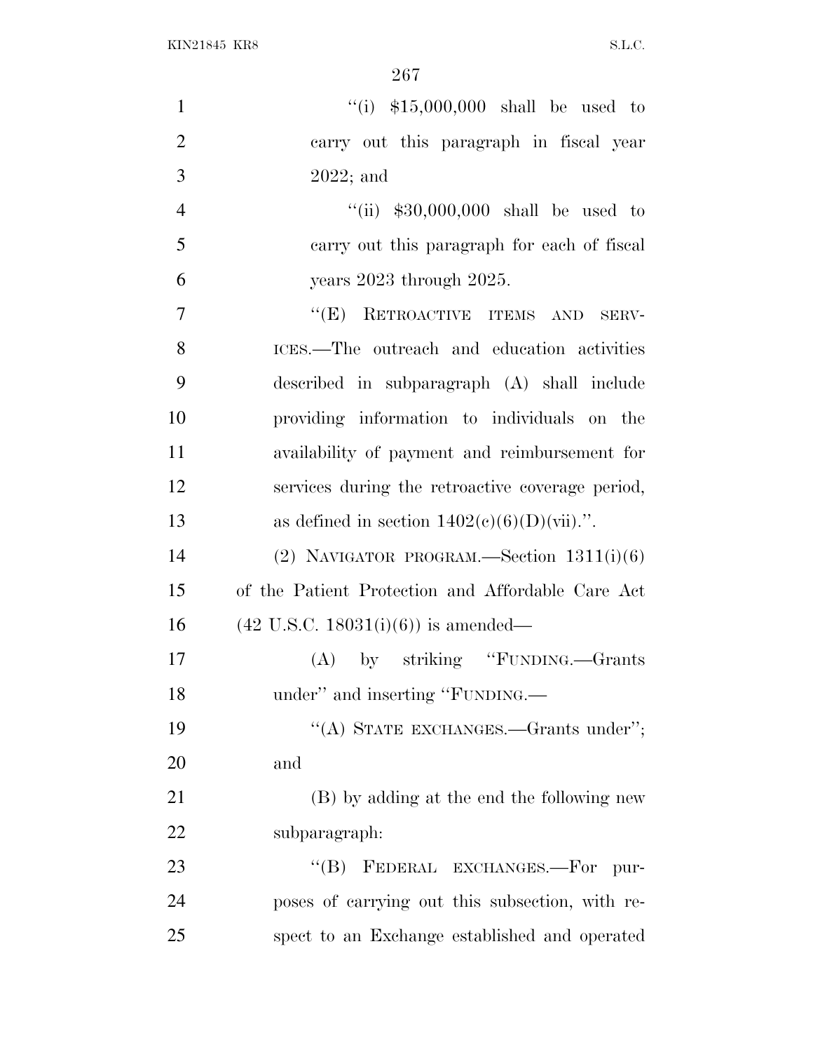"(i) $15,000,000 shall be used to carry out this paragraph in fiscal year 2022; and

"(ii) $30,000,000 shall be used to carry out this paragraph for each of fiscal years 2023 through 2025.

"(E) RETROACTIVE ITEMS AND SERVICES.—The outreach and education activities described in subparagraph (A) shall include providing information to individuals on the availability of payment and reimbursement for services during the retroactive coverage period, as defined in section 1402(c)(6)(D)(vii).".

(2) NAVIGATOR PROGRAM.—Section 1311(i)(6) of the Patient Protection and Affordable Care Act (42 U.S.C. 18031(i)(6)) is amended—

(A) by striking "FUNDING.—Grants under" and inserting "FUNDING.—

"(A) STATE EXCHANGES.—Grants under"; and

(B) by adding at the end the following new subparagraph:

"(B) FEDERAL EXCHANGES.—For purposes of carrying out this subsection, with respect to an Exchange established and operated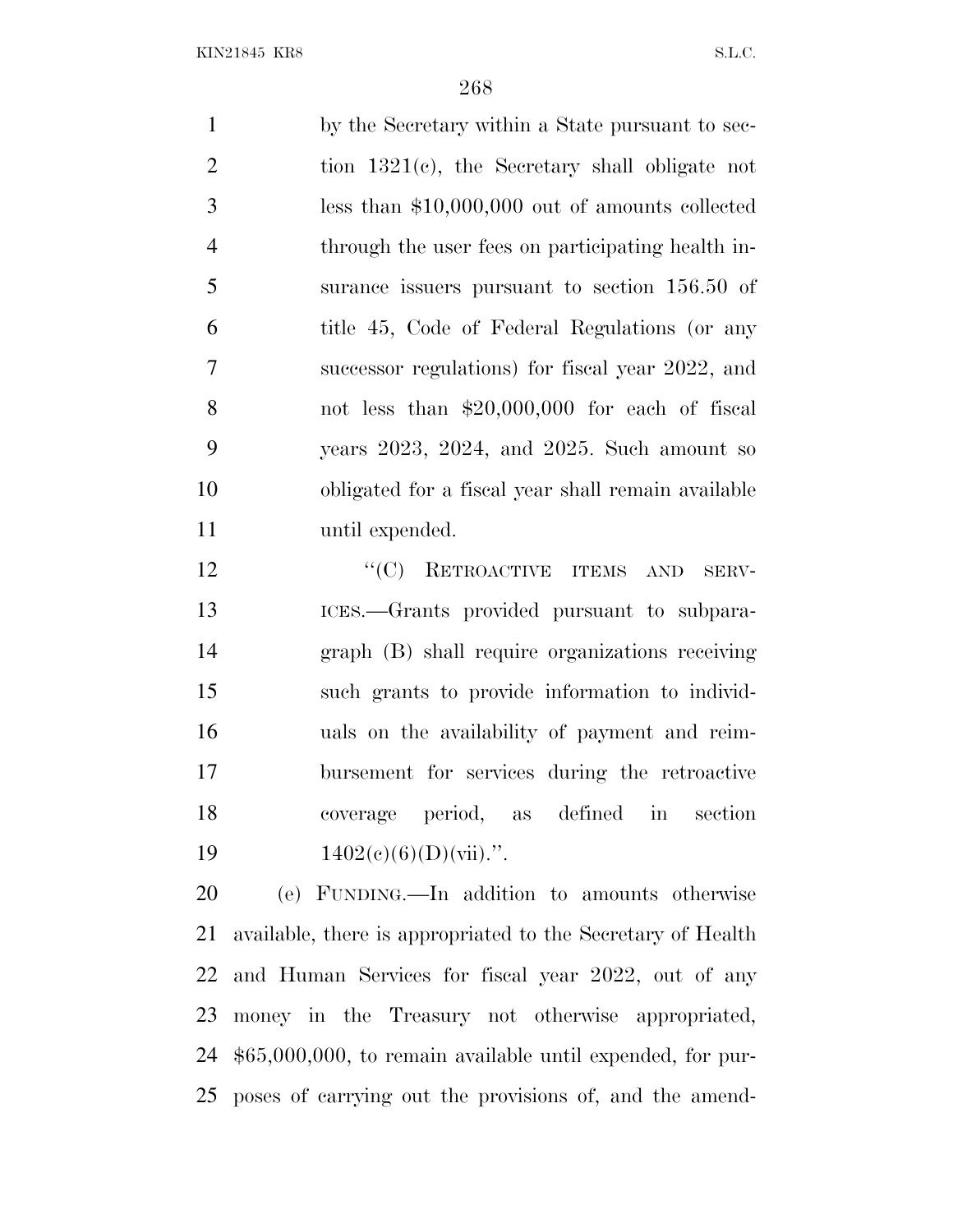by the Secretary within a State pursuant to section 1321(c), the Secretary shall obligate not less than $10,000,000 out of amounts collected through the user fees on participating health insurance issuers pursuant to section 156.50 of title 45, Code of Federal Regulations (or any successor regulations) for fiscal year 2022, and not less than $20,000,000 for each of fiscal years 2023, 2024, and 2025. Such amount so obligated for a fiscal year shall remain available until expended.

"(C) RETROACTIVE ITEMS AND SERVICES.—Grants provided pursuant to subparagraph (B) shall require organizations receiving such grants to provide information to individuals on the availability of payment and reimbursement for services during the retroactive coverage period, as defined in section 1402(c)(6)(D)(vii).".

(e) FUNDING.—In addition to amounts otherwise available, there is appropriated to the Secretary of Health and Human Services for fiscal year 2022, out of any money in the Treasury not otherwise appropriated, $65,000,000, to remain available until expended, for purposes of carrying out the provisions of, and the amend-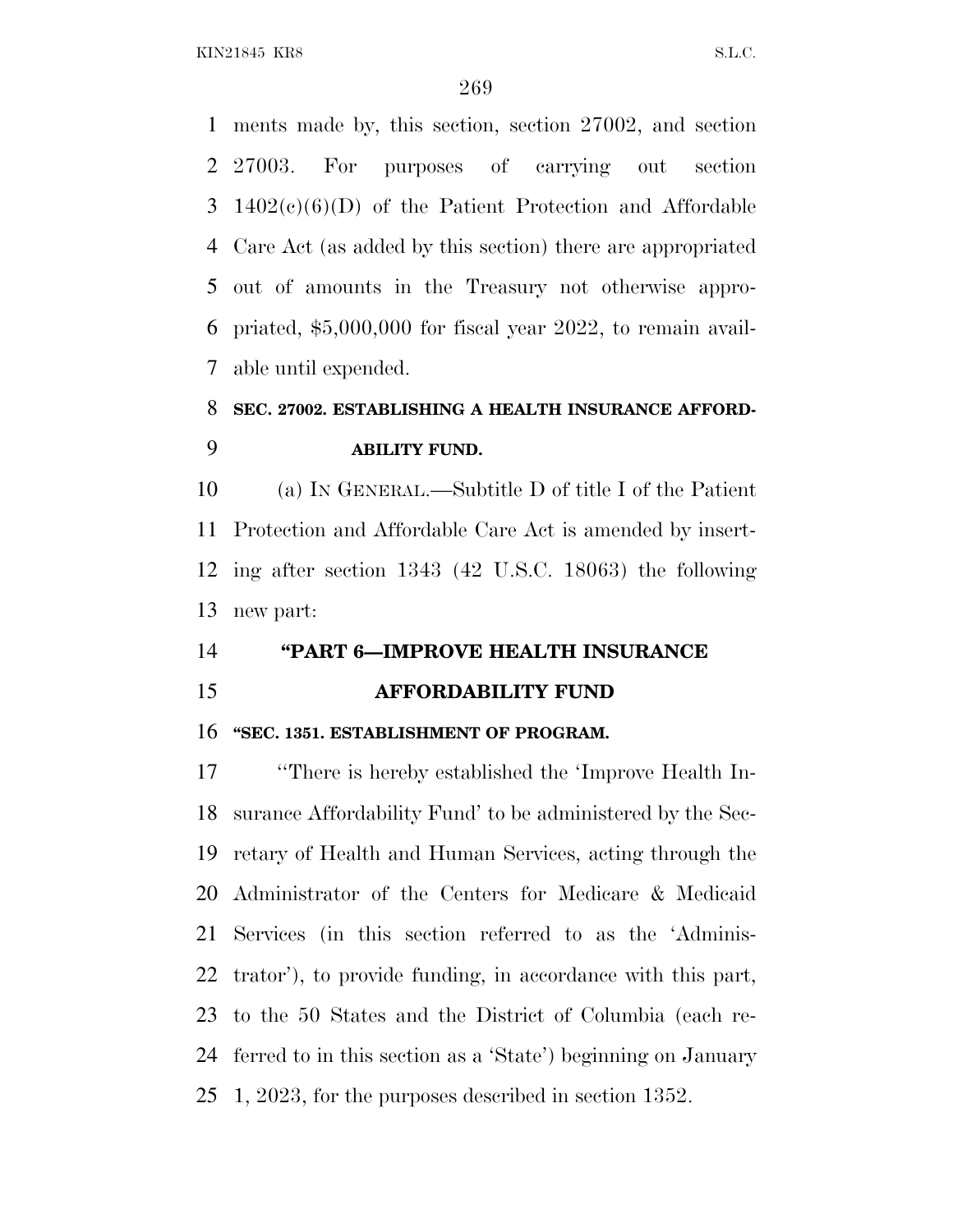ments made by, this section, section 27002, and section 27003. For purposes of carrying out section 1402(c)(6)(D) of the Patient Protection and Affordable Care Act (as added by this section) there are appropriated out of amounts in the Treasury not otherwise appropriated, $5,000,000 for fiscal year 2022, to remain available until expended.

## SEC. 27002. ESTABLISHING A HEALTH INSURANCE AFFORDABILITY FUND.

(a) IN GENERAL.—Subtitle D of title I of the Patient Protection and Affordable Care Act is amended by inserting after section 1343 (42 U.S.C. 18063) the following new part:

### "PART 6—IMPROVE HEALTH INSURANCE AFFORDABILITY FUND

#### "SEC. 1351. ESTABLISHMENT OF PROGRAM.

"There is hereby established the 'Improve Health Insurance Affordability Fund' to be administered by the Secretary of Health and Human Services, acting through the Administrator of the Centers for Medicare & Medicaid Services (in this section referred to as the 'Administrator'), to provide funding, in accordance with this part, to the 50 States and the District of Columbia (each referred to in this section as a 'State') beginning on January 1, 2023, for the purposes described in section 1352.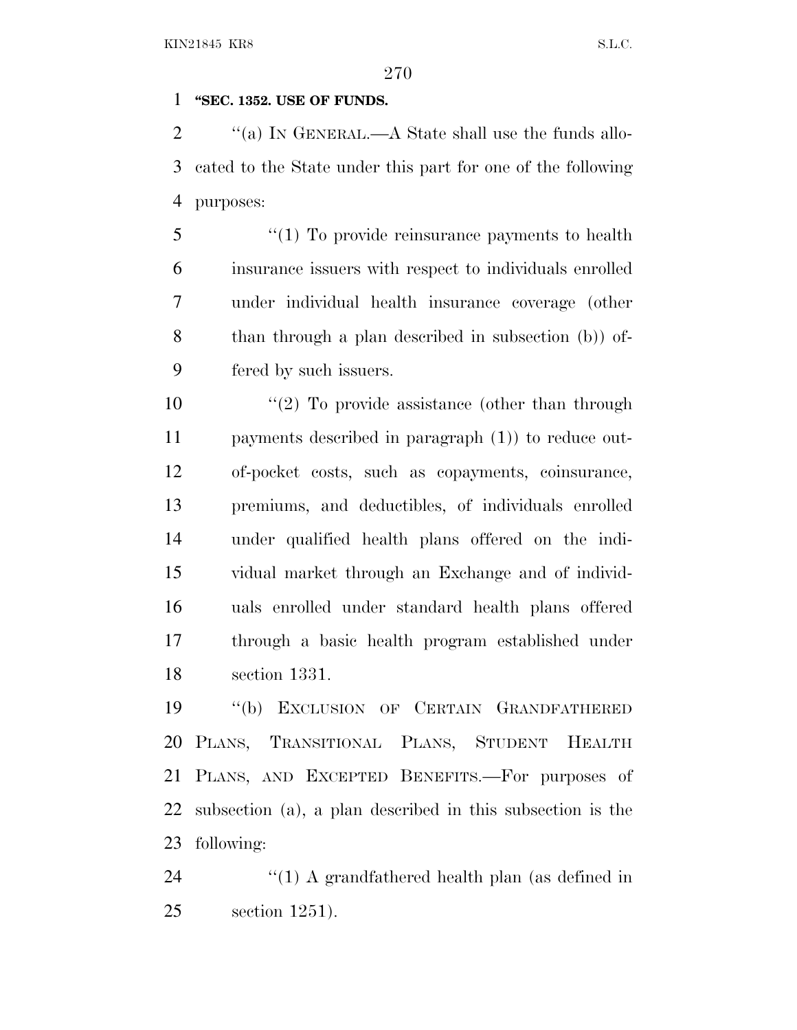**"SEC. 1352. USE OF FUNDS.**

"(a) IN GENERAL.—A State shall use the funds allocated to the State under this part for one of the following purposes:

"(1) To provide reinsurance payments to health insurance issuers with respect to individuals enrolled under individual health insurance coverage (other than through a plan described in subsection (b)) offered by such issuers.

"(2) To provide assistance (other than through payments described in paragraph (1)) to reduce out-of-pocket costs, such as copayments, coinsurance, premiums, and deductibles, of individuals enrolled under qualified health plans offered on the individual market through an Exchange and of individuals enrolled under standard health plans offered through a basic health program established under section 1331.

"(b) EXCLUSION OF CERTAIN GRANDFATHERED PLANS, TRANSITIONAL PLANS, STUDENT HEALTH PLANS, AND EXCEPTED BENEFITS.—For purposes of subsection (a), a plan described in this subsection is the following:

"(1) A grandfathered health plan (as defined in section 1251).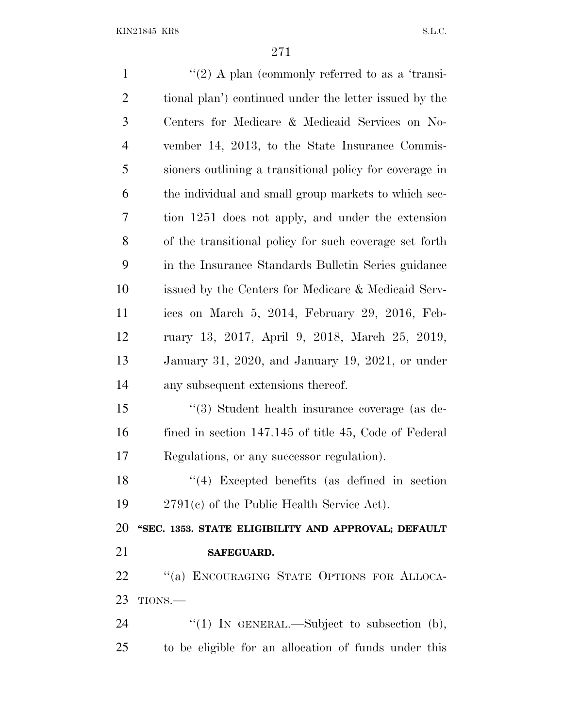"(2) A plan (commonly referred to as a 'transitional plan') continued under the letter issued by the Centers for Medicare & Medicaid Services on November 14, 2013, to the State Insurance Commissioners outlining a transitional policy for coverage in the individual and small group markets to which section 1251 does not apply, and under the extension of the transitional policy for such coverage set forth in the Insurance Standards Bulletin Series guidance issued by the Centers for Medicare & Medicaid Services on March 5, 2014, February 29, 2016, February 13, 2017, April 9, 2018, March 25, 2019, January 31, 2020, and January 19, 2021, or under any subsequent extensions thereof.

"(3) Student health insurance coverage (as defined in section 147.145 of title 45, Code of Federal Regulations, or any successor regulation).

"(4) Excepted benefits (as defined in section 2791(c) of the Public Health Service Act).

**"SEC. 1353. STATE ELIGIBILITY AND APPROVAL; DEFAULT SAFEGUARD.**

"(a) ENCOURAGING STATE OPTIONS FOR ALLOCATIONS.—

"(1) IN GENERAL.—Subject to subsection (b), to be eligible for an allocation of funds under this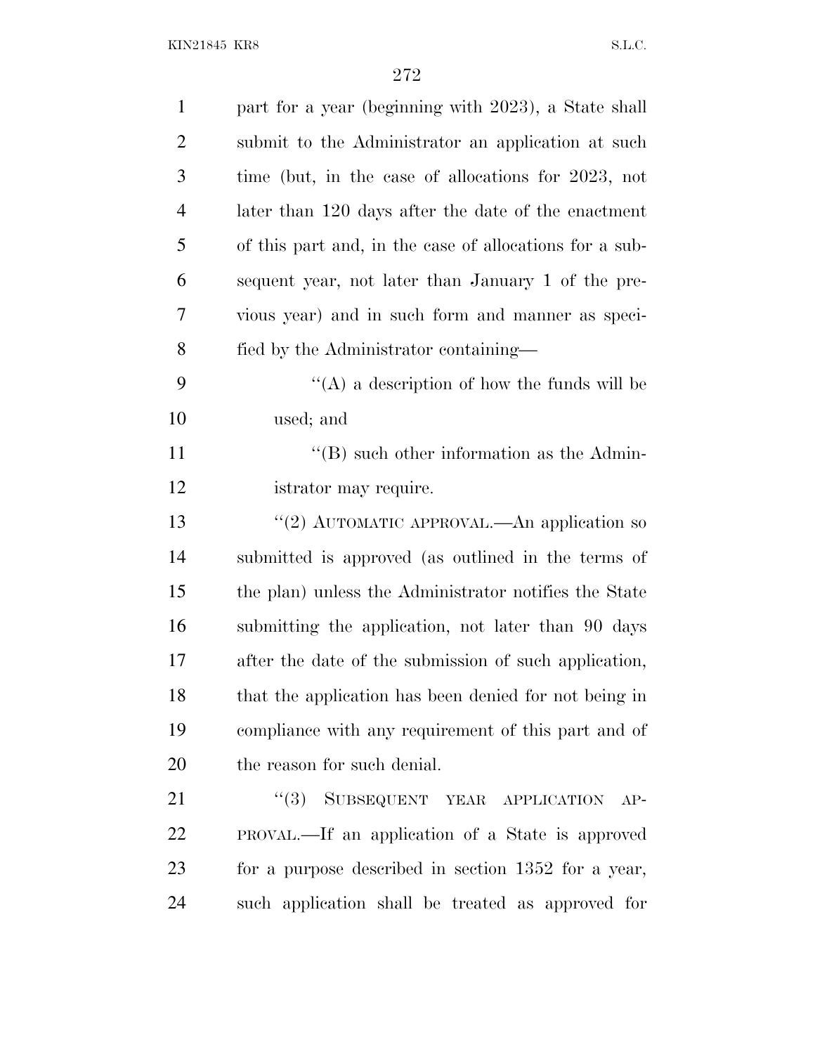part for a year (beginning with 2023), a State shall submit to the Administrator an application at such time (but, in the case of allocations for 2023, not later than 120 days after the date of the enactment of this part and, in the case of allocations for a subsequent year, not later than January 1 of the previous year) and in such form and manner as specified by the Administrator containing—

''(A) a description of how the funds will be used; and

''(B) such other information as the Administrator may require.

''(2) AUTOMATIC APPROVAL.—An application so submitted is approved (as outlined in the terms of the plan) unless the Administrator notifies the State submitting the application, not later than 90 days after the date of the submission of such application, that the application has been denied for not being in compliance with any requirement of this part and of the reason for such denial.

''(3) SUBSEQUENT YEAR APPLICATION APPROVAL.—If an application of a State is approved for a purpose described in section 1352 for a year, such application shall be treated as approved for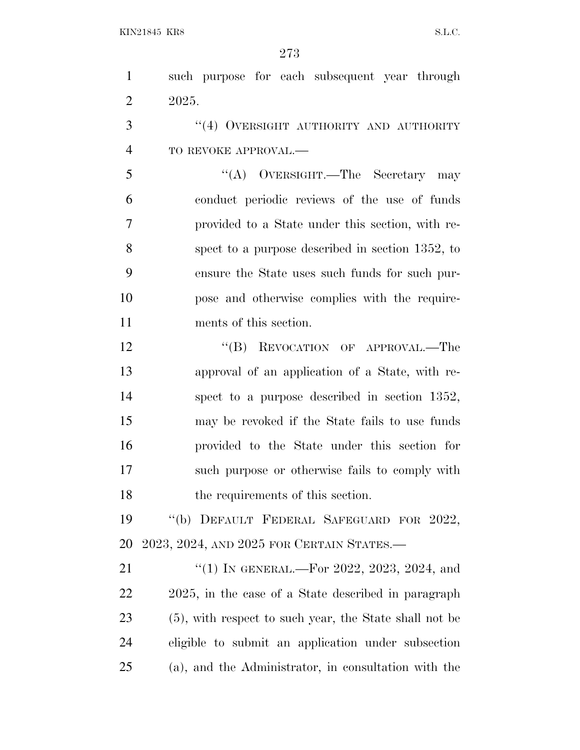such purpose for each subsequent year through 2025.

"(4) OVERSIGHT AUTHORITY AND AUTHORITY TO REVOKE APPROVAL.—

"(A) OVERSIGHT.—The Secretary may conduct periodic reviews of the use of funds provided to a State under this section, with respect to a purpose described in section 1352, to ensure the State uses such funds for such purpose and otherwise complies with the requirements of this section.

"(B) REVOCATION OF APPROVAL.—The approval of an application of a State, with respect to a purpose described in section 1352, may be revoked if the State fails to use funds provided to the State under this section for such purpose or otherwise fails to comply with the requirements of this section.

"(b) DEFAULT FEDERAL SAFEGUARD FOR 2022, 2023, 2024, AND 2025 FOR CERTAIN STATES.—

"(1) IN GENERAL.—For 2022, 2023, 2024, and 2025, in the case of a State described in paragraph (5), with respect to such year, the State shall not be eligible to submit an application under subsection (a), and the Administrator, in consultation with the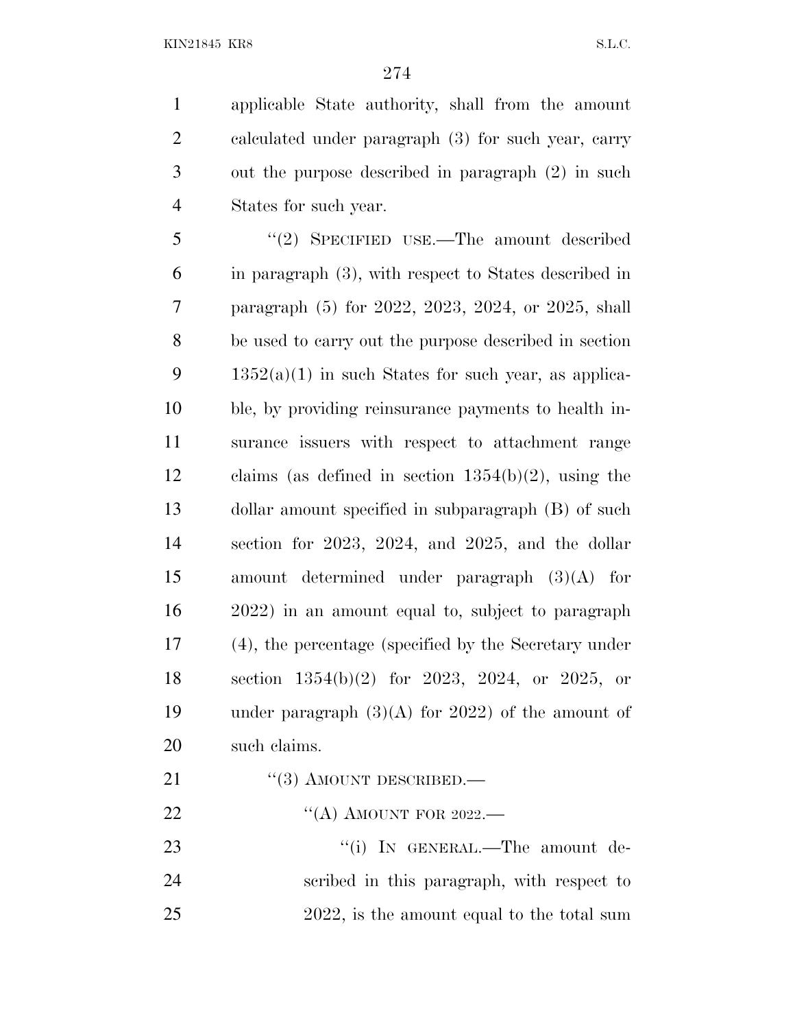applicable State authority, shall from the amount calculated under paragraph (3) for such year, carry out the purpose described in paragraph (2) in such States for such year.

"(2) SPECIFIED USE.—The amount described in paragraph (3), with respect to States described in paragraph (5) for 2022, 2023, 2024, or 2025, shall be used to carry out the purpose described in section 1352(a)(1) in such States for such year, as applicable, by providing reinsurance payments to health insurance issuers with respect to attachment range claims (as defined in section 1354(b)(2), using the dollar amount specified in subparagraph (B) of such section for 2023, 2024, and 2025, and the dollar amount determined under paragraph (3)(A) for 2022) in an amount equal to, subject to paragraph (4), the percentage (specified by the Secretary under section 1354(b)(2) for 2023, 2024, or 2025, or under paragraph (3)(A) for 2022) of the amount of such claims.

"(3) AMOUNT DESCRIBED.—

"(A) AMOUNT FOR 2022.—

"(i) IN GENERAL.—The amount described in this paragraph, with respect to 2022, is the amount equal to the total sum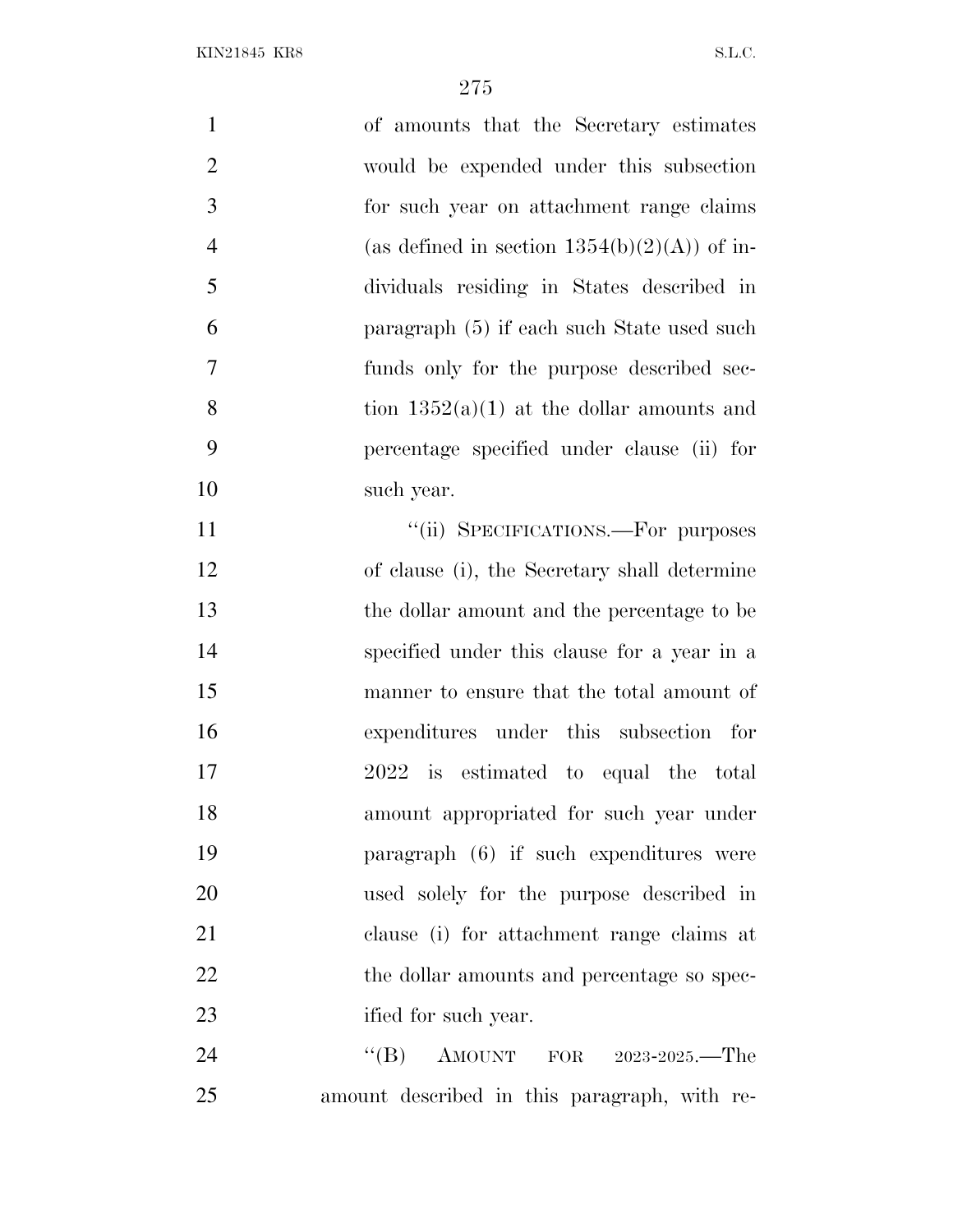of amounts that the Secretary estimates would be expended under this subsection for such year on attachment range claims (as defined in section 1354(b)(2)(A)) of individuals residing in States described in paragraph (5) if each such State used such funds only for the purpose described section 1352(a)(1) at the dollar amounts and percentage specified under clause (ii) for such year.

"(ii) SPECIFICATIONS.—For purposes of clause (i), the Secretary shall determine the dollar amount and the percentage to be specified under this clause for a year in a manner to ensure that the total amount of expenditures under this subsection for 2022 is estimated to equal the total amount appropriated for such year under paragraph (6) if such expenditures were used solely for the purpose described in clause (i) for attachment range claims at the dollar amounts and percentage so specified for such year.

"(B) AMOUNT FOR 2023-2025.—The amount described in this paragraph, with re-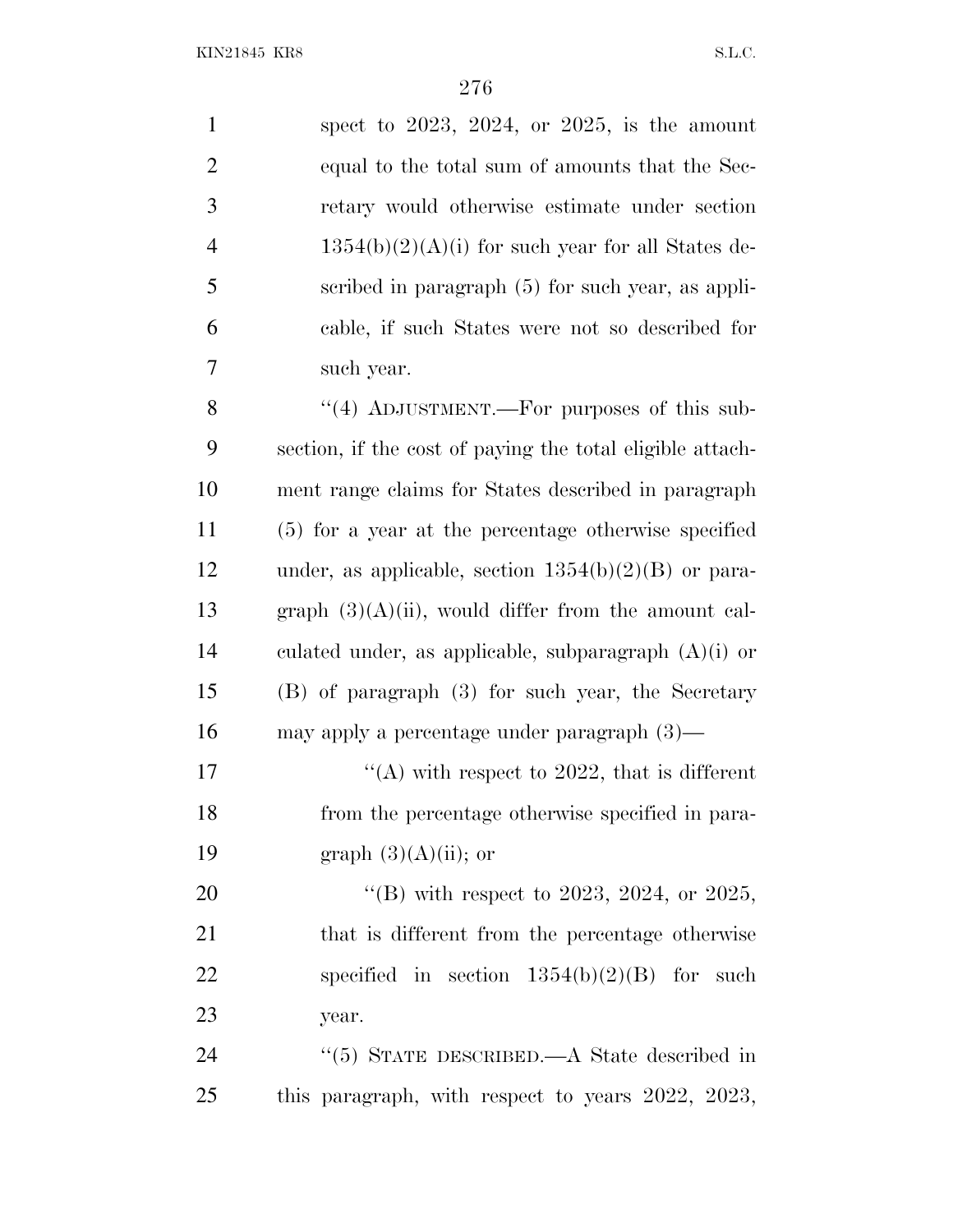spect to 2023, 2024, or 2025, is the amount equal to the total sum of amounts that the Secretary would otherwise estimate under section 1354(b)(2)(A)(i) for such year for all States described in paragraph (5) for such year, as applicable, if such States were not so described for such year.

''(4) ADJUSTMENT.—For purposes of this subsection, if the cost of paying the total eligible attachment range claims for States described in paragraph (5) for a year at the percentage otherwise specified under, as applicable, section 1354(b)(2)(B) or paragraph (3)(A)(ii), would differ from the amount calculated under, as applicable, subparagraph (A)(i) or (B) of paragraph (3) for such year, the Secretary may apply a percentage under paragraph (3)—

''(A) with respect to 2022, that is different from the percentage otherwise specified in paragraph (3)(A)(ii); or

''(B) with respect to 2023, 2024, or 2025, that is different from the percentage otherwise specified in section 1354(b)(2)(B) for such year.

''(5) STATE DESCRIBED.—A State described in this paragraph, with respect to years 2022, 2023,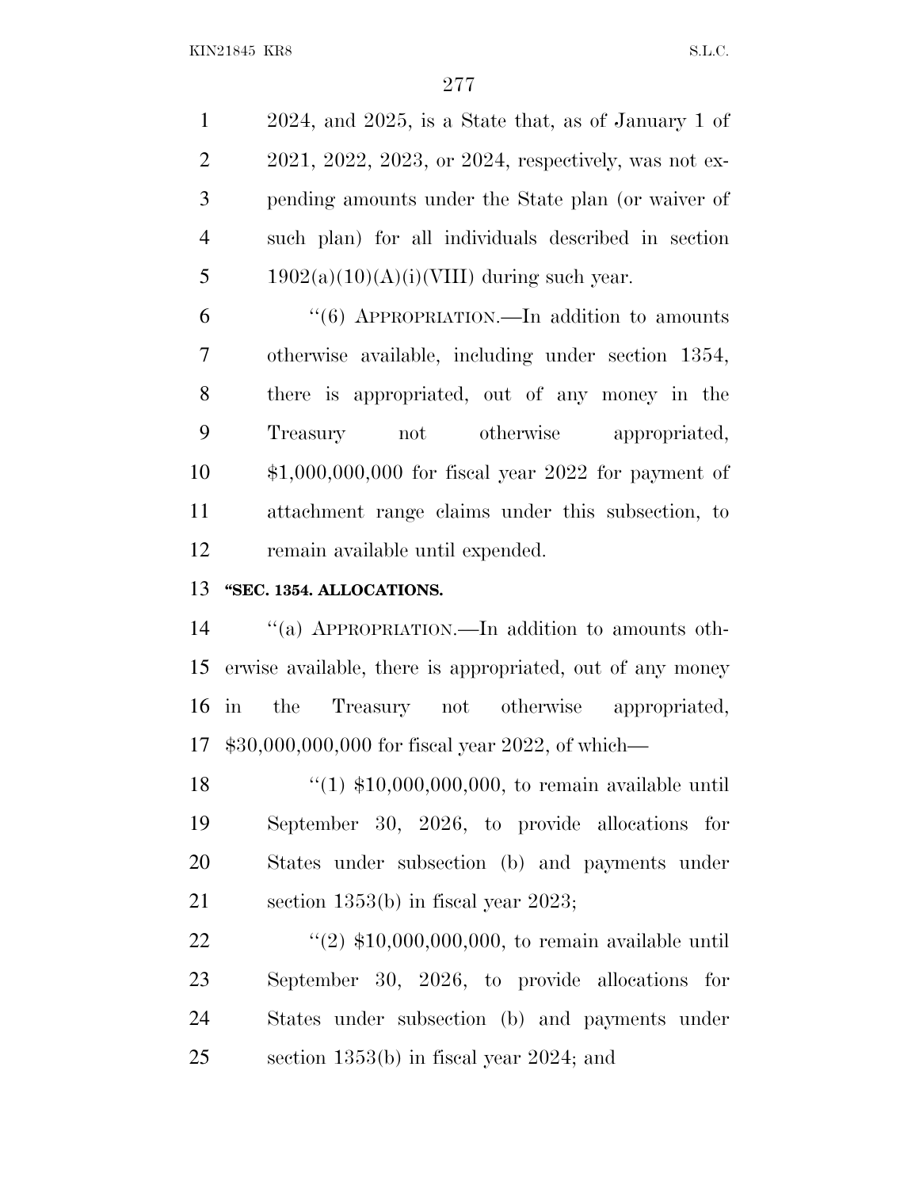2024, and 2025, is a State that, as of January 1 of 2021, 2022, 2023, or 2024, respectively, was not expending amounts under the State plan (or waiver of such plan) for all individuals described in section 1902(a)(10)(A)(i)(VIII) during such year.

''(6) APPROPRIATION.—In addition to amounts otherwise available, including under section 1354, there is appropriated, out of any money in the Treasury not otherwise appropriated, $1,000,000,000 for fiscal year 2022 for payment of attachment range claims under this subsection, to remain available until expended.

**''SEC. 1354. ALLOCATIONS.**

''(a) APPROPRIATION.—In addition to amounts otherwise available, there is appropriated, out of any money in the Treasury not otherwise appropriated, $30,000,000,000 for fiscal year 2022, of which—

''(1) $10,000,000,000, to remain available until September 30, 2026, to provide allocations for States under subsection (b) and payments under section 1353(b) in fiscal year 2023;

''(2) $10,000,000,000, to remain available until September 30, 2026, to provide allocations for States under subsection (b) and payments under section 1353(b) in fiscal year 2024; and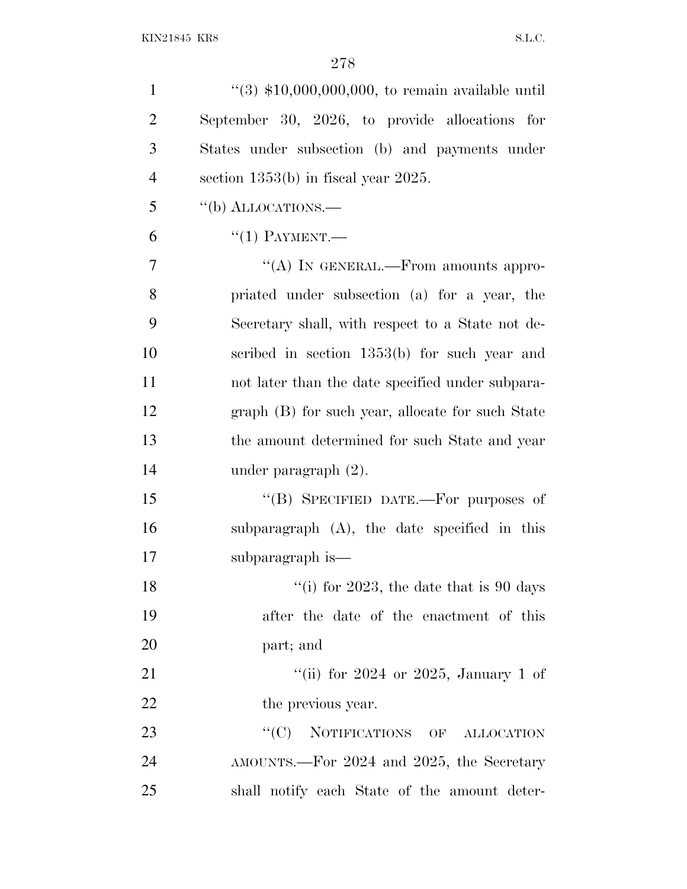''(3) $10,000,000,000, to remain available until September 30, 2026, to provide allocations for States under subsection (b) and payments under section 1353(b) in fiscal year 2025.

''(b) ALLOCATIONS.—

''(1) PAYMENT.—

''(A) IN GENERAL.—From amounts appropriated under subsection (a) for a year, the Secretary shall, with respect to a State not described in section 1353(b) for such year and not later than the date specified under subparagraph (B) for such year, allocate for such State the amount determined for such State and year under paragraph (2).

''(B) SPECIFIED DATE.—For purposes of subparagraph (A), the date specified in this subparagraph is—

''(i) for 2023, the date that is 90 days after the date of the enactment of this part; and

''(ii) for 2024 or 2025, January 1 of the previous year.

''(C) NOTIFICATIONS OF ALLOCATION AMOUNTS.—For 2024 and 2025, the Secretary shall notify each State of the amount deter-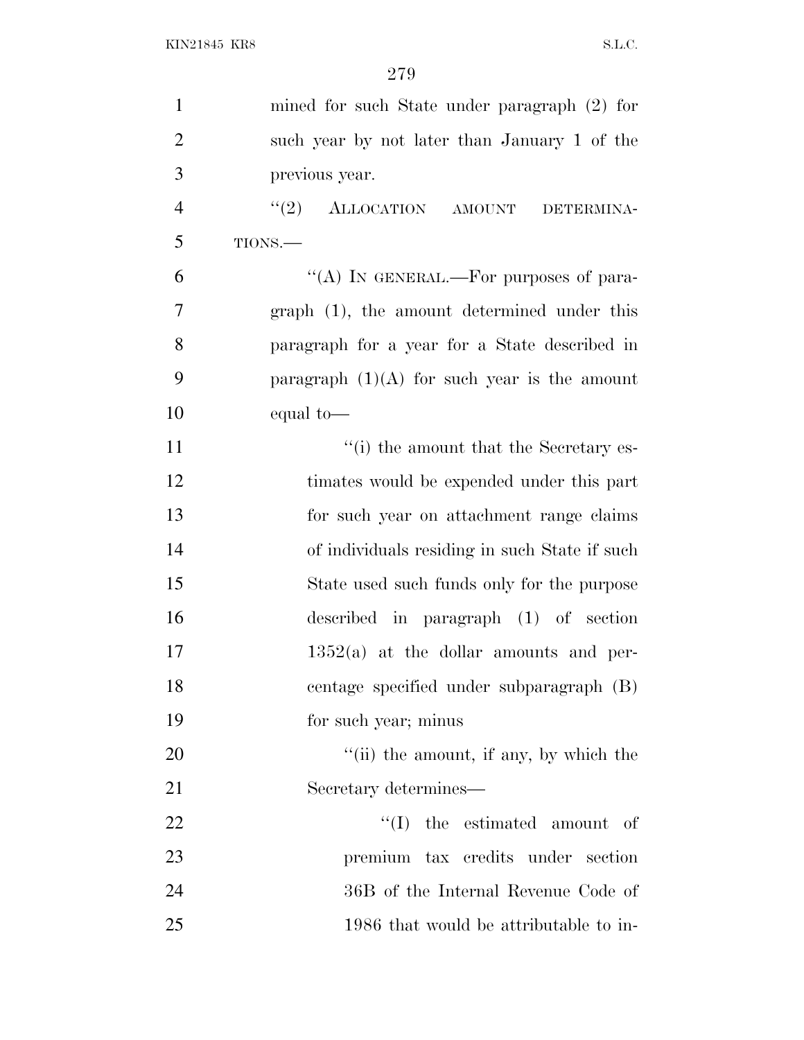mined for such State under paragraph (2) for such year by not later than January 1 of the previous year.

"(2) ALLOCATION AMOUNT DETERMINATIONS.—

"(A) IN GENERAL.—For purposes of paragraph (1), the amount determined under this paragraph for a year for a State described in paragraph (1)(A) for such year is the amount equal to—

"(i) the amount that the Secretary estimates would be expended under this part for such year on attachment range claims of individuals residing in such State if such State used such funds only for the purpose described in paragraph (1) of section 1352(a) at the dollar amounts and percentage specified under subparagraph (B) for such year; minus

"(ii) the amount, if any, by which the Secretary determines—

"(I) the estimated amount of premium tax credits under section 36B of the Internal Revenue Code of 1986 that would be attributable to in-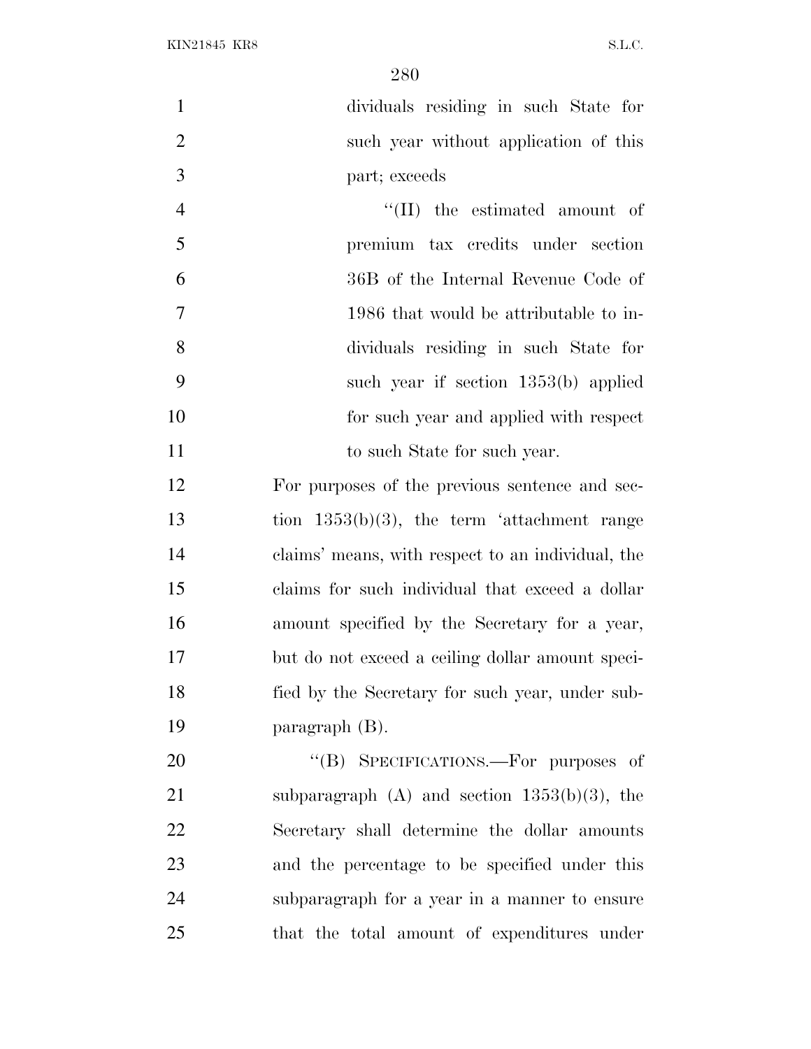dividuals residing in such State for such year without application of this part; exceeds

''(II) the estimated amount of premium tax credits under section 36B of the Internal Revenue Code of 1986 that would be attributable to individuals residing in such State for such year if section 1353(b) applied for such year and applied with respect to such State for such year.

For purposes of the previous sentence and section 1353(b)(3), the term 'attachment range claims' means, with respect to an individual, the claims for such individual that exceed a dollar amount specified by the Secretary for a year, but do not exceed a ceiling dollar amount specified by the Secretary for such year, under subparagraph (B).

''(B) SPECIFICATIONS.—For purposes of subparagraph (A) and section 1353(b)(3), the Secretary shall determine the dollar amounts and the percentage to be specified under this subparagraph for a year in a manner to ensure that the total amount of expenditures under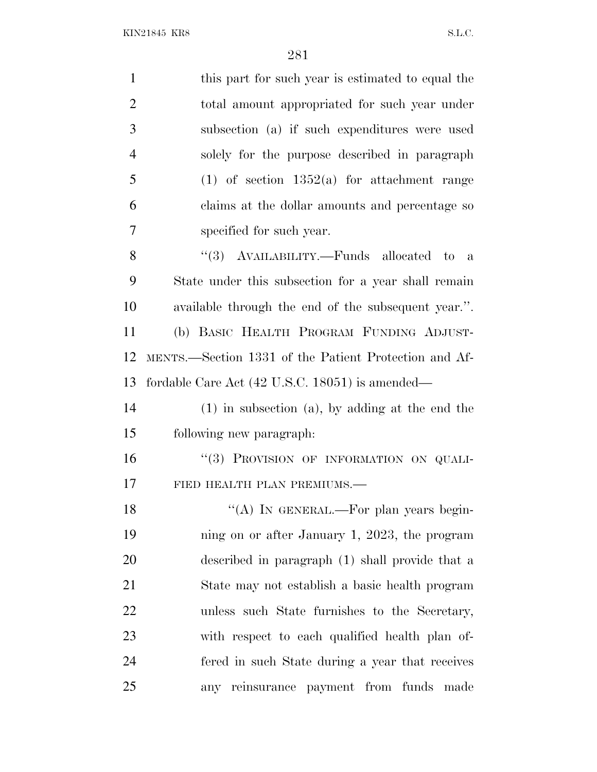this part for such year is estimated to equal the total amount appropriated for such year under subsection (a) if such expenditures were used solely for the purpose described in paragraph (1) of section 1352(a) for attachment range claims at the dollar amounts and percentage so specified for such year.

"(3) AVAILABILITY.—Funds allocated to a State under this subsection for a year shall remain available through the end of the subsequent year.".

(b) BASIC HEALTH PROGRAM FUNDING ADJUSTMENTS.—Section 1331 of the Patient Protection and Affordable Care Act (42 U.S.C. 18051) is amended—

(1) in subsection (a), by adding at the end the following new paragraph:

"(3) PROVISION OF INFORMATION ON QUALIFIED HEALTH PLAN PREMIUMS.—

"(A) IN GENERAL.—For plan years beginning on or after January 1, 2023, the program described in paragraph (1) shall provide that a State may not establish a basic health program unless such State furnishes to the Secretary, with respect to each qualified health plan offered in such State during a year that receives any reinsurance payment from funds made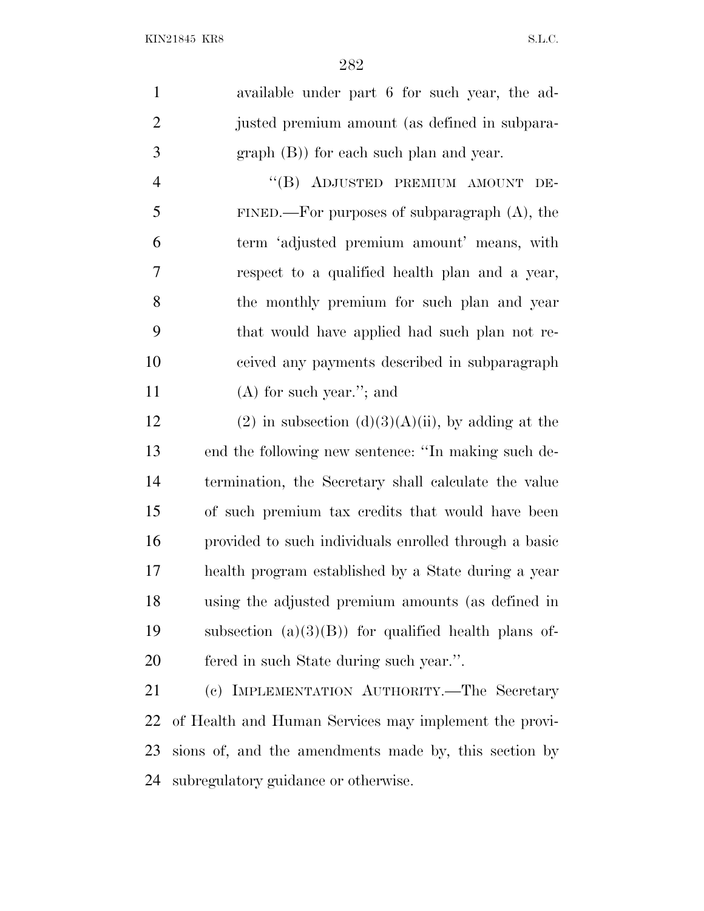available under part 6 for such year, the adjusted premium amount (as defined in subparagraph (B)) for each such plan and year.

"(B) ADJUSTED PREMIUM AMOUNT DEFINED.—For purposes of subparagraph (A), the term 'adjusted premium amount' means, with respect to a qualified health plan and a year, the monthly premium for such plan and year that would have applied had such plan not received any payments described in subparagraph (A) for such year."; and

(2) in subsection (d)(3)(A)(ii), by adding at the end the following new sentence: "In making such determination, the Secretary shall calculate the value of such premium tax credits that would have been provided to such individuals enrolled through a basic health program established by a State during a year using the adjusted premium amounts (as defined in subsection (a)(3)(B)) for qualified health plans offered in such State during such year.".

(c) IMPLEMENTATION AUTHORITY.—The Secretary of Health and Human Services may implement the provisions of, and the amendments made by, this section by subregulatory guidance or otherwise.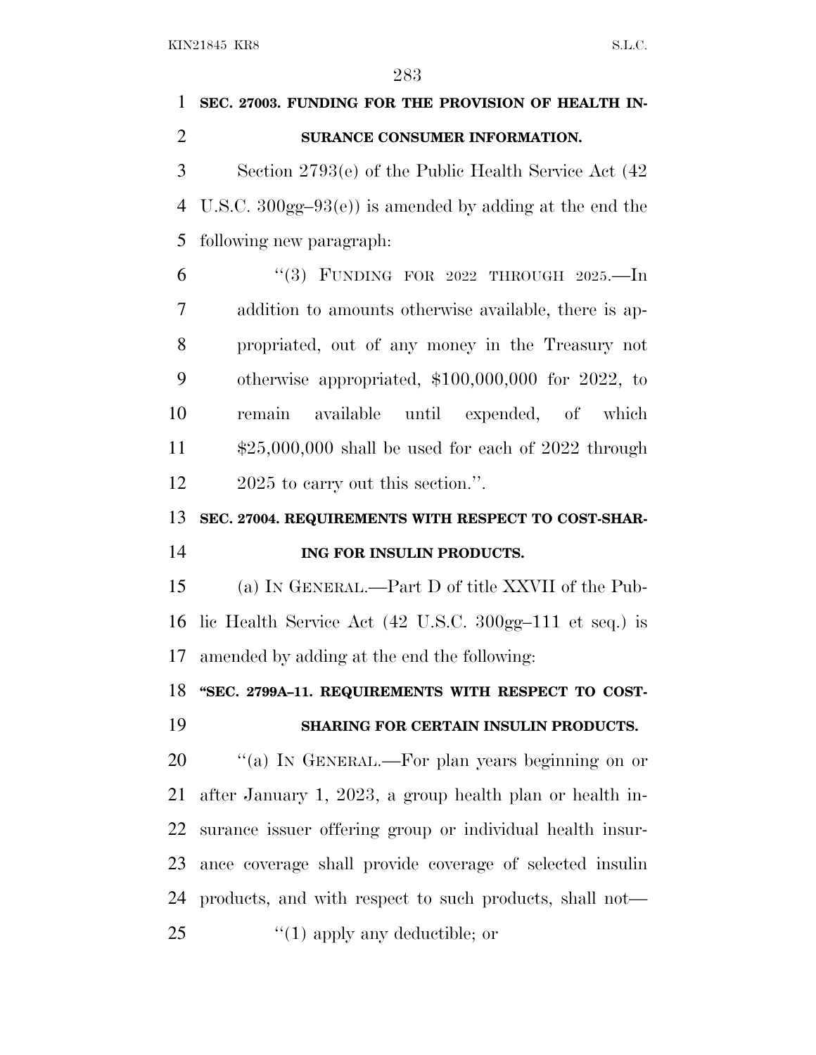**SEC. 27003. FUNDING FOR THE PROVISION OF HEALTH INSURANCE CONSUMER INFORMATION.**

Section 2793(e) of the Public Health Service Act (42 U.S.C. 300gg–93(e)) is amended by adding at the end the following new paragraph:

"(3) FUNDING FOR 2022 THROUGH 2025.—In addition to amounts otherwise available, there is appropriated, out of any money in the Treasury not otherwise appropriated, $100,000,000 for 2022, to remain available until expended, of which $25,000,000 shall be used for each of 2022 through 2025 to carry out this section.".

**SEC. 27004. REQUIREMENTS WITH RESPECT TO COST-SHARING FOR INSULIN PRODUCTS.**

(a) IN GENERAL.—Part D of title XXVII of the Public Health Service Act (42 U.S.C. 300gg–111 et seq.) is amended by adding at the end the following:

**"SEC. 2799A–11. REQUIREMENTS WITH RESPECT TO COST-SHARING FOR CERTAIN INSULIN PRODUCTS.**

"(a) IN GENERAL.—For plan years beginning on or after January 1, 2023, a group health plan or health insurance issuer offering group or individual health insurance coverage shall provide coverage of selected insulin products, and with respect to such products, shall not—

"(1) apply any deductible; or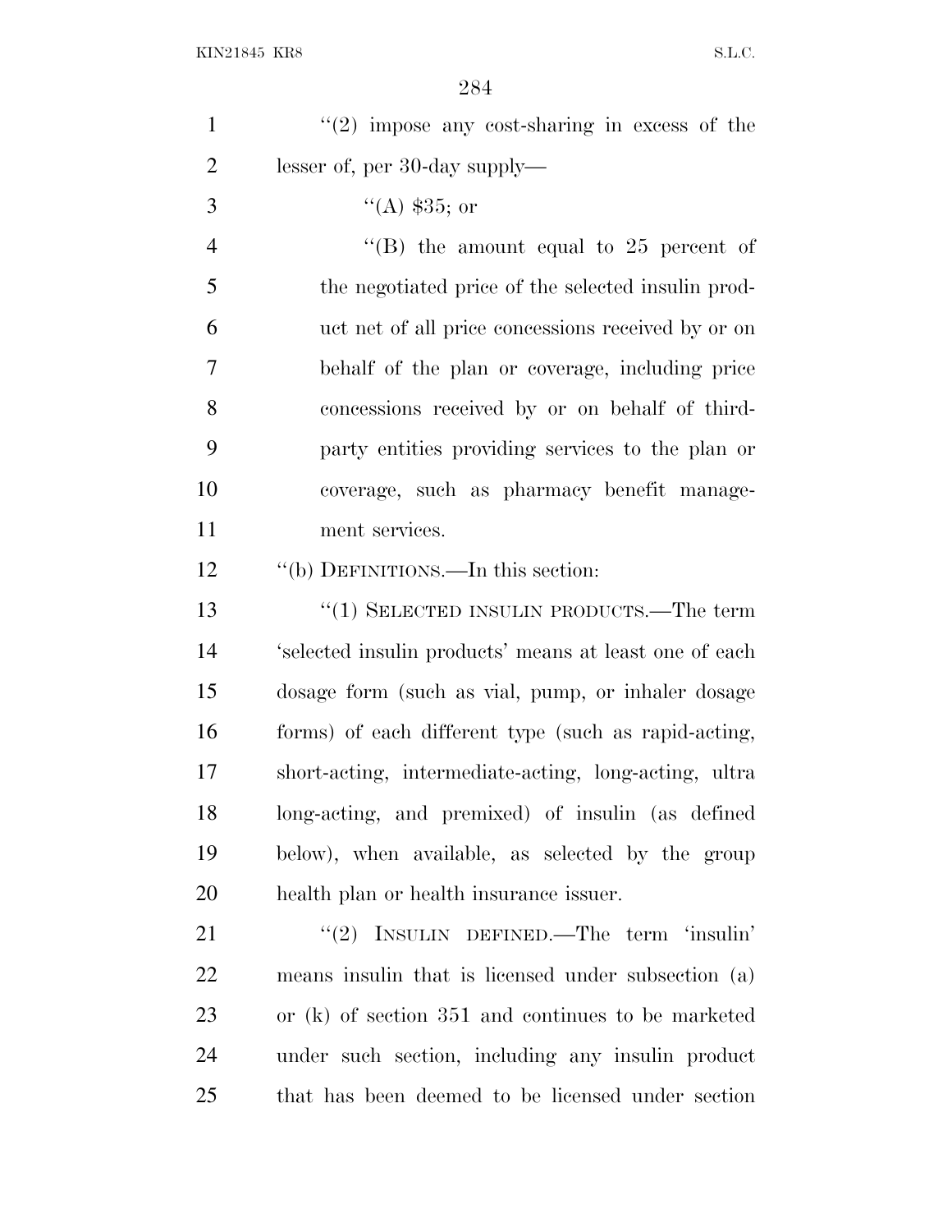''(2) impose any cost-sharing in excess of the lesser of, per 30-day supply—

''(A) $35; or

''(B) the amount equal to 25 percent of the negotiated price of the selected insulin product net of all price concessions received by or on behalf of the plan or coverage, including price concessions received by or on behalf of third-party entities providing services to the plan or coverage, such as pharmacy benefit management services.

''(b) DEFINITIONS.—In this section:

''(1) SELECTED INSULIN PRODUCTS.—The term 'selected insulin products' means at least one of each dosage form (such as vial, pump, or inhaler dosage forms) of each different type (such as rapid-acting, short-acting, intermediate-acting, long-acting, ultra long-acting, and premixed) of insulin (as defined below), when available, as selected by the group health plan or health insurance issuer.

''(2) INSULIN DEFINED.—The term 'insulin' means insulin that is licensed under subsection (a) or (k) of section 351 and continues to be marketed under such section, including any insulin product that has been deemed to be licensed under section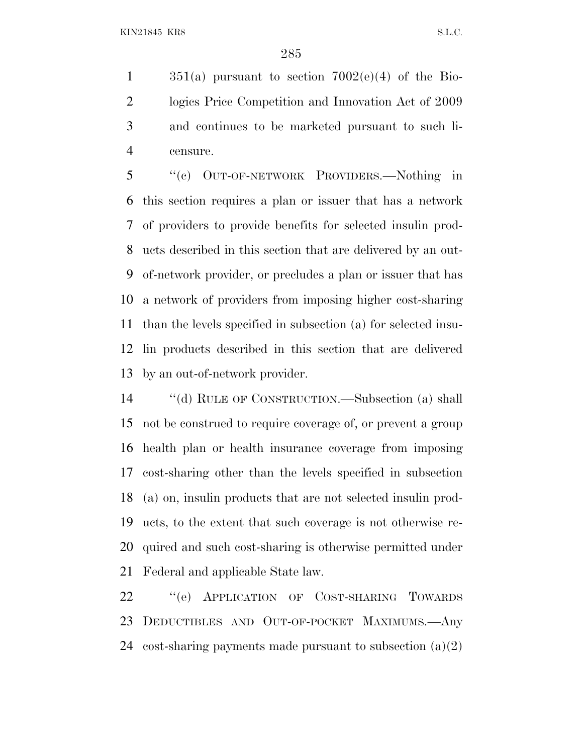351(a) pursuant to section 7002(e)(4) of the Biologics Price Competition and Innovation Act of 2009 and continues to be marketed pursuant to such licensure.

"(c) OUT-OF-NETWORK PROVIDERS.—Nothing in this section requires a plan or issuer that has a network of providers to provide benefits for selected insulin products described in this section that are delivered by an out-of-network provider, or precludes a plan or issuer that has a network of providers from imposing higher cost-sharing than the levels specified in subsection (a) for selected insulin products described in this section that are delivered by an out-of-network provider.

"(d) RULE OF CONSTRUCTION.—Subsection (a) shall not be construed to require coverage of, or prevent a group health plan or health insurance coverage from imposing cost-sharing other than the levels specified in subsection (a) on, insulin products that are not selected insulin products, to the extent that such coverage is not otherwise required and such cost-sharing is otherwise permitted under Federal and applicable State law.

"(e) APPLICATION OF COST-SHARING TOWARDS DEDUCTIBLES AND OUT-OF-POCKET MAXIMUMS.—Any cost-sharing payments made pursuant to subsection (a)(2)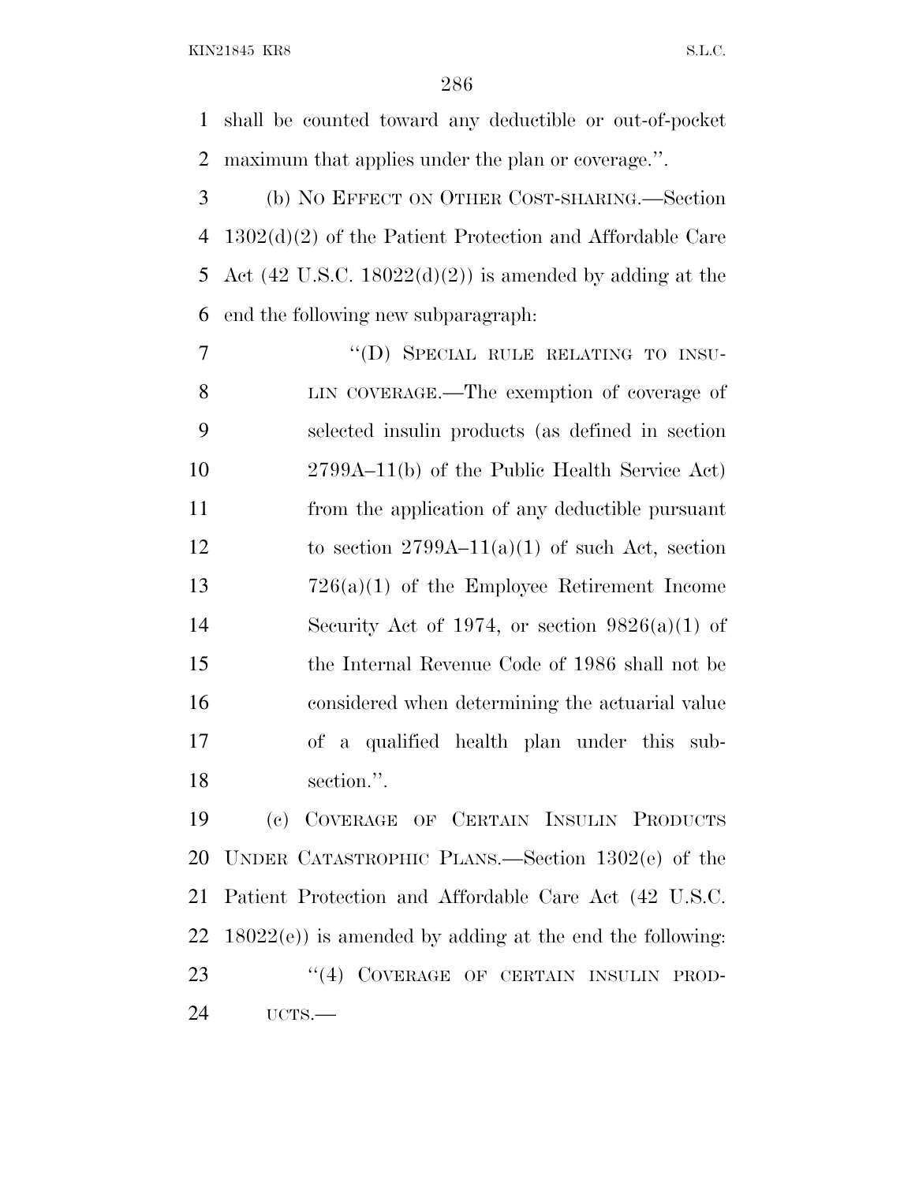shall be counted toward any deductible or out-of-pocket maximum that applies under the plan or coverage.''.

(b) NO EFFECT ON OTHER COST-SHARING.—Section 1302(d)(2) of the Patient Protection and Affordable Care Act (42 U.S.C. 18022(d)(2)) is amended by adding at the end the following new subparagraph:

> ''(D) SPECIAL RULE RELATING TO INSULIN COVERAGE.—The exemption of coverage of selected insulin products (as defined in section 2799A–11(b) of the Public Health Service Act) from the application of any deductible pursuant to section 2799A–11(a)(1) of such Act, section 726(a)(1) of the Employee Retirement Income Security Act of 1974, or section 9826(a)(1) of the Internal Revenue Code of 1986 shall not be considered when determining the actuarial value of a qualified health plan under this subsection.''.

(c) COVERAGE OF CERTAIN INSULIN PRODUCTS UNDER CATASTROPHIC PLANS.—Section 1302(e) of the Patient Protection and Affordable Care Act (42 U.S.C. 18022(e)) is amended by adding at the end the following:

> ''(4) COVERAGE OF CERTAIN INSULIN PRODUCTS.—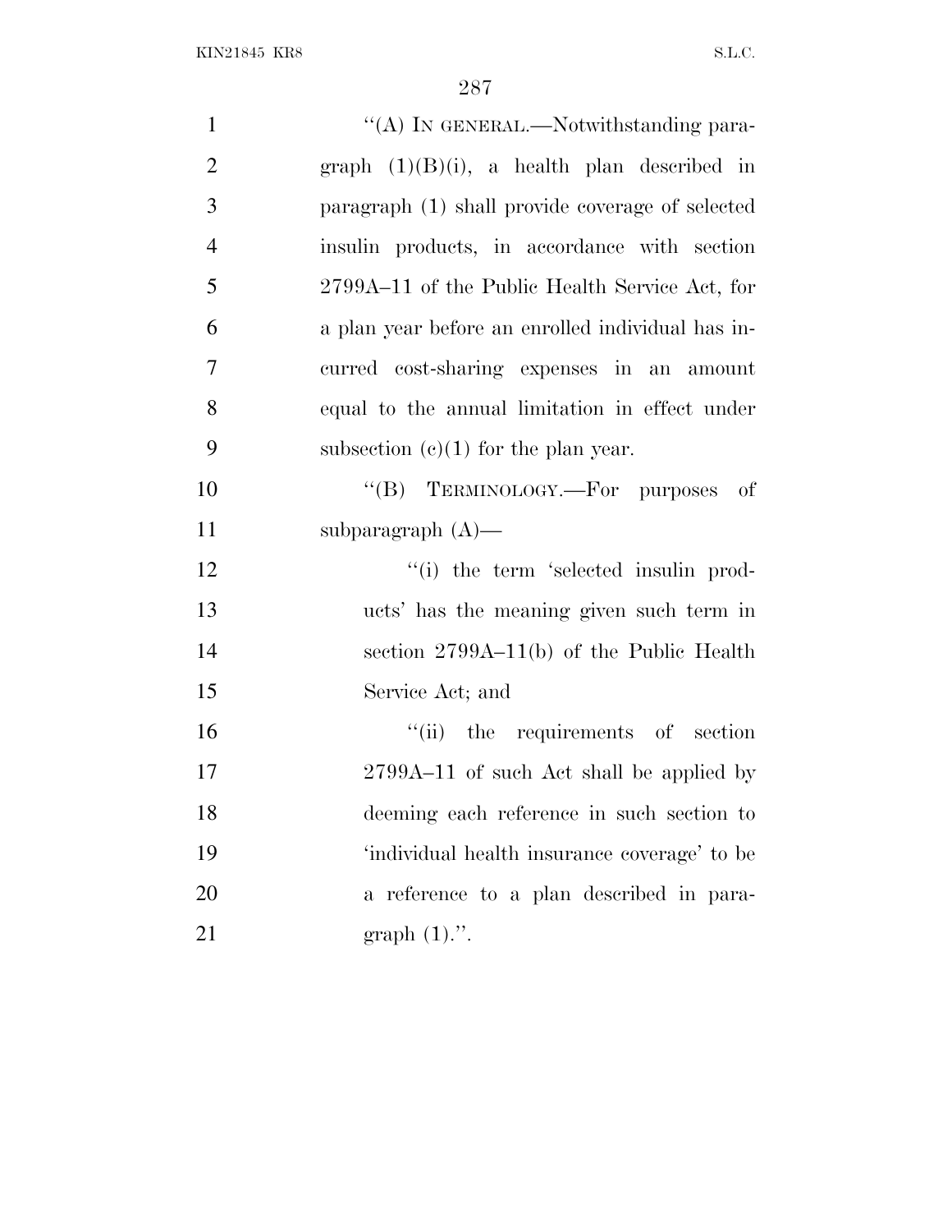"(A) IN GENERAL.—Notwithstanding paragraph (1)(B)(i), a health plan described in paragraph (1) shall provide coverage of selected insulin products, in accordance with section 2799A–11 of the Public Health Service Act, for a plan year before an enrolled individual has incurred cost-sharing expenses in an amount equal to the annual limitation in effect under subsection (c)(1) for the plan year.

"(B) TERMINOLOGY.—For purposes of subparagraph (A)—

"(i) the term 'selected insulin products' has the meaning given such term in section 2799A–11(b) of the Public Health Service Act; and

"(ii) the requirements of section 2799A–11 of such Act shall be applied by deeming each reference in such section to 'individual health insurance coverage' to be a reference to a plan described in paragraph (1).".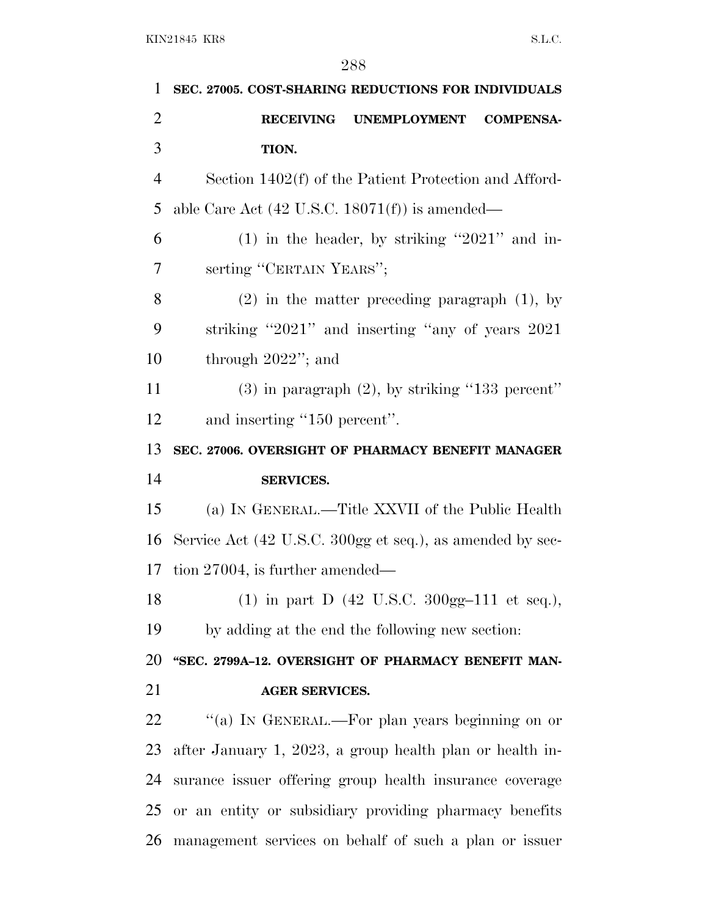**SEC. 27005. COST-SHARING REDUCTIONS FOR INDIVIDUALS RECEIVING UNEMPLOYMENT COMPENSATION.**

Section 1402(f) of the Patient Protection and Affordable Care Act (42 U.S.C. 18071(f)) is amended—

(1) in the header, by striking "2021" and inserting "CERTAIN YEARS";

(2) in the matter preceding paragraph (1), by striking "2021" and inserting "any of years 2021 through 2022"; and

(3) in paragraph (2), by striking "133 percent" and inserting "150 percent".

**SEC. 27006. OVERSIGHT OF PHARMACY BENEFIT MANAGER SERVICES.**

(a) IN GENERAL.—Title XXVII of the Public Health Service Act (42 U.S.C. 300gg et seq.), as amended by section 27004, is further amended—

(1) in part D (42 U.S.C. 300gg–111 et seq.), by adding at the end the following new section:

**"SEC. 2799A–12. OVERSIGHT OF PHARMACY BENEFIT MANAGER SERVICES.**

"(a) IN GENERAL.—For plan years beginning on or after January 1, 2023, a group health plan or health insurance issuer offering group health insurance coverage or an entity or subsidiary providing pharmacy benefits management services on behalf of such a plan or issuer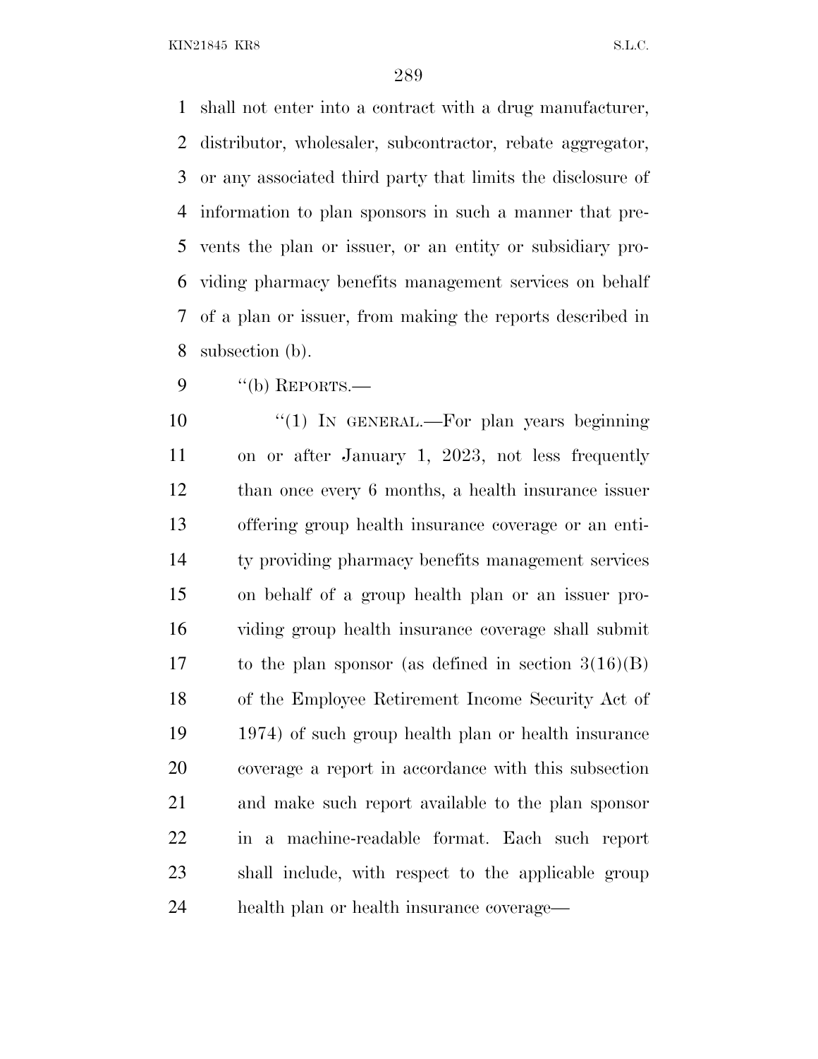shall not enter into a contract with a drug manufacturer, distributor, wholesaler, subcontractor, rebate aggregator, or any associated third party that limits the disclosure of information to plan sponsors in such a manner that prevents the plan or issuer, or an entity or subsidiary providing pharmacy benefits management services on behalf of a plan or issuer, from making the reports described in subsection (b).

"(b) REPORTS.—

"(1) IN GENERAL.—For plan years beginning on or after January 1, 2023, not less frequently than once every 6 months, a health insurance issuer offering group health insurance coverage or an entity providing pharmacy benefits management services on behalf of a group health plan or an issuer providing group health insurance coverage shall submit to the plan sponsor (as defined in section 3(16)(B) of the Employee Retirement Income Security Act of 1974) of such group health plan or health insurance coverage a report in accordance with this subsection and make such report available to the plan sponsor in a machine-readable format. Each such report shall include, with respect to the applicable group health plan or health insurance coverage—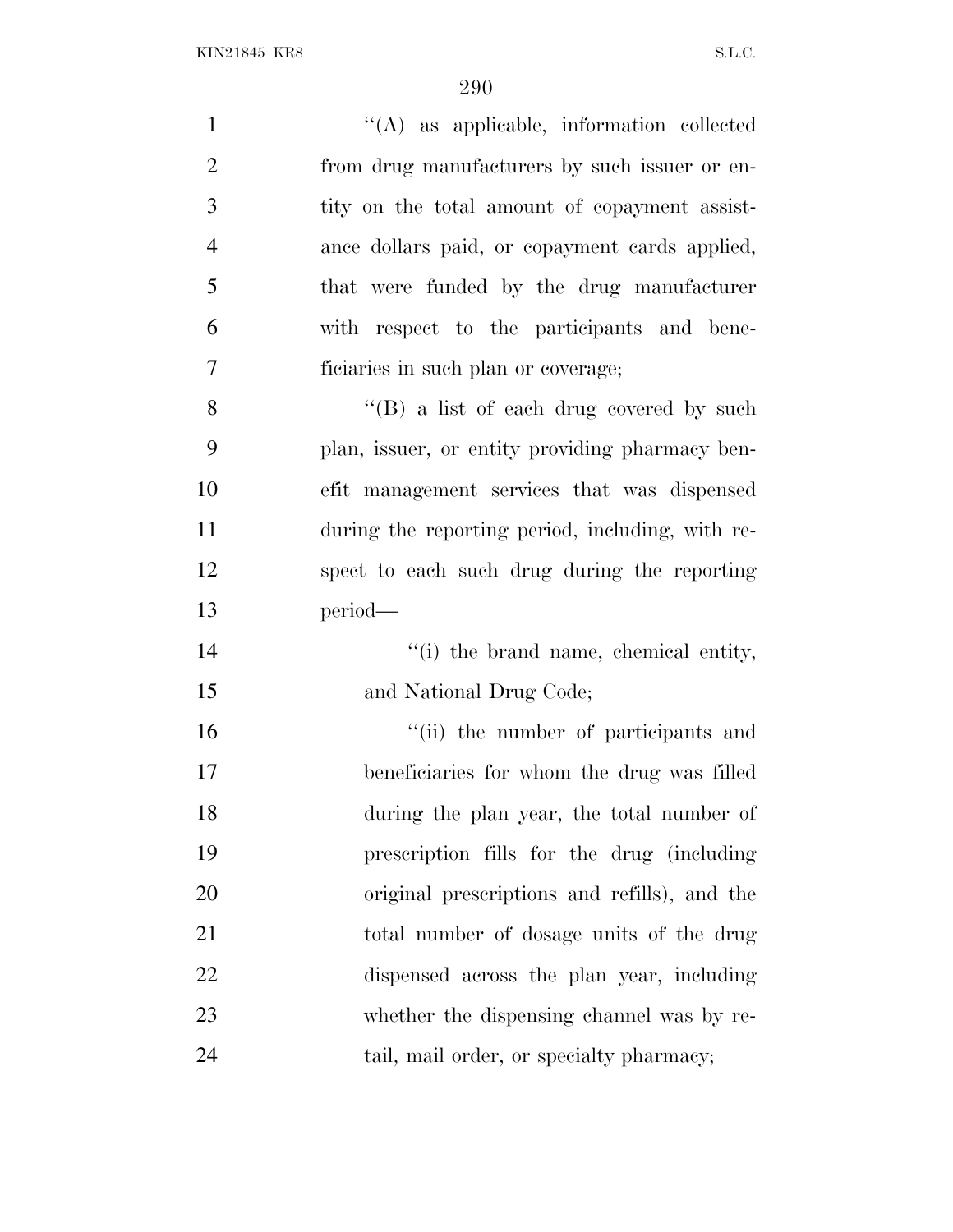''(A) as applicable, information collected from drug manufacturers by such issuer or entity on the total amount of copayment assistance dollars paid, or copayment cards applied, that were funded by the drug manufacturer with respect to the participants and beneficiaries in such plan or coverage;

''(B) a list of each drug covered by such plan, issuer, or entity providing pharmacy benefit management services that was dispensed during the reporting period, including, with respect to each such drug during the reporting period—

''(i) the brand name, chemical entity, and National Drug Code;

''(ii) the number of participants and beneficiaries for whom the drug was filled during the plan year, the total number of prescription fills for the drug (including original prescriptions and refills), and the total number of dosage units of the drug dispensed across the plan year, including whether the dispensing channel was by retail, mail order, or specialty pharmacy;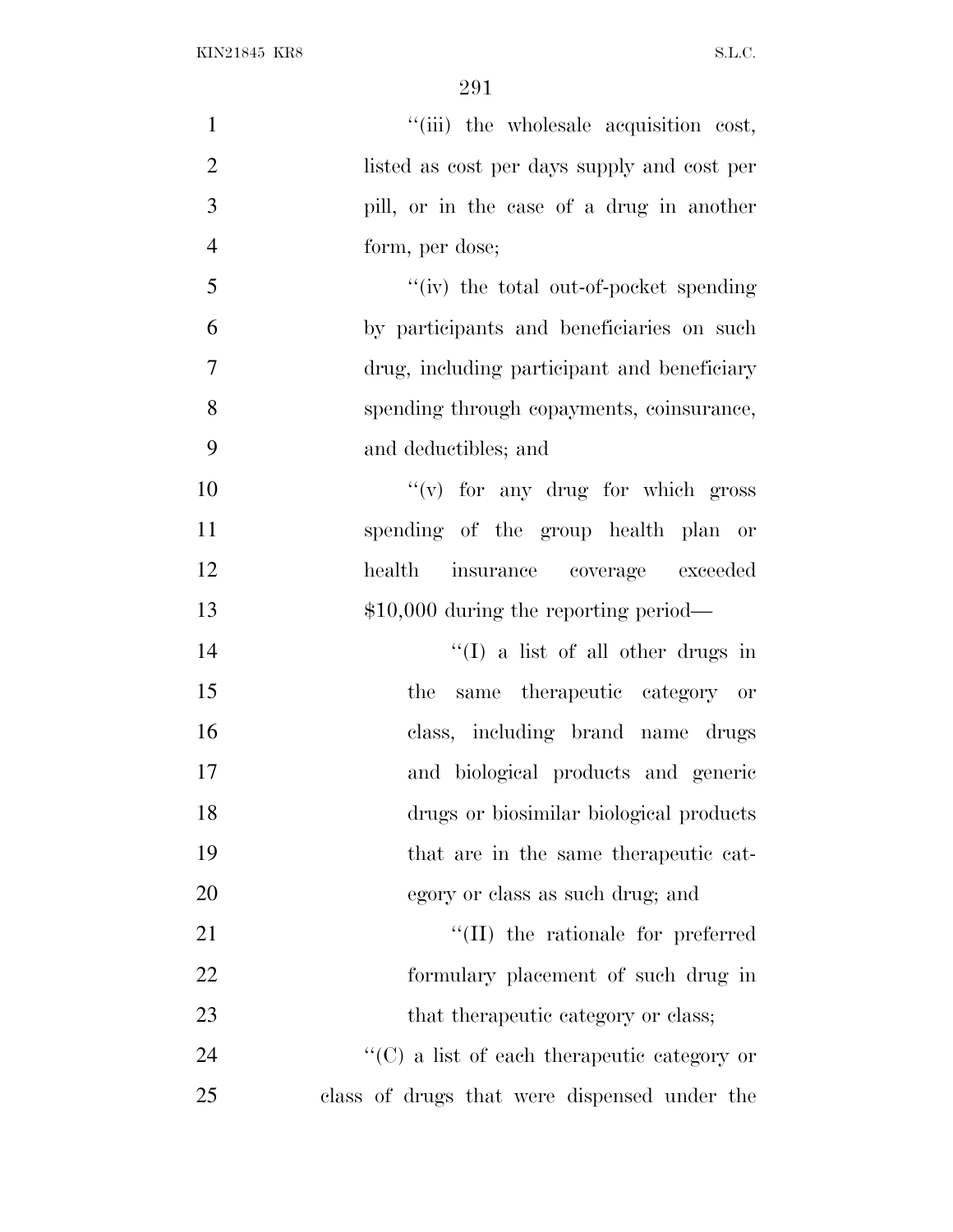''(iii) the wholesale acquisition cost, listed as cost per days supply and cost per pill, or in the case of a drug in another form, per dose;

''(iv) the total out-of-pocket spending by participants and beneficiaries on such drug, including participant and beneficiary spending through copayments, coinsurance, and deductibles; and

''(v) for any drug for which gross spending of the group health plan or health insurance coverage exceeded $10,000 during the reporting period—

''(I) a list of all other drugs in the same therapeutic category or class, including brand name drugs and biological products and generic drugs or biosimilar biological products that are in the same therapeutic category or class as such drug; and

''(II) the rationale for preferred formulary placement of such drug in that therapeutic category or class;

''(C) a list of each therapeutic category or class of drugs that were dispensed under the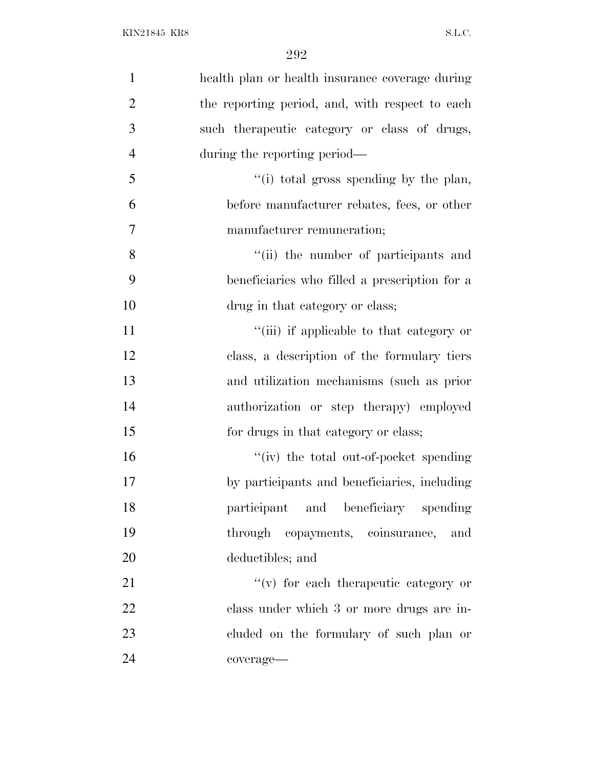health plan or health insurance coverage during the reporting period, and, with respect to each such therapeutic category or class of drugs, during the reporting period—

''(i) total gross spending by the plan, before manufacturer rebates, fees, or other manufacturer remuneration;

''(ii) the number of participants and beneficiaries who filled a prescription for a drug in that category or class;

''(iii) if applicable to that category or class, a description of the formulary tiers and utilization mechanisms (such as prior authorization or step therapy) employed for drugs in that category or class;

''(iv) the total out-of-pocket spending by participants and beneficiaries, including participant and beneficiary spending through copayments, coinsurance, and deductibles; and

''(v) for each therapeutic category or class under which 3 or more drugs are included on the formulary of such plan or coverage—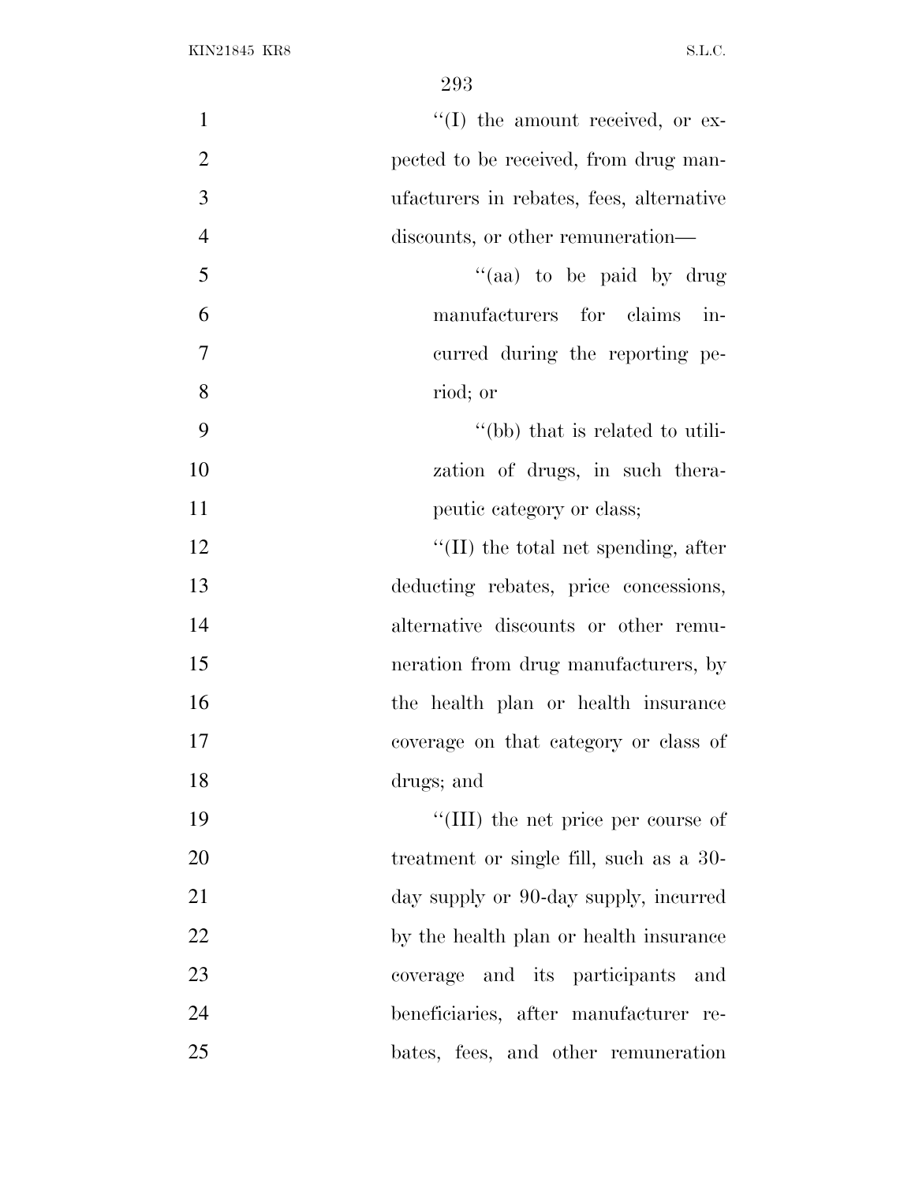''(I) the amount received, or expected to be received, from drug manufacturers in rebates, fees, alternative discounts, or other remuneration—

''(aa) to be paid by drug manufacturers for claims incurred during the reporting period; or

''(bb) that is related to utilization of drugs, in such therapeutic category or class;

''(II) the total net spending, after deducting rebates, price concessions, alternative discounts or other remuneration from drug manufacturers, by the health plan or health insurance coverage on that category or class of drugs; and

''(III) the net price per course of treatment or single fill, such as a 30-day supply or 90-day supply, incurred by the health plan or health insurance coverage and its participants and beneficiaries, after manufacturer rebates, fees, and other remuneration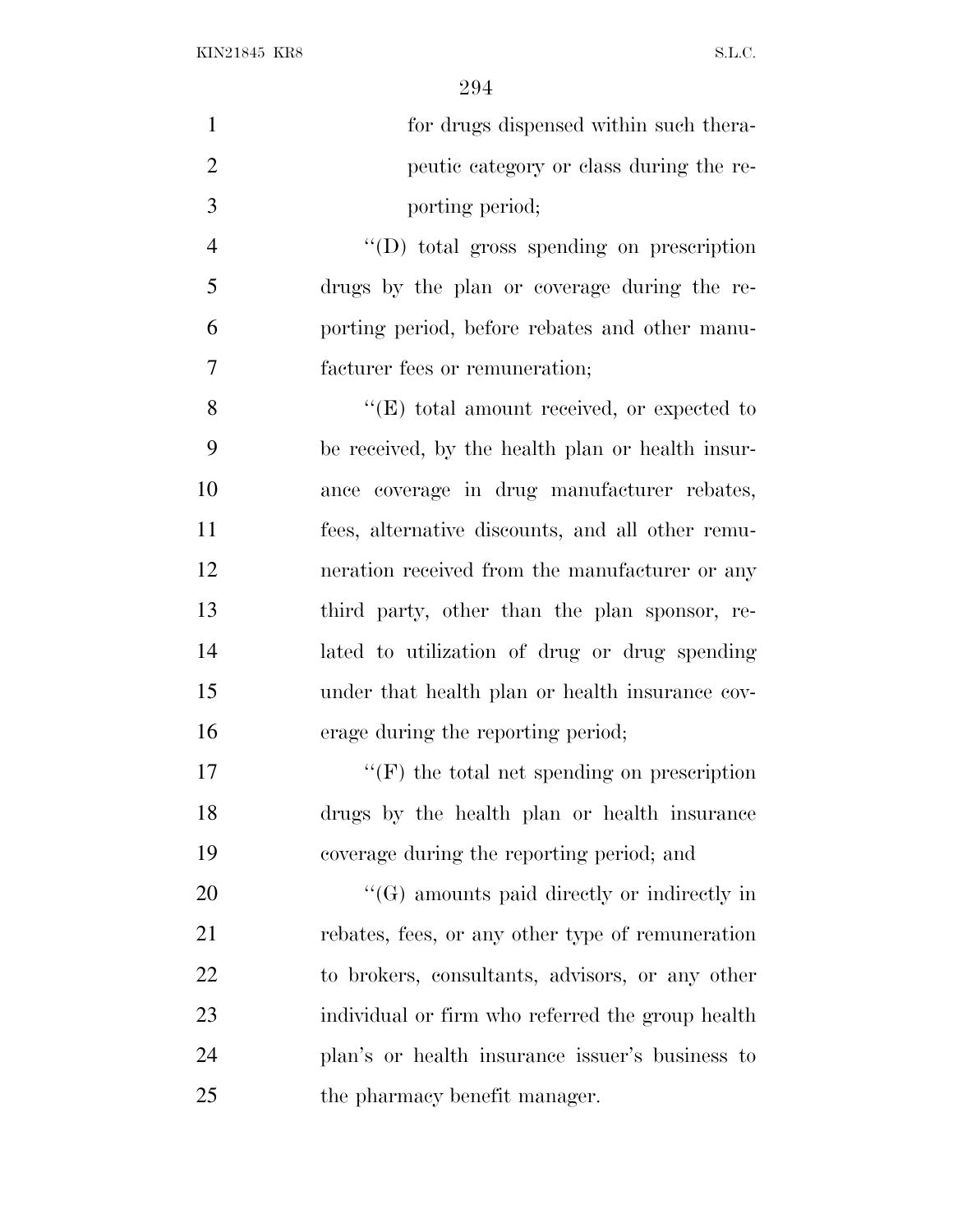for drugs dispensed within such therapeutic category or class during the reporting period;

''(D) total gross spending on prescription drugs by the plan or coverage during the reporting period, before rebates and other manufacturer fees or remuneration;

''(E) total amount received, or expected to be received, by the health plan or health insurance coverage in drug manufacturer rebates, fees, alternative discounts, and all other remuneration received from the manufacturer or any third party, other than the plan sponsor, related to utilization of drug or drug spending under that health plan or health insurance coverage during the reporting period;

''(F) the total net spending on prescription drugs by the health plan or health insurance coverage during the reporting period; and

''(G) amounts paid directly or indirectly in rebates, fees, or any other type of remuneration to brokers, consultants, advisors, or any other individual or firm who referred the group health plan's or health insurance issuer's business to the pharmacy benefit manager.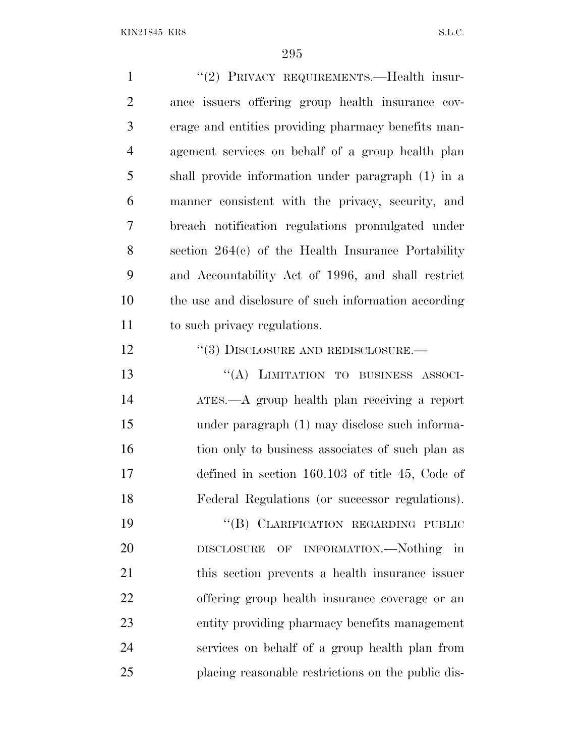"(2) PRIVACY REQUIREMENTS.—Health insurance issuers offering group health insurance coverage and entities providing pharmacy benefits management services on behalf of a group health plan shall provide information under paragraph (1) in a manner consistent with the privacy, security, and breach notification regulations promulgated under section 264(c) of the Health Insurance Portability and Accountability Act of 1996, and shall restrict the use and disclosure of such information according to such privacy regulations.

"(3) DISCLOSURE AND REDISCLOSURE.—

"(A) LIMITATION TO BUSINESS ASSOCIATES.—A group health plan receiving a report under paragraph (1) may disclose such information only to business associates of such plan as defined in section 160.103 of title 45, Code of Federal Regulations (or successor regulations).

"(B) CLARIFICATION REGARDING PUBLIC DISCLOSURE OF INFORMATION.—Nothing in this section prevents a health insurance issuer offering group health insurance coverage or an entity providing pharmacy benefits management services on behalf of a group health plan from placing reasonable restrictions on the public dis-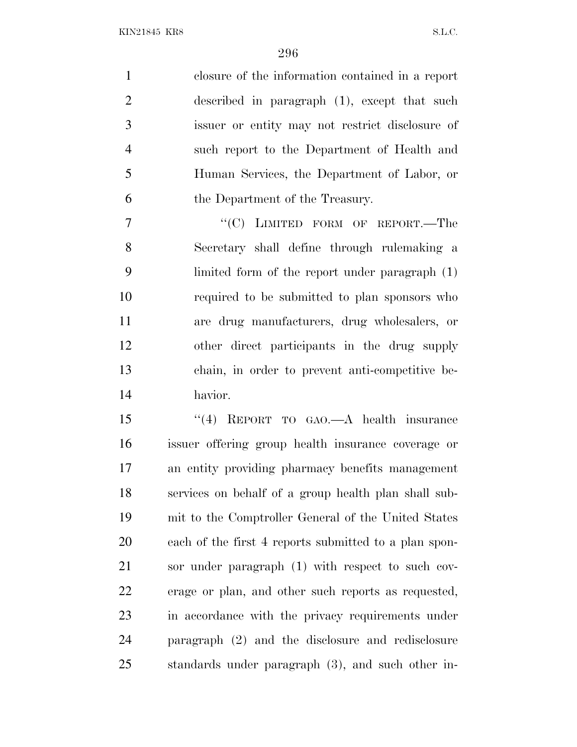closure of the information contained in a report described in paragraph (1), except that such issuer or entity may not restrict disclosure of such report to the Department of Health and Human Services, the Department of Labor, or the Department of the Treasury.

"(C) LIMITED FORM OF REPORT.—The Secretary shall define through rulemaking a limited form of the report under paragraph (1) required to be submitted to plan sponsors who are drug manufacturers, drug wholesalers, or other direct participants in the drug supply chain, in order to prevent anti-competitive behavior.

"(4) REPORT TO GAO.—A health insurance issuer offering group health insurance coverage or an entity providing pharmacy benefits management services on behalf of a group health plan shall submit to the Comptroller General of the United States each of the first 4 reports submitted to a plan sponsor under paragraph (1) with respect to such coverage or plan, and other such reports as requested, in accordance with the privacy requirements under paragraph (2) and the disclosure and redisclosure standards under paragraph (3), and such other in-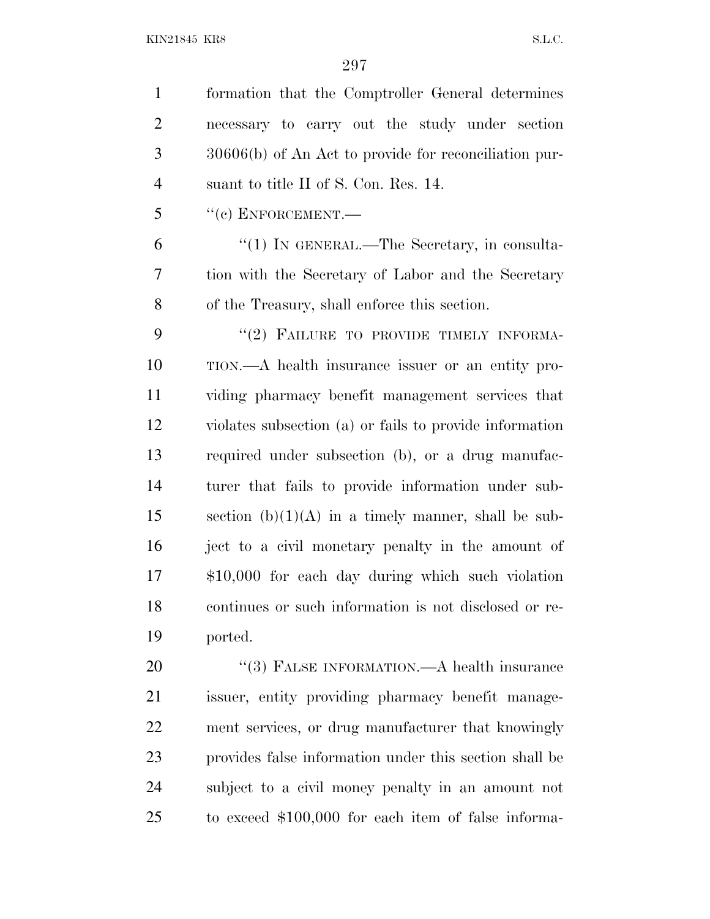formation that the Comptroller General determines necessary to carry out the study under section 30606(b) of An Act to provide for reconciliation pursuant to title II of S. Con. Res. 14.

"(c) ENFORCEMENT.—

"(1) IN GENERAL.—The Secretary, in consultation with the Secretary of Labor and the Secretary of the Treasury, shall enforce this section.

"(2) FAILURE TO PROVIDE TIMELY INFORMATION.—A health insurance issuer or an entity providing pharmacy benefit management services that violates subsection (a) or fails to provide information required under subsection (b), or a drug manufacturer that fails to provide information under subsection (b)(1)(A) in a timely manner, shall be subject to a civil monetary penalty in the amount of $10,000 for each day during which such violation continues or such information is not disclosed or reported.

"(3) FALSE INFORMATION.—A health insurance issuer, entity providing pharmacy benefit management services, or drug manufacturer that knowingly provides false information under this section shall be subject to a civil money penalty in an amount not to exceed $100,000 for each item of false informa-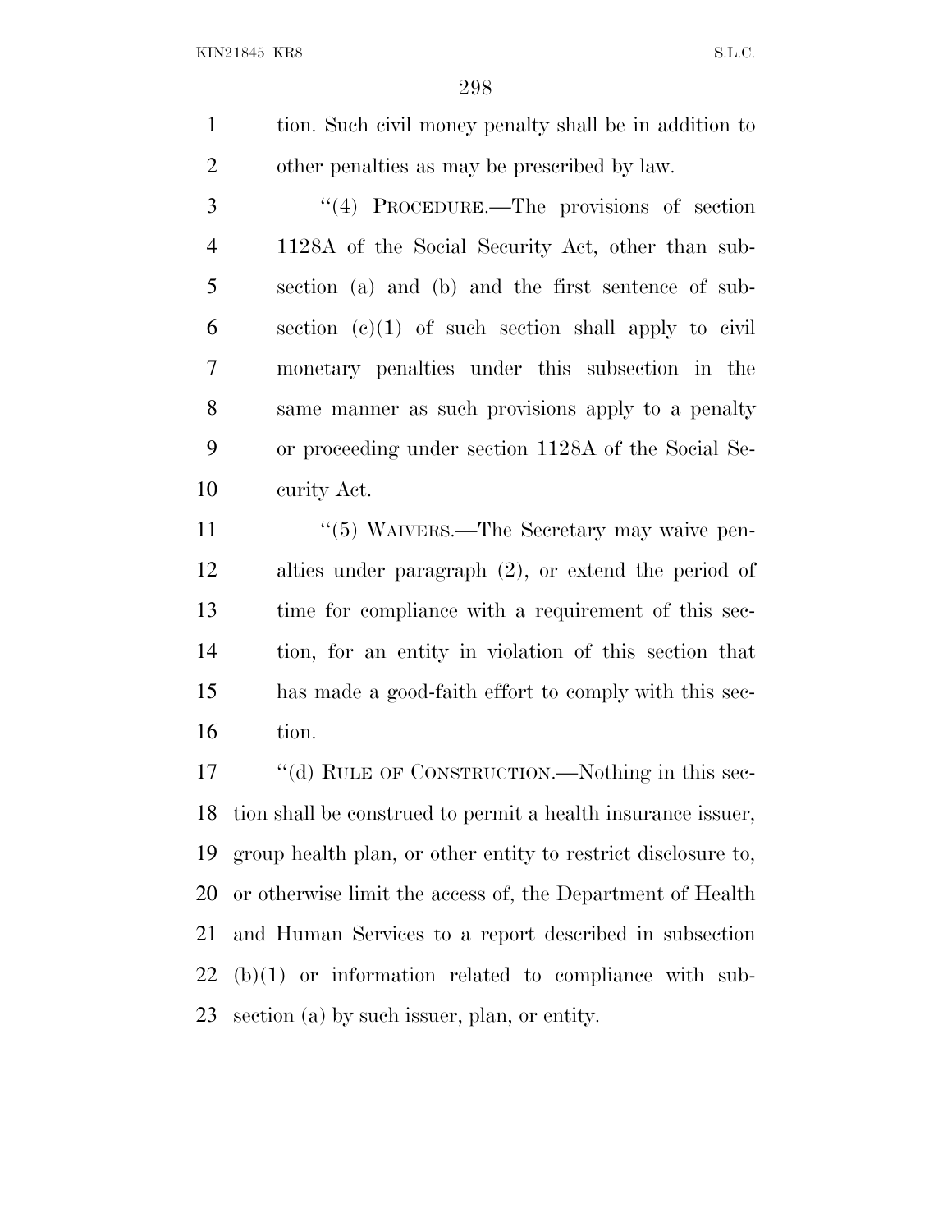tion. Such civil money penalty shall be in addition to other penalties as may be prescribed by law.

"(4) PROCEDURE.—The provisions of section 1128A of the Social Security Act, other than subsection (a) and (b) and the first sentence of subsection (c)(1) of such section shall apply to civil monetary penalties under this subsection in the same manner as such provisions apply to a penalty or proceeding under section 1128A of the Social Security Act.

"(5) WAIVERS.—The Secretary may waive penalties under paragraph (2), or extend the period of time for compliance with a requirement of this section, for an entity in violation of this section that has made a good-faith effort to comply with this section.

"(d) RULE OF CONSTRUCTION.—Nothing in this section shall be construed to permit a health insurance issuer, group health plan, or other entity to restrict disclosure to, or otherwise limit the access of, the Department of Health and Human Services to a report described in subsection (b)(1) or information related to compliance with subsection (a) by such issuer, plan, or entity.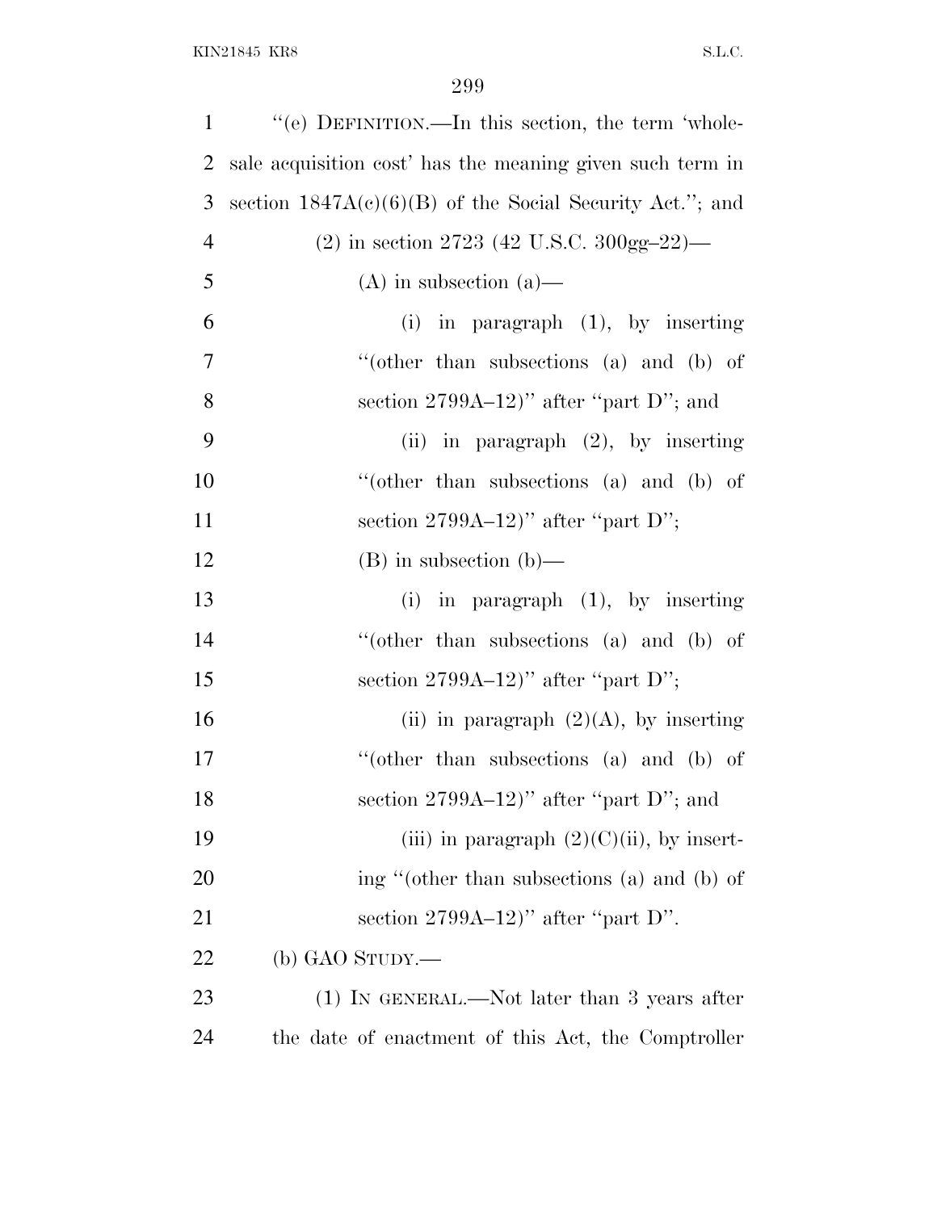"(e) DEFINITION.—In this section, the term 'wholesale acquisition cost' has the meaning given such term in section 1847A(c)(6)(B) of the Social Security Act."; and

(2) in section 2723 (42 U.S.C. 300gg–22)—

(A) in subsection (a)—

(i) in paragraph (1), by inserting "(other than subsections (a) and (b) of section 2799A–12)" after "part D"; and

(ii) in paragraph (2), by inserting "(other than subsections (a) and (b) of section 2799A–12)" after "part D";

(B) in subsection (b)—

(i) in paragraph (1), by inserting "(other than subsections (a) and (b) of section 2799A–12)" after "part D";

(ii) in paragraph (2)(A), by inserting "(other than subsections (a) and (b) of section 2799A–12)" after "part D"; and

(iii) in paragraph (2)(C)(ii), by inserting "(other than subsections (a) and (b) of section 2799A–12)" after "part D".

(b) GAO STUDY.—

(1) IN GENERAL.—Not later than 3 years after the date of enactment of this Act, the Comptroller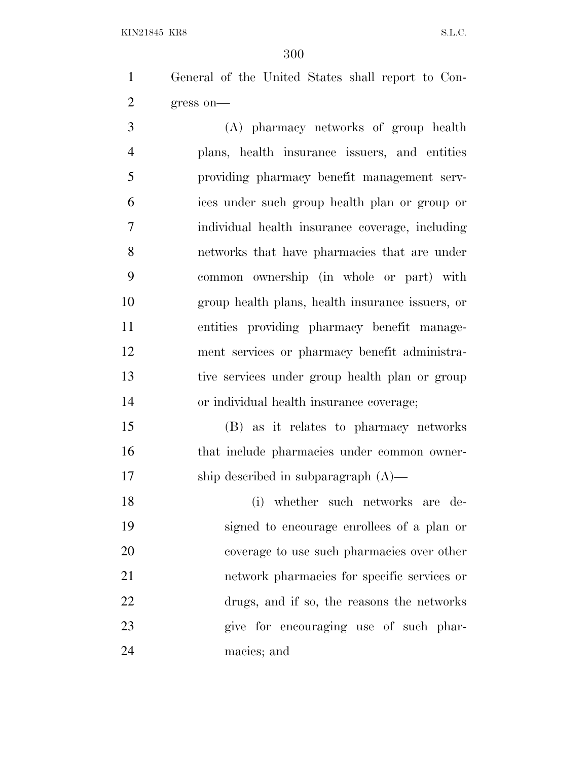General of the United States shall report to Congress on—

(A) pharmacy networks of group health plans, health insurance issuers, and entities providing pharmacy benefit management services under such group health plan or group or individual health insurance coverage, including networks that have pharmacies that are under common ownership (in whole or part) with group health plans, health insurance issuers, or entities providing pharmacy benefit management services or pharmacy benefit administrative services under group health plan or group or individual health insurance coverage;

(B) as it relates to pharmacy networks that include pharmacies under common ownership described in subparagraph (A)—

(i) whether such networks are designed to encourage enrollees of a plan or coverage to use such pharmacies over other network pharmacies for specific services or drugs, and if so, the reasons the networks give for encouraging use of such pharmacies; and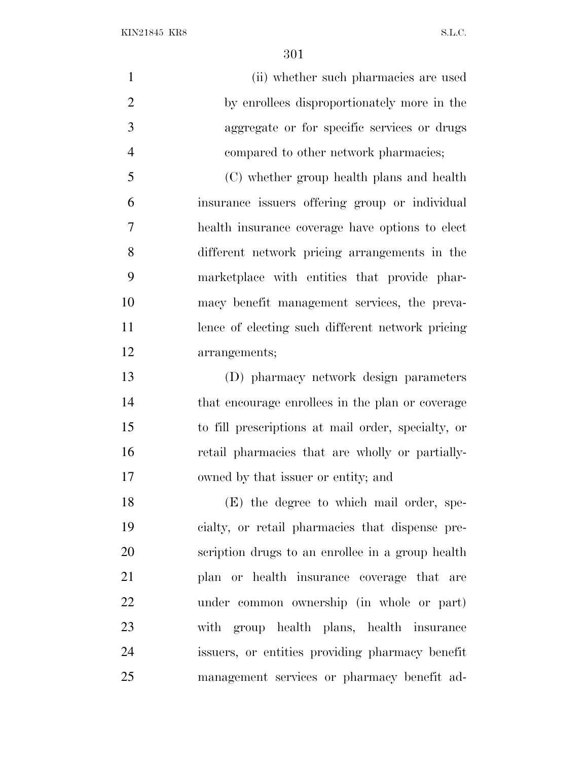(ii) whether such pharmacies are used by enrollees disproportionately more in the aggregate or for specific services or drugs compared to other network pharmacies;

(C) whether group health plans and health insurance issuers offering group or individual health insurance coverage have options to elect different network pricing arrangements in the marketplace with entities that provide pharmacy benefit management services, the prevalence of electing such different network pricing arrangements;

(D) pharmacy network design parameters that encourage enrollees in the plan or coverage to fill prescriptions at mail order, specialty, or retail pharmacies that are wholly or partially-owned by that issuer or entity; and

(E) the degree to which mail order, specialty, or retail pharmacies that dispense prescription drugs to an enrollee in a group health plan or health insurance coverage that are under common ownership (in whole or part) with group health plans, health insurance issuers, or entities providing pharmacy benefit management services or pharmacy benefit ad-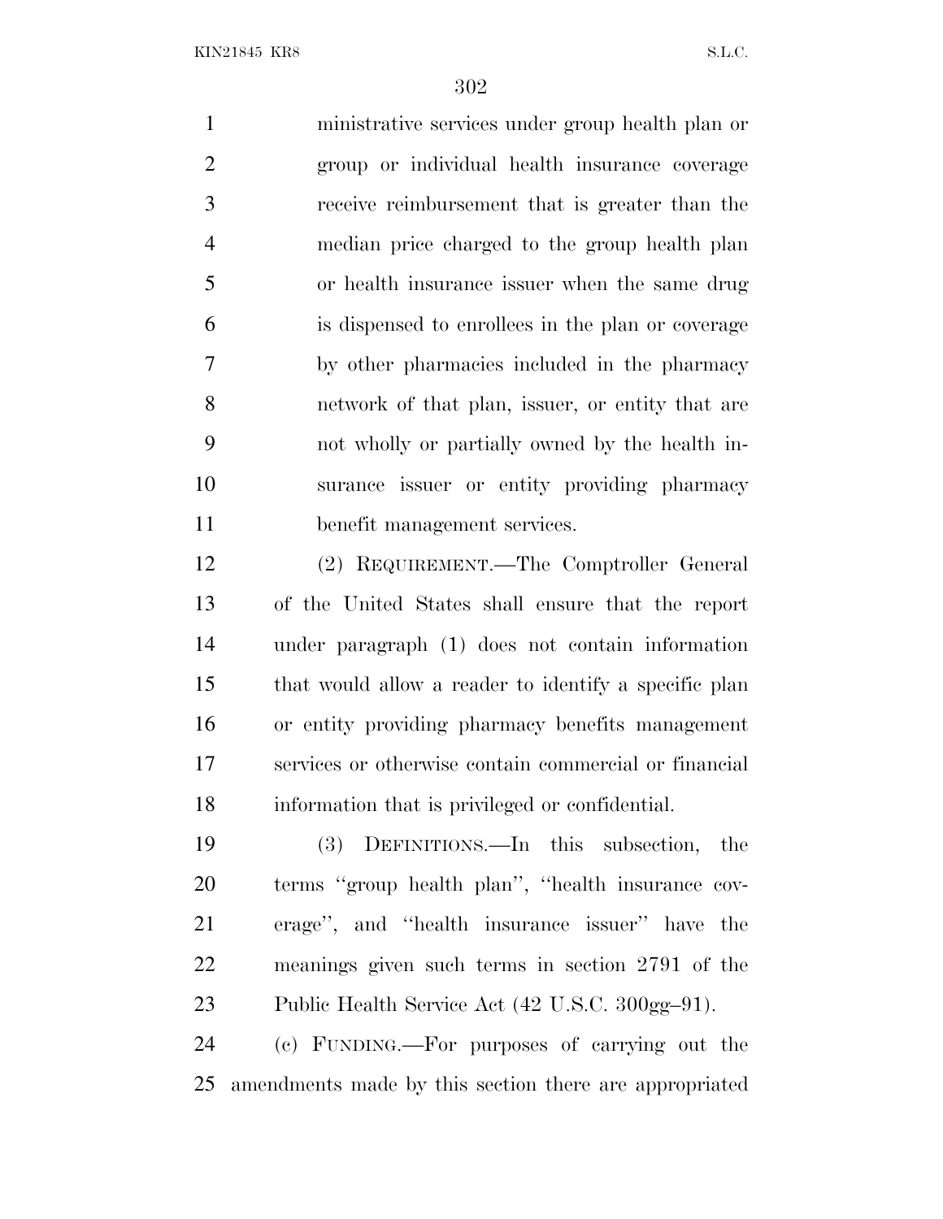ministrative services under group health plan or group or individual health insurance coverage receive reimbursement that is greater than the median price charged to the group health plan or health insurance issuer when the same drug is dispensed to enrollees in the plan or coverage by other pharmacies included in the pharmacy network of that plan, issuer, or entity that are not wholly or partially owned by the health insurance issuer or entity providing pharmacy benefit management services.

(2) REQUIREMENT.—The Comptroller General of the United States shall ensure that the report under paragraph (1) does not contain information that would allow a reader to identify a specific plan or entity providing pharmacy benefits management services or otherwise contain commercial or financial information that is privileged or confidential.

(3) DEFINITIONS.—In this subsection, the terms ''group health plan'', ''health insurance coverage'', and ''health insurance issuer'' have the meanings given such terms in section 2791 of the Public Health Service Act (42 U.S.C. 300gg–91).

(c) FUNDING.—For purposes of carrying out the amendments made by this section there are appropriated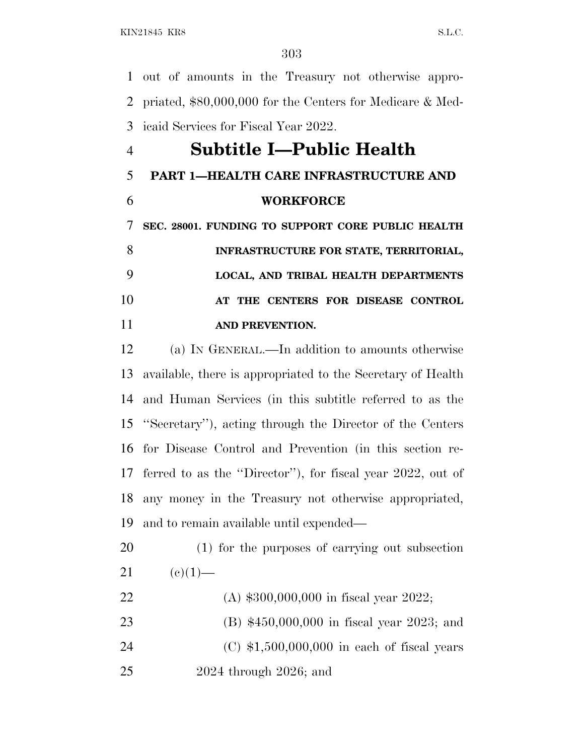out of amounts in the Treasury not otherwise appropriated, $80,000,000 for the Centers for Medicare & Medicaid Services for Fiscal Year 2022.

# Subtitle I—Public Health

## PART 1—HEALTH CARE INFRASTRUCTURE AND WORKFORCE

### SEC. 28001. FUNDING TO SUPPORT CORE PUBLIC HEALTH INFRASTRUCTURE FOR STATE, TERRITORIAL, LOCAL, AND TRIBAL HEALTH DEPARTMENTS AT THE CENTERS FOR DISEASE CONTROL AND PREVENTION.

(a) IN GENERAL.—In addition to amounts otherwise available, there is appropriated to the Secretary of Health and Human Services (in this subtitle referred to as the ''Secretary''), acting through the Director of the Centers for Disease Control and Prevention (in this section referred to as the ''Director''), for fiscal year 2022, out of any money in the Treasury not otherwise appropriated, and to remain available until expended—

(1) for the purposes of carrying out subsection (c)(1)—

(A) $300,000,000 in fiscal year 2022;

(B) $450,000,000 in fiscal year 2023; and

(C) $1,500,000,000 in each of fiscal years 2024 through 2026; and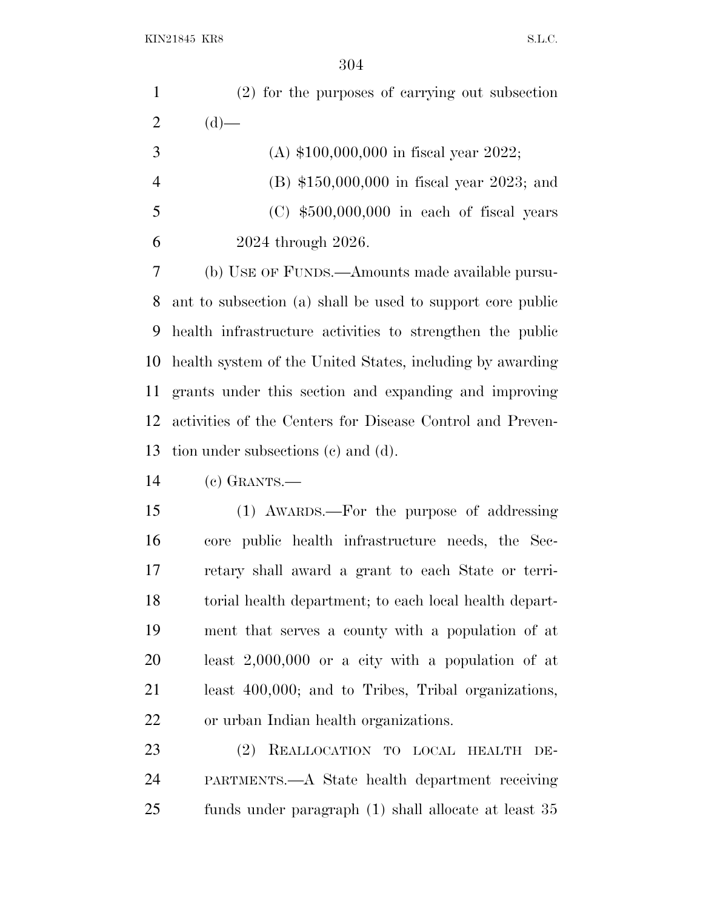(2) for the purposes of carrying out subsection (d)—

(A) $100,000,000 in fiscal year 2022;

(B) $150,000,000 in fiscal year 2023; and

(C) $500,000,000 in each of fiscal years 2024 through 2026.

(b) USE OF FUNDS.—Amounts made available pursuant to subsection (a) shall be used to support core public health infrastructure activities to strengthen the public health system of the United States, including by awarding grants under this section and expanding and improving activities of the Centers for Disease Control and Prevention under subsections (c) and (d).

(c) GRANTS.—

(1) AWARDS.—For the purpose of addressing core public health infrastructure needs, the Secretary shall award a grant to each State or territorial health department; to each local health department that serves a county with a population of at least 2,000,000 or a city with a population of at least 400,000; and to Tribes, Tribal organizations, or urban Indian health organizations.

(2) REALLOCATION TO LOCAL HEALTH DEPARTMENTS.—A State health department receiving funds under paragraph (1) shall allocate at least 35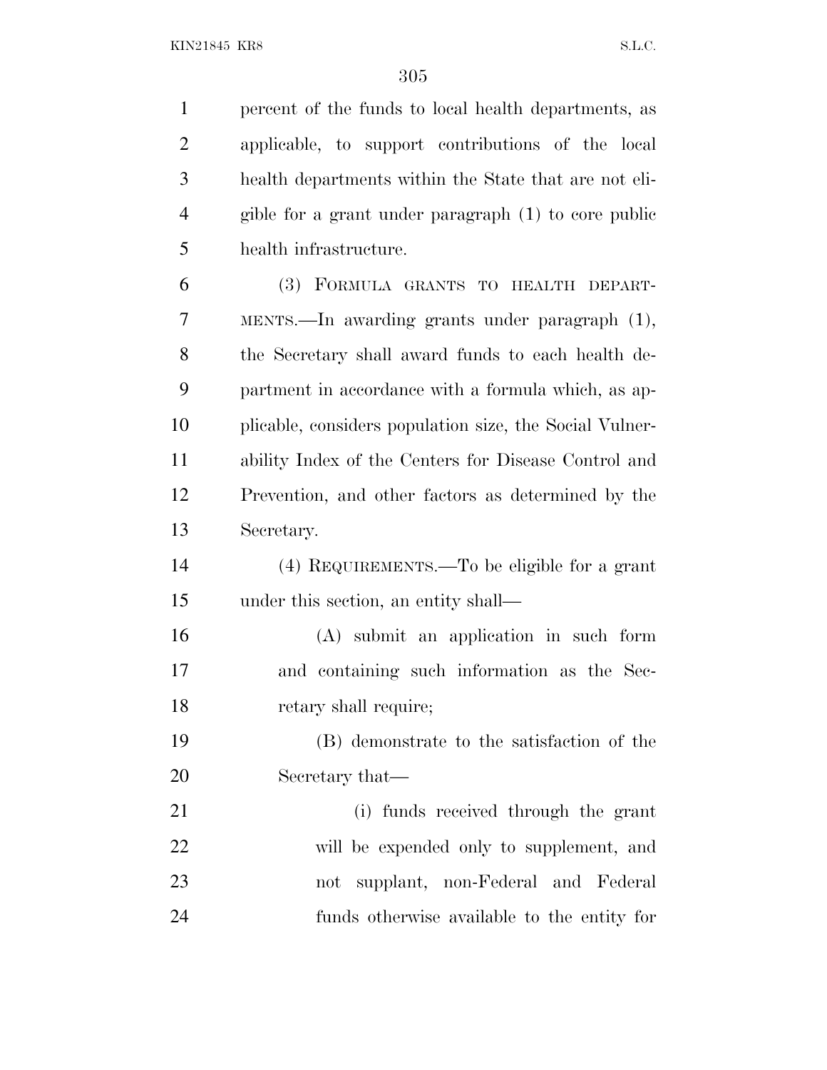percent of the funds to local health departments, as applicable, to support contributions of the local health departments within the State that are not eligible for a grant under paragraph (1) to core public health infrastructure.

(3) FORMULA GRANTS TO HEALTH DEPARTMENTS.—In awarding grants under paragraph (1), the Secretary shall award funds to each health department in accordance with a formula which, as applicable, considers population size, the Social Vulnerability Index of the Centers for Disease Control and Prevention, and other factors as determined by the Secretary.

(4) REQUIREMENTS.—To be eligible for a grant under this section, an entity shall—

(A) submit an application in such form and containing such information as the Secretary shall require;

(B) demonstrate to the satisfaction of the Secretary that—

(i) funds received through the grant will be expended only to supplement, and not supplant, non-Federal and Federal funds otherwise available to the entity for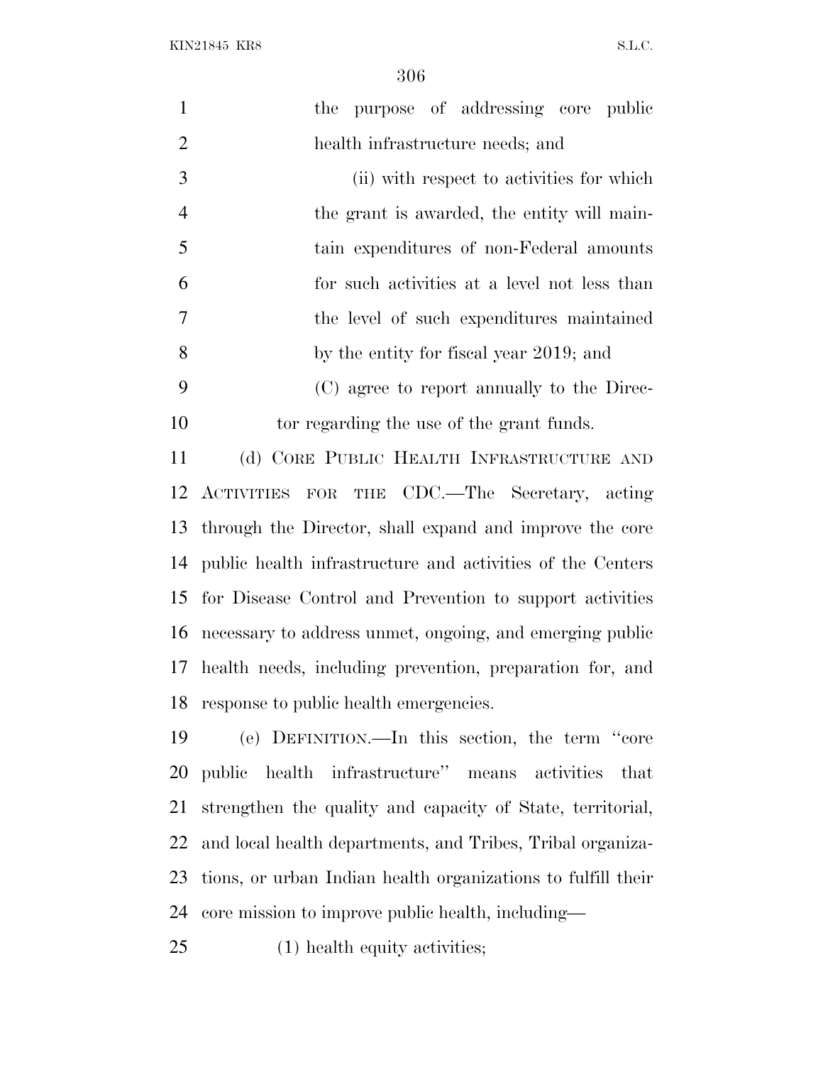the purpose of addressing core public health infrastructure needs; and

(ii) with respect to activities for which the grant is awarded, the entity will maintain expenditures of non-Federal amounts for such activities at a level not less than the level of such expenditures maintained by the entity for fiscal year 2019; and

(C) agree to report annually to the Director regarding the use of the grant funds.

(d) CORE PUBLIC HEALTH INFRASTRUCTURE AND ACTIVITIES FOR THE CDC.—The Secretary, acting through the Director, shall expand and improve the core public health infrastructure and activities of the Centers for Disease Control and Prevention to support activities necessary to address unmet, ongoing, and emerging public health needs, including prevention, preparation for, and response to public health emergencies.

(e) DEFINITION.—In this section, the term ''core public health infrastructure'' means activities that strengthen the quality and capacity of State, territorial, and local health departments, and Tribes, Tribal organizations, or urban Indian health organizations to fulfill their core mission to improve public health, including—

(1) health equity activities;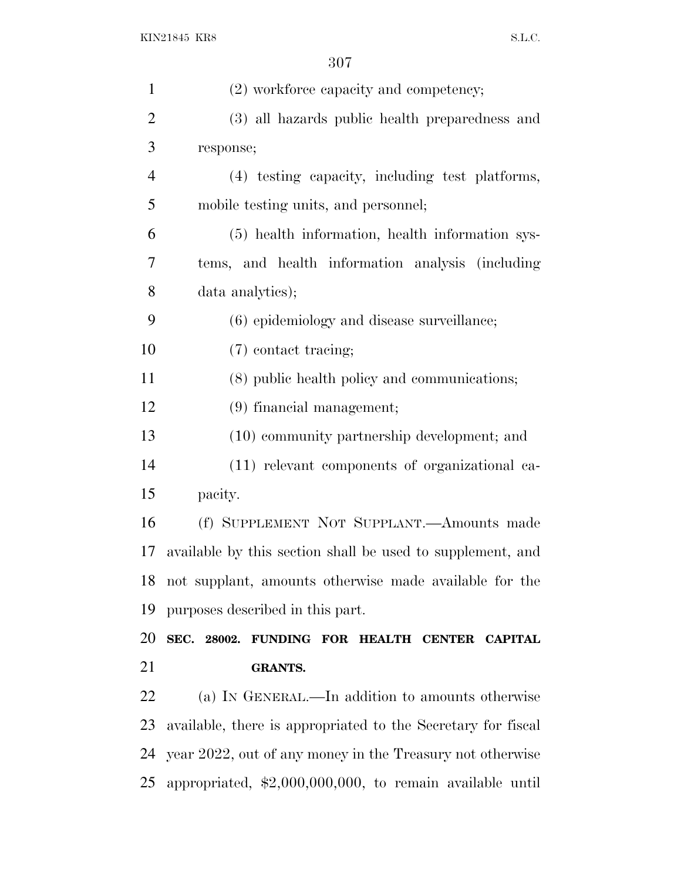(2) workforce capacity and competency;

(3) all hazards public health preparedness and response;

(4) testing capacity, including test platforms, mobile testing units, and personnel;

(5) health information, health information systems, and health information analysis (including data analytics);

(6) epidemiology and disease surveillance;

(7) contact tracing;

(8) public health policy and communications;

(9) financial management;

(10) community partnership development; and

(11) relevant components of organizational capacity.

(f) SUPPLEMENT NOT SUPPLANT.—Amounts made available by this section shall be used to supplement, and not supplant, amounts otherwise made available for the purposes described in this part.

**SEC. 28002. FUNDING FOR HEALTH CENTER CAPITAL GRANTS.**

(a) IN GENERAL.—In addition to amounts otherwise available, there is appropriated to the Secretary for fiscal year 2022, out of any money in the Treasury not otherwise appropriated, $2,000,000,000, to remain available until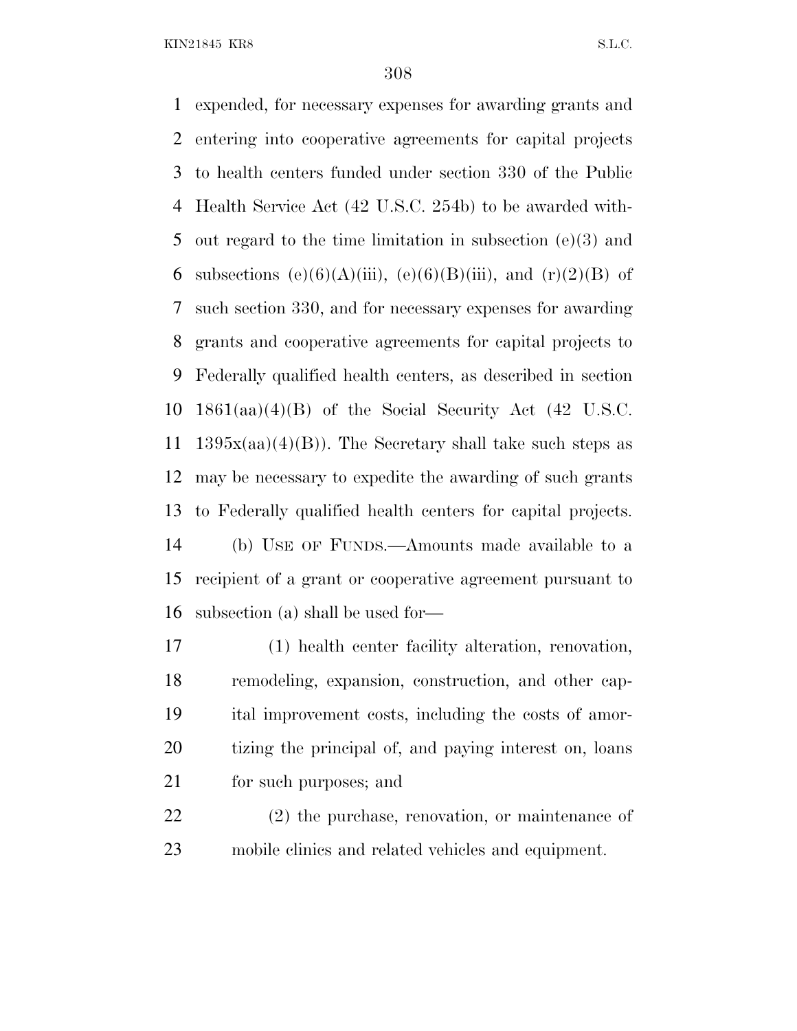expended, for necessary expenses for awarding grants and entering into cooperative agreements for capital projects to health centers funded under section 330 of the Public Health Service Act (42 U.S.C. 254b) to be awarded without regard to the time limitation in subsection (e)(3) and subsections (e)(6)(A)(iii), (e)(6)(B)(iii), and (r)(2)(B) of such section 330, and for necessary expenses for awarding grants and cooperative agreements for capital projects to Federally qualified health centers, as described in section 1861(aa)(4)(B) of the Social Security Act (42 U.S.C. 1395x(aa)(4)(B)). The Secretary shall take such steps as may be necessary to expedite the awarding of such grants to Federally qualified health centers for capital projects.

(b) USE OF FUNDS.—Amounts made available to a recipient of a grant or cooperative agreement pursuant to subsection (a) shall be used for—

(1) health center facility alteration, renovation, remodeling, expansion, construction, and other capital improvement costs, including the costs of amortizing the principal of, and paying interest on, loans for such purposes; and

(2) the purchase, renovation, or maintenance of mobile clinics and related vehicles and equipment.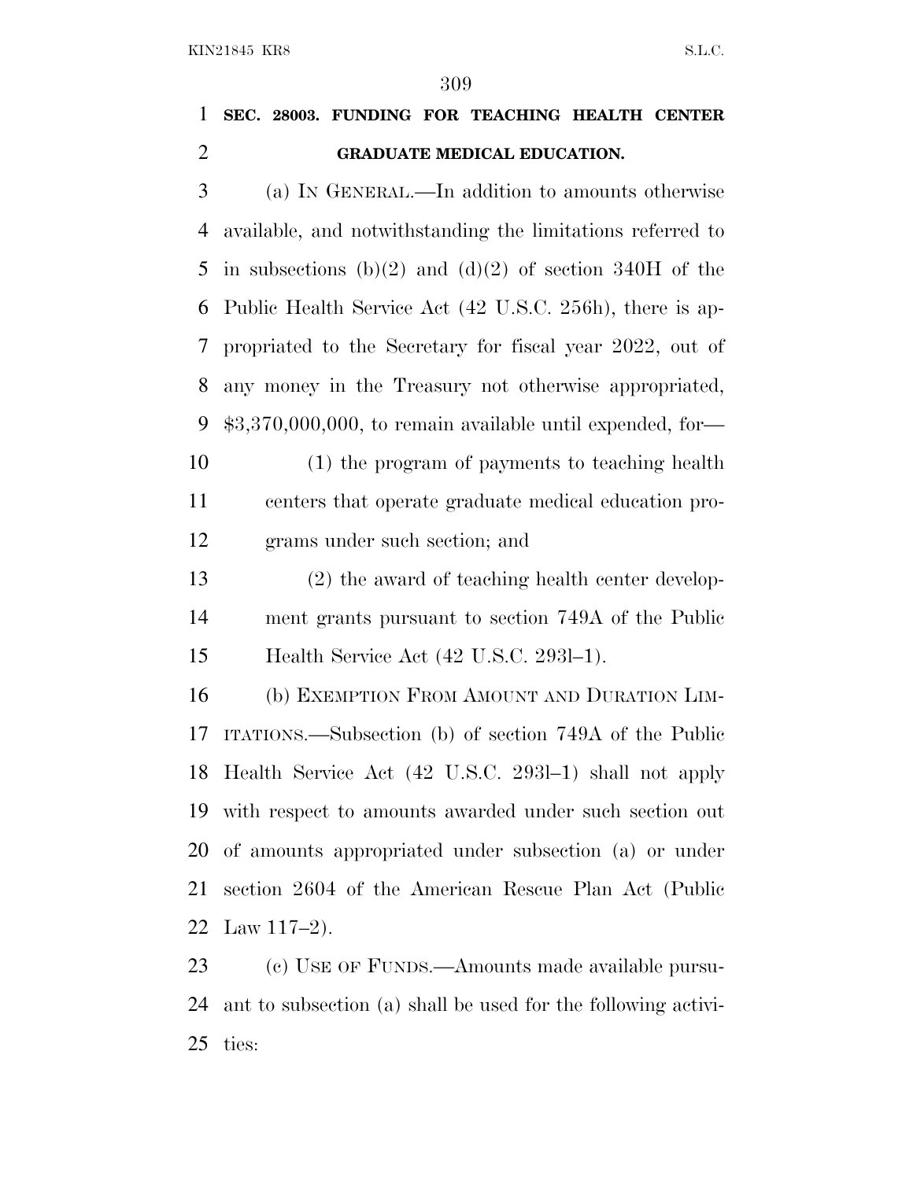## SEC. 28003. FUNDING FOR TEACHING HEALTH CENTER GRADUATE MEDICAL EDUCATION.

(a) IN GENERAL.—In addition to amounts otherwise available, and notwithstanding the limitations referred to in subsections (b)(2) and (d)(2) of section 340H of the Public Health Service Act (42 U.S.C. 256h), there is appropriated to the Secretary for fiscal year 2022, out of any money in the Treasury not otherwise appropriated, $3,370,000,000, to remain available until expended, for—

(1) the program of payments to teaching health centers that operate graduate medical education programs under such section; and

(2) the award of teaching health center development grants pursuant to section 749A of the Public Health Service Act (42 U.S.C. 293l–1).

(b) EXEMPTION FROM AMOUNT AND DURATION LIMITATIONS.—Subsection (b) of section 749A of the Public Health Service Act (42 U.S.C. 293l–1) shall not apply with respect to amounts awarded under such section out of amounts appropriated under subsection (a) or under section 2604 of the American Rescue Plan Act (Public Law 117–2).

(c) USE OF FUNDS.—Amounts made available pursuant to subsection (a) shall be used for the following activities: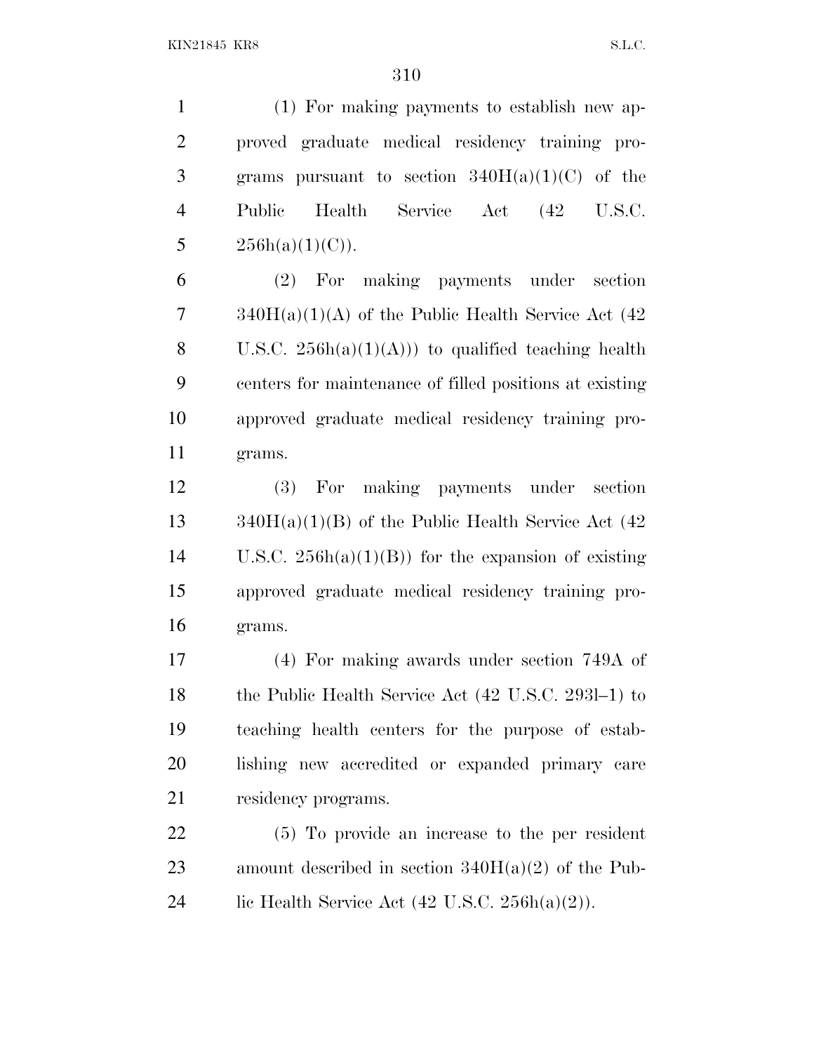(1) For making payments to establish new approved graduate medical residency training programs pursuant to section 340H(a)(1)(C) of the Public Health Service Act (42 U.S.C. 256h(a)(1)(C)).

(2) For making payments under section 340H(a)(1)(A) of the Public Health Service Act (42 U.S.C. 256h(a)(1)(A))) to qualified teaching health centers for maintenance of filled positions at existing approved graduate medical residency training programs.

(3) For making payments under section 340H(a)(1)(B) of the Public Health Service Act (42 U.S.C. 256h(a)(1)(B)) for the expansion of existing approved graduate medical residency training programs.

(4) For making awards under section 749A of the Public Health Service Act (42 U.S.C. 293l–1) to teaching health centers for the purpose of establishing new accredited or expanded primary care residency programs.

(5) To provide an increase to the per resident amount described in section 340H(a)(2) of the Public Health Service Act (42 U.S.C. 256h(a)(2)).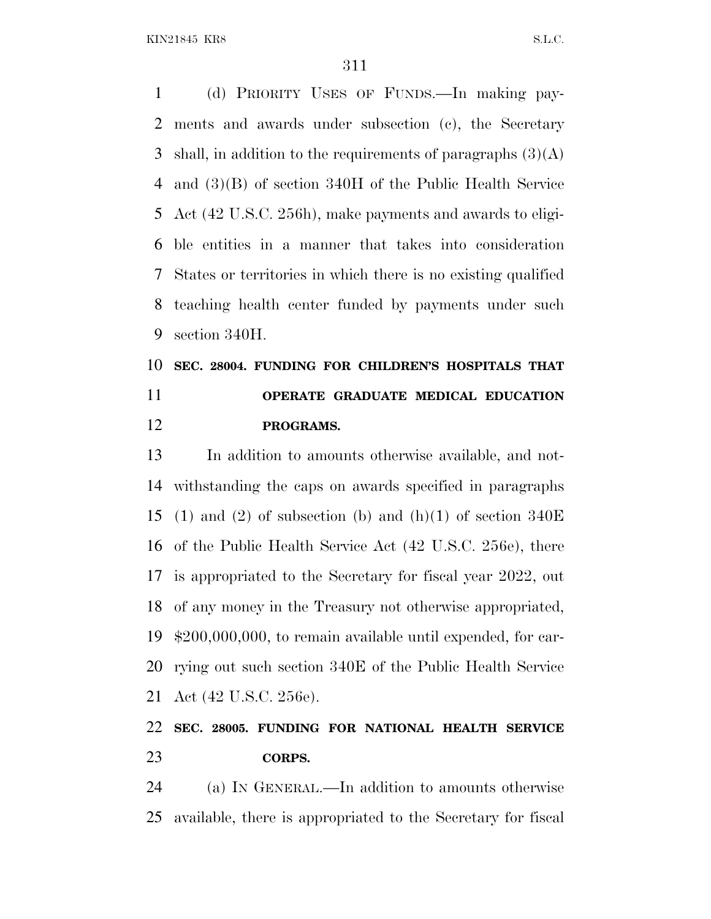(d) PRIORITY USES OF FUNDS.—In making payments and awards under subsection (c), the Secretary shall, in addition to the requirements of paragraphs (3)(A) and (3)(B) of section 340H of the Public Health Service Act (42 U.S.C. 256h), make payments and awards to eligible entities in a manner that takes into consideration States or territories in which there is no existing qualified teaching health center funded by payments under such section 340H.

**SEC. 28004. FUNDING FOR CHILDREN'S HOSPITALS THAT OPERATE GRADUATE MEDICAL EDUCATION PROGRAMS.**

In addition to amounts otherwise available, and notwithstanding the caps on awards specified in paragraphs (1) and (2) of subsection (b) and (h)(1) of section 340E of the Public Health Service Act (42 U.S.C. 256e), there is appropriated to the Secretary for fiscal year 2022, out of any money in the Treasury not otherwise appropriated, $200,000,000, to remain available until expended, for carrying out such section 340E of the Public Health Service Act (42 U.S.C. 256e).

**SEC. 28005. FUNDING FOR NATIONAL HEALTH SERVICE CORPS.**

(a) IN GENERAL.—In addition to amounts otherwise available, there is appropriated to the Secretary for fiscal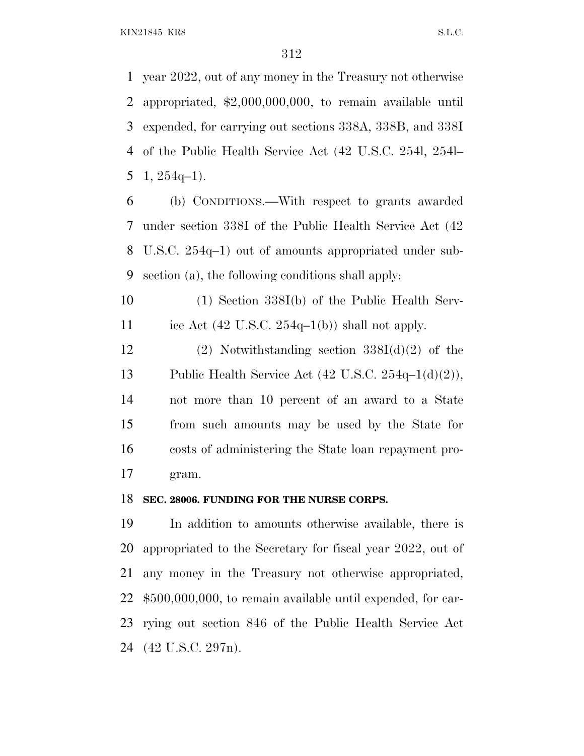year 2022, out of any money in the Treasury not otherwise appropriated, $2,000,000,000, to remain available until expended, for carrying out sections 338A, 338B, and 338I of the Public Health Service Act (42 U.S.C. 254l, 254l–1, 254q–1).

(b) CONDITIONS.—With respect to grants awarded under section 338I of the Public Health Service Act (42 U.S.C. 254q–1) out of amounts appropriated under subsection (a), the following conditions shall apply:

(1) Section 338I(b) of the Public Health Service Act (42 U.S.C. 254q–1(b)) shall not apply.

(2) Notwithstanding section 338I(d)(2) of the Public Health Service Act (42 U.S.C. 254q–1(d)(2)), not more than 10 percent of an award to a State from such amounts may be used by the State for costs of administering the State loan repayment program.

**SEC. 28006. FUNDING FOR THE NURSE CORPS.**

In addition to amounts otherwise available, there is appropriated to the Secretary for fiscal year 2022, out of any money in the Treasury not otherwise appropriated, $500,000,000, to remain available until expended, for carrying out section 846 of the Public Health Service Act (42 U.S.C. 297n).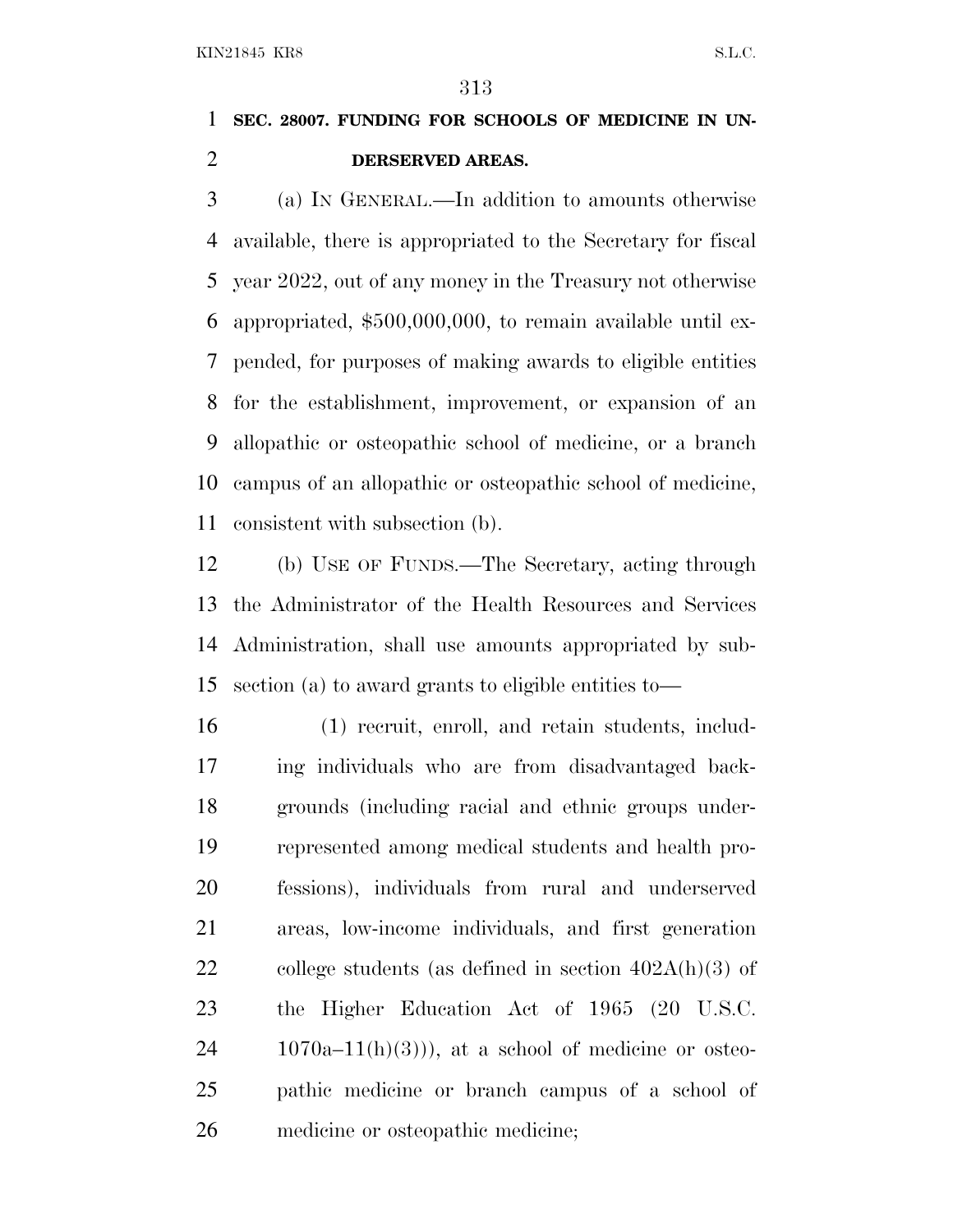**SEC. 28007. FUNDING FOR SCHOOLS OF MEDICINE IN UNDERSERVED AREAS.**

(a) IN GENERAL.—In addition to amounts otherwise available, there is appropriated to the Secretary for fiscal year 2022, out of any money in the Treasury not otherwise appropriated, $500,000,000, to remain available until expended, for purposes of making awards to eligible entities for the establishment, improvement, or expansion of an allopathic or osteopathic school of medicine, or a branch campus of an allopathic or osteopathic school of medicine, consistent with subsection (b).

(b) USE OF FUNDS.—The Secretary, acting through the Administrator of the Health Resources and Services Administration, shall use amounts appropriated by subsection (a) to award grants to eligible entities to—

(1) recruit, enroll, and retain students, including individuals who are from disadvantaged backgrounds (including racial and ethnic groups underrepresented among medical students and health professions), individuals from rural and underserved areas, low-income individuals, and first generation college students (as defined in section 402A(h)(3) of the Higher Education Act of 1965 (20 U.S.C. 1070a–11(h)(3))), at a school of medicine or osteopathic medicine or branch campus of a school of medicine or osteopathic medicine;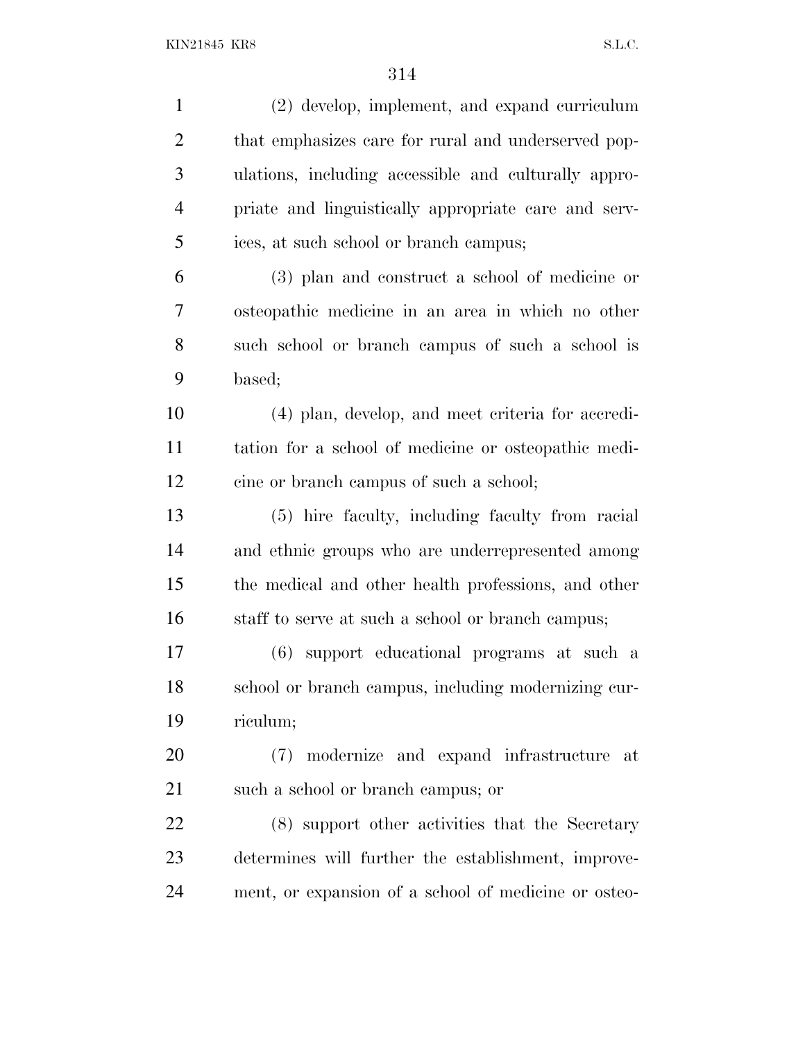(2) develop, implement, and expand curriculum that emphasizes care for rural and underserved populations, including accessible and culturally appropriate and linguistically appropriate care and services, at such school or branch campus;

(3) plan and construct a school of medicine or osteopathic medicine in an area in which no other such school or branch campus of such a school is based;

(4) plan, develop, and meet criteria for accreditation for a school of medicine or osteopathic medicine or branch campus of such a school;

(5) hire faculty, including faculty from racial and ethnic groups who are underrepresented among the medical and other health professions, and other staff to serve at such a school or branch campus;

(6) support educational programs at such a school or branch campus, including modernizing curriculum;

(7) modernize and expand infrastructure at such a school or branch campus; or

(8) support other activities that the Secretary determines will further the establishment, improvement, or expansion of a school of medicine or osteo-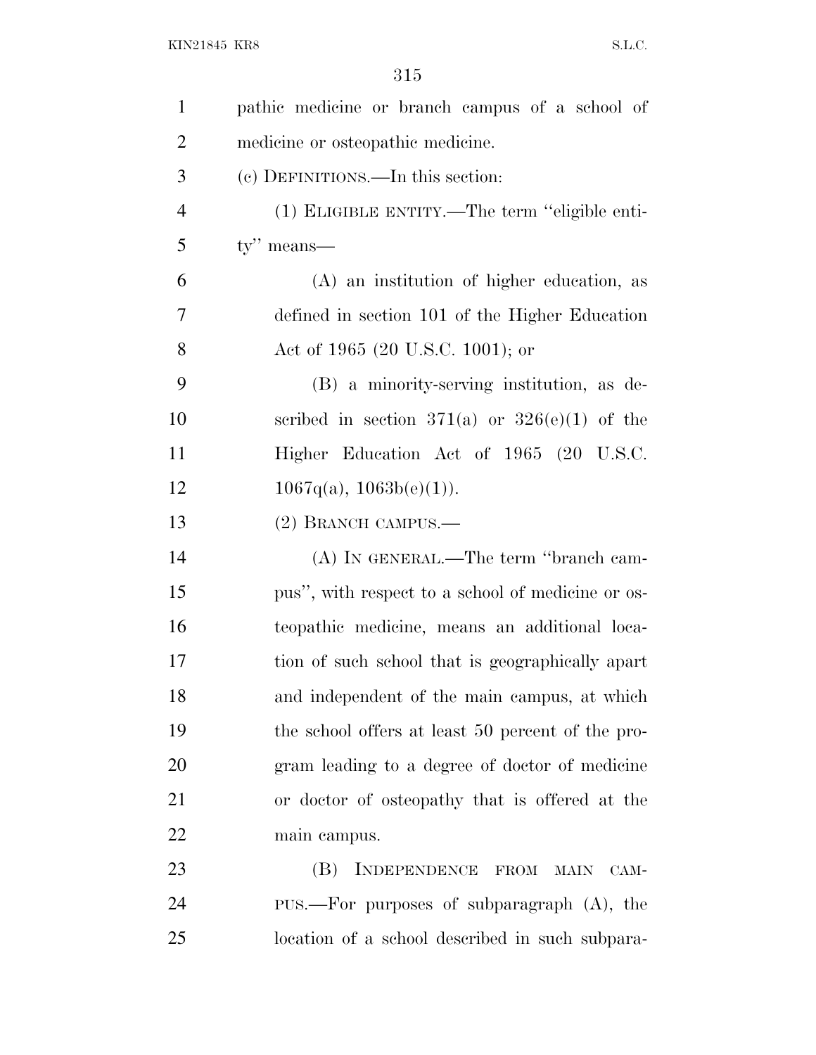pathic medicine or branch campus of a school of medicine or osteopathic medicine.

(c) DEFINITIONS.—In this section:

(1) ELIGIBLE ENTITY.—The term "eligible entity" means—

(A) an institution of higher education, as defined in section 101 of the Higher Education Act of 1965 (20 U.S.C. 1001); or

(B) a minority-serving institution, as described in section 371(a) or 326(e)(1) of the Higher Education Act of 1965 (20 U.S.C. 1067q(a), 1063b(e)(1)).

(2) BRANCH CAMPUS.—

(A) IN GENERAL.—The term "branch campus", with respect to a school of medicine or osteopathic medicine, means an additional location of such school that is geographically apart and independent of the main campus, at which the school offers at least 50 percent of the program leading to a degree of doctor of medicine or doctor of osteopathy that is offered at the main campus.

(B) INDEPENDENCE FROM MAIN CAMPUS.—For purposes of subparagraph (A), the location of a school described in such subpara-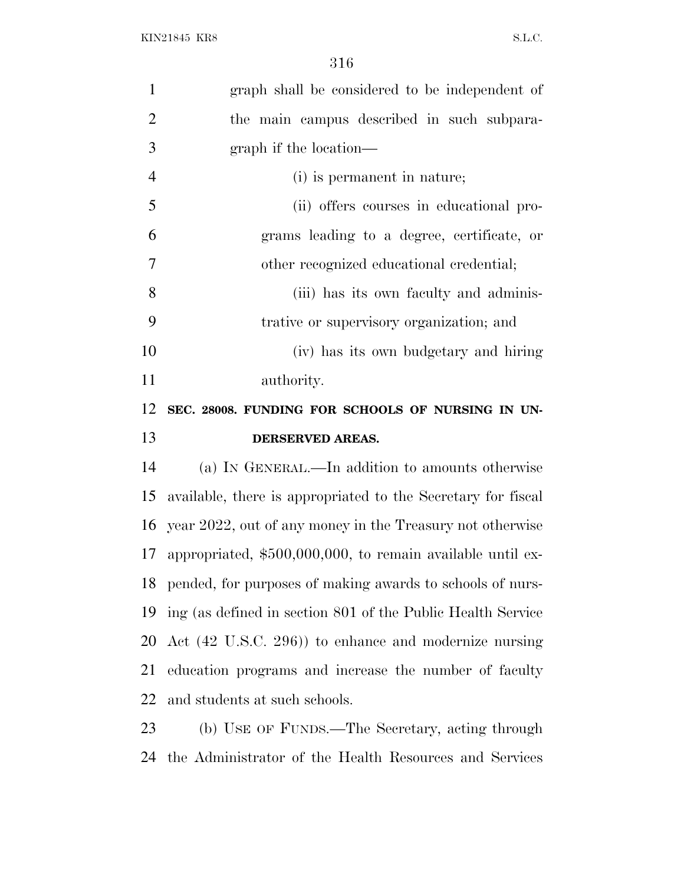graph shall be considered to be independent of the main campus described in such subparagraph if the location—

(i) is permanent in nature;

(ii) offers courses in educational programs leading to a degree, certificate, or other recognized educational credential;

(iii) has its own faculty and administrative or supervisory organization; and

(iv) has its own budgetary and hiring authority.

## SEC. 28008. FUNDING FOR SCHOOLS OF NURSING IN UNDERSERVED AREAS.

(a) IN GENERAL.—In addition to amounts otherwise available, there is appropriated to the Secretary for fiscal year 2022, out of any money in the Treasury not otherwise appropriated, $500,000,000, to remain available until expended, for purposes of making awards to schools of nursing (as defined in section 801 of the Public Health Service Act (42 U.S.C. 296)) to enhance and modernize nursing education programs and increase the number of faculty and students at such schools.

(b) USE OF FUNDS.—The Secretary, acting through the Administrator of the Health Resources and Services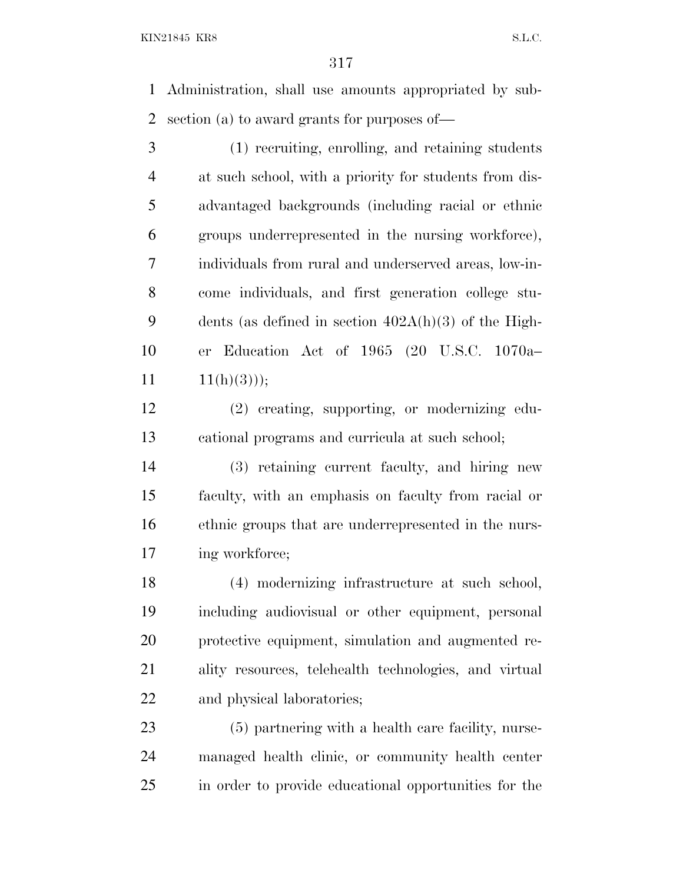Administration, shall use amounts appropriated by subsection (a) to award grants for purposes of—

(1) recruiting, enrolling, and retaining students at such school, with a priority for students from disadvantaged backgrounds (including racial or ethnic groups underrepresented in the nursing workforce), individuals from rural and underserved areas, low-income individuals, and first generation college students (as defined in section 402A(h)(3) of the Higher Education Act of 1965 (20 U.S.C. 1070a–11(h)(3)));

(2) creating, supporting, or modernizing educational programs and curricula at such school;

(3) retaining current faculty, and hiring new faculty, with an emphasis on faculty from racial or ethnic groups that are underrepresented in the nursing workforce;

(4) modernizing infrastructure at such school, including audiovisual or other equipment, personal protective equipment, simulation and augmented reality resources, telehealth technologies, and virtual and physical laboratories;

(5) partnering with a health care facility, nurse-managed health clinic, or community health center in order to provide educational opportunities for the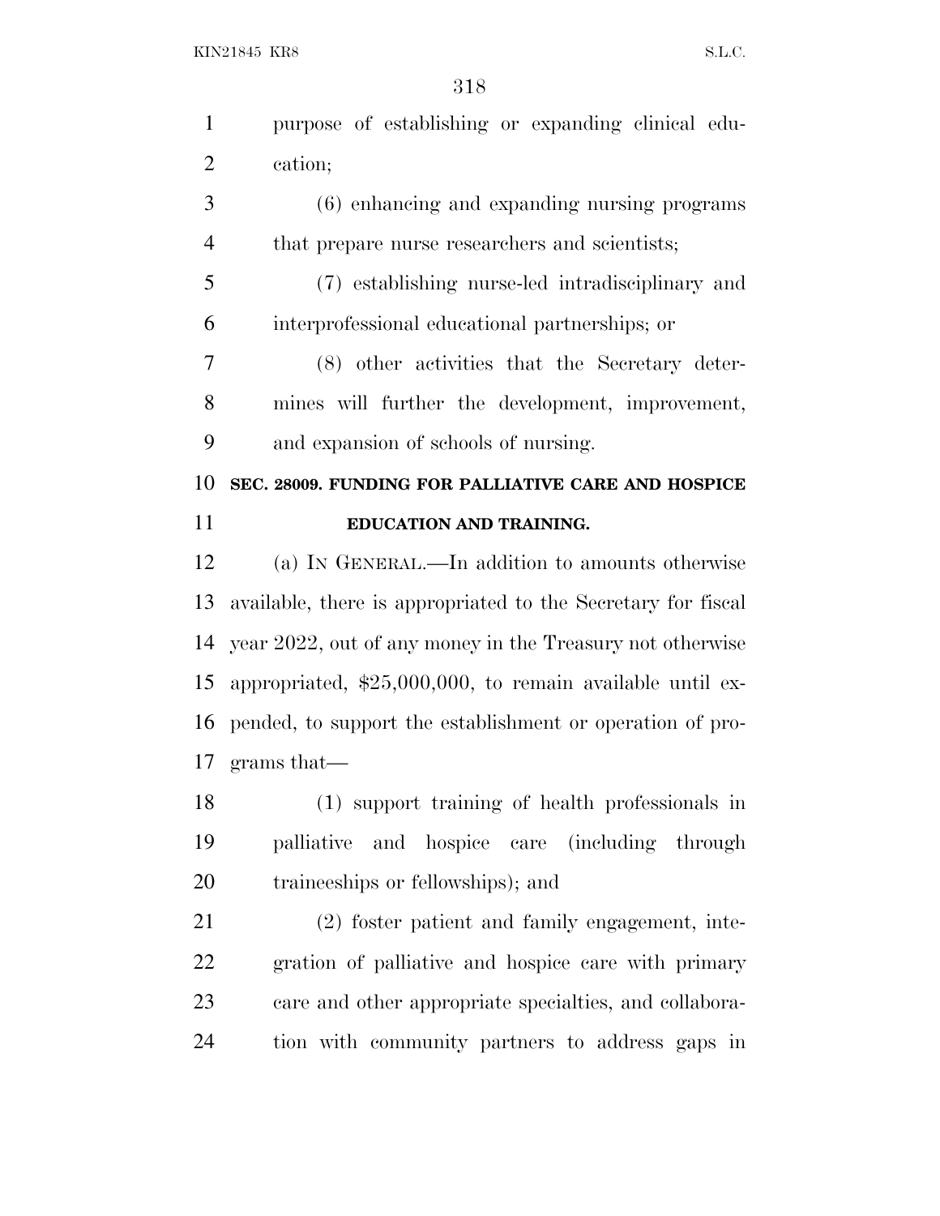purpose of establishing or expanding clinical education;

(6) enhancing and expanding nursing programs that prepare nurse researchers and scientists;

(7) establishing nurse-led intradisciplinary and interprofessional educational partnerships; or

(8) other activities that the Secretary determines will further the development, improvement, and expansion of schools of nursing.

**SEC. 28009. FUNDING FOR PALLIATIVE CARE AND HOSPICE EDUCATION AND TRAINING.**

(a) IN GENERAL.—In addition to amounts otherwise available, there is appropriated to the Secretary for fiscal year 2022, out of any money in the Treasury not otherwise appropriated, $25,000,000, to remain available until expended, to support the establishment or operation of programs that—

(1) support training of health professionals in palliative and hospice care (including through traineeships or fellowships); and

(2) foster patient and family engagement, integration of palliative and hospice care with primary care and other appropriate specialties, and collaboration with community partners to address gaps in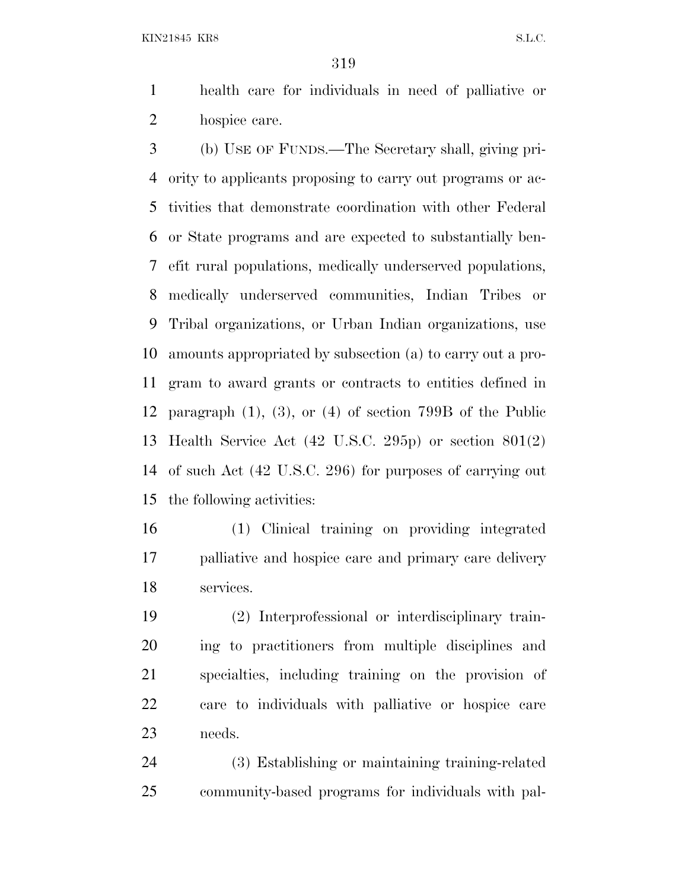health care for individuals in need of palliative or hospice care.

(b) USE OF FUNDS.—The Secretary shall, giving priority to applicants proposing to carry out programs or activities that demonstrate coordination with other Federal or State programs and are expected to substantially benefit rural populations, medically underserved populations, medically underserved communities, Indian Tribes or Tribal organizations, or Urban Indian organizations, use amounts appropriated by subsection (a) to carry out a program to award grants or contracts to entities defined in paragraph (1), (3), or (4) of section 799B of the Public Health Service Act (42 U.S.C. 295p) or section 801(2) of such Act (42 U.S.C. 296) for purposes of carrying out the following activities:

(1) Clinical training on providing integrated palliative and hospice care and primary care delivery services.

(2) Interprofessional or interdisciplinary training to practitioners from multiple disciplines and specialties, including training on the provision of care to individuals with palliative or hospice care needs.

(3) Establishing or maintaining training-related community-based programs for individuals with pal-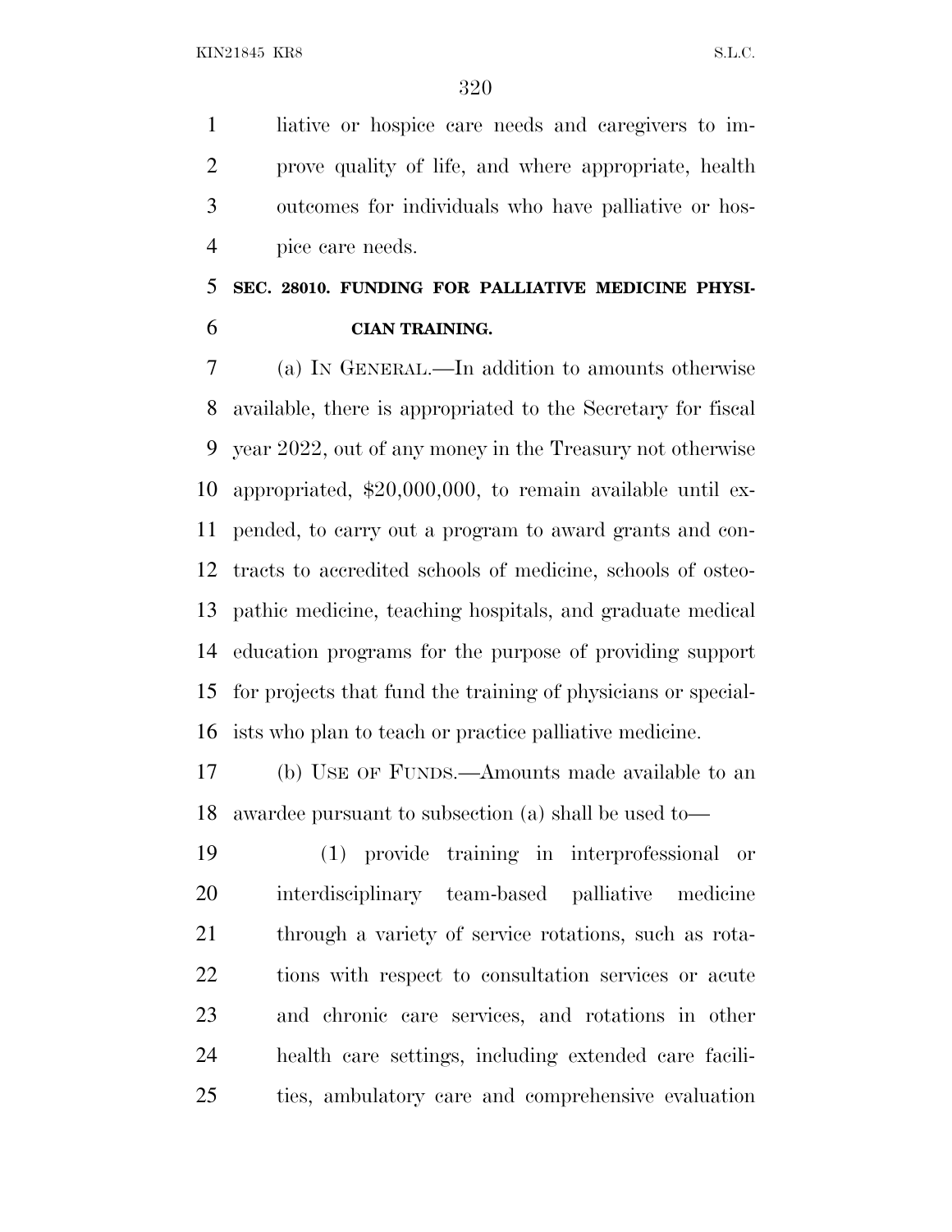liative or hospice care needs and caregivers to improve quality of life, and where appropriate, health outcomes for individuals who have palliative or hospice care needs.

### SEC. 28010. FUNDING FOR PALLIATIVE MEDICINE PHYSICIAN TRAINING.

(a) IN GENERAL.—In addition to amounts otherwise available, there is appropriated to the Secretary for fiscal year 2022, out of any money in the Treasury not otherwise appropriated, $20,000,000, to remain available until expended, to carry out a program to award grants and contracts to accredited schools of medicine, schools of osteopathic medicine, teaching hospitals, and graduate medical education programs for the purpose of providing support for projects that fund the training of physicians or specialists who plan to teach or practice palliative medicine.

(b) USE OF FUNDS.—Amounts made available to an awardee pursuant to subsection (a) shall be used to—

(1) provide training in interprofessional or interdisciplinary team-based palliative medicine through a variety of service rotations, such as rotations with respect to consultation services or acute and chronic care services, and rotations in other health care settings, including extended care facilities, ambulatory care and comprehensive evaluation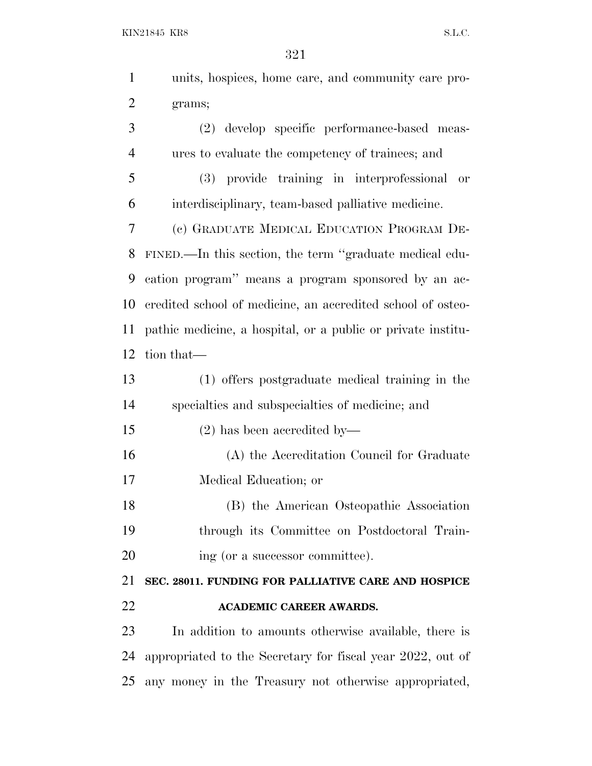units, hospices, home care, and community care programs;

(2) develop specific performance-based measures to evaluate the competency of trainees; and

(3) provide training in interprofessional or interdisciplinary, team-based palliative medicine.

(c) GRADUATE MEDICAL EDUCATION PROGRAM DEFINED.—In this section, the term ''graduate medical education program'' means a program sponsored by an accredited school of medicine, an accredited school of osteopathic medicine, a hospital, or a public or private institution that—

(1) offers postgraduate medical training in the specialties and subspecialties of medicine; and

(2) has been accredited by—

(A) the Accreditation Council for Graduate Medical Education; or

(B) the American Osteopathic Association through its Committee on Postdoctoral Training (or a successor committee).

## SEC. 28011. FUNDING FOR PALLIATIVE CARE AND HOSPICE ACADEMIC CAREER AWARDS.

In addition to amounts otherwise available, there is appropriated to the Secretary for fiscal year 2022, out of any money in the Treasury not otherwise appropriated,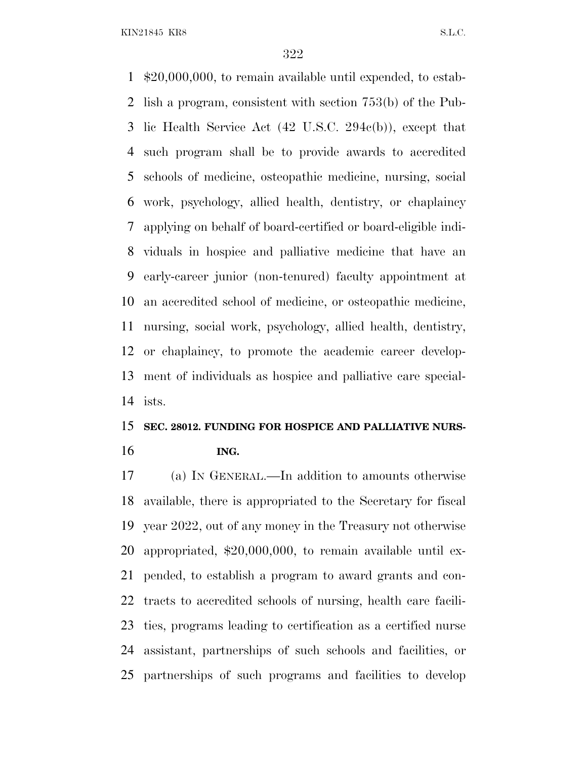$20,000,000, to remain available until expended, to establish a program, consistent with section 753(b) of the Public Health Service Act (42 U.S.C. 294c(b)), except that such program shall be to provide awards to accredited schools of medicine, osteopathic medicine, nursing, social work, psychology, allied health, dentistry, or chaplaincy applying on behalf of board-certified or board-eligible individuals in hospice and palliative medicine that have an early-career junior (non-tenured) faculty appointment at an accredited school of medicine, or osteopathic medicine, nursing, social work, psychology, allied health, dentistry, or chaplaincy, to promote the academic career development of individuals as hospice and palliative care specialists.

**SEC. 28012. FUNDING FOR HOSPICE AND PALLIATIVE NURSING.**

(a) IN GENERAL.—In addition to amounts otherwise available, there is appropriated to the Secretary for fiscal year 2022, out of any money in the Treasury not otherwise appropriated, $20,000,000, to remain available until expended, to establish a program to award grants and contracts to accredited schools of nursing, health care facilities, programs leading to certification as a certified nurse assistant, partnerships of such schools and facilities, or partnerships of such programs and facilities to develop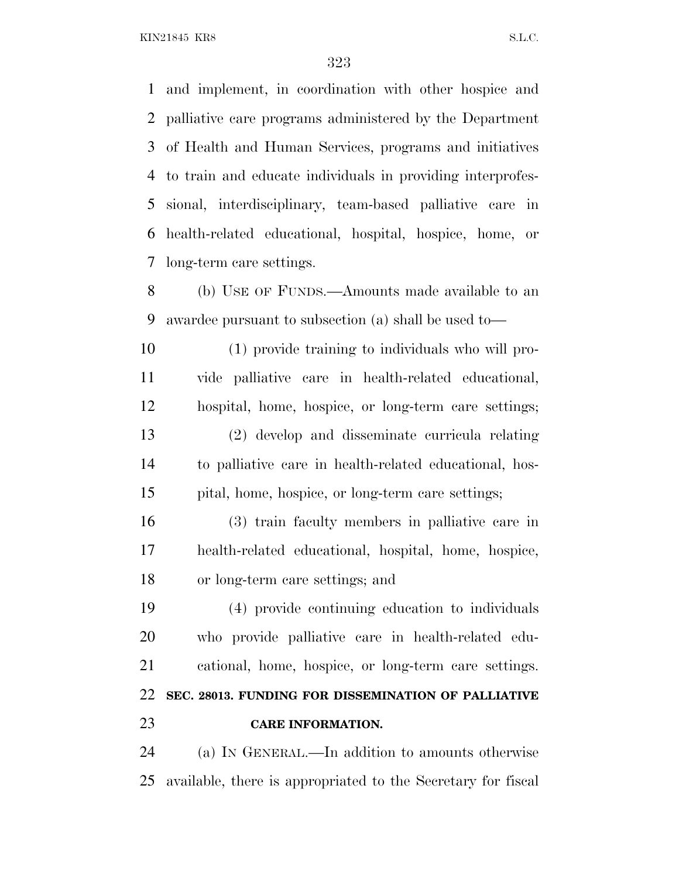and implement, in coordination with other hospice and palliative care programs administered by the Department of Health and Human Services, programs and initiatives to train and educate individuals in providing interprofessional, interdisciplinary, team-based palliative care in health-related educational, hospital, hospice, home, or long-term care settings.

(b) USE OF FUNDS.—Amounts made available to an awardee pursuant to subsection (a) shall be used to—

(1) provide training to individuals who will provide palliative care in health-related educational, hospital, home, hospice, or long-term care settings;

(2) develop and disseminate curricula relating to palliative care in health-related educational, hospital, home, hospice, or long-term care settings;

(3) train faculty members in palliative care in health-related educational, hospital, home, hospice, or long-term care settings; and

(4) provide continuing education to individuals who provide palliative care in health-related educational, home, hospice, or long-term care settings.

**SEC. 28013. FUNDING FOR DISSEMINATION OF PALLIATIVE CARE INFORMATION.**

(a) IN GENERAL.—In addition to amounts otherwise available, there is appropriated to the Secretary for fiscal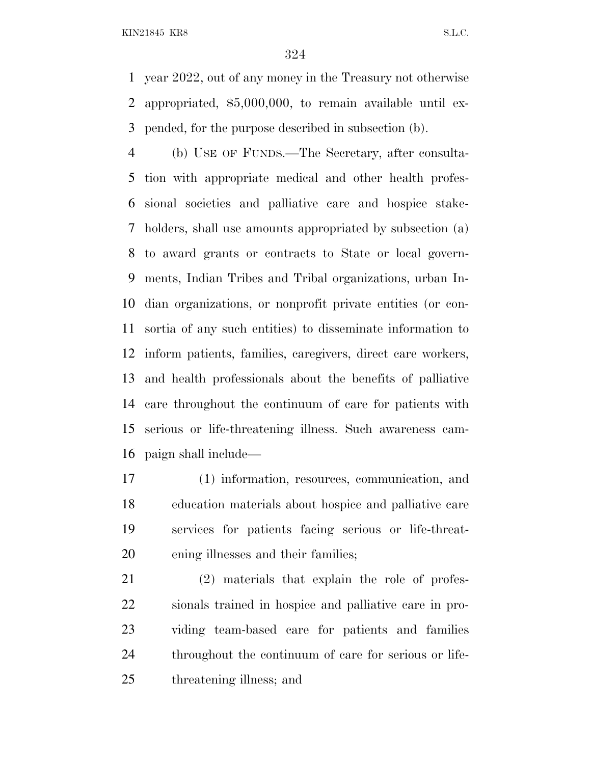year 2022, out of any money in the Treasury not otherwise appropriated, $5,000,000, to remain available until expended, for the purpose described in subsection (b).

(b) USE OF FUNDS.—The Secretary, after consultation with appropriate medical and other health professional societies and palliative care and hospice stakeholders, shall use amounts appropriated by subsection (a) to award grants or contracts to State or local governments, Indian Tribes and Tribal organizations, urban Indian organizations, or nonprofit private entities (or consortia of any such entities) to disseminate information to inform patients, families, caregivers, direct care workers, and health professionals about the benefits of palliative care throughout the continuum of care for patients with serious or life-threatening illness. Such awareness campaign shall include—

(1) information, resources, communication, and education materials about hospice and palliative care services for patients facing serious or life-threatening illnesses and their families;

(2) materials that explain the role of professionals trained in hospice and palliative care in providing team-based care for patients and families throughout the continuum of care for serious or life-threatening illness; and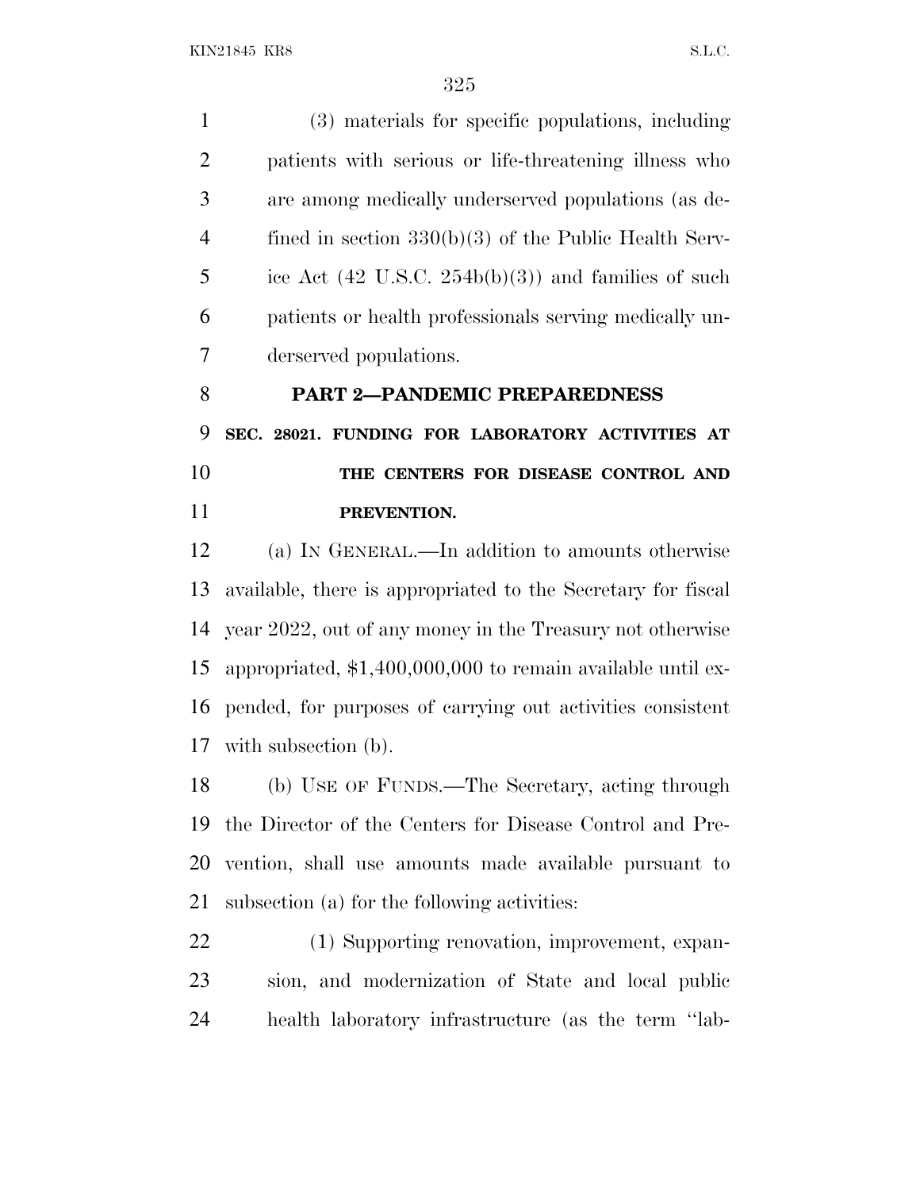(3) materials for specific populations, including patients with serious or life-threatening illness who are among medically underserved populations (as defined in section 330(b)(3) of the Public Health Service Act (42 U.S.C. 254b(b)(3)) and families of such patients or health professionals serving medically underserved populations.

## PART 2—PANDEMIC PREPAREDNESS

### SEC. 28021. FUNDING FOR LABORATORY ACTIVITIES AT THE CENTERS FOR DISEASE CONTROL AND PREVENTION.

(a) IN GENERAL.—In addition to amounts otherwise available, there is appropriated to the Secretary for fiscal year 2022, out of any money in the Treasury not otherwise appropriated, $1,400,000,000 to remain available until expended, for purposes of carrying out activities consistent with subsection (b).

(b) USE OF FUNDS.—The Secretary, acting through the Director of the Centers for Disease Control and Prevention, shall use amounts made available pursuant to subsection (a) for the following activities:

(1) Supporting renovation, improvement, expansion, and modernization of State and local public health laboratory infrastructure (as the term ''lab-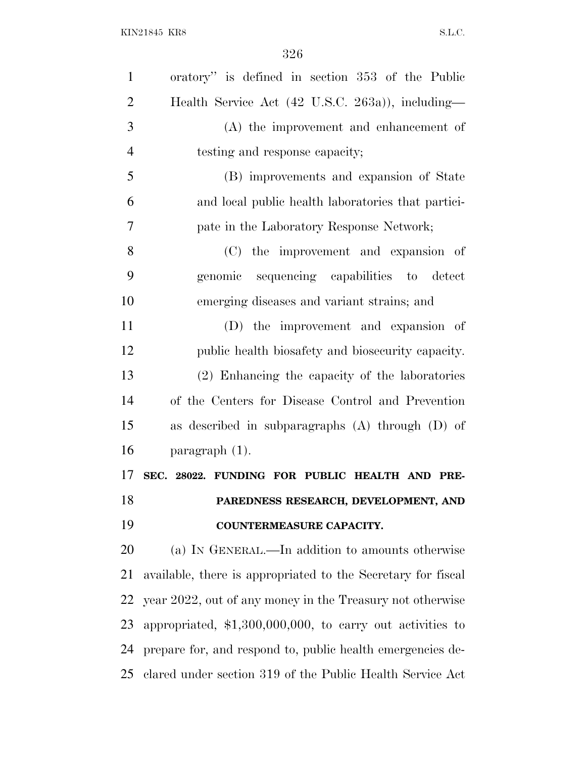oratory" is defined in section 353 of the Public Health Service Act (42 U.S.C. 263a)), including—

(A) the improvement and enhancement of testing and response capacity;

(B) improvements and expansion of State and local public health laboratories that participate in the Laboratory Response Network;

(C) the improvement and expansion of genomic sequencing capabilities to detect emerging diseases and variant strains; and

(D) the improvement and expansion of public health biosafety and biosecurity capacity.

(2) Enhancing the capacity of the laboratories of the Centers for Disease Control and Prevention as described in subparagraphs (A) through (D) of paragraph (1).

**SEC. 28022. FUNDING FOR PUBLIC HEALTH AND PREPAREDNESS RESEARCH, DEVELOPMENT, AND COUNTERMEASURE CAPACITY.**

(a) IN GENERAL.—In addition to amounts otherwise available, there is appropriated to the Secretary for fiscal year 2022, out of any money in the Treasury not otherwise appropriated, $1,300,000,000, to carry out activities to prepare for, and respond to, public health emergencies declared under section 319 of the Public Health Service Act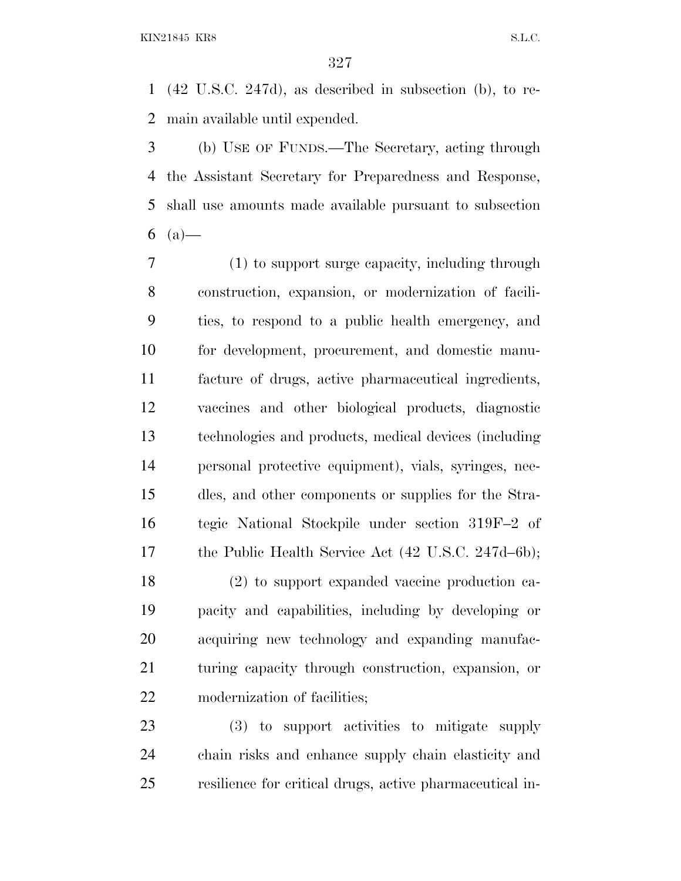(42 U.S.C. 247d), as described in subsection (b), to remain available until expended.

(b) USE OF FUNDS.—The Secretary, acting through the Assistant Secretary for Preparedness and Response, shall use amounts made available pursuant to subsection (a)—

(1) to support surge capacity, including through construction, expansion, or modernization of facilities, to respond to a public health emergency, and for development, procurement, and domestic manufacture of drugs, active pharmaceutical ingredients, vaccines and other biological products, diagnostic technologies and products, medical devices (including personal protective equipment), vials, syringes, needles, and other components or supplies for the Strategic National Stockpile under section 319F–2 of the Public Health Service Act (42 U.S.C. 247d–6b);

(2) to support expanded vaccine production capacity and capabilities, including by developing or acquiring new technology and expanding manufacturing capacity through construction, expansion, or modernization of facilities;

(3) to support activities to mitigate supply chain risks and enhance supply chain elasticity and resilience for critical drugs, active pharmaceutical in-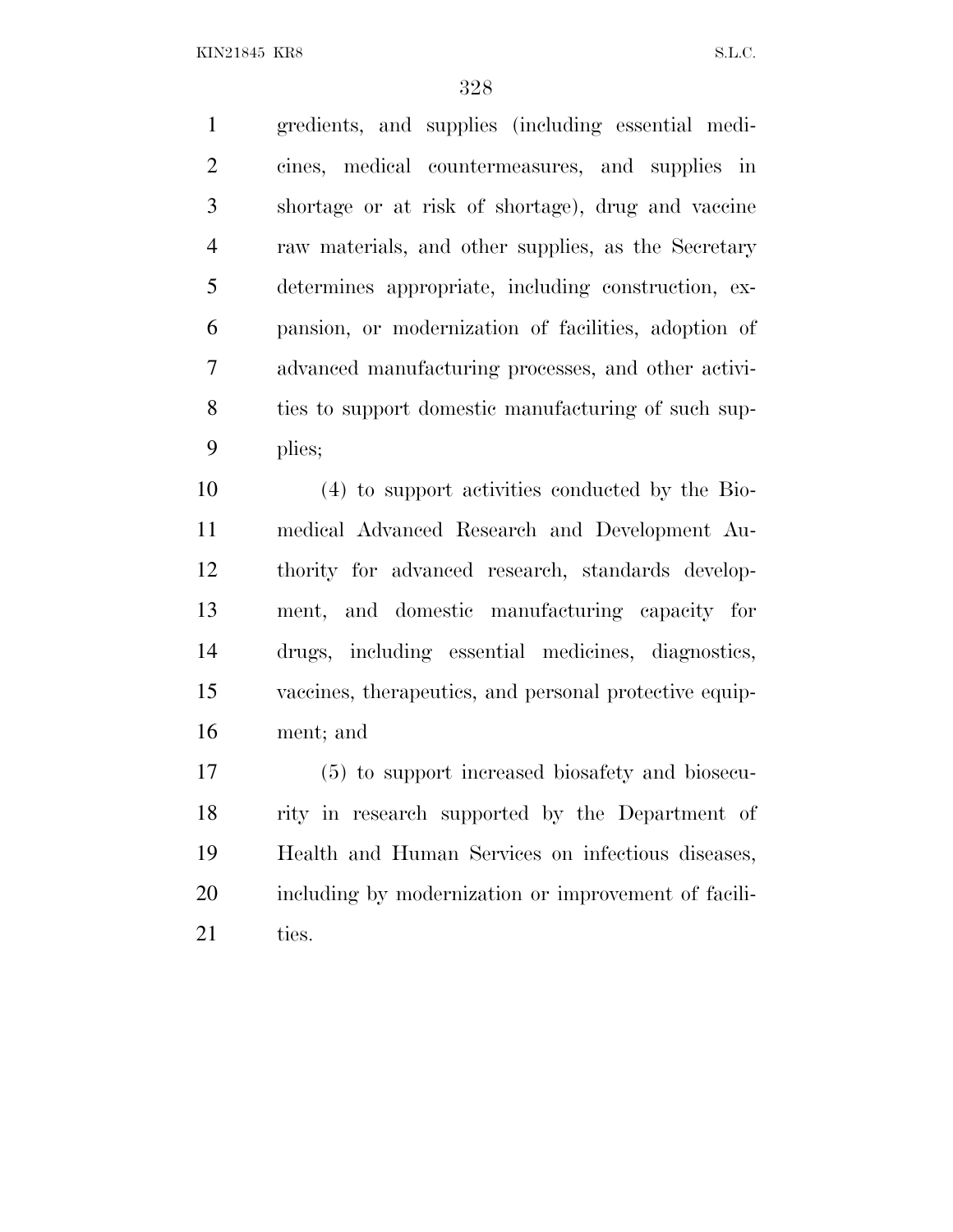gredients, and supplies (including essential medicines, medical countermeasures, and supplies in shortage or at risk of shortage), drug and vaccine raw materials, and other supplies, as the Secretary determines appropriate, including construction, expansion, or modernization of facilities, adoption of advanced manufacturing processes, and other activities to support domestic manufacturing of such supplies;

(4) to support activities conducted by the Biomedical Advanced Research and Development Authority for advanced research, standards development, and domestic manufacturing capacity for drugs, including essential medicines, diagnostics, vaccines, therapeutics, and personal protective equipment; and

(5) to support increased biosafety and biosecurity in research supported by the Department of Health and Human Services on infectious diseases, including by modernization or improvement of facilities.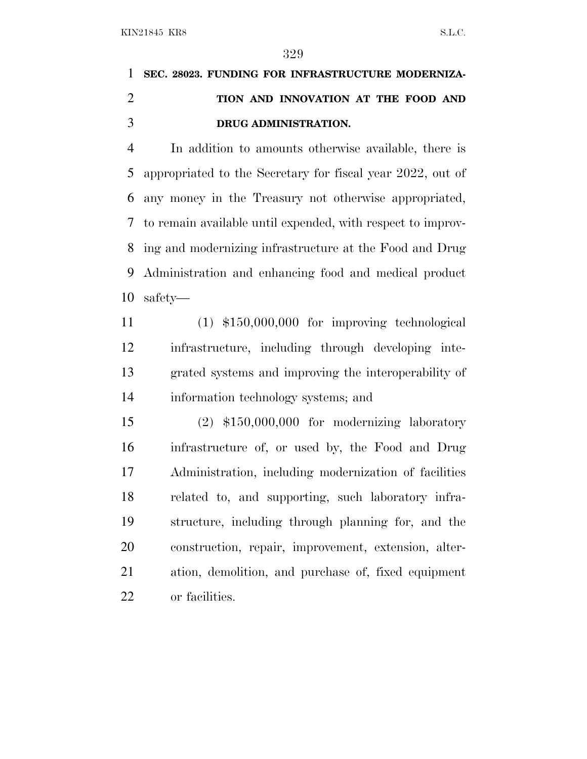**SEC. 28023. FUNDING FOR INFRASTRUCTURE MODERNIZATION AND INNOVATION AT THE FOOD AND DRUG ADMINISTRATION.**

In addition to amounts otherwise available, there is appropriated to the Secretary for fiscal year 2022, out of any money in the Treasury not otherwise appropriated, to remain available until expended, with respect to improving and modernizing infrastructure at the Food and Drug Administration and enhancing food and medical product safety—

(1) $150,000,000 for improving technological infrastructure, including through developing integrated systems and improving the interoperability of information technology systems; and

(2) $150,000,000 for modernizing laboratory infrastructure of, or used by, the Food and Drug Administration, including modernization of facilities related to, and supporting, such laboratory infrastructure, including through planning for, and the construction, repair, improvement, extension, alteration, demolition, and purchase of, fixed equipment or facilities.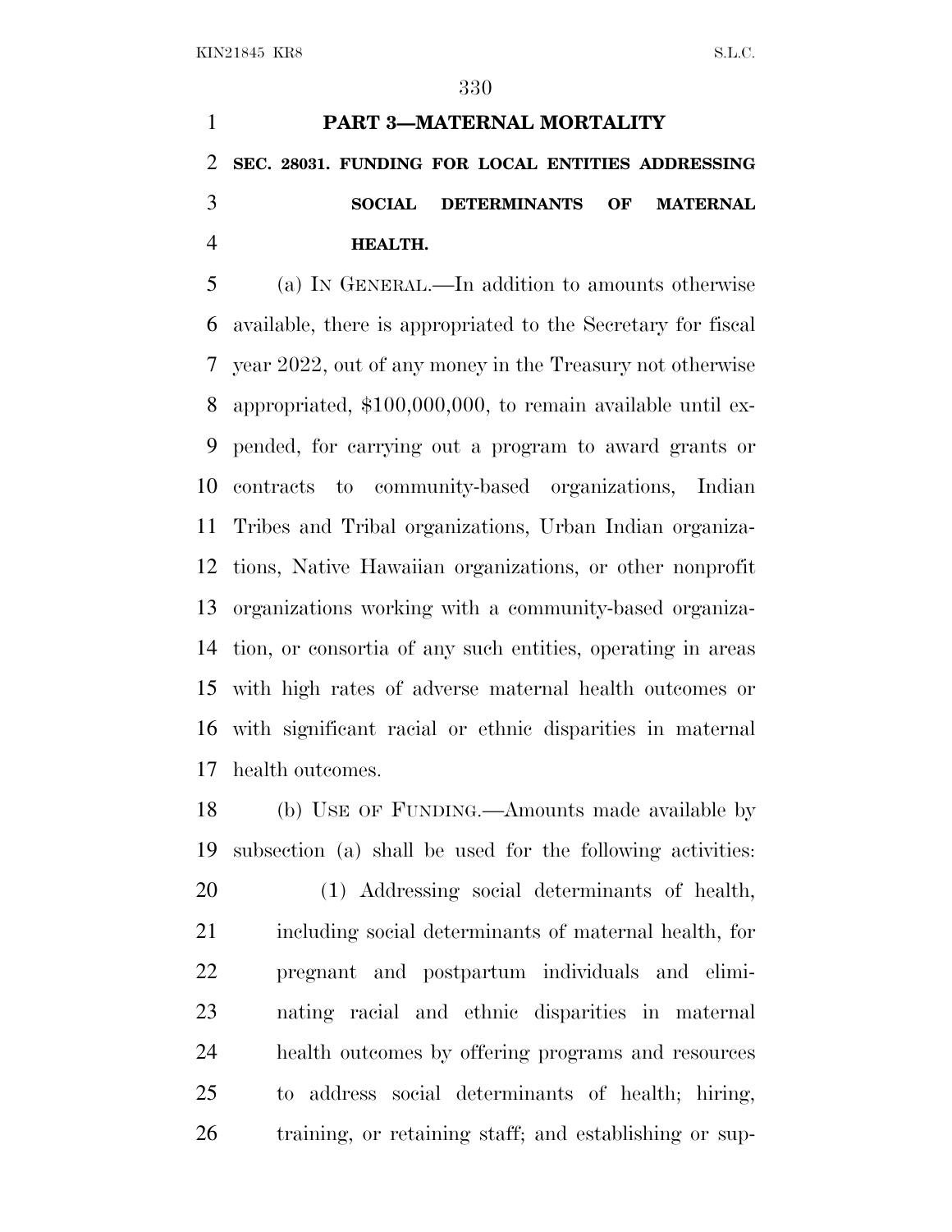## PART 3—MATERNAL MORTALITY

### SEC. 28031. FUNDING FOR LOCAL ENTITIES ADDRESSING SOCIAL DETERMINANTS OF MATERNAL HEALTH.

(a) IN GENERAL.—In addition to amounts otherwise available, there is appropriated to the Secretary for fiscal year 2022, out of any money in the Treasury not otherwise appropriated, $100,000,000, to remain available until expended, for carrying out a program to award grants or contracts to community-based organizations, Indian Tribes and Tribal organizations, Urban Indian organizations, Native Hawaiian organizations, or other nonprofit organizations working with a community-based organization, or consortia of any such entities, operating in areas with high rates of adverse maternal health outcomes or with significant racial or ethnic disparities in maternal health outcomes.

(b) USE OF FUNDING.—Amounts made available by subsection (a) shall be used for the following activities:

(1) Addressing social determinants of health, including social determinants of maternal health, for pregnant and postpartum individuals and eliminating racial and ethnic disparities in maternal health outcomes by offering programs and resources to address social determinants of health; hiring, training, or retaining staff; and establishing or sup-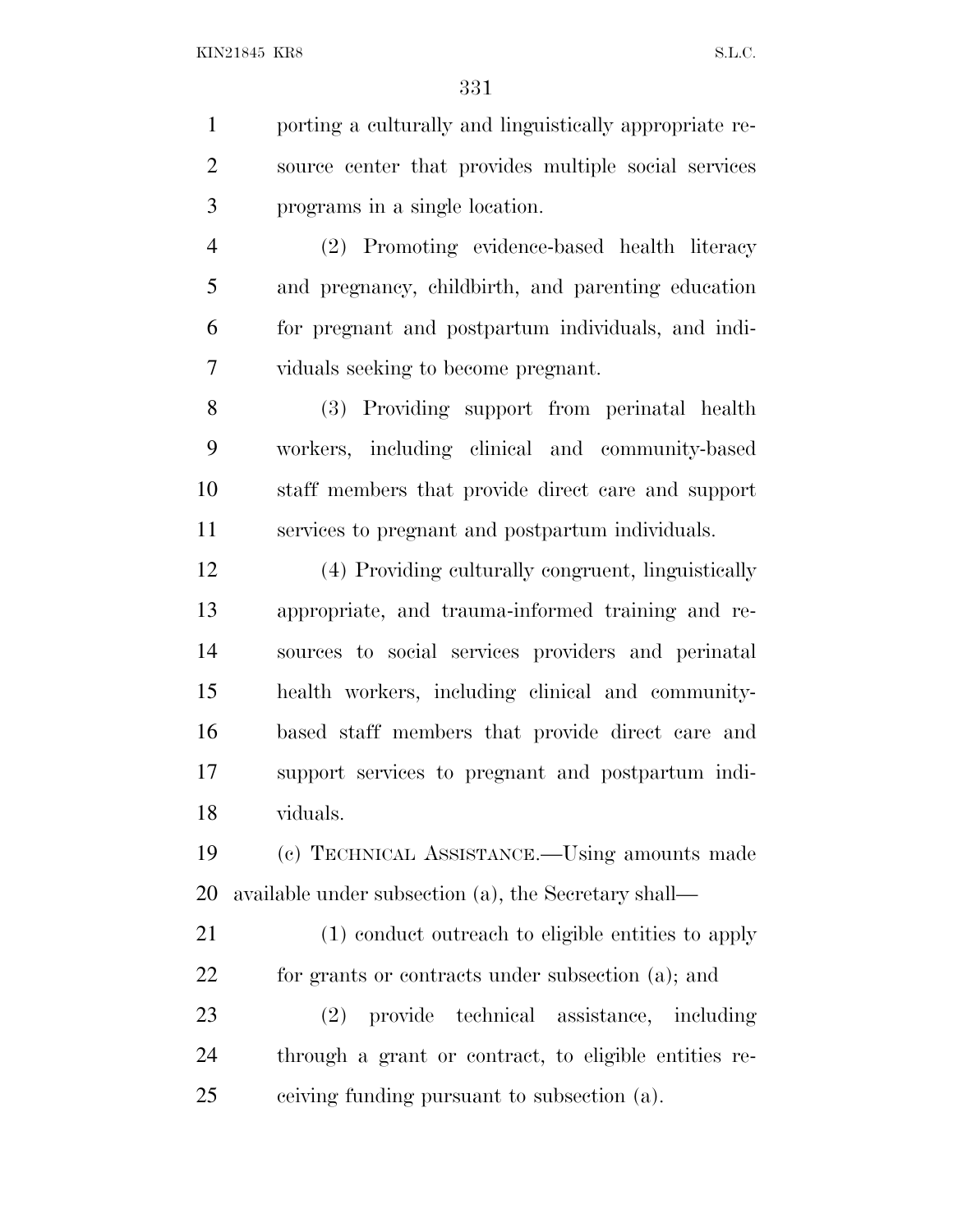porting a culturally and linguistically appropriate resource center that provides multiple social services programs in a single location.

(2) Promoting evidence-based health literacy and pregnancy, childbirth, and parenting education for pregnant and postpartum individuals, and individuals seeking to become pregnant.

(3) Providing support from perinatal health workers, including clinical and community-based staff members that provide direct care and support services to pregnant and postpartum individuals.

(4) Providing culturally congruent, linguistically appropriate, and trauma-informed training and resources to social services providers and perinatal health workers, including clinical and community-based staff members that provide direct care and support services to pregnant and postpartum individuals.

(c) TECHNICAL ASSISTANCE.—Using amounts made available under subsection (a), the Secretary shall—

(1) conduct outreach to eligible entities to apply for grants or contracts under subsection (a); and

(2) provide technical assistance, including through a grant or contract, to eligible entities receiving funding pursuant to subsection (a).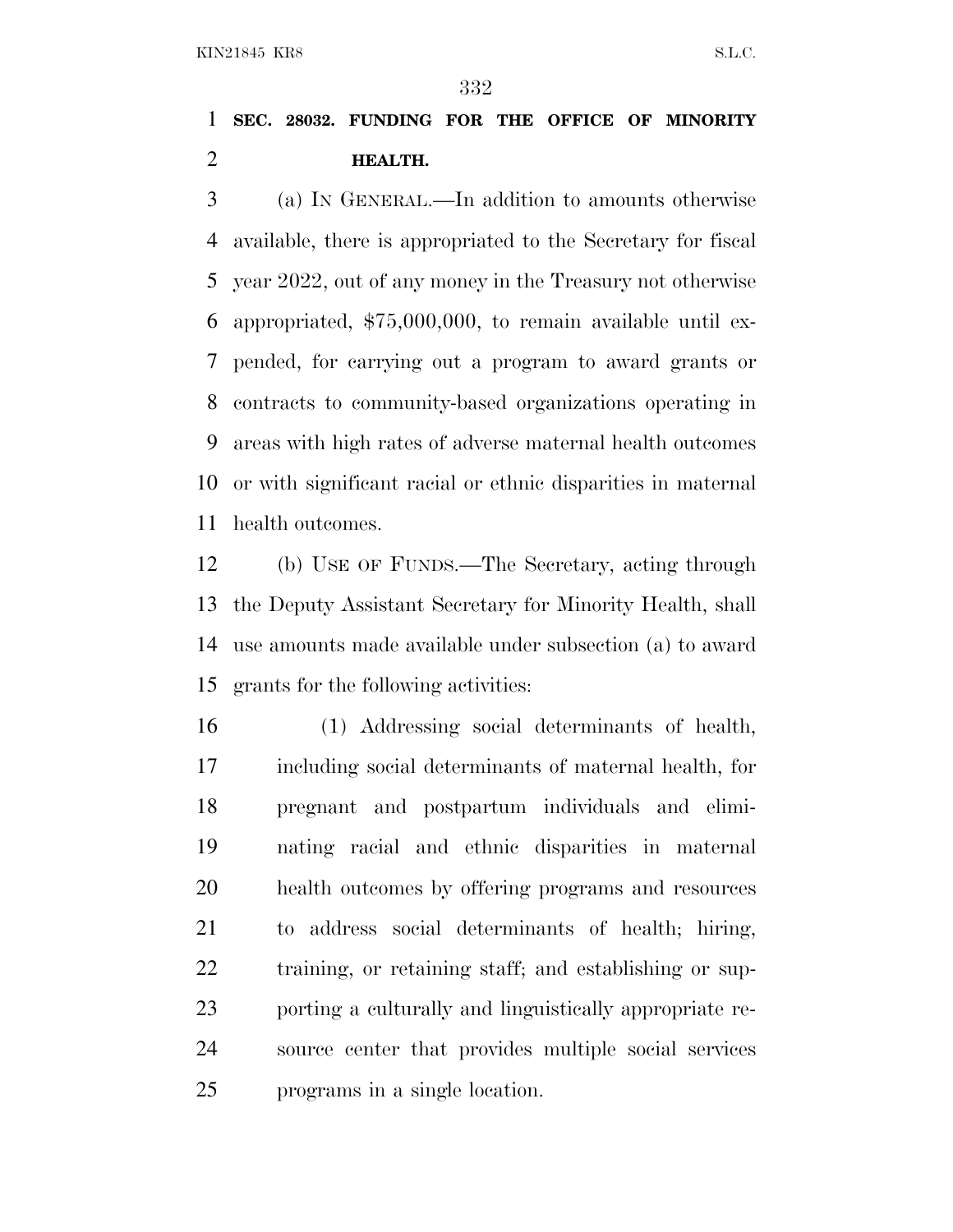## SEC. 28032. FUNDING FOR THE OFFICE OF MINORITY HEALTH.

(a) IN GENERAL.—In addition to amounts otherwise available, there is appropriated to the Secretary for fiscal year 2022, out of any money in the Treasury not otherwise appropriated, $75,000,000, to remain available until expended, for carrying out a program to award grants or contracts to community-based organizations operating in areas with high rates of adverse maternal health outcomes or with significant racial or ethnic disparities in maternal health outcomes.

(b) USE OF FUNDS.—The Secretary, acting through the Deputy Assistant Secretary for Minority Health, shall use amounts made available under subsection (a) to award grants for the following activities:

(1) Addressing social determinants of health, including social determinants of maternal health, for pregnant and postpartum individuals and eliminating racial and ethnic disparities in maternal health outcomes by offering programs and resources to address social determinants of health; hiring, training, or retaining staff; and establishing or supporting a culturally and linguistically appropriate resource center that provides multiple social services programs in a single location.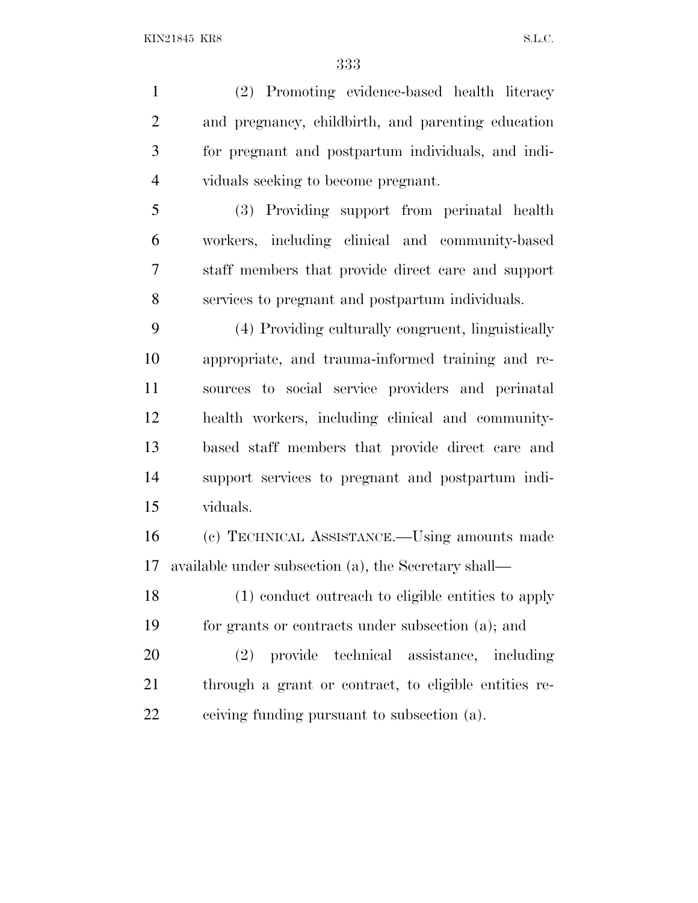(2) Promoting evidence-based health literacy and pregnancy, childbirth, and parenting education for pregnant and postpartum individuals, and individuals seeking to become pregnant.

(3) Providing support from perinatal health workers, including clinical and community-based staff members that provide direct care and support services to pregnant and postpartum individuals.

(4) Providing culturally congruent, linguistically appropriate, and trauma-informed training and resources to social service providers and perinatal health workers, including clinical and community-based staff members that provide direct care and support services to pregnant and postpartum individuals.

(c) TECHNICAL ASSISTANCE.—Using amounts made available under subsection (a), the Secretary shall—

(1) conduct outreach to eligible entities to apply for grants or contracts under subsection (a); and

(2) provide technical assistance, including through a grant or contract, to eligible entities receiving funding pursuant to subsection (a).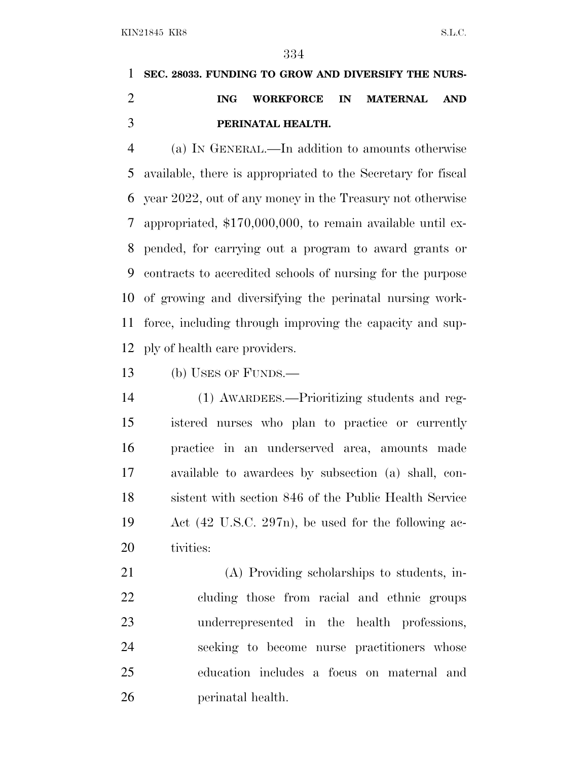**SEC. 28033. FUNDING TO GROW AND DIVERSIFY THE NURSING WORKFORCE IN MATERNAL AND PERINATAL HEALTH.**

(a) IN GENERAL.—In addition to amounts otherwise available, there is appropriated to the Secretary for fiscal year 2022, out of any money in the Treasury not otherwise appropriated, $170,000,000, to remain available until expended, for carrying out a program to award grants or contracts to accredited schools of nursing for the purpose of growing and diversifying the perinatal nursing workforce, including through improving the capacity and supply of health care providers.

(b) USES OF FUNDS.—

(1) AWARDEES.—Prioritizing students and registered nurses who plan to practice or currently practice in an underserved area, amounts made available to awardees by subsection (a) shall, consistent with section 846 of the Public Health Service Act (42 U.S.C. 297n), be used for the following activities:

(A) Providing scholarships to students, including those from racial and ethnic groups underrepresented in the health professions, seeking to become nurse practitioners whose education includes a focus on maternal and perinatal health.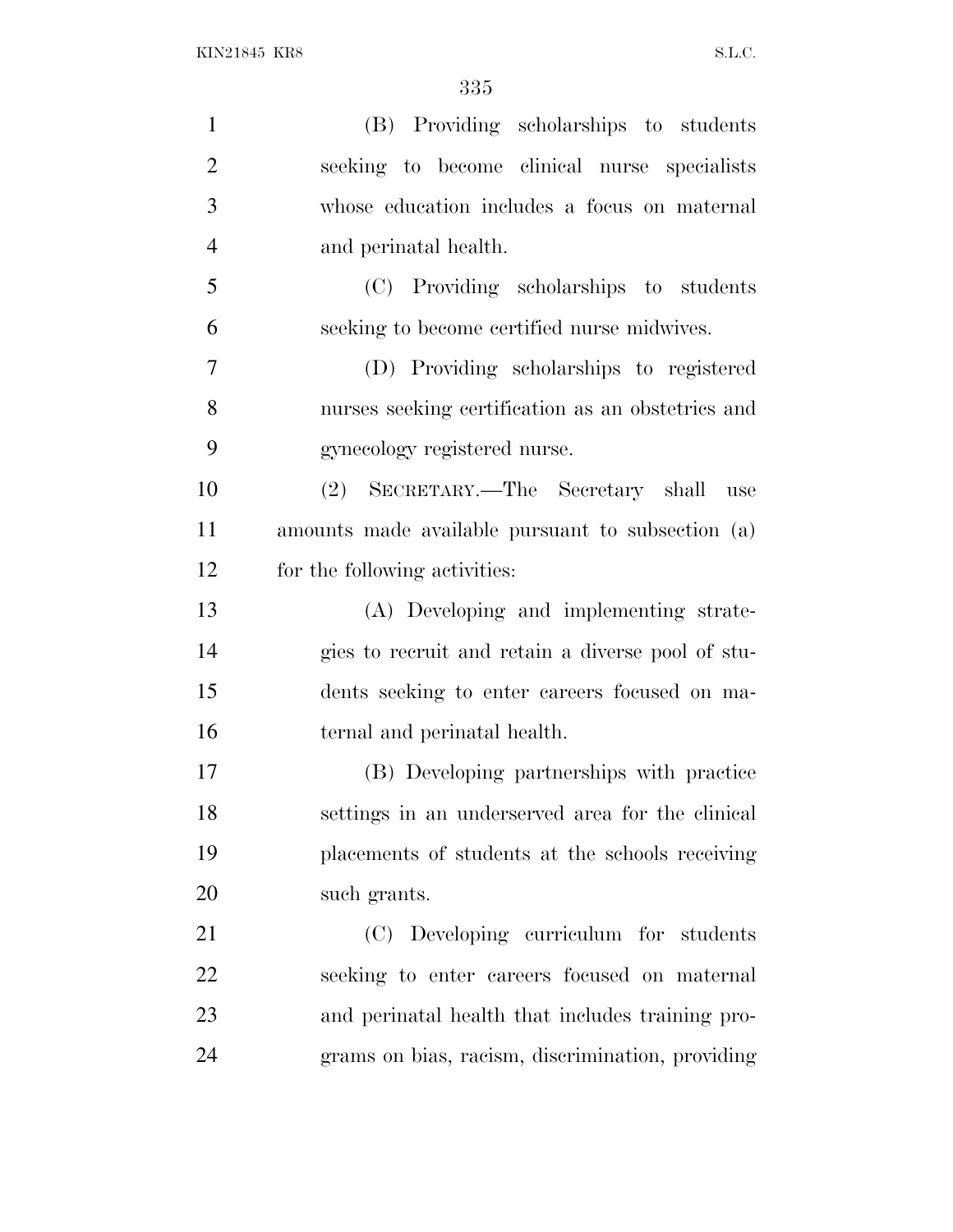(B) Providing scholarships to students seeking to become clinical nurse specialists whose education includes a focus on maternal and perinatal health.

(C) Providing scholarships to students seeking to become certified nurse midwives.

(D) Providing scholarships to registered nurses seeking certification as an obstetrics and gynecology registered nurse.

(2) SECRETARY.—The Secretary shall use amounts made available pursuant to subsection (a) for the following activities:

(A) Developing and implementing strategies to recruit and retain a diverse pool of students seeking to enter careers focused on maternal and perinatal health.

(B) Developing partnerships with practice settings in an underserved area for the clinical placements of students at the schools receiving such grants.

(C) Developing curriculum for students seeking to enter careers focused on maternal and perinatal health that includes training programs on bias, racism, discrimination, providing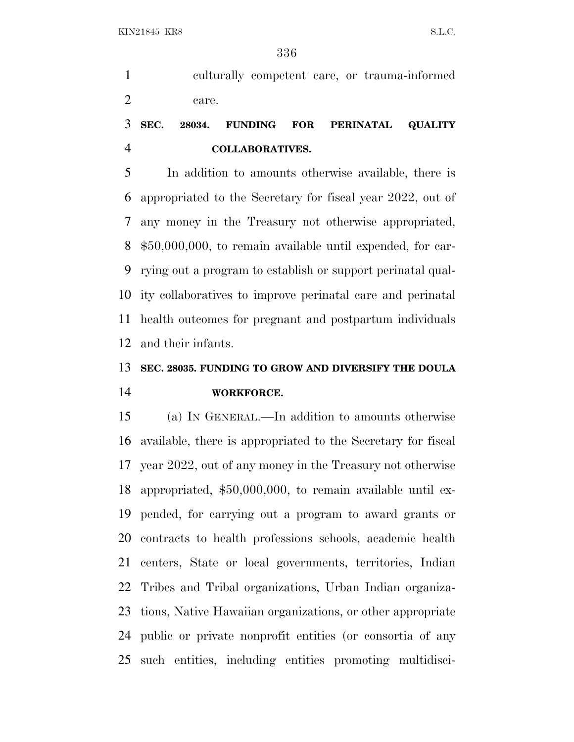culturally competent care, or trauma-informed care.

### SEC. 28034. FUNDING FOR PERINATAL QUALITY COLLABORATIVES.

In addition to amounts otherwise available, there is appropriated to the Secretary for fiscal year 2022, out of any money in the Treasury not otherwise appropriated, $50,000,000, to remain available until expended, for carrying out a program to establish or support perinatal quality collaboratives to improve perinatal care and perinatal health outcomes for pregnant and postpartum individuals and their infants.

### SEC. 28035. FUNDING TO GROW AND DIVERSIFY THE DOULA WORKFORCE.

(a) IN GENERAL.—In addition to amounts otherwise available, there is appropriated to the Secretary for fiscal year 2022, out of any money in the Treasury not otherwise appropriated, $50,000,000, to remain available until expended, for carrying out a program to award grants or contracts to health professions schools, academic health centers, State or local governments, territories, Indian Tribes and Tribal organizations, Urban Indian organizations, Native Hawaiian organizations, or other appropriate public or private nonprofit entities (or consortia of any such entities, including entities promoting multidisci-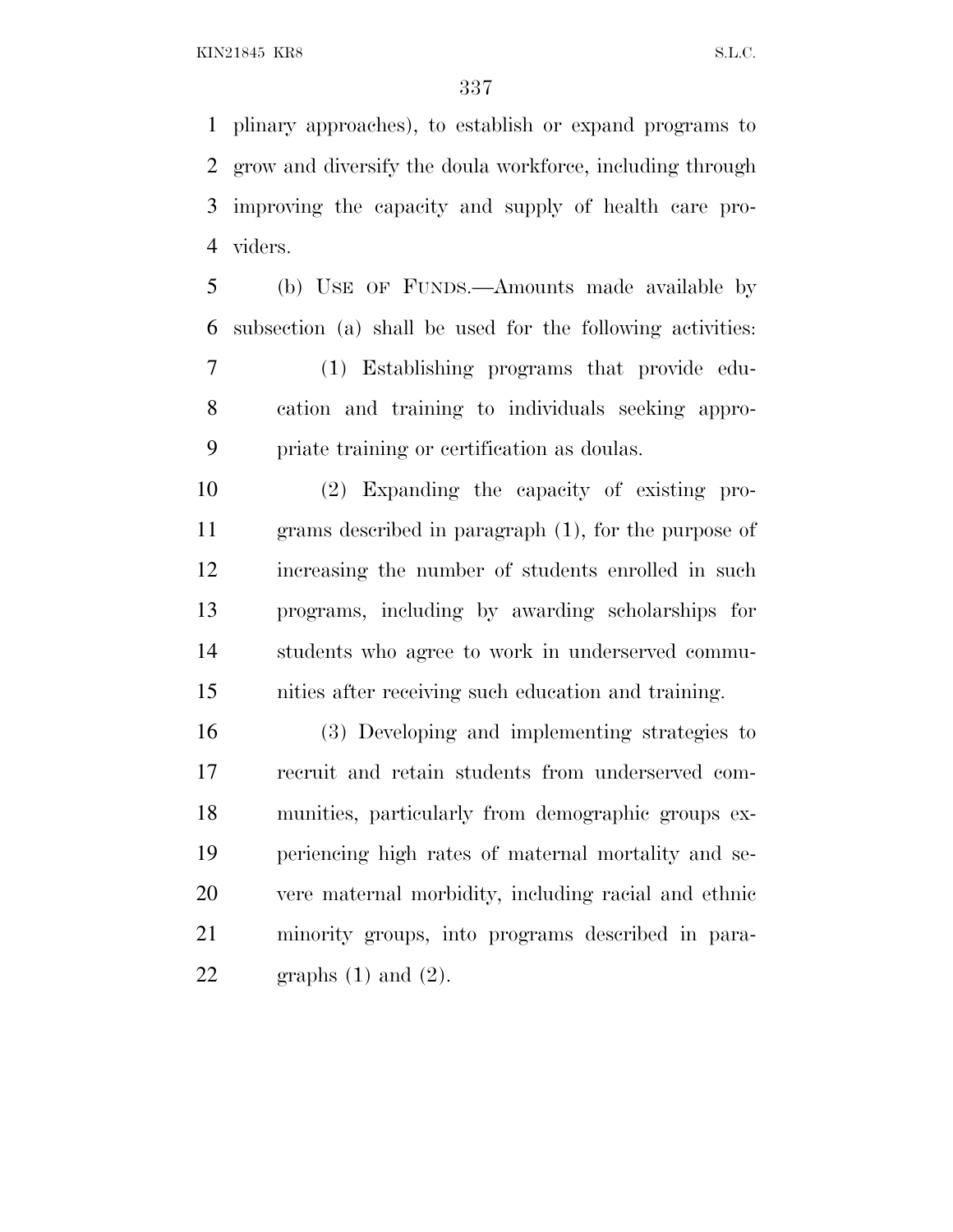plinary approaches), to establish or expand programs to grow and diversify the doula workforce, including through improving the capacity and supply of health care providers.

(b) USE OF FUNDS.—Amounts made available by subsection (a) shall be used for the following activities:

(1) Establishing programs that provide education and training to individuals seeking appropriate training or certification as doulas.

(2) Expanding the capacity of existing programs described in paragraph (1), for the purpose of increasing the number of students enrolled in such programs, including by awarding scholarships for students who agree to work in underserved communities after receiving such education and training.

(3) Developing and implementing strategies to recruit and retain students from underserved communities, particularly from demographic groups experiencing high rates of maternal mortality and severe maternal morbidity, including racial and ethnic minority groups, into programs described in paragraphs (1) and (2).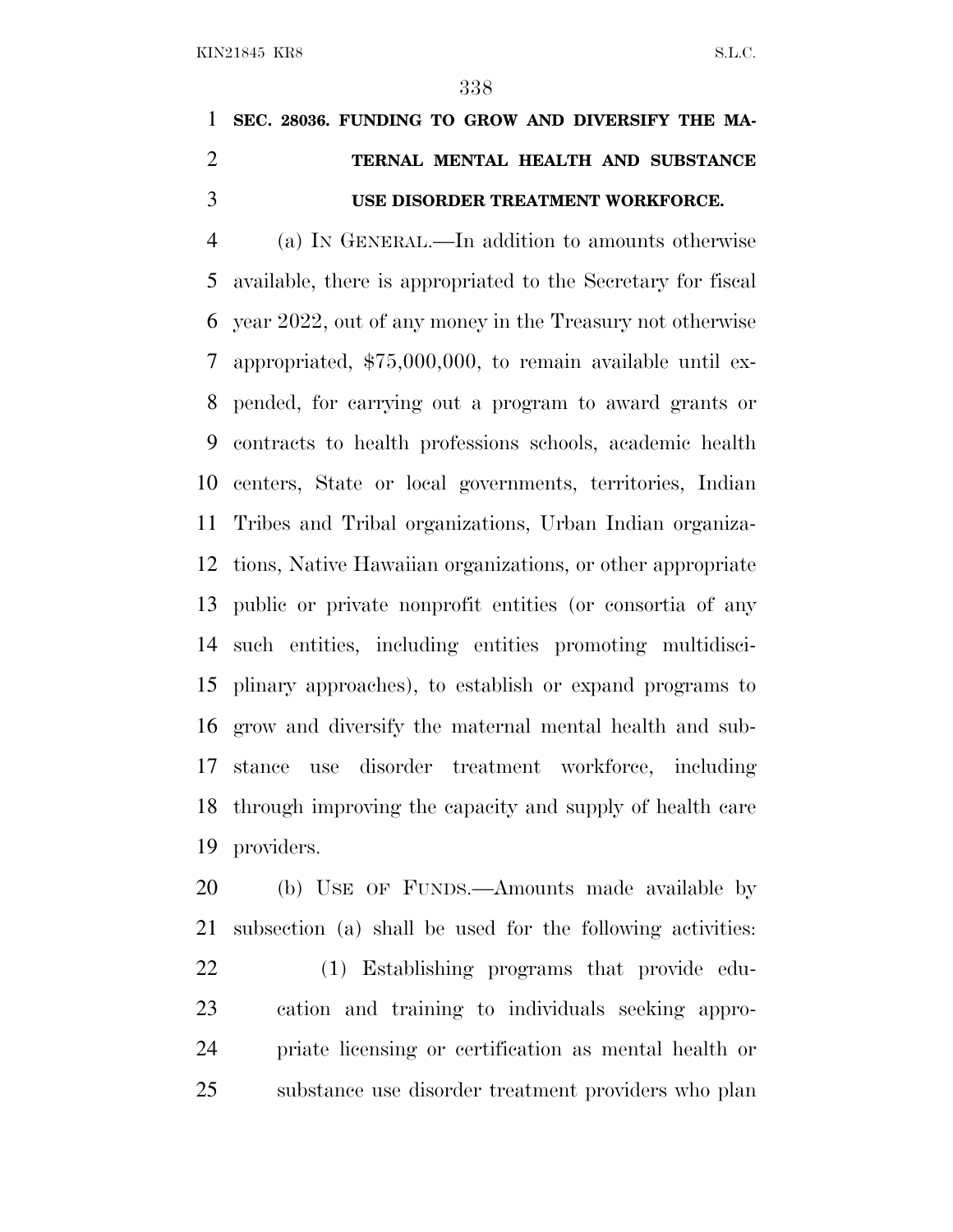### SEC. 28036. FUNDING TO GROW AND DIVERSIFY THE MATERNAL MENTAL HEALTH AND SUBSTANCE USE DISORDER TREATMENT WORKFORCE.

(a) IN GENERAL.—In addition to amounts otherwise available, there is appropriated to the Secretary for fiscal year 2022, out of any money in the Treasury not otherwise appropriated, $75,000,000, to remain available until expended, for carrying out a program to award grants or contracts to health professions schools, academic health centers, State or local governments, territories, Indian Tribes and Tribal organizations, Urban Indian organizations, Native Hawaiian organizations, or other appropriate public or private nonprofit entities (or consortia of any such entities, including entities promoting multidisciplinary approaches), to establish or expand programs to grow and diversify the maternal mental health and substance use disorder treatment workforce, including through improving the capacity and supply of health care providers.

(b) USE OF FUNDS.—Amounts made available by subsection (a) shall be used for the following activities:

(1) Establishing programs that provide education and training to individuals seeking appropriate licensing or certification as mental health or substance use disorder treatment providers who plan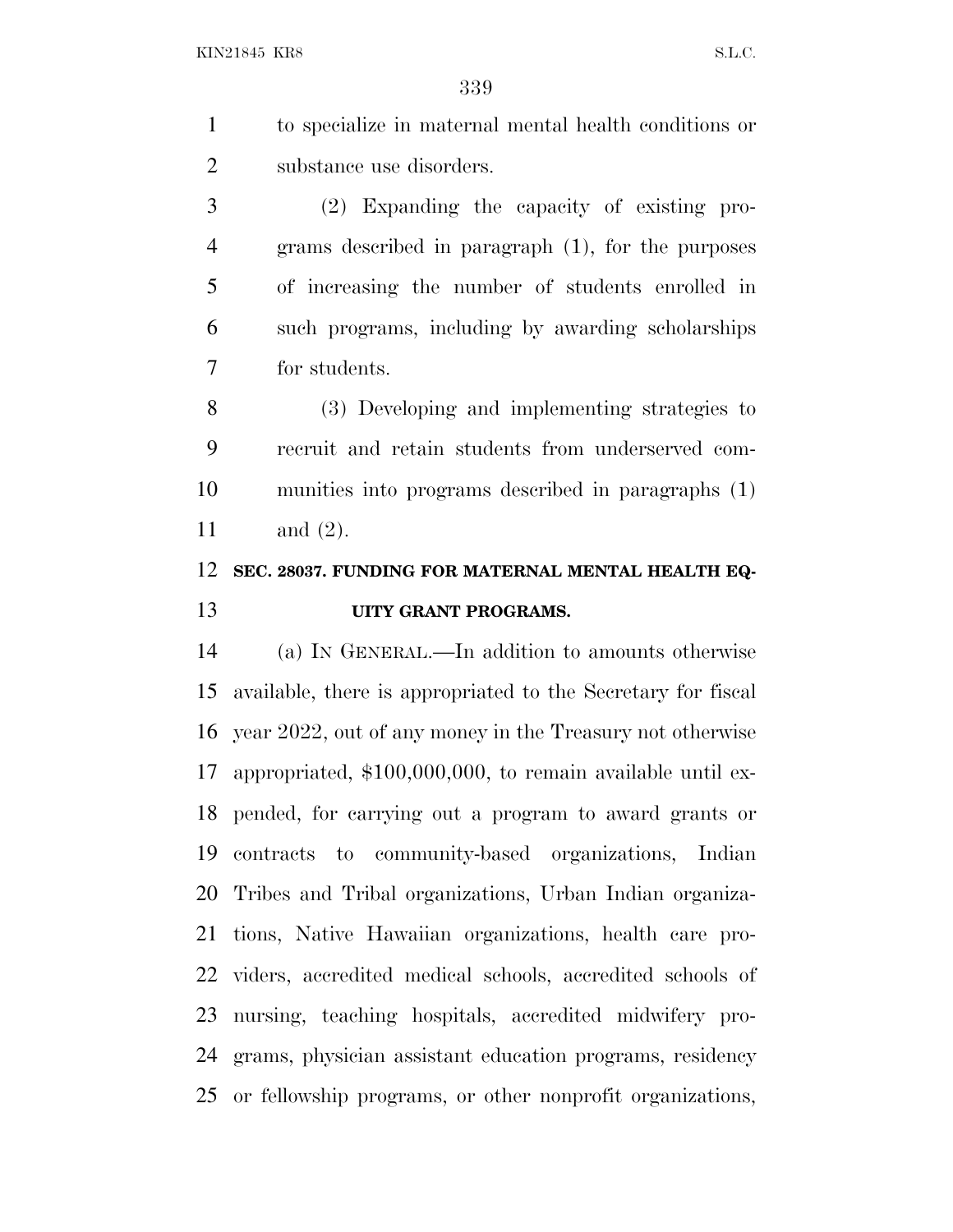to specialize in maternal mental health conditions or substance use disorders.

(2) Expanding the capacity of existing programs described in paragraph (1), for the purposes of increasing the number of students enrolled in such programs, including by awarding scholarships for students.

(3) Developing and implementing strategies to recruit and retain students from underserved communities into programs described in paragraphs (1) and (2).

**SEC. 28037. FUNDING FOR MATERNAL MENTAL HEALTH EQUITY GRANT PROGRAMS.**

(a) IN GENERAL.—In addition to amounts otherwise available, there is appropriated to the Secretary for fiscal year 2022, out of any money in the Treasury not otherwise appropriated, $100,000,000, to remain available until expended, for carrying out a program to award grants or contracts to community-based organizations, Indian Tribes and Tribal organizations, Urban Indian organizations, Native Hawaiian organizations, health care providers, accredited medical schools, accredited schools of nursing, teaching hospitals, accredited midwifery programs, physician assistant education programs, residency or fellowship programs, or other nonprofit organizations,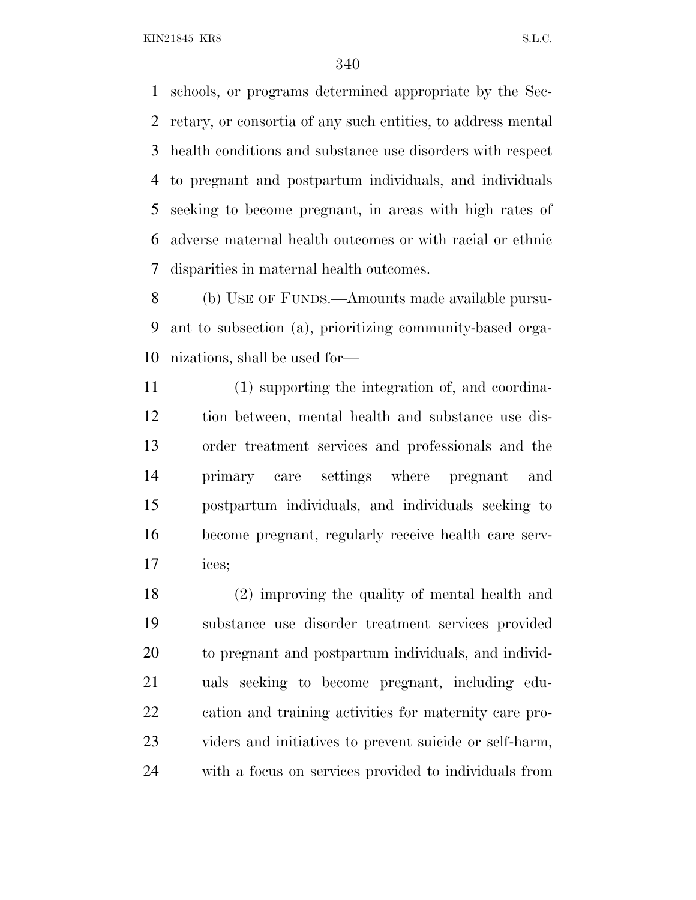schools, or programs determined appropriate by the Secretary, or consortia of any such entities, to address mental health conditions and substance use disorders with respect to pregnant and postpartum individuals, and individuals seeking to become pregnant, in areas with high rates of adverse maternal health outcomes or with racial or ethnic disparities in maternal health outcomes.

(b) USE OF FUNDS.—Amounts made available pursuant to subsection (a), prioritizing community-based organizations, shall be used for—

(1) supporting the integration of, and coordination between, mental health and substance use disorder treatment services and professionals and the primary care settings where pregnant and postpartum individuals, and individuals seeking to become pregnant, regularly receive health care services;

(2) improving the quality of mental health and substance use disorder treatment services provided to pregnant and postpartum individuals, and individuals seeking to become pregnant, including education and training activities for maternity care providers and initiatives to prevent suicide or self-harm, with a focus on services provided to individuals from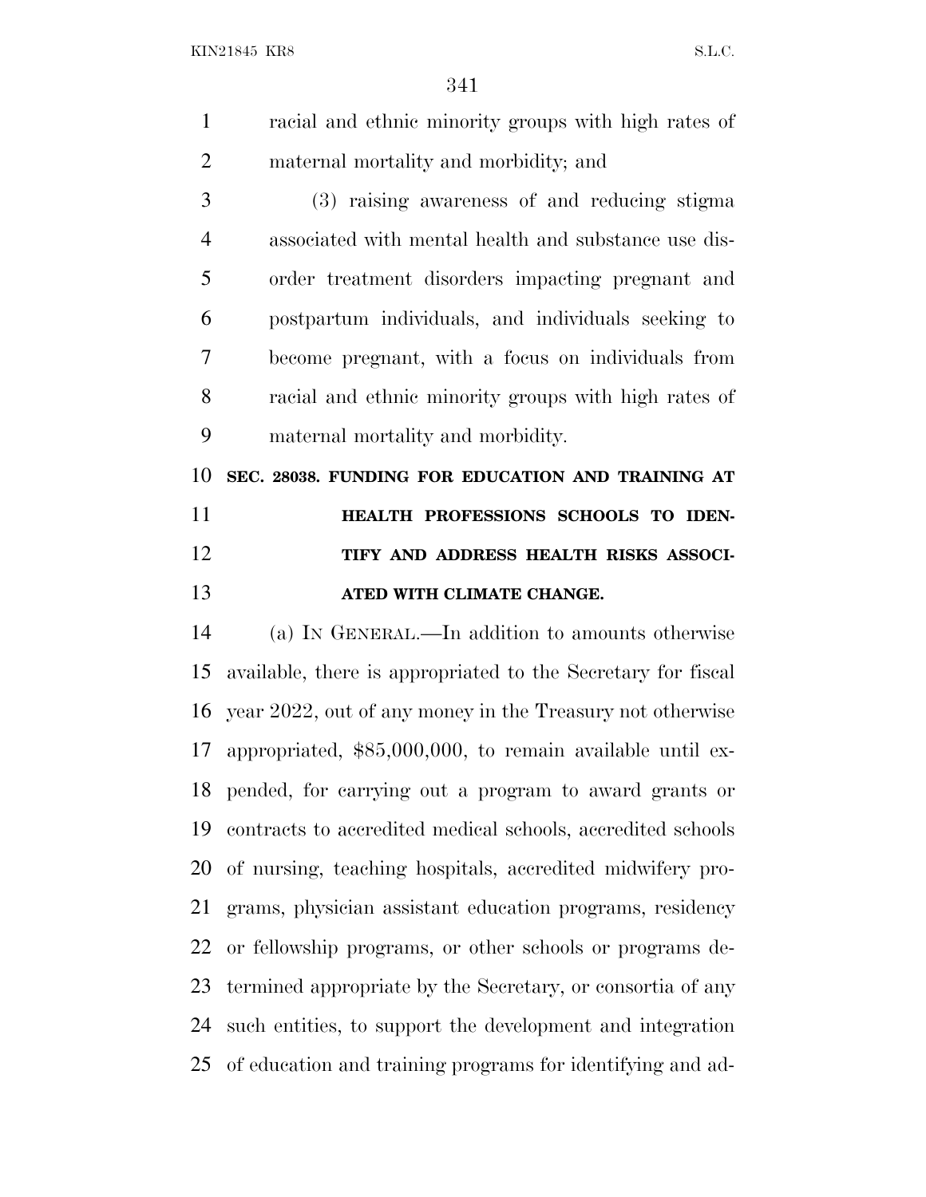racial and ethnic minority groups with high rates of maternal mortality and morbidity; and

(3) raising awareness of and reducing stigma associated with mental health and substance use disorder treatment disorders impacting pregnant and postpartum individuals, and individuals seeking to become pregnant, with a focus on individuals from racial and ethnic minority groups with high rates of maternal mortality and morbidity.

**SEC. 28038. FUNDING FOR EDUCATION AND TRAINING AT HEALTH PROFESSIONS SCHOOLS TO IDENTIFY AND ADDRESS HEALTH RISKS ASSOCIATED WITH CLIMATE CHANGE.**

(a) IN GENERAL.—In addition to amounts otherwise available, there is appropriated to the Secretary for fiscal year 2022, out of any money in the Treasury not otherwise appropriated, $85,000,000, to remain available until expended, for carrying out a program to award grants or contracts to accredited medical schools, accredited schools of nursing, teaching hospitals, accredited midwifery programs, physician assistant education programs, residency or fellowship programs, or other schools or programs determined appropriate by the Secretary, or consortia of any such entities, to support the development and integration of education and training programs for identifying and ad-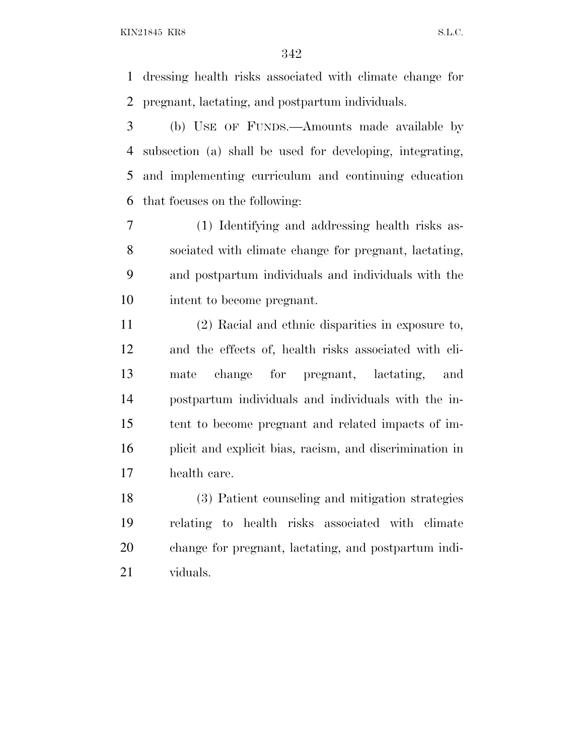dressing health risks associated with climate change for pregnant, lactating, and postpartum individuals.

(b) USE OF FUNDS.—Amounts made available by subsection (a) shall be used for developing, integrating, and implementing curriculum and continuing education that focuses on the following:

(1) Identifying and addressing health risks associated with climate change for pregnant, lactating, and postpartum individuals and individuals with the intent to become pregnant.

(2) Racial and ethnic disparities in exposure to, and the effects of, health risks associated with climate change for pregnant, lactating, and postpartum individuals and individuals with the intent to become pregnant and related impacts of implicit and explicit bias, racism, and discrimination in health care.

(3) Patient counseling and mitigation strategies relating to health risks associated with climate change for pregnant, lactating, and postpartum individuals.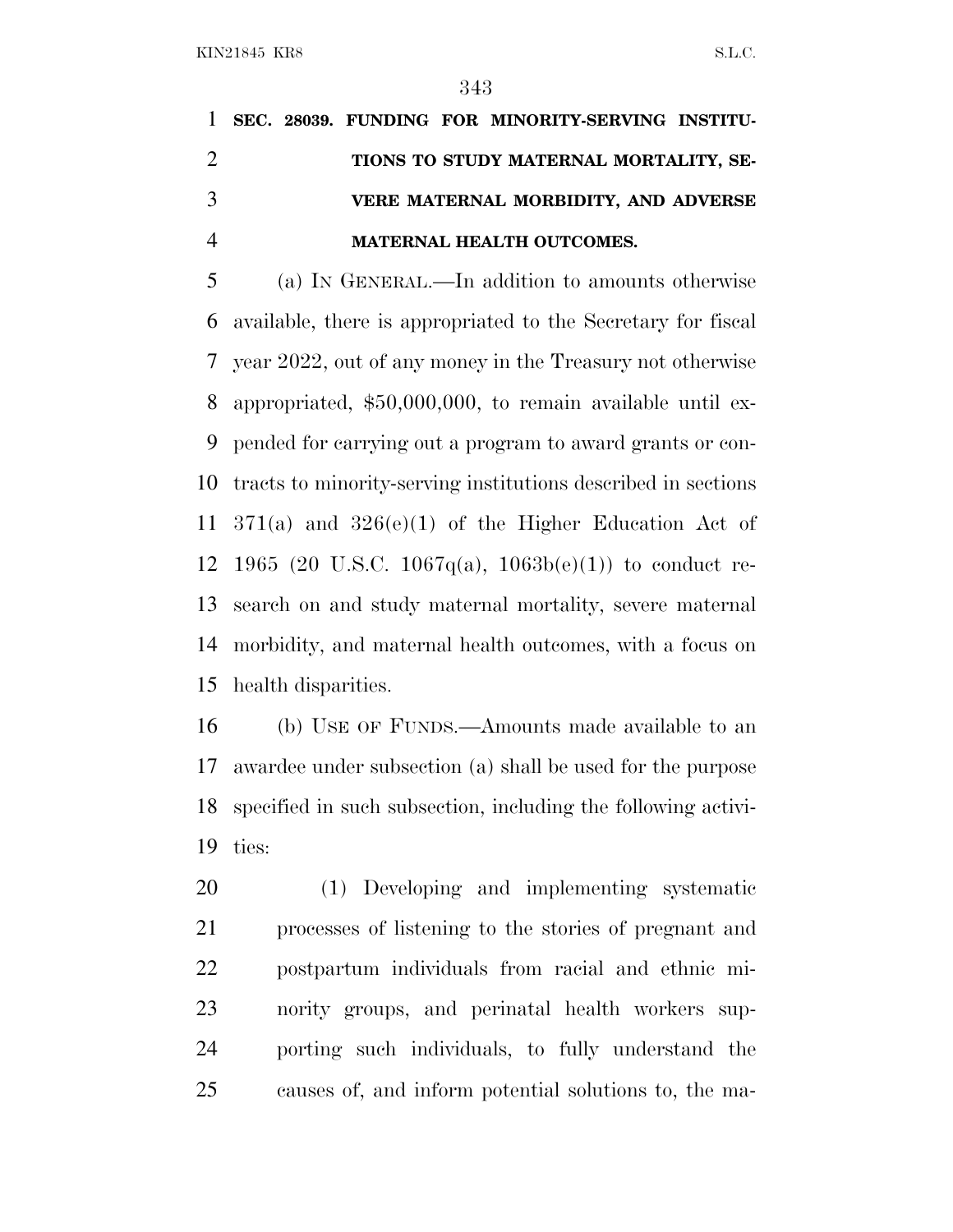**SEC. 28039. FUNDING FOR MINORITY-SERVING INSTITUTIONS TO STUDY MATERNAL MORTALITY, SEVERE MATERNAL MORBIDITY, AND ADVERSE MATERNAL HEALTH OUTCOMES.**

(a) IN GENERAL.—In addition to amounts otherwise available, there is appropriated to the Secretary for fiscal year 2022, out of any money in the Treasury not otherwise appropriated, $50,000,000, to remain available until expended for carrying out a program to award grants or contracts to minority-serving institutions described in sections 371(a) and 326(e)(1) of the Higher Education Act of 1965 (20 U.S.C. 1067q(a), 1063b(e)(1)) to conduct research on and study maternal mortality, severe maternal morbidity, and maternal health outcomes, with a focus on health disparities.

(b) USE OF FUNDS.—Amounts made available to an awardee under subsection (a) shall be used for the purpose specified in such subsection, including the following activities:

(1) Developing and implementing systematic processes of listening to the stories of pregnant and postpartum individuals from racial and ethnic minority groups, and perinatal health workers supporting such individuals, to fully understand the causes of, and inform potential solutions to, the ma-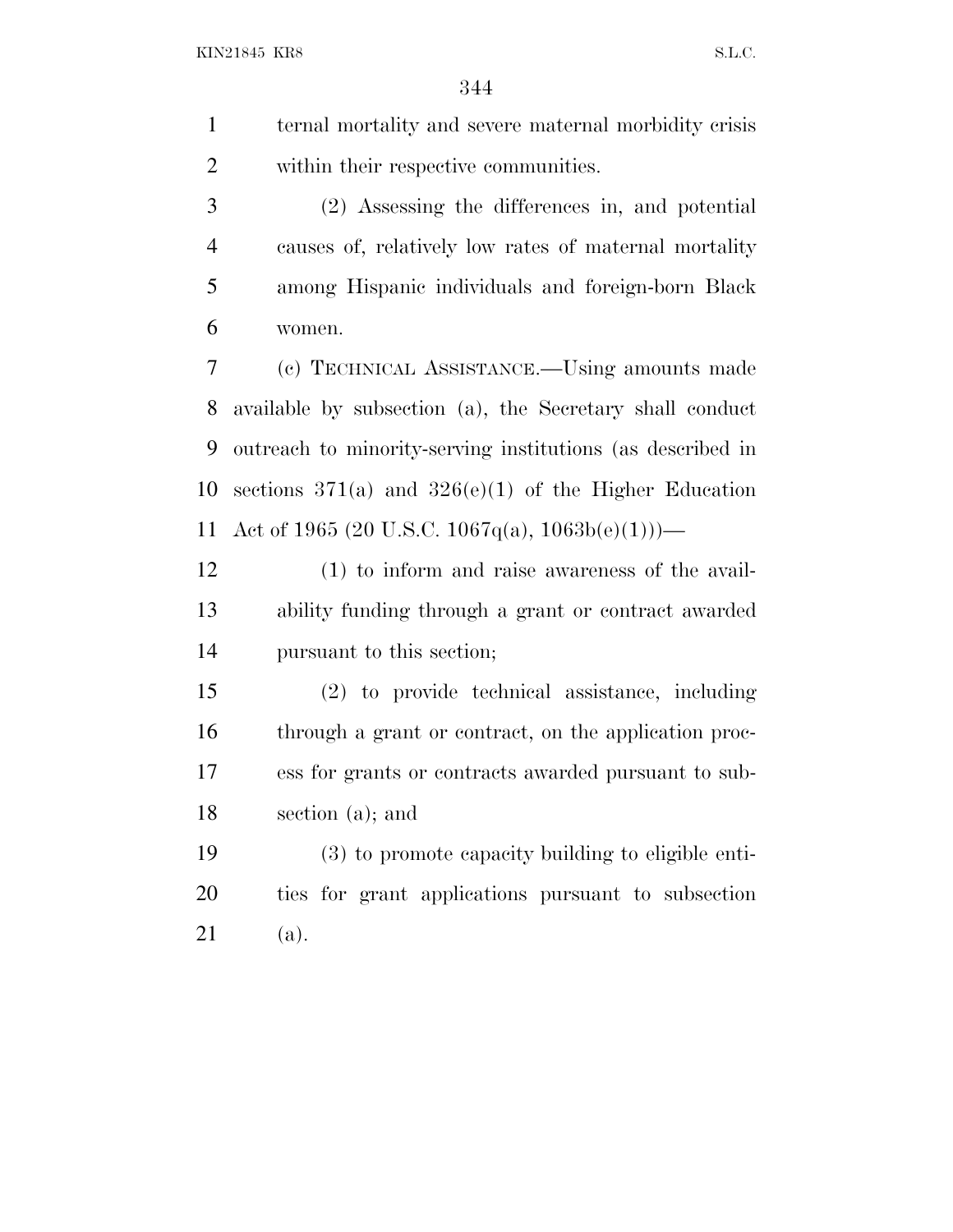ternal mortality and severe maternal morbidity crisis within their respective communities.

(2) Assessing the differences in, and potential causes of, relatively low rates of maternal mortality among Hispanic individuals and foreign-born Black women.

(c) TECHNICAL ASSISTANCE.—Using amounts made available by subsection (a), the Secretary shall conduct outreach to minority-serving institutions (as described in sections 371(a) and 326(e)(1) of the Higher Education Act of 1965 (20 U.S.C. 1067q(a), 1063b(e)(1)))—

(1) to inform and raise awareness of the availability funding through a grant or contract awarded pursuant to this section;

(2) to provide technical assistance, including through a grant or contract, on the application process for grants or contracts awarded pursuant to subsection (a); and

(3) to promote capacity building to eligible entities for grant applications pursuant to subsection (a).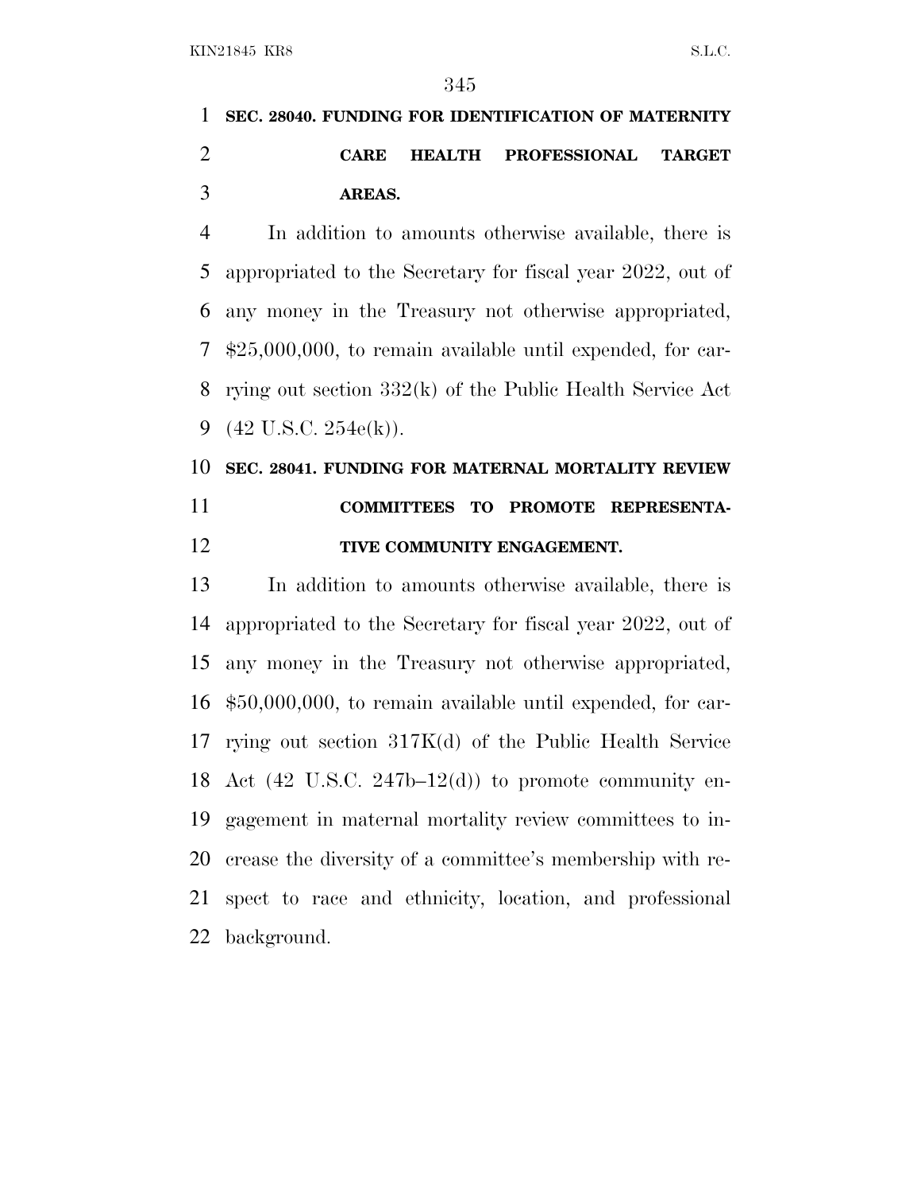### SEC. 28040. FUNDING FOR IDENTIFICATION OF MATERNITY CARE HEALTH PROFESSIONAL TARGET AREAS.

In addition to amounts otherwise available, there is appropriated to the Secretary for fiscal year 2022, out of any money in the Treasury not otherwise appropriated, $25,000,000, to remain available until expended, for carrying out section 332(k) of the Public Health Service Act (42 U.S.C. 254e(k)).

### SEC. 28041. FUNDING FOR MATERNAL MORTALITY REVIEW COMMITTEES TO PROMOTE REPRESENTATIVE COMMUNITY ENGAGEMENT.

In addition to amounts otherwise available, there is appropriated to the Secretary for fiscal year 2022, out of any money in the Treasury not otherwise appropriated, $50,000,000, to remain available until expended, for carrying out section 317K(d) of the Public Health Service Act (42 U.S.C. 247b–12(d)) to promote community engagement in maternal mortality review committees to increase the diversity of a committee's membership with respect to race and ethnicity, location, and professional background.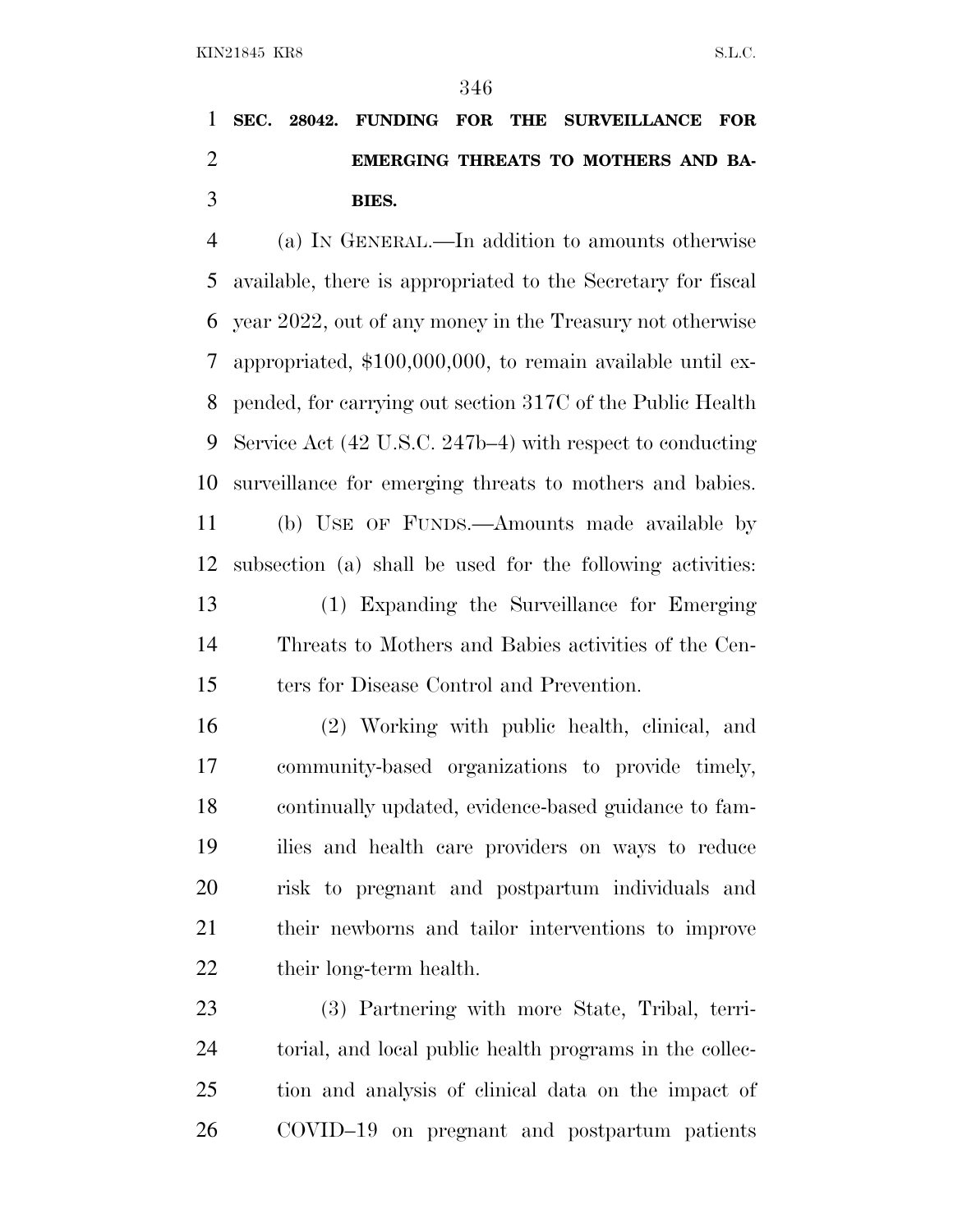**SEC. 28042. FUNDING FOR THE SURVEILLANCE FOR EMERGING THREATS TO MOTHERS AND BABIES.**

(a) IN GENERAL.—In addition to amounts otherwise available, there is appropriated to the Secretary for fiscal year 2022, out of any money in the Treasury not otherwise appropriated, $100,000,000, to remain available until expended, for carrying out section 317C of the Public Health Service Act (42 U.S.C. 247b–4) with respect to conducting surveillance for emerging threats to mothers and babies.

(b) USE OF FUNDS.—Amounts made available by subsection (a) shall be used for the following activities:

(1) Expanding the Surveillance for Emerging Threats to Mothers and Babies activities of the Centers for Disease Control and Prevention.

(2) Working with public health, clinical, and community-based organizations to provide timely, continually updated, evidence-based guidance to families and health care providers on ways to reduce risk to pregnant and postpartum individuals and their newborns and tailor interventions to improve their long-term health.

(3) Partnering with more State, Tribal, territorial, and local public health programs in the collection and analysis of clinical data on the impact of COVID–19 on pregnant and postpartum patients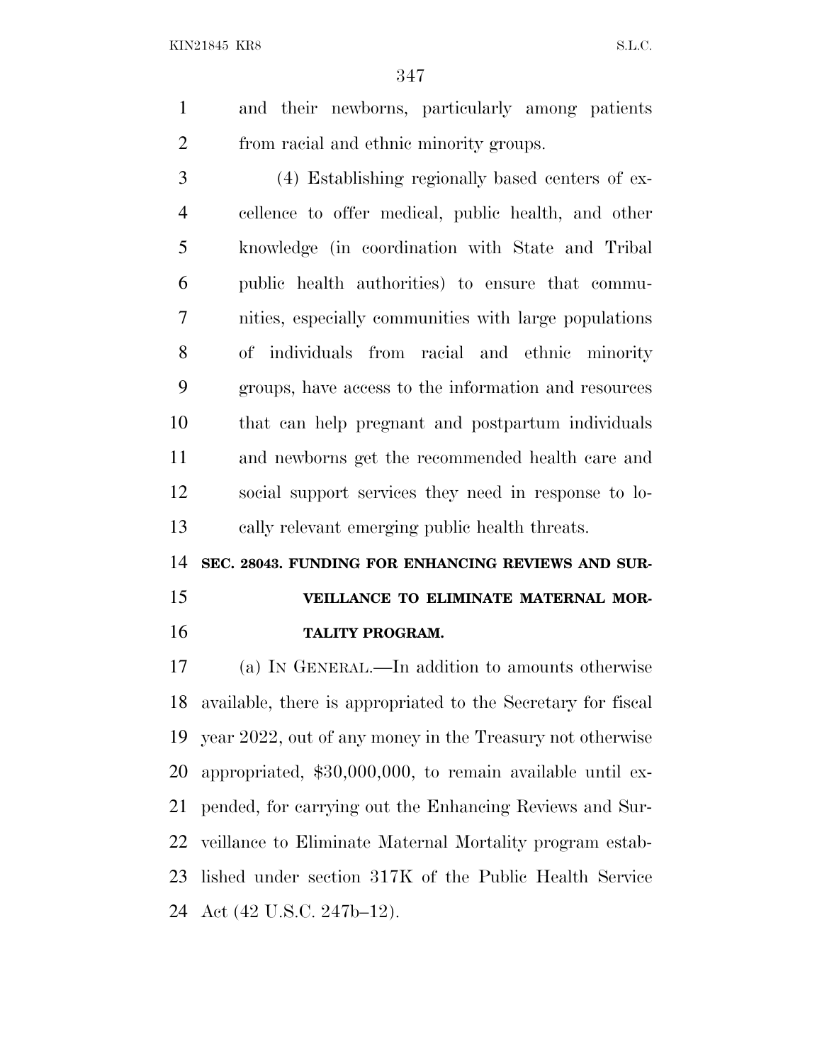and their newborns, particularly among patients from racial and ethnic minority groups.

(4) Establishing regionally based centers of excellence to offer medical, public health, and other knowledge (in coordination with State and Tribal public health authorities) to ensure that communities, especially communities with large populations of individuals from racial and ethnic minority groups, have access to the information and resources that can help pregnant and postpartum individuals and newborns get the recommended health care and social support services they need in response to locally relevant emerging public health threats.

**SEC. 28043. FUNDING FOR ENHANCING REVIEWS AND SURVEILLANCE TO ELIMINATE MATERNAL MORTALITY PROGRAM.**

(a) IN GENERAL.—In addition to amounts otherwise available, there is appropriated to the Secretary for fiscal year 2022, out of any money in the Treasury not otherwise appropriated, $30,000,000, to remain available until expended, for carrying out the Enhancing Reviews and Surveillance to Eliminate Maternal Mortality program established under section 317K of the Public Health Service Act (42 U.S.C. 247b–12).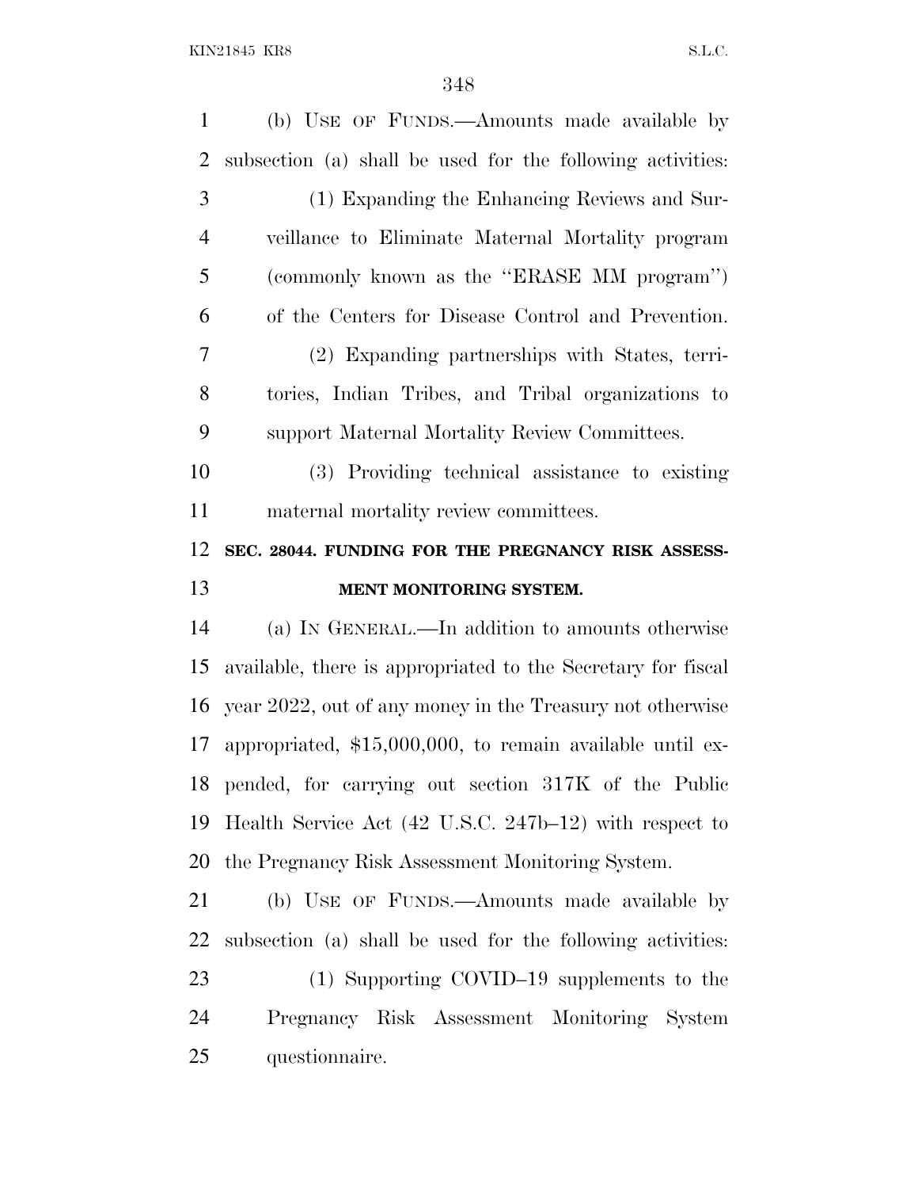(b) USE OF FUNDS.—Amounts made available by subsection (a) shall be used for the following activities:

(1) Expanding the Enhancing Reviews and Surveillance to Eliminate Maternal Mortality program (commonly known as the ''ERASE MM program'') of the Centers for Disease Control and Prevention.

(2) Expanding partnerships with States, territories, Indian Tribes, and Tribal organizations to support Maternal Mortality Review Committees.

(3) Providing technical assistance to existing maternal mortality review committees.

**SEC. 28044. FUNDING FOR THE PREGNANCY RISK ASSESSMENT MONITORING SYSTEM.**

(a) IN GENERAL.—In addition to amounts otherwise available, there is appropriated to the Secretary for fiscal year 2022, out of any money in the Treasury not otherwise appropriated, $15,000,000, to remain available until expended, for carrying out section 317K of the Public Health Service Act (42 U.S.C. 247b–12) with respect to the Pregnancy Risk Assessment Monitoring System.

(b) USE OF FUNDS.—Amounts made available by subsection (a) shall be used for the following activities:

(1) Supporting COVID–19 supplements to the Pregnancy Risk Assessment Monitoring System questionnaire.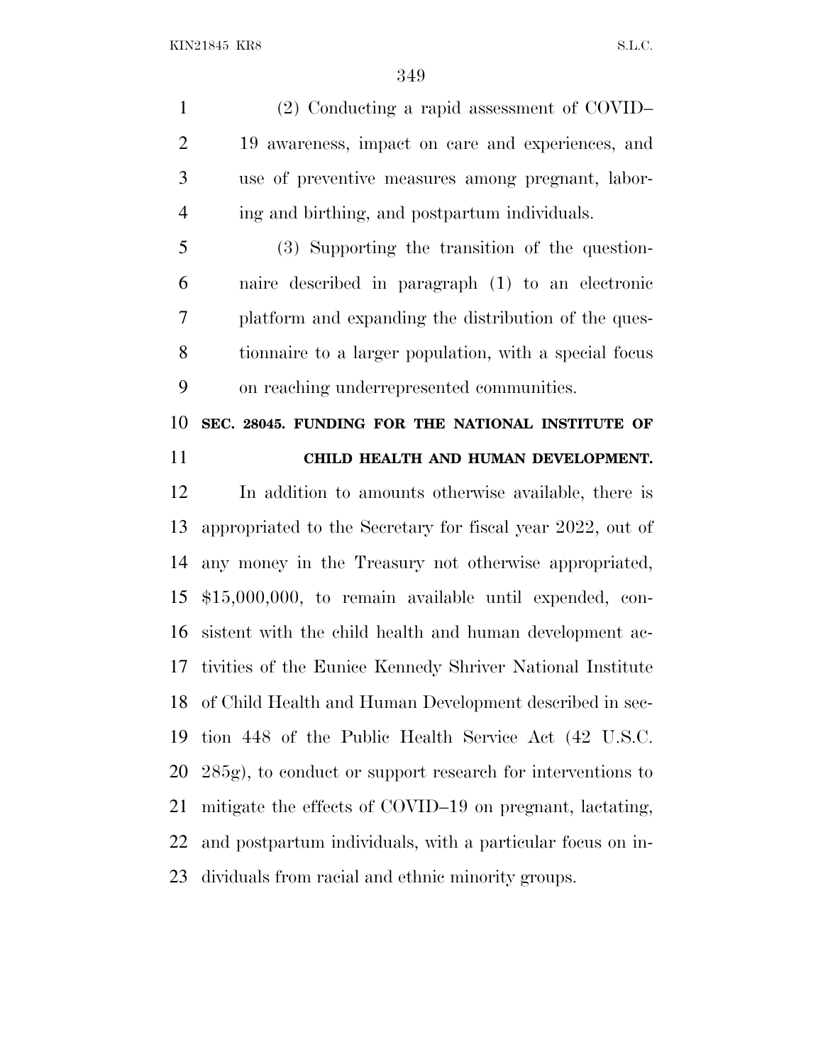(2) Conducting a rapid assessment of COVID–19 awareness, impact on care and experiences, and use of preventive measures among pregnant, laboring and birthing, and postpartum individuals.

(3) Supporting the transition of the questionnaire described in paragraph (1) to an electronic platform and expanding the distribution of the questionnaire to a larger population, with a special focus on reaching underrepresented communities.

**SEC. 28045. FUNDING FOR THE NATIONAL INSTITUTE OF CHILD HEALTH AND HUMAN DEVELOPMENT.**

In addition to amounts otherwise available, there is appropriated to the Secretary for fiscal year 2022, out of any money in the Treasury not otherwise appropriated, $15,000,000, to remain available until expended, consistent with the child health and human development activities of the Eunice Kennedy Shriver National Institute of Child Health and Human Development described in section 448 of the Public Health Service Act (42 U.S.C. 285g), to conduct or support research for interventions to mitigate the effects of COVID–19 on pregnant, lactating, and postpartum individuals, with a particular focus on individuals from racial and ethnic minority groups.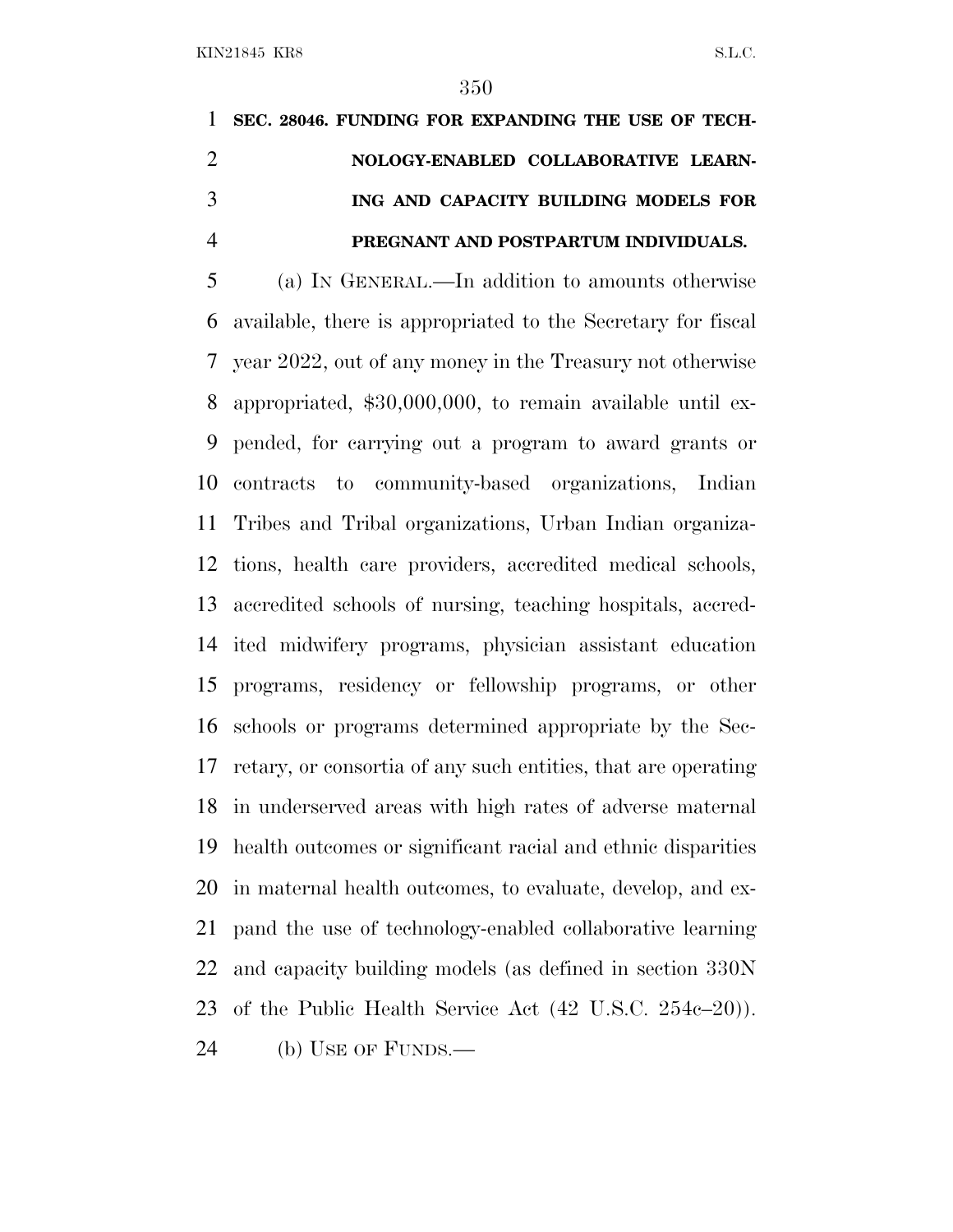**SEC. 28046. FUNDING FOR EXPANDING THE USE OF TECHNOLOGY-ENABLED COLLABORATIVE LEARNING AND CAPACITY BUILDING MODELS FOR PREGNANT AND POSTPARTUM INDIVIDUALS.**

(a) IN GENERAL.—In addition to amounts otherwise available, there is appropriated to the Secretary for fiscal year 2022, out of any money in the Treasury not otherwise appropriated, $30,000,000, to remain available until expended, for carrying out a program to award grants or contracts to community-based organizations, Indian Tribes and Tribal organizations, Urban Indian organizations, health care providers, accredited medical schools, accredited schools of nursing, teaching hospitals, accredited midwifery programs, physician assistant education programs, residency or fellowship programs, or other schools or programs determined appropriate by the Secretary, or consortia of any such entities, that are operating in underserved areas with high rates of adverse maternal health outcomes or significant racial and ethnic disparities in maternal health outcomes, to evaluate, develop, and expand the use of technology-enabled collaborative learning and capacity building models (as defined in section 330N of the Public Health Service Act (42 U.S.C. 254c–20)).

(b) USE OF FUNDS.—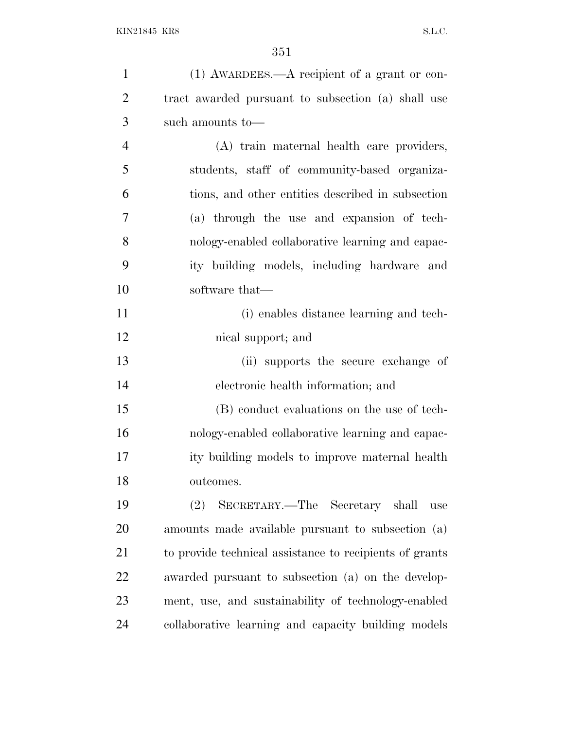(1) AWARDEES.—A recipient of a grant or contract awarded pursuant to subsection (a) shall use such amounts to—

(A) train maternal health care providers, students, staff of community-based organizations, and other entities described in subsection (a) through the use and expansion of technology-enabled collaborative learning and capacity building models, including hardware and software that—

(i) enables distance learning and technical support; and

(ii) supports the secure exchange of electronic health information; and

(B) conduct evaluations on the use of technology-enabled collaborative learning and capacity building models to improve maternal health outcomes.

(2) SECRETARY.—The Secretary shall use amounts made available pursuant to subsection (a) to provide technical assistance to recipients of grants awarded pursuant to subsection (a) on the development, use, and sustainability of technology-enabled collaborative learning and capacity building models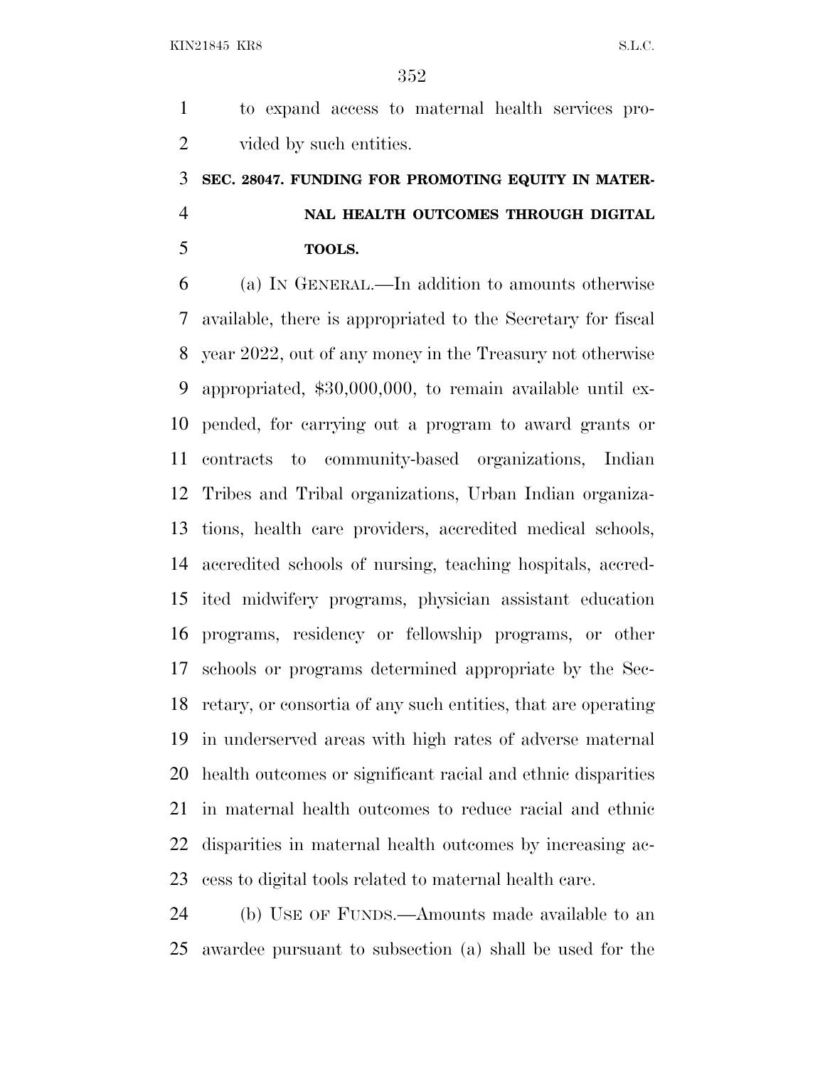to expand access to maternal health services provided by such entities.

### SEC. 28047. FUNDING FOR PROMOTING EQUITY IN MATERNAL HEALTH OUTCOMES THROUGH DIGITAL TOOLS.

(a) IN GENERAL.—In addition to amounts otherwise available, there is appropriated to the Secretary for fiscal year 2022, out of any money in the Treasury not otherwise appropriated, $30,000,000, to remain available until expended, for carrying out a program to award grants or contracts to community-based organizations, Indian Tribes and Tribal organizations, Urban Indian organizations, health care providers, accredited medical schools, accredited schools of nursing, teaching hospitals, accredited midwifery programs, physician assistant education programs, residency or fellowship programs, or other schools or programs determined appropriate by the Secretary, or consortia of any such entities, that are operating in underserved areas with high rates of adverse maternal health outcomes or significant racial and ethnic disparities in maternal health outcomes to reduce racial and ethnic disparities in maternal health outcomes by increasing access to digital tools related to maternal health care.

(b) USE OF FUNDS.—Amounts made available to an awardee pursuant to subsection (a) shall be used for the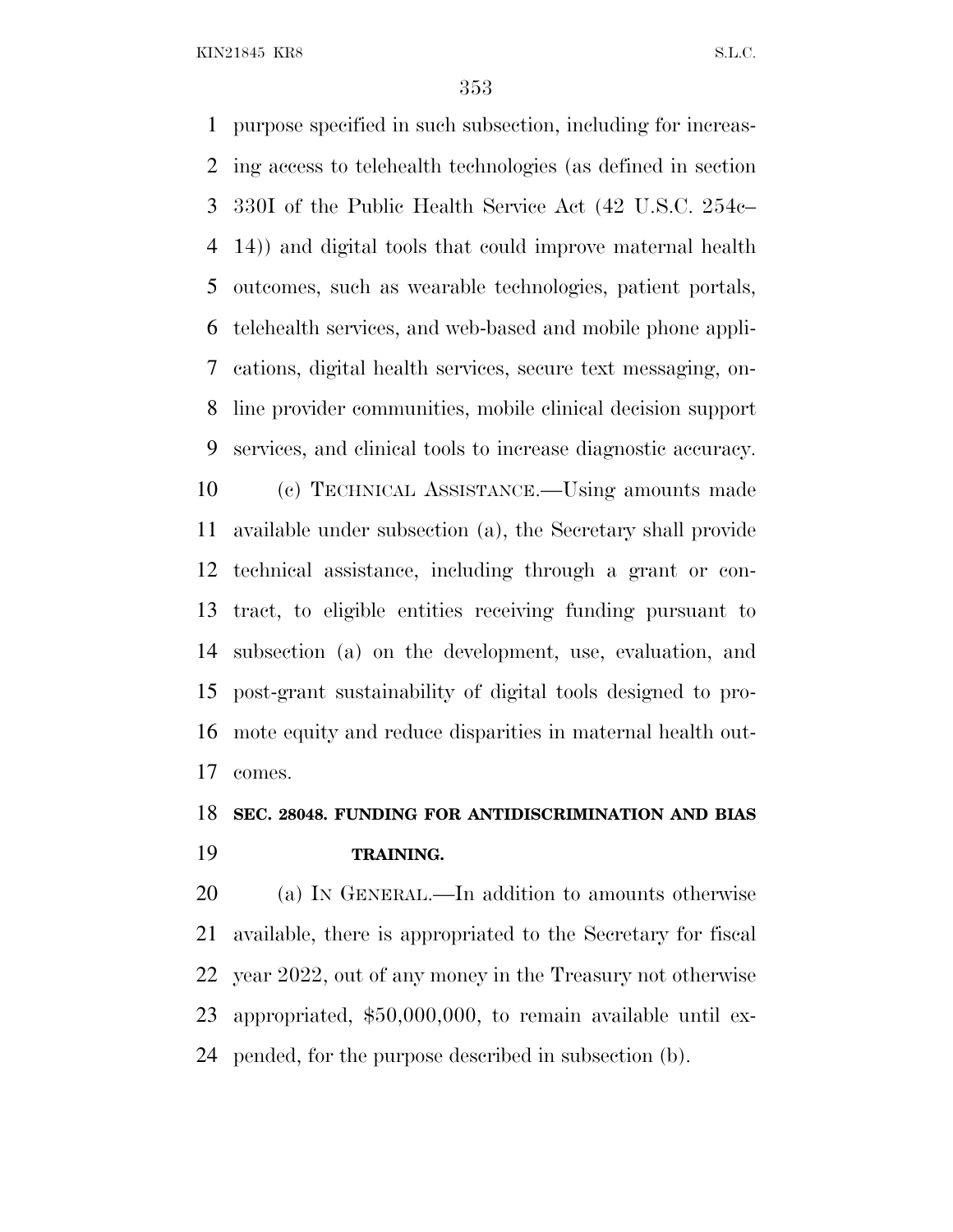purpose specified in such subsection, including for increasing access to telehealth technologies (as defined in section 330I of the Public Health Service Act (42 U.S.C. 254c–14)) and digital tools that could improve maternal health outcomes, such as wearable technologies, patient portals, telehealth services, and web-based and mobile phone applications, digital health services, secure text messaging, online provider communities, mobile clinical decision support services, and clinical tools to increase diagnostic accuracy.

(c) TECHNICAL ASSISTANCE.—Using amounts made available under subsection (a), the Secretary shall provide technical assistance, including through a grant or contract, to eligible entities receiving funding pursuant to subsection (a) on the development, use, evaluation, and post-grant sustainability of digital tools designed to promote equity and reduce disparities in maternal health outcomes.

**SEC. 28048. FUNDING FOR ANTIDISCRIMINATION AND BIAS TRAINING.**

(a) IN GENERAL.—In addition to amounts otherwise available, there is appropriated to the Secretary for fiscal year 2022, out of any money in the Treasury not otherwise appropriated, $50,000,000, to remain available until expended, for the purpose described in subsection (b).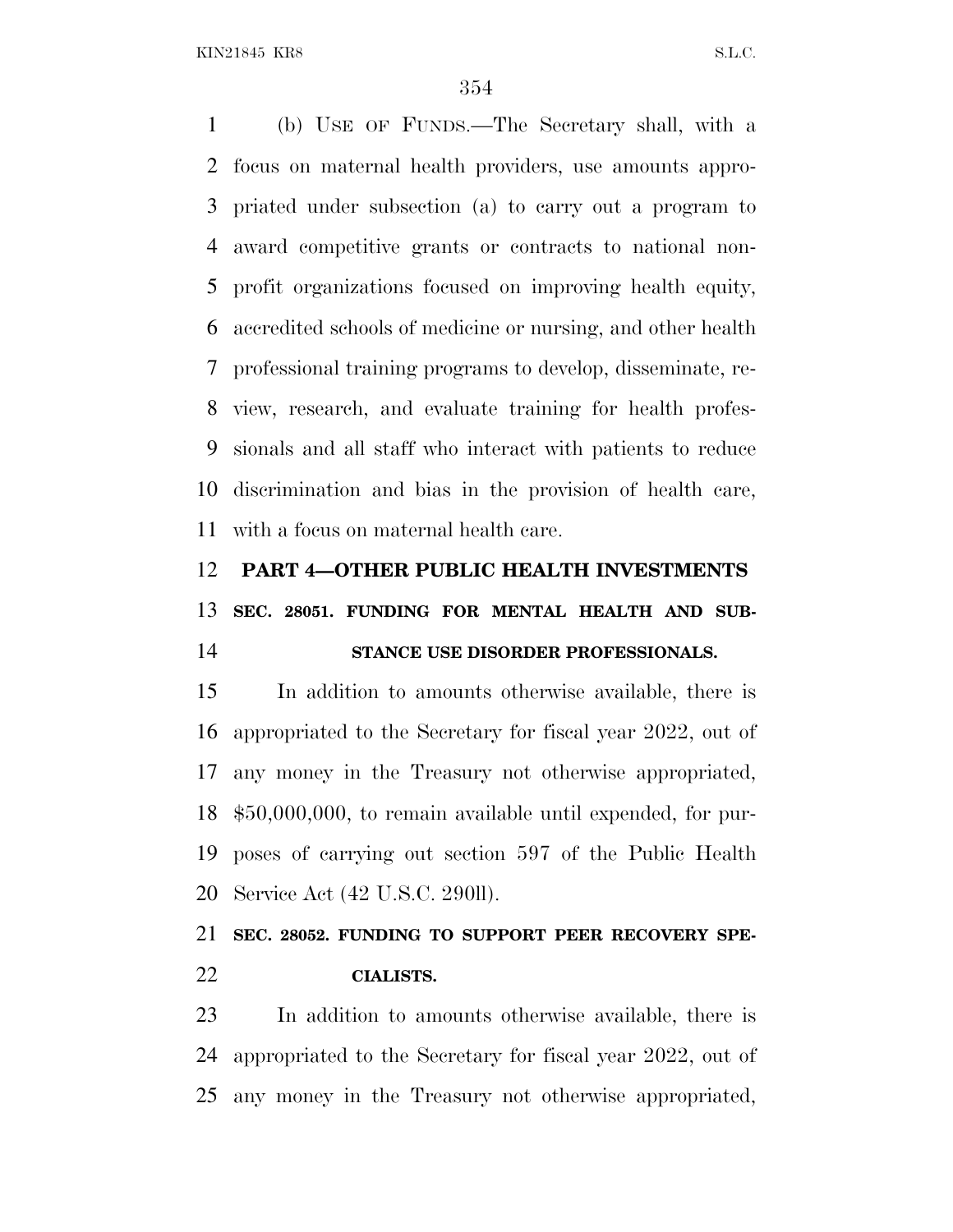(b) USE OF FUNDS.—The Secretary shall, with a focus on maternal health providers, use amounts appropriated under subsection (a) to carry out a program to award competitive grants or contracts to national nonprofit organizations focused on improving health equity, accredited schools of medicine or nursing, and other health professional training programs to develop, disseminate, review, research, and evaluate training for health professionals and all staff who interact with patients to reduce discrimination and bias in the provision of health care, with a focus on maternal health care.

## PART 4—OTHER PUBLIC HEALTH INVESTMENTS

### SEC. 28051. FUNDING FOR MENTAL HEALTH AND SUBSTANCE USE DISORDER PROFESSIONALS.

In addition to amounts otherwise available, there is appropriated to the Secretary for fiscal year 2022, out of any money in the Treasury not otherwise appropriated, $50,000,000, to remain available until expended, for purposes of carrying out section 597 of the Public Health Service Act (42 U.S.C. 290ll).

### SEC. 28052. FUNDING TO SUPPORT PEER RECOVERY SPECIALISTS.

In addition to amounts otherwise available, there is appropriated to the Secretary for fiscal year 2022, out of any money in the Treasury not otherwise appropriated,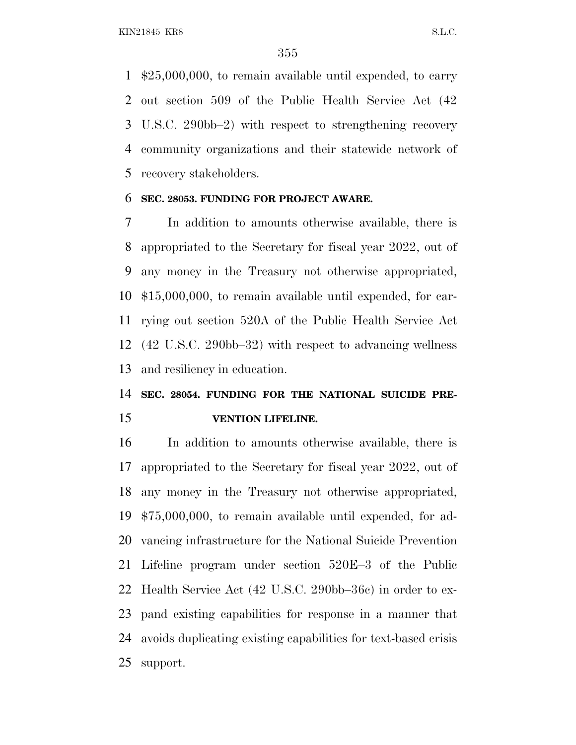$25,000,000, to remain available until expended, to carry out section 509 of the Public Health Service Act (42 U.S.C. 290bb–2) with respect to strengthening recovery community organizations and their statewide network of recovery stakeholders.

**SEC. 28053. FUNDING FOR PROJECT AWARE.**

In addition to amounts otherwise available, there is appropriated to the Secretary for fiscal year 2022, out of any money in the Treasury not otherwise appropriated, $15,000,000, to remain available until expended, for carrying out section 520A of the Public Health Service Act (42 U.S.C. 290bb–32) with respect to advancing wellness and resiliency in education.

**SEC. 28054. FUNDING FOR THE NATIONAL SUICIDE PREVENTION LIFELINE.**

In addition to amounts otherwise available, there is appropriated to the Secretary for fiscal year 2022, out of any money in the Treasury not otherwise appropriated, $75,000,000, to remain available until expended, for advancing infrastructure for the National Suicide Prevention Lifeline program under section 520E–3 of the Public Health Service Act (42 U.S.C. 290bb–36c) in order to expand existing capabilities for response in a manner that avoids duplicating existing capabilities for text-based crisis support.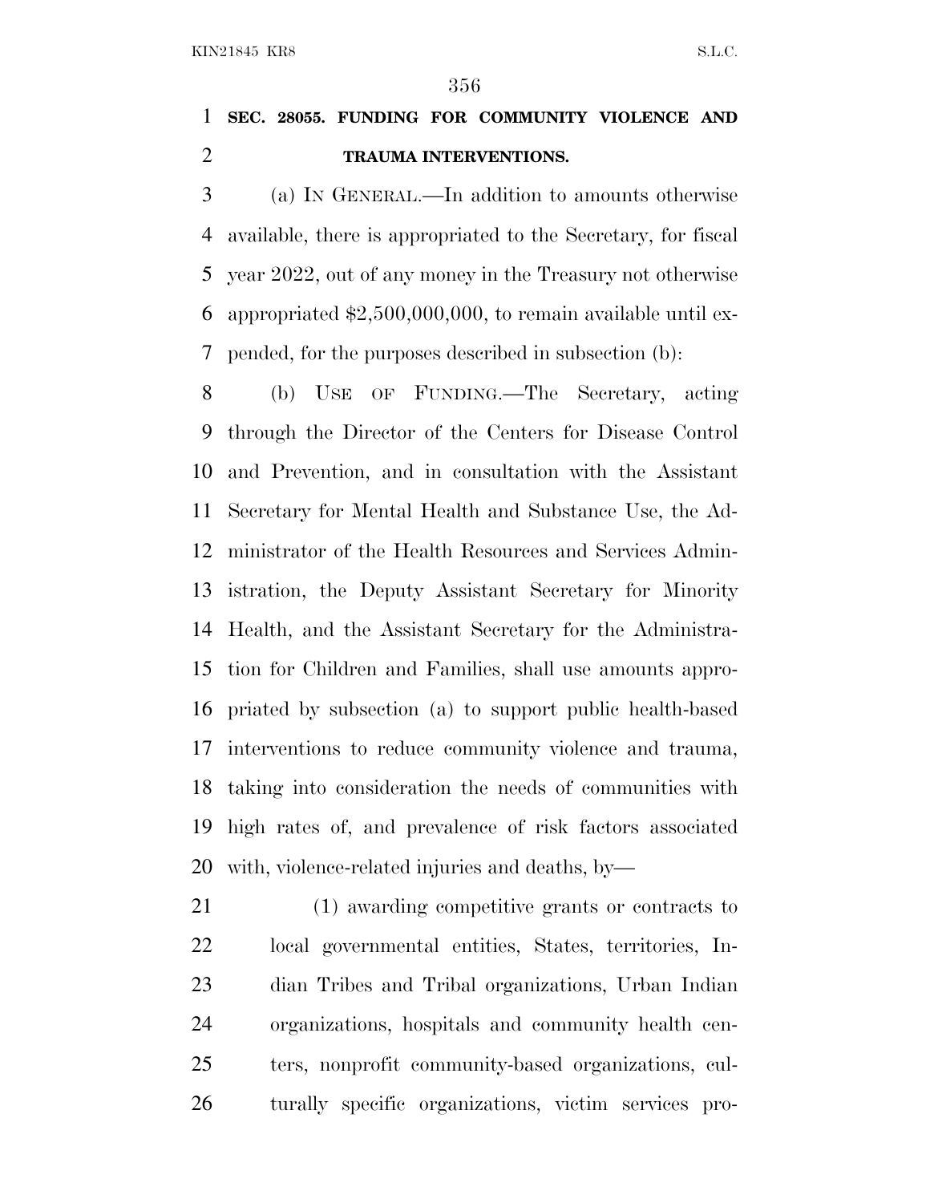**SEC. 28055. FUNDING FOR COMMUNITY VIOLENCE AND TRAUMA INTERVENTIONS.**

(a) IN GENERAL.—In addition to amounts otherwise available, there is appropriated to the Secretary, for fiscal year 2022, out of any money in the Treasury not otherwise appropriated $2,500,000,000, to remain available until expended, for the purposes described in subsection (b):

(b) USE OF FUNDING.—The Secretary, acting through the Director of the Centers for Disease Control and Prevention, and in consultation with the Assistant Secretary for Mental Health and Substance Use, the Administrator of the Health Resources and Services Administration, the Deputy Assistant Secretary for Minority Health, and the Assistant Secretary for the Administration for Children and Families, shall use amounts appropriated by subsection (a) to support public health-based interventions to reduce community violence and trauma, taking into consideration the needs of communities with high rates of, and prevalence of risk factors associated with, violence-related injuries and deaths, by—

(1) awarding competitive grants or contracts to local governmental entities, States, territories, Indian Tribes and Tribal organizations, Urban Indian organizations, hospitals and community health centers, nonprofit community-based organizations, culturally specific organizations, victim services pro-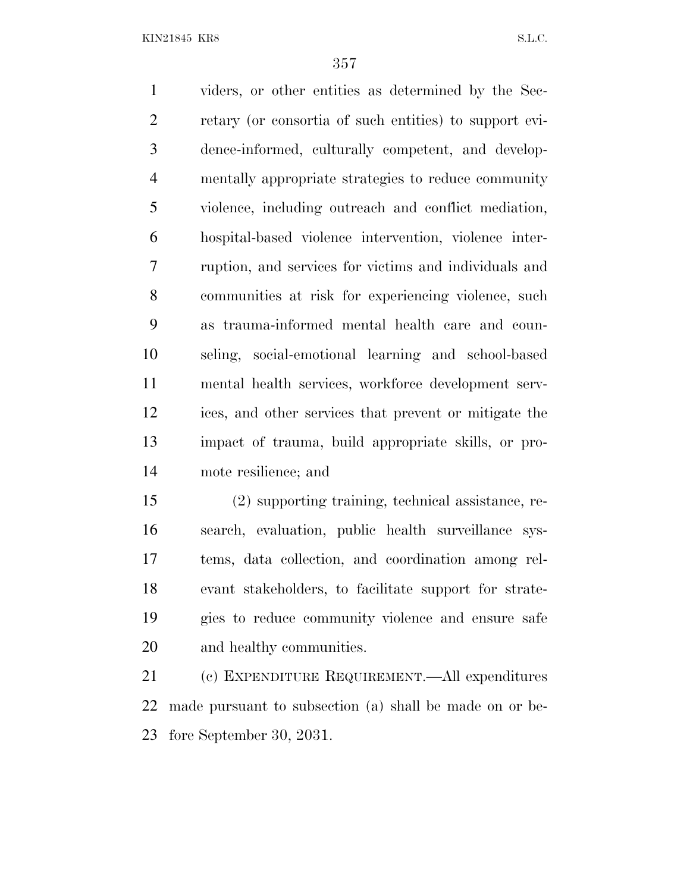viders, or other entities as determined by the Secretary (or consortia of such entities) to support evidence-informed, culturally competent, and developmentally appropriate strategies to reduce community violence, including outreach and conflict mediation, hospital-based violence intervention, violence interruption, and services for victims and individuals and communities at risk for experiencing violence, such as trauma-informed mental health care and counseling, social-emotional learning and school-based mental health services, workforce development services, and other services that prevent or mitigate the impact of trauma, build appropriate skills, or promote resilience; and

(2) supporting training, technical assistance, research, evaluation, public health surveillance systems, data collection, and coordination among relevant stakeholders, to facilitate support for strategies to reduce community violence and ensure safe and healthy communities.

(c) EXPENDITURE REQUIREMENT.—All expenditures made pursuant to subsection (a) shall be made on or before September 30, 2031.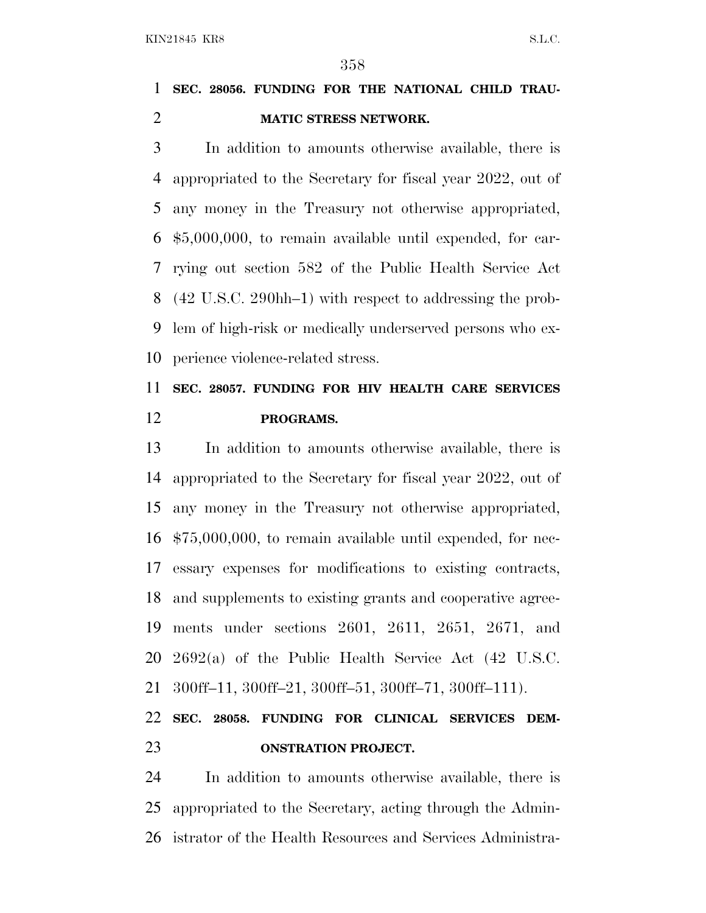**SEC. 28056. FUNDING FOR THE NATIONAL CHILD TRAUMATIC STRESS NETWORK.**

In addition to amounts otherwise available, there is appropriated to the Secretary for fiscal year 2022, out of any money in the Treasury not otherwise appropriated, $5,000,000, to remain available until expended, for carrying out section 582 of the Public Health Service Act (42 U.S.C. 290hh–1) with respect to addressing the problem of high-risk or medically underserved persons who experience violence-related stress.

**SEC. 28057. FUNDING FOR HIV HEALTH CARE SERVICES PROGRAMS.**

In addition to amounts otherwise available, there is appropriated to the Secretary for fiscal year 2022, out of any money in the Treasury not otherwise appropriated, $75,000,000, to remain available until expended, for necessary expenses for modifications to existing contracts, and supplements to existing grants and cooperative agreements under sections 2601, 2611, 2651, 2671, and 2692(a) of the Public Health Service Act (42 U.S.C. 300ff–11, 300ff–21, 300ff–51, 300ff–71, 300ff–111).

**SEC. 28058. FUNDING FOR CLINICAL SERVICES DEMONSTRATION PROJECT.**

In addition to amounts otherwise available, there is appropriated to the Secretary, acting through the Administrator of the Health Resources and Services Administra-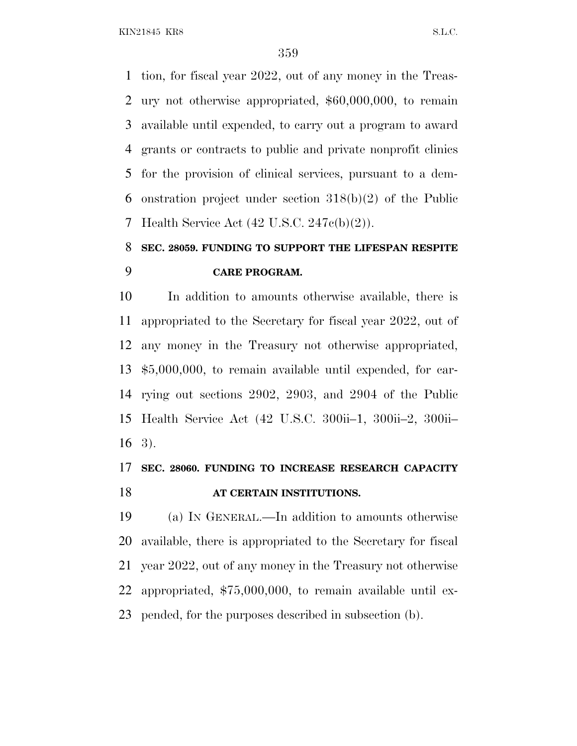tion, for fiscal year 2022, out of any money in the Treasury not otherwise appropriated, $60,000,000, to remain available until expended, to carry out a program to award grants or contracts to public and private nonprofit clinics for the provision of clinical services, pursuant to a demonstration project under section 318(b)(2) of the Public Health Service Act (42 U.S.C. 247c(b)(2)).

### SEC. 28059. FUNDING TO SUPPORT THE LIFESPAN RESPITE CARE PROGRAM.

In addition to amounts otherwise available, there is appropriated to the Secretary for fiscal year 2022, out of any money in the Treasury not otherwise appropriated, $5,000,000, to remain available until expended, for carrying out sections 2902, 2903, and 2904 of the Public Health Service Act (42 U.S.C. 300ii–1, 300ii–2, 300ii–3).

### SEC. 28060. FUNDING TO INCREASE RESEARCH CAPACITY AT CERTAIN INSTITUTIONS.

(a) IN GENERAL.—In addition to amounts otherwise available, there is appropriated to the Secretary for fiscal year 2022, out of any money in the Treasury not otherwise appropriated, $75,000,000, to remain available until expended, for the purposes described in subsection (b).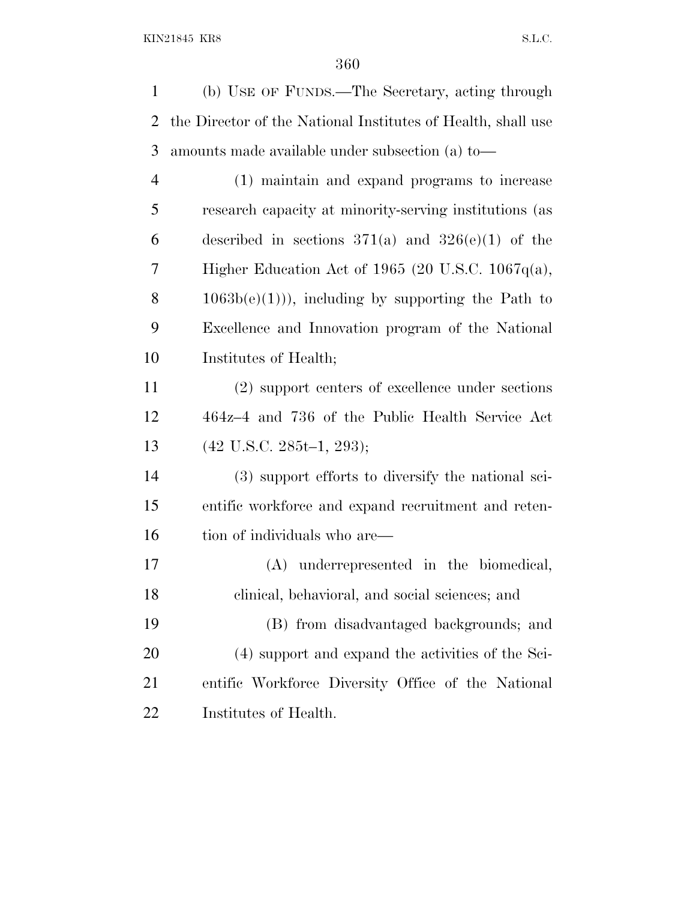(b) USE OF FUNDS.—The Secretary, acting through the Director of the National Institutes of Health, shall use amounts made available under subsection (a) to—

(1) maintain and expand programs to increase research capacity at minority-serving institutions (as described in sections 371(a) and 326(e)(1) of the Higher Education Act of 1965 (20 U.S.C. 1067q(a), 1063b(e)(1))), including by supporting the Path to Excellence and Innovation program of the National Institutes of Health;

(2) support centers of excellence under sections 464z–4 and 736 of the Public Health Service Act (42 U.S.C. 285t–1, 293);

(3) support efforts to diversify the national scientific workforce and expand recruitment and retention of individuals who are—

(A) underrepresented in the biomedical, clinical, behavioral, and social sciences; and

(B) from disadvantaged backgrounds; and

(4) support and expand the activities of the Scientific Workforce Diversity Office of the National Institutes of Health.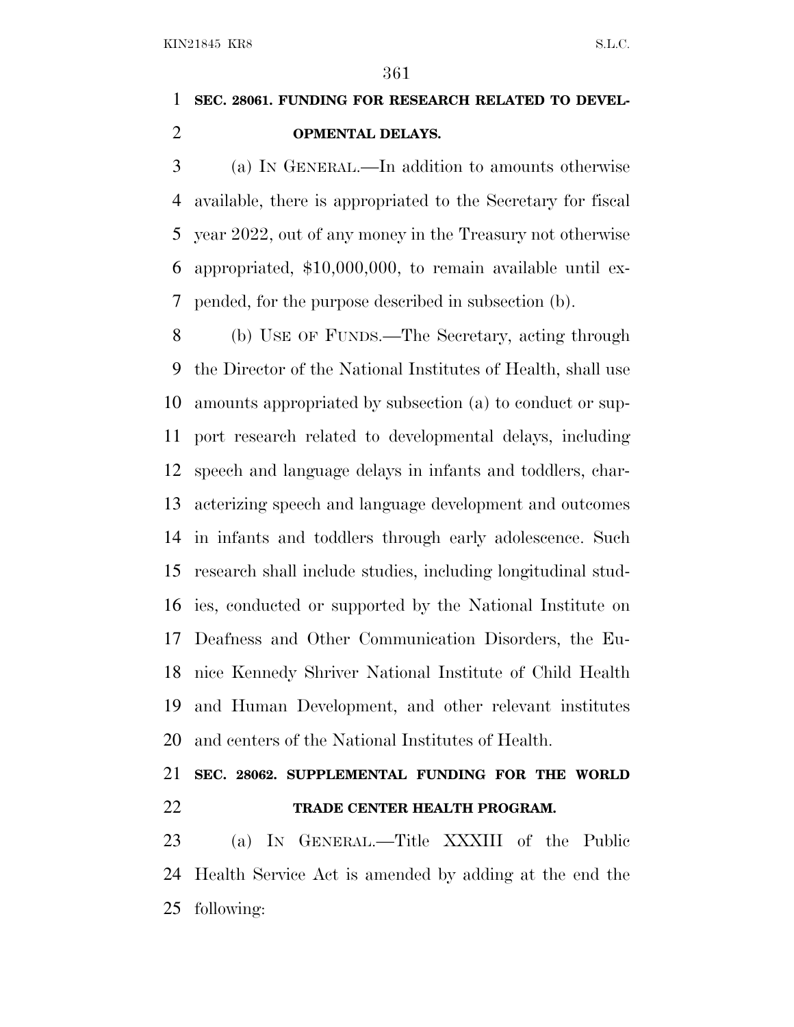**SEC. 28061. FUNDING FOR RESEARCH RELATED TO DEVELOPMENTAL DELAYS.**

(a) IN GENERAL.—In addition to amounts otherwise available, there is appropriated to the Secretary for fiscal year 2022, out of any money in the Treasury not otherwise appropriated, $10,000,000, to remain available until expended, for the purpose described in subsection (b).

(b) USE OF FUNDS.—The Secretary, acting through the Director of the National Institutes of Health, shall use amounts appropriated by subsection (a) to conduct or support research related to developmental delays, including speech and language delays in infants and toddlers, characterizing speech and language development and outcomes in infants and toddlers through early adolescence. Such research shall include studies, including longitudinal studies, conducted or supported by the National Institute on Deafness and Other Communication Disorders, the Eunice Kennedy Shriver National Institute of Child Health and Human Development, and other relevant institutes and centers of the National Institutes of Health.

**SEC. 28062. SUPPLEMENTAL FUNDING FOR THE WORLD TRADE CENTER HEALTH PROGRAM.**

(a) IN GENERAL.—Title XXXIII of the Public Health Service Act is amended by adding at the end the following: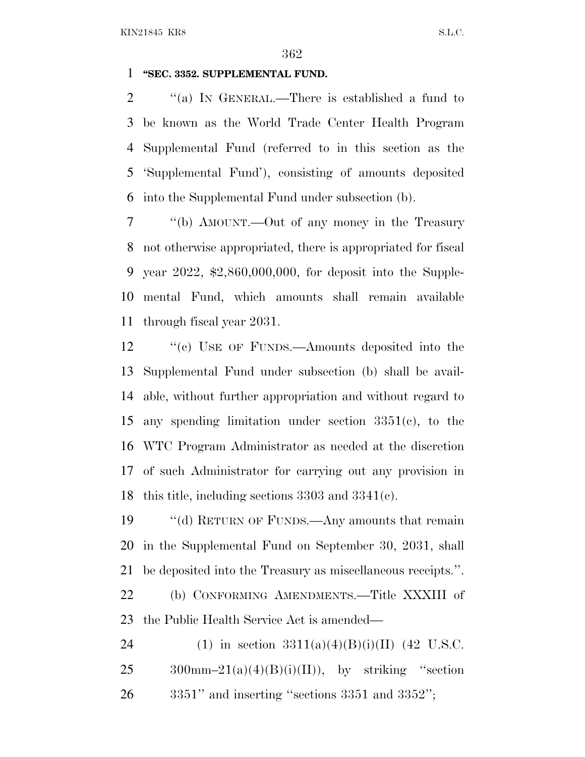**"SEC. 3352. SUPPLEMENTAL FUND.**

"(a) IN GENERAL.—There is established a fund to be known as the World Trade Center Health Program Supplemental Fund (referred to in this section as the 'Supplemental Fund'), consisting of amounts deposited into the Supplemental Fund under subsection (b).

"(b) AMOUNT.—Out of any money in the Treasury not otherwise appropriated, there is appropriated for fiscal year 2022, $2,860,000,000, for deposit into the Supplemental Fund, which amounts shall remain available through fiscal year 2031.

"(c) USE OF FUNDS.—Amounts deposited into the Supplemental Fund under subsection (b) shall be available, without further appropriation and without regard to any spending limitation under section 3351(c), to the WTC Program Administrator as needed at the discretion of such Administrator for carrying out any provision in this title, including sections 3303 and 3341(c).

"(d) RETURN OF FUNDS.—Any amounts that remain in the Supplemental Fund on September 30, 2031, shall be deposited into the Treasury as miscellaneous receipts.".

(b) CONFORMING AMENDMENTS.—Title XXXIII of the Public Health Service Act is amended—

(1) in section 3311(a)(4)(B)(i)(II) (42 U.S.C. 300mm–21(a)(4)(B)(i)(II)), by striking "section 3351" and inserting "sections 3351 and 3352";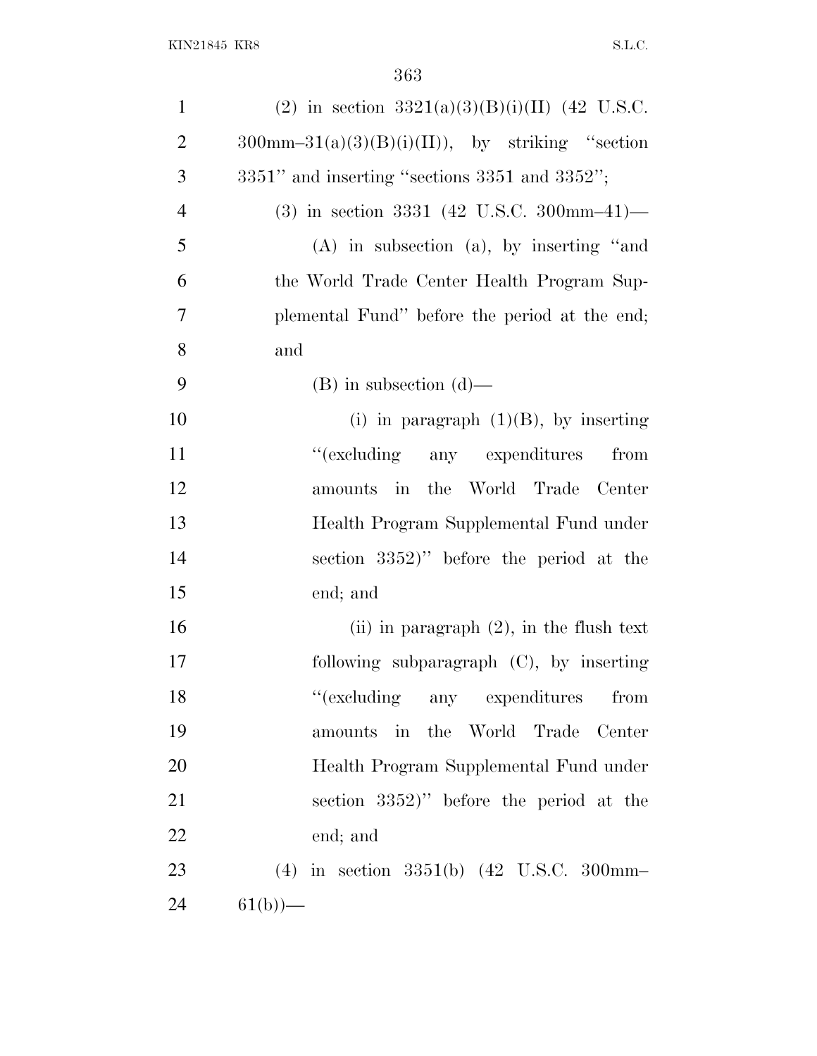(2) in section 3321(a)(3)(B)(i)(II) (42 U.S.C. 300mm–31(a)(3)(B)(i)(II)), by striking "section 3351" and inserting "sections 3351 and 3352";

(3) in section 3331 (42 U.S.C. 300mm–41)—

(A) in subsection (a), by inserting "and the World Trade Center Health Program Supplemental Fund" before the period at the end; and

(B) in subsection (d)—

(i) in paragraph (1)(B), by inserting "(excluding any expenditures from amounts in the World Trade Center Health Program Supplemental Fund under section 3352)" before the period at the end; and

(ii) in paragraph (2), in the flush text following subparagraph (C), by inserting "(excluding any expenditures from amounts in the World Trade Center Health Program Supplemental Fund under section 3352)" before the period at the end; and

(4) in section 3351(b) (42 U.S.C. 300mm–61(b))—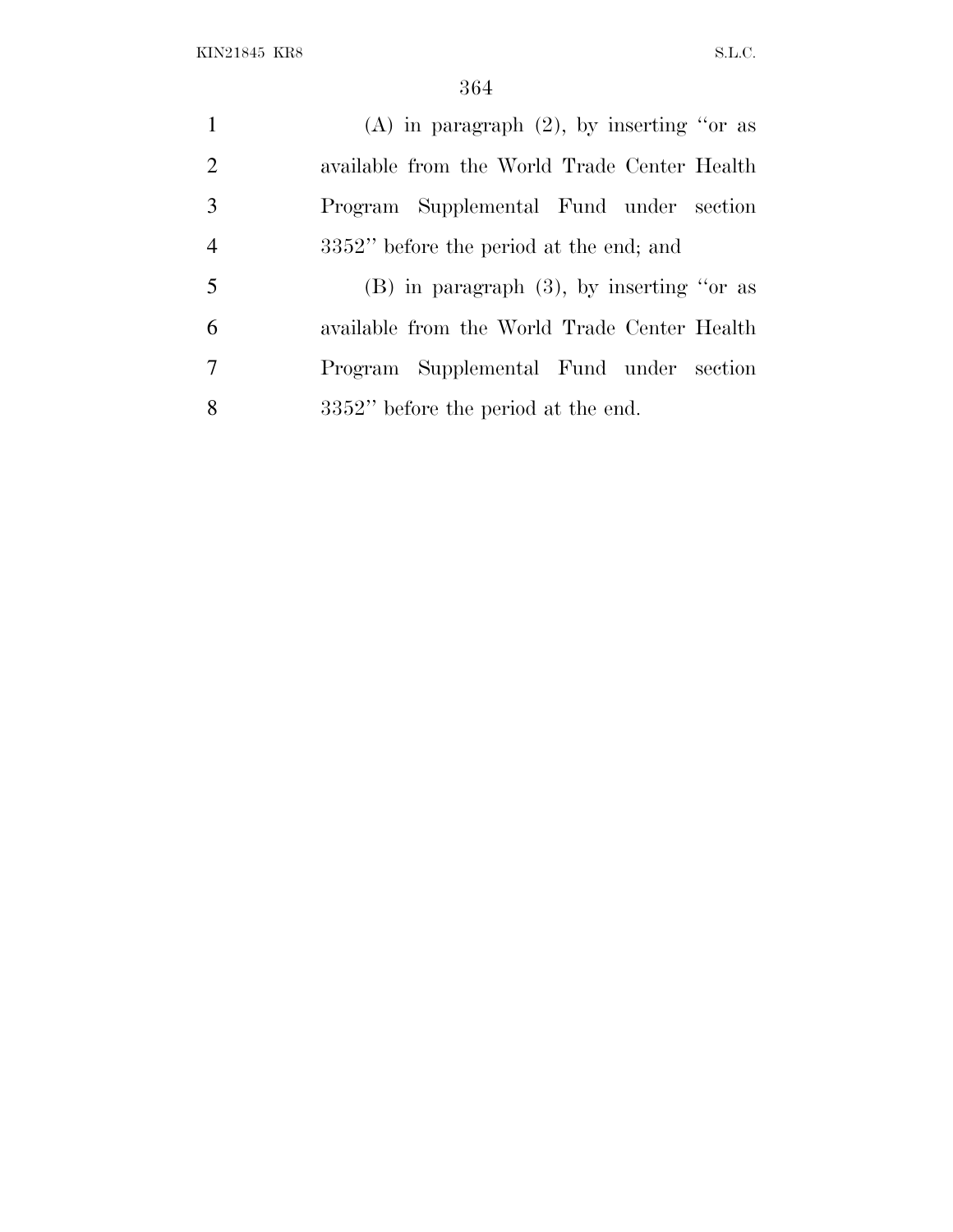(A) in paragraph (2), by inserting "or as available from the World Trade Center Health Program Supplemental Fund under section 3352" before the period at the end; and

(B) in paragraph (3), by inserting "or as available from the World Trade Center Health Program Supplemental Fund under section 3352" before the period at the end.